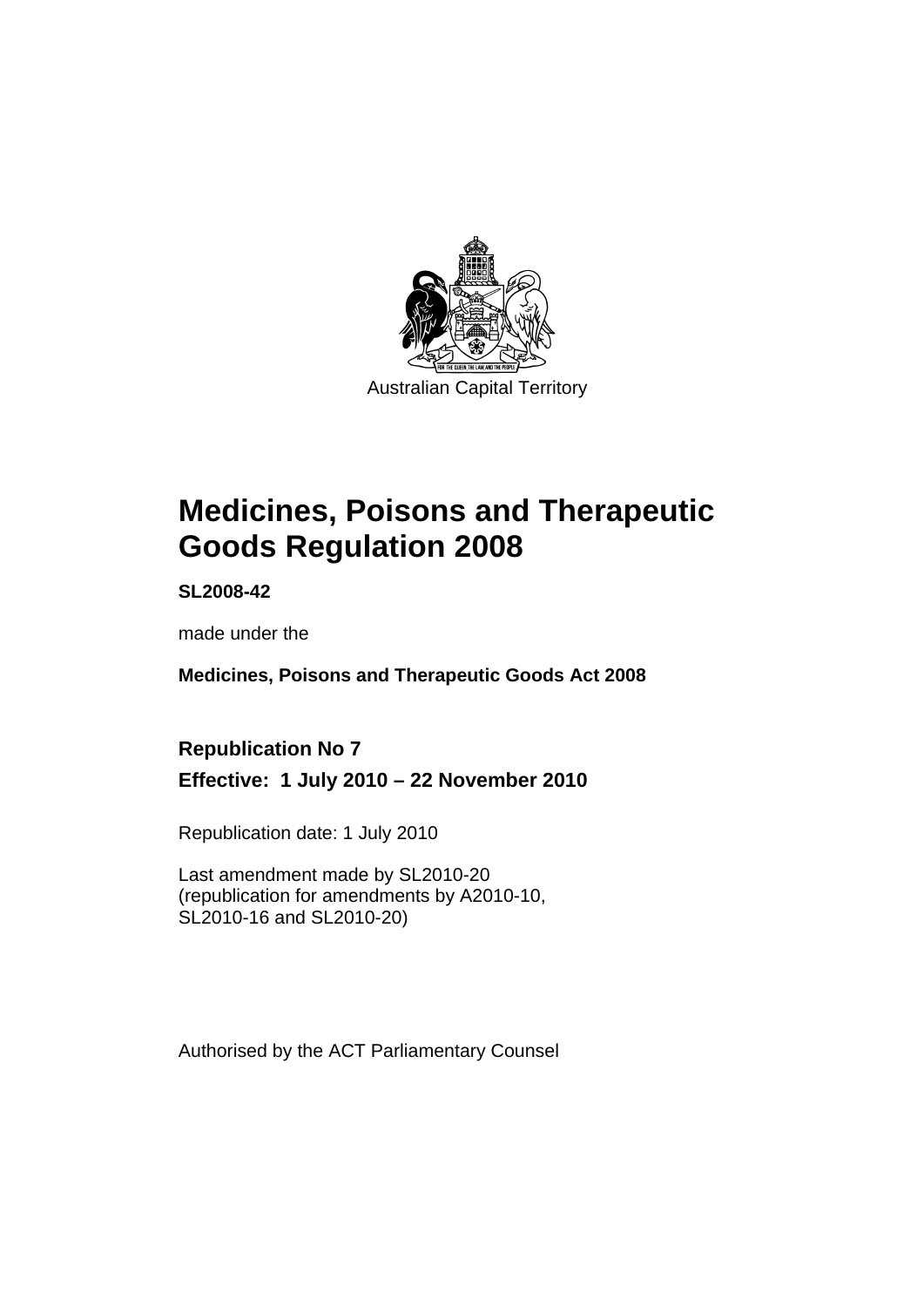Australian Capital Territory

# Medicines, Poisons and Therapeutic Goods Regulation 2008

**SL2008-42**

made under the

**Medicines, Poisons and Therapeutic Goods Act 2008**

## Republication No 7

## Effective: 1 July 2010 – 22 November 2010

Republication date: 1 July 2010

Last amendment made by SL2010-20
(republication for amendments by A2010-10, SL2010-16 and SL2010-20)

Authorised by the ACT Parliamentary Counsel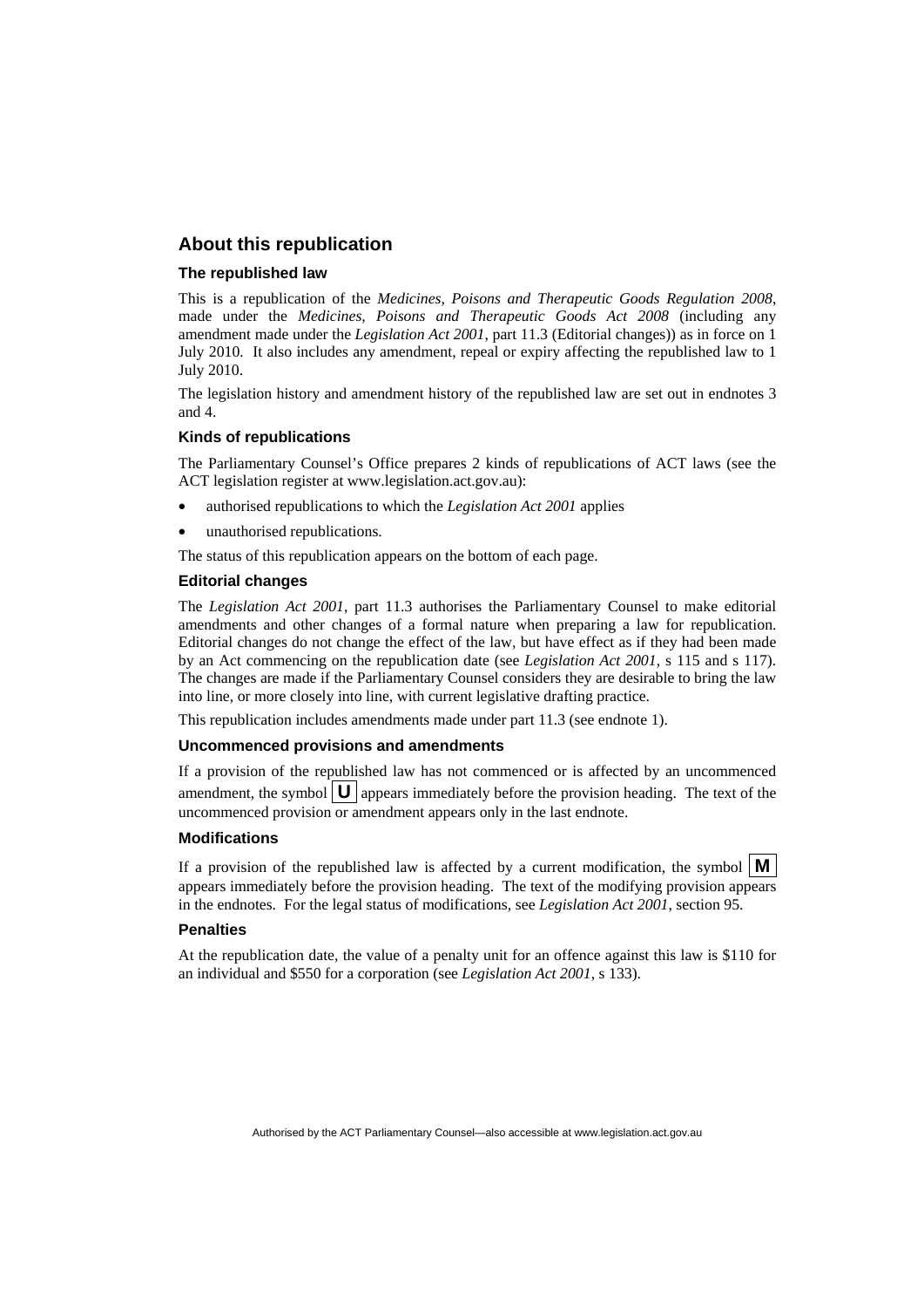## About this republication

### The republished law

This is a republication of the *Medicines, Poisons and Therapeutic Goods Regulation 2008*, made under the *Medicines, Poisons and Therapeutic Goods Act 2008* (including any amendment made under the *Legislation Act 2001*, part 11.3 (Editorial changes)) as in force on 1 July 2010. It also includes any amendment, repeal or expiry affecting the republished law to 1 July 2010.

The legislation history and amendment history of the republished law are set out in endnotes 3 and 4.

### Kinds of republications

The Parliamentary Counsel's Office prepares 2 kinds of republications of ACT laws (see the ACT legislation register at www.legislation.act.gov.au):

- authorised republications to which the *Legislation Act 2001* applies
- unauthorised republications.

The status of this republication appears on the bottom of each page.

### Editorial changes

The *Legislation Act 2001*, part 11.3 authorises the Parliamentary Counsel to make editorial amendments and other changes of a formal nature when preparing a law for republication. Editorial changes do not change the effect of the law, but have effect as if they had been made by an Act commencing on the republication date (see *Legislation Act 2001*, s 115 and s 117). The changes are made if the Parliamentary Counsel considers they are desirable to bring the law into line, or more closely into line, with current legislative drafting practice.

This republication includes amendments made under part 11.3 (see endnote 1).

### Uncommenced provisions and amendments

If a provision of the republished law has not commenced or is affected by an uncommenced amendment, the symbol **U** appears immediately before the provision heading. The text of the uncommenced provision or amendment appears only in the last endnote.

### Modifications

If a provision of the republished law is affected by a current modification, the symbol **M** appears immediately before the provision heading. The text of the modifying provision appears in the endnotes. For the legal status of modifications, see *Legislation Act 2001*, section 95.

### Penalties

At the republication date, the value of a penalty unit for an offence against this law is $110 for an individual and $550 for a corporation (see *Legislation Act 2001*, s 133).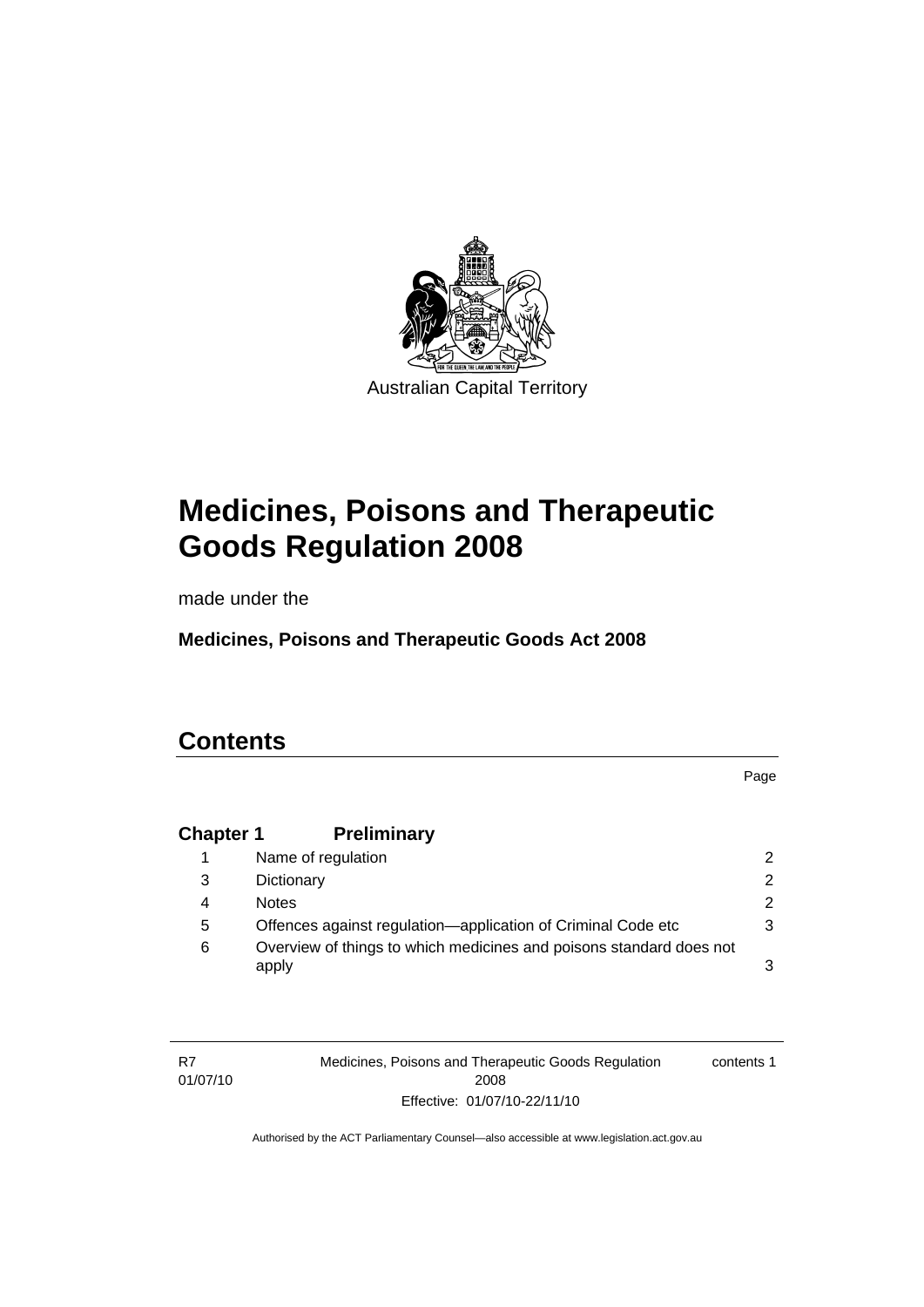Australian Capital Territory

# Medicines, Poisons and Therapeutic Goods Regulation 2008

made under the

**Medicines, Poisons and Therapeutic Goods Act 2008**

## Contents

Page

| | | |
|---|---|---|
| **Chapter 1** | **Preliminary** | |
| 1 | Name of regulation | 2 |
| 3 | Dictionary | 2 |
| 4 | Notes | 2 |
| 5 | Offences against regulation—application of Criminal Code etc | 3 |
| 6 | Overview of things to which medicines and poisons standard does not apply | 3 |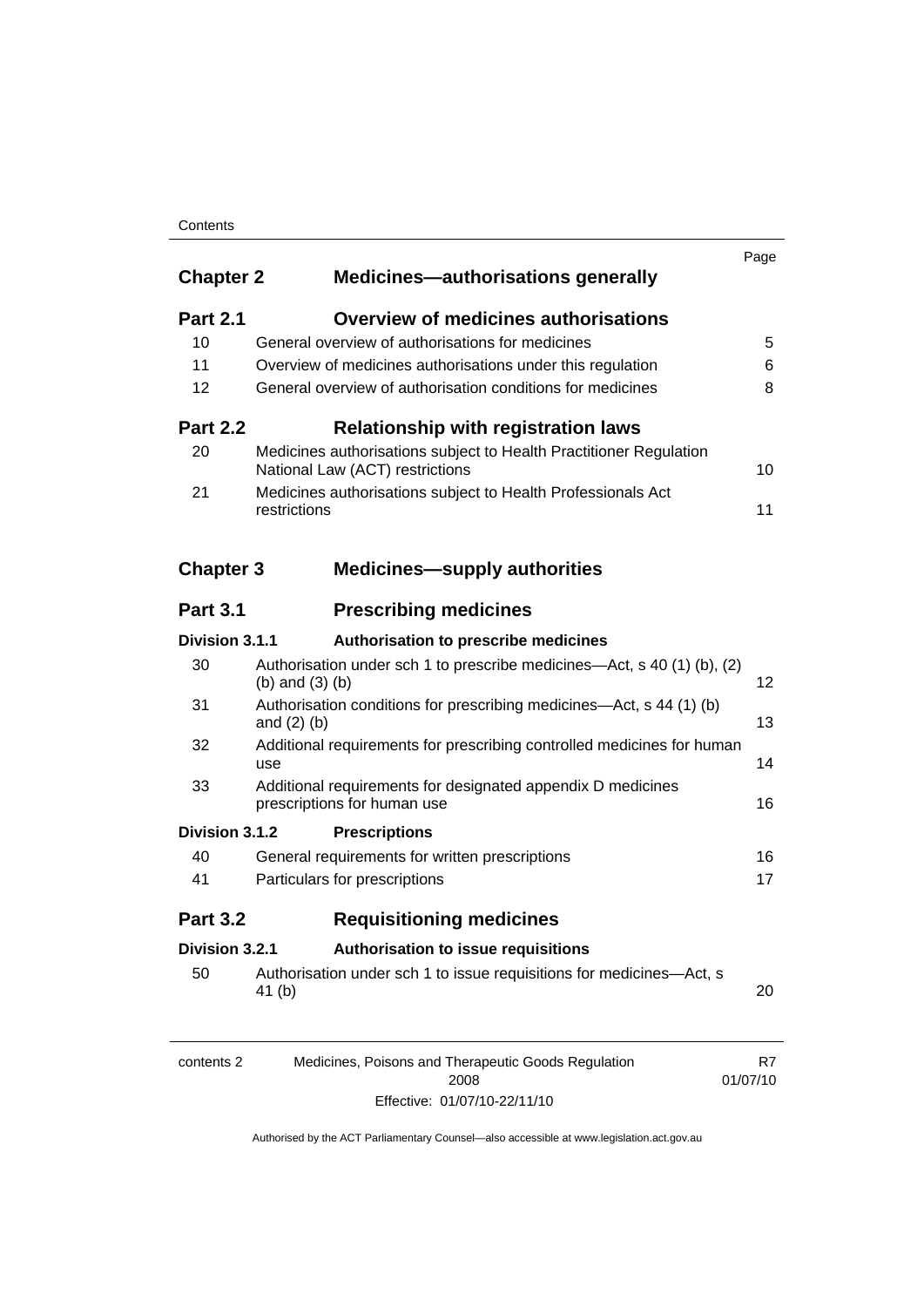| | | Page |
|---|---|---|
| **Chapter 2** | **Medicines—authorisations generally** | |
| **Part 2.1** | **Overview of medicines authorisations** | |
| 10 | General overview of authorisations for medicines | 5 |
| 11 | Overview of medicines authorisations under this regulation | 6 |
| 12 | General overview of authorisation conditions for medicines | 8 |
| **Part 2.2** | **Relationship with registration laws** | |
| 20 | Medicines authorisations subject to Health Practitioner Regulation National Law (ACT) restrictions | 10 |
| 21 | Medicines authorisations subject to Health Professionals Act restrictions | 11 |
| **Chapter 3** | **Medicines—supply authorities** | |
| **Part 3.1** | **Prescribing medicines** | |
| **Division 3.1.1** | **Authorisation to prescribe medicines** | |
| 30 | Authorisation under sch 1 to prescribe medicines—Act, s 40 (1) (b), (2) (b) and (3) (b) | 12 |
| 31 | Authorisation conditions for prescribing medicines—Act, s 44 (1) (b) and (2) (b) | 13 |
| 32 | Additional requirements for prescribing controlled medicines for human use | 14 |
| 33 | Additional requirements for designated appendix D medicines prescriptions for human use | 16 |
| **Division 3.1.2** | **Prescriptions** | |
| 40 | General requirements for written prescriptions | 16 |
| 41 | Particulars for prescriptions | 17 |
| **Part 3.2** | **Requisitioning medicines** | |
| **Division 3.2.1** | **Authorisation to issue requisitions** | |
| 50 | Authorisation under sch 1 to issue requisitions for medicines—Act, s 41 (b) | 20 |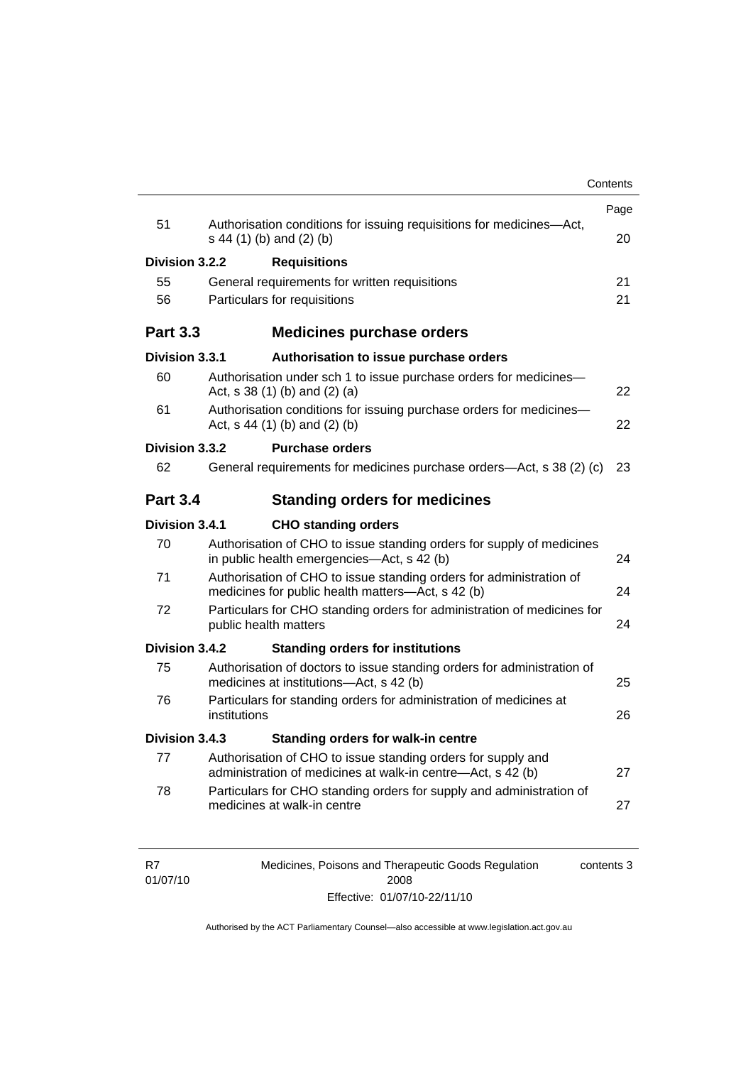| | | Page |
|---|---|---|
| 51 | Authorisation conditions for issuing requisitions for medicines—Act, s 44 (1) (b) and (2) (b) | 20 |
| **Division 3.2.2** | **Requisitions** | |
| 55 | General requirements for written requisitions | 21 |
| 56 | Particulars for requisitions | 21 |
| **Part 3.3** | **Medicines purchase orders** | |
| **Division 3.3.1** | **Authorisation to issue purchase orders** | |
| 60 | Authorisation under sch 1 to issue purchase orders for medicines—Act, s 38 (1) (b) and (2) (a) | 22 |
| 61 | Authorisation conditions for issuing purchase orders for medicines—Act, s 44 (1) (b) and (2) (b) | 22 |
| **Division 3.3.2** | **Purchase orders** | |
| 62 | General requirements for medicines purchase orders—Act, s 38 (2) (c) | 23 |
| **Part 3.4** | **Standing orders for medicines** | |
| **Division 3.4.1** | **CHO standing orders** | |
| 70 | Authorisation of CHO to issue standing orders for supply of medicines in public health emergencies—Act, s 42 (b) | 24 |
| 71 | Authorisation of CHO to issue standing orders for administration of medicines for public health matters—Act, s 42 (b) | 24 |
| 72 | Particulars for CHO standing orders for administration of medicines for public health matters | 24 |
| **Division 3.4.2** | **Standing orders for institutions** | |
| 75 | Authorisation of doctors to issue standing orders for administration of medicines at institutions—Act, s 42 (b) | 25 |
| 76 | Particulars for standing orders for administration of medicines at institutions | 26 |
| **Division 3.4.3** | **Standing orders for walk-in centre** | |
| 77 | Authorisation of CHO to issue standing orders for supply and administration of medicines at walk-in centre—Act, s 42 (b) | 27 |
| 78 | Particulars for CHO standing orders for supply and administration of medicines at walk-in centre | 27 |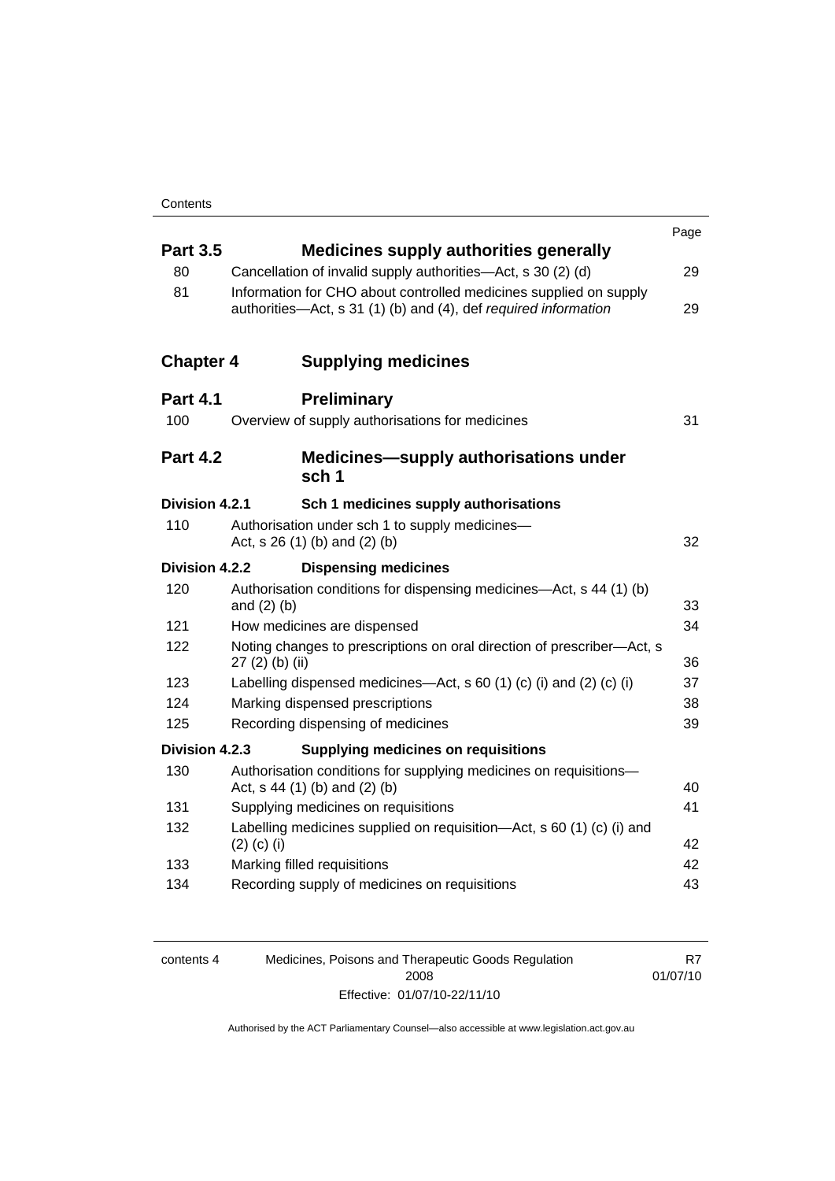| | | Page |
|---|---|---|
| **Part 3.5** | **Medicines supply authorities generally** | |
| 80 | Cancellation of invalid supply authorities—Act, s 30 (2) (d) | 29 |
| 81 | Information for CHO about controlled medicines supplied on supply authorities—Act, s 31 (1) (b) and (4), def *required information* | 29 |
| **Chapter 4** | **Supplying medicines** | |
| **Part 4.1** | **Preliminary** | |
| 100 | Overview of supply authorisations for medicines | 31 |
| **Part 4.2** | **Medicines—supply authorisations under sch 1** | |
| **Division 4.2.1** | **Sch 1 medicines supply authorisations** | |
| 110 | Authorisation under sch 1 to supply medicines—Act, s 26 (1) (b) and (2) (b) | 32 |
| **Division 4.2.2** | **Dispensing medicines** | |
| 120 | Authorisation conditions for dispensing medicines—Act, s 44 (1) (b) and (2) (b) | 33 |
| 121 | How medicines are dispensed | 34 |
| 122 | Noting changes to prescriptions on oral direction of prescriber—Act, s 27 (2) (b) (ii) | 36 |
| 123 | Labelling dispensed medicines—Act, s 60 (1) (c) (i) and (2) (c) (i) | 37 |
| 124 | Marking dispensed prescriptions | 38 |
| 125 | Recording dispensing of medicines | 39 |
| **Division 4.2.3** | **Supplying medicines on requisitions** | |
| 130 | Authorisation conditions for supplying medicines on requisitions—Act, s 44 (1) (b) and (2) (b) | 40 |
| 131 | Supplying medicines on requisitions | 41 |
| 132 | Labelling medicines supplied on requisition—Act, s 60 (1) (c) (i) and (2) (c) (i) | 42 |
| 133 | Marking filled requisitions | 42 |
| 134 | Recording supply of medicines on requisitions | 43 |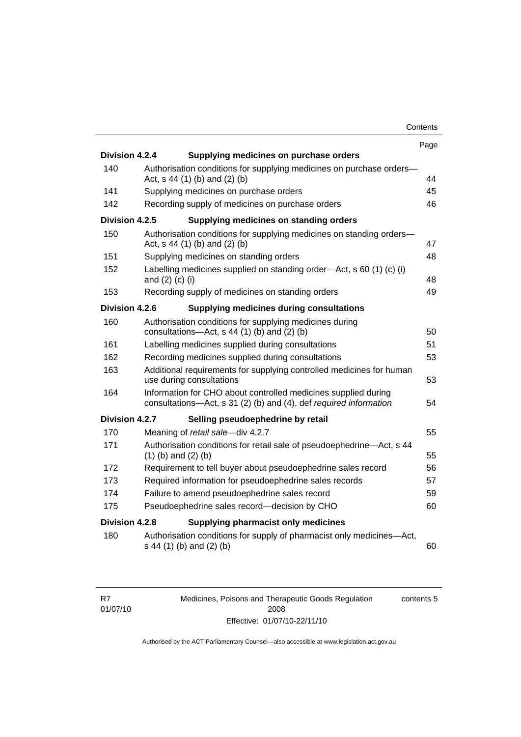| | | Page |
|---|---|---|
| **Division 4.2.4** | **Supplying medicines on purchase orders** | |
| 140 | Authorisation conditions for supplying medicines on purchase orders—Act, s 44 (1) (b) and (2) (b) | 44 |
| 141 | Supplying medicines on purchase orders | 45 |
| 142 | Recording supply of medicines on purchase orders | 46 |
| **Division 4.2.5** | **Supplying medicines on standing orders** | |
| 150 | Authorisation conditions for supplying medicines on standing orders—Act, s 44 (1) (b) and (2) (b) | 47 |
| 151 | Supplying medicines on standing orders | 48 |
| 152 | Labelling medicines supplied on standing order—Act, s 60 (1) (c) (i) and (2) (c) (i) | 48 |
| 153 | Recording supply of medicines on standing orders | 49 |
| **Division 4.2.6** | **Supplying medicines during consultations** | |
| 160 | Authorisation conditions for supplying medicines during consultations—Act, s 44 (1) (b) and (2) (b) | 50 |
| 161 | Labelling medicines supplied during consultations | 51 |
| 162 | Recording medicines supplied during consultations | 53 |
| 163 | Additional requirements for supplying controlled medicines for human use during consultations | 53 |
| 164 | Information for CHO about controlled medicines supplied during consultations—Act, s 31 (2) (b) and (4), def *required information* | 54 |
| **Division 4.2.7** | **Selling pseudoephedrine by retail** | |
| 170 | Meaning of *retail sale*—div 4.2.7 | 55 |
| 171 | Authorisation conditions for retail sale of pseudoephedrine—Act, s 44 (1) (b) and (2) (b) | 55 |
| 172 | Requirement to tell buyer about pseudoephedrine sales record | 56 |
| 173 | Required information for pseudoephedrine sales records | 57 |
| 174 | Failure to amend pseudoephedrine sales record | 59 |
| 175 | Pseudoephedrine sales record—decision by CHO | 60 |
| **Division 4.2.8** | **Supplying pharmacist only medicines** | |
| 180 | Authorisation conditions for supply of pharmacist only medicines—Act, s 44 (1) (b) and (2) (b) | 60 |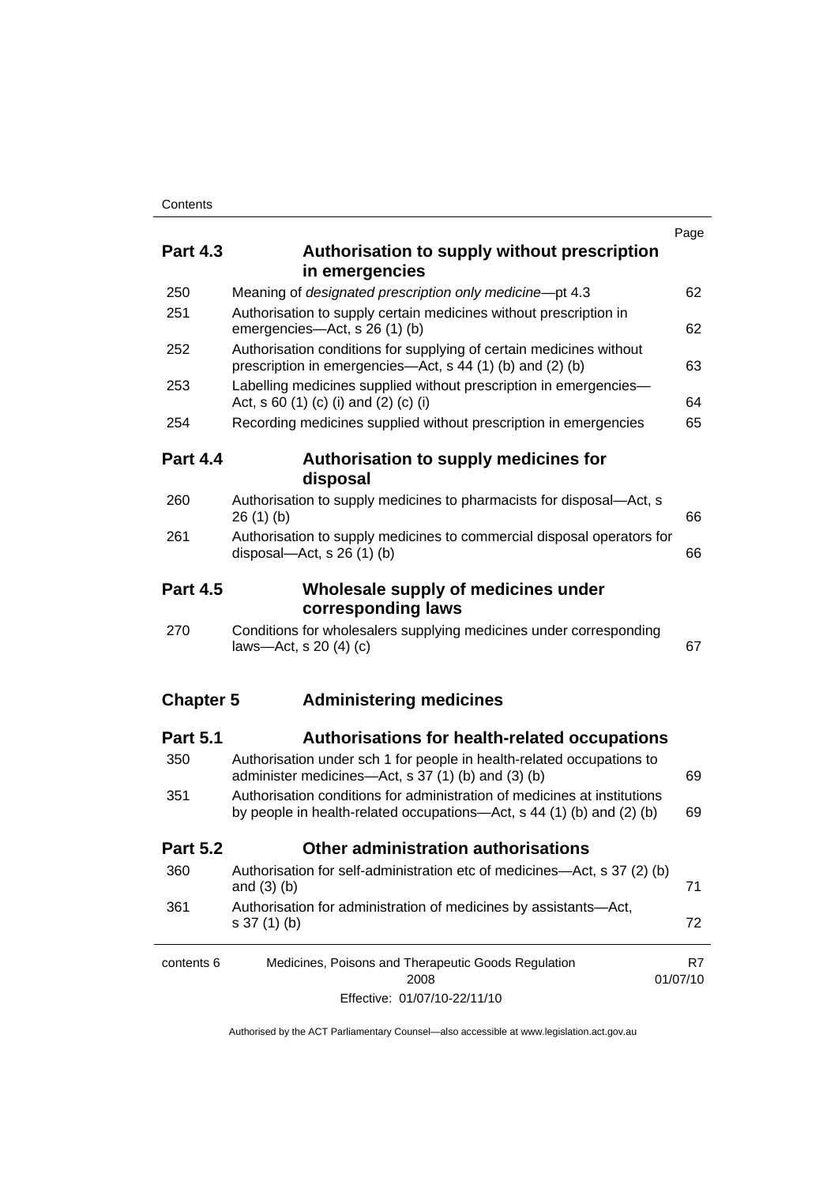| | | Page |
|---|---|---|
| **Part 4.3** | **Authorisation to supply without prescription in emergencies** | |
| 250 | Meaning of *designated prescription only medicine*—pt 4.3 | 62 |
| 251 | Authorisation to supply certain medicines without prescription in emergencies—Act, s 26 (1) (b) | 62 |
| 252 | Authorisation conditions for supplying of certain medicines without prescription in emergencies—Act, s 44 (1) (b) and (2) (b) | 63 |
| 253 | Labelling medicines supplied without prescription in emergencies—Act, s 60 (1) (c) (i) and (2) (c) (i) | 64 |
| 254 | Recording medicines supplied without prescription in emergencies | 65 |
| **Part 4.4** | **Authorisation to supply medicines for disposal** | |
| 260 | Authorisation to supply medicines to pharmacists for disposal—Act, s 26 (1) (b) | 66 |
| 261 | Authorisation to supply medicines to commercial disposal operators for disposal—Act, s 26 (1) (b) | 66 |
| **Part 4.5** | **Wholesale supply of medicines under corresponding laws** | |
| 270 | Conditions for wholesalers supplying medicines under corresponding laws—Act, s 20 (4) (c) | 67 |
| **Chapter 5** | **Administering medicines** | |
| **Part 5.1** | **Authorisations for health-related occupations** | |
| 350 | Authorisation under sch 1 for people in health-related occupations to administer medicines—Act, s 37 (1) (b) and (3) (b) | 69 |
| 351 | Authorisation conditions for administration of medicines at institutions by people in health-related occupations—Act, s 44 (1) (b) and (2) (b) | 69 |
| **Part 5.2** | **Other administration authorisations** | |
| 360 | Authorisation for self-administration etc of medicines—Act, s 37 (2) (b) and (3) (b) | 71 |
| 361 | Authorisation for administration of medicines by assistants—Act, s 37 (1) (b) | 72 |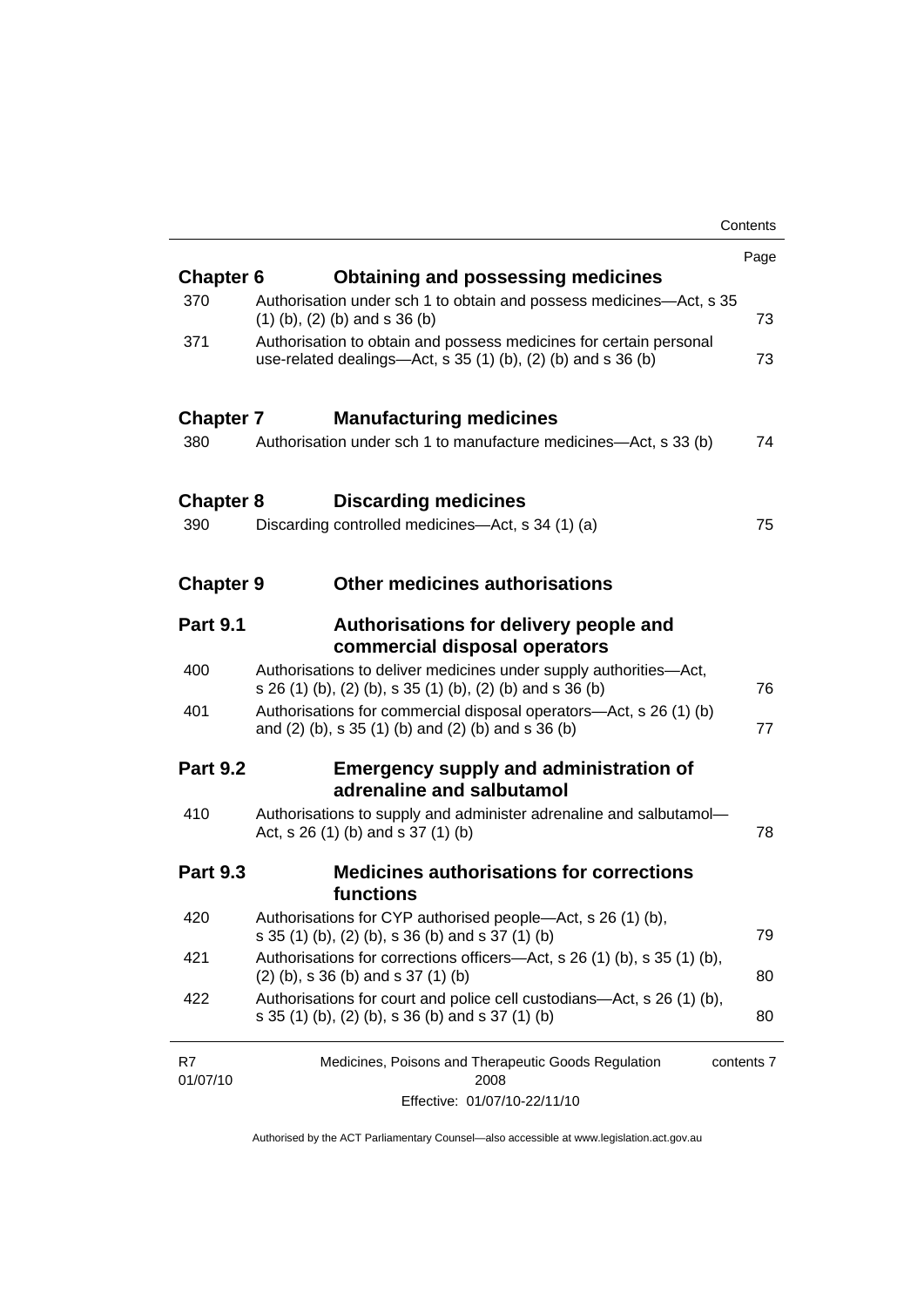| | | Page |
|---|---|---|
| **Chapter 6** | **Obtaining and possessing medicines** | |
| 370 | Authorisation under sch 1 to obtain and possess medicines—Act, s 35 (1) (b), (2) (b) and s 36 (b) | 73 |
| 371 | Authorisation to obtain and possess medicines for certain personal use-related dealings—Act, s 35 (1) (b), (2) (b) and s 36 (b) | 73 |
| **Chapter 7** | **Manufacturing medicines** | |
| 380 | Authorisation under sch 1 to manufacture medicines—Act, s 33 (b) | 74 |
| **Chapter 8** | **Discarding medicines** | |
| 390 | Discarding controlled medicines—Act, s 34 (1) (a) | 75 |
| **Chapter 9** | **Other medicines authorisations** | |
| **Part 9.1** | **Authorisations for delivery people and commercial disposal operators** | |
| 400 | Authorisations to deliver medicines under supply authorities—Act, s 26 (1) (b), (2) (b), s 35 (1) (b), (2) (b) and s 36 (b) | 76 |
| 401 | Authorisations for commercial disposal operators—Act, s 26 (1) (b) and (2) (b), s 35 (1) (b) and (2) (b) and s 36 (b) | 77 |
| **Part 9.2** | **Emergency supply and administration of adrenaline and salbutamol** | |
| 410 | Authorisations to supply and administer adrenaline and salbutamol—Act, s 26 (1) (b) and s 37 (1) (b) | 78 |
| **Part 9.3** | **Medicines authorisations for corrections functions** | |
| 420 | Authorisations for CYP authorised people—Act, s 26 (1) (b), s 35 (1) (b), (2) (b), s 36 (b) and s 37 (1) (b) | 79 |
| 421 | Authorisations for corrections officers—Act, s 26 (1) (b), s 35 (1) (b), (2) (b), s 36 (b) and s 37 (1) (b) | 80 |
| 422 | Authorisations for court and police cell custodians—Act, s 26 (1) (b), s 35 (1) (b), (2) (b), s 36 (b) and s 37 (1) (b) | 80 |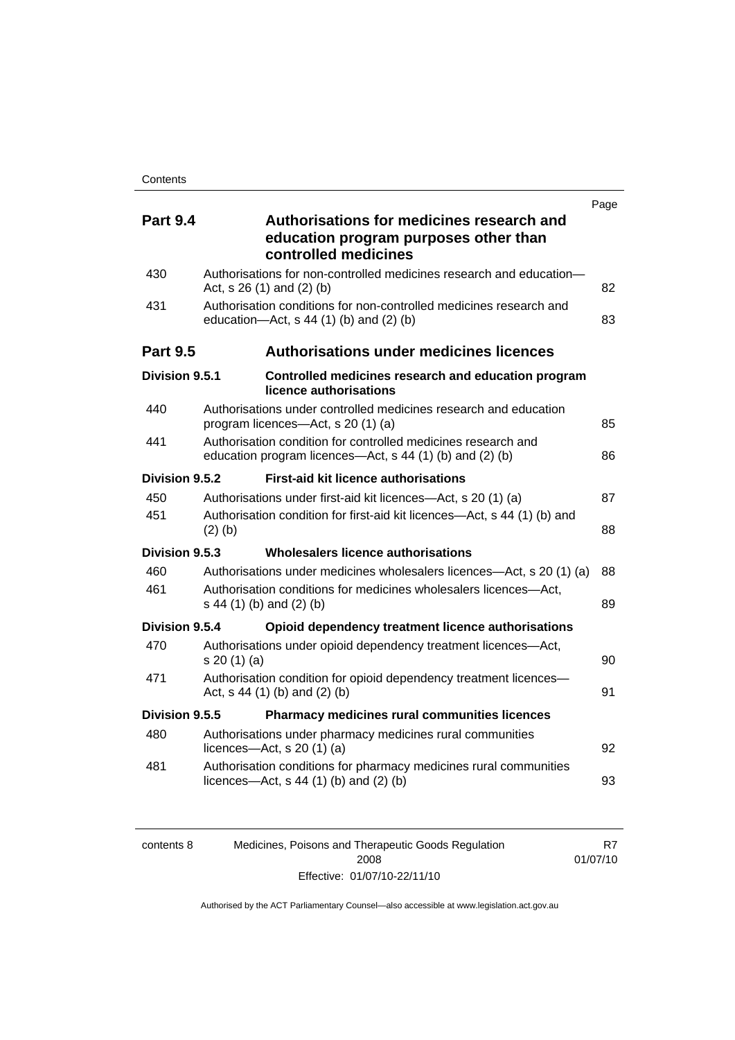| | | Page |
|---|---|---|
| **Part 9.4** | **Authorisations for medicines research and education program purposes other than controlled medicines** | |
| 430 | Authorisations for non-controlled medicines research and education—Act, s 26 (1) and (2) (b) | 82 |
| 431 | Authorisation conditions for non-controlled medicines research and education—Act, s 44 (1) (b) and (2) (b) | 83 |
| **Part 9.5** | **Authorisations under medicines licences** | |
| **Division 9.5.1** | **Controlled medicines research and education program licence authorisations** | |
| 440 | Authorisations under controlled medicines research and education program licences—Act, s 20 (1) (a) | 85 |
| 441 | Authorisation condition for controlled medicines research and education program licences—Act, s 44 (1) (b) and (2) (b) | 86 |
| **Division 9.5.2** | **First-aid kit licence authorisations** | |
| 450 | Authorisations under first-aid kit licences—Act, s 20 (1) (a) | 87 |
| 451 | Authorisation condition for first-aid kit licences—Act, s 44 (1) (b) and (2) (b) | 88 |
| **Division 9.5.3** | **Wholesalers licence authorisations** | |
| 460 | Authorisations under medicines wholesalers licences—Act, s 20 (1) (a) | 88 |
| 461 | Authorisation conditions for medicines wholesalers licences—Act, s 44 (1) (b) and (2) (b) | 89 |
| **Division 9.5.4** | **Opioid dependency treatment licence authorisations** | |
| 470 | Authorisations under opioid dependency treatment licences—Act, s 20 (1) (a) | 90 |
| 471 | Authorisation condition for opioid dependency treatment licences—Act, s 44 (1) (b) and (2) (b) | 91 |
| **Division 9.5.5** | **Pharmacy medicines rural communities licences** | |
| 480 | Authorisations under pharmacy medicines rural communities licences—Act, s 20 (1) (a) | 92 |
| 481 | Authorisation conditions for pharmacy medicines rural communities licences—Act, s 44 (1) (b) and (2) (b) | 93 |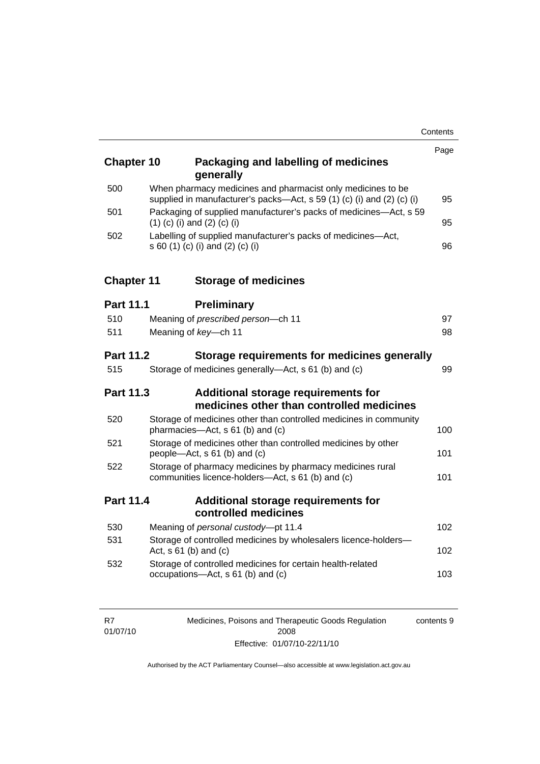| | | Page |
|---|---|---|
| **Chapter 10** | **Packaging and labelling of medicines generally** | |
| 500 | When pharmacy medicines and pharmacist only medicines to be supplied in manufacturer's packs—Act, s 59 (1) (c) (i) and (2) (c) (i) | 95 |
| 501 | Packaging of supplied manufacturer's packs of medicines—Act, s 59 (1) (c) (i) and (2) (c) (i) | 95 |
| 502 | Labelling of supplied manufacturer's packs of medicines—Act, s 60 (1) (c) (i) and (2) (c) (i) | 96 |
| **Chapter 11** | **Storage of medicines** | |
| **Part 11.1** | **Preliminary** | |
| 510 | Meaning of *prescribed person*—ch 11 | 97 |
| 511 | Meaning of *key*—ch 11 | 98 |
| **Part 11.2** | **Storage requirements for medicines generally** | |
| 515 | Storage of medicines generally—Act, s 61 (b) and (c) | 99 |
| **Part 11.3** | **Additional storage requirements for medicines other than controlled medicines** | |
| 520 | Storage of medicines other than controlled medicines in community pharmacies—Act, s 61 (b) and (c) | 100 |
| 521 | Storage of medicines other than controlled medicines by other people—Act, s 61 (b) and (c) | 101 |
| 522 | Storage of pharmacy medicines by pharmacy medicines rural communities licence-holders—Act, s 61 (b) and (c) | 101 |
| **Part 11.4** | **Additional storage requirements for controlled medicines** | |
| 530 | Meaning of *personal custody*—pt 11.4 | 102 |
| 531 | Storage of controlled medicines by wholesalers licence-holders—Act, s 61 (b) and (c) | 102 |
| 532 | Storage of controlled medicines for certain health-related occupations—Act, s 61 (b) and (c) | 103 |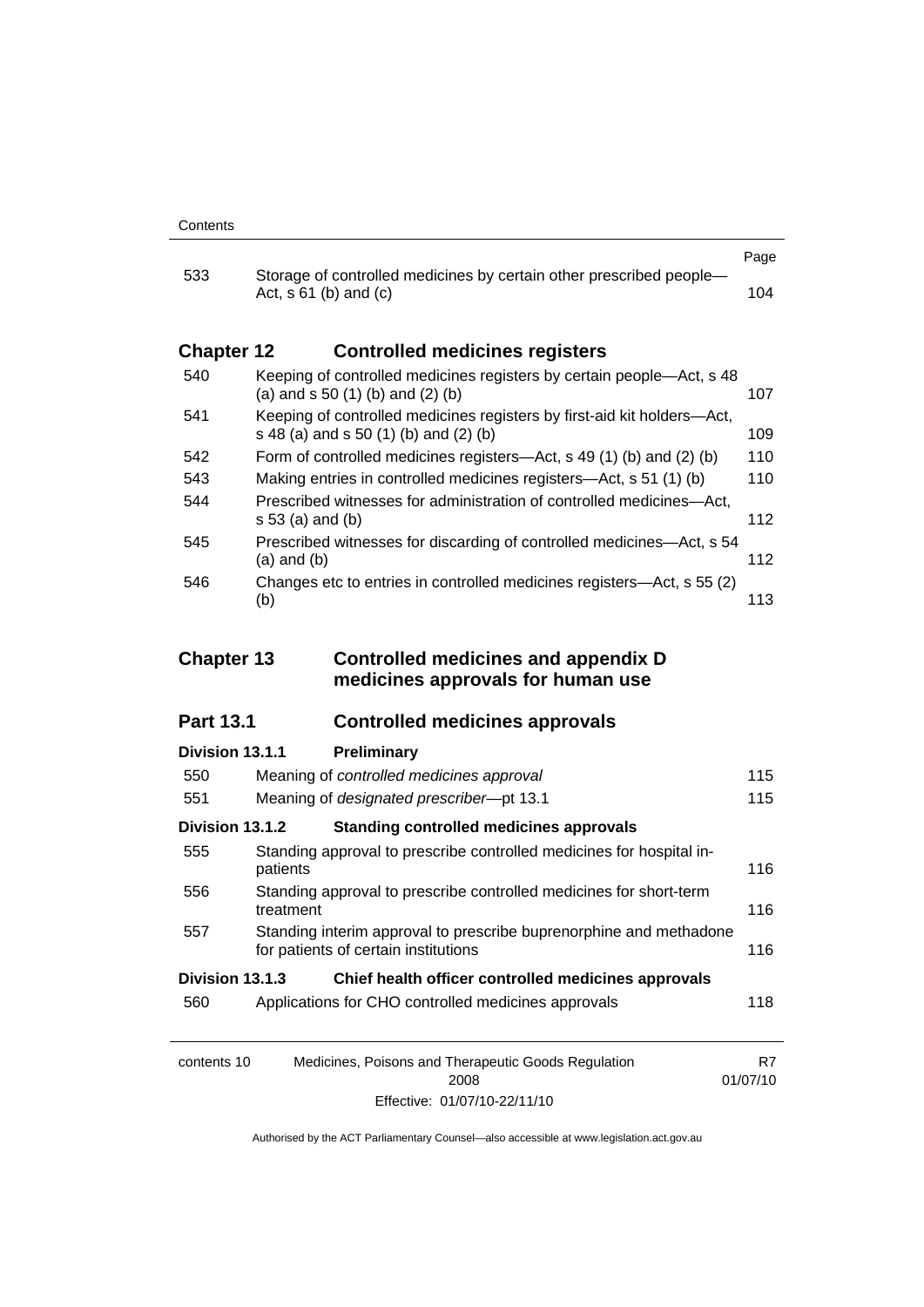| | | Page |
|---|---|---|
| 533 | Storage of controlled medicines by certain other prescribed people—Act, s 61 (b) and (c) | 104 |

## Chapter 12 Controlled medicines registers

| | | |
|---|---|---|
| 540 | Keeping of controlled medicines registers by certain people—Act, s 48 (a) and s 50 (1) (b) and (2) (b) | 107 |
| 541 | Keeping of controlled medicines registers by first-aid kit holders—Act, s 48 (a) and s 50 (1) (b) and (2) (b) | 109 |
| 542 | Form of controlled medicines registers—Act, s 49 (1) (b) and (2) (b) | 110 |
| 543 | Making entries in controlled medicines registers—Act, s 51 (1) (b) | 110 |
| 544 | Prescribed witnesses for administration of controlled medicines—Act, s 53 (a) and (b) | 112 |
| 545 | Prescribed witnesses for discarding of controlled medicines—Act, s 54 (a) and (b) | 112 |
| 546 | Changes etc to entries in controlled medicines registers—Act, s 55 (2) (b) | 113 |

## Chapter 13 Controlled medicines and appendix D medicines approvals for human use

### Part 13.1 Controlled medicines approvals

#### Division 13.1.1 Preliminary

| | | |
|---|---|---|
| 550 | Meaning of *controlled medicines approval* | 115 |
| 551 | Meaning of *designated prescriber*—pt 13.1 | 115 |

#### Division 13.1.2 Standing controlled medicines approvals

| | | |
|---|---|---|
| 555 | Standing approval to prescribe controlled medicines for hospital in-patients | 116 |
| 556 | Standing approval to prescribe controlled medicines for short-term treatment | 116 |
| 557 | Standing interim approval to prescribe buprenorphine and methadone for patients of certain institutions | 116 |

#### Division 13.1.3 Chief health officer controlled medicines approvals

| | | |
|---|---|---|
| 560 | Applications for CHO controlled medicines approvals | 118 |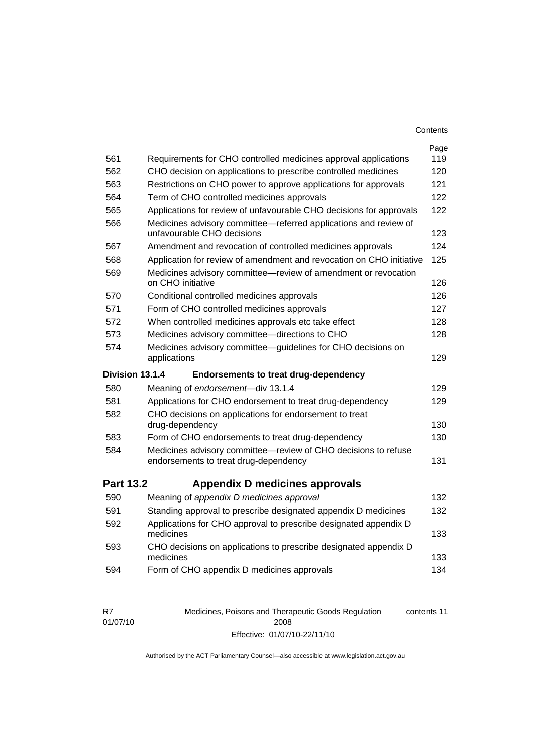| | | Page |
|---|---|---|
| 561 | Requirements for CHO controlled medicines approval applications | 119 |
| 562 | CHO decision on applications to prescribe controlled medicines | 120 |
| 563 | Restrictions on CHO power to approve applications for approvals | 121 |
| 564 | Term of CHO controlled medicines approvals | 122 |
| 565 | Applications for review of unfavourable CHO decisions for approvals | 122 |
| 566 | Medicines advisory committee—referred applications and review of unfavourable CHO decisions | 123 |
| 567 | Amendment and revocation of controlled medicines approvals | 124 |
| 568 | Application for review of amendment and revocation on CHO initiative | 125 |
| 569 | Medicines advisory committee—review of amendment or revocation on CHO initiative | 126 |
| 570 | Conditional controlled medicines approvals | 126 |
| 571 | Form of CHO controlled medicines approvals | 127 |
| 572 | When controlled medicines approvals etc take effect | 128 |
| 573 | Medicines advisory committee—directions to CHO | 128 |
| 574 | Medicines advisory committee—guidelines for CHO decisions on applications | 129 |
| **Division 13.1.4** | **Endorsements to treat drug-dependency** | |
| 580 | Meaning of *endorsement*—div 13.1.4 | 129 |
| 581 | Applications for CHO endorsement to treat drug-dependency | 129 |
| 582 | CHO decisions on applications for endorsement to treat drug-dependency | 130 |
| 583 | Form of CHO endorsements to treat drug-dependency | 130 |
| 584 | Medicines advisory committee—review of CHO decisions to refuse endorsements to treat drug-dependency | 131 |
| **Part 13.2** | **Appendix D medicines approvals** | |
| 590 | Meaning of *appendix D medicines approval* | 132 |
| 591 | Standing approval to prescribe designated appendix D medicines | 132 |
| 592 | Applications for CHO approval to prescribe designated appendix D medicines | 133 |
| 593 | CHO decisions on applications to prescribe designated appendix D medicines | 133 |
| 594 | Form of CHO appendix D medicines approvals | 134 |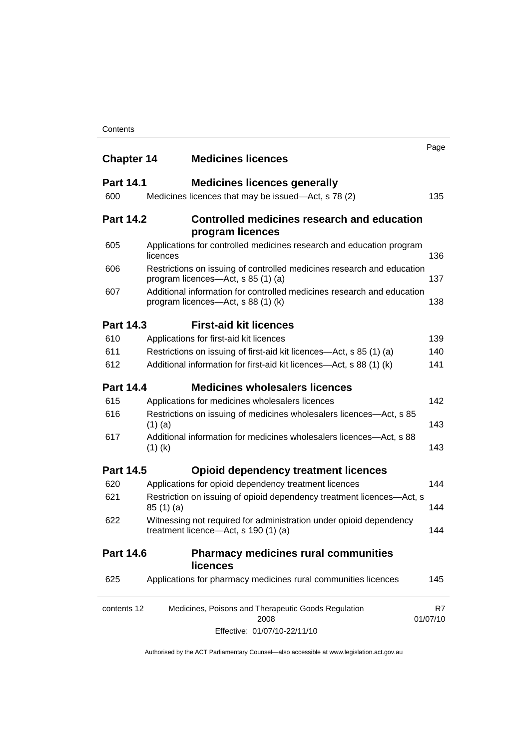| | | Page |
|---|---|---|
| **Chapter 14** | **Medicines licences** | |
| **Part 14.1** | **Medicines licences generally** | |
| 600 | Medicines licences that may be issued—Act, s 78 (2) | 135 |
| **Part 14.2** | **Controlled medicines research and education program licences** | |
| 605 | Applications for controlled medicines research and education program licences | 136 |
| 606 | Restrictions on issuing of controlled medicines research and education program licences—Act, s 85 (1) (a) | 137 |
| 607 | Additional information for controlled medicines research and education program licences—Act, s 88 (1) (k) | 138 |
| **Part 14.3** | **First-aid kit licences** | |
| 610 | Applications for first-aid kit licences | 139 |
| 611 | Restrictions on issuing of first-aid kit licences—Act, s 85 (1) (a) | 140 |
| 612 | Additional information for first-aid kit licences—Act, s 88 (1) (k) | 141 |
| **Part 14.4** | **Medicines wholesalers licences** | |
| 615 | Applications for medicines wholesalers licences | 142 |
| 616 | Restrictions on issuing of medicines wholesalers licences—Act, s 85 (1) (a) | 143 |
| 617 | Additional information for medicines wholesalers licences—Act, s 88 (1) (k) | 143 |
| **Part 14.5** | **Opioid dependency treatment licences** | |
| 620 | Applications for opioid dependency treatment licences | 144 |
| 621 | Restriction on issuing of opioid dependency treatment licences—Act, s 85 (1) (a) | 144 |
| 622 | Witnessing not required for administration under opioid dependency treatment licence—Act, s 190 (1) (a) | 144 |
| **Part 14.6** | **Pharmacy medicines rural communities licences** | |
| 625 | Applications for pharmacy medicines rural communities licences | 145 |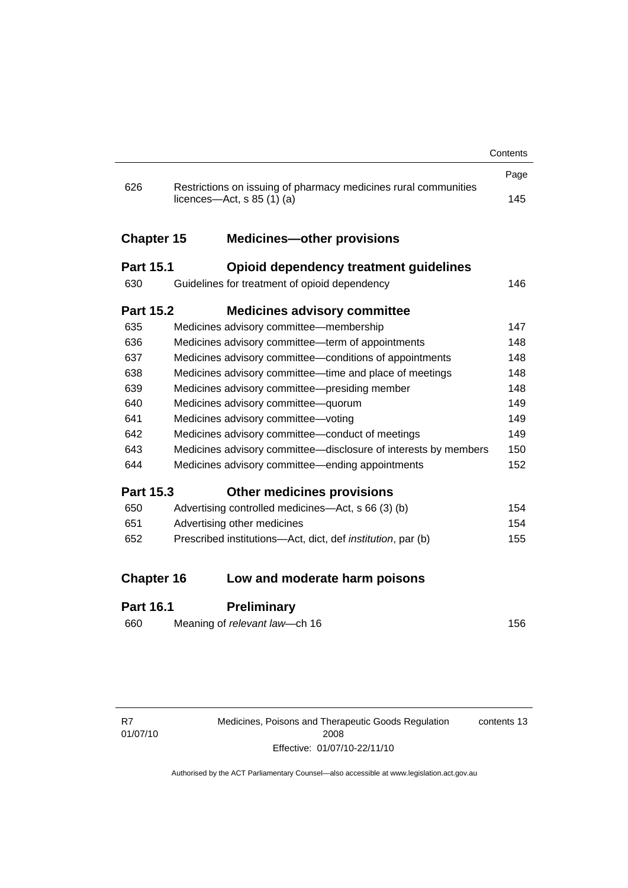| | | Page |
|---|---|---|
| 626 | Restrictions on issuing of pharmacy medicines rural communities licences—Act, s 85 (1) (a) | 145 |
| **Chapter 15** | **Medicines—other provisions** | |
| **Part 15.1** | **Opioid dependency treatment guidelines** | |
| 630 | Guidelines for treatment of opioid dependency | 146 |
| **Part 15.2** | **Medicines advisory committee** | |
| 635 | Medicines advisory committee—membership | 147 |
| 636 | Medicines advisory committee—term of appointments | 148 |
| 637 | Medicines advisory committee—conditions of appointments | 148 |
| 638 | Medicines advisory committee—time and place of meetings | 148 |
| 639 | Medicines advisory committee—presiding member | 148 |
| 640 | Medicines advisory committee—quorum | 149 |
| 641 | Medicines advisory committee—voting | 149 |
| 642 | Medicines advisory committee—conduct of meetings | 149 |
| 643 | Medicines advisory committee—disclosure of interests by members | 150 |
| 644 | Medicines advisory committee—ending appointments | 152 |
| **Part 15.3** | **Other medicines provisions** | |
| 650 | Advertising controlled medicines—Act, s 66 (3) (b) | 154 |
| 651 | Advertising other medicines | 154 |
| 652 | Prescribed institutions—Act, dict, def *institution*, par (b) | 155 |
| **Chapter 16** | **Low and moderate harm poisons** | |
| **Part 16.1** | **Preliminary** | |
| 660 | Meaning of *relevant law*—ch 16 | 156 |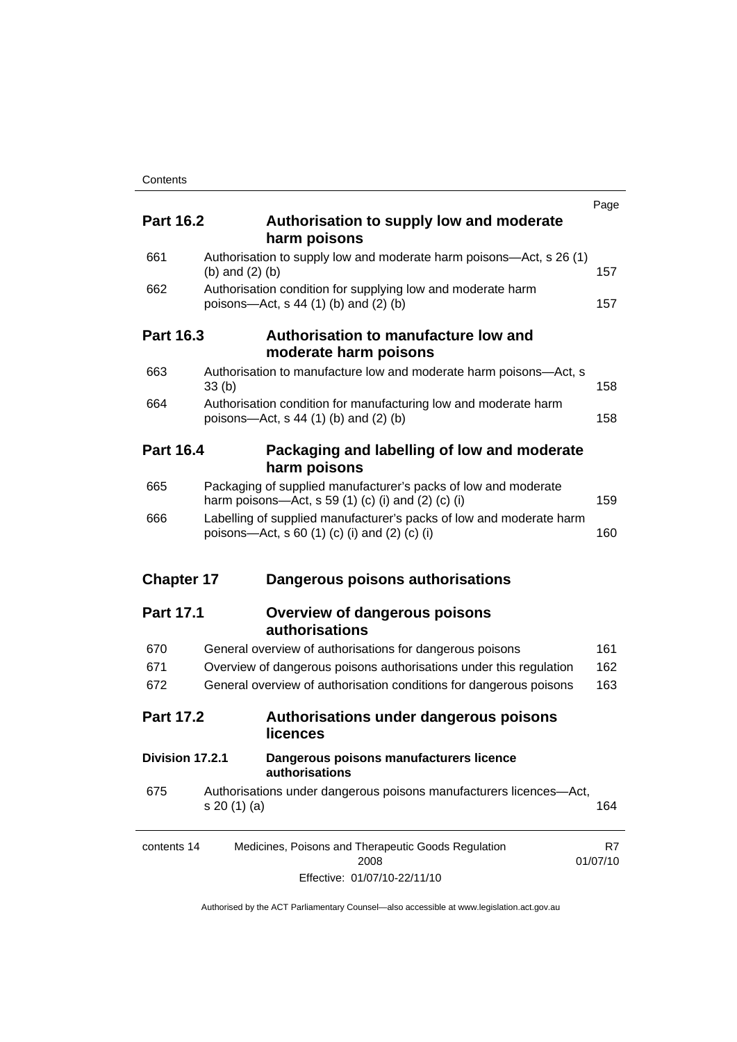| | | Page |
|---|---|---|
| **Part 16.2** | **Authorisation to supply low and moderate harm poisons** | |
| 661 | Authorisation to supply low and moderate harm poisons—Act, s 26 (1) (b) and (2) (b) | 157 |
| 662 | Authorisation condition for supplying low and moderate harm poisons—Act, s 44 (1) (b) and (2) (b) | 157 |
| **Part 16.3** | **Authorisation to manufacture low and moderate harm poisons** | |
| 663 | Authorisation to manufacture low and moderate harm poisons—Act, s 33 (b) | 158 |
| 664 | Authorisation condition for manufacturing low and moderate harm poisons—Act, s 44 (1) (b) and (2) (b) | 158 |
| **Part 16.4** | **Packaging and labelling of low and moderate harm poisons** | |
| 665 | Packaging of supplied manufacturer's packs of low and moderate harm poisons—Act, s 59 (1) (c) (i) and (2) (c) (i) | 159 |
| 666 | Labelling of supplied manufacturer's packs of low and moderate harm poisons—Act, s 60 (1) (c) (i) and (2) (c) (i) | 160 |
| **Chapter 17** | **Dangerous poisons authorisations** | |
| **Part 17.1** | **Overview of dangerous poisons authorisations** | |
| 670 | General overview of authorisations for dangerous poisons | 161 |
| 671 | Overview of dangerous poisons authorisations under this regulation | 162 |
| 672 | General overview of authorisation conditions for dangerous poisons | 163 |
| **Part 17.2** | **Authorisations under dangerous poisons licences** | |
| **Division 17.2.1** | **Dangerous poisons manufacturers licence authorisations** | |
| 675 | Authorisations under dangerous poisons manufacturers licences—Act, s 20 (1) (a) | 164 |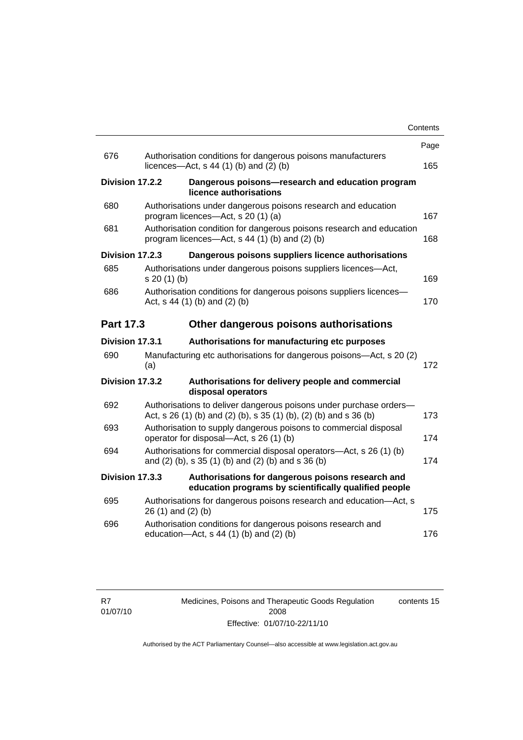| | | Page |
|---|---|---|
| 676 | Authorisation conditions for dangerous poisons manufacturers licences—Act, s 44 (1) (b) and (2) (b) | 165 |
| **Division 17.2.2** | **Dangerous poisons—research and education program licence authorisations** | |
| 680 | Authorisations under dangerous poisons research and education program licences—Act, s 20 (1) (a) | 167 |
| 681 | Authorisation condition for dangerous poisons research and education program licences—Act, s 44 (1) (b) and (2) (b) | 168 |
| **Division 17.2.3** | **Dangerous poisons suppliers licence authorisations** | |
| 685 | Authorisations under dangerous poisons suppliers licences—Act, s 20 (1) (b) | 169 |
| 686 | Authorisation conditions for dangerous poisons suppliers licences—Act, s 44 (1) (b) and (2) (b) | 170 |
| **Part 17.3** | **Other dangerous poisons authorisations** | |
| **Division 17.3.1** | **Authorisations for manufacturing etc purposes** | |
| 690 | Manufacturing etc authorisations for dangerous poisons—Act, s 20 (2) (a) | 172 |
| **Division 17.3.2** | **Authorisations for delivery people and commercial disposal operators** | |
| 692 | Authorisations to deliver dangerous poisons under purchase orders—Act, s 26 (1) (b) and (2) (b), s 35 (1) (b), (2) (b) and s 36 (b) | 173 |
| 693 | Authorisation to supply dangerous poisons to commercial disposal operator for disposal—Act, s 26 (1) (b) | 174 |
| 694 | Authorisations for commercial disposal operators—Act, s 26 (1) (b) and (2) (b), s 35 (1) (b) and (2) (b) and s 36 (b) | 174 |
| **Division 17.3.3** | **Authorisations for dangerous poisons research and education programs by scientifically qualified people** | |
| 695 | Authorisations for dangerous poisons research and education—Act, s 26 (1) and (2) (b) | 175 |
| 696 | Authorisation conditions for dangerous poisons research and education—Act, s 44 (1) (b) and (2) (b) | 176 |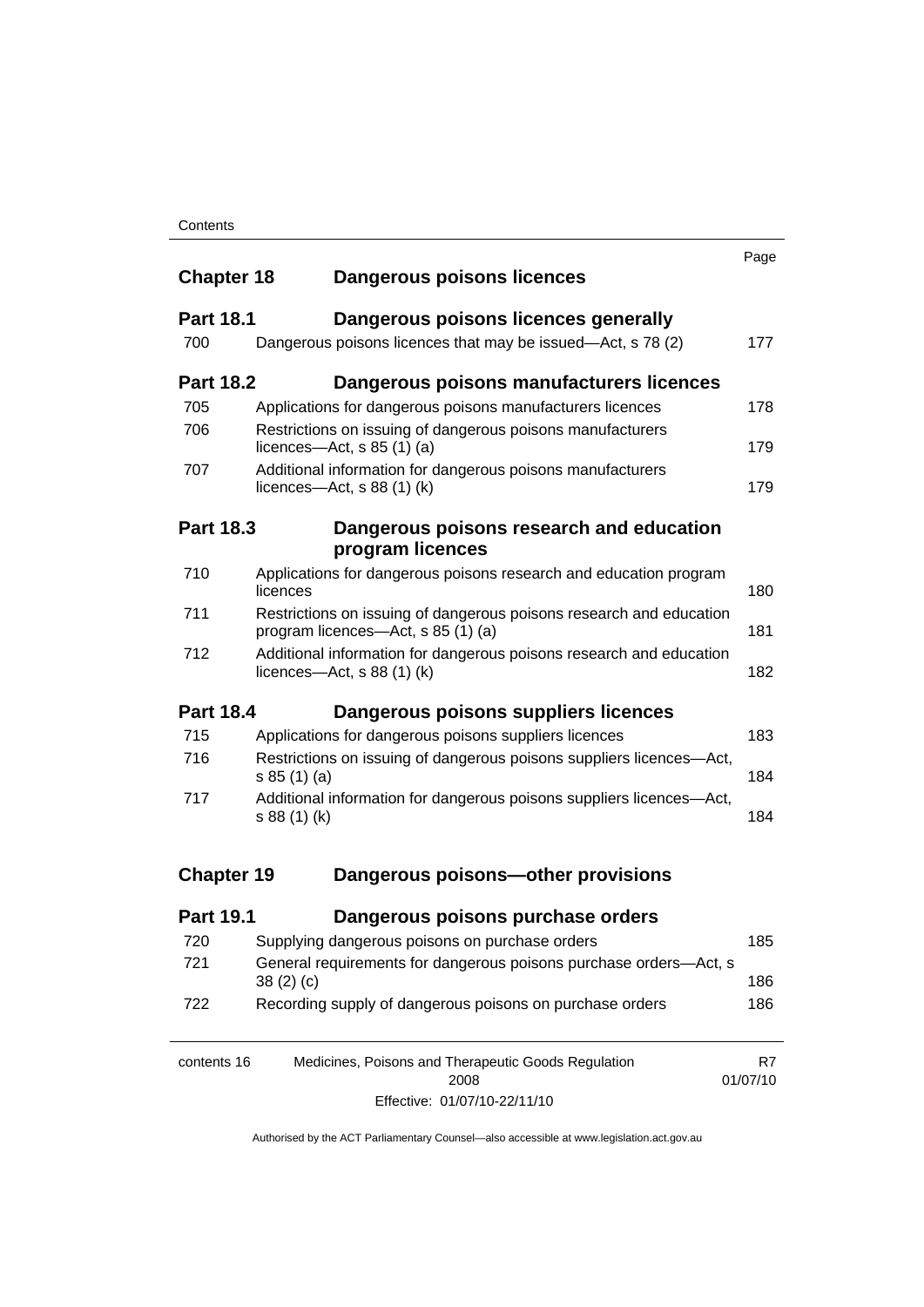| | | Page |
|---|---|---|
| **Chapter 18** | **Dangerous poisons licences** | |
| **Part 18.1** | **Dangerous poisons licences generally** | |
| 700 | Dangerous poisons licences that may be issued—Act, s 78 (2) | 177 |
| **Part 18.2** | **Dangerous poisons manufacturers licences** | |
| 705 | Applications for dangerous poisons manufacturers licences | 178 |
| 706 | Restrictions on issuing of dangerous poisons manufacturers licences—Act, s 85 (1) (a) | 179 |
| 707 | Additional information for dangerous poisons manufacturers licences—Act, s 88 (1) (k) | 179 |
| **Part 18.3** | **Dangerous poisons research and education program licences** | |
| 710 | Applications for dangerous poisons research and education program licences | 180 |
| 711 | Restrictions on issuing of dangerous poisons research and education program licences—Act, s 85 (1) (a) | 181 |
| 712 | Additional information for dangerous poisons research and education licences—Act, s 88 (1) (k) | 182 |
| **Part 18.4** | **Dangerous poisons suppliers licences** | |
| 715 | Applications for dangerous poisons suppliers licences | 183 |
| 716 | Restrictions on issuing of dangerous poisons suppliers licences—Act, s 85 (1) (a) | 184 |
| 717 | Additional information for dangerous poisons suppliers licences—Act, s 88 (1) (k) | 184 |
| **Chapter 19** | **Dangerous poisons—other provisions** | |
| **Part 19.1** | **Dangerous poisons purchase orders** | |
| 720 | Supplying dangerous poisons on purchase orders | 185 |
| 721 | General requirements for dangerous poisons purchase orders—Act, s 38 (2) (c) | 186 |
| 722 | Recording supply of dangerous poisons on purchase orders | 186 |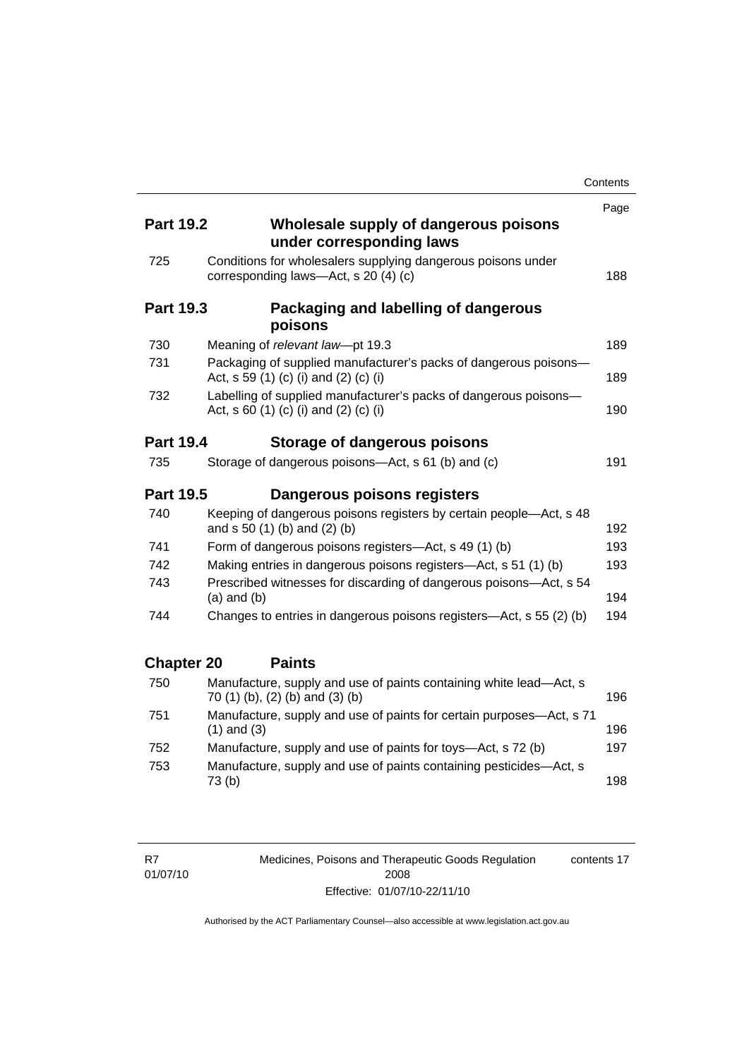| | | Page |
|---|---|---|
| **Part 19.2** | **Wholesale supply of dangerous poisons under corresponding laws** | |
| 725 | Conditions for wholesalers supplying dangerous poisons under corresponding laws—Act, s 20 (4) (c) | 188 |
| **Part 19.3** | **Packaging and labelling of dangerous poisons** | |
| 730 | Meaning of *relevant law*—pt 19.3 | 189 |
| 731 | Packaging of supplied manufacturer's packs of dangerous poisons—Act, s 59 (1) (c) (i) and (2) (c) (i) | 189 |
| 732 | Labelling of supplied manufacturer's packs of dangerous poisons—Act, s 60 (1) (c) (i) and (2) (c) (i) | 190 |
| **Part 19.4** | **Storage of dangerous poisons** | |
| 735 | Storage of dangerous poisons—Act, s 61 (b) and (c) | 191 |
| **Part 19.5** | **Dangerous poisons registers** | |
| 740 | Keeping of dangerous poisons registers by certain people—Act, s 48 and s 50 (1) (b) and (2) (b) | 192 |
| 741 | Form of dangerous poisons registers—Act, s 49 (1) (b) | 193 |
| 742 | Making entries in dangerous poisons registers—Act, s 51 (1) (b) | 193 |
| 743 | Prescribed witnesses for discarding of dangerous poisons—Act, s 54 (a) and (b) | 194 |
| 744 | Changes to entries in dangerous poisons registers—Act, s 55 (2) (b) | 194 |
| **Chapter 20** | **Paints** | |
| 750 | Manufacture, supply and use of paints containing white lead—Act, s 70 (1) (b), (2) (b) and (3) (b) | 196 |
| 751 | Manufacture, supply and use of paints for certain purposes—Act, s 71 (1) and (3) | 196 |
| 752 | Manufacture, supply and use of paints for toys—Act, s 72 (b) | 197 |
| 753 | Manufacture, supply and use of paints containing pesticides—Act, s 73 (b) | 198 |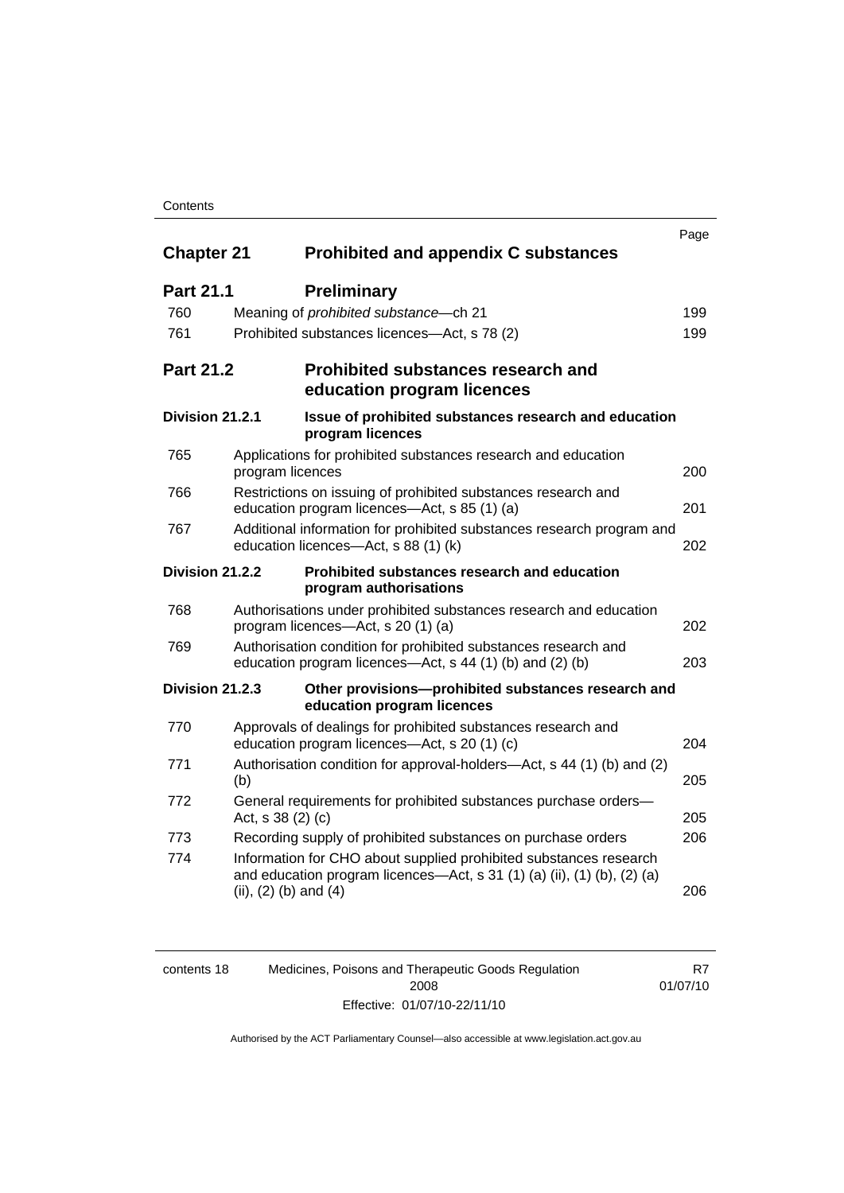| | | Page |
|---|---|---|
| **Chapter 21** | **Prohibited and appendix C substances** | |
| **Part 21.1** | **Preliminary** | |
| 760 | Meaning of *prohibited substance*—ch 21 | 199 |
| 761 | Prohibited substances licences—Act, s 78 (2) | 199 |
| **Part 21.2** | **Prohibited substances research and education program licences** | |
| **Division 21.2.1** | **Issue of prohibited substances research and education program licences** | |
| 765 | Applications for prohibited substances research and education program licences | 200 |
| 766 | Restrictions on issuing of prohibited substances research and education program licences—Act, s 85 (1) (a) | 201 |
| 767 | Additional information for prohibited substances research program and education licences—Act, s 88 (1) (k) | 202 |
| **Division 21.2.2** | **Prohibited substances research and education program authorisations** | |
| 768 | Authorisations under prohibited substances research and education program licences—Act, s 20 (1) (a) | 202 |
| 769 | Authorisation condition for prohibited substances research and education program licences—Act, s 44 (1) (b) and (2) (b) | 203 |
| **Division 21.2.3** | **Other provisions—prohibited substances research and education program licences** | |
| 770 | Approvals of dealings for prohibited substances research and education program licences—Act, s 20 (1) (c) | 204 |
| 771 | Authorisation condition for approval-holders—Act, s 44 (1) (b) and (2) (b) | 205 |
| 772 | General requirements for prohibited substances purchase orders—Act, s 38 (2) (c) | 205 |
| 773 | Recording supply of prohibited substances on purchase orders | 206 |
| 774 | Information for CHO about supplied prohibited substances research and education program licences—Act, s 31 (1) (a) (ii), (1) (b), (2) (a) (ii), (2) (b) and (4) | 206 |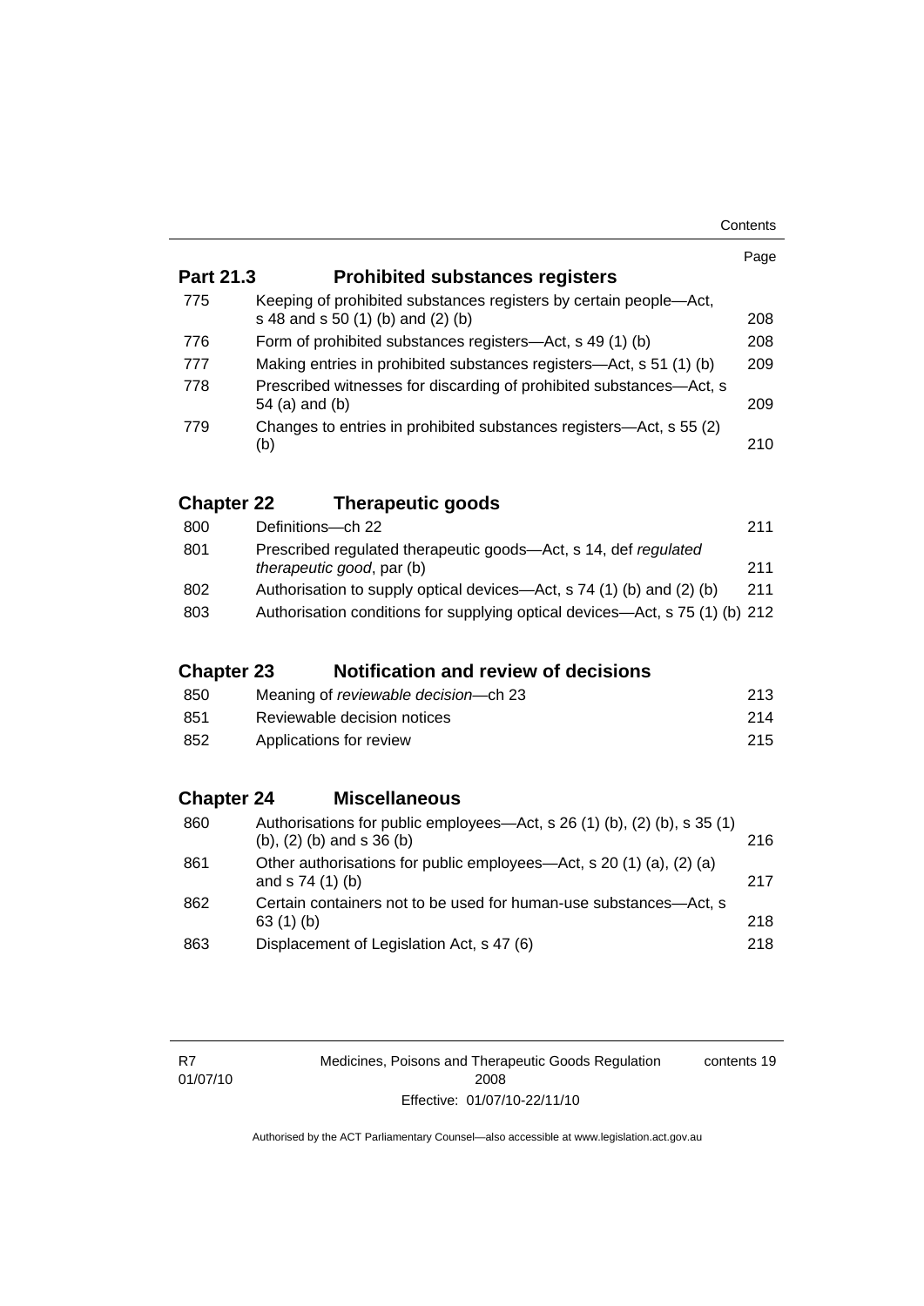| | | Page |
|---|---|---|
| **Part 21.3** | **Prohibited substances registers** | |
| 775 | Keeping of prohibited substances registers by certain people—Act, s 48 and s 50 (1) (b) and (2) (b) | 208 |
| 776 | Form of prohibited substances registers—Act, s 49 (1) (b) | 208 |
| 777 | Making entries in prohibited substances registers—Act, s 51 (1) (b) | 209 |
| 778 | Prescribed witnesses for discarding of prohibited substances—Act, s 54 (a) and (b) | 209 |
| 779 | Changes to entries in prohibited substances registers—Act, s 55 (2) (b) | 210 |
| **Chapter 22** | **Therapeutic goods** | |
| 800 | Definitions—ch 22 | 211 |
| 801 | Prescribed regulated therapeutic goods—Act, s 14, def *regulated therapeutic good*, par (b) | 211 |
| 802 | Authorisation to supply optical devices—Act, s 74 (1) (b) and (2) (b) | 211 |
| 803 | Authorisation conditions for supplying optical devices—Act, s 75 (1) (b) | 212 |
| **Chapter 23** | **Notification and review of decisions** | |
| 850 | Meaning of *reviewable decision*—ch 23 | 213 |
| 851 | Reviewable decision notices | 214 |
| 852 | Applications for review | 215 |
| **Chapter 24** | **Miscellaneous** | |
| 860 | Authorisations for public employees—Act, s 26 (1) (b), (2) (b), s 35 (1) (b), (2) (b) and s 36 (b) | 216 |
| 861 | Other authorisations for public employees—Act, s 20 (1) (a), (2) (a) and s 74 (1) (b) | 217 |
| 862 | Certain containers not to be used for human-use substances—Act, s 63 (1) (b) | 218 |
| 863 | Displacement of Legislation Act, s 47 (6) | 218 |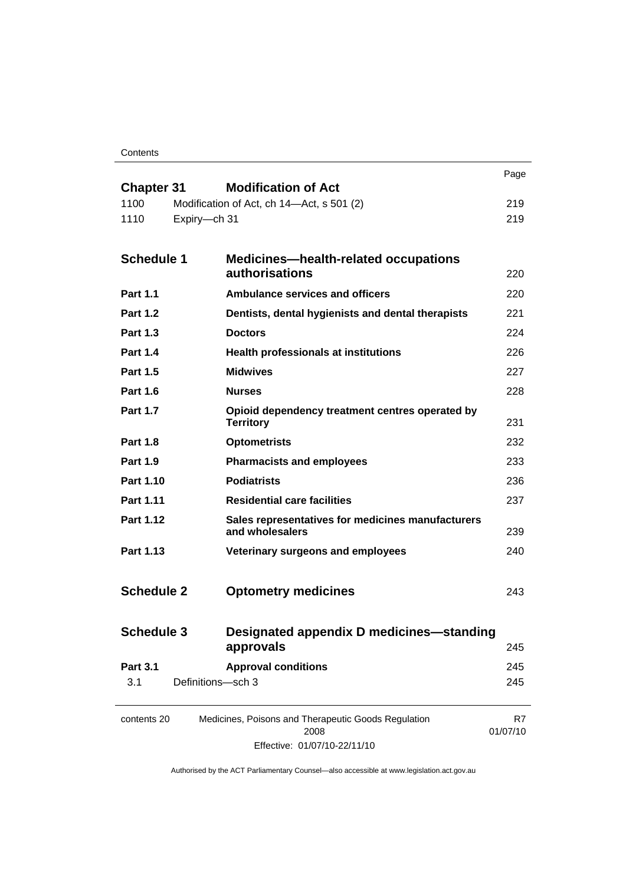| | | Page |
|---|---|---|
| **Chapter 31** | **Modification of Act** | |
| 1100 | Modification of Act, ch 14—Act, s 501 (2) | 219 |
| 1110 | Expiry—ch 31 | 219 |
| **Schedule 1** | **Medicines—health-related occupations authorisations** | 220 |
| **Part 1.1** | **Ambulance services and officers** | 220 |
| **Part 1.2** | **Dentists, dental hygienists and dental therapists** | 221 |
| **Part 1.3** | **Doctors** | 224 |
| **Part 1.4** | **Health professionals at institutions** | 226 |
| **Part 1.5** | **Midwives** | 227 |
| **Part 1.6** | **Nurses** | 228 |
| **Part 1.7** | **Opioid dependency treatment centres operated by Territory** | 231 |
| **Part 1.8** | **Optometrists** | 232 |
| **Part 1.9** | **Pharmacists and employees** | 233 |
| **Part 1.10** | **Podiatrists** | 236 |
| **Part 1.11** | **Residential care facilities** | 237 |
| **Part 1.12** | **Sales representatives for medicines manufacturers and wholesalers** | 239 |
| **Part 1.13** | **Veterinary surgeons and employees** | 240 |
| **Schedule 2** | **Optometry medicines** | 243 |
| **Schedule 3** | **Designated appendix D medicines—standing approvals** | 245 |
| **Part 3.1** | **Approval conditions** | 245 |
| 3.1 | Definitions—sch 3 | 245 |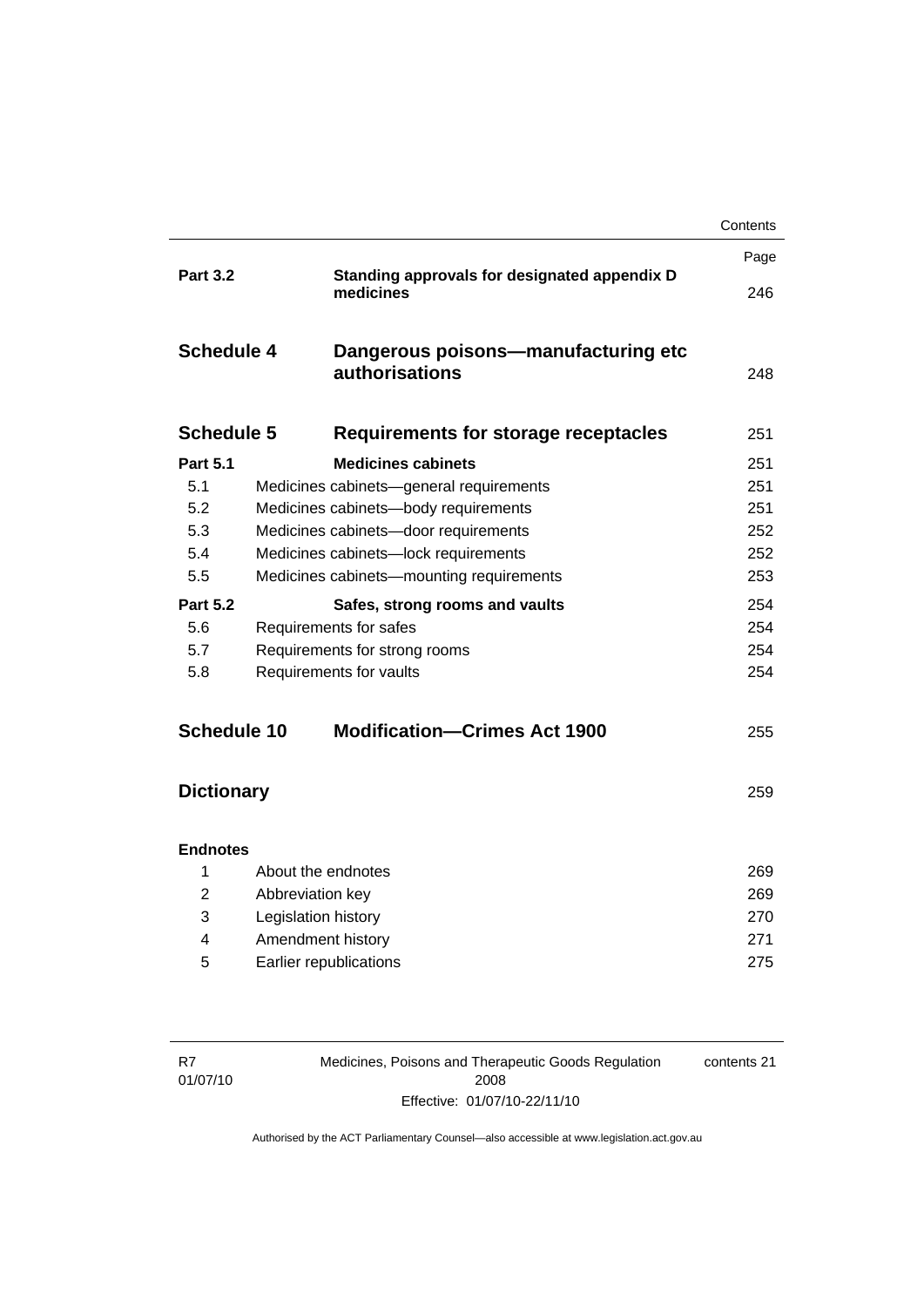| | | Page |
|---|---|---|
| **Part 3.2** | **Standing approvals for designated appendix D medicines** | 246 |
| **Schedule 4** | **Dangerous poisons—manufacturing etc authorisations** | 248 |
| **Schedule 5** | **Requirements for storage receptacles** | 251 |
| **Part 5.1** | **Medicines cabinets** | 251 |
| 5.1 | Medicines cabinets—general requirements | 251 |
| 5.2 | Medicines cabinets—body requirements | 251 |
| 5.3 | Medicines cabinets—door requirements | 252 |
| 5.4 | Medicines cabinets—lock requirements | 252 |
| 5.5 | Medicines cabinets—mounting requirements | 253 |
| **Part 5.2** | **Safes, strong rooms and vaults** | 254 |
| 5.6 | Requirements for safes | 254 |
| 5.7 | Requirements for strong rooms | 254 |
| 5.8 | Requirements for vaults | 254 |
| **Schedule 10** | **Modification—Crimes Act 1900** | 255 |
| **Dictionary** | | 259 |
| **Endnotes** | | |
| 1 | About the endnotes | 269 |
| 2 | Abbreviation key | 269 |
| 3 | Legislation history | 270 |
| 4 | Amendment history | 271 |
| 5 | Earlier republications | 275 |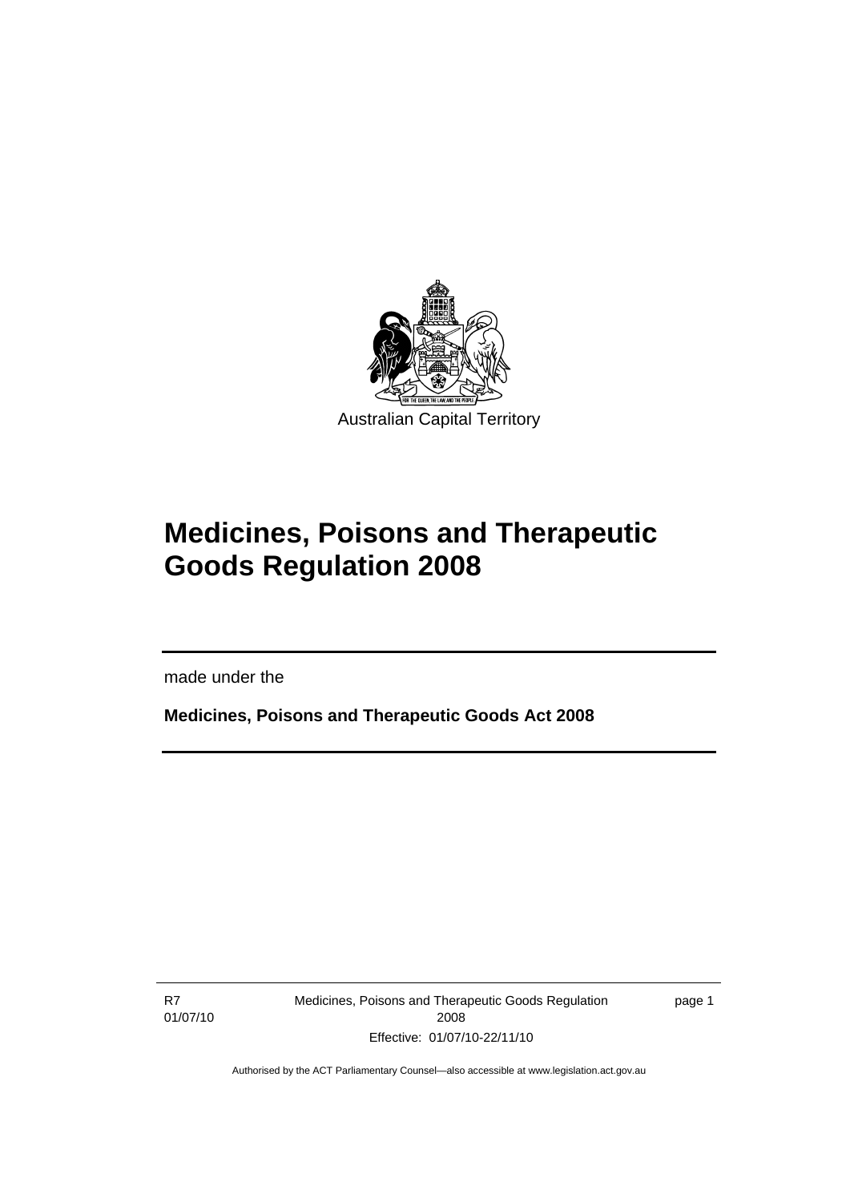Australian Capital Territory

# Medicines, Poisons and Therapeutic Goods Regulation 2008

made under the

**Medicines, Poisons and Therapeutic Goods Act 2008**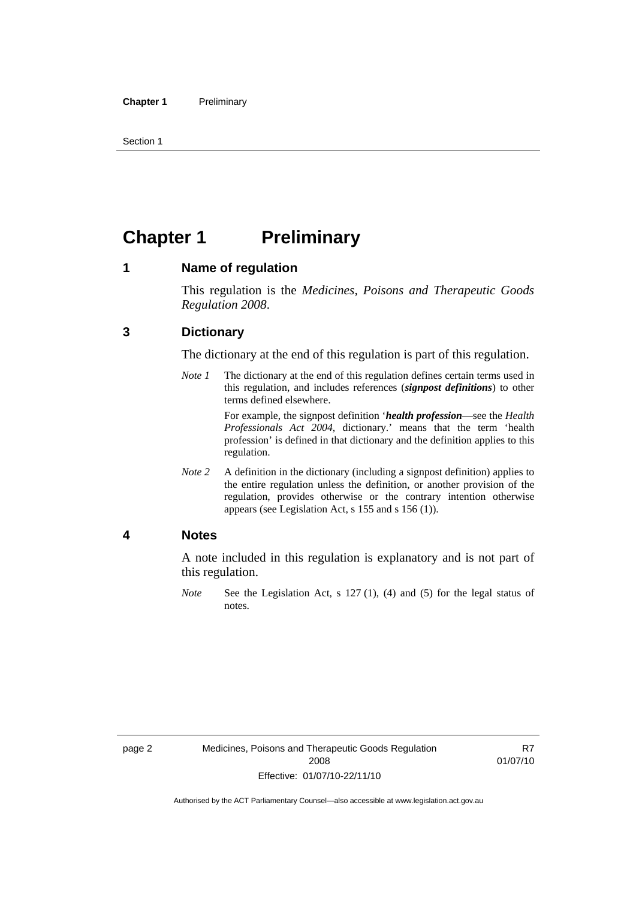# Chapter 1 Preliminary

## 1 Name of regulation

This regulation is the *Medicines, Poisons and Therapeutic Goods Regulation 2008*.

## 3 Dictionary

The dictionary at the end of this regulation is part of this regulation.

*Note 1* The dictionary at the end of this regulation defines certain terms used in this regulation, and includes references (***signpost definitions***) to other terms defined elsewhere.

For example, the signpost definition '***health profession***—see the *Health Professionals Act 2004*, dictionary.' means that the term 'health profession' is defined in that dictionary and the definition applies to this regulation.

*Note 2* A definition in the dictionary (including a signpost definition) applies to the entire regulation unless the definition, or another provision of the regulation, provides otherwise or the contrary intention otherwise appears (see Legislation Act, s 155 and s 156 (1)).

## 4 Notes

A note included in this regulation is explanatory and is not part of this regulation.

*Note* See the Legislation Act, s 127 (1), (4) and (5) for the legal status of notes.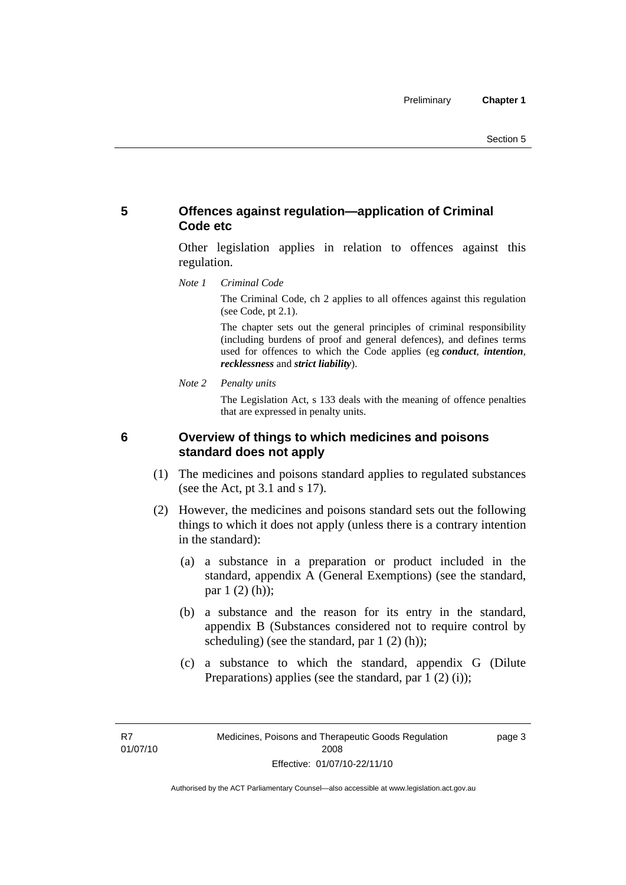## 5 Offences against regulation—application of Criminal Code etc

Other legislation applies in relation to offences against this regulation.

*Note 1 Criminal Code*

The Criminal Code, ch 2 applies to all offences against this regulation (see Code, pt 2.1).

The chapter sets out the general principles of criminal responsibility (including burdens of proof and general defences), and defines terms used for offences to which the Code applies (eg ***conduct***, ***intention***, ***recklessness*** and ***strict liability***).

*Note 2 Penalty units*

The Legislation Act, s 133 deals with the meaning of offence penalties that are expressed in penalty units.

## 6 Overview of things to which medicines and poisons standard does not apply

(1) The medicines and poisons standard applies to regulated substances (see the Act, pt 3.1 and s 17).

(2) However, the medicines and poisons standard sets out the following things to which it does not apply (unless there is a contrary intention in the standard):

(a) a substance in a preparation or product included in the standard, appendix A (General Exemptions) (see the standard, par 1 (2) (h));

(b) a substance and the reason for its entry in the standard, appendix B (Substances considered not to require control by scheduling) (see the standard, par 1 (2) (h));

(c) a substance to which the standard, appendix G (Dilute Preparations) applies (see the standard, par 1 (2) (i));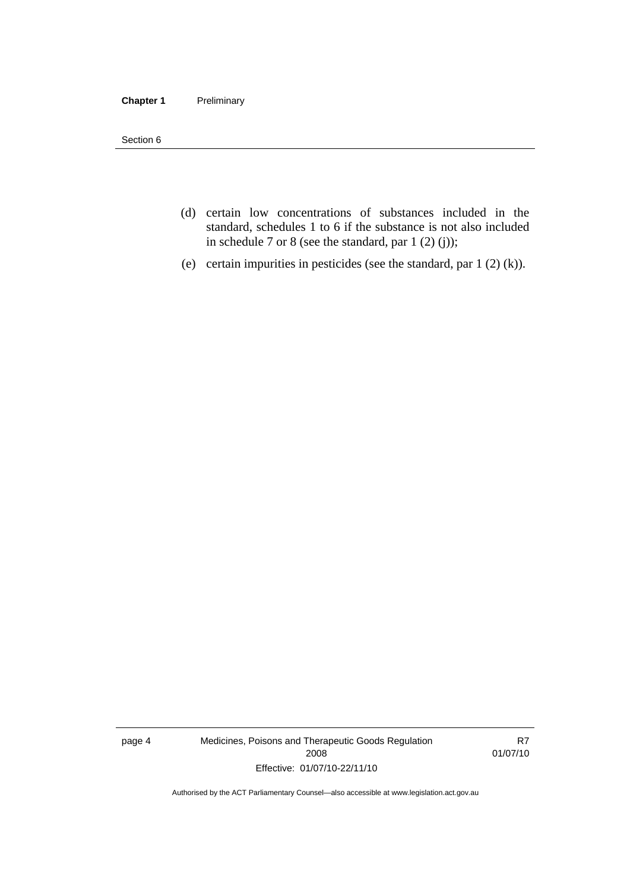(d) certain low concentrations of substances included in the standard, schedules 1 to 6 if the substance is not also included in schedule 7 or 8 (see the standard, par 1 (2) (j));

(e) certain impurities in pesticides (see the standard, par 1 (2) (k)).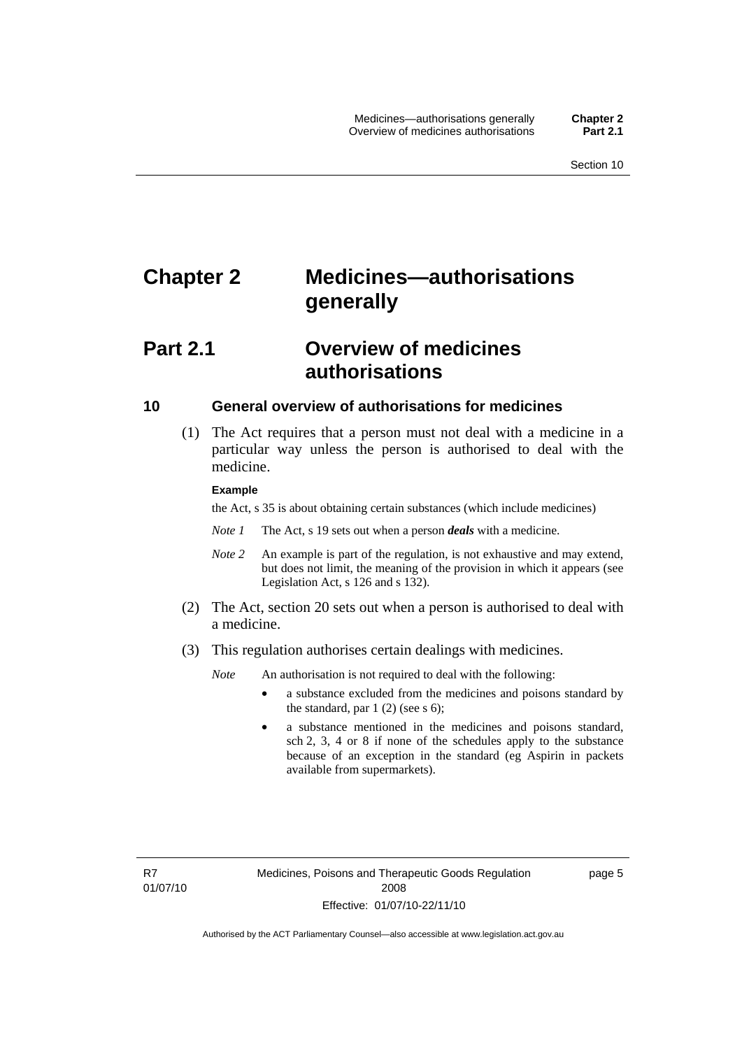# Chapter 2 Medicines—authorisations generally

## Part 2.1 Overview of medicines authorisations

### 10 General overview of authorisations for medicines

(1) The Act requires that a person must not deal with a medicine in a particular way unless the person is authorised to deal with the medicine.

**Example**

the Act, s 35 is about obtaining certain substances (which include medicines)

*Note 1* The Act, s 19 sets out when a person ***deals*** with a medicine.

*Note 2* An example is part of the regulation, is not exhaustive and may extend, but does not limit, the meaning of the provision in which it appears (see Legislation Act, s 126 and s 132).

(2) The Act, section 20 sets out when a person is authorised to deal with a medicine.

(3) This regulation authorises certain dealings with medicines.

*Note* An authorisation is not required to deal with the following:

- a substance excluded from the medicines and poisons standard by the standard, par 1 (2) (see s 6);
- a substance mentioned in the medicines and poisons standard, sch 2, 3, 4 or 8 if none of the schedules apply to the substance because of an exception in the standard (eg Aspirin in packets available from supermarkets).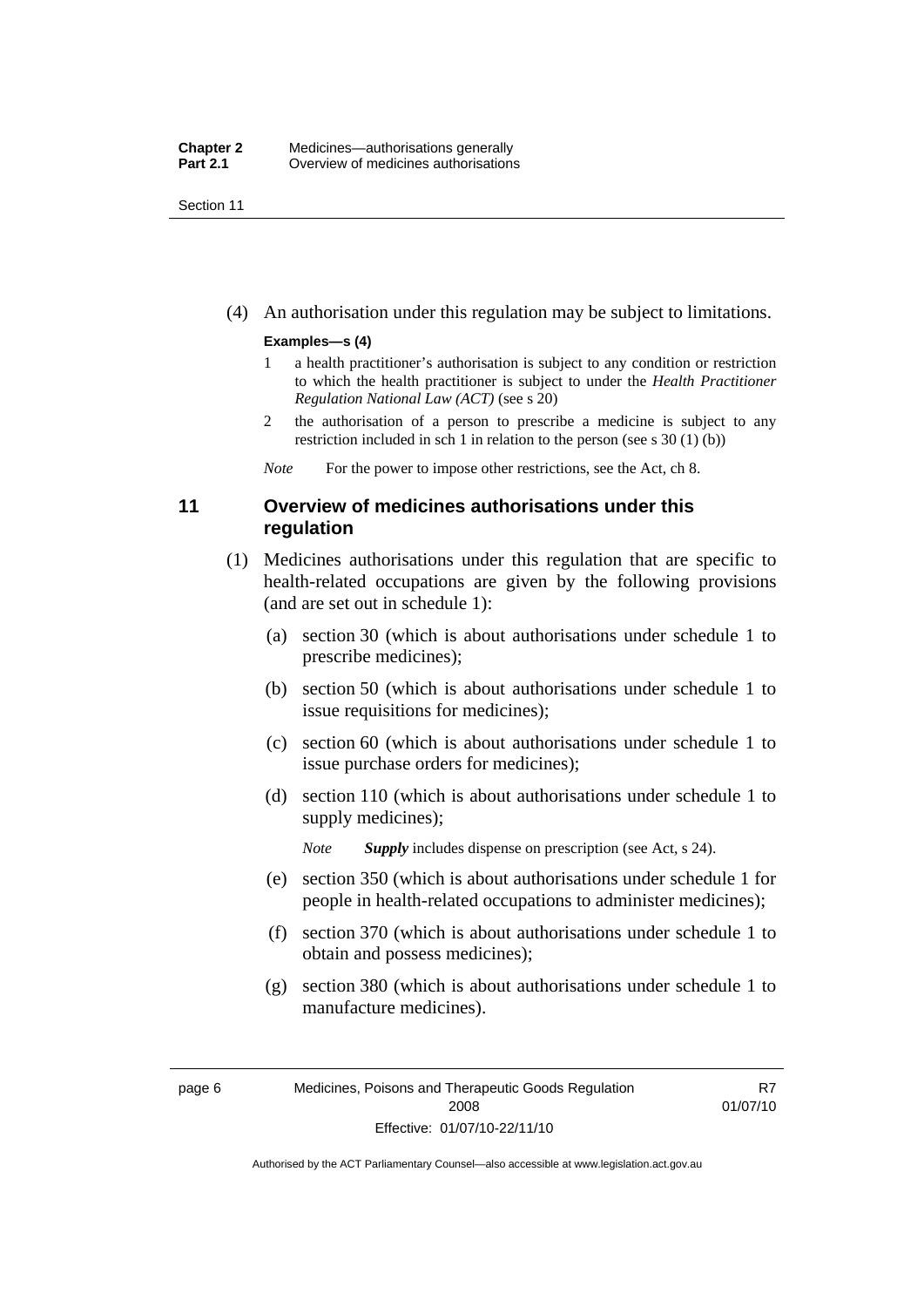(4) An authorisation under this regulation may be subject to limitations.

**Examples—s (4)**

1 a health practitioner's authorisation is subject to any condition or restriction to which the health practitioner is subject to under the *Health Practitioner Regulation National Law (ACT)* (see s 20)

2 the authorisation of a person to prescribe a medicine is subject to any restriction included in sch 1 in relation to the person (see s 30 (1) (b))

*Note* For the power to impose other restrictions, see the Act, ch 8.

## 11 Overview of medicines authorisations under this regulation

(1) Medicines authorisations under this regulation that are specific to health-related occupations are given by the following provisions (and are set out in schedule 1):

(a) section 30 (which is about authorisations under schedule 1 to prescribe medicines);

(b) section 50 (which is about authorisations under schedule 1 to issue requisitions for medicines);

(c) section 60 (which is about authorisations under schedule 1 to issue purchase orders for medicines);

(d) section 110 (which is about authorisations under schedule 1 to supply medicines);

*Note* ***Supply*** includes dispense on prescription (see Act, s 24).

(e) section 350 (which is about authorisations under schedule 1 for people in health-related occupations to administer medicines);

(f) section 370 (which is about authorisations under schedule 1 to obtain and possess medicines);

(g) section 380 (which is about authorisations under schedule 1 to manufacture medicines).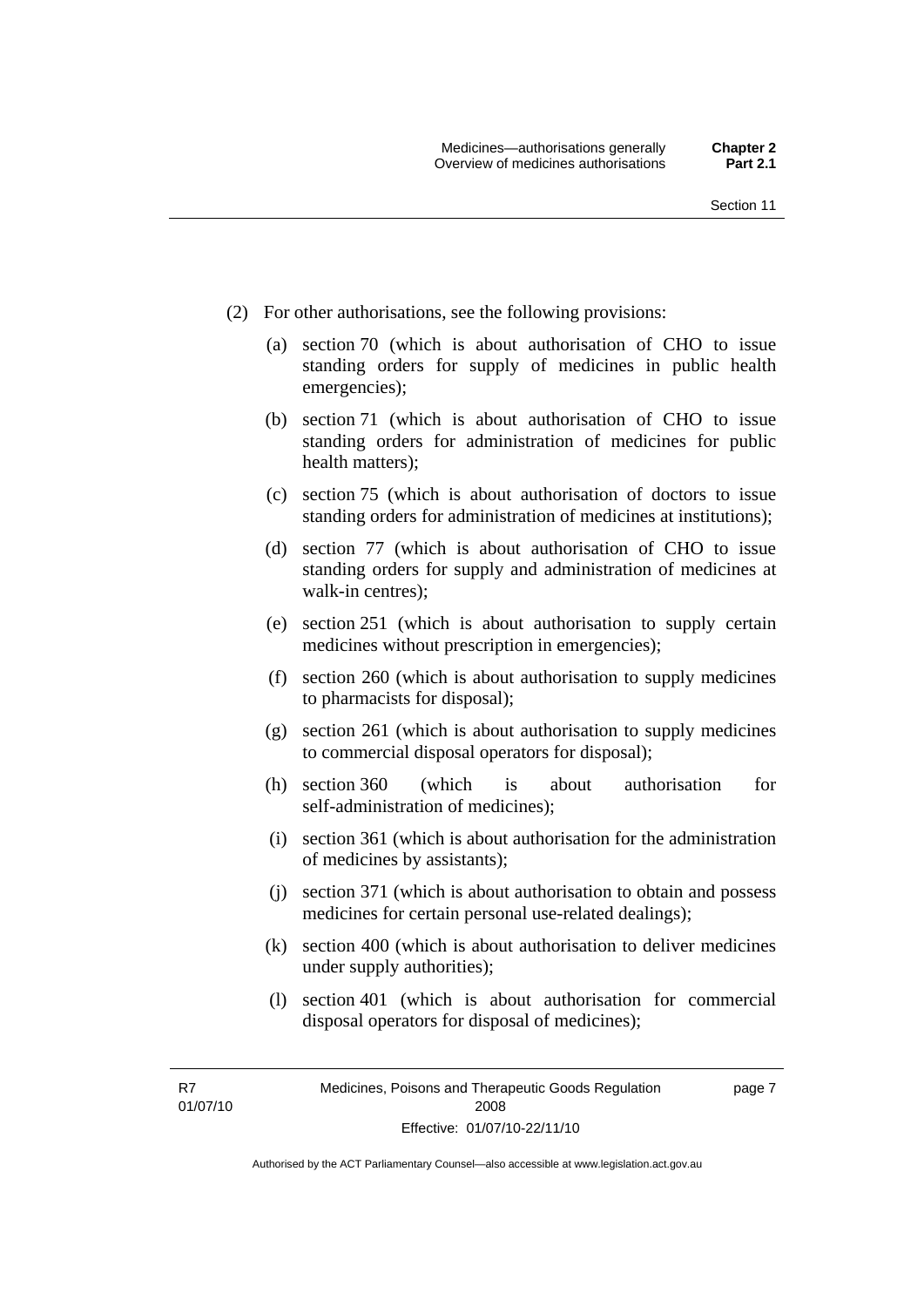(2) For other authorisations, see the following provisions:

(a) section 70 (which is about authorisation of CHO to issue standing orders for supply of medicines in public health emergencies);

(b) section 71 (which is about authorisation of CHO to issue standing orders for administration of medicines for public health matters);

(c) section 75 (which is about authorisation of doctors to issue standing orders for administration of medicines at institutions);

(d) section 77 (which is about authorisation of CHO to issue standing orders for supply and administration of medicines at walk-in centres);

(e) section 251 (which is about authorisation to supply certain medicines without prescription in emergencies);

(f) section 260 (which is about authorisation to supply medicines to pharmacists for disposal);

(g) section 261 (which is about authorisation to supply medicines to commercial disposal operators for disposal);

(h) section 360 (which is about authorisation for self-administration of medicines);

(i) section 361 (which is about authorisation for the administration of medicines by assistants);

(j) section 371 (which is about authorisation to obtain and possess medicines for certain personal use-related dealings);

(k) section 400 (which is about authorisation to deliver medicines under supply authorities);

(l) section 401 (which is about authorisation for commercial disposal operators for disposal of medicines);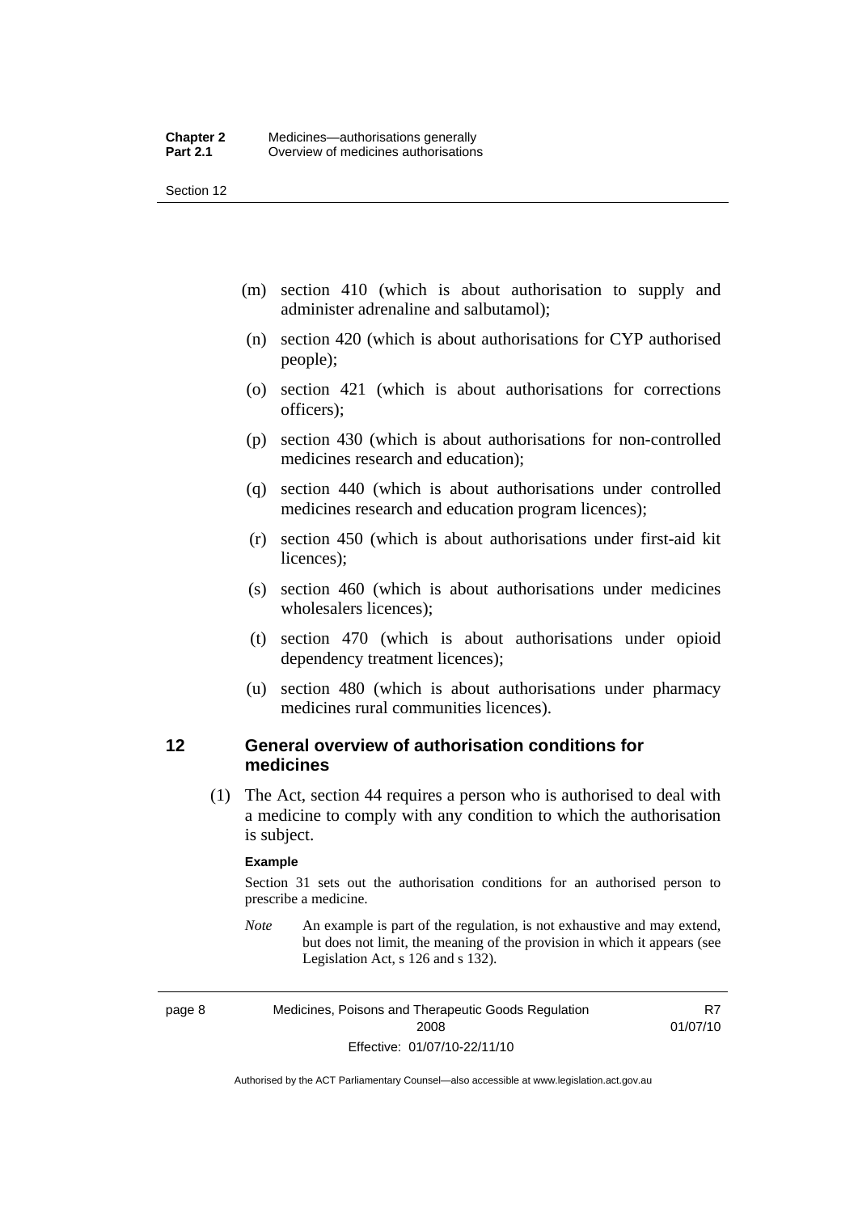(m) section 410 (which is about authorisation to supply and administer adrenaline and salbutamol);

(n) section 420 (which is about authorisations for CYP authorised people);

(o) section 421 (which is about authorisations for corrections officers);

(p) section 430 (which is about authorisations for non-controlled medicines research and education);

(q) section 440 (which is about authorisations under controlled medicines research and education program licences);

(r) section 450 (which is about authorisations under first-aid kit licences);

(s) section 460 (which is about authorisations under medicines wholesalers licences);

(t) section 470 (which is about authorisations under opioid dependency treatment licences);

(u) section 480 (which is about authorisations under pharmacy medicines rural communities licences).

## 12 General overview of authorisation conditions for medicines

(1) The Act, section 44 requires a person who is authorised to deal with a medicine to comply with any condition to which the authorisation is subject.

**Example**

Section 31 sets out the authorisation conditions for an authorised person to prescribe a medicine.

*Note* An example is part of the regulation, is not exhaustive and may extend, but does not limit, the meaning of the provision in which it appears (see Legislation Act, s 126 and s 132).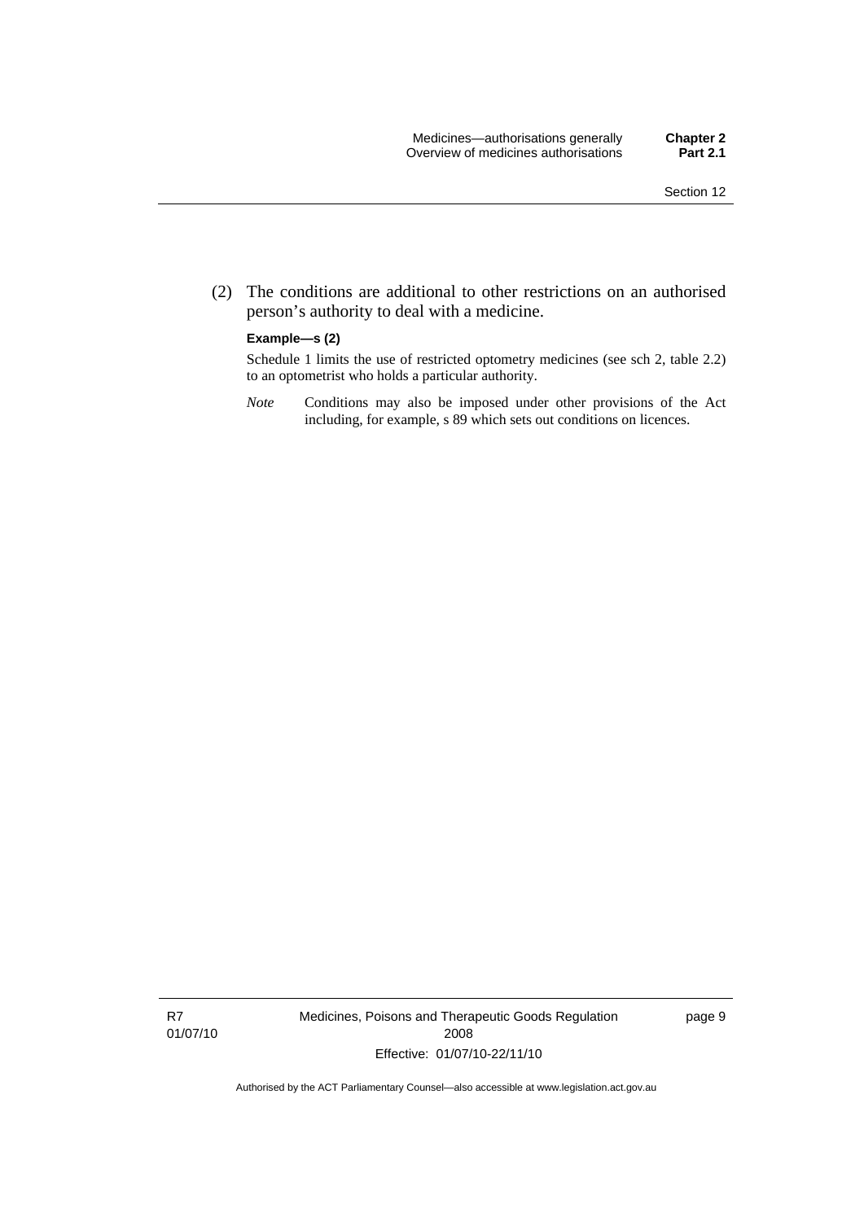(2) The conditions are additional to other restrictions on an authorised person's authority to deal with a medicine.

**Example—s (2)**

Schedule 1 limits the use of restricted optometry medicines (see sch 2, table 2.2) to an optometrist who holds a particular authority.

*Note* Conditions may also be imposed under other provisions of the Act including, for example, s 89 which sets out conditions on licences.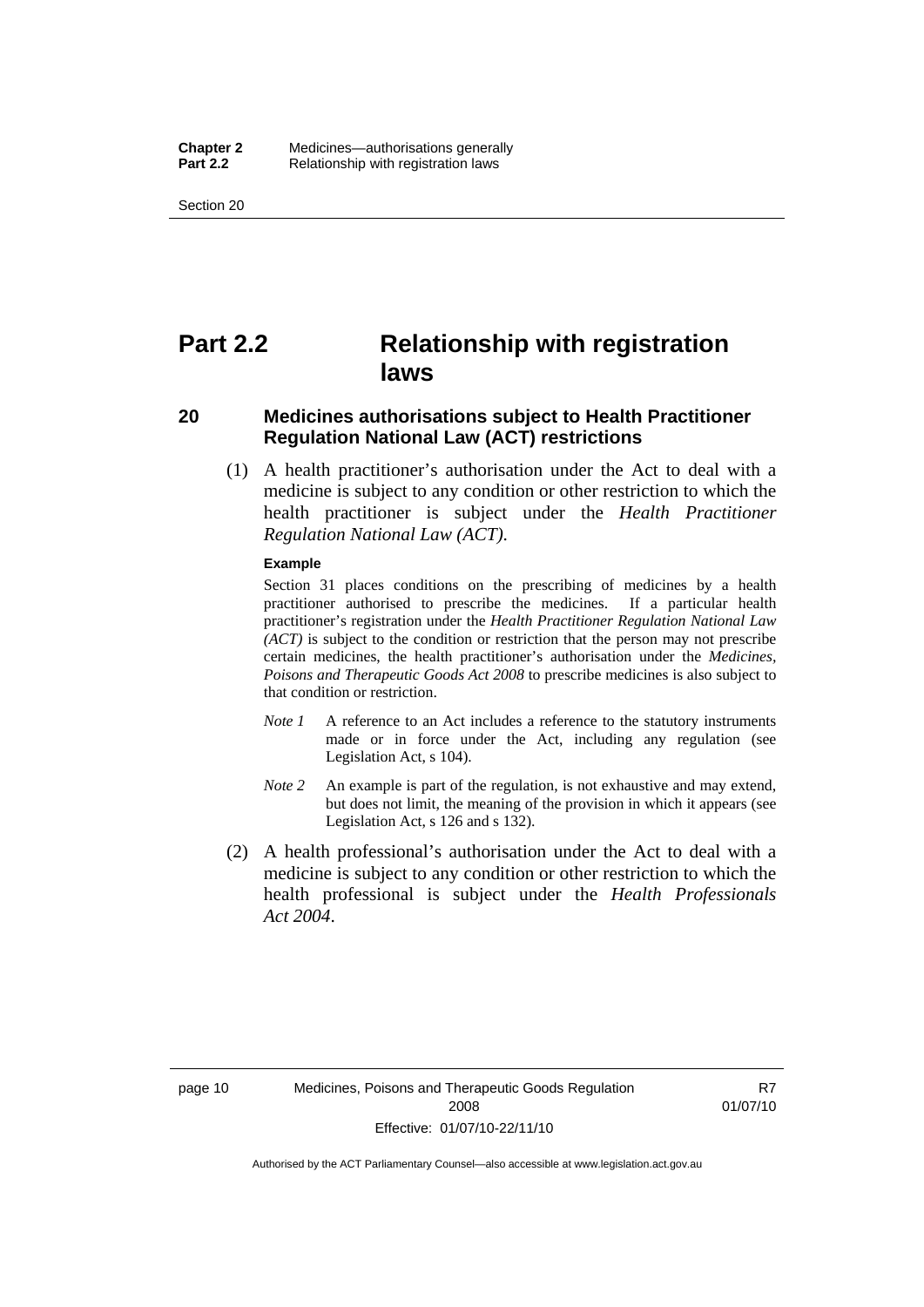# Part 2.2 Relationship with registration laws

## 20 Medicines authorisations subject to Health Practitioner Regulation National Law (ACT) restrictions

(1) A health practitioner's authorisation under the Act to deal with a medicine is subject to any condition or other restriction to which the health practitioner is subject under the *Health Practitioner Regulation National Law (ACT).*

**Example**

Section 31 places conditions on the prescribing of medicines by a health practitioner authorised to prescribe the medicines. If a particular health practitioner's registration under the *Health Practitioner Regulation National Law (ACT)* is subject to the condition or restriction that the person may not prescribe certain medicines, the health practitioner's authorisation under the *Medicines, Poisons and Therapeutic Goods Act 2008* to prescribe medicines is also subject to that condition or restriction.

*Note 1* A reference to an Act includes a reference to the statutory instruments made or in force under the Act, including any regulation (see Legislation Act, s 104).

*Note 2* An example is part of the regulation, is not exhaustive and may extend, but does not limit, the meaning of the provision in which it appears (see Legislation Act, s 126 and s 132).

(2) A health professional's authorisation under the Act to deal with a medicine is subject to any condition or other restriction to which the health professional is subject under the *Health Professionals Act 2004*.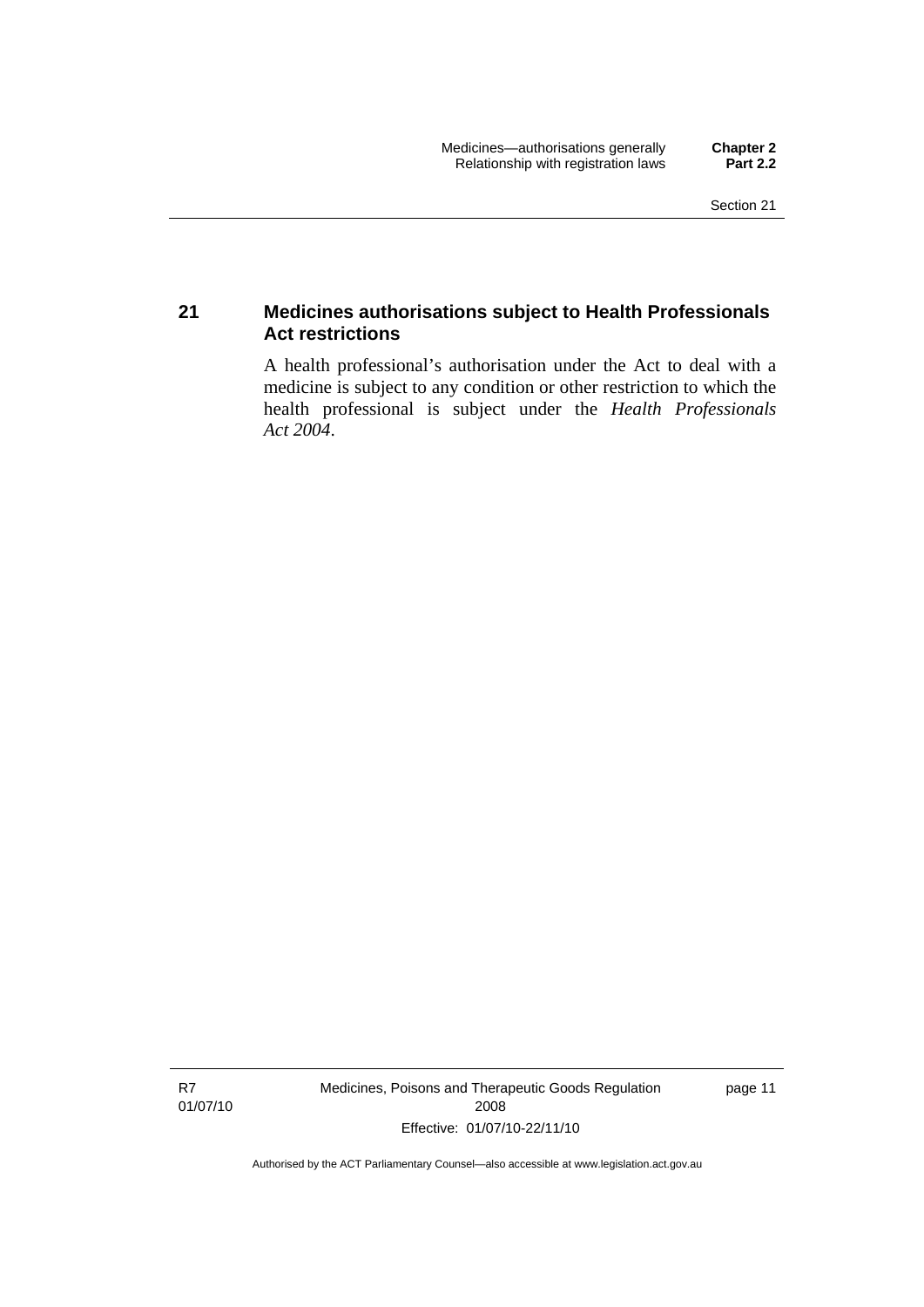## 21 Medicines authorisations subject to Health Professionals Act restrictions

A health professional's authorisation under the Act to deal with a medicine is subject to any condition or other restriction to which the health professional is subject under the *Health Professionals Act 2004*.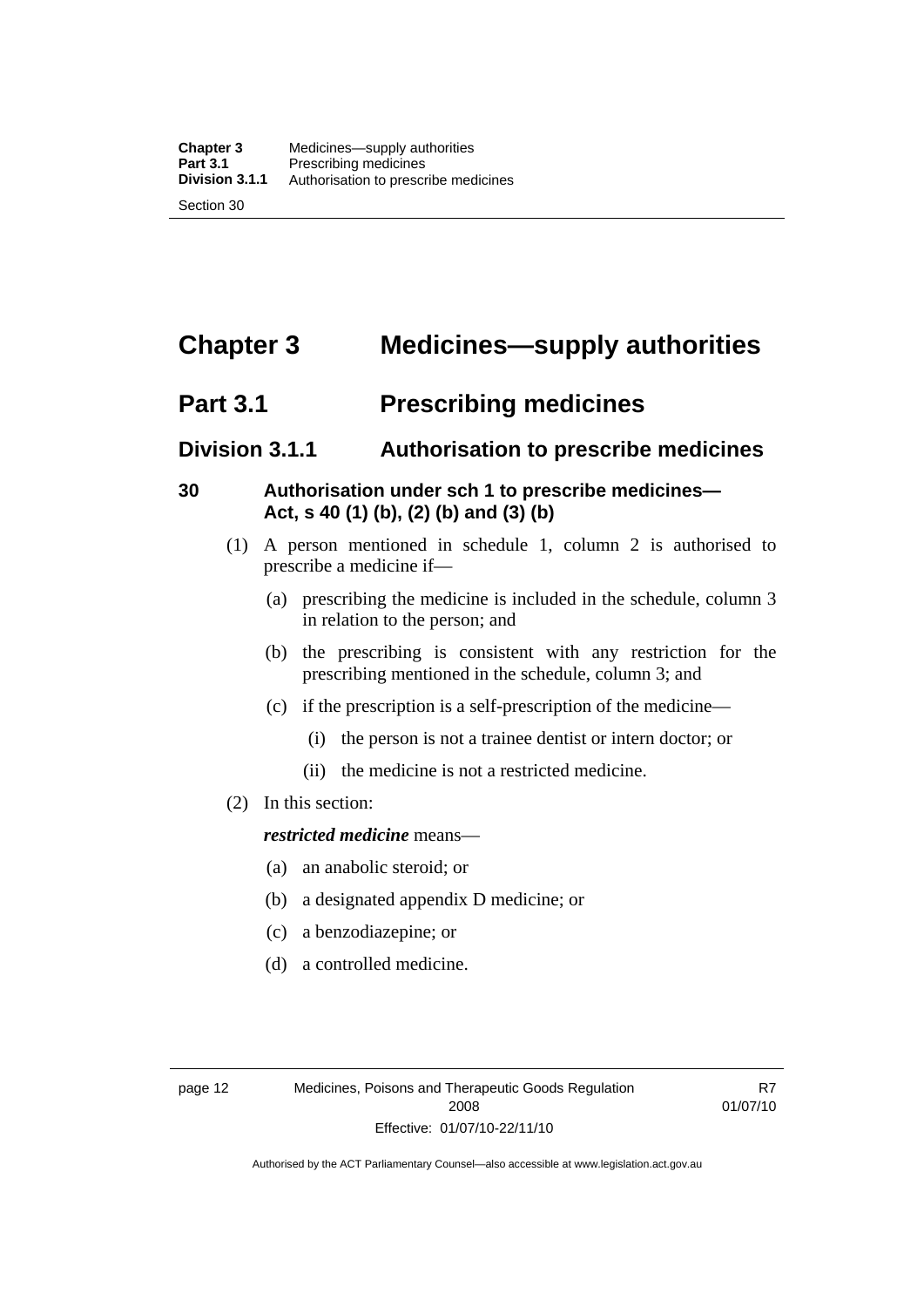# Chapter 3 Medicines—supply authorities

## Part 3.1 Prescribing medicines

### Division 3.1.1 Authorisation to prescribe medicines

#### 30 Authorisation under sch 1 to prescribe medicines—Act, s 40 (1) (b), (2) (b) and (3) (b)

(1) A person mentioned in schedule 1, column 2 is authorised to prescribe a medicine if—

(a) prescribing the medicine is included in the schedule, column 3 in relation to the person; and

(b) the prescribing is consistent with any restriction for the prescribing mentioned in the schedule, column 3; and

(c) if the prescription is a self-prescription of the medicine—

(i) the person is not a trainee dentist or intern doctor; or

(ii) the medicine is not a restricted medicine.

(2) In this section:

***restricted medicine*** means—

(a) an anabolic steroid; or

(b) a designated appendix D medicine; or

(c) a benzodiazepine; or

(d) a controlled medicine.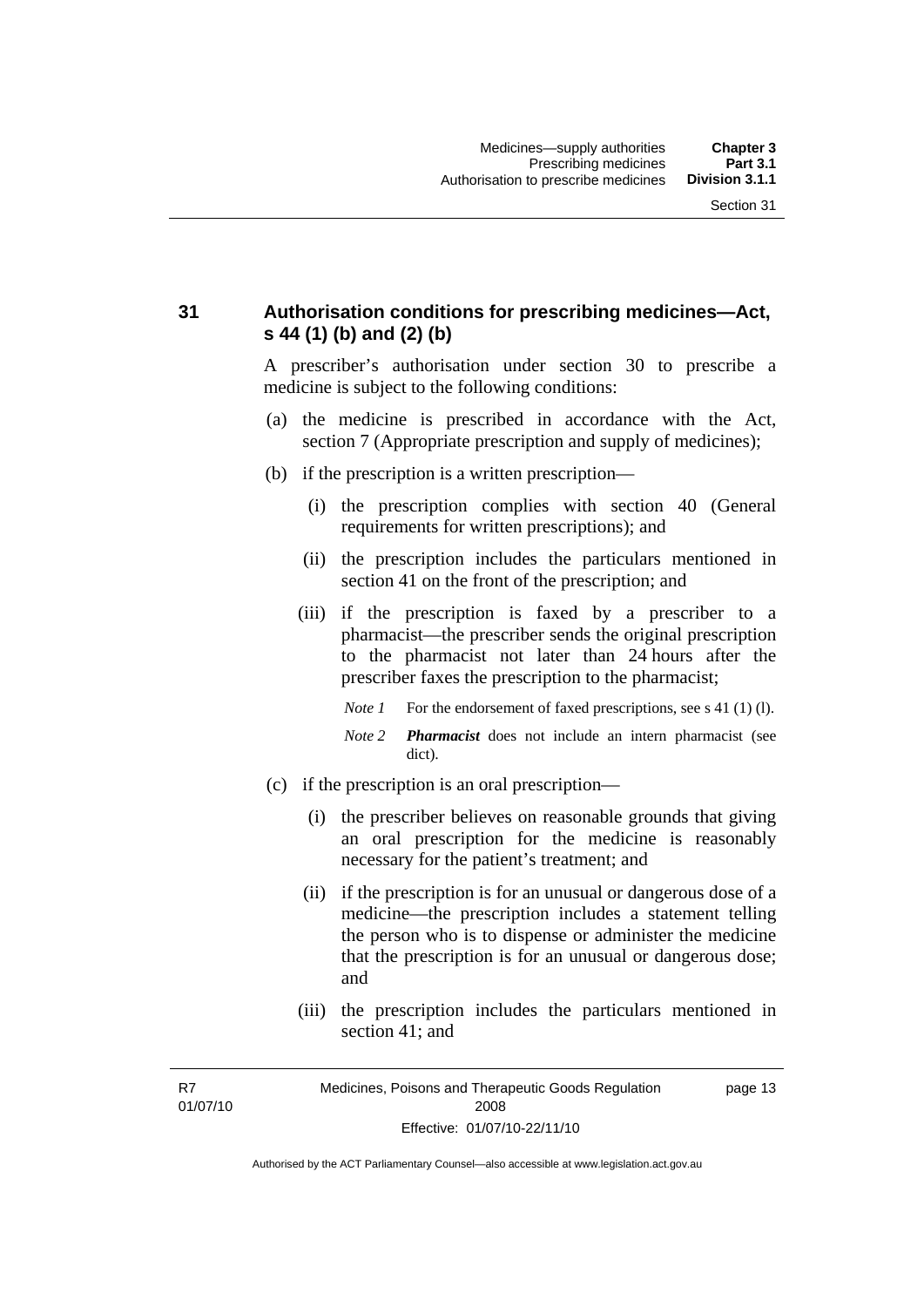## 31 Authorisation conditions for prescribing medicines—Act, s 44 (1) (b) and (2) (b)

A prescriber's authorisation under section 30 to prescribe a medicine is subject to the following conditions:

(a) the medicine is prescribed in accordance with the Act, section 7 (Appropriate prescription and supply of medicines);

(b) if the prescription is a written prescription—

  (i) the prescription complies with section 40 (General requirements for written prescriptions); and

  (ii) the prescription includes the particulars mentioned in section 41 on the front of the prescription; and

  (iii) if the prescription is faxed by a prescriber to a pharmacist—the prescriber sends the original prescription to the pharmacist not later than 24 hours after the prescriber faxes the prescription to the pharmacist;

  *Note 1* For the endorsement of faxed prescriptions, see s 41 (1) (l).

  *Note 2* ***Pharmacist*** does not include an intern pharmacist (see dict).

(c) if the prescription is an oral prescription—

  (i) the prescriber believes on reasonable grounds that giving an oral prescription for the medicine is reasonably necessary for the patient's treatment; and

  (ii) if the prescription is for an unusual or dangerous dose of a medicine—the prescription includes a statement telling the person who is to dispense or administer the medicine that the prescription is for an unusual or dangerous dose; and

  (iii) the prescription includes the particulars mentioned in section 41; and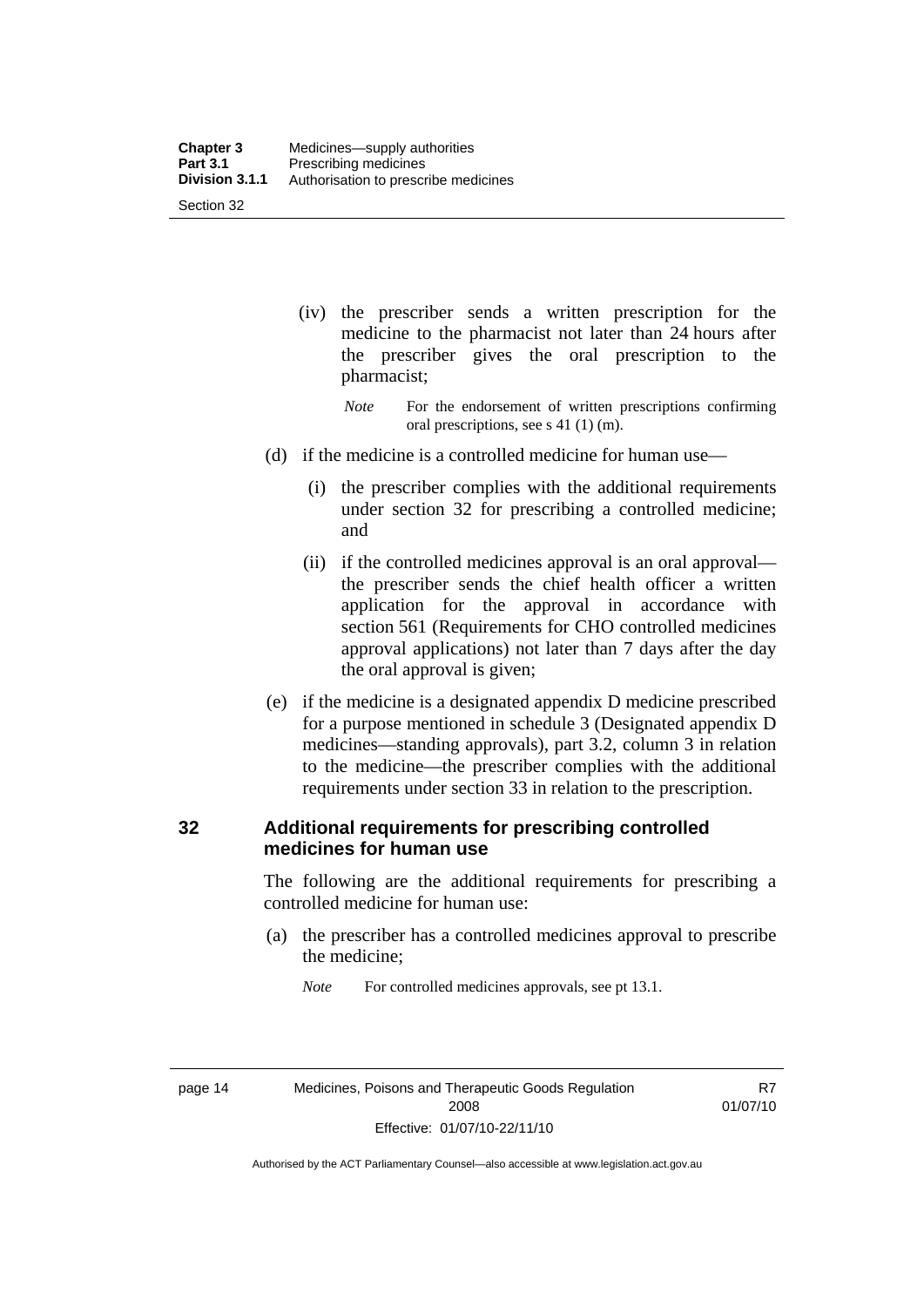(iv) the prescriber sends a written prescription for the medicine to the pharmacist not later than 24 hours after the prescriber gives the oral prescription to the pharmacist;

*Note* For the endorsement of written prescriptions confirming oral prescriptions, see s 41 (1) (m).

(d) if the medicine is a controlled medicine for human use—

(i) the prescriber complies with the additional requirements under section 32 for prescribing a controlled medicine; and

(ii) if the controlled medicines approval is an oral approval—the prescriber sends the chief health officer a written application for the approval in accordance with section 561 (Requirements for CHO controlled medicines approval applications) not later than 7 days after the day the oral approval is given;

(e) if the medicine is a designated appendix D medicine prescribed for a purpose mentioned in schedule 3 (Designated appendix D medicines—standing approvals), part 3.2, column 3 in relation to the medicine—the prescriber complies with the additional requirements under section 33 in relation to the prescription.

## 32 Additional requirements for prescribing controlled medicines for human use

The following are the additional requirements for prescribing a controlled medicine for human use:

(a) the prescriber has a controlled medicines approval to prescribe the medicine;

*Note* For controlled medicines approvals, see pt 13.1.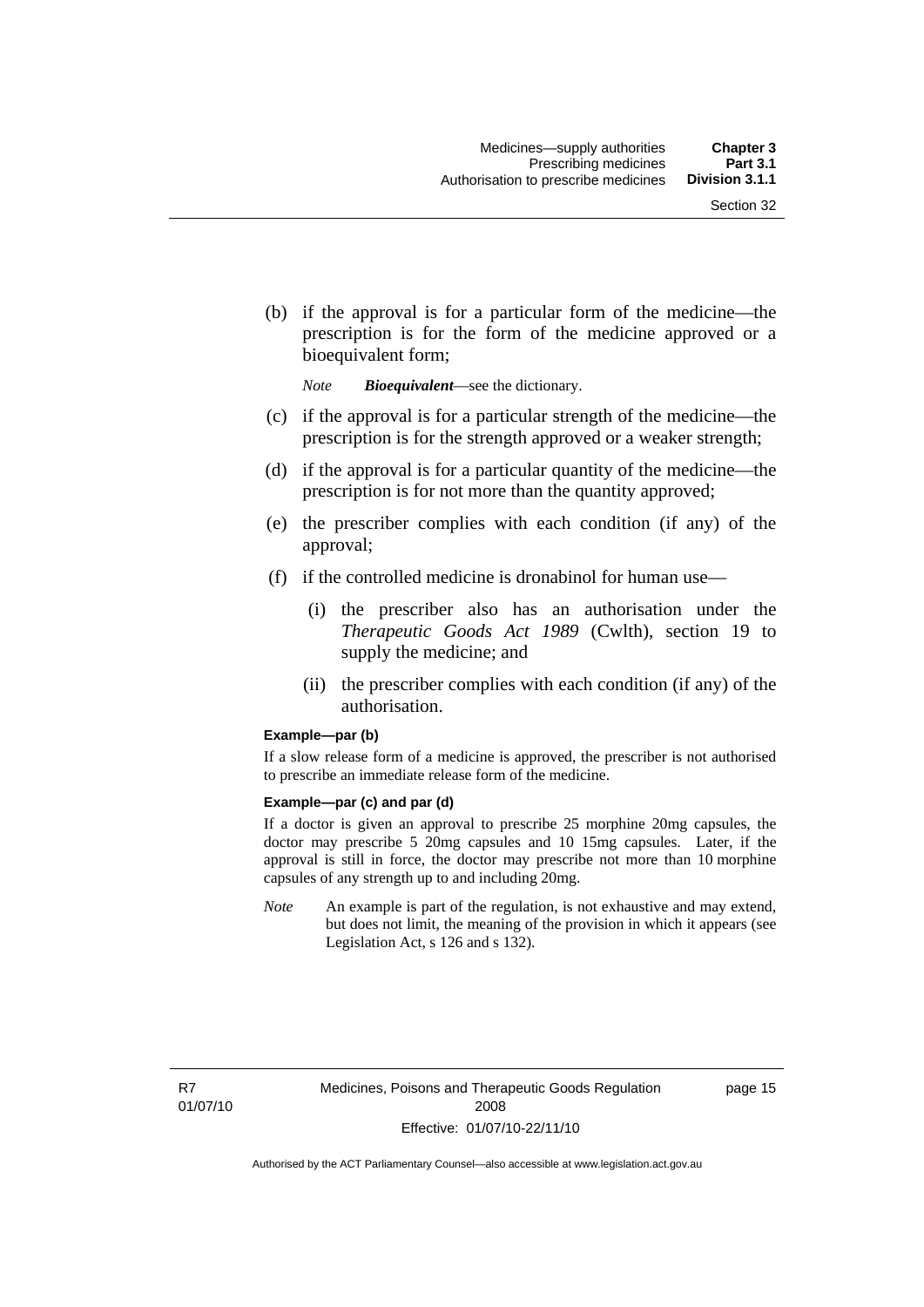(b) if the approval is for a particular form of the medicine—the prescription is for the form of the medicine approved or a bioequivalent form;

*Note* ***Bioequivalent***—see the dictionary.

(c) if the approval is for a particular strength of the medicine—the prescription is for the strength approved or a weaker strength;

(d) if the approval is for a particular quantity of the medicine—the prescription is for not more than the quantity approved;

(e) the prescriber complies with each condition (if any) of the approval;

(f) if the controlled medicine is dronabinol for human use—

(i) the prescriber also has an authorisation under the *Therapeutic Goods Act 1989* (Cwlth), section 19 to supply the medicine; and

(ii) the prescriber complies with each condition (if any) of the authorisation.

**Example—par (b)**

If a slow release form of a medicine is approved, the prescriber is not authorised to prescribe an immediate release form of the medicine.

**Example—par (c) and par (d)**

If a doctor is given an approval to prescribe 25 morphine 20mg capsules, the doctor may prescribe 5 20mg capsules and 10 15mg capsules. Later, if the approval is still in force, the doctor may prescribe not more than 10 morphine capsules of any strength up to and including 20mg.

*Note* An example is part of the regulation, is not exhaustive and may extend, but does not limit, the meaning of the provision in which it appears (see Legislation Act, s 126 and s 132).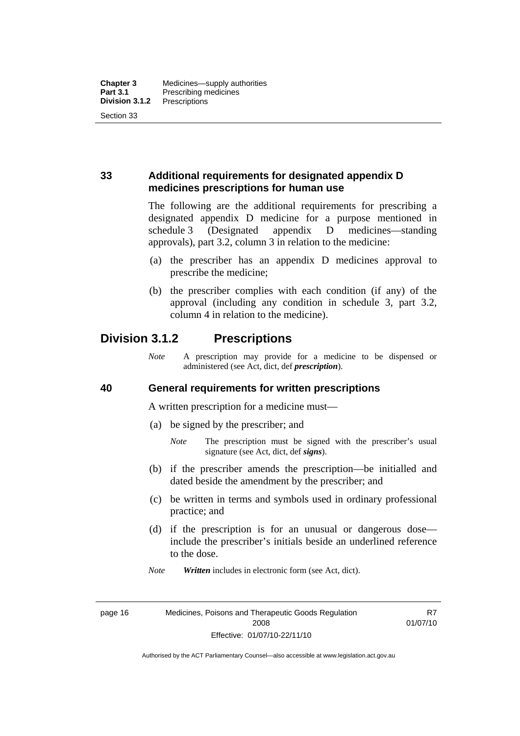## 33 Additional requirements for designated appendix D medicines prescriptions for human use

The following are the additional requirements for prescribing a designated appendix D medicine for a purpose mentioned in schedule 3 (Designated appendix D medicines—standing approvals), part 3.2, column 3 in relation to the medicine:

(a) the prescriber has an appendix D medicines approval to prescribe the medicine;

(b) the prescriber complies with each condition (if any) of the approval (including any condition in schedule 3, part 3.2, column 4 in relation to the medicine).

# Division 3.1.2 Prescriptions

*Note* A prescription may provide for a medicine to be dispensed or administered (see Act, dict, def ***prescription***).

## 40 General requirements for written prescriptions

A written prescription for a medicine must—

(a) be signed by the prescriber; and

*Note* The prescription must be signed with the prescriber's usual signature (see Act, dict, def ***signs***).

(b) if the prescriber amends the prescription—be initialled and dated beside the amendment by the prescriber; and

(c) be written in terms and symbols used in ordinary professional practice; and

(d) if the prescription is for an unusual or dangerous dose—include the prescriber's initials beside an underlined reference to the dose.

*Note* ***Written*** includes in electronic form (see Act, dict).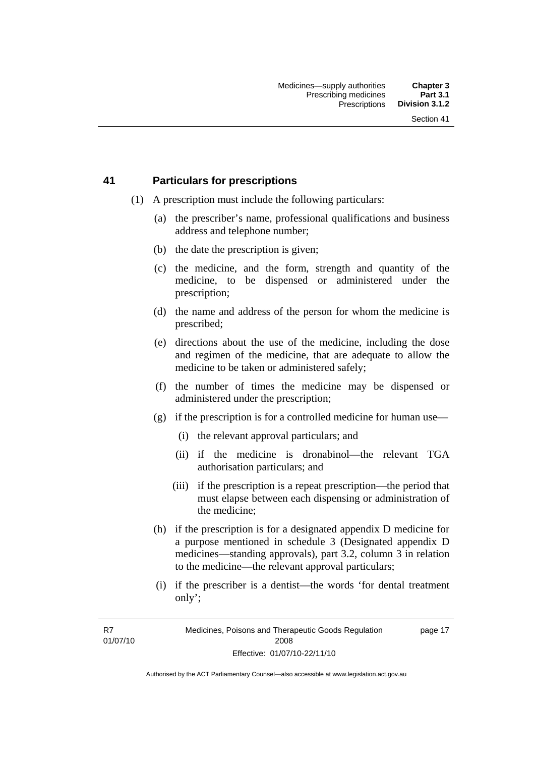## 41 Particulars for prescriptions

(1) A prescription must include the following particulars:

(a) the prescriber's name, professional qualifications and business address and telephone number;

(b) the date the prescription is given;

(c) the medicine, and the form, strength and quantity of the medicine, to be dispensed or administered under the prescription;

(d) the name and address of the person for whom the medicine is prescribed;

(e) directions about the use of the medicine, including the dose and regimen of the medicine, that are adequate to allow the medicine to be taken or administered safely;

(f) the number of times the medicine may be dispensed or administered under the prescription;

(g) if the prescription is for a controlled medicine for human use—

(i) the relevant approval particulars; and

(ii) if the medicine is dronabinol—the relevant TGA authorisation particulars; and

(iii) if the prescription is a repeat prescription—the period that must elapse between each dispensing or administration of the medicine;

(h) if the prescription is for a designated appendix D medicine for a purpose mentioned in schedule 3 (Designated appendix D medicines—standing approvals), part 3.2, column 3 in relation to the medicine—the relevant approval particulars;

(i) if the prescriber is a dentist—the words 'for dental treatment only';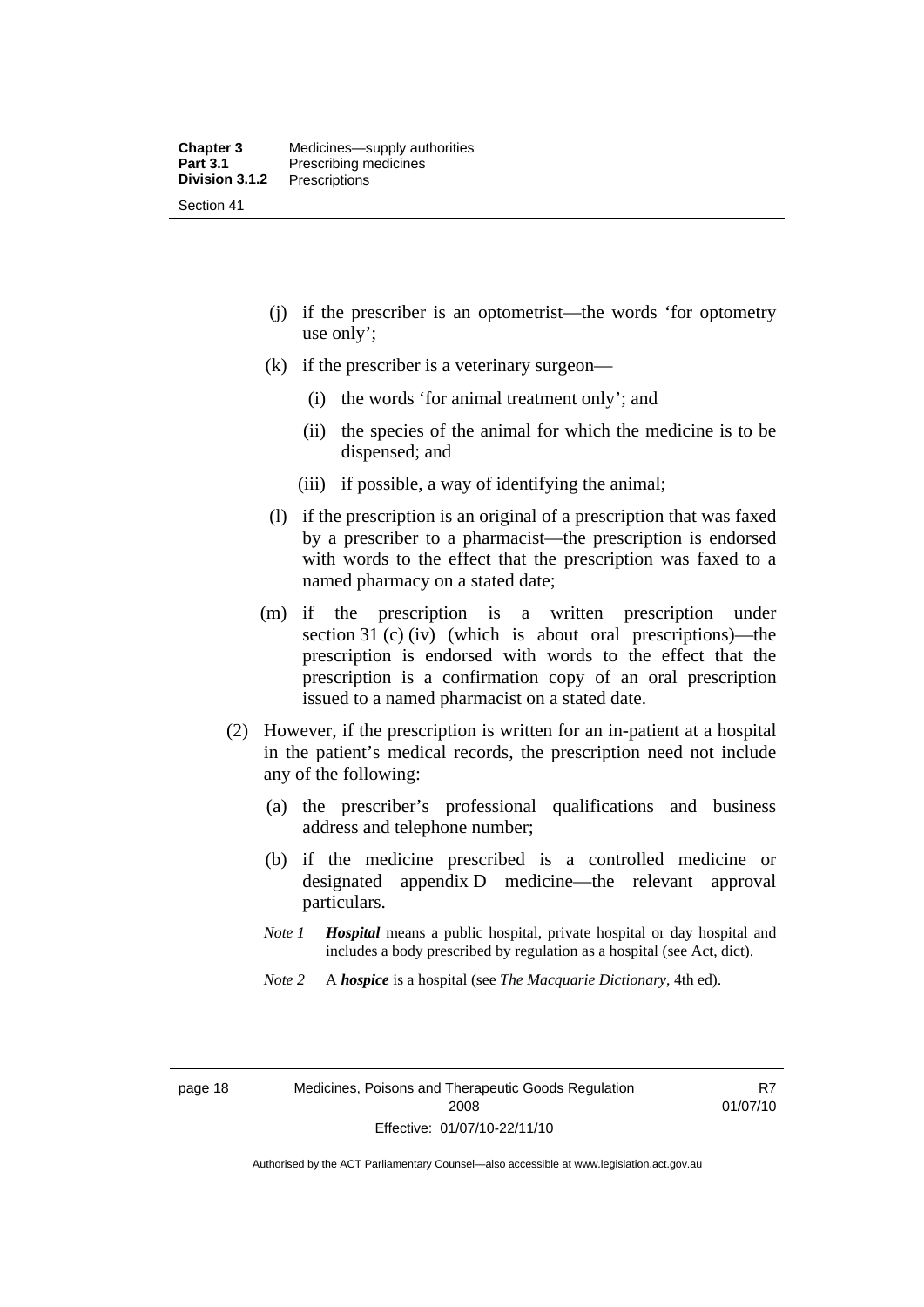(j) if the prescriber is an optometrist—the words 'for optometry use only';

(k) if the prescriber is a veterinary surgeon—

(i) the words 'for animal treatment only'; and

(ii) the species of the animal for which the medicine is to be dispensed; and

(iii) if possible, a way of identifying the animal;

(l) if the prescription is an original of a prescription that was faxed by a prescriber to a pharmacist—the prescription is endorsed with words to the effect that the prescription was faxed to a named pharmacy on a stated date;

(m) if the prescription is a written prescription under section 31 (c) (iv) (which is about oral prescriptions)—the prescription is endorsed with words to the effect that the prescription is a confirmation copy of an oral prescription issued to a named pharmacist on a stated date.

(2) However, if the prescription is written for an in-patient at a hospital in the patient's medical records, the prescription need not include any of the following:

(a) the prescriber's professional qualifications and business address and telephone number;

(b) if the medicine prescribed is a controlled medicine or designated appendix D medicine—the relevant approval particulars.

*Note 1* ***Hospital*** means a public hospital, private hospital or day hospital and includes a body prescribed by regulation as a hospital (see Act, dict).

*Note 2* A ***hospice*** is a hospital (see *The Macquarie Dictionary*, 4th ed).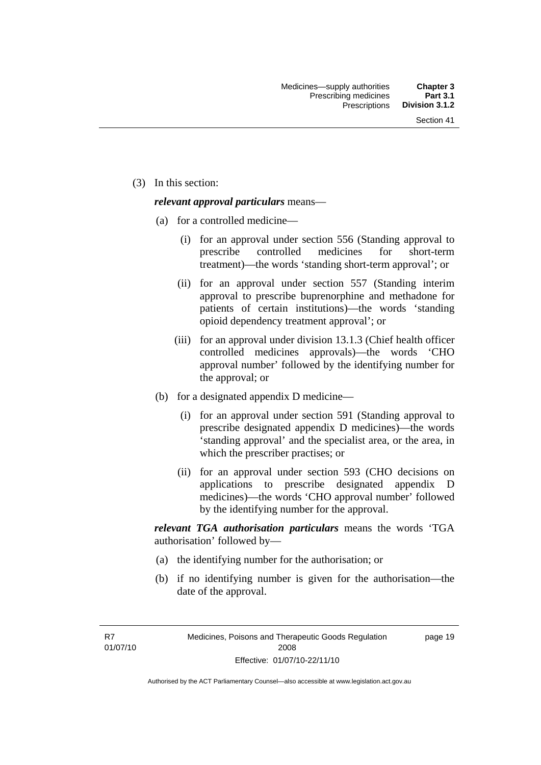(3) In this section:

***relevant approval particulars*** means—

(a) for a controlled medicine—

(i) for an approval under section 556 (Standing approval to prescribe controlled medicines for short-term treatment)—the words 'standing short-term approval'; or

(ii) for an approval under section 557 (Standing interim approval to prescribe buprenorphine and methadone for patients of certain institutions)—the words 'standing opioid dependency treatment approval'; or

(iii) for an approval under division 13.1.3 (Chief health officer controlled medicines approvals)—the words 'CHO approval number' followed by the identifying number for the approval; or

(b) for a designated appendix D medicine—

(i) for an approval under section 591 (Standing approval to prescribe designated appendix D medicines)—the words 'standing approval' and the specialist area, or the area, in which the prescriber practises; or

(ii) for an approval under section 593 (CHO decisions on applications to prescribe designated appendix D medicines)—the words 'CHO approval number' followed by the identifying number for the approval.

***relevant TGA authorisation particulars*** means the words 'TGA authorisation' followed by—

(a) the identifying number for the authorisation; or

(b) if no identifying number is given for the authorisation—the date of the approval.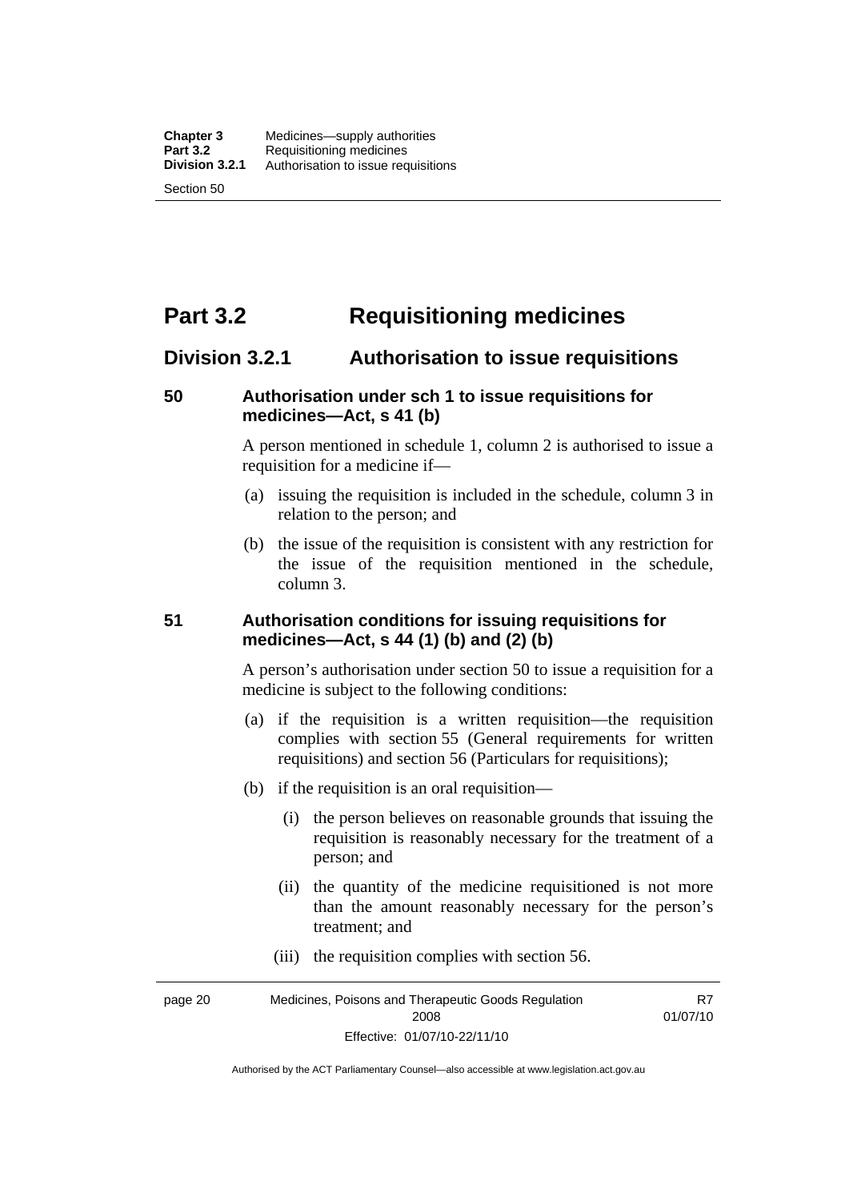# Part 3.2 Requisitioning medicines

## Division 3.2.1 Authorisation to issue requisitions

### 50 Authorisation under sch 1 to issue requisitions for medicines—Act, s 41 (b)

A person mentioned in schedule 1, column 2 is authorised to issue a requisition for a medicine if—

(a) issuing the requisition is included in the schedule, column 3 in relation to the person; and

(b) the issue of the requisition is consistent with any restriction for the issue of the requisition mentioned in the schedule, column 3.

### 51 Authorisation conditions for issuing requisitions for medicines—Act, s 44 (1) (b) and (2) (b)

A person's authorisation under section 50 to issue a requisition for a medicine is subject to the following conditions:

(a) if the requisition is a written requisition—the requisition complies with section 55 (General requirements for written requisitions) and section 56 (Particulars for requisitions);

(b) if the requisition is an oral requisition—

(i) the person believes on reasonable grounds that issuing the requisition is reasonably necessary for the treatment of a person; and

(ii) the quantity of the medicine requisitioned is not more than the amount reasonably necessary for the person's treatment; and

(iii) the requisition complies with section 56.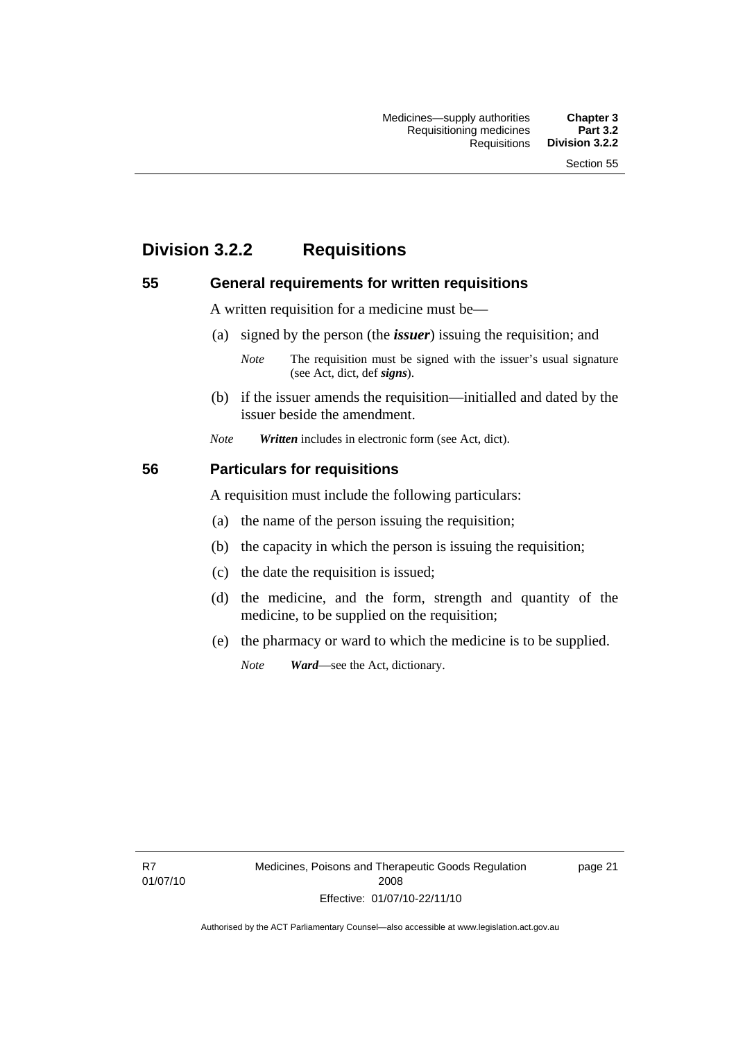## Division 3.2.2 Requisitions

### 55 General requirements for written requisitions

A written requisition for a medicine must be—

(a) signed by the person (the ***issuer***) issuing the requisition; and

*Note* The requisition must be signed with the issuer's usual signature (see Act, dict, def ***signs***).

(b) if the issuer amends the requisition—initialled and dated by the issuer beside the amendment.

*Note* ***Written*** includes in electronic form (see Act, dict).

### 56 Particulars for requisitions

A requisition must include the following particulars:

(a) the name of the person issuing the requisition;

(b) the capacity in which the person is issuing the requisition;

(c) the date the requisition is issued;

(d) the medicine, and the form, strength and quantity of the medicine, to be supplied on the requisition;

(e) the pharmacy or ward to which the medicine is to be supplied.

*Note* ***Ward***—see the Act, dictionary.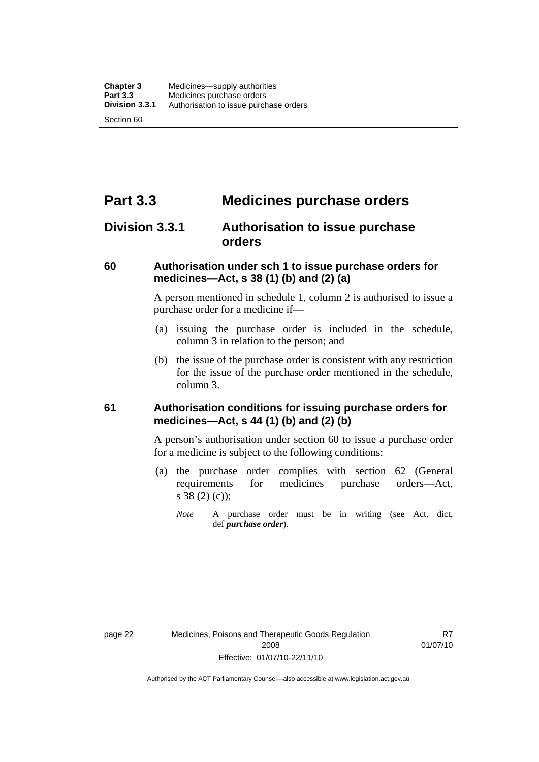# Part 3.3 Medicines purchase orders

## Division 3.3.1 Authorisation to issue purchase orders

### 60 Authorisation under sch 1 to issue purchase orders for medicines—Act, s 38 (1) (b) and (2) (a)

A person mentioned in schedule 1, column 2 is authorised to issue a purchase order for a medicine if—

(a) issuing the purchase order is included in the schedule, column 3 in relation to the person; and

(b) the issue of the purchase order is consistent with any restriction for the issue of the purchase order mentioned in the schedule, column 3.

### 61 Authorisation conditions for issuing purchase orders for medicines—Act, s 44 (1) (b) and (2) (b)

A person's authorisation under section 60 to issue a purchase order for a medicine is subject to the following conditions:

(a) the purchase order complies with section 62 (General requirements for medicines purchase orders—Act, s 38 (2) (c));

*Note* A purchase order must be in writing (see Act, dict, def ***purchase order***).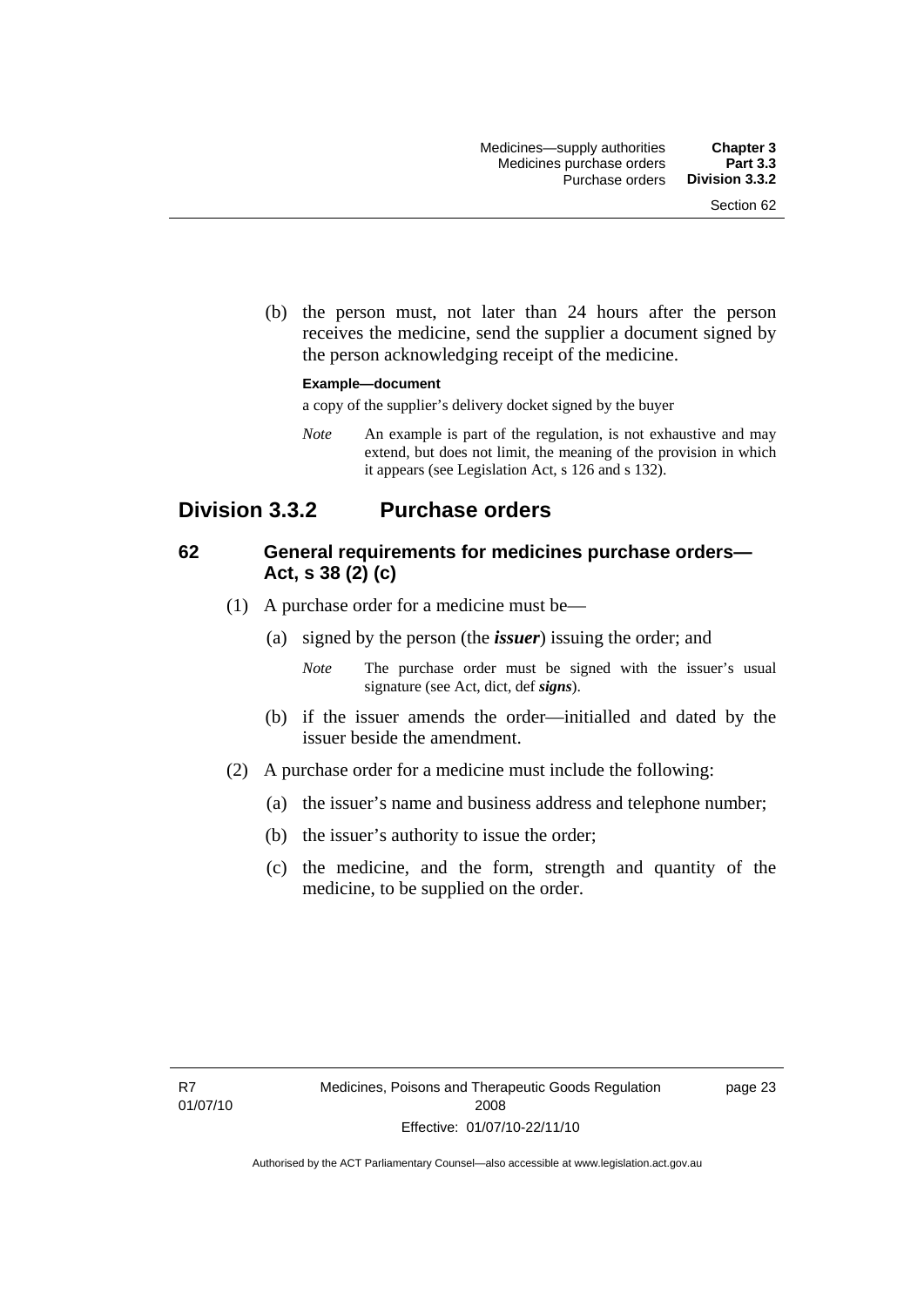(b) the person must, not later than 24 hours after the person receives the medicine, send the supplier a document signed by the person acknowledging receipt of the medicine.

**Example—document**

a copy of the supplier's delivery docket signed by the buyer

*Note* An example is part of the regulation, is not exhaustive and may extend, but does not limit, the meaning of the provision in which it appears (see Legislation Act, s 126 and s 132).

## Division 3.3.2 Purchase orders

### 62 General requirements for medicines purchase orders—Act, s 38 (2) (c)

(1) A purchase order for a medicine must be—

(a) signed by the person (the ***issuer***) issuing the order; and

*Note* The purchase order must be signed with the issuer's usual signature (see Act, dict, def ***signs***).

(b) if the issuer amends the order—initialled and dated by the issuer beside the amendment.

(2) A purchase order for a medicine must include the following:

(a) the issuer's name and business address and telephone number;

(b) the issuer's authority to issue the order;

(c) the medicine, and the form, strength and quantity of the medicine, to be supplied on the order.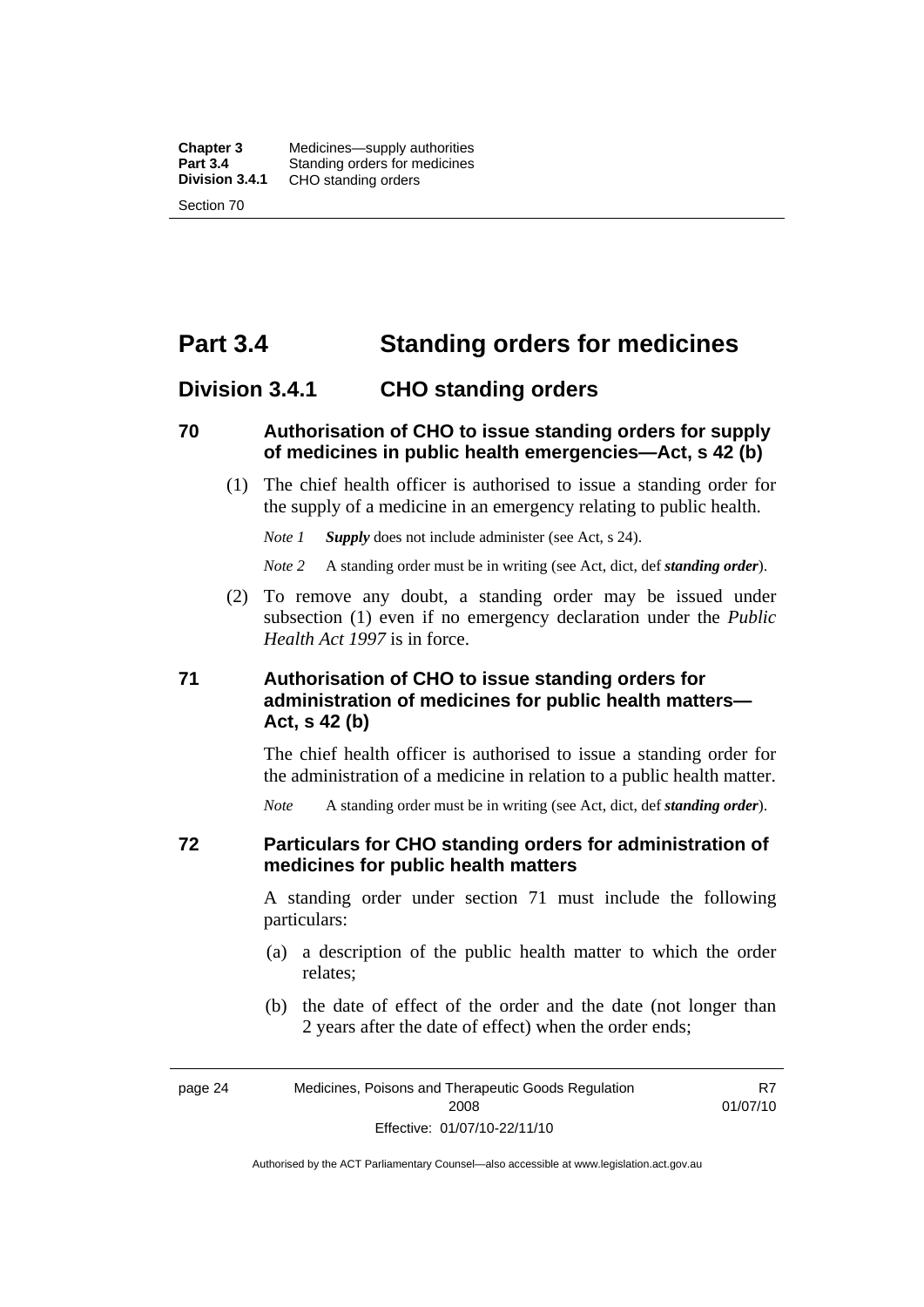# Part 3.4 Standing orders for medicines

## Division 3.4.1 CHO standing orders

### 70 Authorisation of CHO to issue standing orders for supply of medicines in public health emergencies—Act, s 42 (b)

(1) The chief health officer is authorised to issue a standing order for the supply of a medicine in an emergency relating to public health.

*Note 1* ***Supply*** does not include administer (see Act, s 24).

*Note 2* A standing order must be in writing (see Act, dict, def ***standing order***).

(2) To remove any doubt, a standing order may be issued under subsection (1) even if no emergency declaration under the *Public Health Act 1997* is in force.

### 71 Authorisation of CHO to issue standing orders for administration of medicines for public health matters—Act, s 42 (b)

The chief health officer is authorised to issue a standing order for the administration of a medicine in relation to a public health matter.

*Note* A standing order must be in writing (see Act, dict, def ***standing order***).

### 72 Particulars for CHO standing orders for administration of medicines for public health matters

A standing order under section 71 must include the following particulars:

(a) a description of the public health matter to which the order relates;

(b) the date of effect of the order and the date (not longer than 2 years after the date of effect) when the order ends;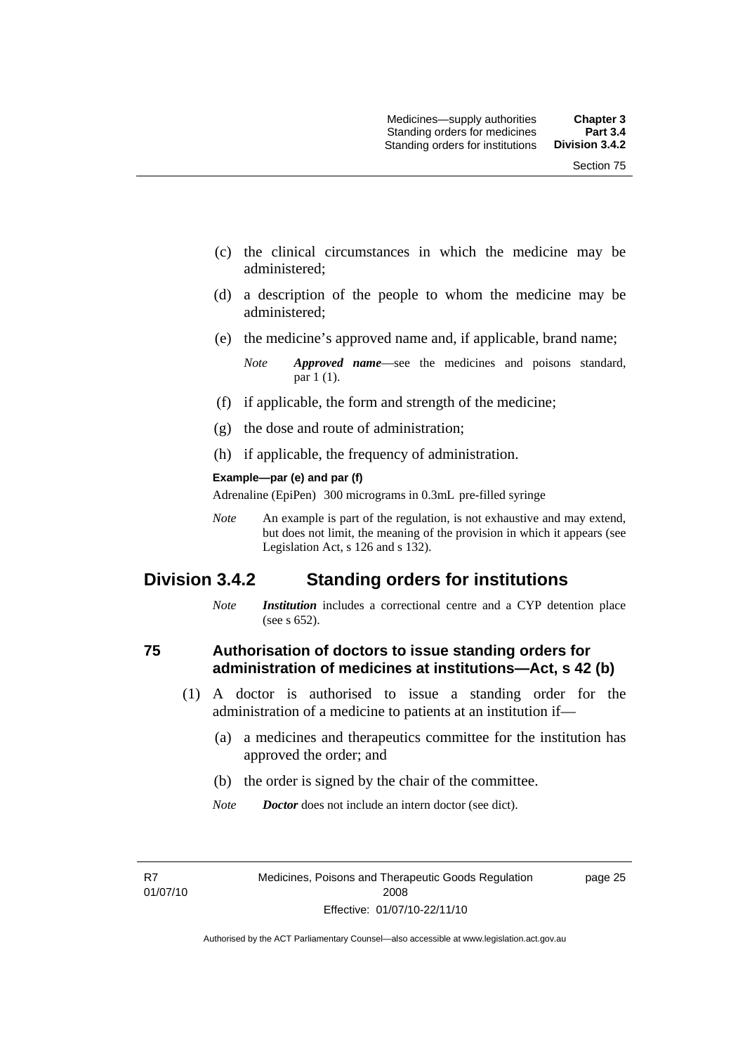(c) the clinical circumstances in which the medicine may be administered;

(d) a description of the people to whom the medicine may be administered;

(e) the medicine's approved name and, if applicable, brand name;

*Note* ***Approved name***—see the medicines and poisons standard, par 1 (1).

(f) if applicable, the form and strength of the medicine;

(g) the dose and route of administration;

(h) if applicable, the frequency of administration.

**Example—par (e) and par (f)**

Adrenaline (EpiPen) 300 micrograms in 0.3mL pre-filled syringe

*Note* An example is part of the regulation, is not exhaustive and may extend, but does not limit, the meaning of the provision in which it appears (see Legislation Act, s 126 and s 132).

## Division 3.4.2 Standing orders for institutions

*Note* ***Institution*** includes a correctional centre and a CYP detention place (see s 652).

### 75 Authorisation of doctors to issue standing orders for administration of medicines at institutions—Act, s 42 (b)

(1) A doctor is authorised to issue a standing order for the administration of a medicine to patients at an institution if—

(a) a medicines and therapeutics committee for the institution has approved the order; and

(b) the order is signed by the chair of the committee.

*Note* ***Doctor*** does not include an intern doctor (see dict).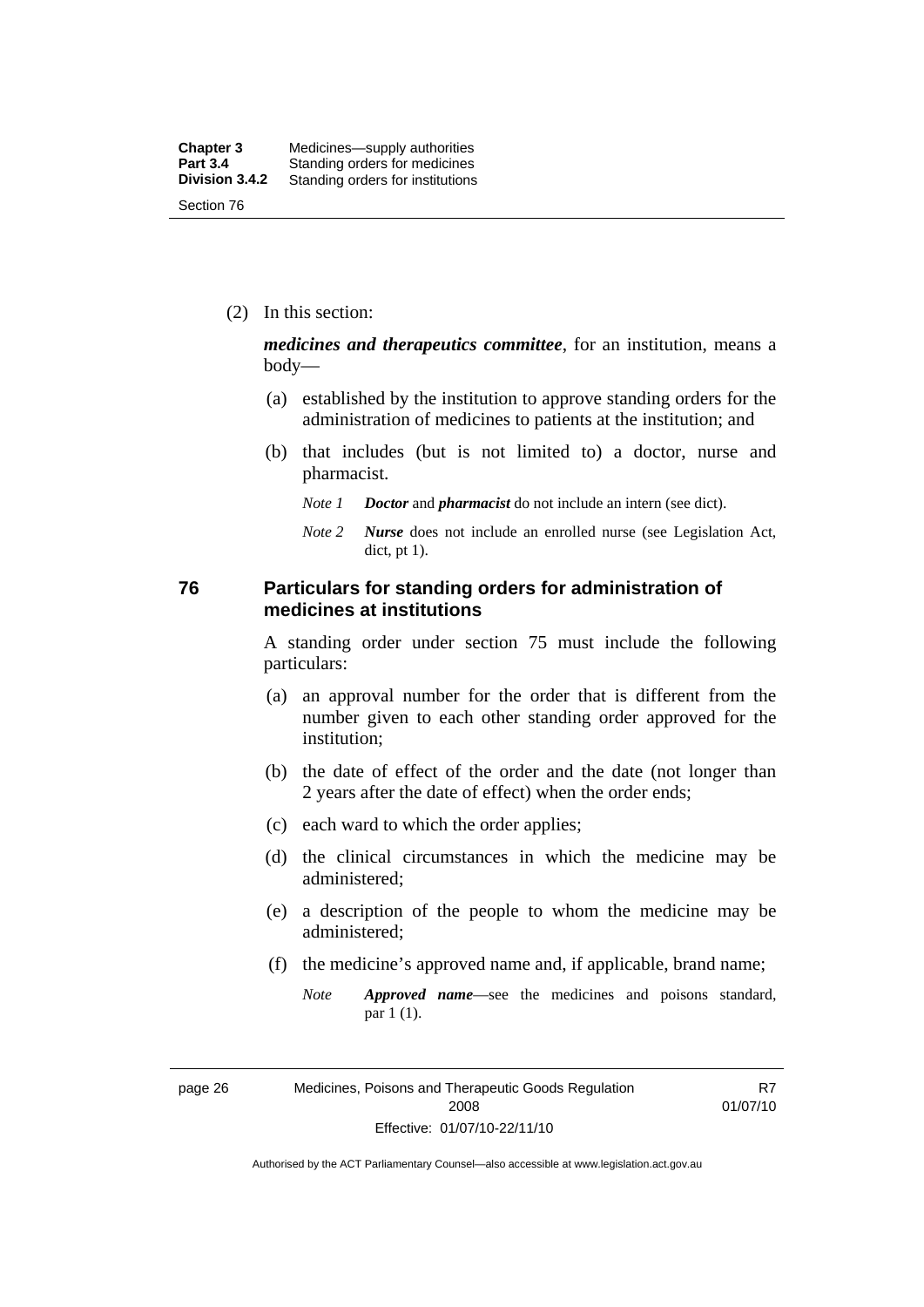(2) In this section:

***medicines and therapeutics committee***, for an institution, means a body—

(a) established by the institution to approve standing orders for the administration of medicines to patients at the institution; and

(b) that includes (but is not limited to) a doctor, nurse and pharmacist.

*Note 1* ***Doctor*** and ***pharmacist*** do not include an intern (see dict).

*Note 2* ***Nurse*** does not include an enrolled nurse (see Legislation Act, dict, pt 1).

## 76 Particulars for standing orders for administration of medicines at institutions

A standing order under section 75 must include the following particulars:

(a) an approval number for the order that is different from the number given to each other standing order approved for the institution;

(b) the date of effect of the order and the date (not longer than 2 years after the date of effect) when the order ends;

(c) each ward to which the order applies;

(d) the clinical circumstances in which the medicine may be administered;

(e) a description of the people to whom the medicine may be administered;

(f) the medicine's approved name and, if applicable, brand name;

*Note* ***Approved name***—see the medicines and poisons standard, par 1 (1).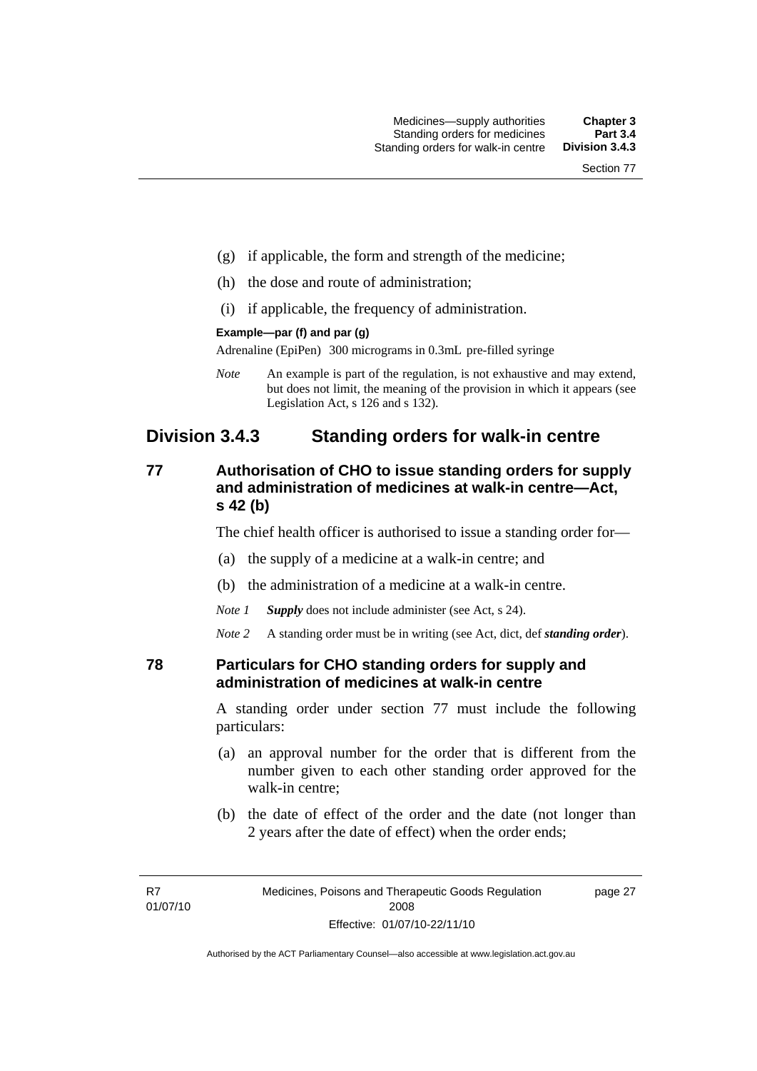(g) if applicable, the form and strength of the medicine;

(h) the dose and route of administration;

(i) if applicable, the frequency of administration.

**Example—par (f) and par (g)**

Adrenaline (EpiPen) 300 micrograms in 0.3mL pre-filled syringe

*Note* An example is part of the regulation, is not exhaustive and may extend, but does not limit, the meaning of the provision in which it appears (see Legislation Act, s 126 and s 132).

## Division 3.4.3 Standing orders for walk-in centre

### 77 Authorisation of CHO to issue standing orders for supply and administration of medicines at walk-in centre—Act, s 42 (b)

The chief health officer is authorised to issue a standing order for—

(a) the supply of a medicine at a walk-in centre; and

(b) the administration of a medicine at a walk-in centre.

*Note 1* ***Supply*** does not include administer (see Act, s 24).

*Note 2* A standing order must be in writing (see Act, dict, def ***standing order***).

### 78 Particulars for CHO standing orders for supply and administration of medicines at walk-in centre

A standing order under section 77 must include the following particulars:

(a) an approval number for the order that is different from the number given to each other standing order approved for the walk-in centre;

(b) the date of effect of the order and the date (not longer than 2 years after the date of effect) when the order ends;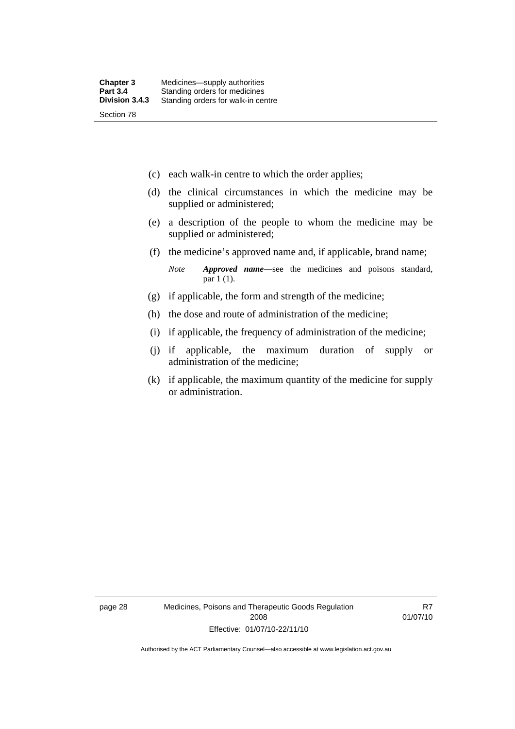(c) each walk-in centre to which the order applies;

(d) the clinical circumstances in which the medicine may be supplied or administered;

(e) a description of the people to whom the medicine may be supplied or administered;

(f) the medicine's approved name and, if applicable, brand name;

*Note* ***Approved name***—see the medicines and poisons standard, par 1 (1).

(g) if applicable, the form and strength of the medicine;

(h) the dose and route of administration of the medicine;

(i) if applicable, the frequency of administration of the medicine;

(j) if applicable, the maximum duration of supply or administration of the medicine;

(k) if applicable, the maximum quantity of the medicine for supply or administration.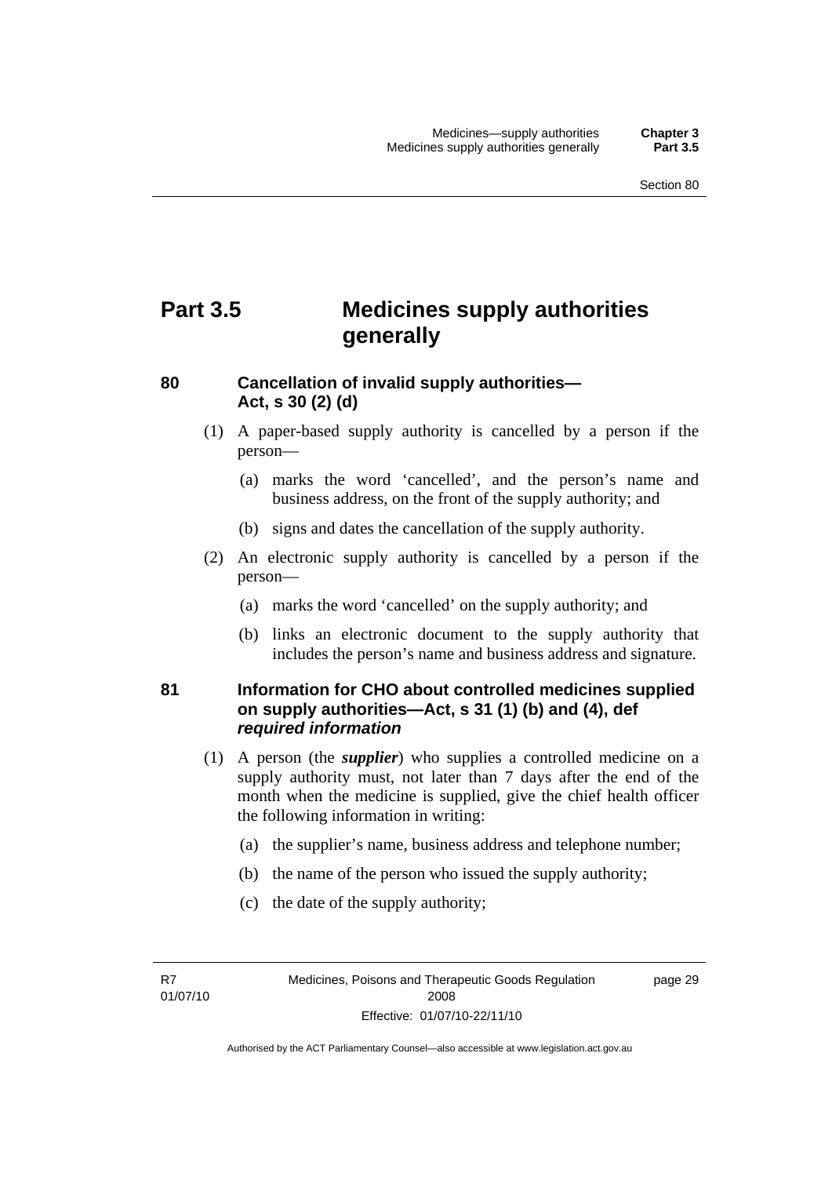# Part 3.5 Medicines supply authorities generally

## 80 Cancellation of invalid supply authorities—Act, s 30 (2) (d)

(1) A paper-based supply authority is cancelled by a person if the person—

(a) marks the word 'cancelled', and the person's name and business address, on the front of the supply authority; and

(b) signs and dates the cancellation of the supply authority.

(2) An electronic supply authority is cancelled by a person if the person—

(a) marks the word 'cancelled' on the supply authority; and

(b) links an electronic document to the supply authority that includes the person's name and business address and signature.

## 81 Information for CHO about controlled medicines supplied on supply authorities—Act, s 31 (1) (b) and (4), def *required information*

(1) A person (the ***supplier***) who supplies a controlled medicine on a supply authority must, not later than 7 days after the end of the month when the medicine is supplied, give the chief health officer the following information in writing:

(a) the supplier's name, business address and telephone number;

(b) the name of the person who issued the supply authority;

(c) the date of the supply authority;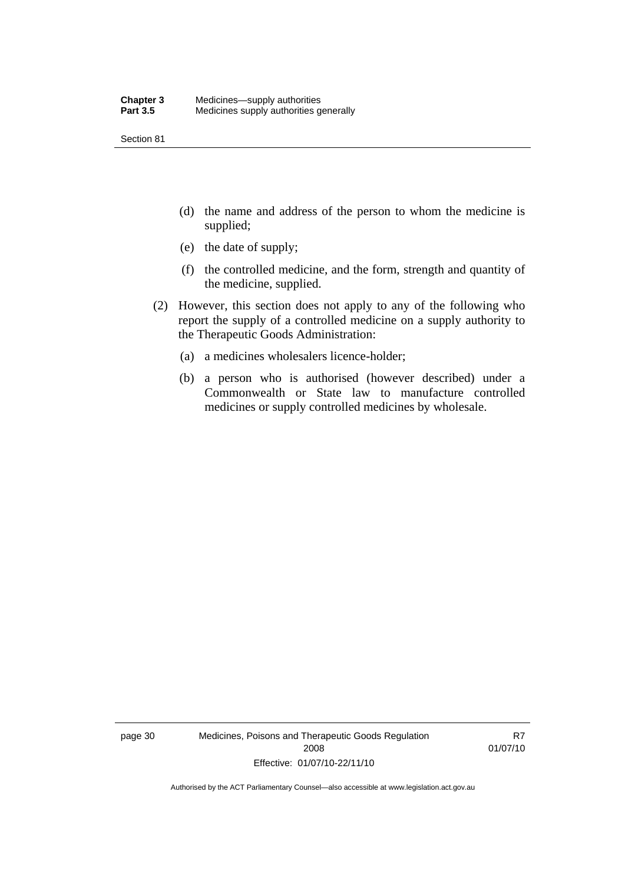(d) the name and address of the person to whom the medicine is supplied;

(e) the date of supply;

(f) the controlled medicine, and the form, strength and quantity of the medicine, supplied.

(2) However, this section does not apply to any of the following who report the supply of a controlled medicine on a supply authority to the Therapeutic Goods Administration:

(a) a medicines wholesalers licence-holder;

(b) a person who is authorised (however described) under a Commonwealth or State law to manufacture controlled medicines or supply controlled medicines by wholesale.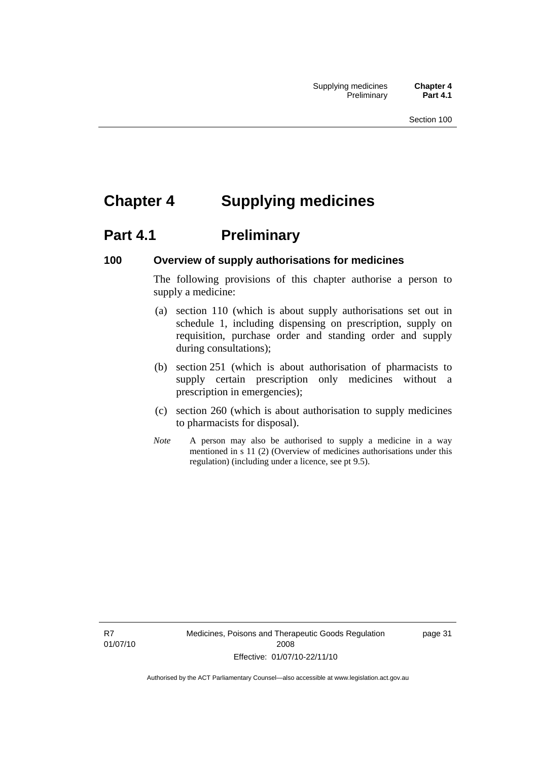# Chapter 4 Supplying medicines

## Part 4.1 Preliminary

### 100 Overview of supply authorisations for medicines

The following provisions of this chapter authorise a person to supply a medicine:

(a) section 110 (which is about supply authorisations set out in schedule 1, including dispensing on prescription, supply on requisition, purchase order and standing order and supply during consultations);

(b) section 251 (which is about authorisation of pharmacists to supply certain prescription only medicines without a prescription in emergencies);

(c) section 260 (which is about authorisation to supply medicines to pharmacists for disposal).

*Note* A person may also be authorised to supply a medicine in a way mentioned in s 11 (2) (Overview of medicines authorisations under this regulation) (including under a licence, see pt 9.5).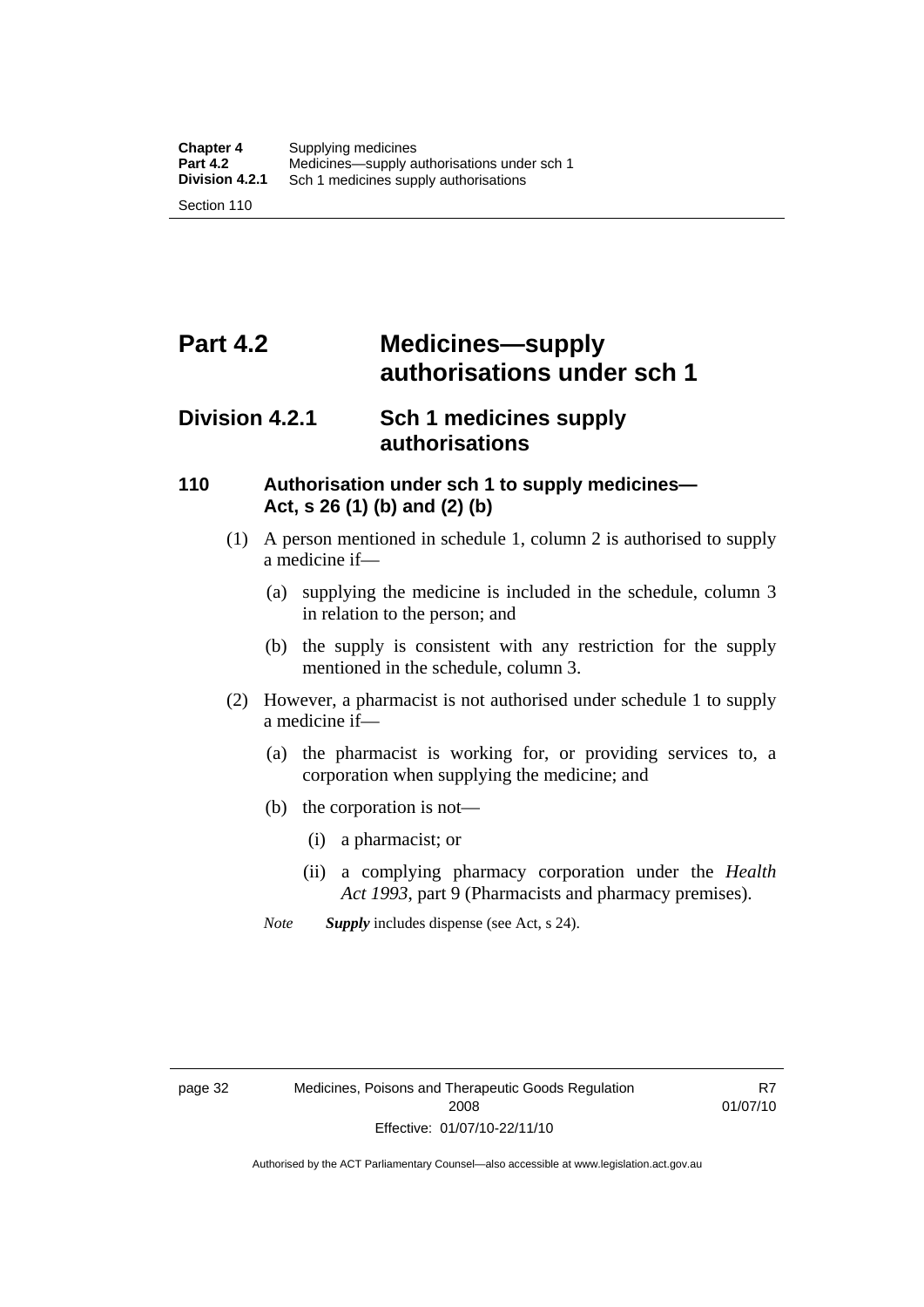# Part 4.2 Medicines—supply authorisations under sch 1

## Division 4.2.1 Sch 1 medicines supply authorisations

### 110 Authorisation under sch 1 to supply medicines—Act, s 26 (1) (b) and (2) (b)

(1) A person mentioned in schedule 1, column 2 is authorised to supply a medicine if—

(a) supplying the medicine is included in the schedule, column 3 in relation to the person; and

(b) the supply is consistent with any restriction for the supply mentioned in the schedule, column 3.

(2) However, a pharmacist is not authorised under schedule 1 to supply a medicine if—

(a) the pharmacist is working for, or providing services to, a corporation when supplying the medicine; and

(b) the corporation is not—

(i) a pharmacist; or

(ii) a complying pharmacy corporation under the *Health Act 1993*, part 9 (Pharmacists and pharmacy premises).

*Note* ***Supply*** includes dispense (see Act, s 24).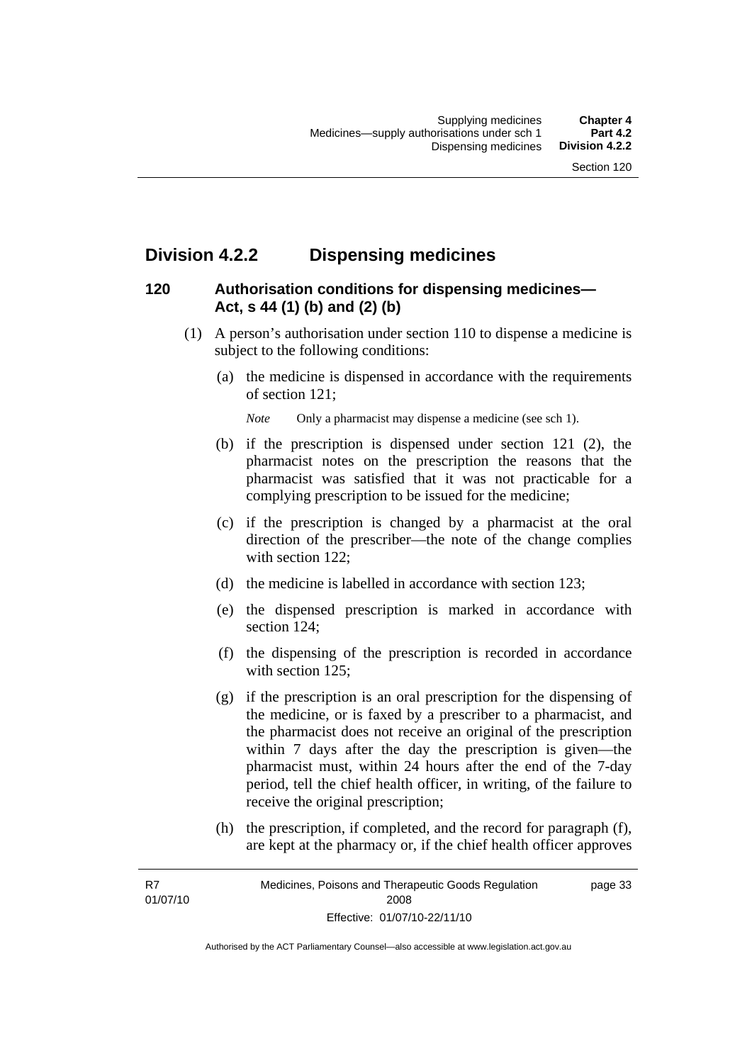## Division 4.2.2 Dispensing medicines

### 120 Authorisation conditions for dispensing medicines—Act, s 44 (1) (b) and (2) (b)

(1) A person's authorisation under section 110 to dispense a medicine is subject to the following conditions:

(a) the medicine is dispensed in accordance with the requirements of section 121;

*Note* Only a pharmacist may dispense a medicine (see sch 1).

(b) if the prescription is dispensed under section 121 (2), the pharmacist notes on the prescription the reasons that the pharmacist was satisfied that it was not practicable for a complying prescription to be issued for the medicine;

(c) if the prescription is changed by a pharmacist at the oral direction of the prescriber—the note of the change complies with section 122;

(d) the medicine is labelled in accordance with section 123;

(e) the dispensed prescription is marked in accordance with section 124;

(f) the dispensing of the prescription is recorded in accordance with section 125;

(g) if the prescription is an oral prescription for the dispensing of the medicine, or is faxed by a prescriber to a pharmacist, and the pharmacist does not receive an original of the prescription within 7 days after the day the prescription is given—the pharmacist must, within 24 hours after the end of the 7-day period, tell the chief health officer, in writing, of the failure to receive the original prescription;

(h) the prescription, if completed, and the record for paragraph (f), are kept at the pharmacy or, if the chief health officer approves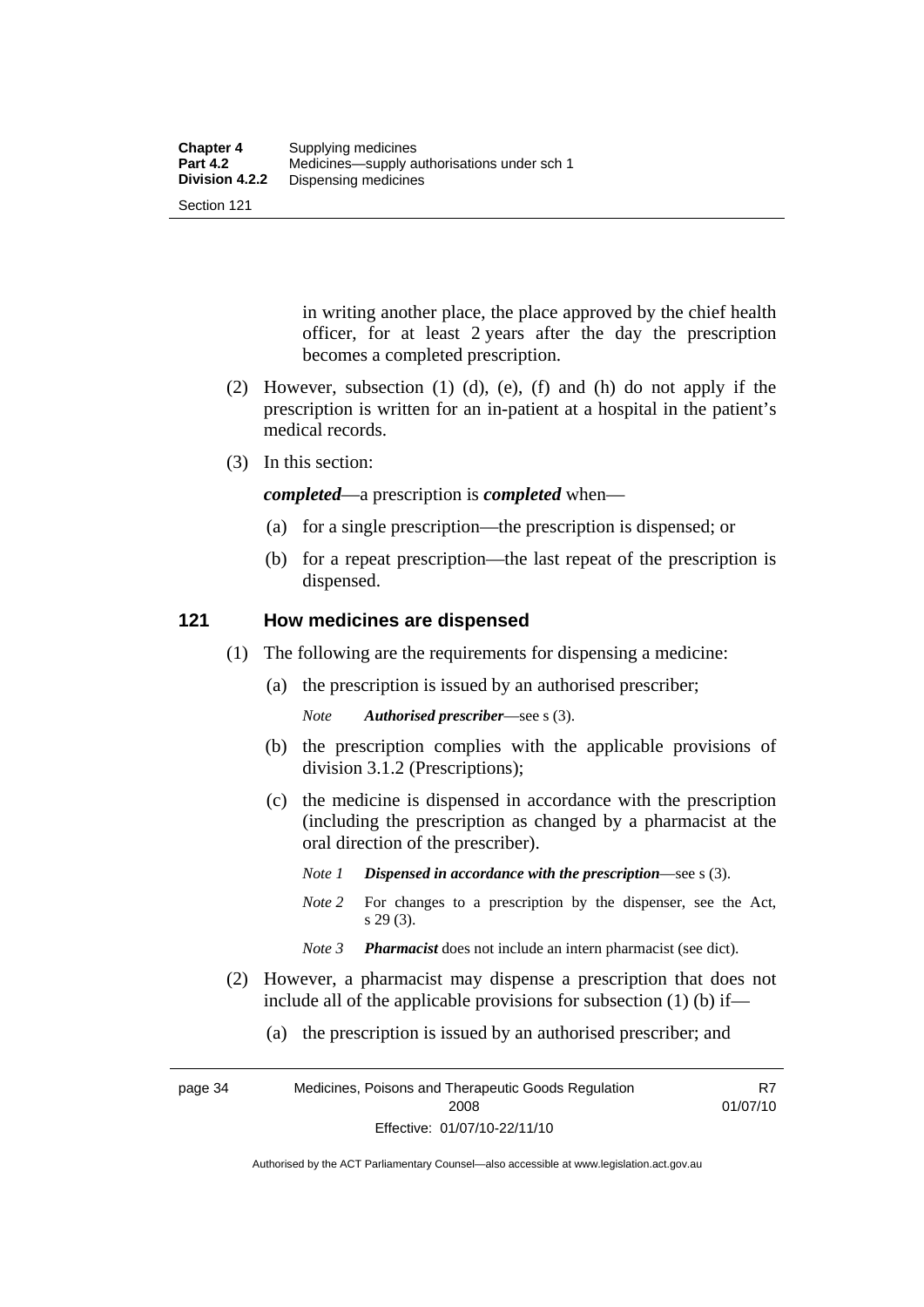in writing another place, the place approved by the chief health officer, for at least 2 years after the day the prescription becomes a completed prescription.

(2) However, subsection (1) (d), (e), (f) and (h) do not apply if the prescription is written for an in-patient at a hospital in the patient's medical records.

(3) In this section:

***completed***—a prescription is ***completed*** when—

(a) for a single prescription—the prescription is dispensed; or

(b) for a repeat prescription—the last repeat of the prescription is dispensed.

## 121 How medicines are dispensed

(1) The following are the requirements for dispensing a medicine:

(a) the prescription is issued by an authorised prescriber;

*Note* ***Authorised prescriber***—see s (3).

(b) the prescription complies with the applicable provisions of division 3.1.2 (Prescriptions);

(c) the medicine is dispensed in accordance with the prescription (including the prescription as changed by a pharmacist at the oral direction of the prescriber).

*Note 1* ***Dispensed in accordance with the prescription***—see s (3).

*Note 2* For changes to a prescription by the dispenser, see the Act, s 29 (3).

*Note 3* ***Pharmacist*** does not include an intern pharmacist (see dict).

(2) However, a pharmacist may dispense a prescription that does not include all of the applicable provisions for subsection (1) (b) if—

(a) the prescription is issued by an authorised prescriber; and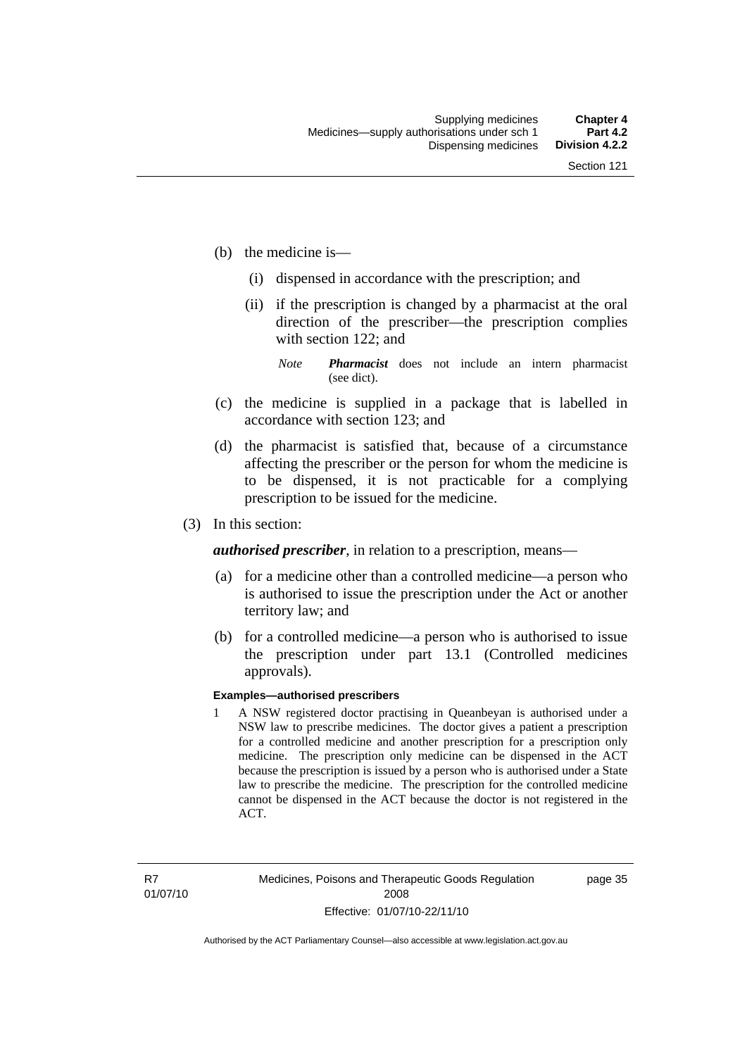(b) the medicine is—

   (i) dispensed in accordance with the prescription; and

   (ii) if the prescription is changed by a pharmacist at the oral direction of the prescriber—the prescription complies with section 122; and

   *Note* ***Pharmacist*** does not include an intern pharmacist (see dict).

(c) the medicine is supplied in a package that is labelled in accordance with section 123; and

(d) the pharmacist is satisfied that, because of a circumstance affecting the prescriber or the person for whom the medicine is to be dispensed, it is not practicable for a complying prescription to be issued for the medicine.

(3) In this section:

***authorised prescriber***, in relation to a prescription, means—

(a) for a medicine other than a controlled medicine—a person who is authorised to issue the prescription under the Act or another territory law; and

(b) for a controlled medicine—a person who is authorised to issue the prescription under part 13.1 (Controlled medicines approvals).

**Examples—authorised prescribers**

1 A NSW registered doctor practising in Queanbeyan is authorised under a NSW law to prescribe medicines. The doctor gives a patient a prescription for a controlled medicine and another prescription for a prescription only medicine. The prescription only medicine can be dispensed in the ACT because the prescription is issued by a person who is authorised under a State law to prescribe the medicine. The prescription for the controlled medicine cannot be dispensed in the ACT because the doctor is not registered in the ACT.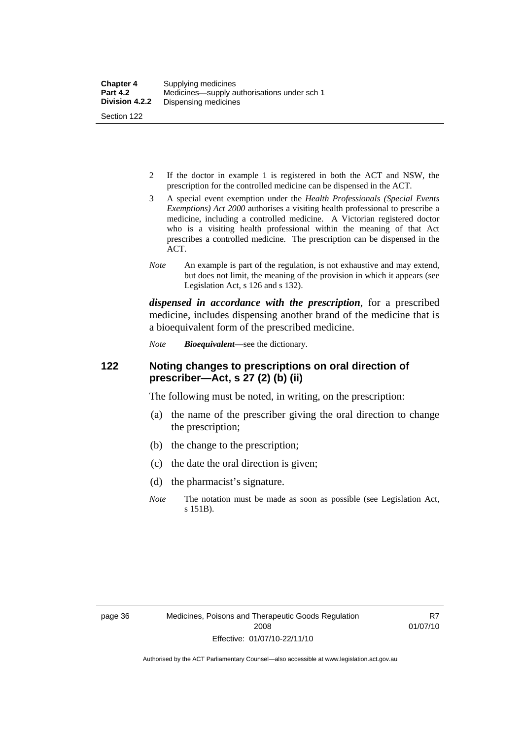2 If the doctor in example 1 is registered in both the ACT and NSW, the prescription for the controlled medicine can be dispensed in the ACT.

3 A special event exemption under the *Health Professionals (Special Events Exemptions) Act 2000* authorises a visiting health professional to prescribe a medicine, including a controlled medicine. A Victorian registered doctor who is a visiting health professional within the meaning of that Act prescribes a controlled medicine. The prescription can be dispensed in the ACT.

*Note* An example is part of the regulation, is not exhaustive and may extend, but does not limit, the meaning of the provision in which it appears (see Legislation Act, s 126 and s 132).

***dispensed in accordance with the prescription***, for a prescribed medicine, includes dispensing another brand of the medicine that is a bioequivalent form of the prescribed medicine.

*Note* ***Bioequivalent***—see the dictionary.

## 122 Noting changes to prescriptions on oral direction of prescriber—Act, s 27 (2) (b) (ii)

The following must be noted, in writing, on the prescription:

(a) the name of the prescriber giving the oral direction to change the prescription;

(b) the change to the prescription;

(c) the date the oral direction is given;

(d) the pharmacist's signature.

*Note* The notation must be made as soon as possible (see Legislation Act, s 151B).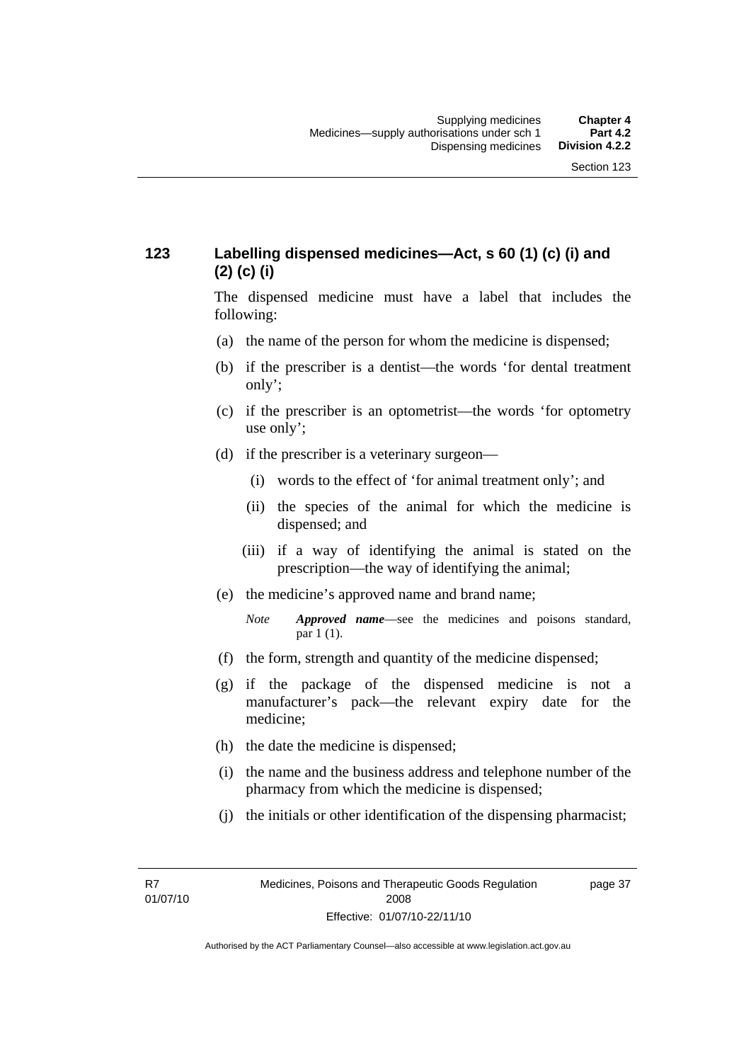## 123 Labelling dispensed medicines—Act, s 60 (1) (c) (i) and (2) (c) (i)

The dispensed medicine must have a label that includes the following:

(a) the name of the person for whom the medicine is dispensed;

(b) if the prescriber is a dentist—the words 'for dental treatment only';

(c) if the prescriber is an optometrist—the words 'for optometry use only';

(d) if the prescriber is a veterinary surgeon—

(i) words to the effect of 'for animal treatment only'; and

(ii) the species of the animal for which the medicine is dispensed; and

(iii) if a way of identifying the animal is stated on the prescription—the way of identifying the animal;

(e) the medicine's approved name and brand name;

*Note* ***Approved name***—see the medicines and poisons standard, par 1 (1).

(f) the form, strength and quantity of the medicine dispensed;

(g) if the package of the dispensed medicine is not a manufacturer's pack—the relevant expiry date for the medicine;

(h) the date the medicine is dispensed;

(i) the name and the business address and telephone number of the pharmacy from which the medicine is dispensed;

(j) the initials or other identification of the dispensing pharmacist;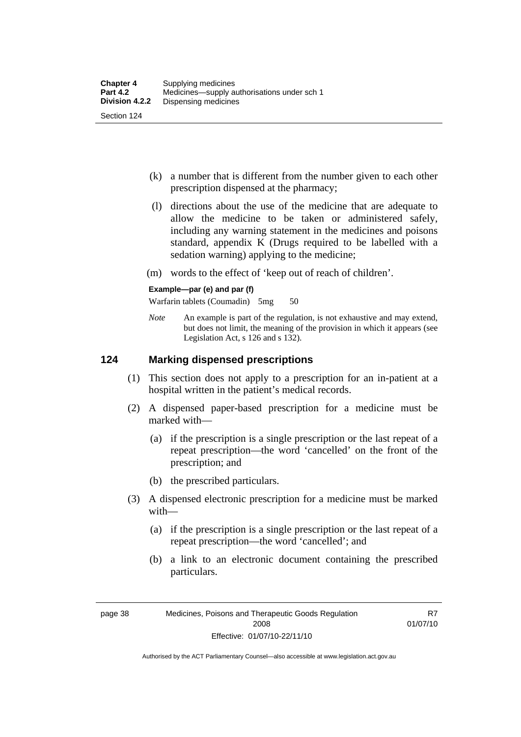(k) a number that is different from the number given to each other prescription dispensed at the pharmacy;

(l) directions about the use of the medicine that are adequate to allow the medicine to be taken or administered safely, including any warning statement in the medicines and poisons standard, appendix K (Drugs required to be labelled with a sedation warning) applying to the medicine;

(m) words to the effect of 'keep out of reach of children'.

**Example—par (e) and par (f)**

Warfarin tablets (Coumadin) 5mg 50

*Note* An example is part of the regulation, is not exhaustive and may extend, but does not limit, the meaning of the provision in which it appears (see Legislation Act, s 126 and s 132).

## 124 Marking dispensed prescriptions

(1) This section does not apply to a prescription for an in-patient at a hospital written in the patient's medical records.

(2) A dispensed paper-based prescription for a medicine must be marked with—

(a) if the prescription is a single prescription or the last repeat of a repeat prescription—the word 'cancelled' on the front of the prescription; and

(b) the prescribed particulars.

(3) A dispensed electronic prescription for a medicine must be marked with—

(a) if the prescription is a single prescription or the last repeat of a repeat prescription—the word 'cancelled'; and

(b) a link to an electronic document containing the prescribed particulars.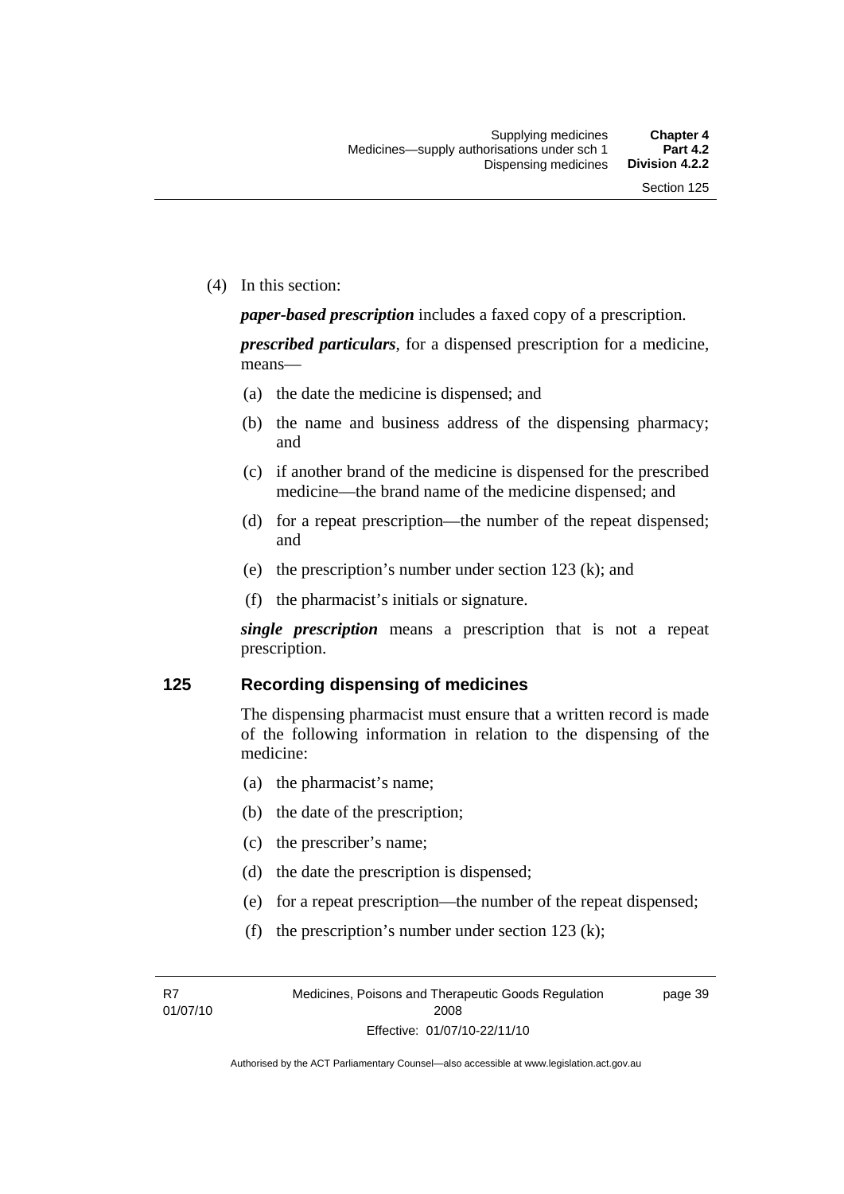(4) In this section:

***paper-based prescription*** includes a faxed copy of a prescription.

***prescribed particulars***, for a dispensed prescription for a medicine, means—

(a) the date the medicine is dispensed; and

(b) the name and business address of the dispensing pharmacy; and

(c) if another brand of the medicine is dispensed for the prescribed medicine—the brand name of the medicine dispensed; and

(d) for a repeat prescription—the number of the repeat dispensed; and

(e) the prescription's number under section 123 (k); and

(f) the pharmacist's initials or signature.

***single prescription*** means a prescription that is not a repeat prescription.

## 125 Recording dispensing of medicines

The dispensing pharmacist must ensure that a written record is made of the following information in relation to the dispensing of the medicine:

(a) the pharmacist's name;

(b) the date of the prescription;

(c) the prescriber's name;

(d) the date the prescription is dispensed;

(e) for a repeat prescription—the number of the repeat dispensed;

(f) the prescription's number under section 123 (k);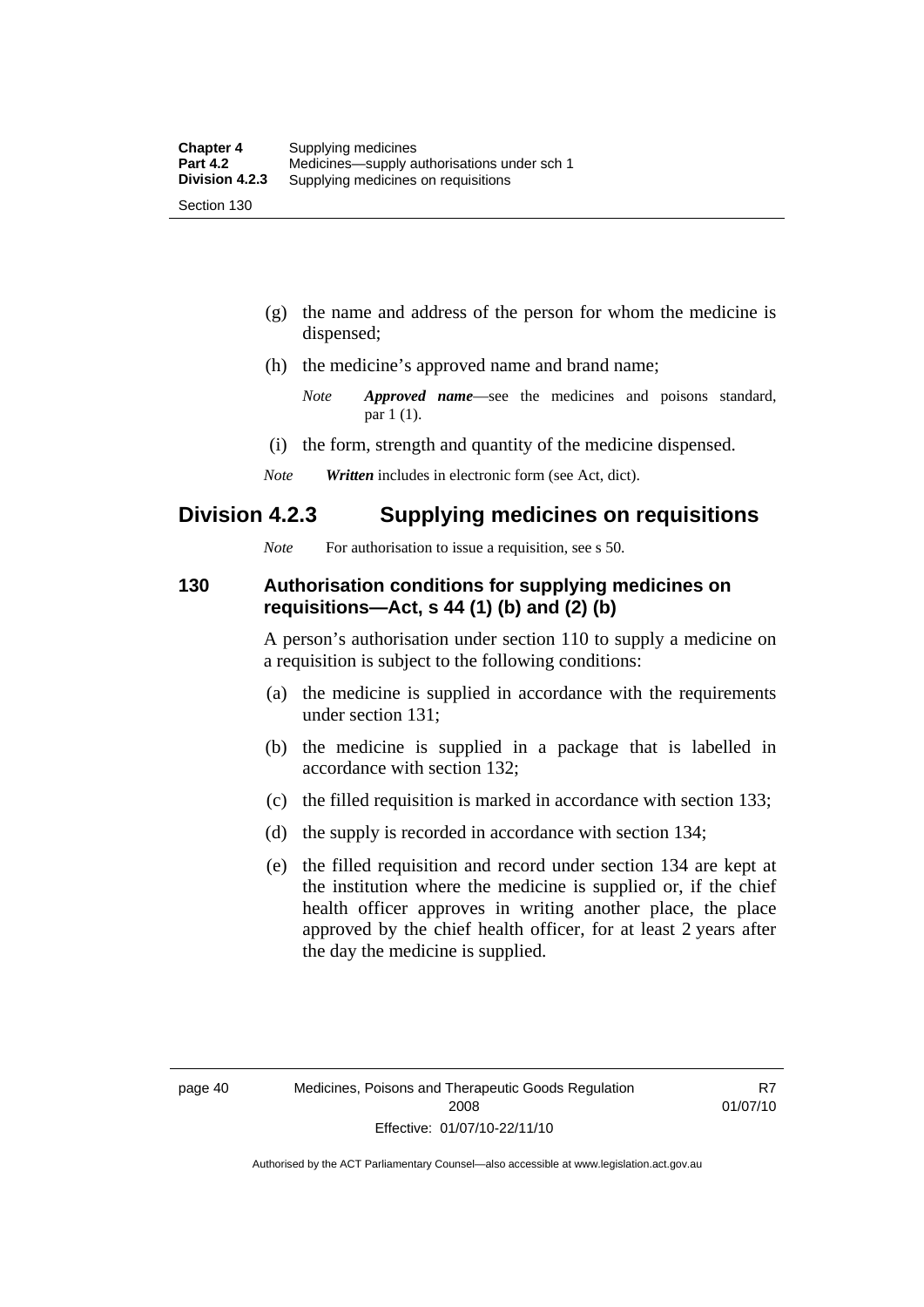(g) the name and address of the person for whom the medicine is dispensed;

(h) the medicine's approved name and brand name;

*Note* ***Approved name***—see the medicines and poisons standard, par 1 (1).

(i) the form, strength and quantity of the medicine dispensed.

*Note* ***Written*** includes in electronic form (see Act, dict).

## Division 4.2.3 Supplying medicines on requisitions

*Note* For authorisation to issue a requisition, see s 50.

### 130 Authorisation conditions for supplying medicines on requisitions—Act, s 44 (1) (b) and (2) (b)

A person's authorisation under section 110 to supply a medicine on a requisition is subject to the following conditions:

(a) the medicine is supplied in accordance with the requirements under section 131;

(b) the medicine is supplied in a package that is labelled in accordance with section 132;

(c) the filled requisition is marked in accordance with section 133;

(d) the supply is recorded in accordance with section 134;

(e) the filled requisition and record under section 134 are kept at the institution where the medicine is supplied or, if the chief health officer approves in writing another place, the place approved by the chief health officer, for at least 2 years after the day the medicine is supplied.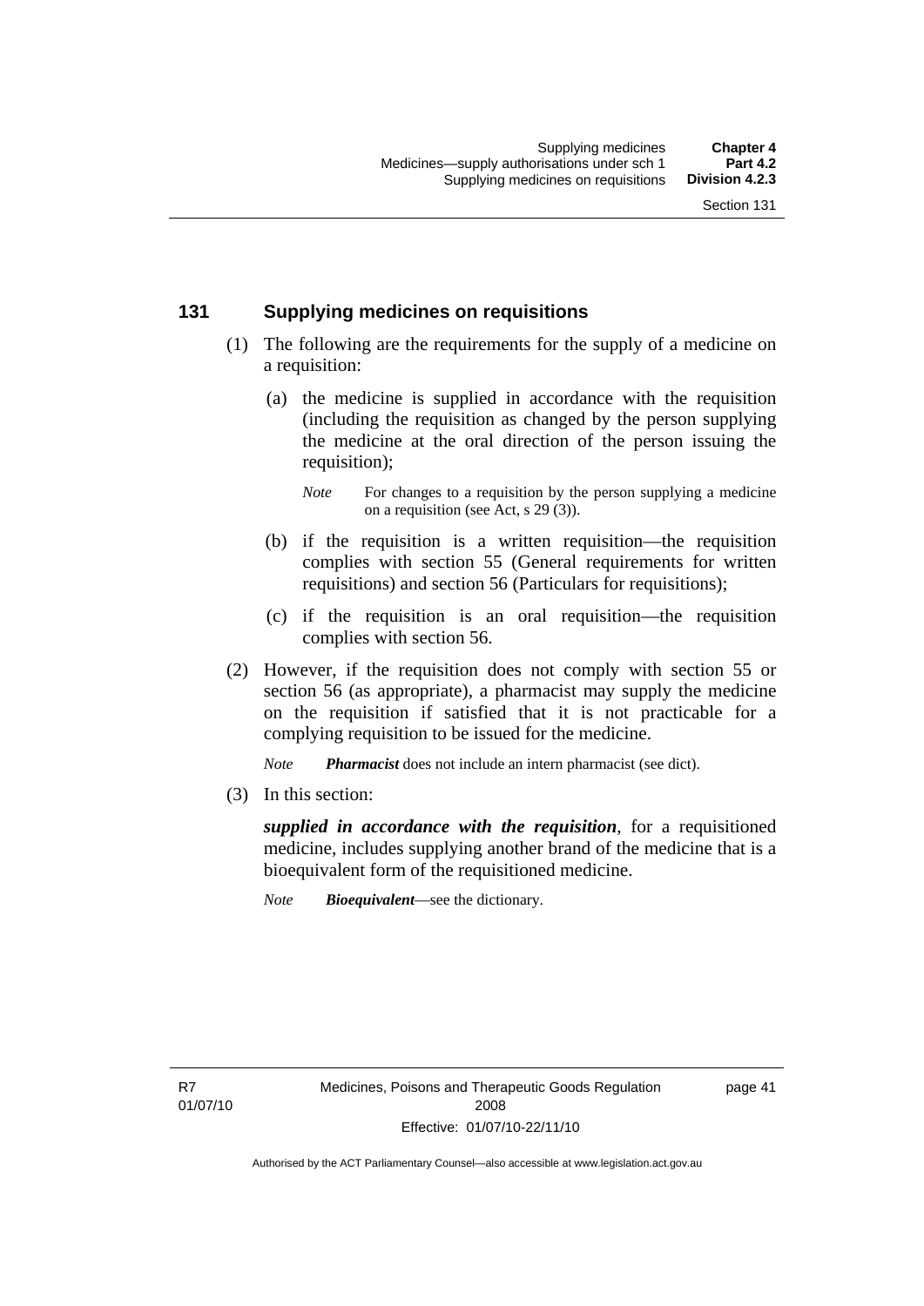## 131 Supplying medicines on requisitions

(1) The following are the requirements for the supply of a medicine on a requisition:

(a) the medicine is supplied in accordance with the requisition (including the requisition as changed by the person supplying the medicine at the oral direction of the person issuing the requisition);

*Note* For changes to a requisition by the person supplying a medicine on a requisition (see Act, s 29 (3)).

(b) if the requisition is a written requisition—the requisition complies with section 55 (General requirements for written requisitions) and section 56 (Particulars for requisitions);

(c) if the requisition is an oral requisition—the requisition complies with section 56.

(2) However, if the requisition does not comply with section 55 or section 56 (as appropriate), a pharmacist may supply the medicine on the requisition if satisfied that it is not practicable for a complying requisition to be issued for the medicine.

*Note* ***Pharmacist*** does not include an intern pharmacist (see dict).

(3) In this section:

***supplied in accordance with the requisition***, for a requisitioned medicine, includes supplying another brand of the medicine that is a bioequivalent form of the requisitioned medicine.

*Note* ***Bioequivalent***—see the dictionary.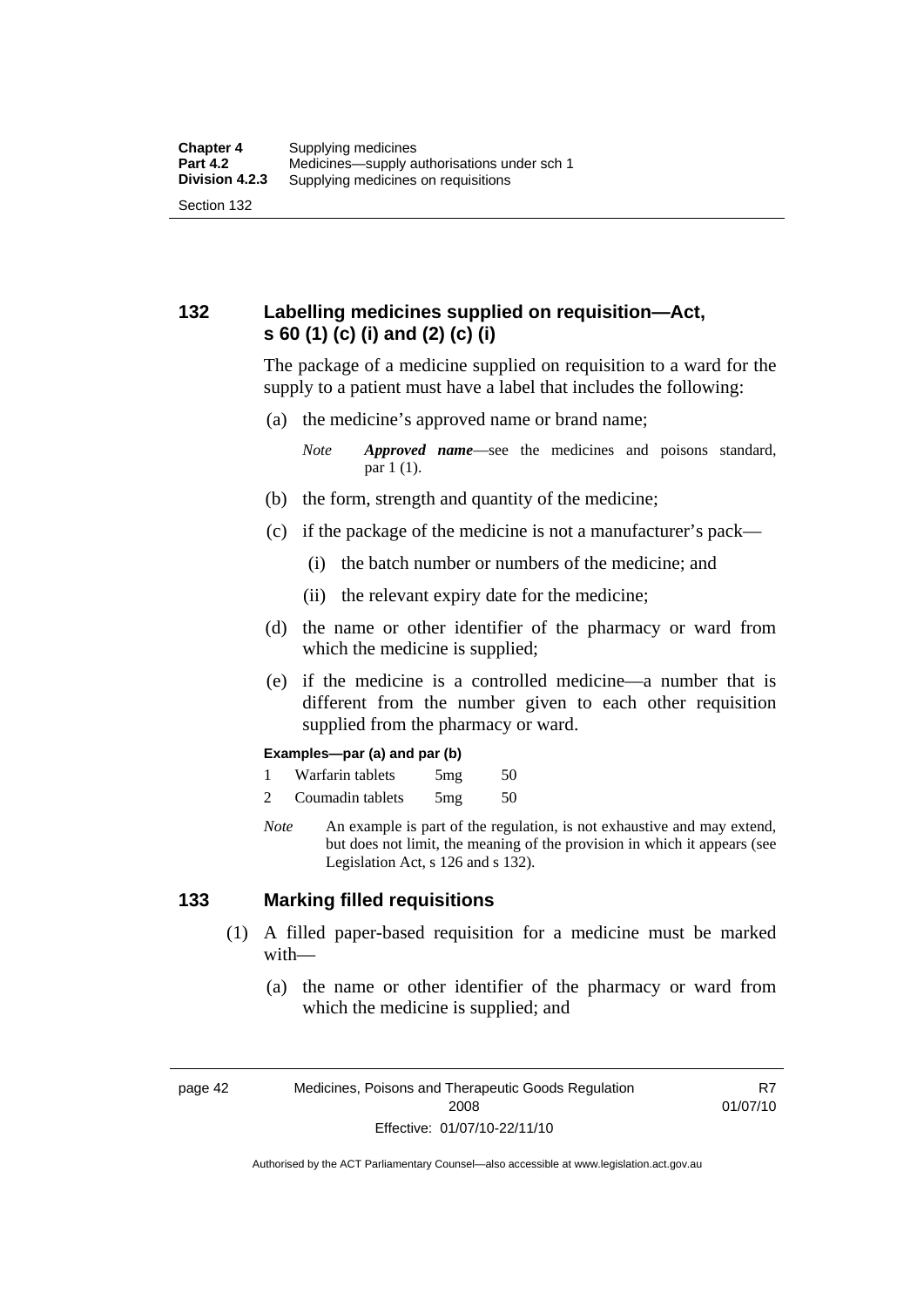## 132 Labelling medicines supplied on requisition—Act, s 60 (1) (c) (i) and (2) (c) (i)

The package of a medicine supplied on requisition to a ward for the supply to a patient must have a label that includes the following:

(a) the medicine's approved name or brand name;

*Note* ***Approved name***—see the medicines and poisons standard, par 1 (1).

(b) the form, strength and quantity of the medicine;

(c) if the package of the medicine is not a manufacturer's pack—

(i) the batch number or numbers of the medicine; and

(ii) the relevant expiry date for the medicine;

(d) the name or other identifier of the pharmacy or ward from which the medicine is supplied;

(e) if the medicine is a controlled medicine—a number that is different from the number given to each other requisition supplied from the pharmacy or ward.

**Examples—par (a) and par (b)**

| | | | |
|---|---|---|---|
| 1 | Warfarin tablets | 5mg | 50 |
| 2 | Coumadin tablets | 5mg | 50 |

*Note* An example is part of the regulation, is not exhaustive and may extend, but does not limit, the meaning of the provision in which it appears (see Legislation Act, s 126 and s 132).

## 133 Marking filled requisitions

(1) A filled paper-based requisition for a medicine must be marked with—

(a) the name or other identifier of the pharmacy or ward from which the medicine is supplied; and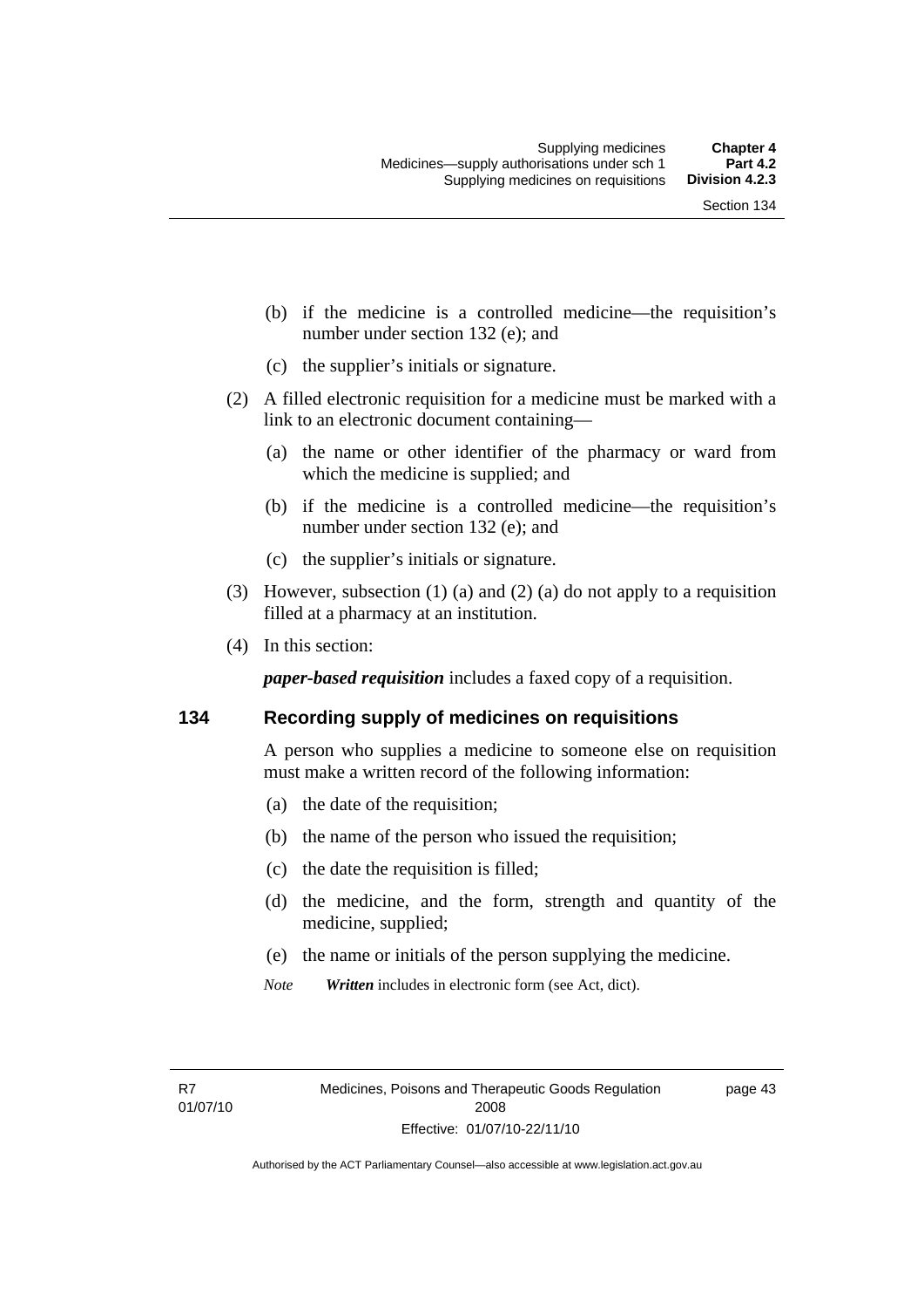(b) if the medicine is a controlled medicine—the requisition's number under section 132 (e); and

(c) the supplier's initials or signature.

(2) A filled electronic requisition for a medicine must be marked with a link to an electronic document containing—

(a) the name or other identifier of the pharmacy or ward from which the medicine is supplied; and

(b) if the medicine is a controlled medicine—the requisition's number under section 132 (e); and

(c) the supplier's initials or signature.

(3) However, subsection (1) (a) and (2) (a) do not apply to a requisition filled at a pharmacy at an institution.

(4) In this section:

***paper-based requisition*** includes a faxed copy of a requisition.

## 134 Recording supply of medicines on requisitions

A person who supplies a medicine to someone else on requisition must make a written record of the following information:

(a) the date of the requisition;

(b) the name of the person who issued the requisition;

(c) the date the requisition is filled;

(d) the medicine, and the form, strength and quantity of the medicine, supplied;

(e) the name or initials of the person supplying the medicine.

*Note* ***Written*** includes in electronic form (see Act, dict).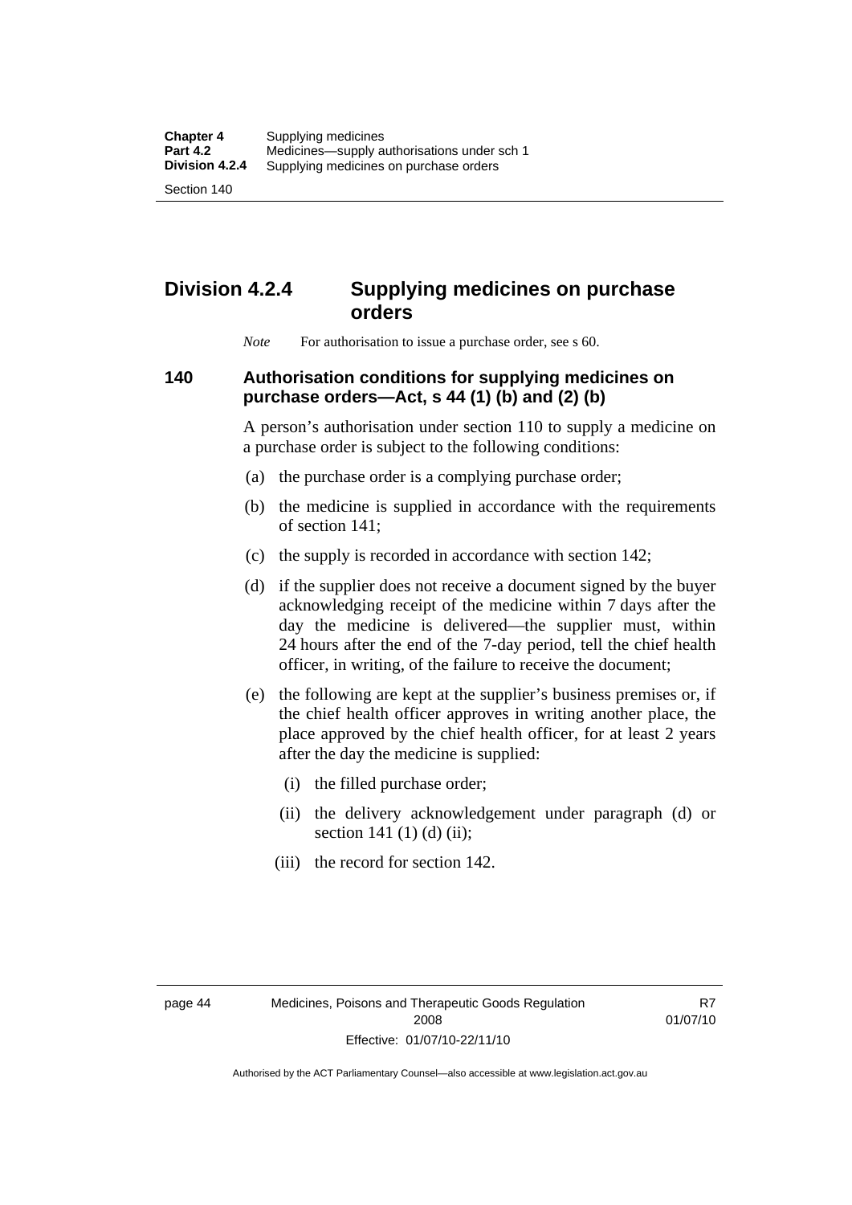## Division 4.2.4 Supplying medicines on purchase orders

*Note* For authorisation to issue a purchase order, see s 60.

### 140 Authorisation conditions for supplying medicines on purchase orders—Act, s 44 (1) (b) and (2) (b)

A person's authorisation under section 110 to supply a medicine on a purchase order is subject to the following conditions:

(a) the purchase order is a complying purchase order;

(b) the medicine is supplied in accordance with the requirements of section 141;

(c) the supply is recorded in accordance with section 142;

(d) if the supplier does not receive a document signed by the buyer acknowledging receipt of the medicine within 7 days after the day the medicine is delivered—the supplier must, within 24 hours after the end of the 7-day period, tell the chief health officer, in writing, of the failure to receive the document;

(e) the following are kept at the supplier's business premises or, if the chief health officer approves in writing another place, the place approved by the chief health officer, for at least 2 years after the day the medicine is supplied:

  (i) the filled purchase order;

  (ii) the delivery acknowledgement under paragraph (d) or section 141 (1) (d) (ii);

  (iii) the record for section 142.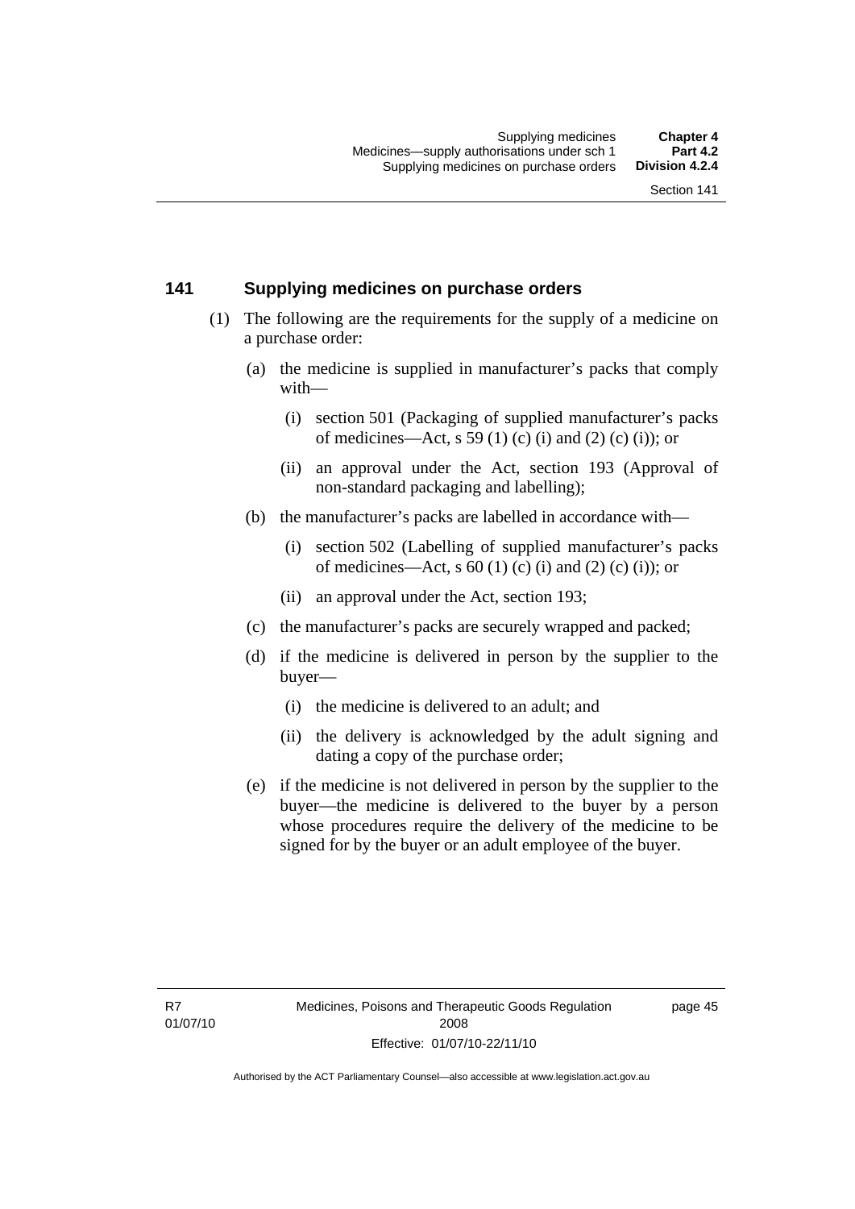## 141 Supplying medicines on purchase orders

(1) The following are the requirements for the supply of a medicine on a purchase order:

(a) the medicine is supplied in manufacturer's packs that comply with—

(i) section 501 (Packaging of supplied manufacturer's packs of medicines—Act, s 59 (1) (c) (i) and (2) (c) (i)); or

(ii) an approval under the Act, section 193 (Approval of non-standard packaging and labelling);

(b) the manufacturer's packs are labelled in accordance with—

(i) section 502 (Labelling of supplied manufacturer's packs of medicines—Act, s 60 (1) (c) (i) and (2) (c) (i)); or

(ii) an approval under the Act, section 193;

(c) the manufacturer's packs are securely wrapped and packed;

(d) if the medicine is delivered in person by the supplier to the buyer—

(i) the medicine is delivered to an adult; and

(ii) the delivery is acknowledged by the adult signing and dating a copy of the purchase order;

(e) if the medicine is not delivered in person by the supplier to the buyer—the medicine is delivered to the buyer by a person whose procedures require the delivery of the medicine to be signed for by the buyer or an adult employee of the buyer.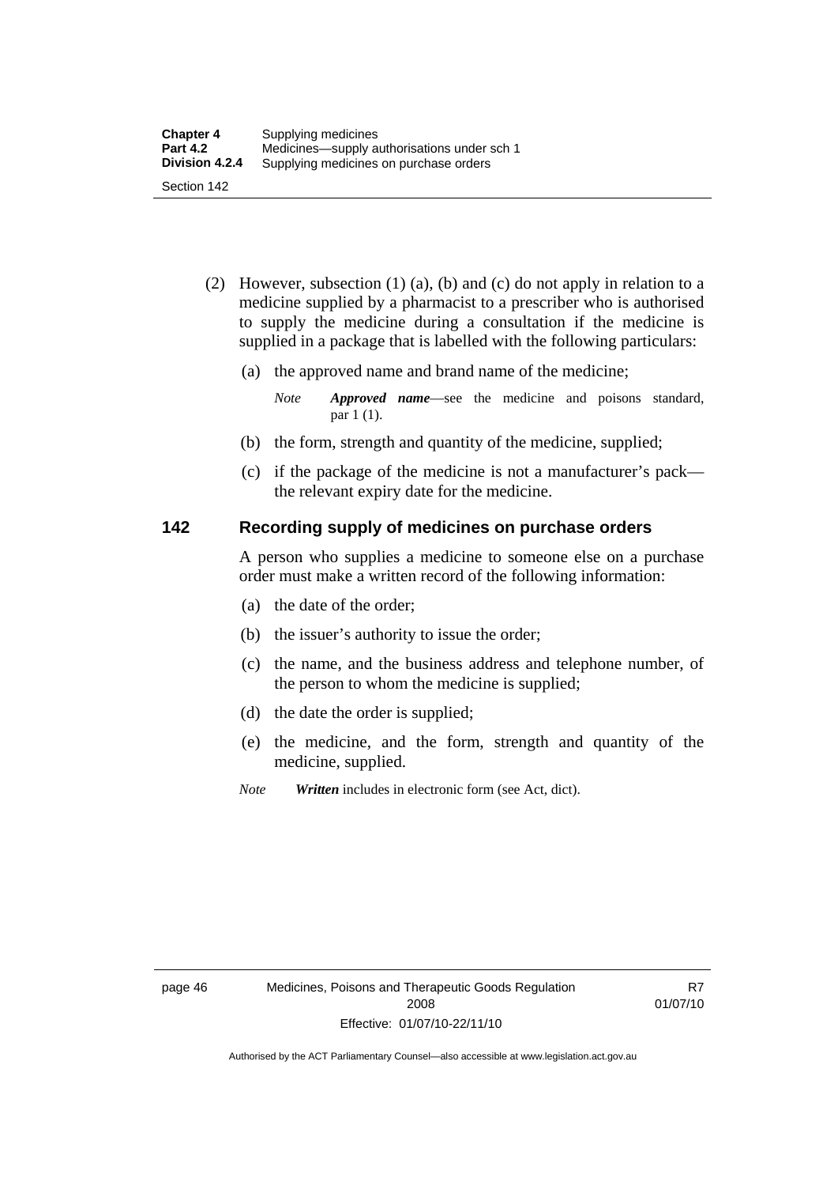(2) However, subsection (1) (a), (b) and (c) do not apply in relation to a medicine supplied by a pharmacist to a prescriber who is authorised to supply the medicine during a consultation if the medicine is supplied in a package that is labelled with the following particulars:

(a) the approved name and brand name of the medicine;

*Note* ***Approved name***—see the medicine and poisons standard, par 1 (1).

(b) the form, strength and quantity of the medicine, supplied;

(c) if the package of the medicine is not a manufacturer's pack—the relevant expiry date for the medicine.

### 142 Recording supply of medicines on purchase orders

A person who supplies a medicine to someone else on a purchase order must make a written record of the following information:

(a) the date of the order;

(b) the issuer's authority to issue the order;

(c) the name, and the business address and telephone number, of the person to whom the medicine is supplied;

(d) the date the order is supplied;

(e) the medicine, and the form, strength and quantity of the medicine, supplied.

*Note* ***Written*** includes in electronic form (see Act, dict).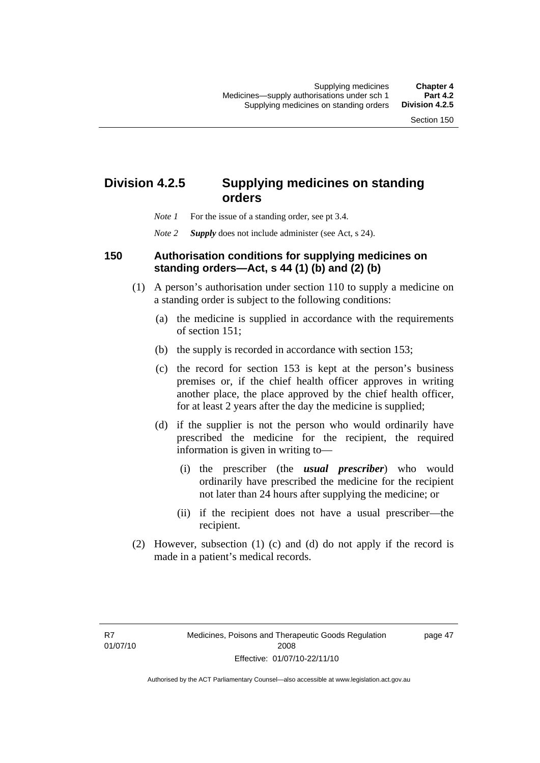## Division 4.2.5 Supplying medicines on standing orders

*Note 1* For the issue of a standing order, see pt 3.4.

*Note 2* ***Supply*** does not include administer (see Act, s 24).

### 150 Authorisation conditions for supplying medicines on standing orders—Act, s 44 (1) (b) and (2) (b)

(1) A person's authorisation under section 110 to supply a medicine on a standing order is subject to the following conditions:

(a) the medicine is supplied in accordance with the requirements of section 151;

(b) the supply is recorded in accordance with section 153;

(c) the record for section 153 is kept at the person's business premises or, if the chief health officer approves in writing another place, the place approved by the chief health officer, for at least 2 years after the day the medicine is supplied;

(d) if the supplier is not the person who would ordinarily have prescribed the medicine for the recipient, the required information is given in writing to—

(i) the prescriber (the ***usual prescriber***) who would ordinarily have prescribed the medicine for the recipient not later than 24 hours after supplying the medicine; or

(ii) if the recipient does not have a usual prescriber—the recipient.

(2) However, subsection (1) (c) and (d) do not apply if the record is made in a patient's medical records.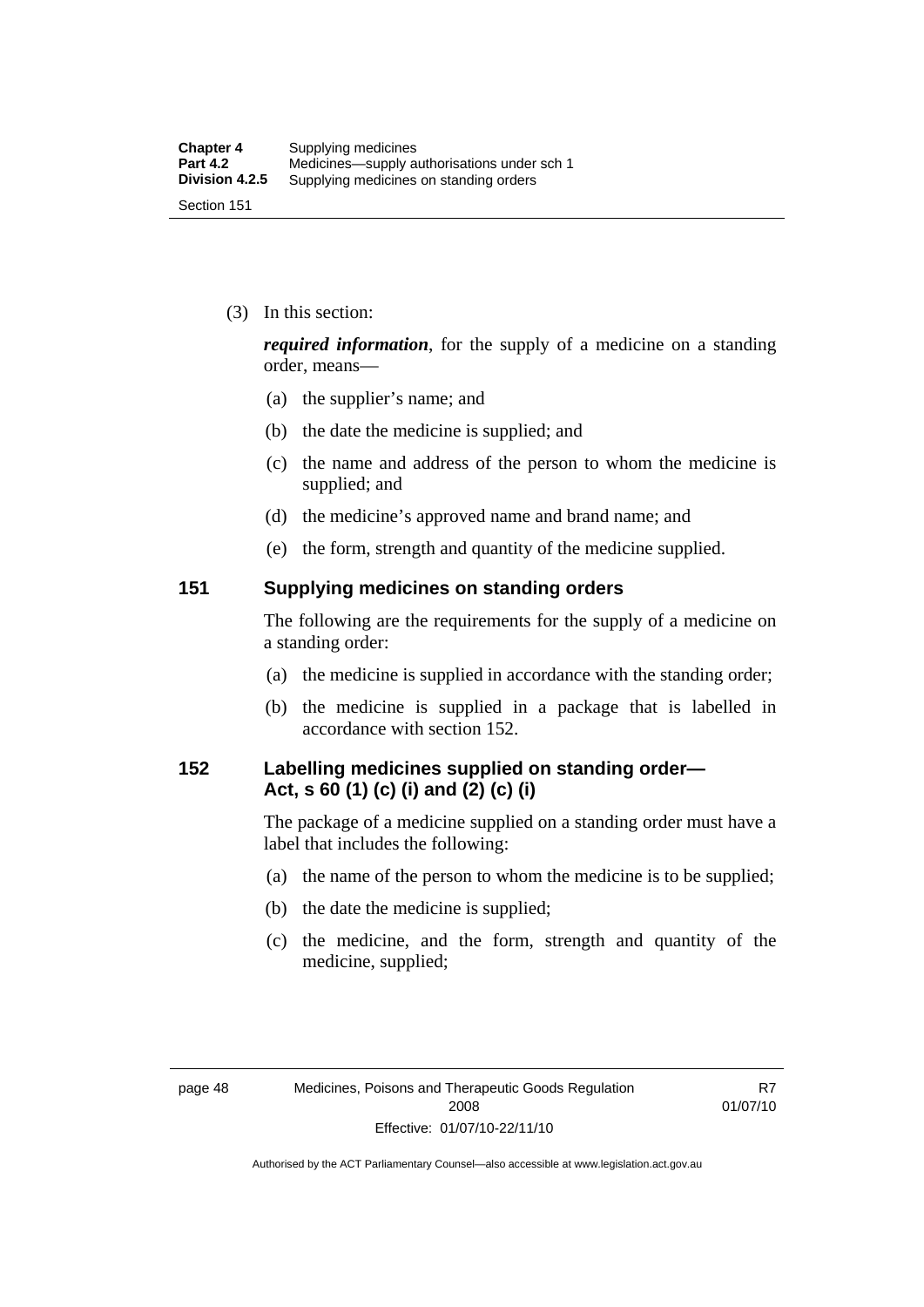(3) In this section:

***required information***, for the supply of a medicine on a standing order, means—

(a) the supplier's name; and

(b) the date the medicine is supplied; and

(c) the name and address of the person to whom the medicine is supplied; and

(d) the medicine's approved name and brand name; and

(e) the form, strength and quantity of the medicine supplied.

## 151 Supplying medicines on standing orders

The following are the requirements for the supply of a medicine on a standing order:

(a) the medicine is supplied in accordance with the standing order;

(b) the medicine is supplied in a package that is labelled in accordance with section 152.

## 152 Labelling medicines supplied on standing order— Act, s 60 (1) (c) (i) and (2) (c) (i)

The package of a medicine supplied on a standing order must have a label that includes the following:

(a) the name of the person to whom the medicine is to be supplied;

(b) the date the medicine is supplied;

(c) the medicine, and the form, strength and quantity of the medicine, supplied;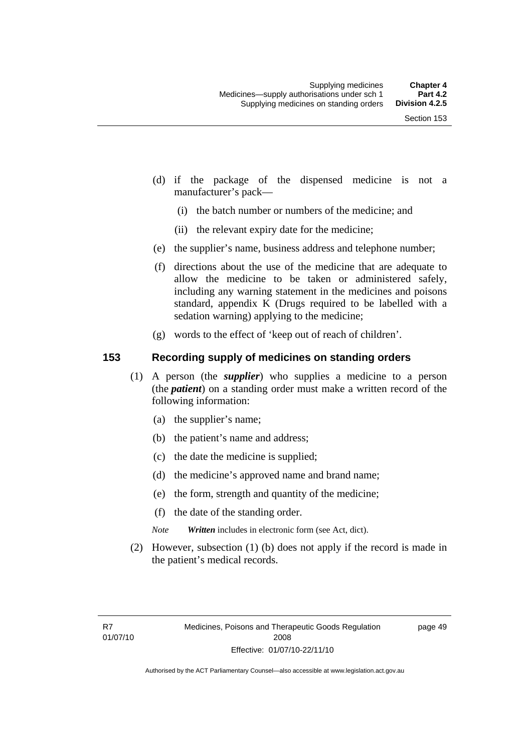(d) if the package of the dispensed medicine is not a manufacturer's pack—

  (i) the batch number or numbers of the medicine; and

  (ii) the relevant expiry date for the medicine;

(e) the supplier's name, business address and telephone number;

(f) directions about the use of the medicine that are adequate to allow the medicine to be taken or administered safely, including any warning statement in the medicines and poisons standard, appendix K (Drugs required to be labelled with a sedation warning) applying to the medicine;

(g) words to the effect of 'keep out of reach of children'.

## 153 Recording supply of medicines on standing orders

(1) A person (the ***supplier***) who supplies a medicine to a person (the ***patient***) on a standing order must make a written record of the following information:

  (a) the supplier's name;

  (b) the patient's name and address;

  (c) the date the medicine is supplied;

  (d) the medicine's approved name and brand name;

  (e) the form, strength and quantity of the medicine;

  (f) the date of the standing order.

  *Note* ***Written*** includes in electronic form (see Act, dict).

(2) However, subsection (1) (b) does not apply if the record is made in the patient's medical records.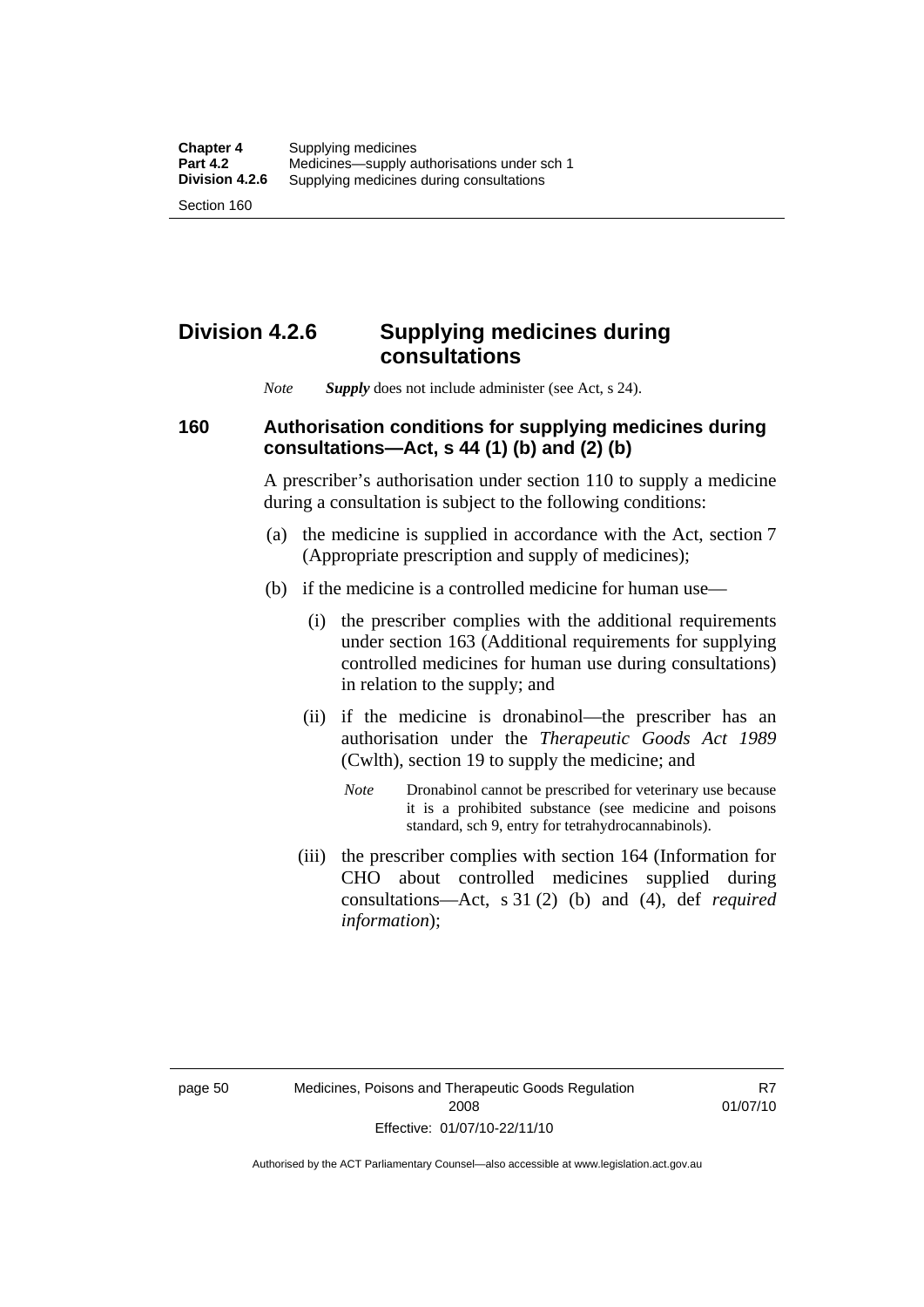## Division 4.2.6 Supplying medicines during consultations

*Note* ***Supply*** does not include administer (see Act, s 24).

### 160 Authorisation conditions for supplying medicines during consultations—Act, s 44 (1) (b) and (2) (b)

A prescriber's authorisation under section 110 to supply a medicine during a consultation is subject to the following conditions:

(a) the medicine is supplied in accordance with the Act, section 7 (Appropriate prescription and supply of medicines);

(b) if the medicine is a controlled medicine for human use—

(i) the prescriber complies with the additional requirements under section 163 (Additional requirements for supplying controlled medicines for human use during consultations) in relation to the supply; and

(ii) if the medicine is dronabinol—the prescriber has an authorisation under the *Therapeutic Goods Act 1989* (Cwlth), section 19 to supply the medicine; and

*Note* Dronabinol cannot be prescribed for veterinary use because it is a prohibited substance (see medicine and poisons standard, sch 9, entry for tetrahydrocannabinols).

(iii) the prescriber complies with section 164 (Information for CHO about controlled medicines supplied during consultations—Act, s 31 (2) (b) and (4), def *required information*);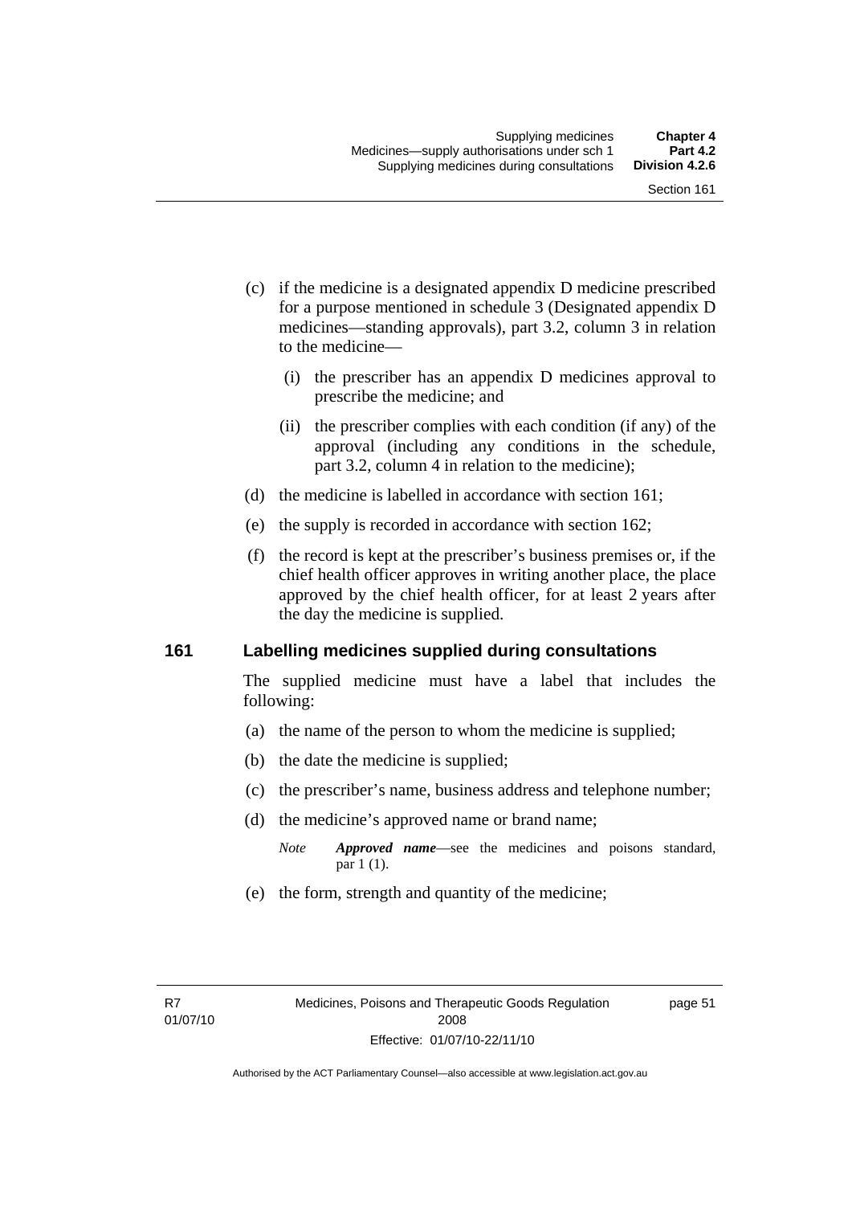(c) if the medicine is a designated appendix D medicine prescribed for a purpose mentioned in schedule 3 (Designated appendix D medicines—standing approvals), part 3.2, column 3 in relation to the medicine—

  (i) the prescriber has an appendix D medicines approval to prescribe the medicine; and

  (ii) the prescriber complies with each condition (if any) of the approval (including any conditions in the schedule, part 3.2, column 4 in relation to the medicine);

(d) the medicine is labelled in accordance with section 161;

(e) the supply is recorded in accordance with section 162;

(f) the record is kept at the prescriber's business premises or, if the chief health officer approves in writing another place, the place approved by the chief health officer, for at least 2 years after the day the medicine is supplied.

## 161 Labelling medicines supplied during consultations

The supplied medicine must have a label that includes the following:

(a) the name of the person to whom the medicine is supplied;

(b) the date the medicine is supplied;

(c) the prescriber's name, business address and telephone number;

(d) the medicine's approved name or brand name;

*Note* ***Approved name***—see the medicines and poisons standard, par 1 (1).

(e) the form, strength and quantity of the medicine;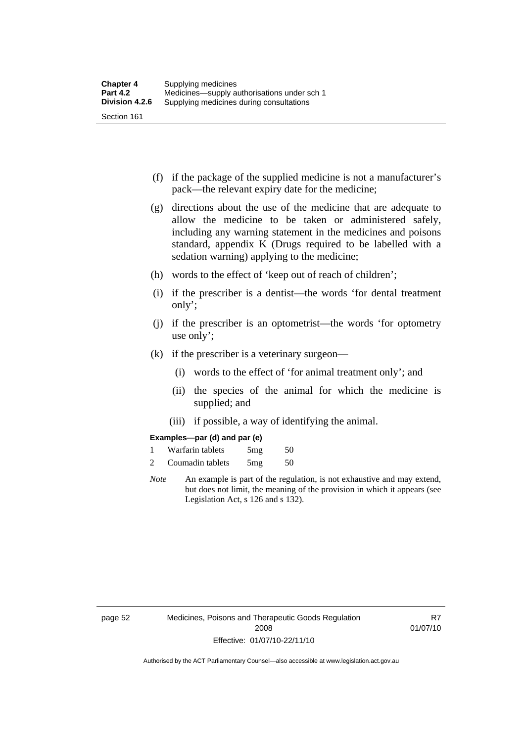(f) if the package of the supplied medicine is not a manufacturer's pack—the relevant expiry date for the medicine;

(g) directions about the use of the medicine that are adequate to allow the medicine to be taken or administered safely, including any warning statement in the medicines and poisons standard, appendix K (Drugs required to be labelled with a sedation warning) applying to the medicine;

(h) words to the effect of 'keep out of reach of children';

(i) if the prescriber is a dentist—the words 'for dental treatment only';

(j) if the prescriber is an optometrist—the words 'for optometry use only';

(k) if the prescriber is a veterinary surgeon—

(i) words to the effect of 'for animal treatment only'; and

(ii) the species of the animal for which the medicine is supplied; and

(iii) if possible, a way of identifying the animal.

**Examples—par (d) and par (e)**

1 Warfarin tablets 5mg 50

2 Coumadin tablets 5mg 50

*Note* An example is part of the regulation, is not exhaustive and may extend, but does not limit, the meaning of the provision in which it appears (see Legislation Act, s 126 and s 132).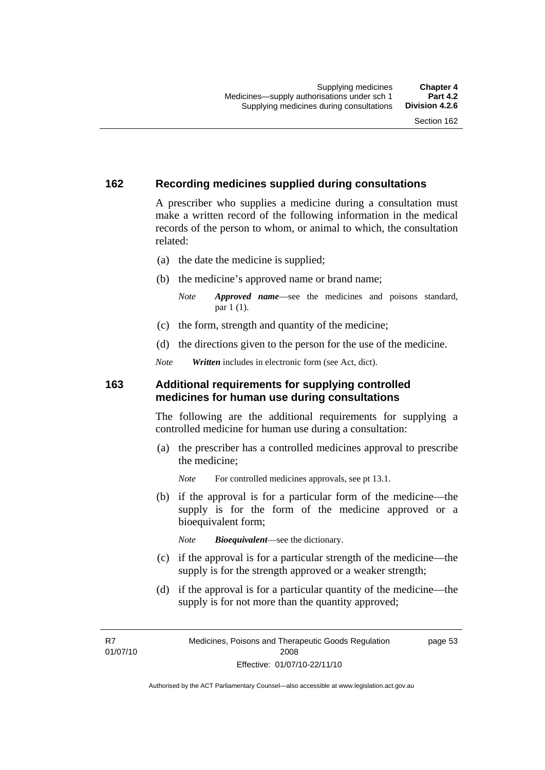## 162 Recording medicines supplied during consultations

A prescriber who supplies a medicine during a consultation must make a written record of the following information in the medical records of the person to whom, or animal to which, the consultation related:

(a) the date the medicine is supplied;

(b) the medicine's approved name or brand name;

*Note* ***Approved name***—see the medicines and poisons standard, par 1 (1).

(c) the form, strength and quantity of the medicine;

(d) the directions given to the person for the use of the medicine.

*Note* ***Written*** includes in electronic form (see Act, dict).

## 163 Additional requirements for supplying controlled medicines for human use during consultations

The following are the additional requirements for supplying a controlled medicine for human use during a consultation:

(a) the prescriber has a controlled medicines approval to prescribe the medicine;

*Note* For controlled medicines approvals, see pt 13.1.

(b) if the approval is for a particular form of the medicine—the supply is for the form of the medicine approved or a bioequivalent form;

*Note* ***Bioequivalent***—see the dictionary.

(c) if the approval is for a particular strength of the medicine—the supply is for the strength approved or a weaker strength;

(d) if the approval is for a particular quantity of the medicine—the supply is for not more than the quantity approved;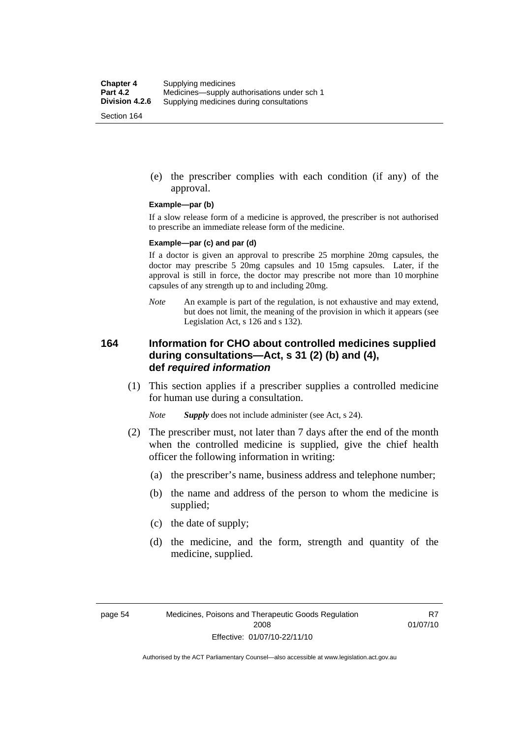(e) the prescriber complies with each condition (if any) of the approval.

**Example—par (b)**

If a slow release form of a medicine is approved, the prescriber is not authorised to prescribe an immediate release form of the medicine.

**Example—par (c) and par (d)**

If a doctor is given an approval to prescribe 25 morphine 20mg capsules, the doctor may prescribe 5 20mg capsules and 10 15mg capsules. Later, if the approval is still in force, the doctor may prescribe not more than 10 morphine capsules of any strength up to and including 20mg.

*Note* An example is part of the regulation, is not exhaustive and may extend, but does not limit, the meaning of the provision in which it appears (see Legislation Act, s 126 and s 132).

## 164 Information for CHO about controlled medicines supplied during consultations—Act, s 31 (2) (b) and (4), def *required information*

(1) This section applies if a prescriber supplies a controlled medicine for human use during a consultation.

*Note* ***Supply*** does not include administer (see Act, s 24).

(2) The prescriber must, not later than 7 days after the end of the month when the controlled medicine is supplied, give the chief health officer the following information in writing:

(a) the prescriber's name, business address and telephone number;

(b) the name and address of the person to whom the medicine is supplied;

(c) the date of supply;

(d) the medicine, and the form, strength and quantity of the medicine, supplied.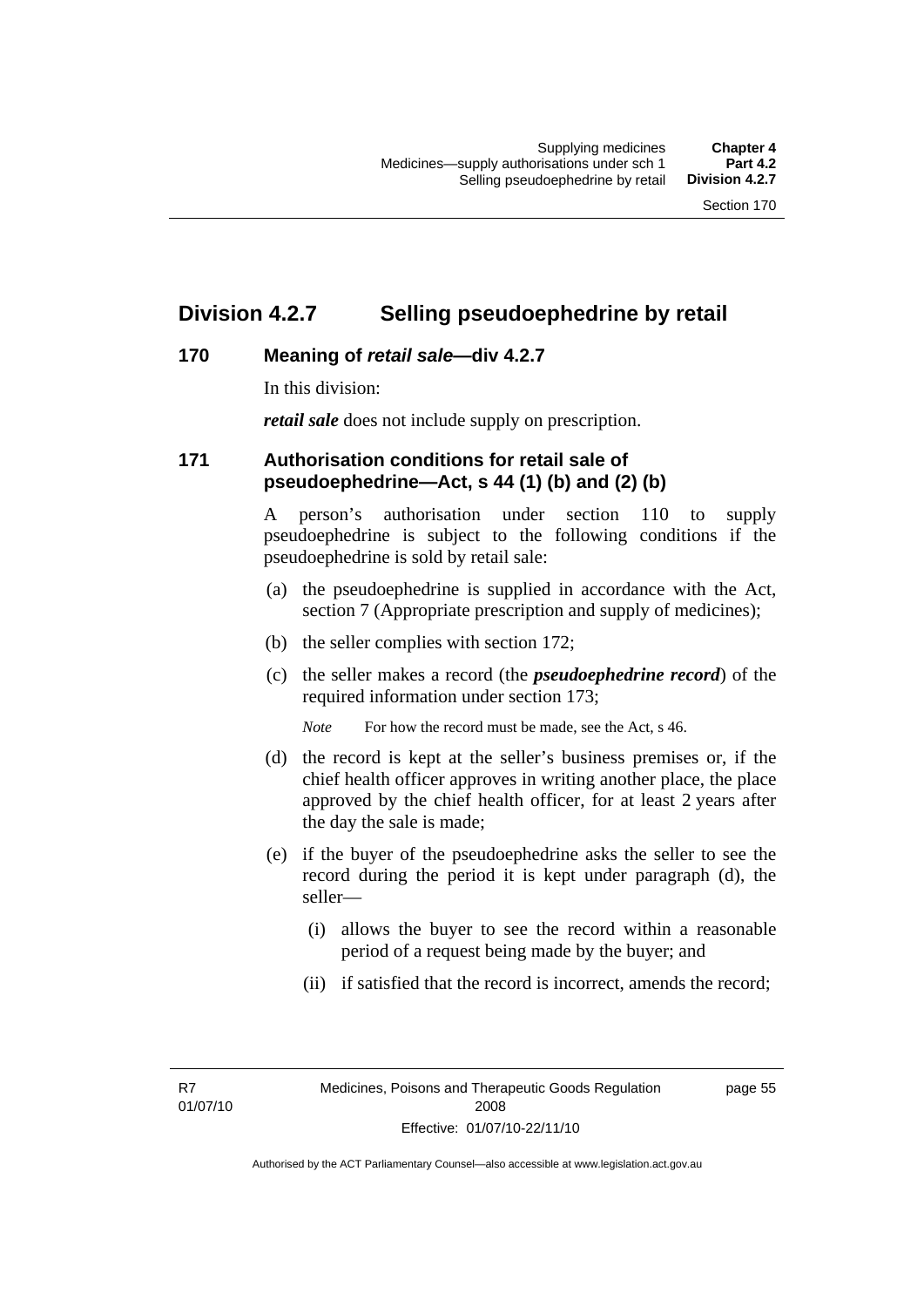## Division 4.2.7 Selling pseudoephedrine by retail

### 170 Meaning of *retail sale*—div 4.2.7

In this division:

***retail sale*** does not include supply on prescription.

### 171 Authorisation conditions for retail sale of pseudoephedrine—Act, s 44 (1) (b) and (2) (b)

A person's authorisation under section 110 to supply pseudoephedrine is subject to the following conditions if the pseudoephedrine is sold by retail sale:

(a) the pseudoephedrine is supplied in accordance with the Act, section 7 (Appropriate prescription and supply of medicines);

(b) the seller complies with section 172;

(c) the seller makes a record (the ***pseudoephedrine record***) of the required information under section 173;

*Note* For how the record must be made, see the Act, s 46.

(d) the record is kept at the seller's business premises or, if the chief health officer approves in writing another place, the place approved by the chief health officer, for at least 2 years after the day the sale is made;

(e) if the buyer of the pseudoephedrine asks the seller to see the record during the period it is kept under paragraph (d), the seller—

(i) allows the buyer to see the record within a reasonable period of a request being made by the buyer; and

(ii) if satisfied that the record is incorrect, amends the record;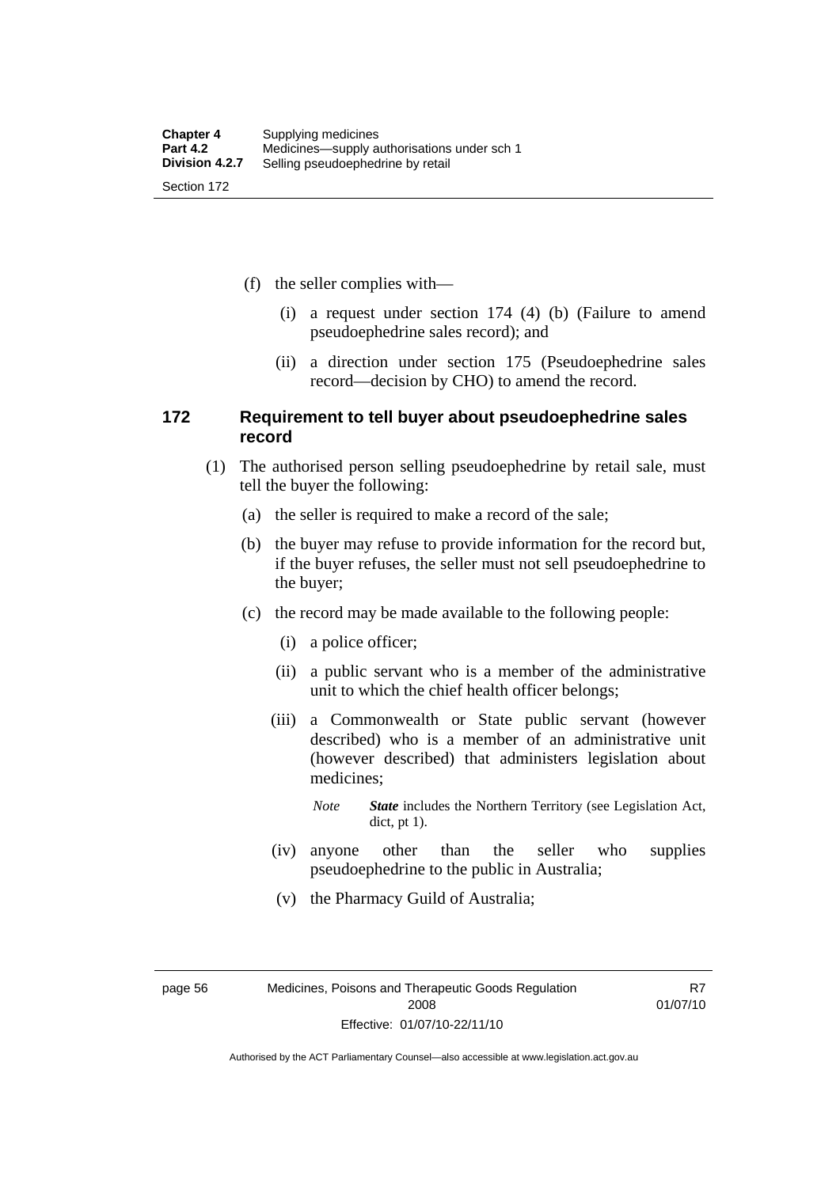(f) the seller complies with—

(i) a request under section 174 (4) (b) (Failure to amend pseudoephedrine sales record); and

(ii) a direction under section 175 (Pseudoephedrine sales record—decision by CHO) to amend the record.

### 172 Requirement to tell buyer about pseudoephedrine sales record

(1) The authorised person selling pseudoephedrine by retail sale, must tell the buyer the following:

(a) the seller is required to make a record of the sale;

(b) the buyer may refuse to provide information for the record but, if the buyer refuses, the seller must not sell pseudoephedrine to the buyer;

(c) the record may be made available to the following people:

(i) a police officer;

(ii) a public servant who is a member of the administrative unit to which the chief health officer belongs;

(iii) a Commonwealth or State public servant (however described) who is a member of an administrative unit (however described) that administers legislation about medicines;

*Note* ***State*** includes the Northern Territory (see Legislation Act, dict, pt 1).

(iv) anyone other than the seller who supplies pseudoephedrine to the public in Australia;

(v) the Pharmacy Guild of Australia;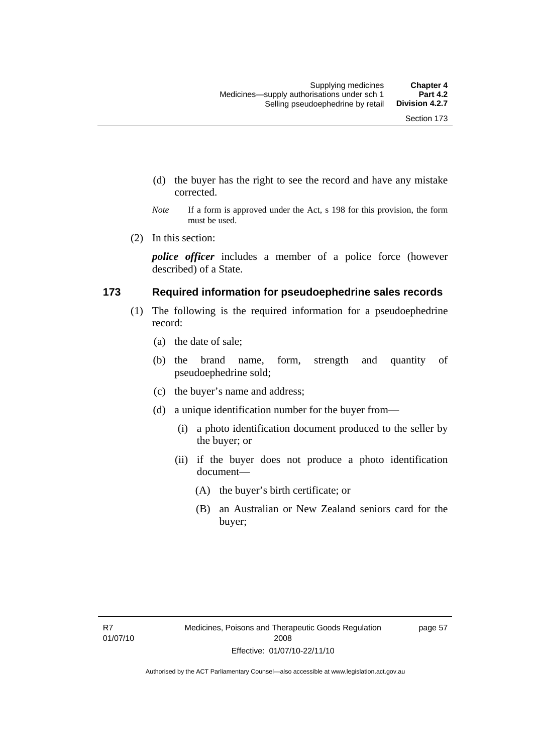(d) the buyer has the right to see the record and have any mistake corrected.

*Note* If a form is approved under the Act, s 198 for this provision, the form must be used.

(2) In this section:

***police officer*** includes a member of a police force (however described) of a State.

### 173 Required information for pseudoephedrine sales records

(1) The following is the required information for a pseudoephedrine record:

(a) the date of sale;

(b) the brand name, form, strength and quantity of pseudoephedrine sold;

(c) the buyer's name and address;

(d) a unique identification number for the buyer from—

(i) a photo identification document produced to the seller by the buyer; or

(ii) if the buyer does not produce a photo identification document—

(A) the buyer's birth certificate; or

(B) an Australian or New Zealand seniors card for the buyer;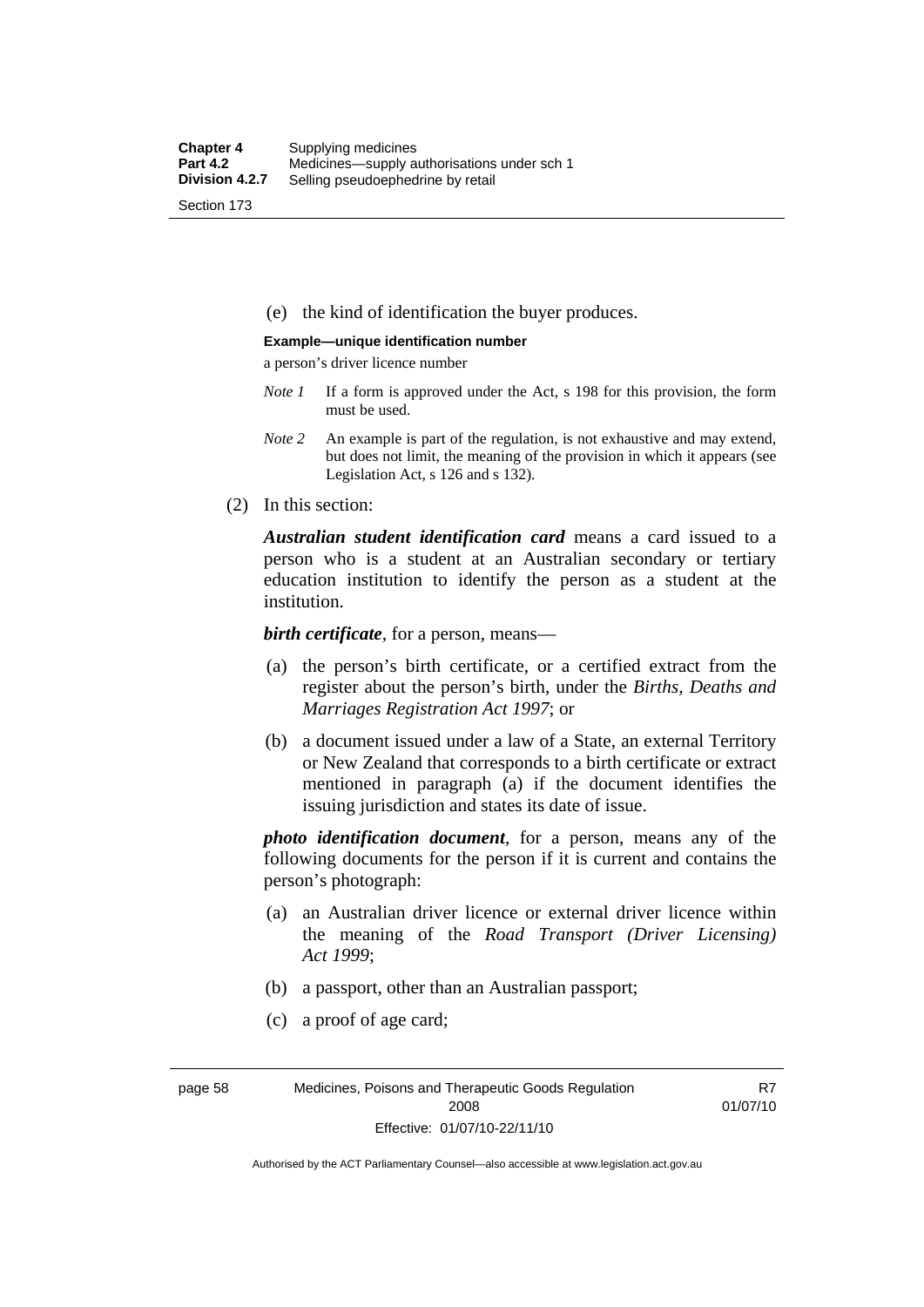(e) the kind of identification the buyer produces.

**Example—unique identification number**

a person's driver licence number

*Note 1* If a form is approved under the Act, s 198 for this provision, the form must be used.

*Note 2* An example is part of the regulation, is not exhaustive and may extend, but does not limit, the meaning of the provision in which it appears (see Legislation Act, s 126 and s 132).

(2) In this section:

***Australian student identification card*** means a card issued to a person who is a student at an Australian secondary or tertiary education institution to identify the person as a student at the institution.

***birth certificate***, for a person, means—

(a) the person's birth certificate, or a certified extract from the register about the person's birth, under the *Births, Deaths and Marriages Registration Act 1997*; or

(b) a document issued under a law of a State, an external Territory or New Zealand that corresponds to a birth certificate or extract mentioned in paragraph (a) if the document identifies the issuing jurisdiction and states its date of issue.

***photo identification document***, for a person, means any of the following documents for the person if it is current and contains the person's photograph:

(a) an Australian driver licence or external driver licence within the meaning of the *Road Transport (Driver Licensing) Act 1999*;

(b) a passport, other than an Australian passport;

(c) a proof of age card;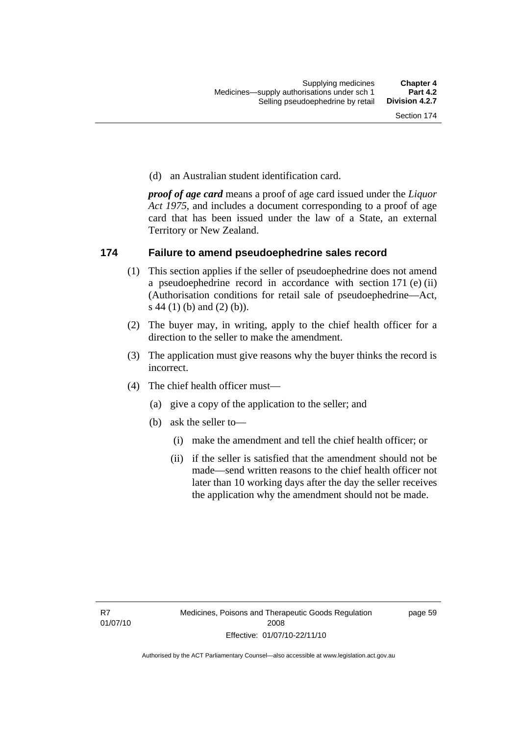(d) an Australian student identification card.

***proof of age card*** means a proof of age card issued under the *Liquor Act 1975*, and includes a document corresponding to a proof of age card that has been issued under the law of a State, an external Territory or New Zealand.

## 174 Failure to amend pseudoephedrine sales record

(1) This section applies if the seller of pseudoephedrine does not amend a pseudoephedrine record in accordance with section 171 (e) (ii) (Authorisation conditions for retail sale of pseudoephedrine—Act, s 44 (1) (b) and (2) (b)).

(2) The buyer may, in writing, apply to the chief health officer for a direction to the seller to make the amendment.

(3) The application must give reasons why the buyer thinks the record is incorrect.

(4) The chief health officer must—

(a) give a copy of the application to the seller; and

(b) ask the seller to—

(i) make the amendment and tell the chief health officer; or

(ii) if the seller is satisfied that the amendment should not be made—send written reasons to the chief health officer not later than 10 working days after the day the seller receives the application why the amendment should not be made.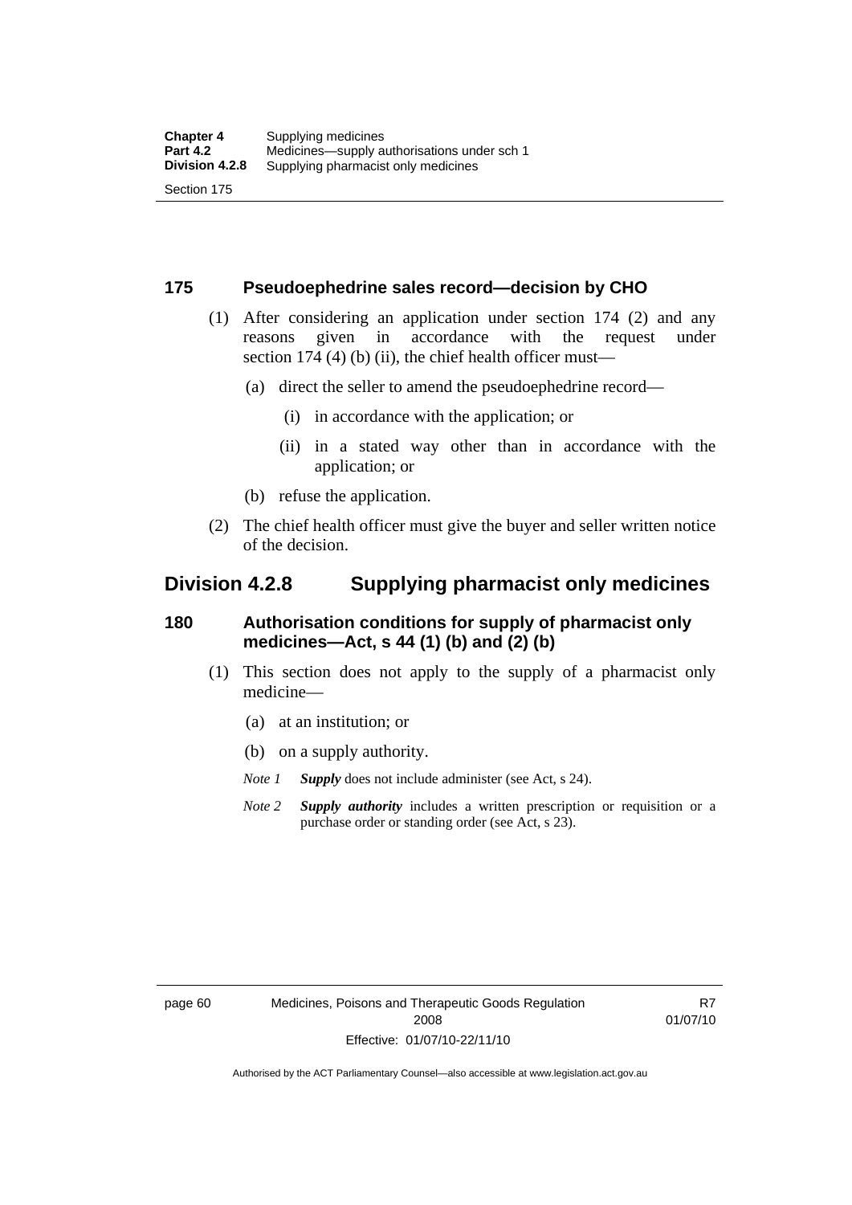### 175 Pseudoephedrine sales record—decision by CHO

(1) After considering an application under section 174 (2) and any reasons given in accordance with the request under section 174 (4) (b) (ii), the chief health officer must—

(a) direct the seller to amend the pseudoephedrine record—

(i) in accordance with the application; or

(ii) in a stated way other than in accordance with the application; or

(b) refuse the application.

(2) The chief health officer must give the buyer and seller written notice of the decision.

## Division 4.2.8 Supplying pharmacist only medicines

### 180 Authorisation conditions for supply of pharmacist only medicines—Act, s 44 (1) (b) and (2) (b)

(1) This section does not apply to the supply of a pharmacist only medicine—

(a) at an institution; or

(b) on a supply authority.

*Note 1* ***Supply*** does not include administer (see Act, s 24).

*Note 2* ***Supply authority*** includes a written prescription or requisition or a purchase order or standing order (see Act, s 23).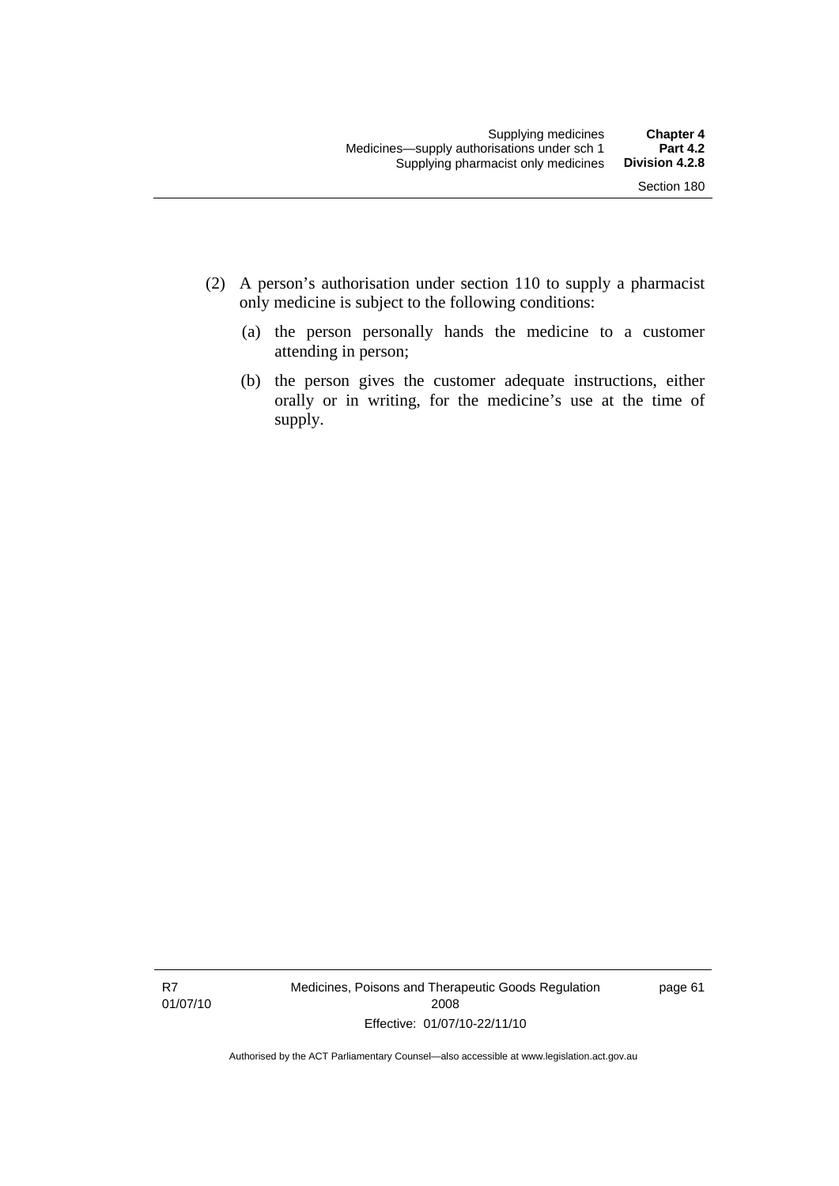(2) A person's authorisation under section 110 to supply a pharmacist only medicine is subject to the following conditions:

(a) the person personally hands the medicine to a customer attending in person;

(b) the person gives the customer adequate instructions, either orally or in writing, for the medicine's use at the time of supply.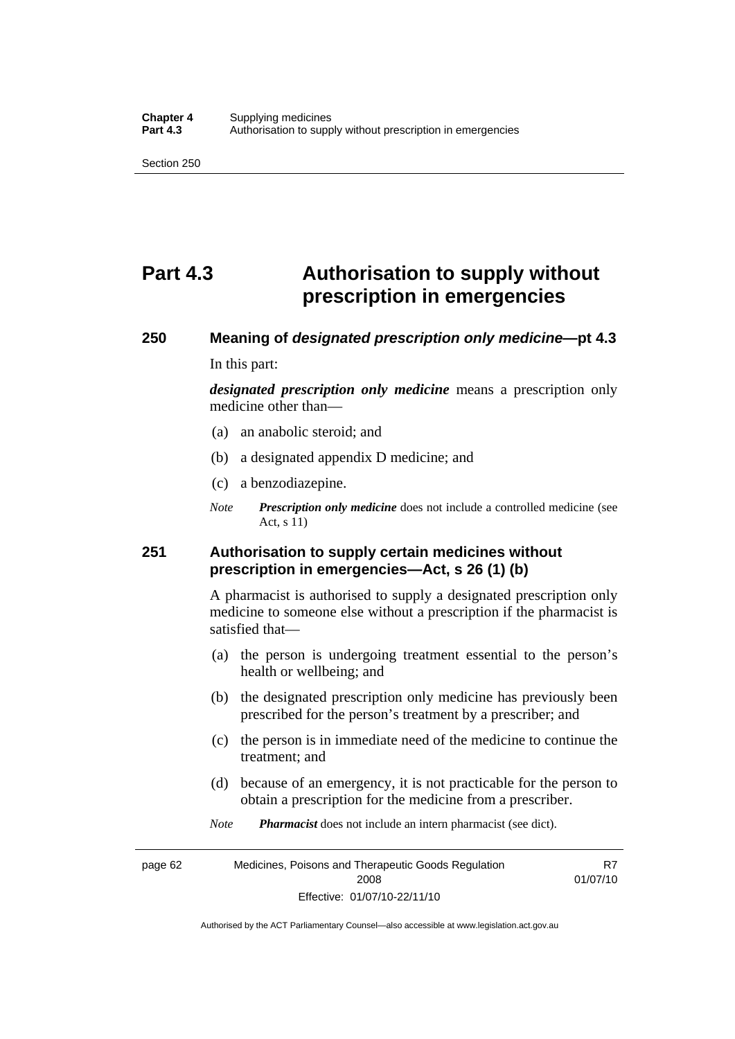# Part 4.3 Authorisation to supply without prescription in emergencies

## 250 Meaning of *designated prescription only medicine*—pt 4.3

In this part:

***designated prescription only medicine*** means a prescription only medicine other than—

(a) an anabolic steroid; and

(b) a designated appendix D medicine; and

(c) a benzodiazepine.

*Note* ***Prescription only medicine*** does not include a controlled medicine (see Act, s 11)

## 251 Authorisation to supply certain medicines without prescription in emergencies—Act, s 26 (1) (b)

A pharmacist is authorised to supply a designated prescription only medicine to someone else without a prescription if the pharmacist is satisfied that—

(a) the person is undergoing treatment essential to the person's health or wellbeing; and

(b) the designated prescription only medicine has previously been prescribed for the person's treatment by a prescriber; and

(c) the person is in immediate need of the medicine to continue the treatment; and

(d) because of an emergency, it is not practicable for the person to obtain a prescription for the medicine from a prescriber.

*Note* ***Pharmacist*** does not include an intern pharmacist (see dict).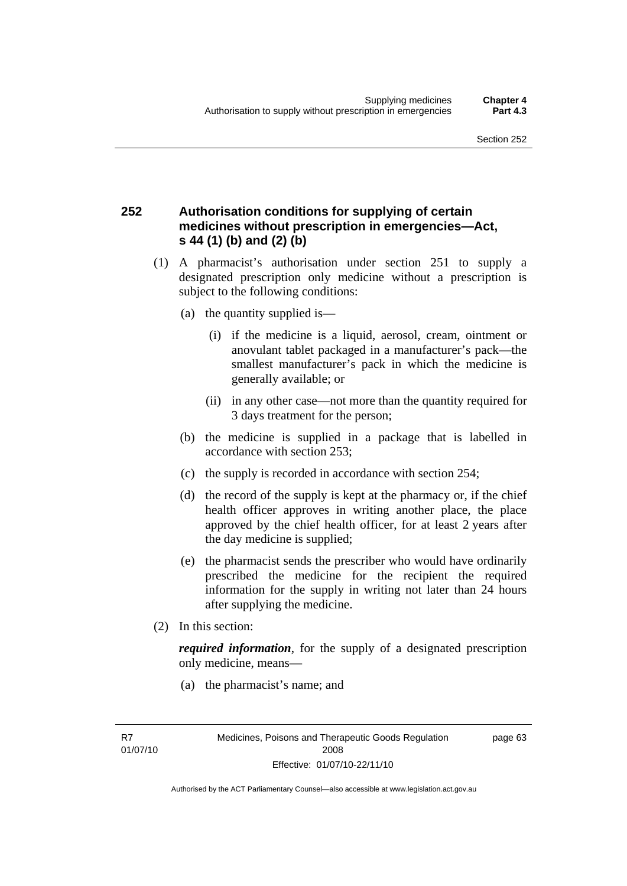## 252 Authorisation conditions for supplying of certain medicines without prescription in emergencies—Act, s 44 (1) (b) and (2) (b)

(1) A pharmacist's authorisation under section 251 to supply a designated prescription only medicine without a prescription is subject to the following conditions:

(a) the quantity supplied is—

(i) if the medicine is a liquid, aerosol, cream, ointment or anovulant tablet packaged in a manufacturer's pack—the smallest manufacturer's pack in which the medicine is generally available; or

(ii) in any other case—not more than the quantity required for 3 days treatment for the person;

(b) the medicine is supplied in a package that is labelled in accordance with section 253;

(c) the supply is recorded in accordance with section 254;

(d) the record of the supply is kept at the pharmacy or, if the chief health officer approves in writing another place, the place approved by the chief health officer, for at least 2 years after the day medicine is supplied;

(e) the pharmacist sends the prescriber who would have ordinarily prescribed the medicine for the recipient the required information for the supply in writing not later than 24 hours after supplying the medicine.

(2) In this section:

***required information***, for the supply of a designated prescription only medicine, means—

(a) the pharmacist's name; and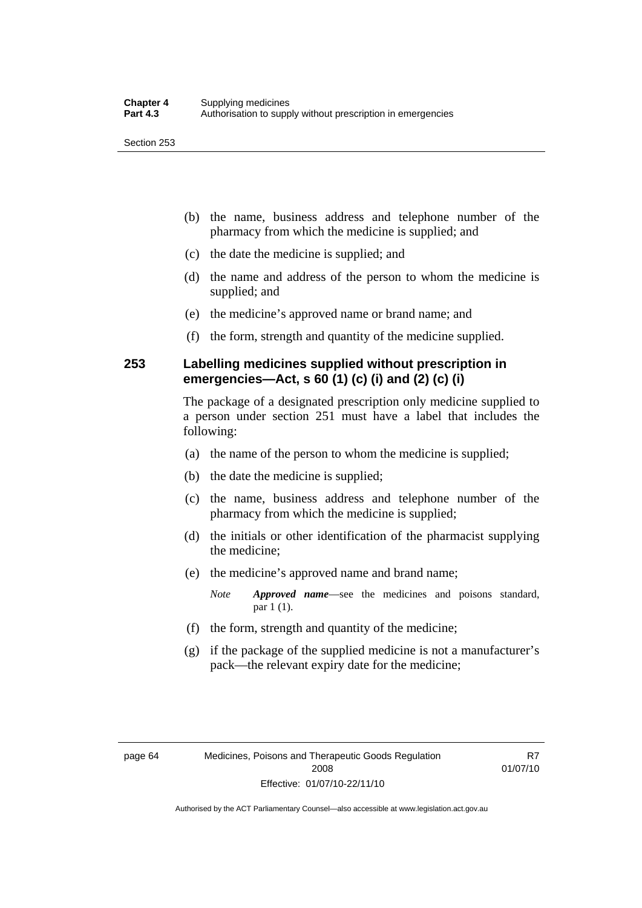(b) the name, business address and telephone number of the pharmacy from which the medicine is supplied; and

(c) the date the medicine is supplied; and

(d) the name and address of the person to whom the medicine is supplied; and

(e) the medicine's approved name or brand name; and

(f) the form, strength and quantity of the medicine supplied.

## 253 Labelling medicines supplied without prescription in emergencies—Act, s 60 (1) (c) (i) and (2) (c) (i)

The package of a designated prescription only medicine supplied to a person under section 251 must have a label that includes the following:

(a) the name of the person to whom the medicine is supplied;

(b) the date the medicine is supplied;

(c) the name, business address and telephone number of the pharmacy from which the medicine is supplied;

(d) the initials or other identification of the pharmacist supplying the medicine;

(e) the medicine's approved name and brand name;

*Note* ***Approved name***—see the medicines and poisons standard, par 1 (1).

(f) the form, strength and quantity of the medicine;

(g) if the package of the supplied medicine is not a manufacturer's pack—the relevant expiry date for the medicine;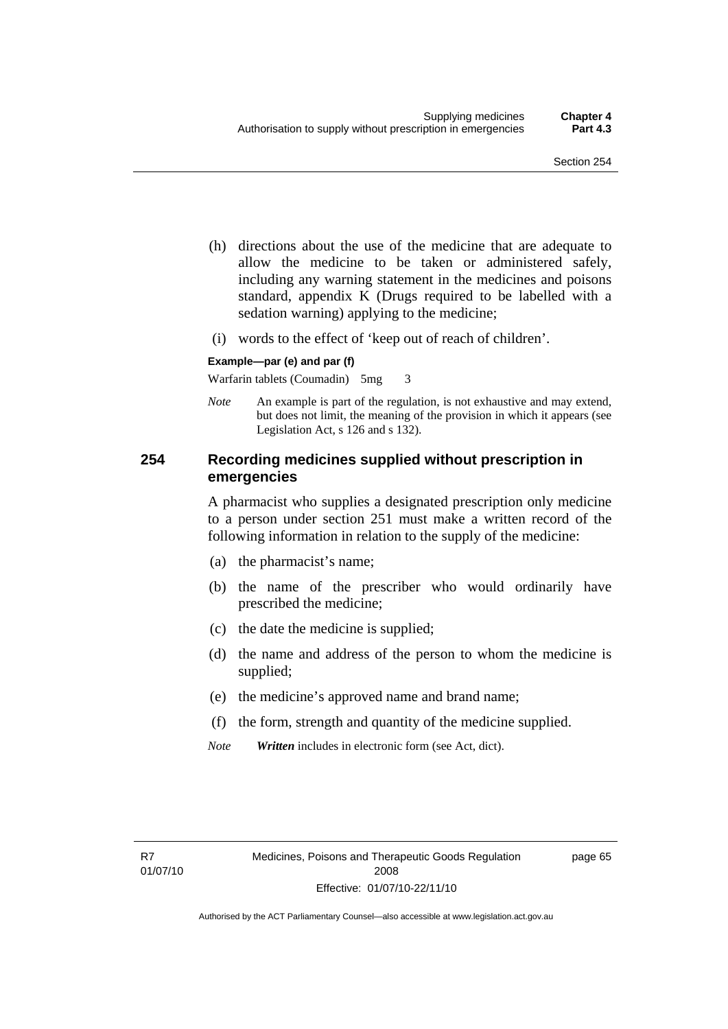(h) directions about the use of the medicine that are adequate to allow the medicine to be taken or administered safely, including any warning statement in the medicines and poisons standard, appendix K (Drugs required to be labelled with a sedation warning) applying to the medicine;

(i) words to the effect of 'keep out of reach of children'.

**Example—par (e) and par (f)**

Warfarin tablets (Coumadin) 5mg 3

*Note* An example is part of the regulation, is not exhaustive and may extend, but does not limit, the meaning of the provision in which it appears (see Legislation Act, s 126 and s 132).

## 254 Recording medicines supplied without prescription in emergencies

A pharmacist who supplies a designated prescription only medicine to a person under section 251 must make a written record of the following information in relation to the supply of the medicine:

(a) the pharmacist's name;

(b) the name of the prescriber who would ordinarily have prescribed the medicine;

(c) the date the medicine is supplied;

(d) the name and address of the person to whom the medicine is supplied;

(e) the medicine's approved name and brand name;

(f) the form, strength and quantity of the medicine supplied.

*Note* ***Written*** includes in electronic form (see Act, dict).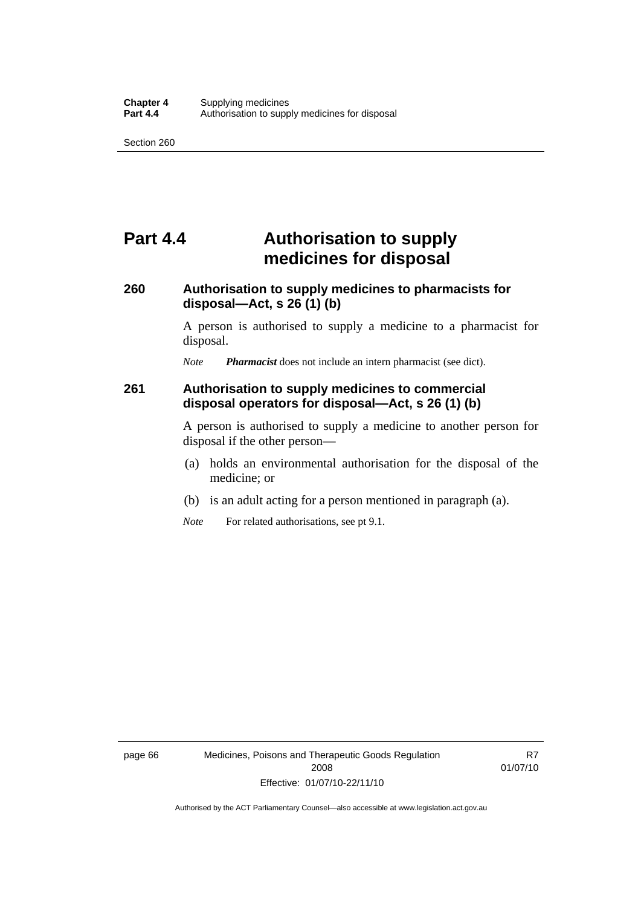# Part 4.4 Authorisation to supply medicines for disposal

### 260 Authorisation to supply medicines to pharmacists for disposal—Act, s 26 (1) (b)

A person is authorised to supply a medicine to a pharmacist for disposal.

*Note* ***Pharmacist*** does not include an intern pharmacist (see dict).

### 261 Authorisation to supply medicines to commercial disposal operators for disposal—Act, s 26 (1) (b)

A person is authorised to supply a medicine to another person for disposal if the other person—

(a) holds an environmental authorisation for the disposal of the medicine; or

(b) is an adult acting for a person mentioned in paragraph (a).

*Note* For related authorisations, see pt 9.1.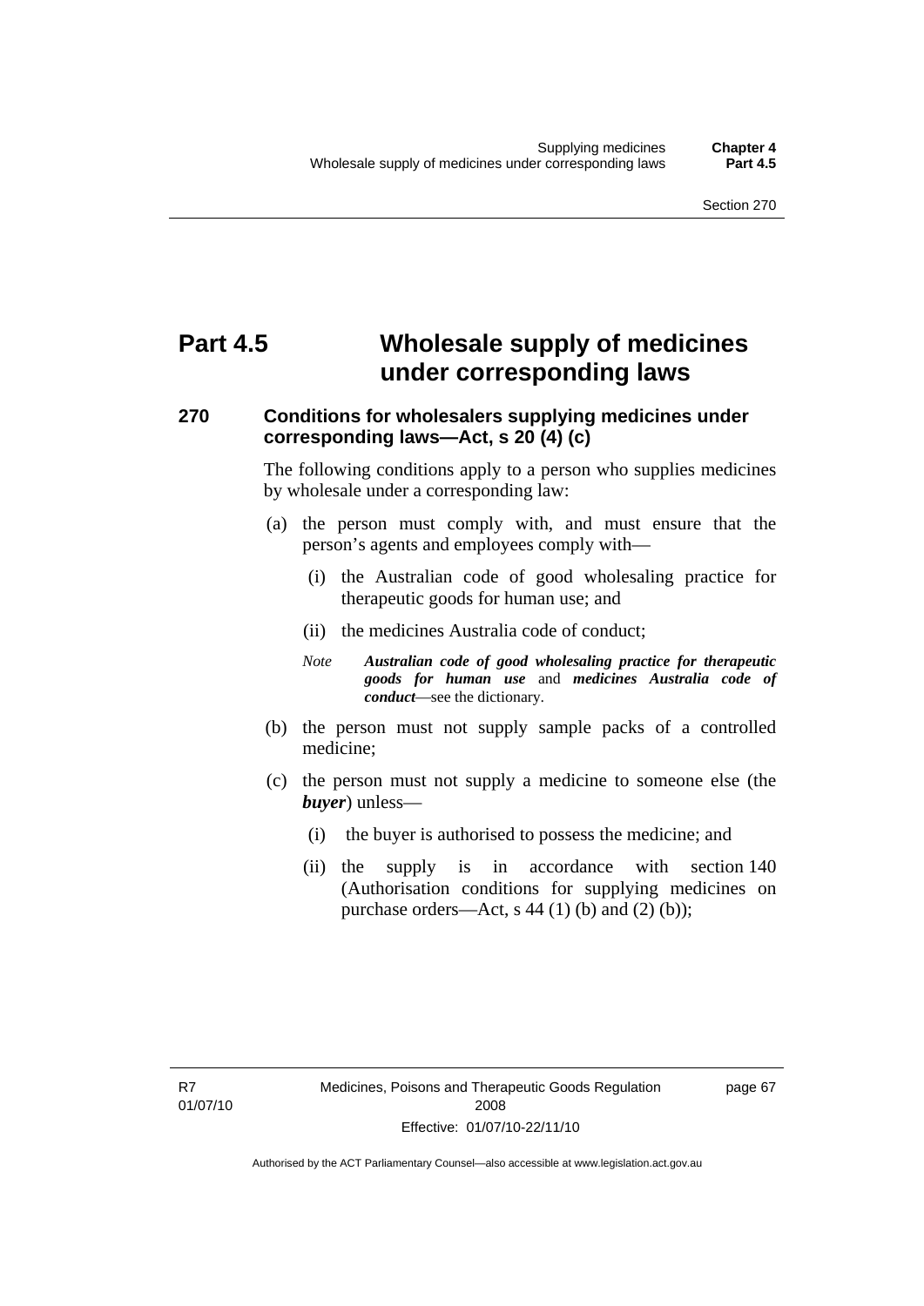# Part 4.5 Wholesale supply of medicines under corresponding laws

## 270 Conditions for wholesalers supplying medicines under corresponding laws—Act, s 20 (4) (c)

The following conditions apply to a person who supplies medicines by wholesale under a corresponding law:

(a) the person must comply with, and must ensure that the person's agents and employees comply with—

   (i) the Australian code of good wholesaling practice for therapeutic goods for human use; and

   (ii) the medicines Australia code of conduct;

   *Note* ***Australian code of good wholesaling practice for therapeutic goods for human use*** and ***medicines Australia code of conduct***—see the dictionary.

(b) the person must not supply sample packs of a controlled medicine;

(c) the person must not supply a medicine to someone else (the ***buyer***) unless—

   (i) the buyer is authorised to possess the medicine; and

   (ii) the supply is in accordance with section 140 (Authorisation conditions for supplying medicines on purchase orders—Act, s 44 (1) (b) and (2) (b));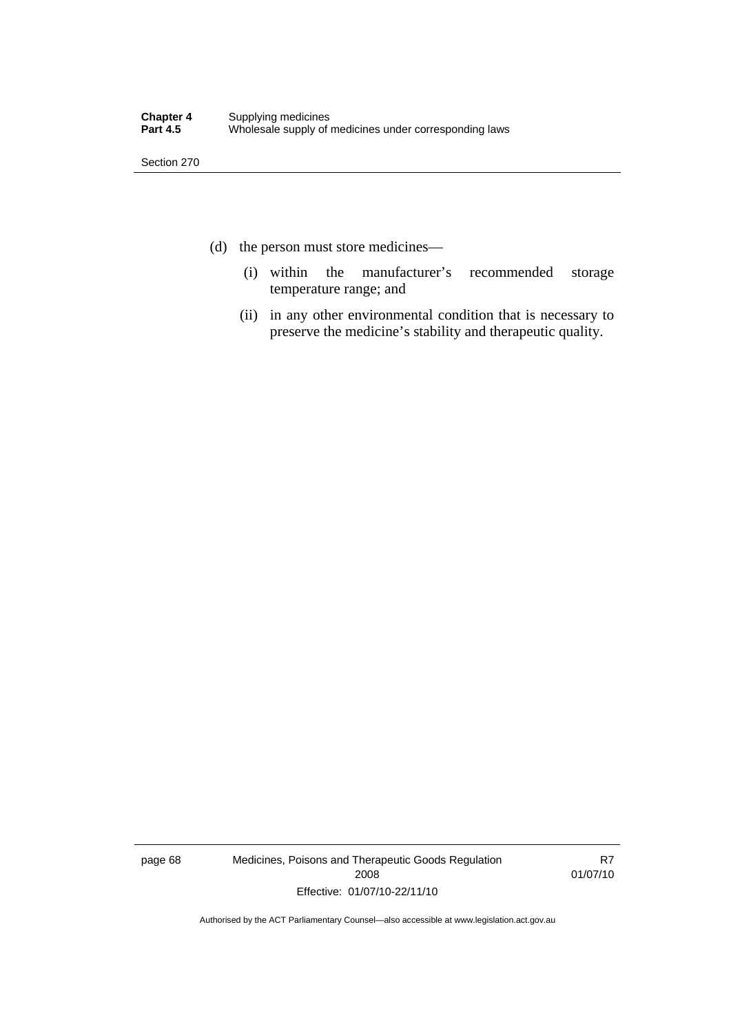(d) the person must store medicines—

    (i) within the manufacturer's recommended storage temperature range; and

    (ii) in any other environmental condition that is necessary to preserve the medicine's stability and therapeutic quality.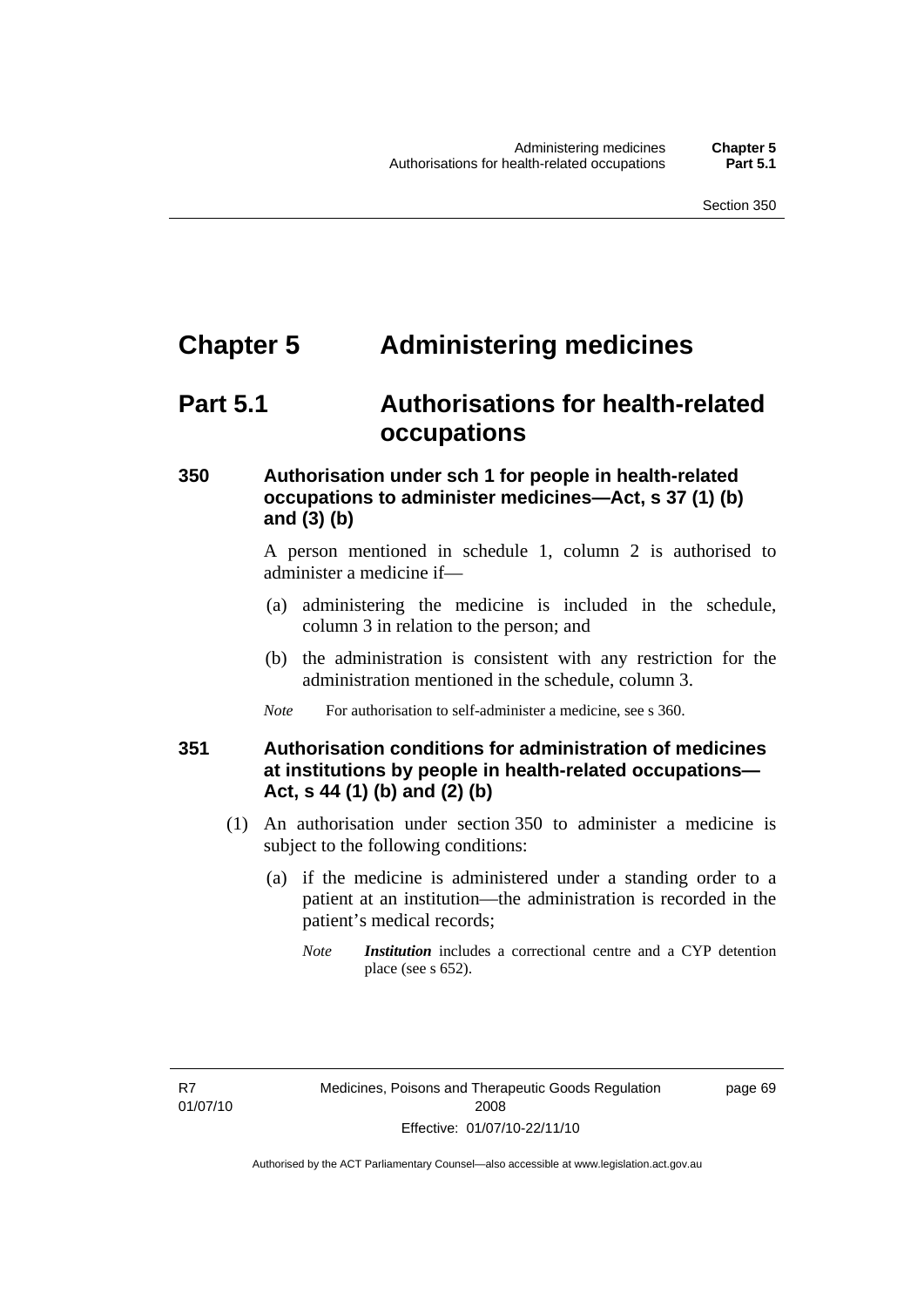# Chapter 5 Administering medicines

## Part 5.1 Authorisations for health-related occupations

### 350 Authorisation under sch 1 for people in health-related occupations to administer medicines—Act, s 37 (1) (b) and (3) (b)

A person mentioned in schedule 1, column 2 is authorised to administer a medicine if—

(a) administering the medicine is included in the schedule, column 3 in relation to the person; and

(b) the administration is consistent with any restriction for the administration mentioned in the schedule, column 3.

*Note* For authorisation to self-administer a medicine, see s 360.

### 351 Authorisation conditions for administration of medicines at institutions by people in health-related occupations—Act, s 44 (1) (b) and (2) (b)

(1) An authorisation under section 350 to administer a medicine is subject to the following conditions:

(a) if the medicine is administered under a standing order to a patient at an institution—the administration is recorded in the patient's medical records;

*Note* ***Institution*** includes a correctional centre and a CYP detention place (see s 652).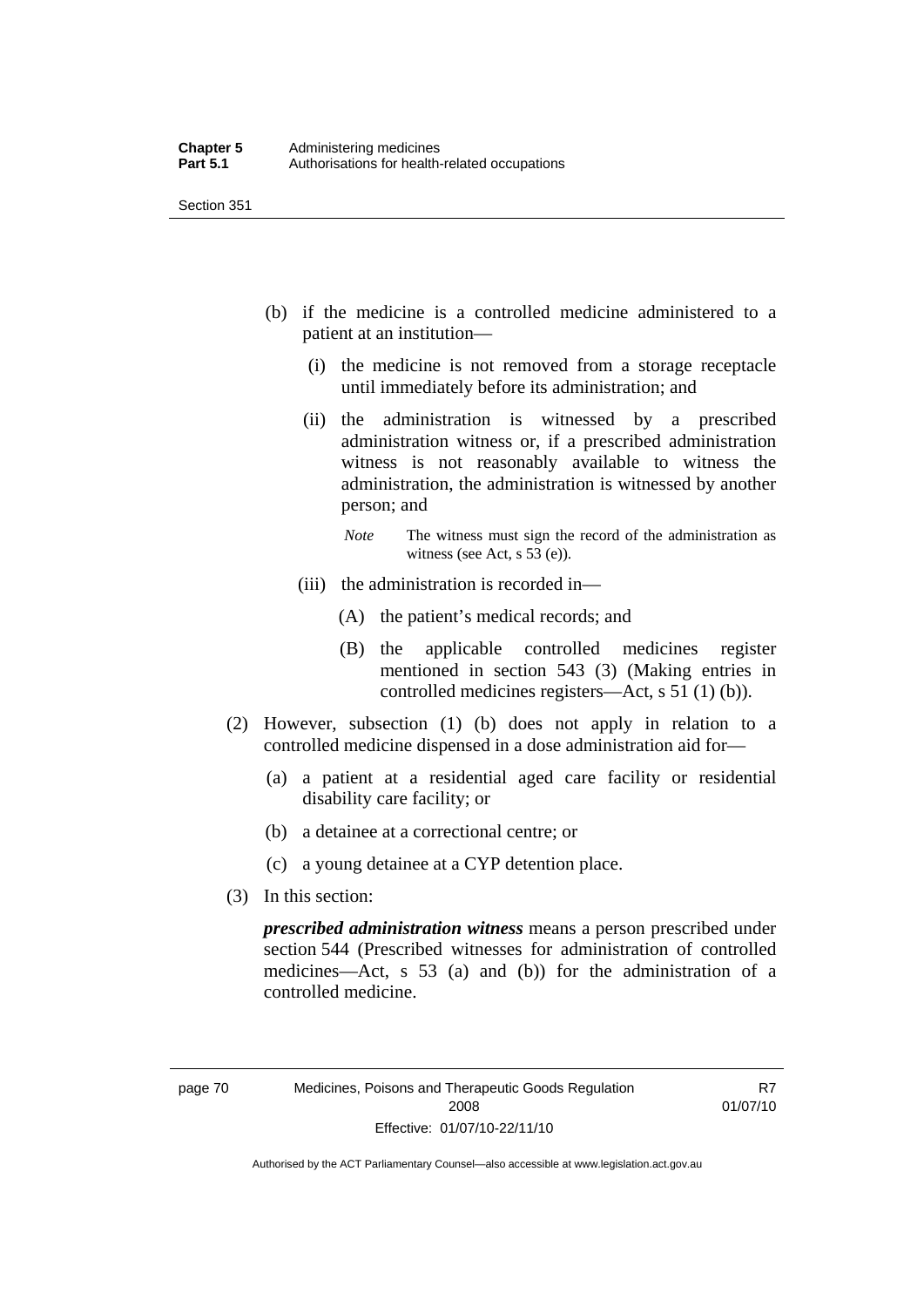(b) if the medicine is a controlled medicine administered to a patient at an institution—

  (i) the medicine is not removed from a storage receptacle until immediately before its administration; and

  (ii) the administration is witnessed by a prescribed administration witness or, if a prescribed administration witness is not reasonably available to witness the administration, the administration is witnessed by another person; and

  *Note* The witness must sign the record of the administration as witness (see Act, s 53 (e)).

  (iii) the administration is recorded in—

    (A) the patient's medical records; and

    (B) the applicable controlled medicines register mentioned in section 543 (3) (Making entries in controlled medicines registers—Act, s 51 (1) (b)).

(2) However, subsection (1) (b) does not apply in relation to a controlled medicine dispensed in a dose administration aid for—

  (a) a patient at a residential aged care facility or residential disability care facility; or

  (b) a detainee at a correctional centre; or

  (c) a young detainee at a CYP detention place.

(3) In this section:

***prescribed administration witness*** means a person prescribed under section 544 (Prescribed witnesses for administration of controlled medicines—Act, s 53 (a) and (b)) for the administration of a controlled medicine.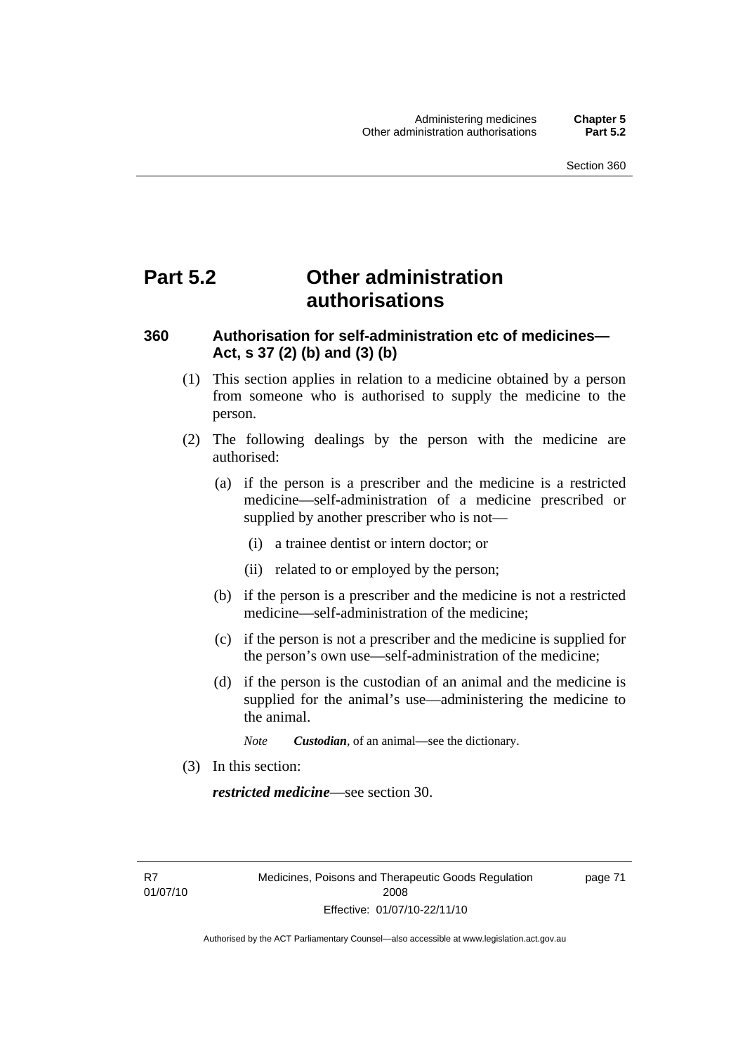# Part 5.2 Other administration authorisations

### 360 Authorisation for self-administration etc of medicines—Act, s 37 (2) (b) and (3) (b)

(1) This section applies in relation to a medicine obtained by a person from someone who is authorised to supply the medicine to the person.

(2) The following dealings by the person with the medicine are authorised:

(a) if the person is a prescriber and the medicine is a restricted medicine—self-administration of a medicine prescribed or supplied by another prescriber who is not—

(i) a trainee dentist or intern doctor; or

(ii) related to or employed by the person;

(b) if the person is a prescriber and the medicine is not a restricted medicine—self-administration of the medicine;

(c) if the person is not a prescriber and the medicine is supplied for the person's own use—self-administration of the medicine;

(d) if the person is the custodian of an animal and the medicine is supplied for the animal's use—administering the medicine to the animal.

*Note* ***Custodian***, of an animal—see the dictionary.

(3) In this section:

***restricted medicine***—see section 30.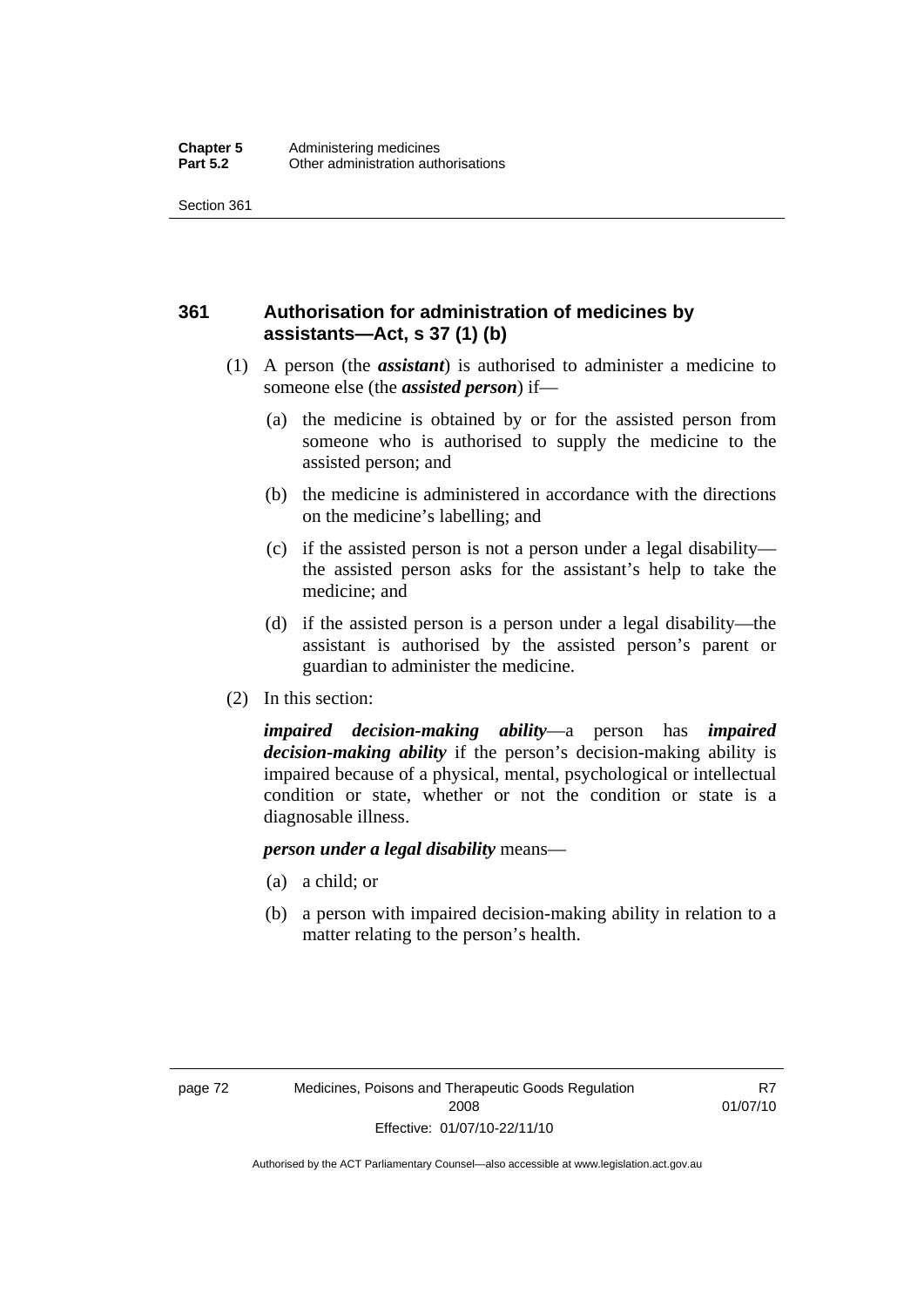## 361 Authorisation for administration of medicines by assistants—Act, s 37 (1) (b)

(1) A person (the ***assistant***) is authorised to administer a medicine to someone else (the ***assisted person***) if—

(a) the medicine is obtained by or for the assisted person from someone who is authorised to supply the medicine to the assisted person; and

(b) the medicine is administered in accordance with the directions on the medicine's labelling; and

(c) if the assisted person is not a person under a legal disability—the assisted person asks for the assistant's help to take the medicine; and

(d) if the assisted person is a person under a legal disability—the assistant is authorised by the assisted person's parent or guardian to administer the medicine.

(2) In this section:

***impaired decision-making ability***—a person has ***impaired decision-making ability*** if the person's decision-making ability is impaired because of a physical, mental, psychological or intellectual condition or state, whether or not the condition or state is a diagnosable illness.

***person under a legal disability*** means—

(a) a child; or

(b) a person with impaired decision-making ability in relation to a matter relating to the person's health.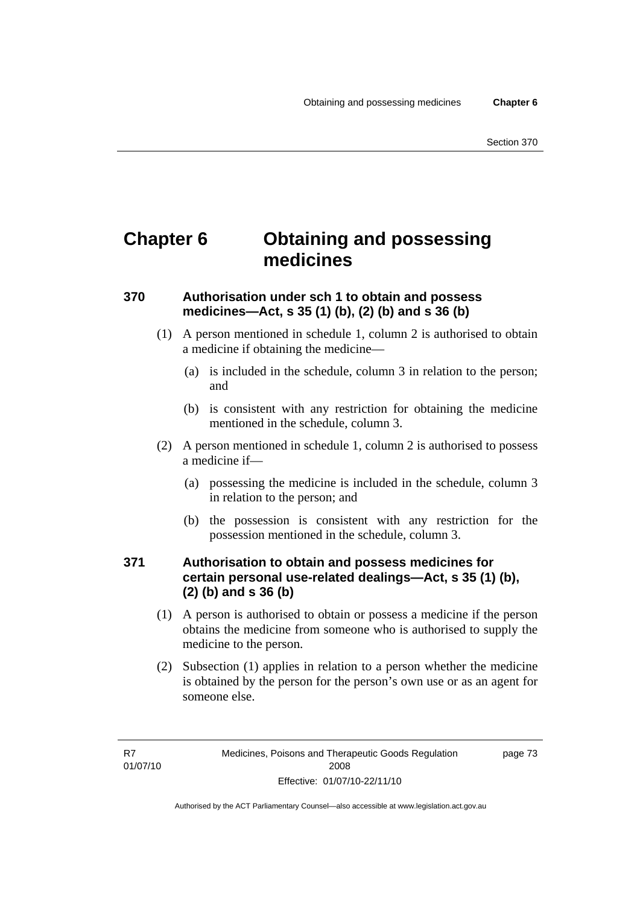# Chapter 6 Obtaining and possessing medicines

## 370 Authorisation under sch 1 to obtain and possess medicines—Act, s 35 (1) (b), (2) (b) and s 36 (b)

(1) A person mentioned in schedule 1, column 2 is authorised to obtain a medicine if obtaining the medicine—

- (a) is included in the schedule, column 3 in relation to the person; and
- (b) is consistent with any restriction for obtaining the medicine mentioned in the schedule, column 3.

(2) A person mentioned in schedule 1, column 2 is authorised to possess a medicine if—

- (a) possessing the medicine is included in the schedule, column 3 in relation to the person; and
- (b) the possession is consistent with any restriction for the possession mentioned in the schedule, column 3.

## 371 Authorisation to obtain and possess medicines for certain personal use-related dealings—Act, s 35 (1) (b), (2) (b) and s 36 (b)

(1) A person is authorised to obtain or possess a medicine if the person obtains the medicine from someone who is authorised to supply the medicine to the person.

(2) Subsection (1) applies in relation to a person whether the medicine is obtained by the person for the person's own use or as an agent for someone else.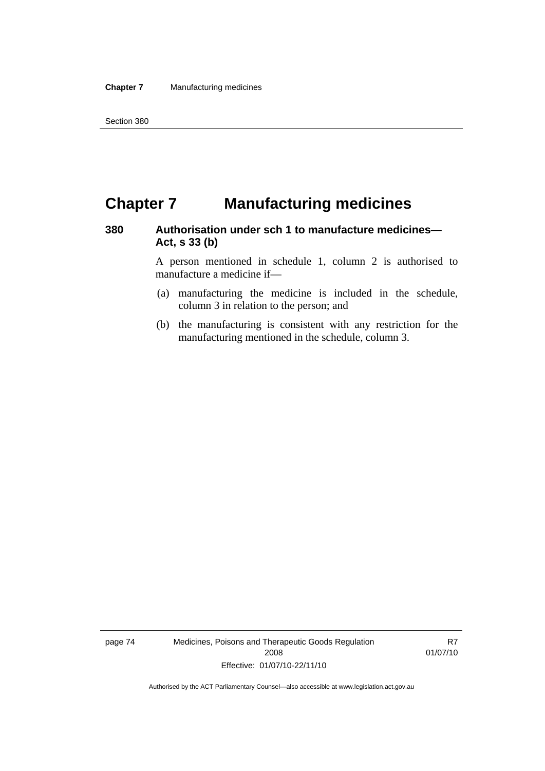# Chapter 7 Manufacturing medicines

## 380 Authorisation under sch 1 to manufacture medicines—Act, s 33 (b)

A person mentioned in schedule 1, column 2 is authorised to manufacture a medicine if—

(a) manufacturing the medicine is included in the schedule, column 3 in relation to the person; and

(b) the manufacturing is consistent with any restriction for the manufacturing mentioned in the schedule, column 3.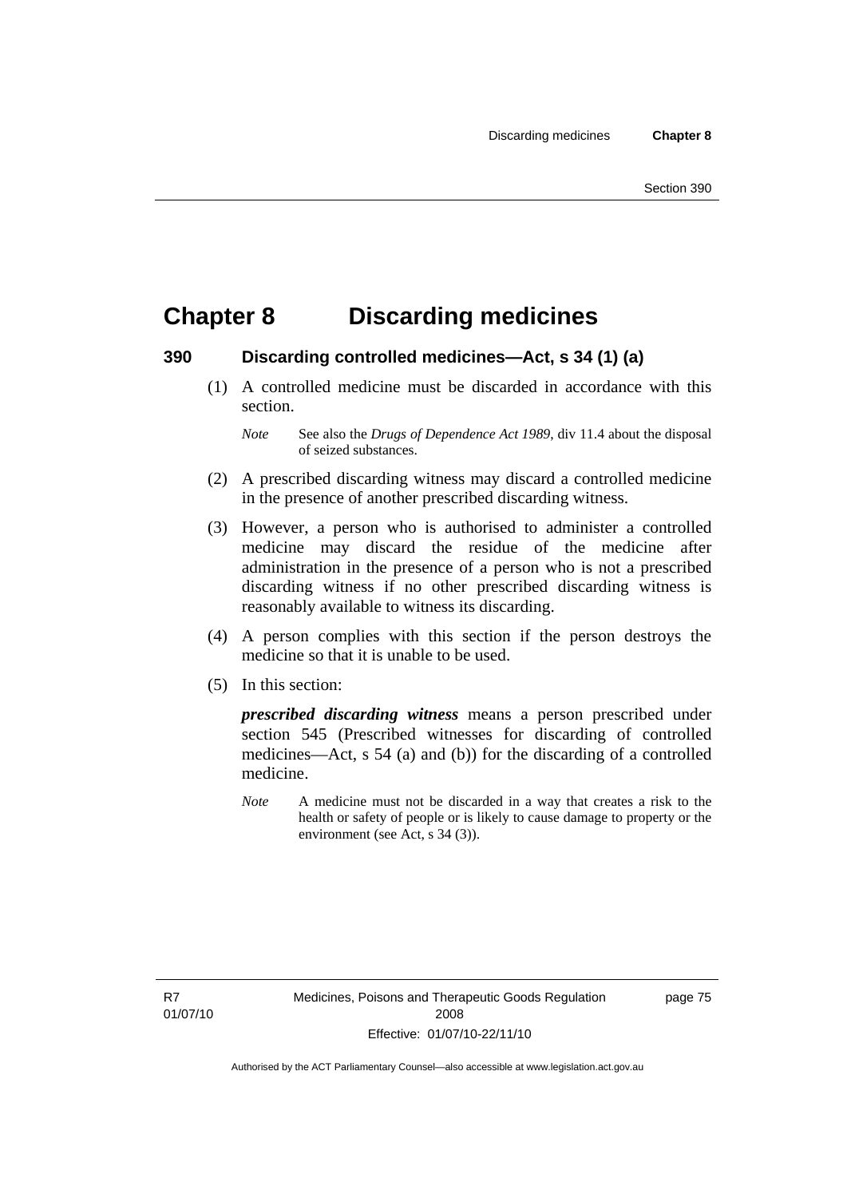# Chapter 8 Discarding medicines

## 390 Discarding controlled medicines—Act, s 34 (1) (a)

(1) A controlled medicine must be discarded in accordance with this section.

*Note* See also the *Drugs of Dependence Act 1989*, div 11.4 about the disposal of seized substances.

(2) A prescribed discarding witness may discard a controlled medicine in the presence of another prescribed discarding witness.

(3) However, a person who is authorised to administer a controlled medicine may discard the residue of the medicine after administration in the presence of a person who is not a prescribed discarding witness if no other prescribed discarding witness is reasonably available to witness its discarding.

(4) A person complies with this section if the person destroys the medicine so that it is unable to be used.

(5) In this section:

***prescribed discarding witness*** means a person prescribed under section 545 (Prescribed witnesses for discarding of controlled medicines—Act, s 54 (a) and (b)) for the discarding of a controlled medicine.

*Note* A medicine must not be discarded in a way that creates a risk to the health or safety of people or is likely to cause damage to property or the environment (see Act, s 34 (3)).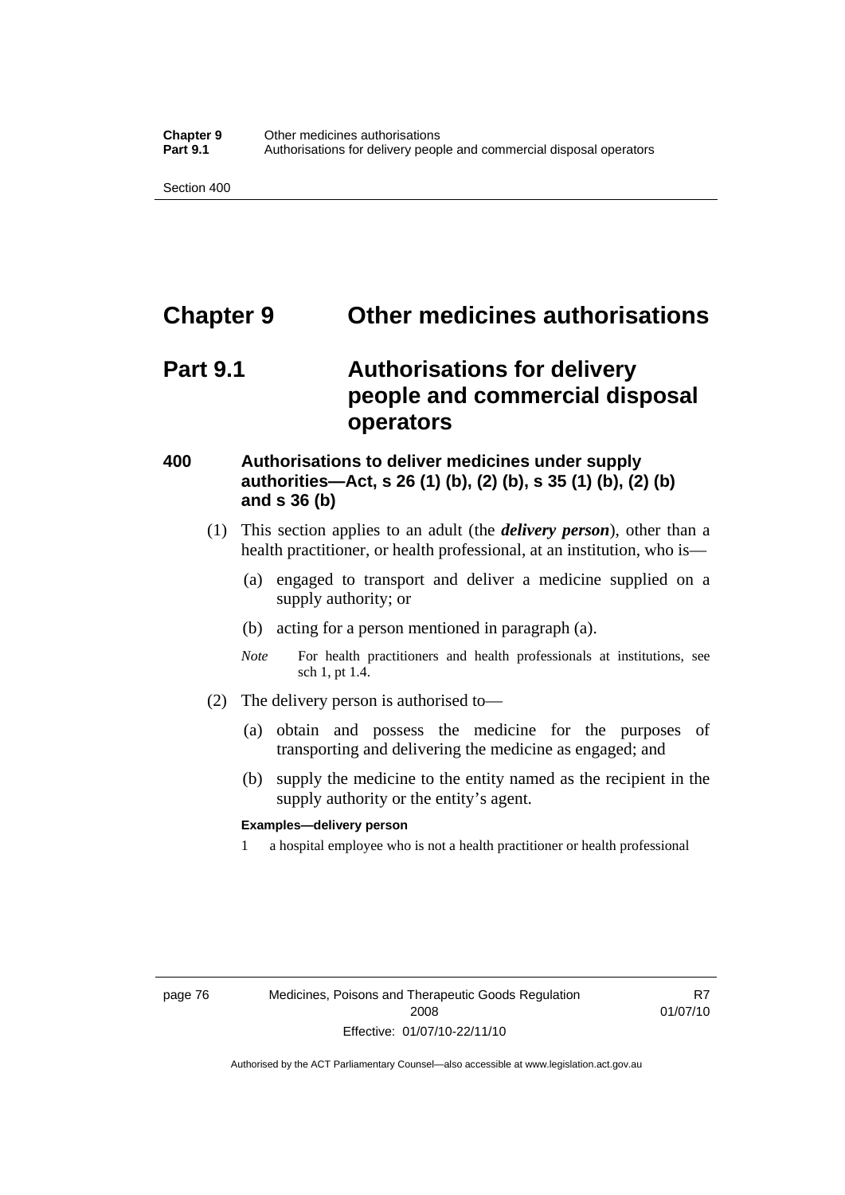# Chapter 9 Other medicines authorisations

## Part 9.1 Authorisations for delivery people and commercial disposal operators

### 400 Authorisations to deliver medicines under supply authorities—Act, s 26 (1) (b), (2) (b), s 35 (1) (b), (2) (b) and s 36 (b)

(1) This section applies to an adult (the ***delivery person***), other than a health practitioner, or health professional, at an institution, who is—

- (a) engaged to transport and deliver a medicine supplied on a supply authority; or
- (b) acting for a person mentioned in paragraph (a).

*Note* For health practitioners and health professionals at institutions, see sch 1, pt 1.4.

(2) The delivery person is authorised to—

- (a) obtain and possess the medicine for the purposes of transporting and delivering the medicine as engaged; and
- (b) supply the medicine to the entity named as the recipient in the supply authority or the entity's agent.

**Examples—delivery person**

1 a hospital employee who is not a health practitioner or health professional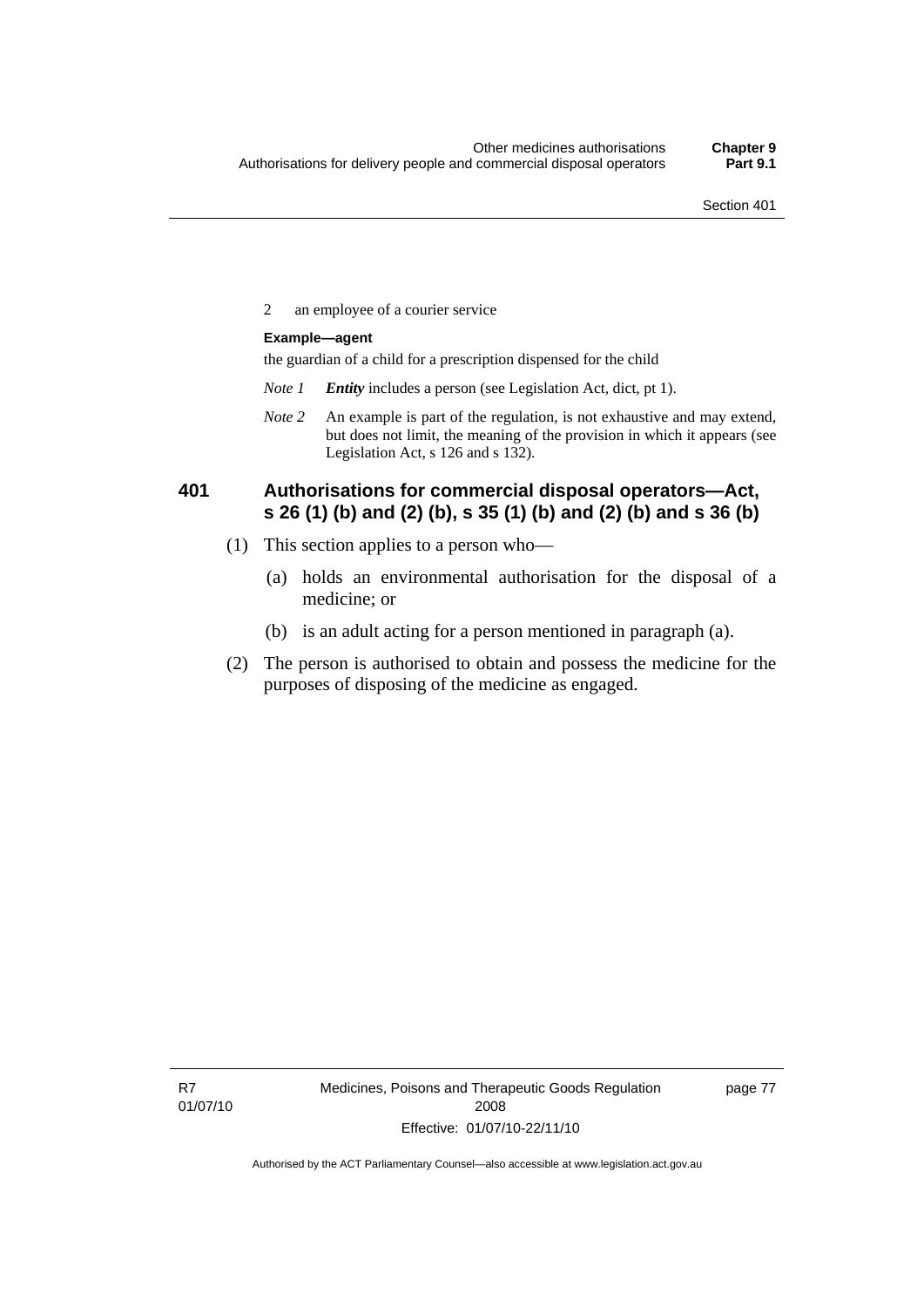2 an employee of a courier service

**Example—agent**

the guardian of a child for a prescription dispensed for the child

*Note 1* ***Entity*** includes a person (see Legislation Act, dict, pt 1).

*Note 2* An example is part of the regulation, is not exhaustive and may extend, but does not limit, the meaning of the provision in which it appears (see Legislation Act, s 126 and s 132).

### 401 Authorisations for commercial disposal operators—Act, s 26 (1) (b) and (2) (b), s 35 (1) (b) and (2) (b) and s 36 (b)

(1) This section applies to a person who—

(a) holds an environmental authorisation for the disposal of a medicine; or

(b) is an adult acting for a person mentioned in paragraph (a).

(2) The person is authorised to obtain and possess the medicine for the purposes of disposing of the medicine as engaged.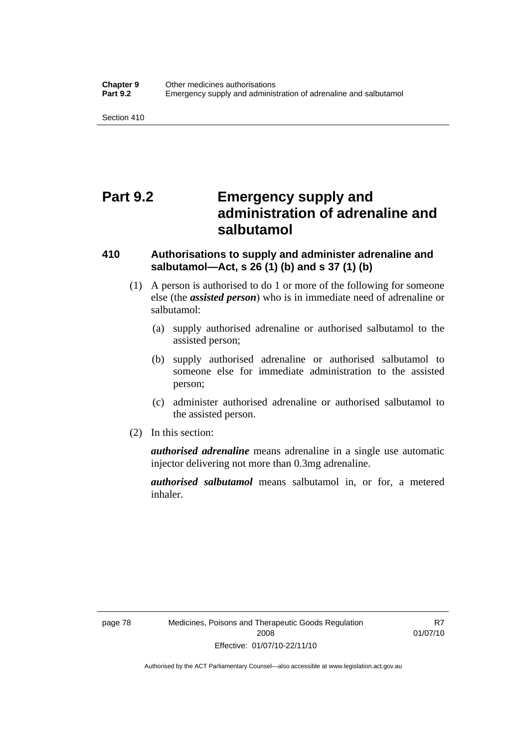# Part 9.2 Emergency supply and administration of adrenaline and salbutamol

### 410 Authorisations to supply and administer adrenaline and salbutamol—Act, s 26 (1) (b) and s 37 (1) (b)

(1) A person is authorised to do 1 or more of the following for someone else (the ***assisted person***) who is in immediate need of adrenaline or salbutamol:

(a) supply authorised adrenaline or authorised salbutamol to the assisted person;

(b) supply authorised adrenaline or authorised salbutamol to someone else for immediate administration to the assisted person;

(c) administer authorised adrenaline or authorised salbutamol to the assisted person.

(2) In this section:

***authorised adrenaline*** means adrenaline in a single use automatic injector delivering not more than 0.3mg adrenaline.

***authorised salbutamol*** means salbutamol in, or for, a metered inhaler.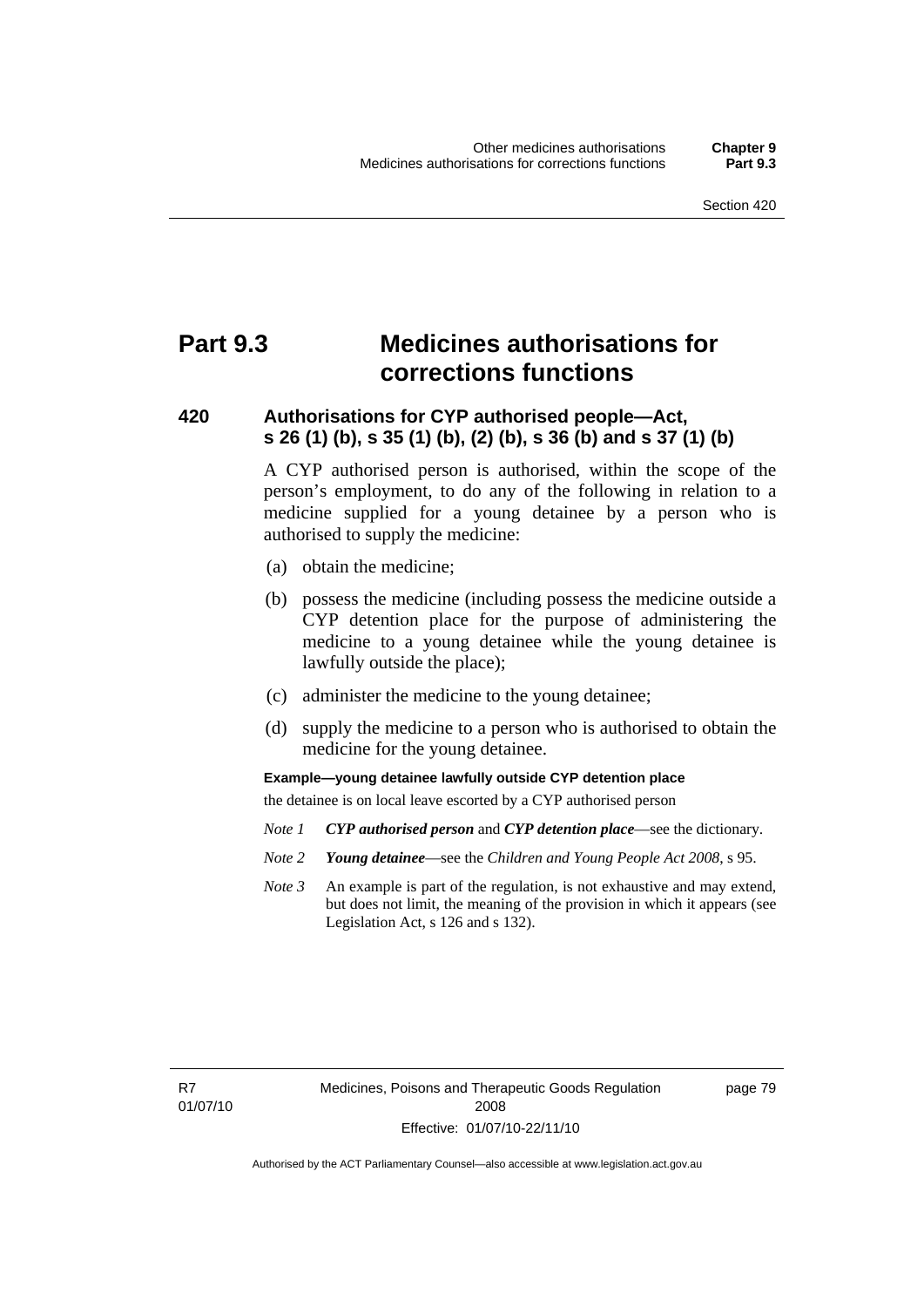# Part 9.3 Medicines authorisations for corrections functions

## 420 Authorisations for CYP authorised people—Act, s 26 (1) (b), s 35 (1) (b), (2) (b), s 36 (b) and s 37 (1) (b)

A CYP authorised person is authorised, within the scope of the person's employment, to do any of the following in relation to a medicine supplied for a young detainee by a person who is authorised to supply the medicine:

(a) obtain the medicine;

(b) possess the medicine (including possess the medicine outside a CYP detention place for the purpose of administering the medicine to a young detainee while the young detainee is lawfully outside the place);

(c) administer the medicine to the young detainee;

(d) supply the medicine to a person who is authorised to obtain the medicine for the young detainee.

**Example—young detainee lawfully outside CYP detention place**

the detainee is on local leave escorted by a CYP authorised person

*Note 1* ***CYP authorised person*** and ***CYP detention place***—see the dictionary.

*Note 2* ***Young detainee***—see the *Children and Young People Act 2008*, s 95.

*Note 3* An example is part of the regulation, is not exhaustive and may extend, but does not limit, the meaning of the provision in which it appears (see Legislation Act, s 126 and s 132).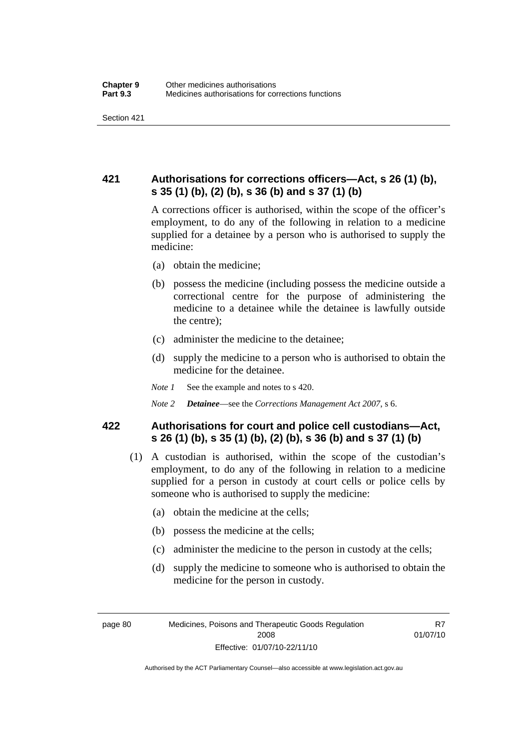### 421 Authorisations for corrections officers—Act, s 26 (1) (b), s 35 (1) (b), (2) (b), s 36 (b) and s 37 (1) (b)

A corrections officer is authorised, within the scope of the officer's employment, to do any of the following in relation to a medicine supplied for a detainee by a person who is authorised to supply the medicine:

(a) obtain the medicine;

(b) possess the medicine (including possess the medicine outside a correctional centre for the purpose of administering the medicine to a detainee while the detainee is lawfully outside the centre);

(c) administer the medicine to the detainee;

(d) supply the medicine to a person who is authorised to obtain the medicine for the detainee.

*Note 1* See the example and notes to s 420.

*Note 2* ***Detainee***—see the *Corrections Management Act 2007*, s 6.

### 422 Authorisations for court and police cell custodians—Act, s 26 (1) (b), s 35 (1) (b), (2) (b), s 36 (b) and s 37 (1) (b)

(1) A custodian is authorised, within the scope of the custodian's employment, to do any of the following in relation to a medicine supplied for a person in custody at court cells or police cells by someone who is authorised to supply the medicine:

(a) obtain the medicine at the cells;

(b) possess the medicine at the cells;

(c) administer the medicine to the person in custody at the cells;

(d) supply the medicine to someone who is authorised to obtain the medicine for the person in custody.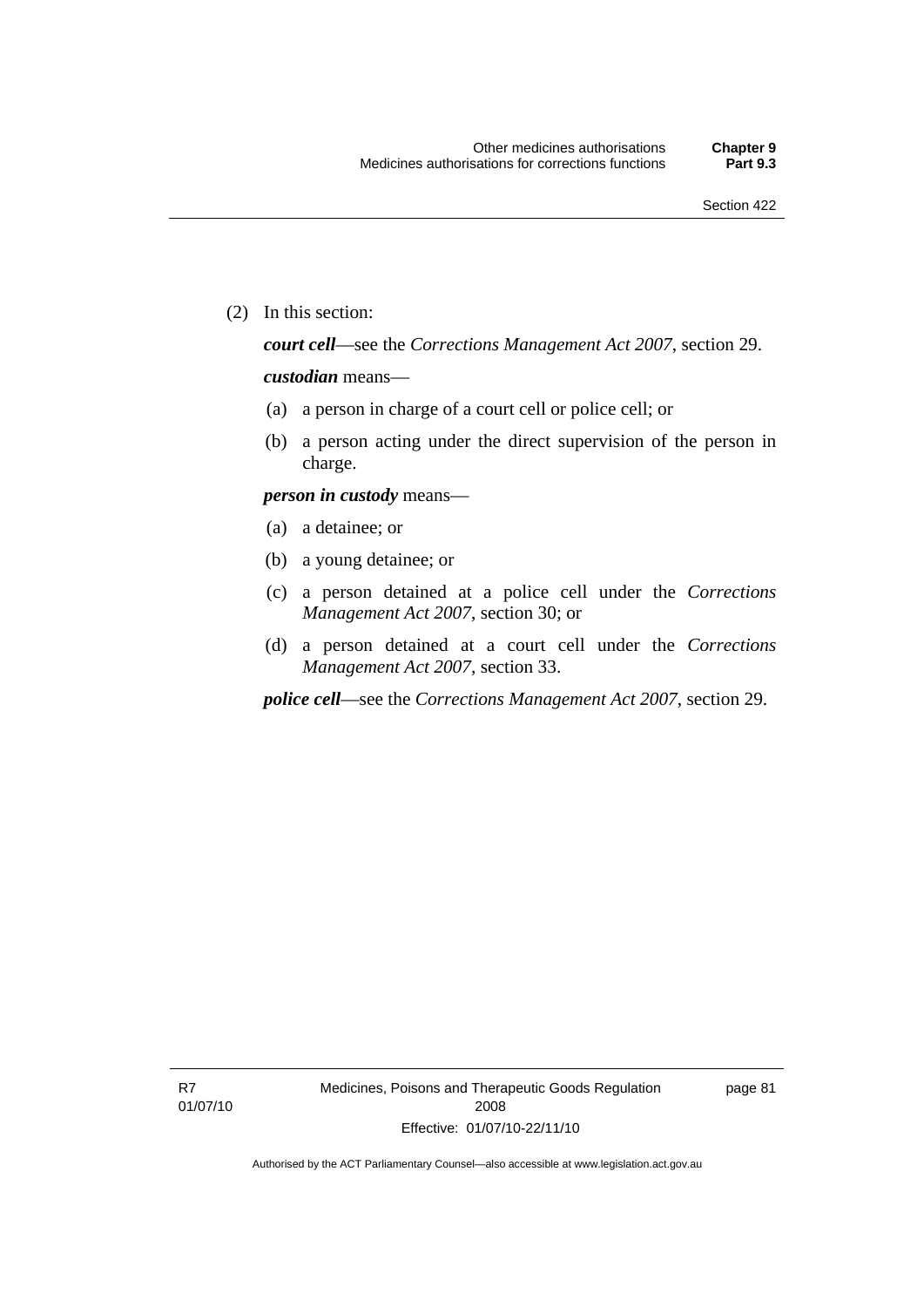(2) In this section:

***court cell***—see the *Corrections Management Act 2007*, section 29.

***custodian*** means—

(a) a person in charge of a court cell or police cell; or

(b) a person acting under the direct supervision of the person in charge.

***person in custody*** means—

(a) a detainee; or

(b) a young detainee; or

(c) a person detained at a police cell under the *Corrections Management Act 2007*, section 30; or

(d) a person detained at a court cell under the *Corrections Management Act 2007*, section 33.

***police cell***—see the *Corrections Management Act 2007*, section 29.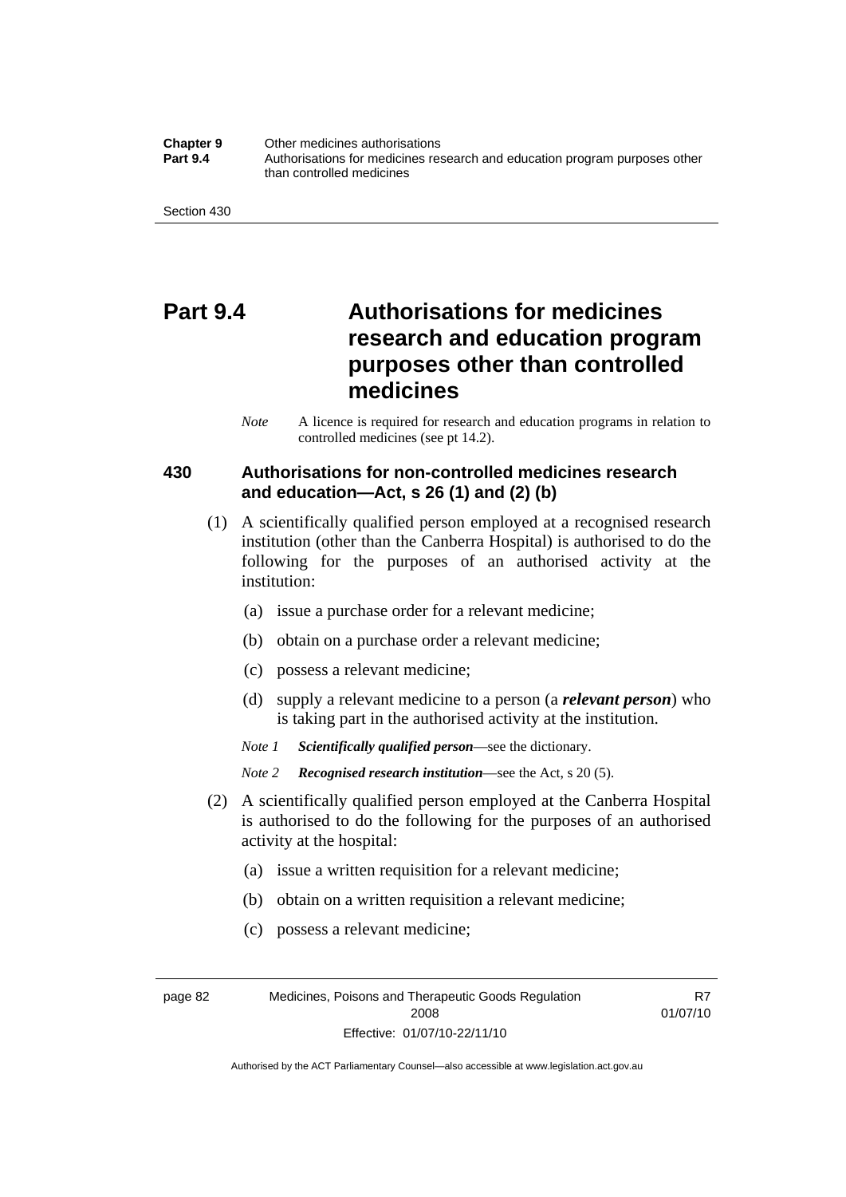# Part 9.4 Authorisations for medicines research and education program purposes other than controlled medicines

*Note* A licence is required for research and education programs in relation to controlled medicines (see pt 14.2).

## 430 Authorisations for non-controlled medicines research and education—Act, s 26 (1) and (2) (b)

(1) A scientifically qualified person employed at a recognised research institution (other than the Canberra Hospital) is authorised to do the following for the purposes of an authorised activity at the institution:

(a) issue a purchase order for a relevant medicine;

(b) obtain on a purchase order a relevant medicine;

(c) possess a relevant medicine;

(d) supply a relevant medicine to a person (a ***relevant person***) who is taking part in the authorised activity at the institution.

*Note 1* ***Scientifically qualified person***—see the dictionary.

*Note 2* ***Recognised research institution***—see the Act, s 20 (5).

(2) A scientifically qualified person employed at the Canberra Hospital is authorised to do the following for the purposes of an authorised activity at the hospital:

(a) issue a written requisition for a relevant medicine;

(b) obtain on a written requisition a relevant medicine;

(c) possess a relevant medicine;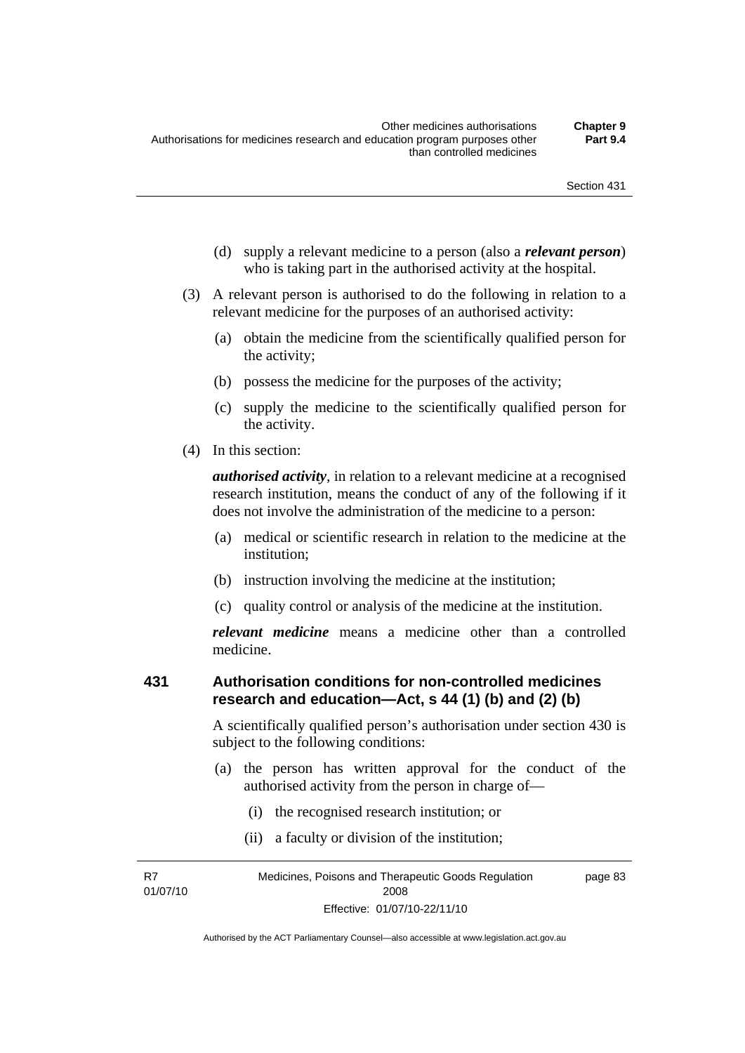(d) supply a relevant medicine to a person (also a ***relevant person***) who is taking part in the authorised activity at the hospital.

(3) A relevant person is authorised to do the following in relation to a relevant medicine for the purposes of an authorised activity:

(a) obtain the medicine from the scientifically qualified person for the activity;

(b) possess the medicine for the purposes of the activity;

(c) supply the medicine to the scientifically qualified person for the activity.

(4) In this section:

***authorised activity***, in relation to a relevant medicine at a recognised research institution, means the conduct of any of the following if it does not involve the administration of the medicine to a person:

(a) medical or scientific research in relation to the medicine at the institution;

(b) instruction involving the medicine at the institution;

(c) quality control or analysis of the medicine at the institution.

***relevant medicine*** means a medicine other than a controlled medicine.

### 431 Authorisation conditions for non-controlled medicines research and education—Act, s 44 (1) (b) and (2) (b)

A scientifically qualified person's authorisation under section 430 is subject to the following conditions:

(a) the person has written approval for the conduct of the authorised activity from the person in charge of—

(i) the recognised research institution; or

(ii) a faculty or division of the institution;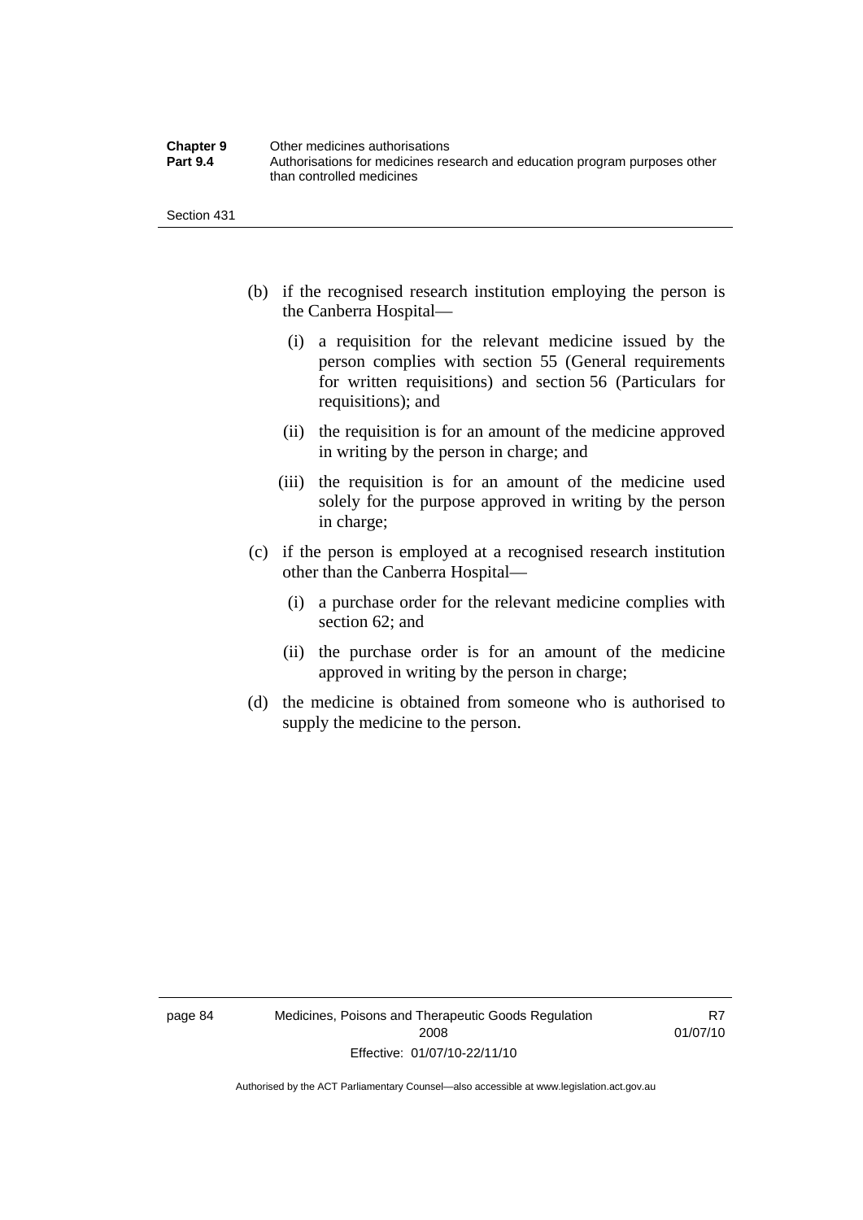(b) if the recognised research institution employing the person is the Canberra Hospital—

   (i) a requisition for the relevant medicine issued by the person complies with section 55 (General requirements for written requisitions) and section 56 (Particulars for requisitions); and

   (ii) the requisition is for an amount of the medicine approved in writing by the person in charge; and

   (iii) the requisition is for an amount of the medicine used solely for the purpose approved in writing by the person in charge;

(c) if the person is employed at a recognised research institution other than the Canberra Hospital—

   (i) a purchase order for the relevant medicine complies with section 62; and

   (ii) the purchase order is for an amount of the medicine approved in writing by the person in charge;

(d) the medicine is obtained from someone who is authorised to supply the medicine to the person.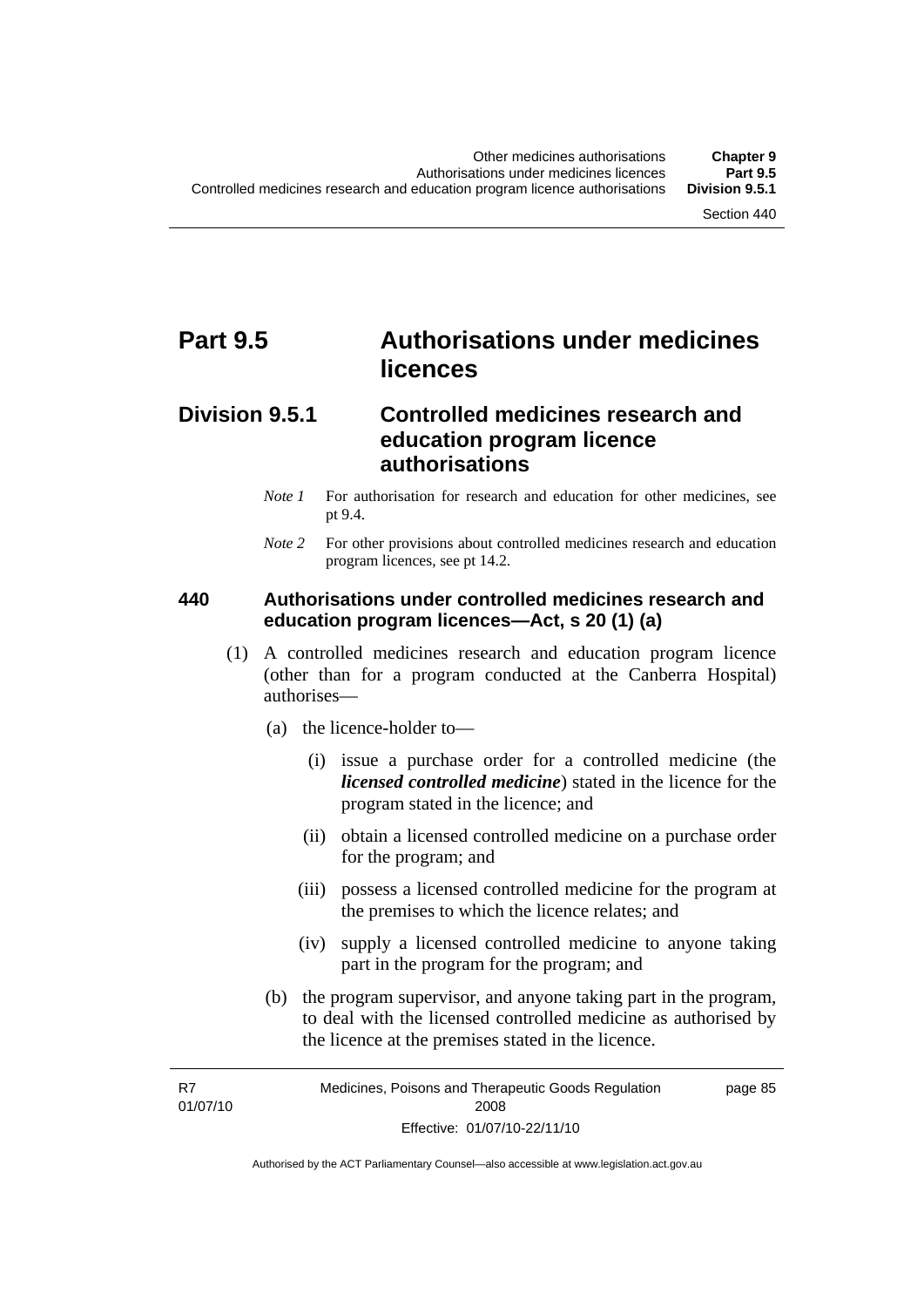# Part 9.5 Authorisations under medicines licences

## Division 9.5.1 Controlled medicines research and education program licence authorisations

*Note 1* For authorisation for research and education for other medicines, see pt 9.4.

*Note 2* For other provisions about controlled medicines research and education program licences, see pt 14.2.

### 440 Authorisations under controlled medicines research and education program licences—Act, s 20 (1) (a)

(1) A controlled medicines research and education program licence (other than for a program conducted at the Canberra Hospital) authorises—

(a) the licence-holder to—

(i) issue a purchase order for a controlled medicine (the ***licensed controlled medicine***) stated in the licence for the program stated in the licence; and

(ii) obtain a licensed controlled medicine on a purchase order for the program; and

(iii) possess a licensed controlled medicine for the program at the premises to which the licence relates; and

(iv) supply a licensed controlled medicine to anyone taking part in the program for the program; and

(b) the program supervisor, and anyone taking part in the program, to deal with the licensed controlled medicine as authorised by the licence at the premises stated in the licence.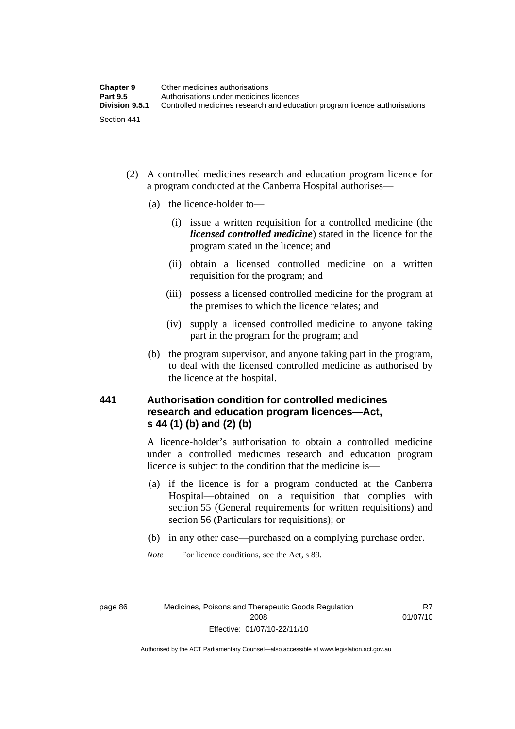(2) A controlled medicines research and education program licence for a program conducted at the Canberra Hospital authorises—

(a) the licence-holder to—

(i) issue a written requisition for a controlled medicine (the ***licensed controlled medicine***) stated in the licence for the program stated in the licence; and

(ii) obtain a licensed controlled medicine on a written requisition for the program; and

(iii) possess a licensed controlled medicine for the program at the premises to which the licence relates; and

(iv) supply a licensed controlled medicine to anyone taking part in the program for the program; and

(b) the program supervisor, and anyone taking part in the program, to deal with the licensed controlled medicine as authorised by the licence at the hospital.

## 441 Authorisation condition for controlled medicines research and education program licences—Act, s 44 (1) (b) and (2) (b)

A licence-holder's authorisation to obtain a controlled medicine under a controlled medicines research and education program licence is subject to the condition that the medicine is—

(a) if the licence is for a program conducted at the Canberra Hospital—obtained on a requisition that complies with section 55 (General requirements for written requisitions) and section 56 (Particulars for requisitions); or

(b) in any other case—purchased on a complying purchase order.

*Note* For licence conditions, see the Act, s 89.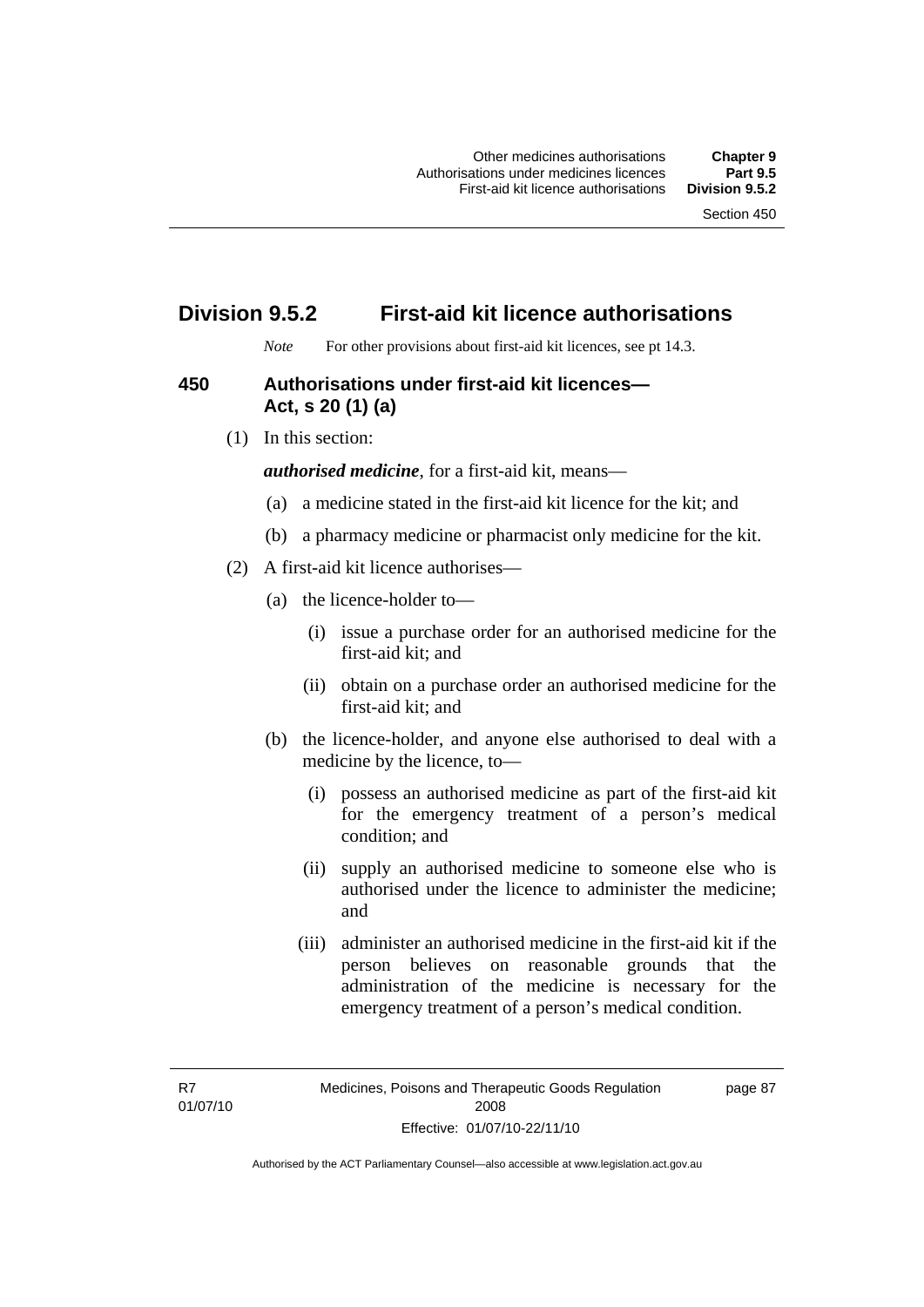## Division 9.5.2 First-aid kit licence authorisations

*Note* For other provisions about first-aid kit licences, see pt 14.3.

### 450 Authorisations under first-aid kit licences—Act, s 20 (1) (a)

(1) In this section:

***authorised medicine***, for a first-aid kit, means—

(a) a medicine stated in the first-aid kit licence for the kit; and

(b) a pharmacy medicine or pharmacist only medicine for the kit.

(2) A first-aid kit licence authorises—

(a) the licence-holder to—

(i) issue a purchase order for an authorised medicine for the first-aid kit; and

(ii) obtain on a purchase order an authorised medicine for the first-aid kit; and

(b) the licence-holder, and anyone else authorised to deal with a medicine by the licence, to—

(i) possess an authorised medicine as part of the first-aid kit for the emergency treatment of a person's medical condition; and

(ii) supply an authorised medicine to someone else who is authorised under the licence to administer the medicine; and

(iii) administer an authorised medicine in the first-aid kit if the person believes on reasonable grounds that the administration of the medicine is necessary for the emergency treatment of a person's medical condition.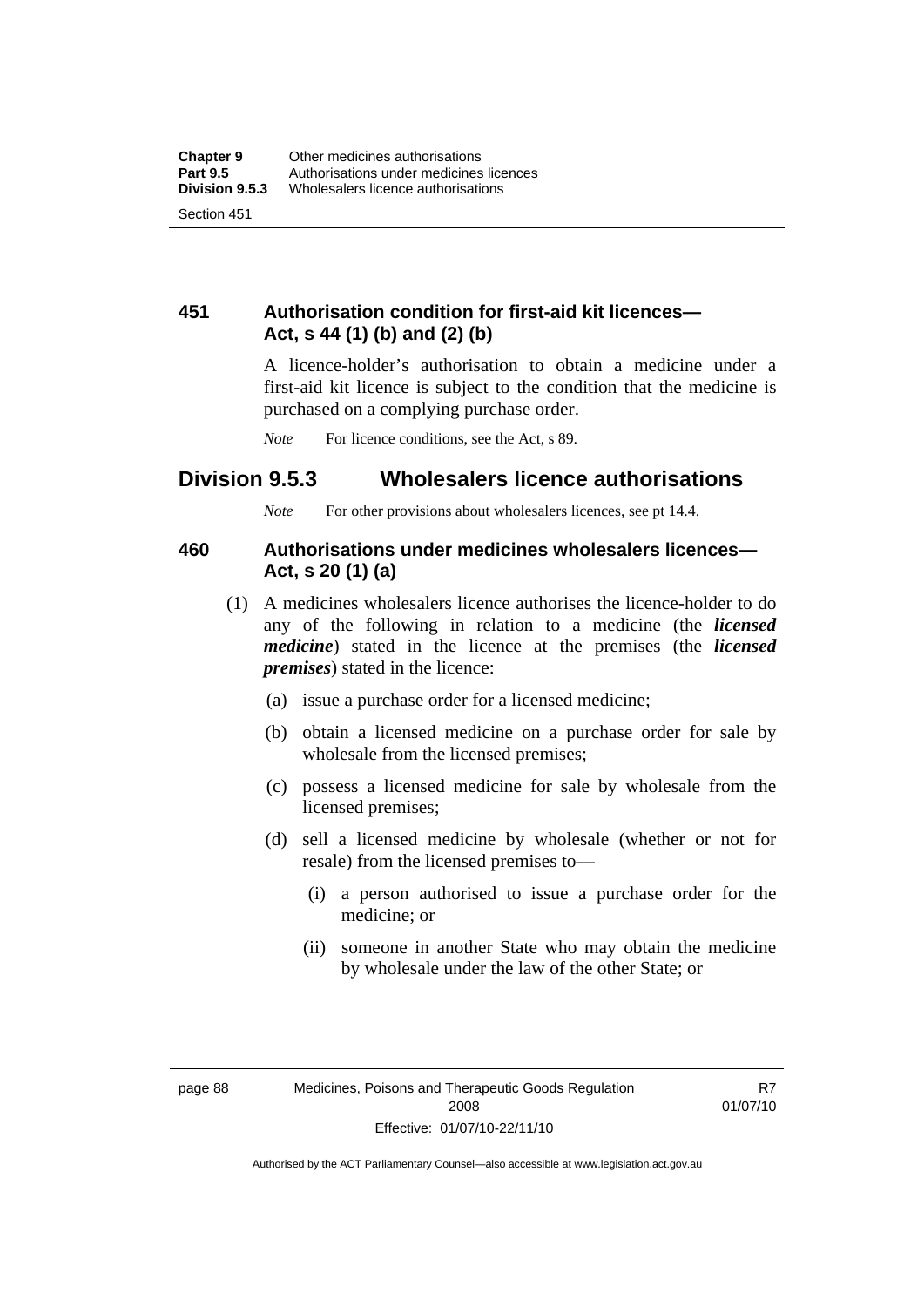### 451 Authorisation condition for first-aid kit licences—Act, s 44 (1) (b) and (2) (b)

A licence-holder's authorisation to obtain a medicine under a first-aid kit licence is subject to the condition that the medicine is purchased on a complying purchase order.

*Note* For licence conditions, see the Act, s 89.

## Division 9.5.3 Wholesalers licence authorisations

*Note* For other provisions about wholesalers licences, see pt 14.4.

### 460 Authorisations under medicines wholesalers licences—Act, s 20 (1) (a)

(1) A medicines wholesalers licence authorises the licence-holder to do any of the following in relation to a medicine (the ***licensed medicine***) stated in the licence at the premises (the ***licensed premises***) stated in the licence:

(a) issue a purchase order for a licensed medicine;

(b) obtain a licensed medicine on a purchase order for sale by wholesale from the licensed premises;

(c) possess a licensed medicine for sale by wholesale from the licensed premises;

(d) sell a licensed medicine by wholesale (whether or not for resale) from the licensed premises to—

(i) a person authorised to issue a purchase order for the medicine; or

(ii) someone in another State who may obtain the medicine by wholesale under the law of the other State; or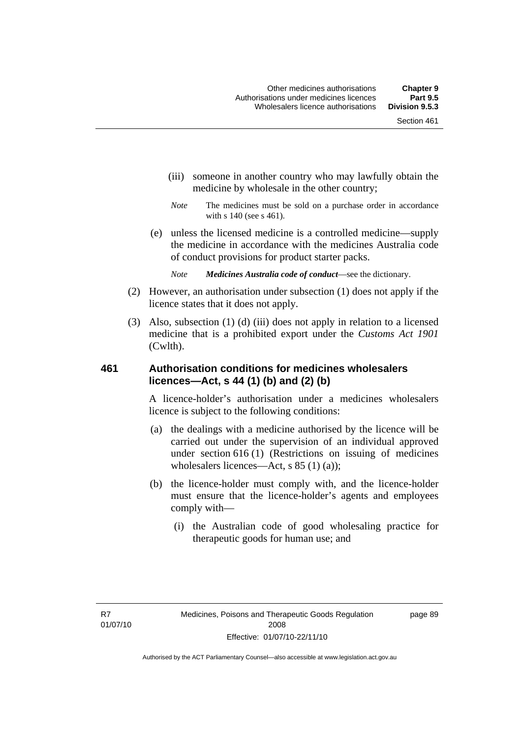(iii) someone in another country who may lawfully obtain the medicine by wholesale in the other country;

*Note* The medicines must be sold on a purchase order in accordance with s 140 (see s 461).

(e) unless the licensed medicine is a controlled medicine—supply the medicine in accordance with the medicines Australia code of conduct provisions for product starter packs.

*Note* ***Medicines Australia code of conduct***—see the dictionary.

(2) However, an authorisation under subsection (1) does not apply if the licence states that it does not apply.

(3) Also, subsection (1) (d) (iii) does not apply in relation to a licensed medicine that is a prohibited export under the *Customs Act 1901* (Cwlth).

## 461 Authorisation conditions for medicines wholesalers licences—Act, s 44 (1) (b) and (2) (b)

A licence-holder's authorisation under a medicines wholesalers licence is subject to the following conditions:

(a) the dealings with a medicine authorised by the licence will be carried out under the supervision of an individual approved under section 616 (1) (Restrictions on issuing of medicines wholesalers licences—Act, s 85 (1) (a));

(b) the licence-holder must comply with, and the licence-holder must ensure that the licence-holder's agents and employees comply with—

(i) the Australian code of good wholesaling practice for therapeutic goods for human use; and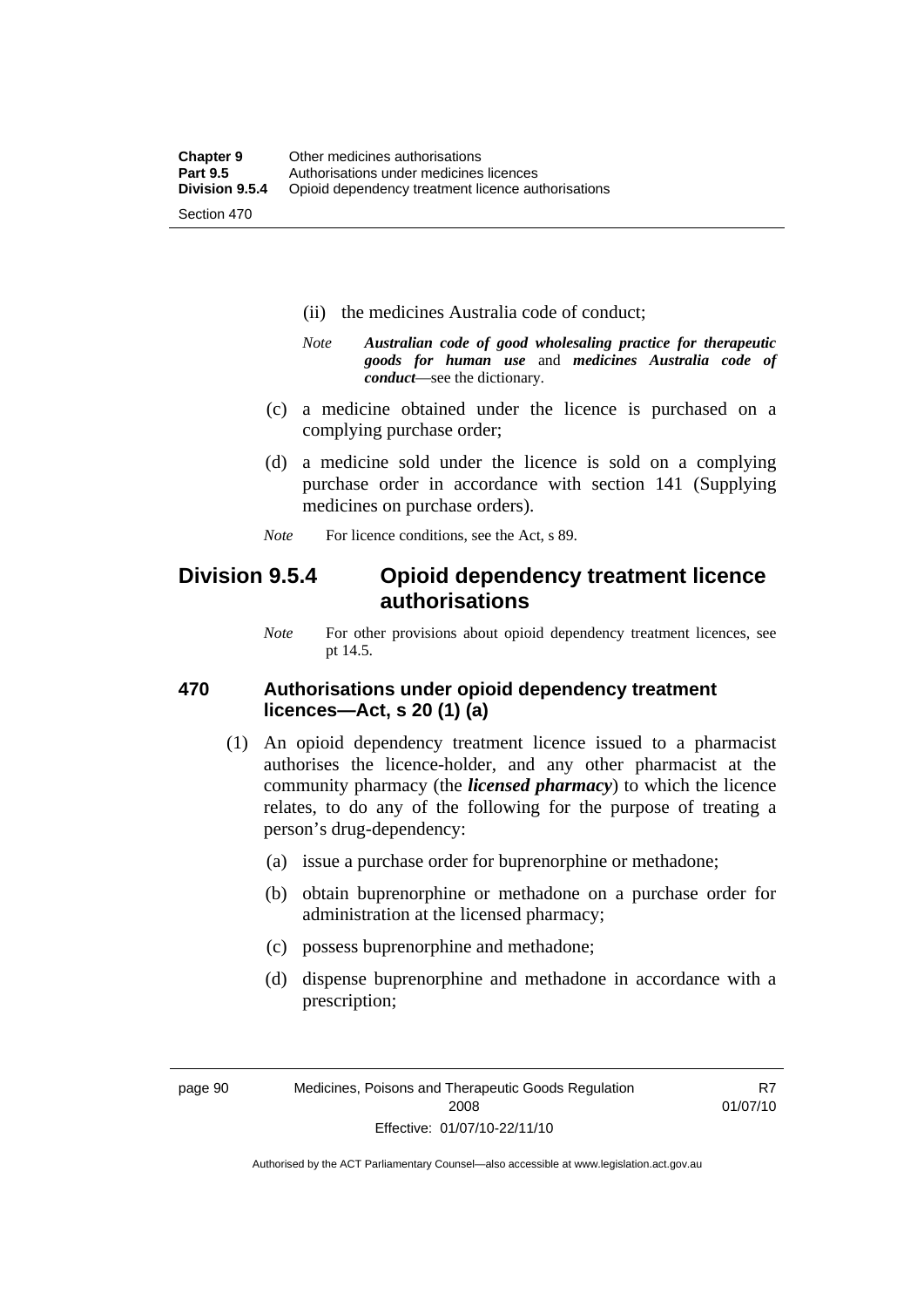(ii) the medicines Australia code of conduct;

*Note* ***Australian code of good wholesaling practice for therapeutic goods for human use*** and ***medicines Australia code of conduct***—see the dictionary.

(c) a medicine obtained under the licence is purchased on a complying purchase order;

(d) a medicine sold under the licence is sold on a complying purchase order in accordance with section 141 (Supplying medicines on purchase orders).

*Note* For licence conditions, see the Act, s 89.

## Division 9.5.4 Opioid dependency treatment licence authorisations

*Note* For other provisions about opioid dependency treatment licences, see pt 14.5.

### 470 Authorisations under opioid dependency treatment licences—Act, s 20 (1) (a)

(1) An opioid dependency treatment licence issued to a pharmacist authorises the licence-holder, and any other pharmacist at the community pharmacy (the ***licensed pharmacy***) to which the licence relates, to do any of the following for the purpose of treating a person's drug-dependency:

(a) issue a purchase order for buprenorphine or methadone;

(b) obtain buprenorphine or methadone on a purchase order for administration at the licensed pharmacy;

(c) possess buprenorphine and methadone;

(d) dispense buprenorphine and methadone in accordance with a prescription;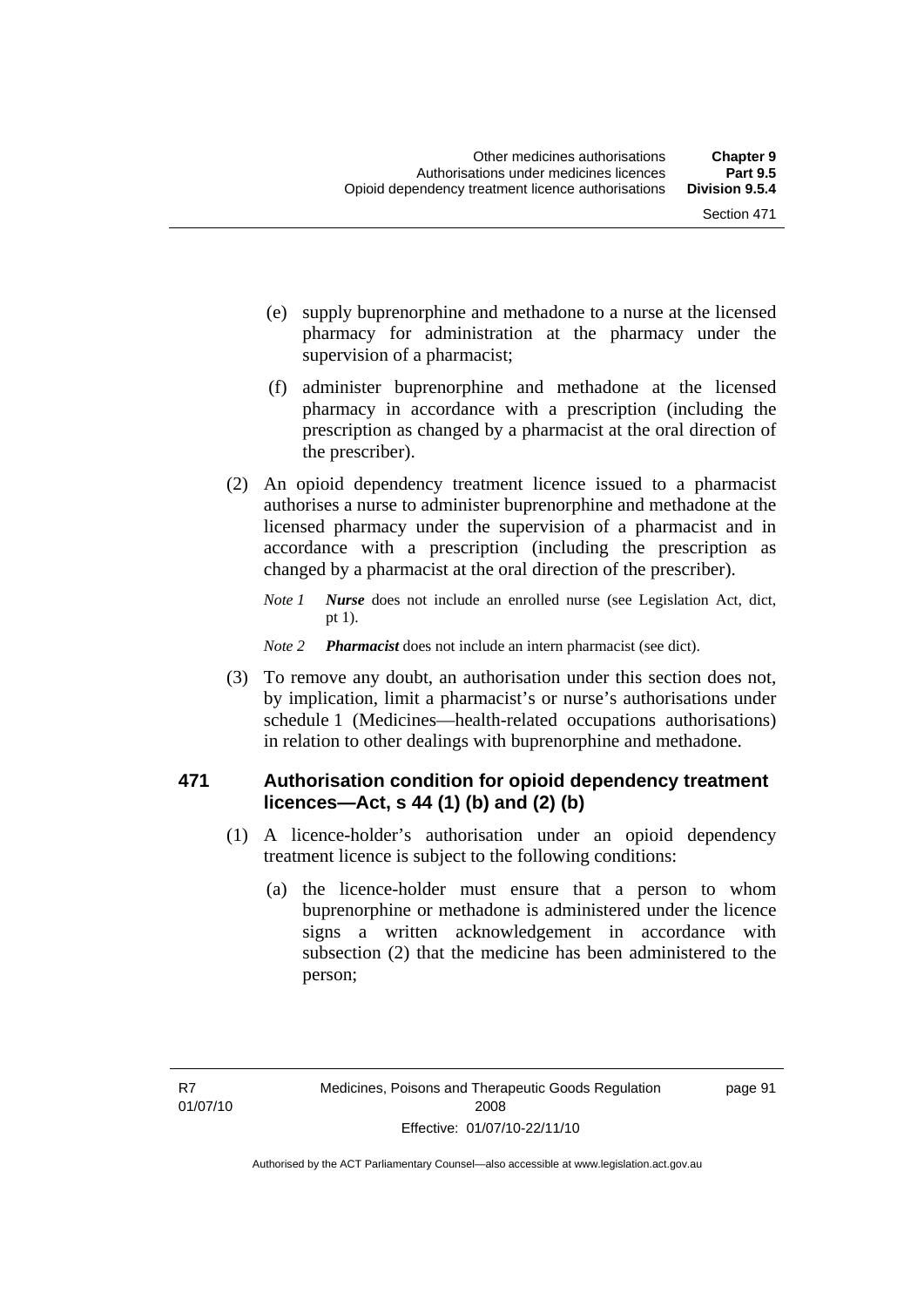(e) supply buprenorphine and methadone to a nurse at the licensed pharmacy for administration at the pharmacy under the supervision of a pharmacist;

(f) administer buprenorphine and methadone at the licensed pharmacy in accordance with a prescription (including the prescription as changed by a pharmacist at the oral direction of the prescriber).

(2) An opioid dependency treatment licence issued to a pharmacist authorises a nurse to administer buprenorphine and methadone at the licensed pharmacy under the supervision of a pharmacist and in accordance with a prescription (including the prescription as changed by a pharmacist at the oral direction of the prescriber).

*Note 1* ***Nurse*** does not include an enrolled nurse (see Legislation Act, dict, pt 1).

*Note 2* ***Pharmacist*** does not include an intern pharmacist (see dict).

(3) To remove any doubt, an authorisation under this section does not, by implication, limit a pharmacist's or nurse's authorisations under schedule 1 (Medicines—health-related occupations authorisations) in relation to other dealings with buprenorphine and methadone.

### 471 Authorisation condition for opioid dependency treatment licences—Act, s 44 (1) (b) and (2) (b)

(1) A licence-holder's authorisation under an opioid dependency treatment licence is subject to the following conditions:

(a) the licence-holder must ensure that a person to whom buprenorphine or methadone is administered under the licence signs a written acknowledgement in accordance with subsection (2) that the medicine has been administered to the person;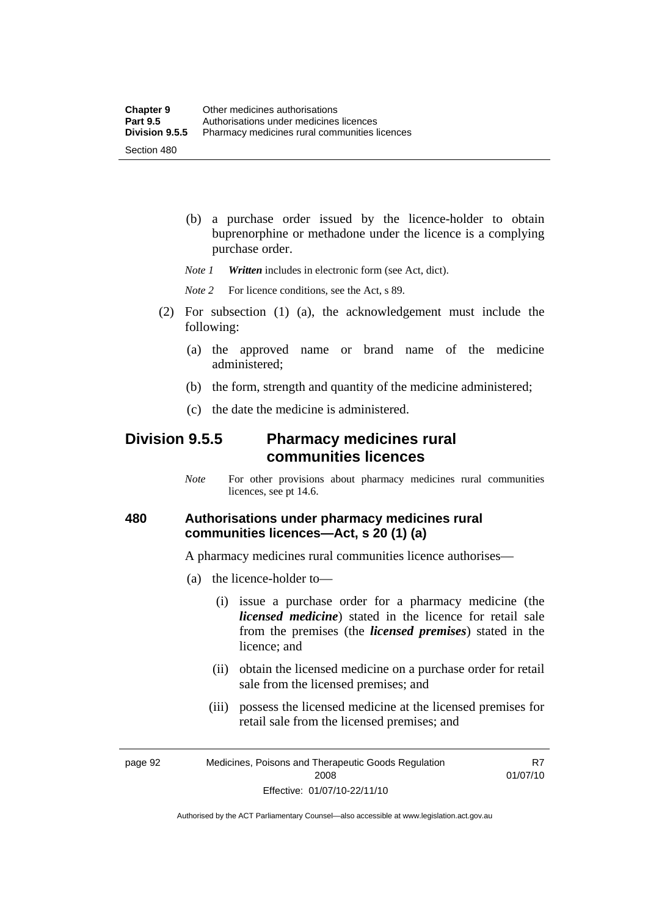(b) a purchase order issued by the licence-holder to obtain buprenorphine or methadone under the licence is a complying purchase order.

*Note 1* ***Written*** includes in electronic form (see Act, dict).

*Note 2* For licence conditions, see the Act, s 89.

(2) For subsection (1) (a), the acknowledgement must include the following:

(a) the approved name or brand name of the medicine administered;

(b) the form, strength and quantity of the medicine administered;

(c) the date the medicine is administered.

## Division 9.5.5 Pharmacy medicines rural communities licences

*Note* For other provisions about pharmacy medicines rural communities licences, see pt 14.6.

### 480 Authorisations under pharmacy medicines rural communities licences—Act, s 20 (1) (a)

A pharmacy medicines rural communities licence authorises—

(a) the licence-holder to—

(i) issue a purchase order for a pharmacy medicine (the ***licensed medicine***) stated in the licence for retail sale from the premises (the ***licensed premises***) stated in the licence; and

(ii) obtain the licensed medicine on a purchase order for retail sale from the licensed premises; and

(iii) possess the licensed medicine at the licensed premises for retail sale from the licensed premises; and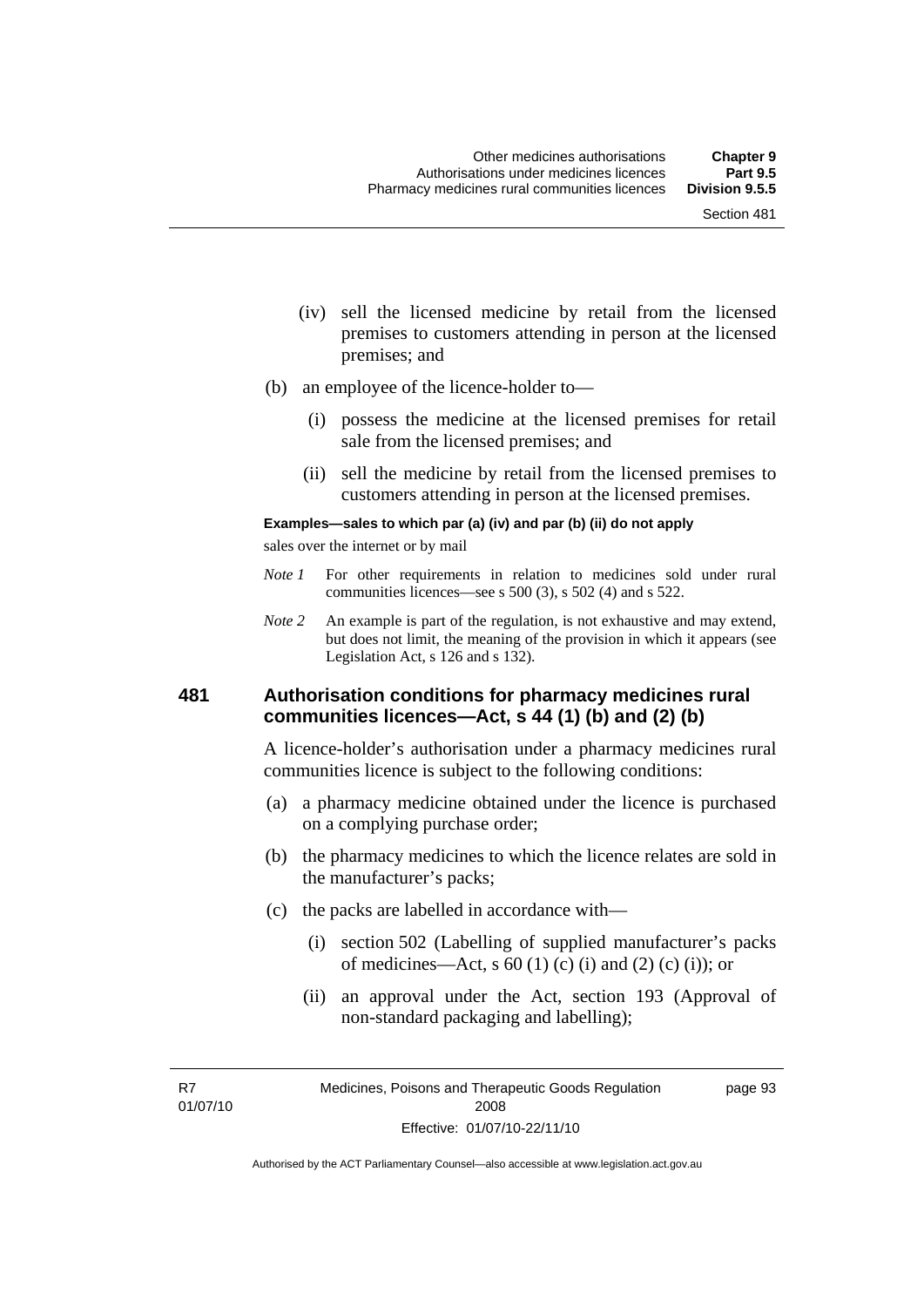(iv) sell the licensed medicine by retail from the licensed premises to customers attending in person at the licensed premises; and

(b) an employee of the licence-holder to—

(i) possess the medicine at the licensed premises for retail sale from the licensed premises; and

(ii) sell the medicine by retail from the licensed premises to customers attending in person at the licensed premises.

**Examples—sales to which par (a) (iv) and par (b) (ii) do not apply**

sales over the internet or by mail

*Note 1* For other requirements in relation to medicines sold under rural communities licences—see s 500 (3), s 502 (4) and s 522.

*Note 2* An example is part of the regulation, is not exhaustive and may extend, but does not limit, the meaning of the provision in which it appears (see Legislation Act, s 126 and s 132).

## 481 Authorisation conditions for pharmacy medicines rural communities licences—Act, s 44 (1) (b) and (2) (b)

A licence-holder's authorisation under a pharmacy medicines rural communities licence is subject to the following conditions:

(a) a pharmacy medicine obtained under the licence is purchased on a complying purchase order;

(b) the pharmacy medicines to which the licence relates are sold in the manufacturer's packs;

(c) the packs are labelled in accordance with—

(i) section 502 (Labelling of supplied manufacturer's packs of medicines—Act, s 60 (1) (c) (i) and (2) (c) (i)); or

(ii) an approval under the Act, section 193 (Approval of non-standard packaging and labelling);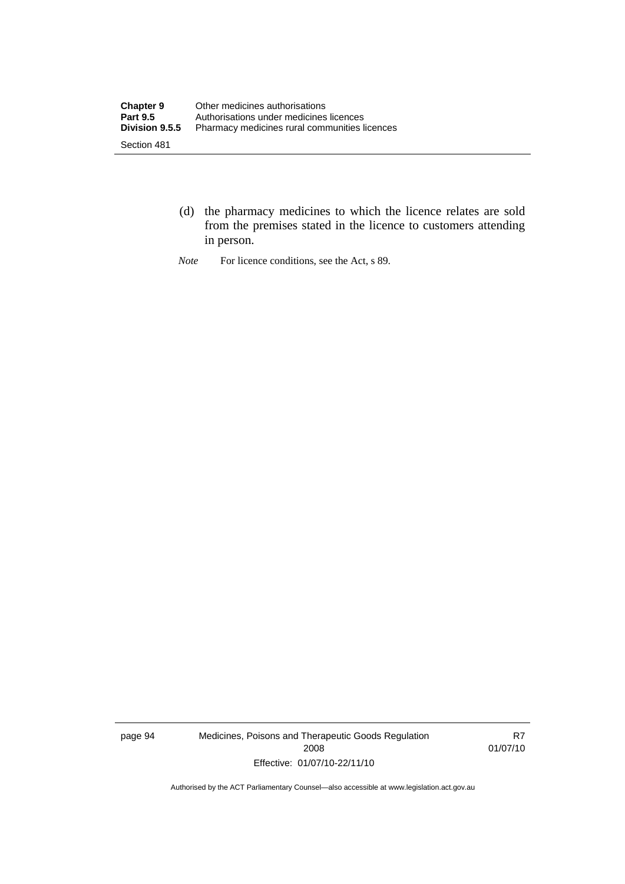(d) the pharmacy medicines to which the licence relates are sold from the premises stated in the licence to customers attending in person.

*Note* For licence conditions, see the Act, s 89.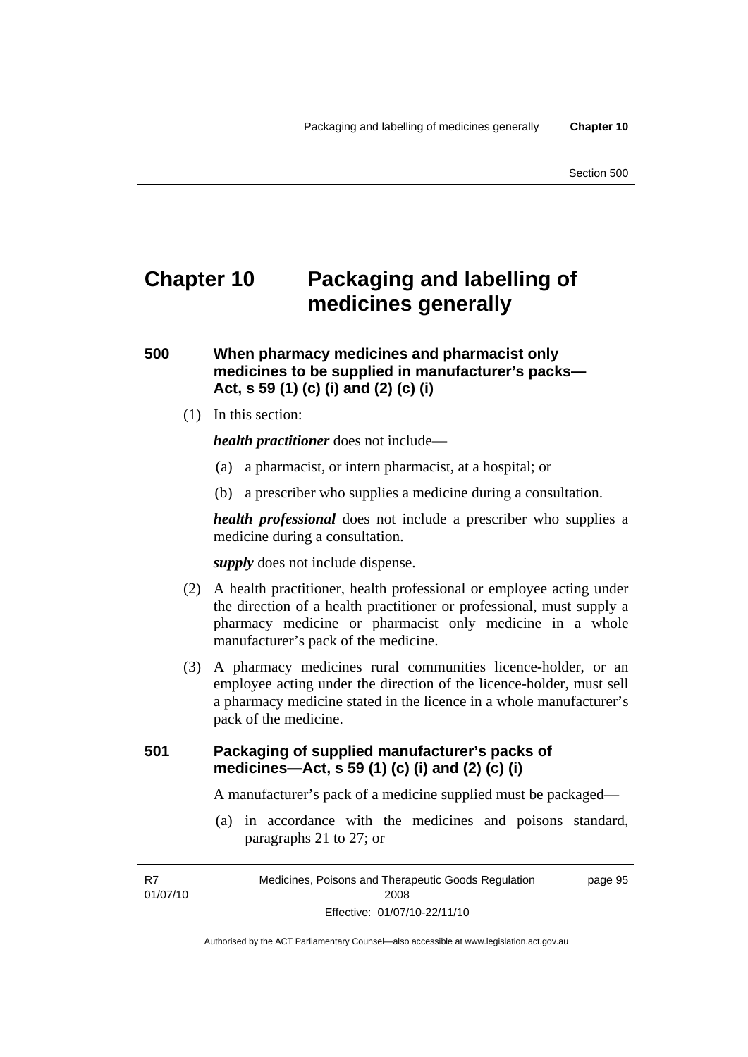# Chapter 10 Packaging and labelling of medicines generally

## 500 When pharmacy medicines and pharmacist only medicines to be supplied in manufacturer's packs—Act, s 59 (1) (c) (i) and (2) (c) (i)

(1) In this section:

***health practitioner*** does not include—

(a) a pharmacist, or intern pharmacist, at a hospital; or

(b) a prescriber who supplies a medicine during a consultation.

***health professional*** does not include a prescriber who supplies a medicine during a consultation.

***supply*** does not include dispense.

(2) A health practitioner, health professional or employee acting under the direction of a health practitioner or professional, must supply a pharmacy medicine or pharmacist only medicine in a whole manufacturer's pack of the medicine.

(3) A pharmacy medicines rural communities licence-holder, or an employee acting under the direction of the licence-holder, must sell a pharmacy medicine stated in the licence in a whole manufacturer's pack of the medicine.

## 501 Packaging of supplied manufacturer's packs of medicines—Act, s 59 (1) (c) (i) and (2) (c) (i)

A manufacturer's pack of a medicine supplied must be packaged—

(a) in accordance with the medicines and poisons standard, paragraphs 21 to 27; or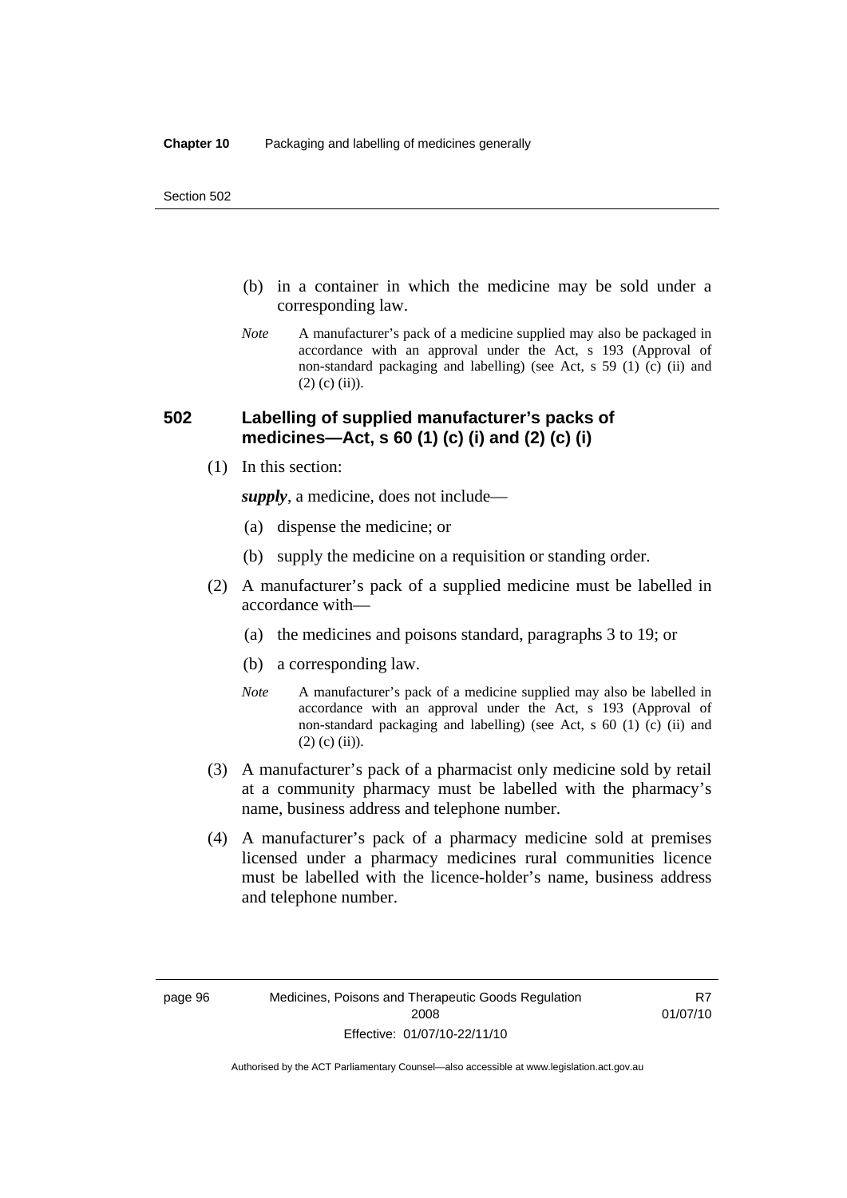(b) in a container in which the medicine may be sold under a corresponding law.

*Note* A manufacturer's pack of a medicine supplied may also be packaged in accordance with an approval under the Act, s 193 (Approval of non-standard packaging and labelling) (see Act, s 59 (1) (c) (ii) and (2) (c) (ii)).

### 502 Labelling of supplied manufacturer's packs of medicines—Act, s 60 (1) (c) (i) and (2) (c) (i)

(1) In this section:

***supply***, a medicine, does not include—

(a) dispense the medicine; or

(b) supply the medicine on a requisition or standing order.

(2) A manufacturer's pack of a supplied medicine must be labelled in accordance with—

(a) the medicines and poisons standard, paragraphs 3 to 19; or

(b) a corresponding law.

*Note* A manufacturer's pack of a medicine supplied may also be labelled in accordance with an approval under the Act, s 193 (Approval of non-standard packaging and labelling) (see Act, s 60 (1) (c) (ii) and (2) (c) (ii)).

(3) A manufacturer's pack of a pharmacist only medicine sold by retail at a community pharmacy must be labelled with the pharmacy's name, business address and telephone number.

(4) A manufacturer's pack of a pharmacy medicine sold at premises licensed under a pharmacy medicines rural communities licence must be labelled with the licence-holder's name, business address and telephone number.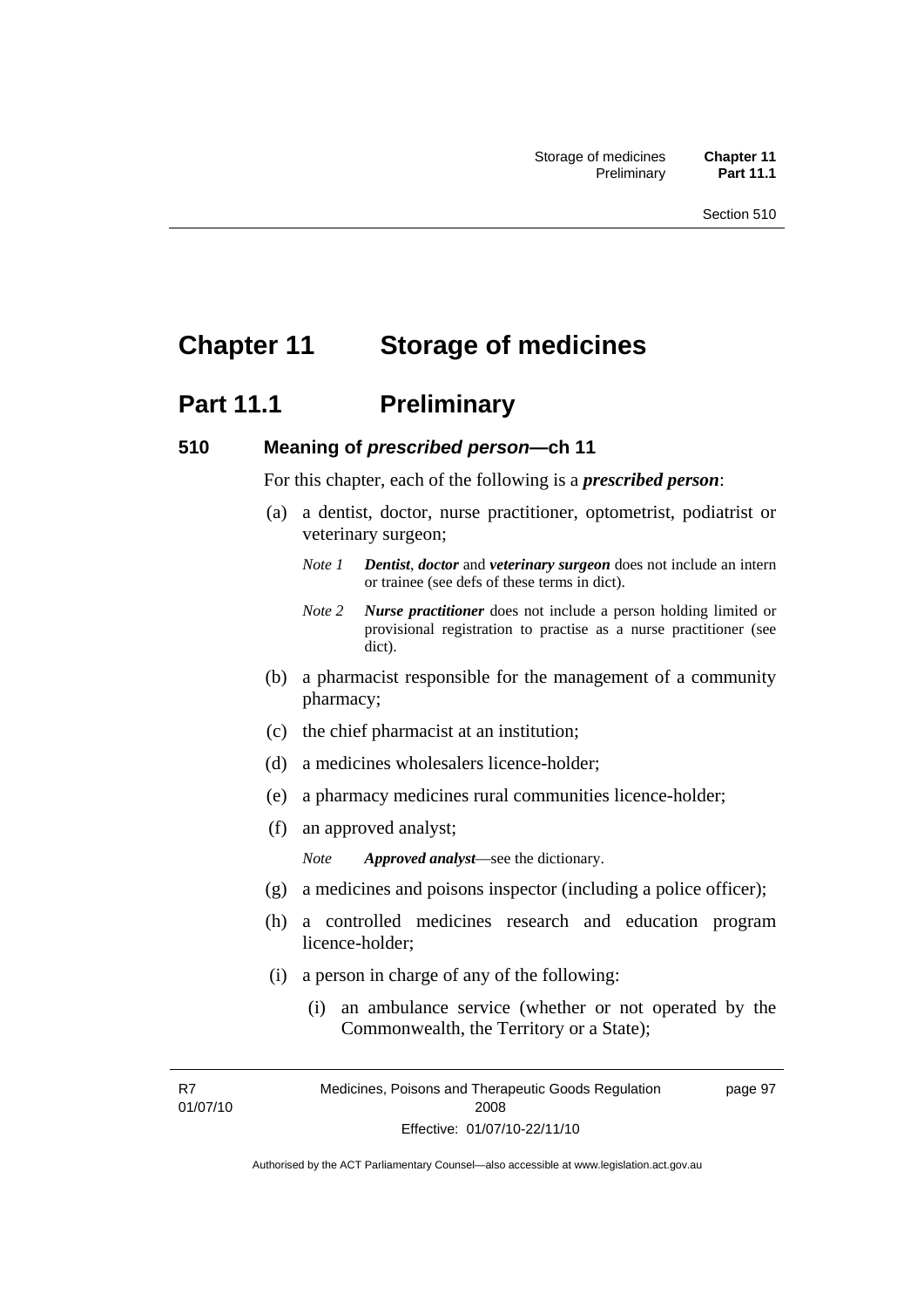# Chapter 11 Storage of medicines

## Part 11.1 Preliminary

### 510 Meaning of *prescribed person*—ch 11

For this chapter, each of the following is a ***prescribed person***:

(a) a dentist, doctor, nurse practitioner, optometrist, podiatrist or veterinary surgeon;

*Note 1* ***Dentist***, ***doctor*** and ***veterinary surgeon*** does not include an intern or trainee (see defs of these terms in dict).

*Note 2* ***Nurse practitioner*** does not include a person holding limited or provisional registration to practise as a nurse practitioner (see dict).

(b) a pharmacist responsible for the management of a community pharmacy;

(c) the chief pharmacist at an institution;

(d) a medicines wholesalers licence-holder;

(e) a pharmacy medicines rural communities licence-holder;

(f) an approved analyst;

*Note* ***Approved analyst***—see the dictionary.

(g) a medicines and poisons inspector (including a police officer);

(h) a controlled medicines research and education program licence-holder;

(i) a person in charge of any of the following:

(i) an ambulance service (whether or not operated by the Commonwealth, the Territory or a State);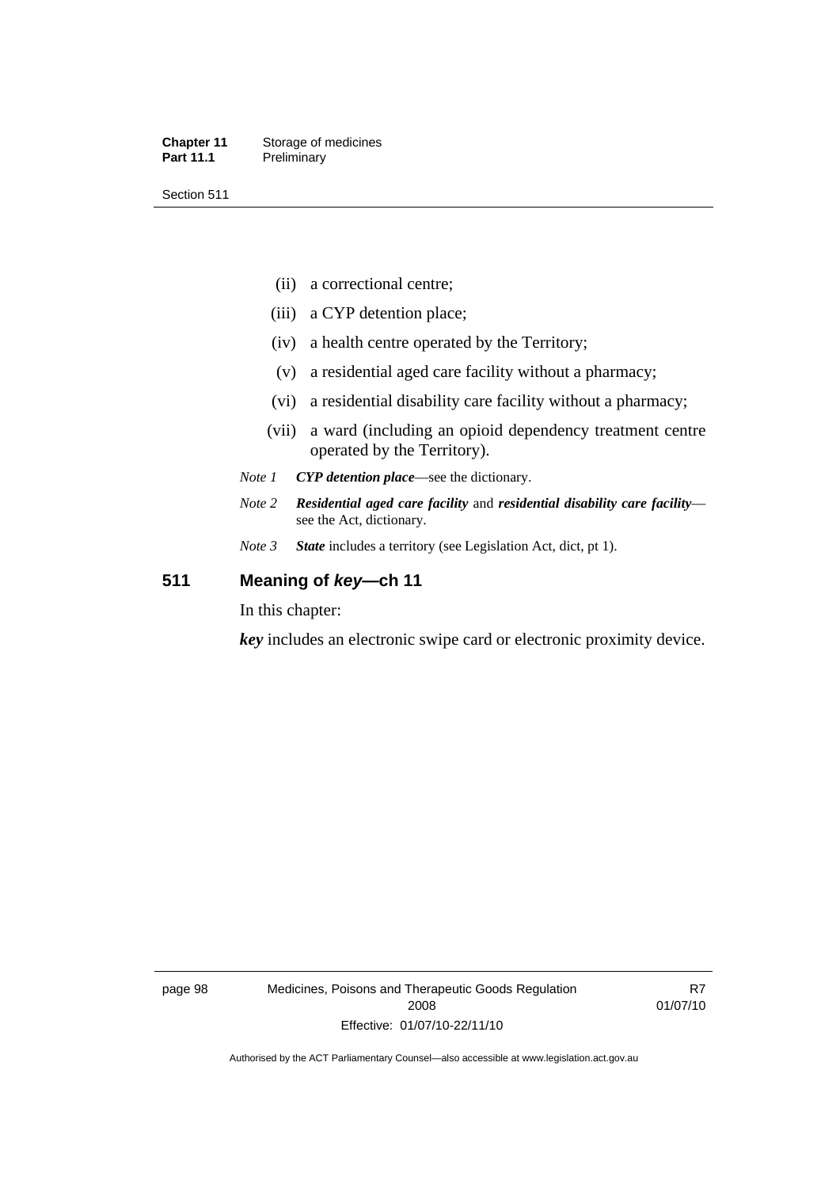(ii) a correctional centre;

(iii) a CYP detention place;

(iv) a health centre operated by the Territory;

(v) a residential aged care facility without a pharmacy;

(vi) a residential disability care facility without a pharmacy;

(vii) a ward (including an opioid dependency treatment centre operated by the Territory).

*Note 1* ***CYP detention place***—see the dictionary.

*Note 2* ***Residential aged care facility*** and ***residential disability care facility***—see the Act, dictionary.

*Note 3* ***State*** includes a territory (see Legislation Act, dict, pt 1).

## 511 Meaning of *key*—ch 11

In this chapter:

***key*** includes an electronic swipe card or electronic proximity device.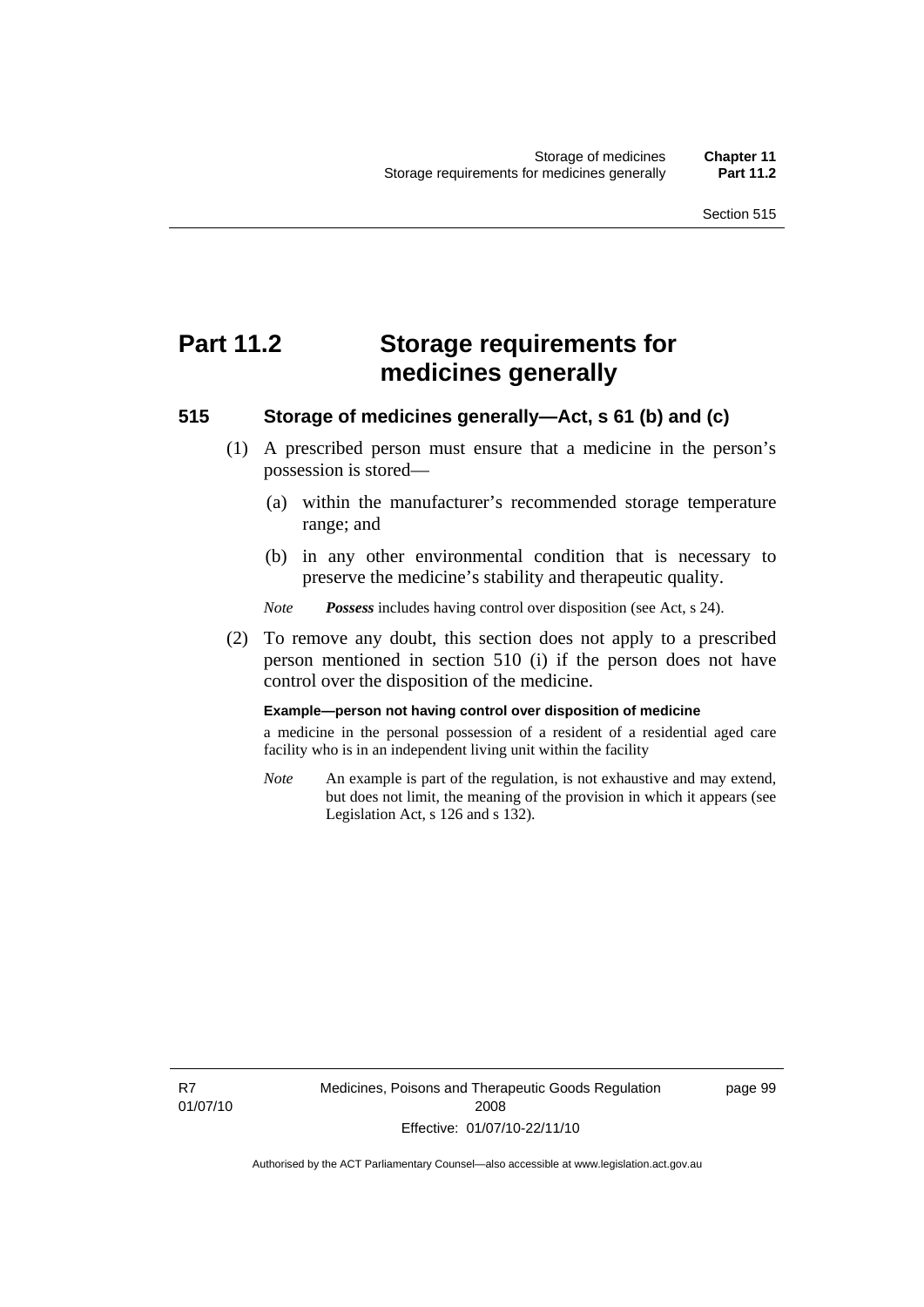# Part 11.2 Storage requirements for medicines generally

## 515 Storage of medicines generally—Act, s 61 (b) and (c)

(1) A prescribed person must ensure that a medicine in the person's possession is stored—

  (a) within the manufacturer's recommended storage temperature range; and

  (b) in any other environmental condition that is necessary to preserve the medicine's stability and therapeutic quality.

*Note* ***Possess*** includes having control over disposition (see Act, s 24).

(2) To remove any doubt, this section does not apply to a prescribed person mentioned in section 510 (i) if the person does not have control over the disposition of the medicine.

**Example—person not having control over disposition of medicine**

a medicine in the personal possession of a resident of a residential aged care facility who is in an independent living unit within the facility

*Note* An example is part of the regulation, is not exhaustive and may extend, but does not limit, the meaning of the provision in which it appears (see Legislation Act, s 126 and s 132).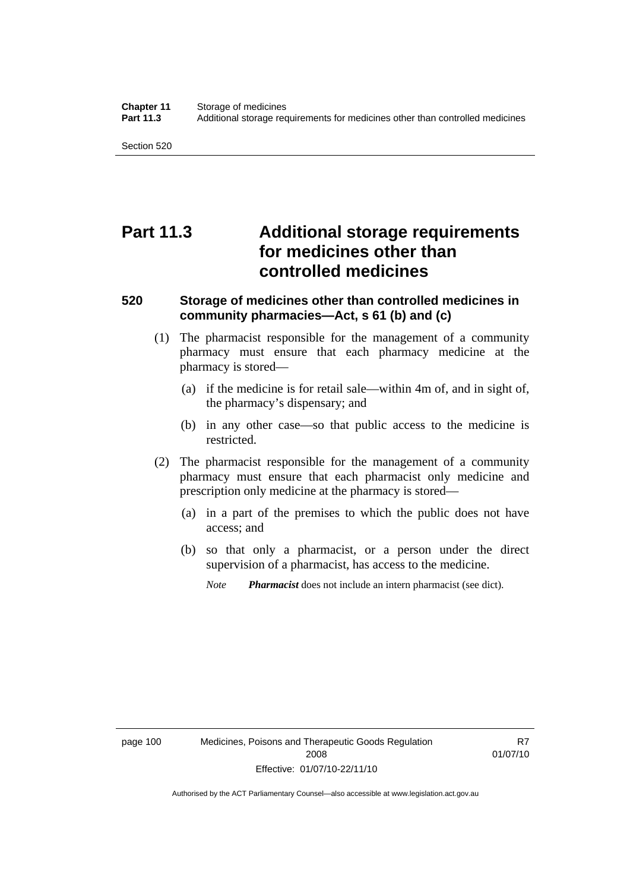# Part 11.3 Additional storage requirements for medicines other than controlled medicines

## 520 Storage of medicines other than controlled medicines in community pharmacies—Act, s 61 (b) and (c)

(1) The pharmacist responsible for the management of a community pharmacy must ensure that each pharmacy medicine at the pharmacy is stored—

(a) if the medicine is for retail sale—within 4m of, and in sight of, the pharmacy's dispensary; and

(b) in any other case—so that public access to the medicine is restricted.

(2) The pharmacist responsible for the management of a community pharmacy must ensure that each pharmacist only medicine and prescription only medicine at the pharmacy is stored—

(a) in a part of the premises to which the public does not have access; and

(b) so that only a pharmacist, or a person under the direct supervision of a pharmacist, has access to the medicine.

*Note* ***Pharmacist*** does not include an intern pharmacist (see dict).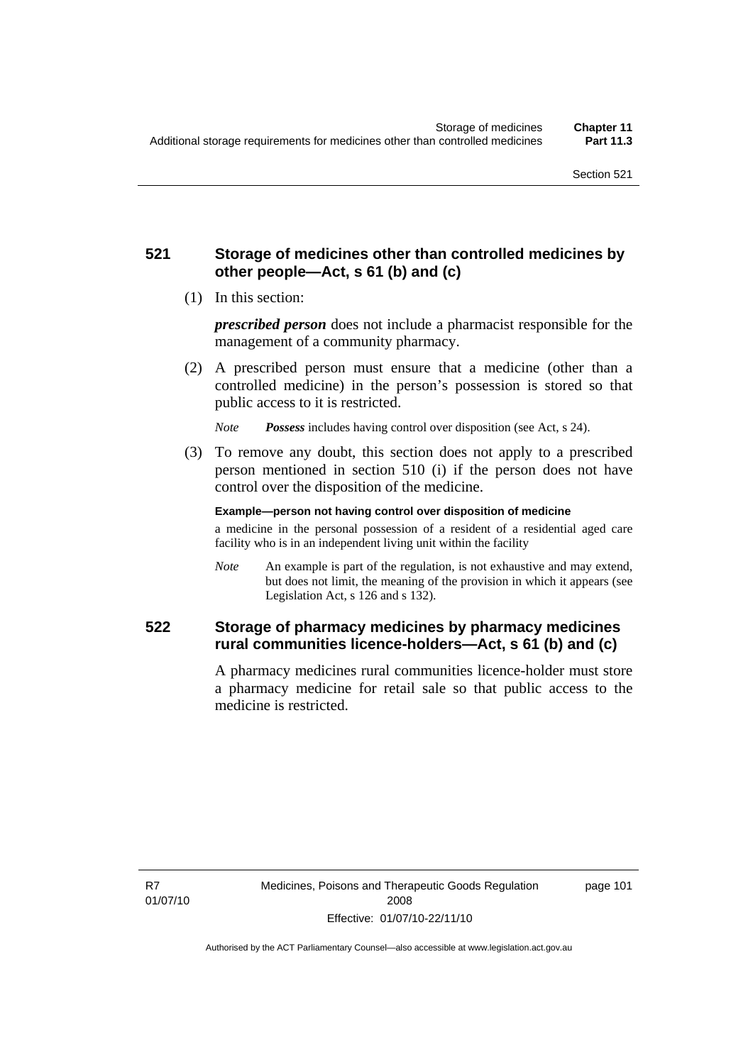## 521 Storage of medicines other than controlled medicines by other people—Act, s 61 (b) and (c)

(1) In this section:

***prescribed person*** does not include a pharmacist responsible for the management of a community pharmacy.

(2) A prescribed person must ensure that a medicine (other than a controlled medicine) in the person's possession is stored so that public access to it is restricted.

*Note* ***Possess*** includes having control over disposition (see Act, s 24).

(3) To remove any doubt, this section does not apply to a prescribed person mentioned in section 510 (i) if the person does not have control over the disposition of the medicine.

**Example—person not having control over disposition of medicine**

a medicine in the personal possession of a resident of a residential aged care facility who is in an independent living unit within the facility

*Note* An example is part of the regulation, is not exhaustive and may extend, but does not limit, the meaning of the provision in which it appears (see Legislation Act, s 126 and s 132).

## 522 Storage of pharmacy medicines by pharmacy medicines rural communities licence-holders—Act, s 61 (b) and (c)

A pharmacy medicines rural communities licence-holder must store a pharmacy medicine for retail sale so that public access to the medicine is restricted.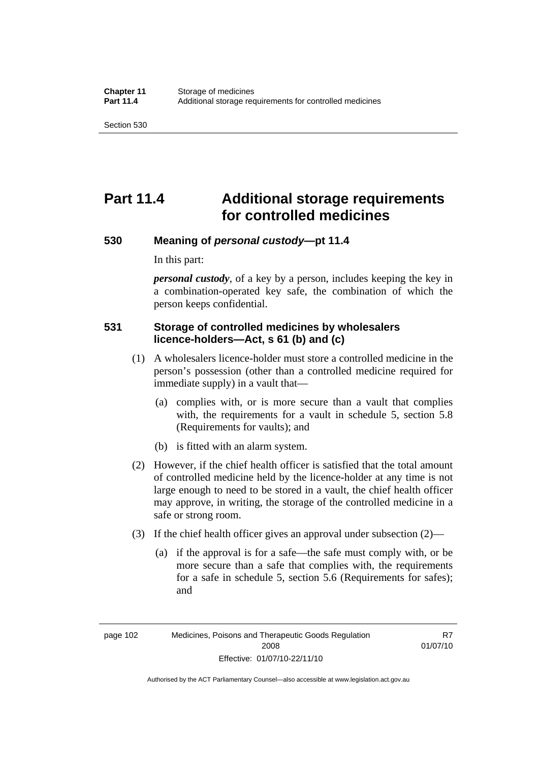# Part 11.4 Additional storage requirements for controlled medicines

## 530 Meaning of *personal custody*—pt 11.4

In this part:

***personal custody***, of a key by a person, includes keeping the key in a combination-operated key safe, the combination of which the person keeps confidential.

## 531 Storage of controlled medicines by wholesalers licence-holders—Act, s 61 (b) and (c)

(1) A wholesalers licence-holder must store a controlled medicine in the person's possession (other than a controlled medicine required for immediate supply) in a vault that—

(a) complies with, or is more secure than a vault that complies with, the requirements for a vault in schedule 5, section 5.8 (Requirements for vaults); and

(b) is fitted with an alarm system.

(2) However, if the chief health officer is satisfied that the total amount of controlled medicine held by the licence-holder at any time is not large enough to need to be stored in a vault, the chief health officer may approve, in writing, the storage of the controlled medicine in a safe or strong room.

(3) If the chief health officer gives an approval under subsection (2)—

(a) if the approval is for a safe—the safe must comply with, or be more secure than a safe that complies with, the requirements for a safe in schedule 5, section 5.6 (Requirements for safes); and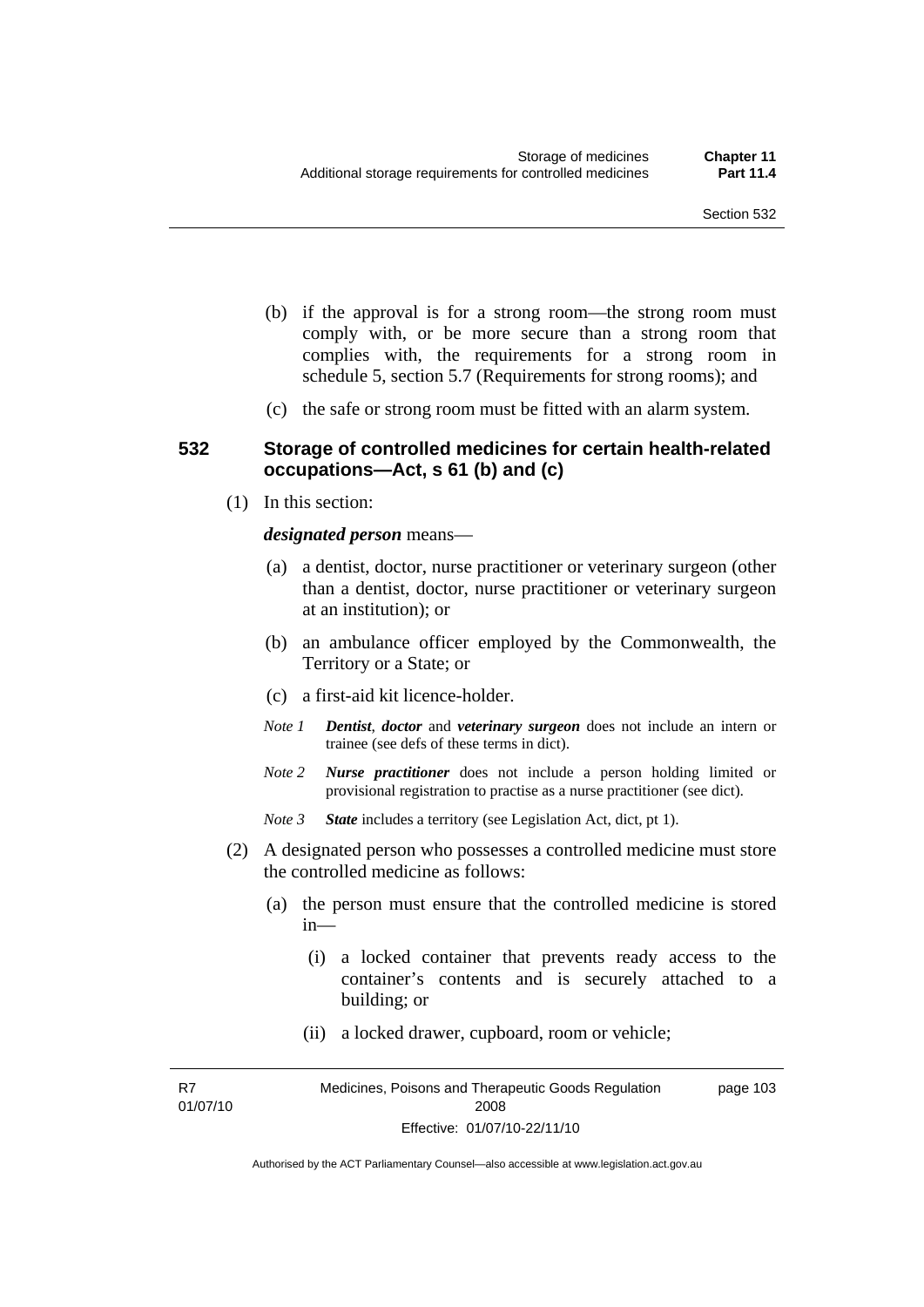(b) if the approval is for a strong room—the strong room must comply with, or be more secure than a strong room that complies with, the requirements for a strong room in schedule 5, section 5.7 (Requirements for strong rooms); and

(c) the safe or strong room must be fitted with an alarm system.

### 532 Storage of controlled medicines for certain health-related occupations—Act, s 61 (b) and (c)

(1) In this section:

***designated person*** means—

(a) a dentist, doctor, nurse practitioner or veterinary surgeon (other than a dentist, doctor, nurse practitioner or veterinary surgeon at an institution); or

(b) an ambulance officer employed by the Commonwealth, the Territory or a State; or

(c) a first-aid kit licence-holder.

*Note 1* ***Dentist****,* ***doctor*** and ***veterinary surgeon*** does not include an intern or trainee (see defs of these terms in dict).

*Note 2* ***Nurse practitioner*** does not include a person holding limited or provisional registration to practise as a nurse practitioner (see dict).

*Note 3* ***State*** includes a territory (see Legislation Act, dict, pt 1).

(2) A designated person who possesses a controlled medicine must store the controlled medicine as follows:

(a) the person must ensure that the controlled medicine is stored in—

(i) a locked container that prevents ready access to the container's contents and is securely attached to a building; or

(ii) a locked drawer, cupboard, room or vehicle;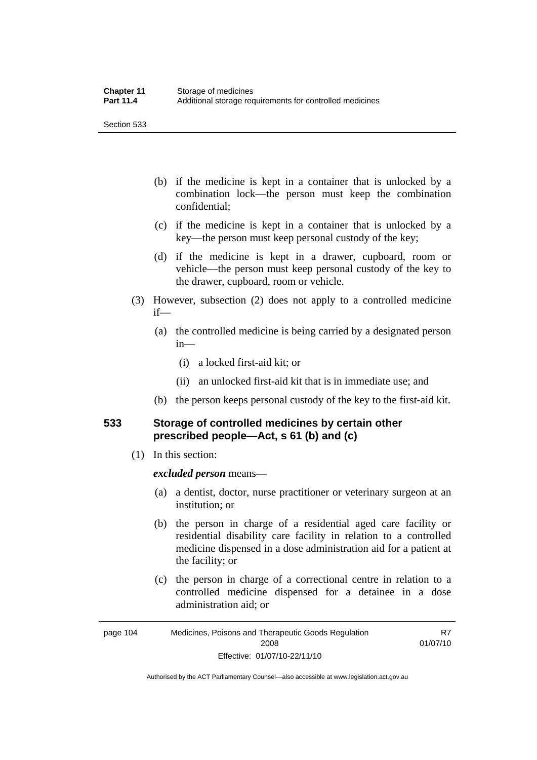(b) if the medicine is kept in a container that is unlocked by a combination lock—the person must keep the combination confidential;

(c) if the medicine is kept in a container that is unlocked by a key—the person must keep personal custody of the key;

(d) if the medicine is kept in a drawer, cupboard, room or vehicle—the person must keep personal custody of the key to the drawer, cupboard, room or vehicle.

(3) However, subsection (2) does not apply to a controlled medicine if—

(a) the controlled medicine is being carried by a designated person in—

(i) a locked first-aid kit; or

(ii) an unlocked first-aid kit that is in immediate use; and

(b) the person keeps personal custody of the key to the first-aid kit.

### 533 Storage of controlled medicines by certain other prescribed people—Act, s 61 (b) and (c)

(1) In this section:

***excluded person*** means—

(a) a dentist, doctor, nurse practitioner or veterinary surgeon at an institution; or

(b) the person in charge of a residential aged care facility or residential disability care facility in relation to a controlled medicine dispensed in a dose administration aid for a patient at the facility; or

(c) the person in charge of a correctional centre in relation to a controlled medicine dispensed for a detainee in a dose administration aid; or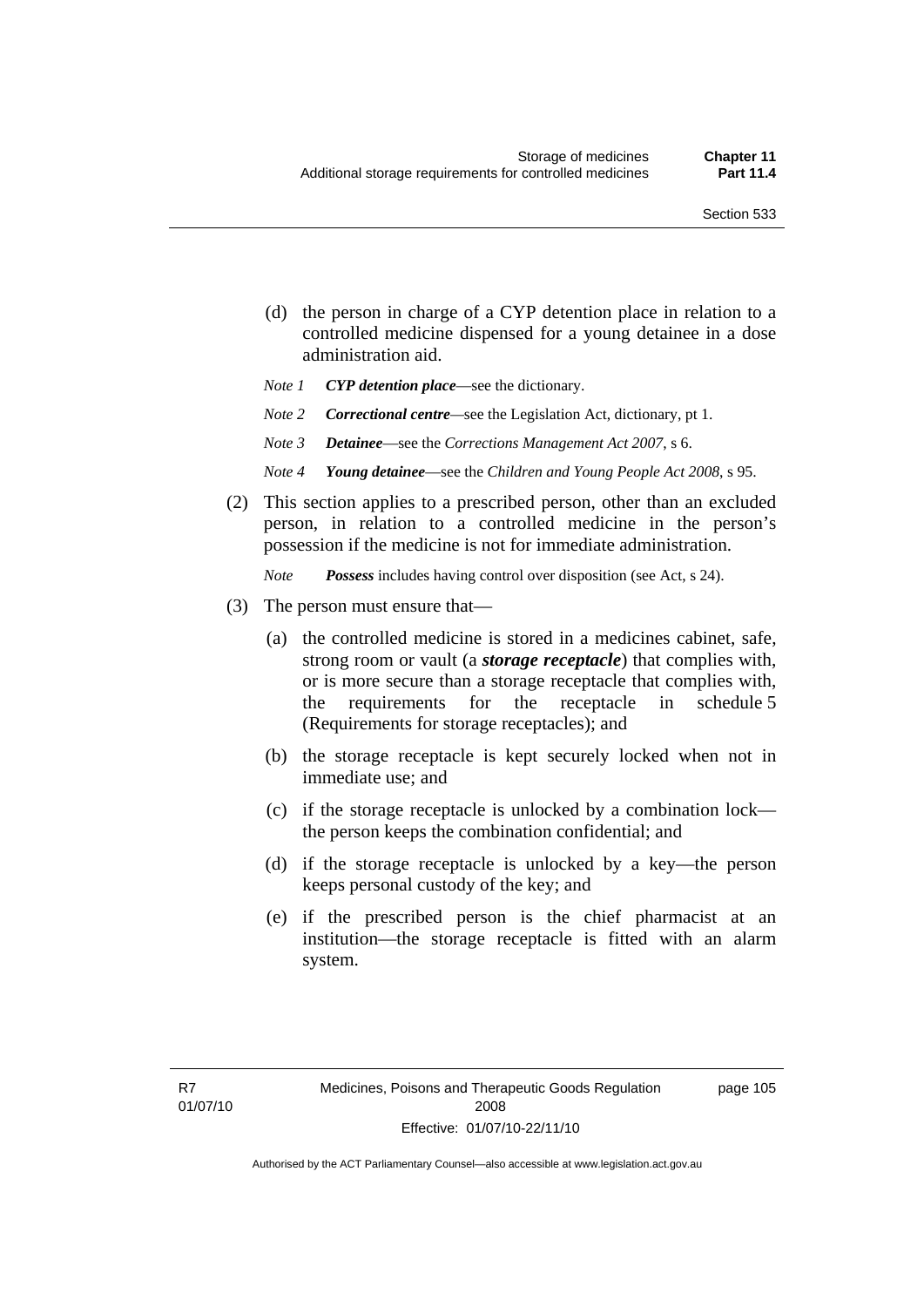(d) the person in charge of a CYP detention place in relation to a controlled medicine dispensed for a young detainee in a dose administration aid.

*Note 1* ***CYP detention place***—see the dictionary.

*Note 2* ***Correctional centre***—see the Legislation Act, dictionary, pt 1.

*Note 3* ***Detainee***—see the *Corrections Management Act 2007*, s 6.

*Note 4* ***Young detainee***—see the *Children and Young People Act 2008*, s 95.

(2) This section applies to a prescribed person, other than an excluded person, in relation to a controlled medicine in the person's possession if the medicine is not for immediate administration.

*Note* ***Possess*** includes having control over disposition (see Act, s 24).

(3) The person must ensure that—

(a) the controlled medicine is stored in a medicines cabinet, safe, strong room or vault (a ***storage receptacle***) that complies with, or is more secure than a storage receptacle that complies with, the requirements for the receptacle in schedule 5 (Requirements for storage receptacles); and

(b) the storage receptacle is kept securely locked when not in immediate use; and

(c) if the storage receptacle is unlocked by a combination lock—the person keeps the combination confidential; and

(d) if the storage receptacle is unlocked by a key—the person keeps personal custody of the key; and

(e) if the prescribed person is the chief pharmacist at an institution—the storage receptacle is fitted with an alarm system.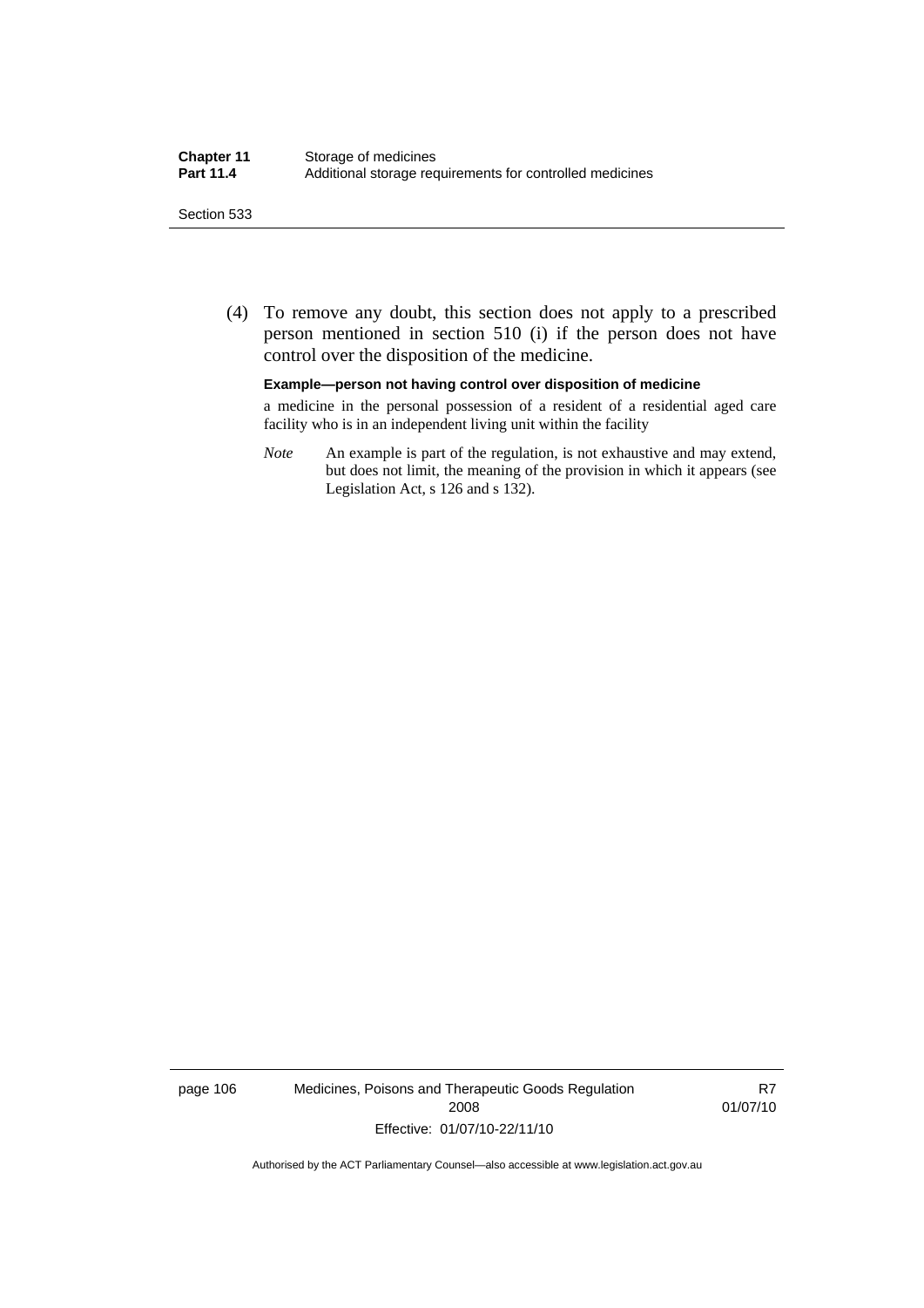(4) To remove any doubt, this section does not apply to a prescribed person mentioned in section 510 (i) if the person does not have control over the disposition of the medicine.

**Example—person not having control over disposition of medicine**

a medicine in the personal possession of a resident of a residential aged care facility who is in an independent living unit within the facility

*Note* An example is part of the regulation, is not exhaustive and may extend, but does not limit, the meaning of the provision in which it appears (see Legislation Act, s 126 and s 132).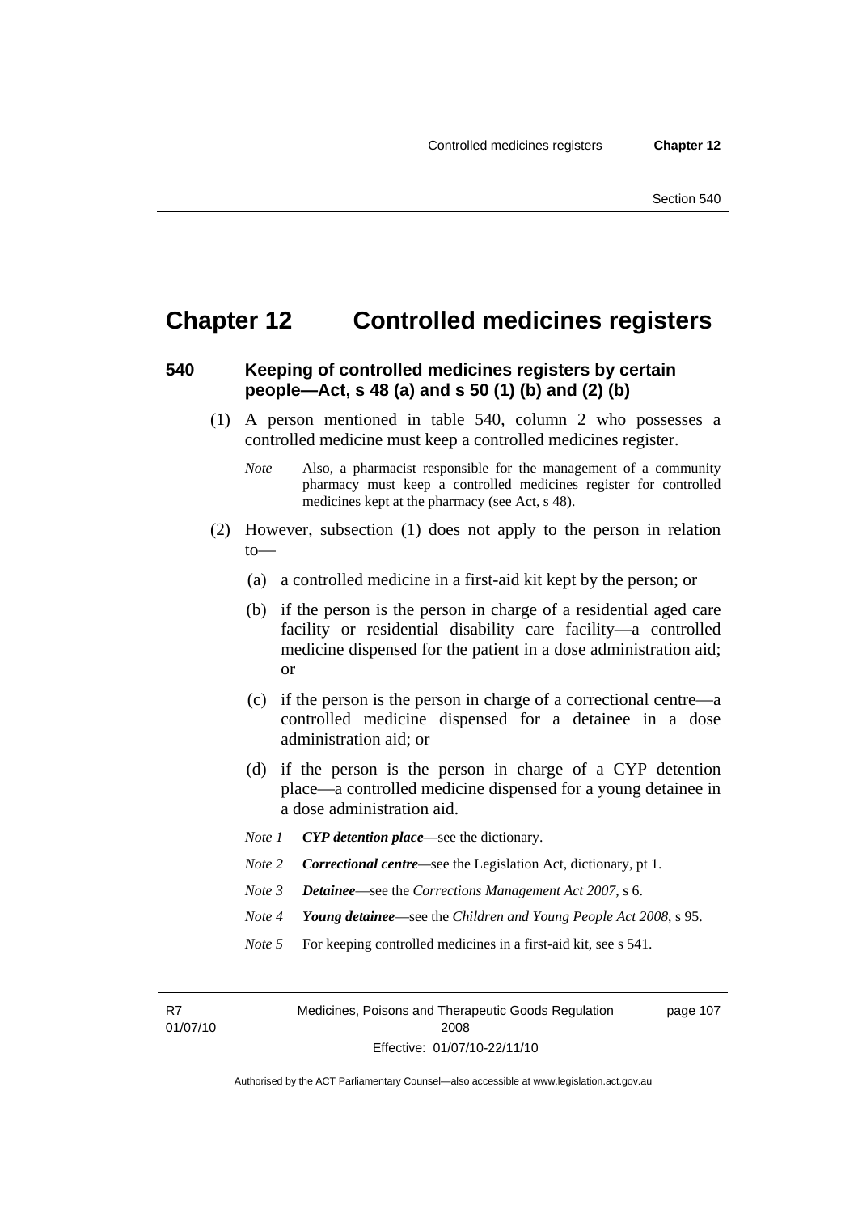# Chapter 12 Controlled medicines registers

## 540 Keeping of controlled medicines registers by certain people—Act, s 48 (a) and s 50 (1) (b) and (2) (b)

(1) A person mentioned in table 540, column 2 who possesses a controlled medicine must keep a controlled medicines register.

*Note* Also, a pharmacist responsible for the management of a community pharmacy must keep a controlled medicines register for controlled medicines kept at the pharmacy (see Act, s 48).

(2) However, subsection (1) does not apply to the person in relation to—

(a) a controlled medicine in a first-aid kit kept by the person; or

(b) if the person is the person in charge of a residential aged care facility or residential disability care facility—a controlled medicine dispensed for the patient in a dose administration aid; or

(c) if the person is the person in charge of a correctional centre—a controlled medicine dispensed for a detainee in a dose administration aid; or

(d) if the person is the person in charge of a CYP detention place—a controlled medicine dispensed for a young detainee in a dose administration aid.

*Note 1* ***CYP detention place***—see the dictionary.

*Note 2* ***Correctional centre***—see the Legislation Act, dictionary, pt 1.

*Note 3* ***Detainee***—see the *Corrections Management Act 2007*, s 6.

*Note 4* ***Young detainee***—see the *Children and Young People Act 2008*, s 95.

*Note 5* For keeping controlled medicines in a first-aid kit, see s 541.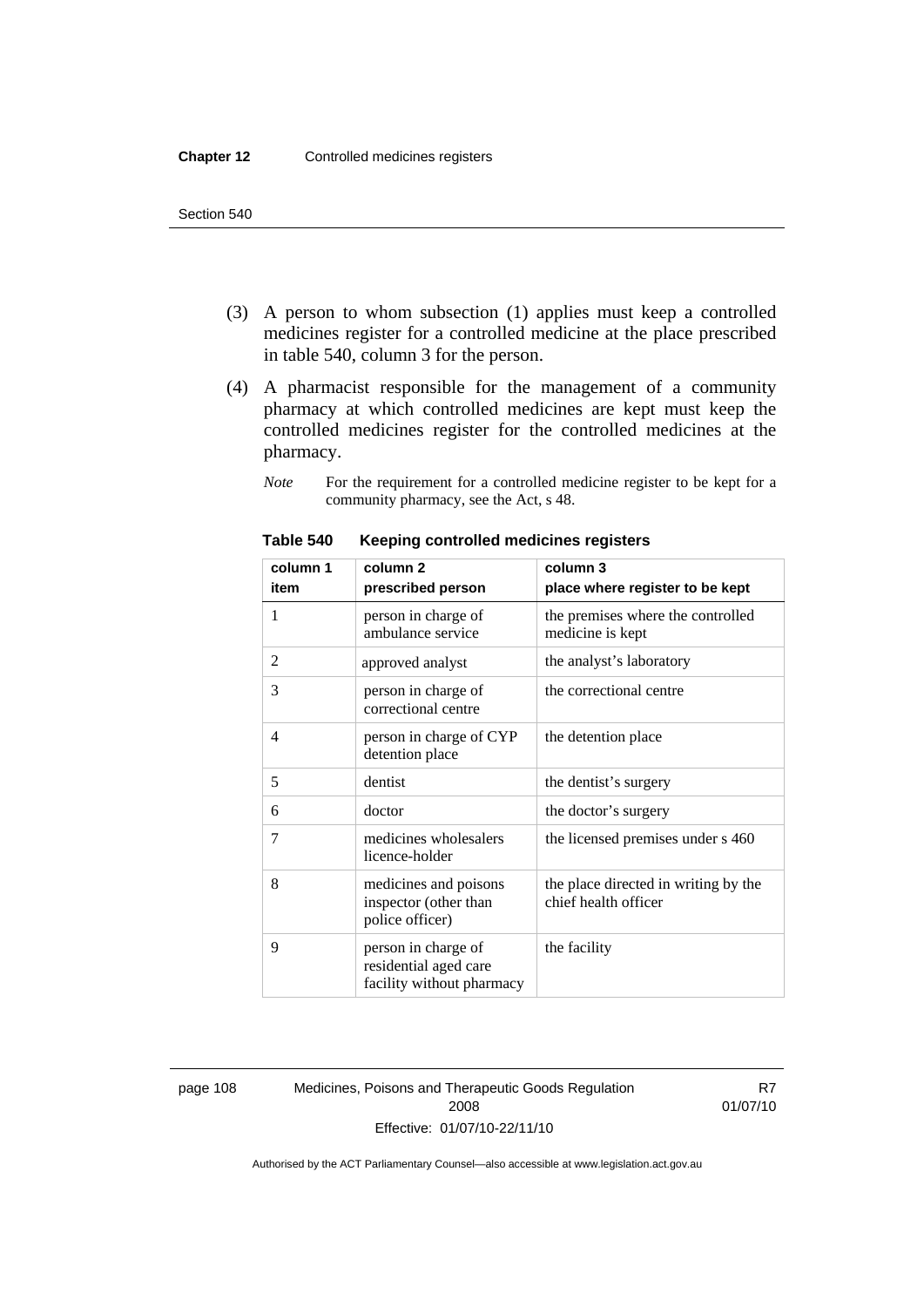(3) A person to whom subsection (1) applies must keep a controlled medicines register for a controlled medicine at the place prescribed in table 540, column 3 for the person.

(4) A pharmacist responsible for the management of a community pharmacy at which controlled medicines are kept must keep the controlled medicines register for the controlled medicines at the pharmacy.

*Note* For the requirement for a controlled medicine register to be kept for a community pharmacy, see the Act, s 48.

**Table 540 Keeping controlled medicines registers**

| column 1<br>item | column 2<br>prescribed person | column 3<br>place where register to be kept |
|---|---|---|
| 1 | person in charge of ambulance service | the premises where the controlled medicine is kept |
| 2 | approved analyst | the analyst's laboratory |
| 3 | person in charge of correctional centre | the correctional centre |
| 4 | person in charge of CYP detention place | the detention place |
| 5 | dentist | the dentist's surgery |
| 6 | doctor | the doctor's surgery |
| 7 | medicines wholesalers licence-holder | the licensed premises under s 460 |
| 8 | medicines and poisons inspector (other than police officer) | the place directed in writing by the chief health officer |
| 9 | person in charge of residential aged care facility without pharmacy | the facility |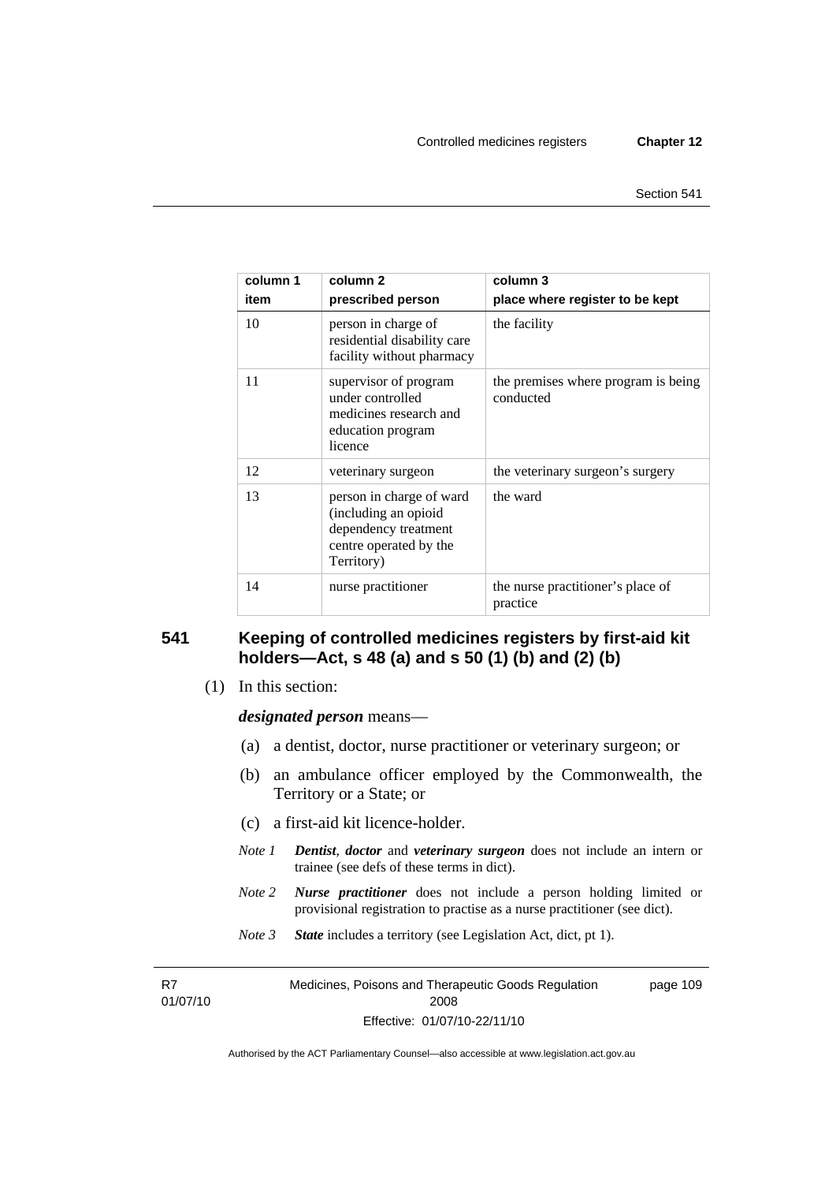| column 1 item | column 2 prescribed person | column 3 place where register to be kept |
|---|---|---|
| 10 | person in charge of residential disability care facility without pharmacy | the facility |
| 11 | supervisor of program under controlled medicines research and education program licence | the premises where program is being conducted |
| 12 | veterinary surgeon | the veterinary surgeon's surgery |
| 13 | person in charge of ward (including an opioid dependency treatment centre operated by the Territory) | the ward |
| 14 | nurse practitioner | the nurse practitioner's place of practice |

## 541 Keeping of controlled medicines registers by first-aid kit holders—Act, s 48 (a) and s 50 (1) (b) and (2) (b)

(1) In this section:

***designated person*** means—

(a) a dentist, doctor, nurse practitioner or veterinary surgeon; or

(b) an ambulance officer employed by the Commonwealth, the Territory or a State; or

(c) a first-aid kit licence-holder.

*Note 1* ***Dentist***, ***doctor*** and ***veterinary surgeon*** does not include an intern or trainee (see defs of these terms in dict).

*Note 2* ***Nurse practitioner*** does not include a person holding limited or provisional registration to practise as a nurse practitioner (see dict).

*Note 3* ***State*** includes a territory (see Legislation Act, dict, pt 1).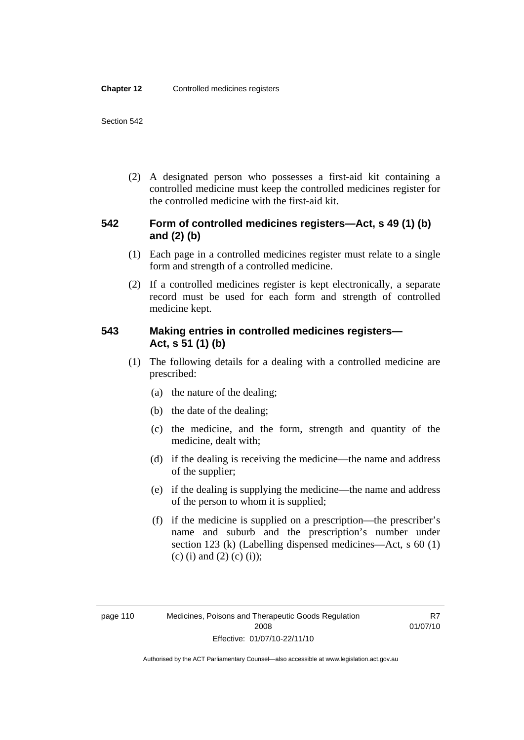(2) A designated person who possesses a first-aid kit containing a controlled medicine must keep the controlled medicines register for the controlled medicine with the first-aid kit.

### 542 Form of controlled medicines registers—Act, s 49 (1) (b) and (2) (b)

(1) Each page in a controlled medicines register must relate to a single form and strength of a controlled medicine.

(2) If a controlled medicines register is kept electronically, a separate record must be used for each form and strength of controlled medicine kept.

### 543 Making entries in controlled medicines registers—Act, s 51 (1) (b)

(1) The following details for a dealing with a controlled medicine are prescribed:

(a) the nature of the dealing;

(b) the date of the dealing;

(c) the medicine, and the form, strength and quantity of the medicine, dealt with;

(d) if the dealing is receiving the medicine—the name and address of the supplier;

(e) if the dealing is supplying the medicine—the name and address of the person to whom it is supplied;

(f) if the medicine is supplied on a prescription—the prescriber's name and suburb and the prescription's number under section 123 (k) (Labelling dispensed medicines—Act, s 60 (1) (c) (i) and (2) (c) (i));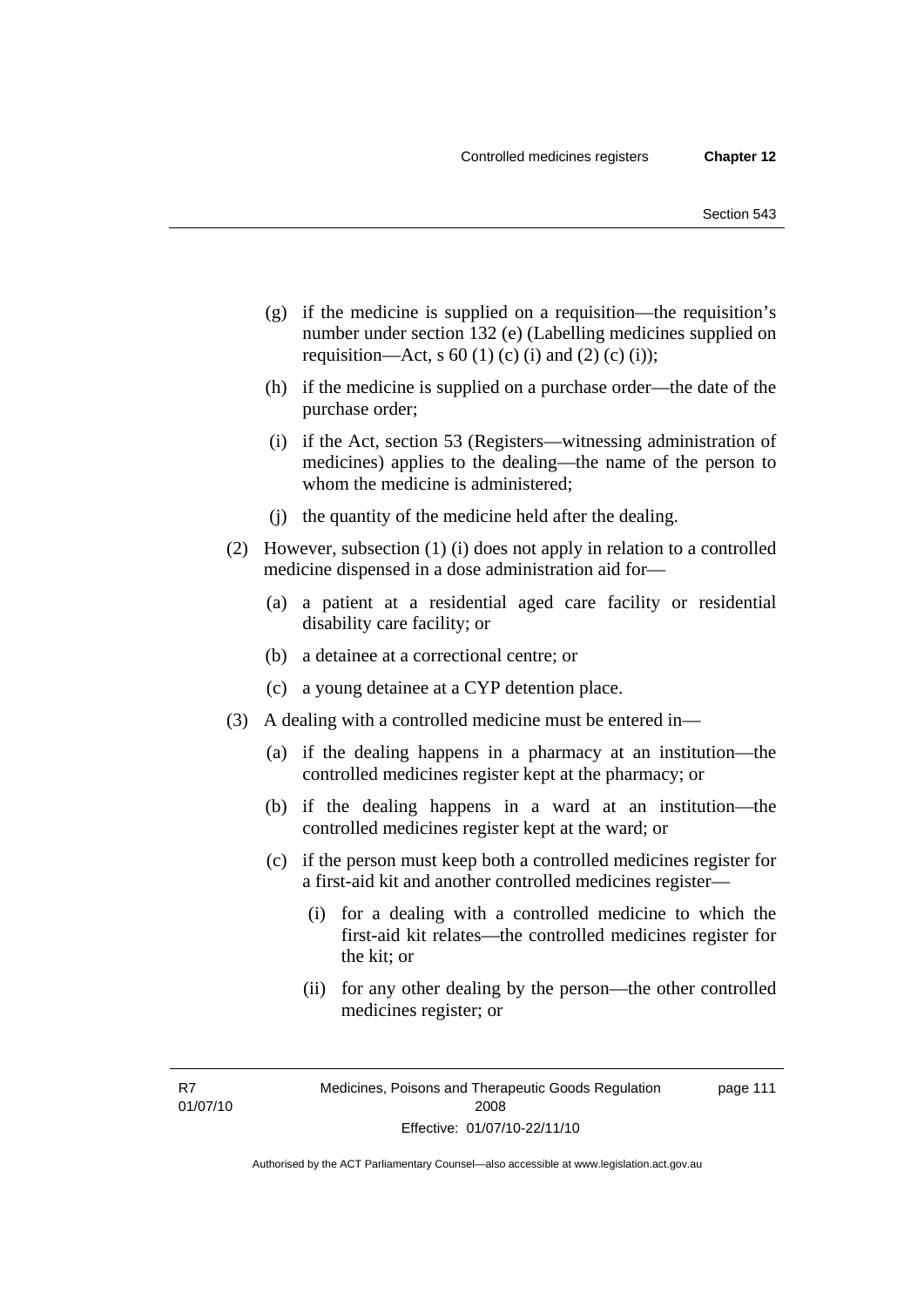(g) if the medicine is supplied on a requisition—the requisition's number under section 132 (e) (Labelling medicines supplied on requisition—Act, s 60 (1) (c) (i) and (2) (c) (i));

(h) if the medicine is supplied on a purchase order—the date of the purchase order;

(i) if the Act, section 53 (Registers—witnessing administration of medicines) applies to the dealing—the name of the person to whom the medicine is administered;

(j) the quantity of the medicine held after the dealing.

(2) However, subsection (1) (i) does not apply in relation to a controlled medicine dispensed in a dose administration aid for—

(a) a patient at a residential aged care facility or residential disability care facility; or

(b) a detainee at a correctional centre; or

(c) a young detainee at a CYP detention place.

(3) A dealing with a controlled medicine must be entered in—

(a) if the dealing happens in a pharmacy at an institution—the controlled medicines register kept at the pharmacy; or

(b) if the dealing happens in a ward at an institution—the controlled medicines register kept at the ward; or

(c) if the person must keep both a controlled medicines register for a first-aid kit and another controlled medicines register—

(i) for a dealing with a controlled medicine to which the first-aid kit relates—the controlled medicines register for the kit; or

(ii) for any other dealing by the person—the other controlled medicines register; or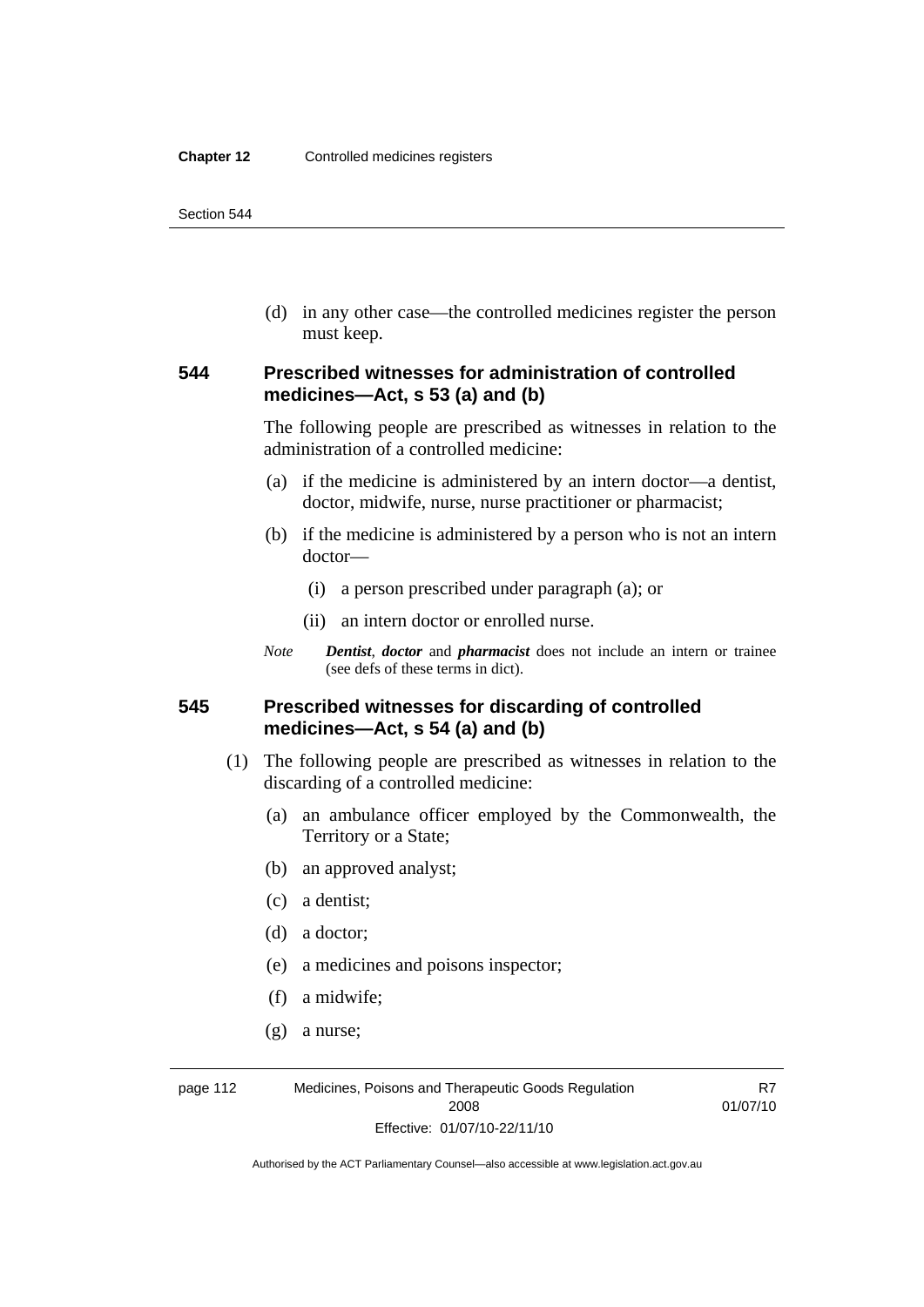(d) in any other case—the controlled medicines register the person must keep.

### 544 Prescribed witnesses for administration of controlled medicines—Act, s 53 (a) and (b)

The following people are prescribed as witnesses in relation to the administration of a controlled medicine:

(a) if the medicine is administered by an intern doctor—a dentist, doctor, midwife, nurse, nurse practitioner or pharmacist;

(b) if the medicine is administered by a person who is not an intern doctor—

(i) a person prescribed under paragraph (a); or

(ii) an intern doctor or enrolled nurse.

*Note* ***Dentist***, ***doctor*** and ***pharmacist*** does not include an intern or trainee (see defs of these terms in dict).

### 545 Prescribed witnesses for discarding of controlled medicines—Act, s 54 (a) and (b)

(1) The following people are prescribed as witnesses in relation to the discarding of a controlled medicine:

(a) an ambulance officer employed by the Commonwealth, the Territory or a State;

(b) an approved analyst;

(c) a dentist;

(d) a doctor;

(e) a medicines and poisons inspector;

(f) a midwife;

(g) a nurse;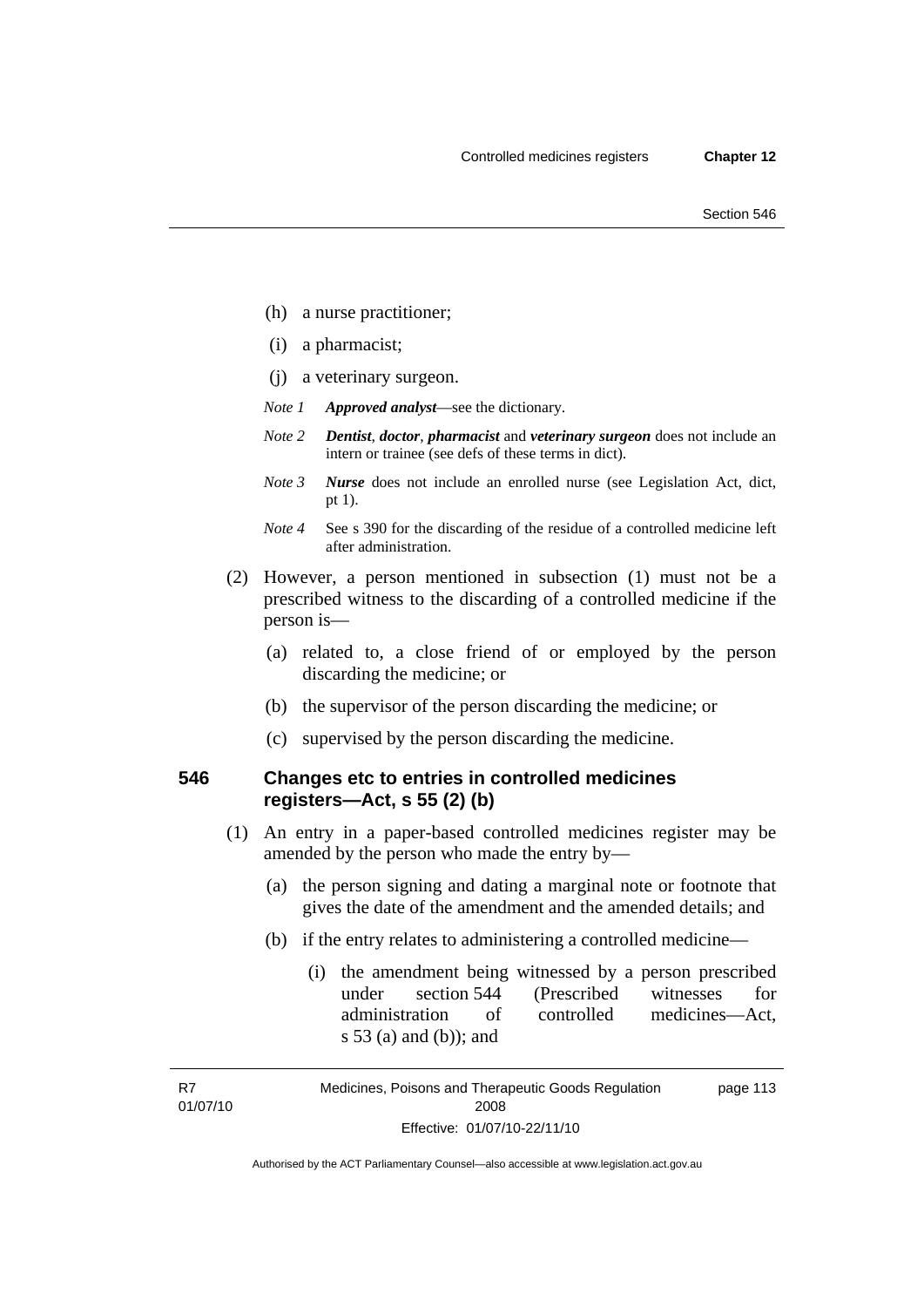(h) a nurse practitioner;

(i) a pharmacist;

(j) a veterinary surgeon.

*Note 1* ***Approved analyst***—see the dictionary.

*Note 2* ***Dentist***, ***doctor***, ***pharmacist*** and ***veterinary surgeon*** does not include an intern or trainee (see defs of these terms in dict).

*Note 3* ***Nurse*** does not include an enrolled nurse (see Legislation Act, dict, pt 1).

*Note 4* See s 390 for the discarding of the residue of a controlled medicine left after administration.

(2) However, a person mentioned in subsection (1) must not be a prescribed witness to the discarding of a controlled medicine if the person is—

(a) related to, a close friend of or employed by the person discarding the medicine; or

(b) the supervisor of the person discarding the medicine; or

(c) supervised by the person discarding the medicine.

### 546 Changes etc to entries in controlled medicines registers—Act, s 55 (2) (b)

(1) An entry in a paper-based controlled medicines register may be amended by the person who made the entry by—

(a) the person signing and dating a marginal note or footnote that gives the date of the amendment and the amended details; and

(b) if the entry relates to administering a controlled medicine—

(i) the amendment being witnessed by a person prescribed under section 544 (Prescribed witnesses for administration of controlled medicines—Act, s 53 (a) and (b)); and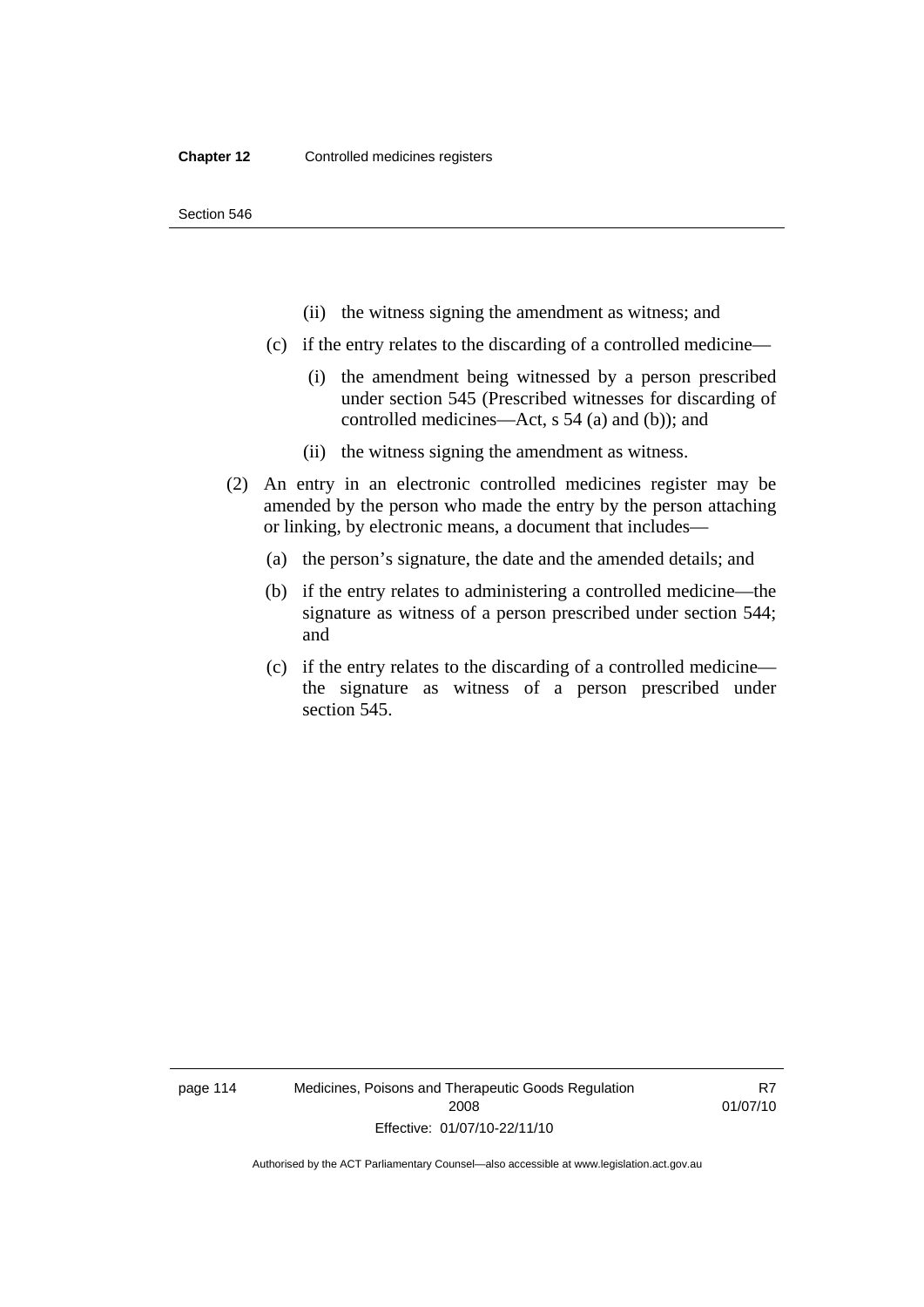(ii) the witness signing the amendment as witness; and

(c) if the entry relates to the discarding of a controlled medicine—

(i) the amendment being witnessed by a person prescribed under section 545 (Prescribed witnesses for discarding of controlled medicines—Act, s 54 (a) and (b)); and

(ii) the witness signing the amendment as witness.

(2) An entry in an electronic controlled medicines register may be amended by the person who made the entry by the person attaching or linking, by electronic means, a document that includes—

(a) the person's signature, the date and the amended details; and

(b) if the entry relates to administering a controlled medicine—the signature as witness of a person prescribed under section 544; and

(c) if the entry relates to the discarding of a controlled medicine—the signature as witness of a person prescribed under section 545.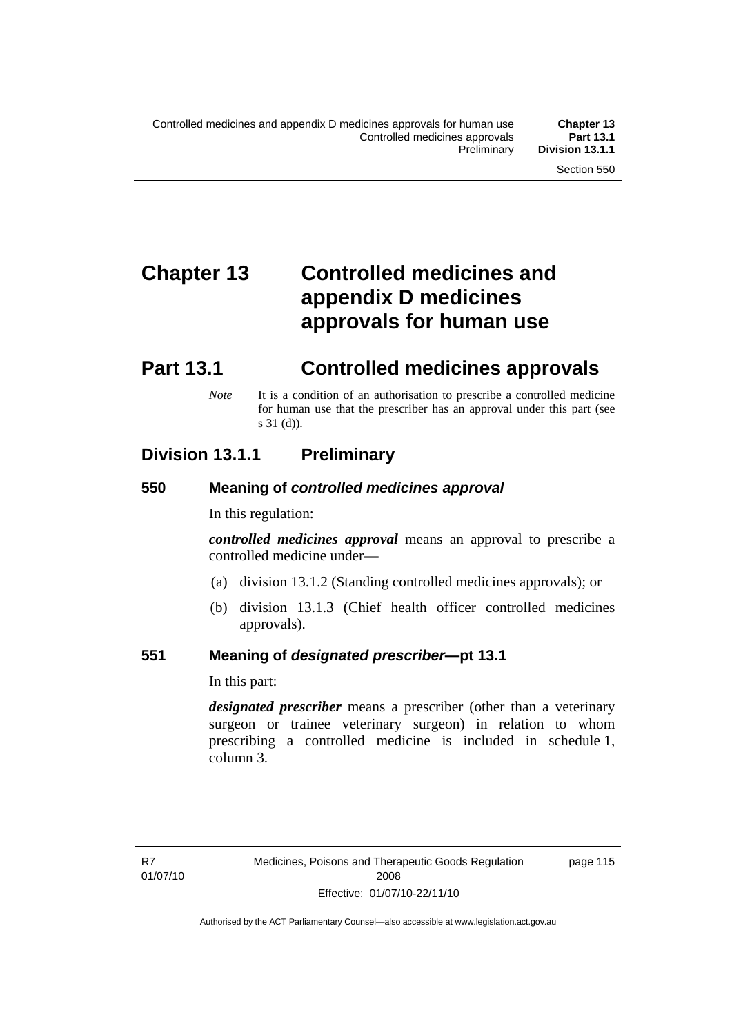# Chapter 13 Controlled medicines and appendix D medicines approvals for human use

## Part 13.1 Controlled medicines approvals

*Note* It is a condition of an authorisation to prescribe a controlled medicine for human use that the prescriber has an approval under this part (see s 31 (d)).

### Division 13.1.1 Preliminary

#### 550 Meaning of *controlled medicines approval*

In this regulation:

***controlled medicines approval*** means an approval to prescribe a controlled medicine under—

(a) division 13.1.2 (Standing controlled medicines approvals); or

(b) division 13.1.3 (Chief health officer controlled medicines approvals).

#### 551 Meaning of *designated prescriber*—pt 13.1

In this part:

***designated prescriber*** means a prescriber (other than a veterinary surgeon or trainee veterinary surgeon) in relation to whom prescribing a controlled medicine is included in schedule 1, column 3.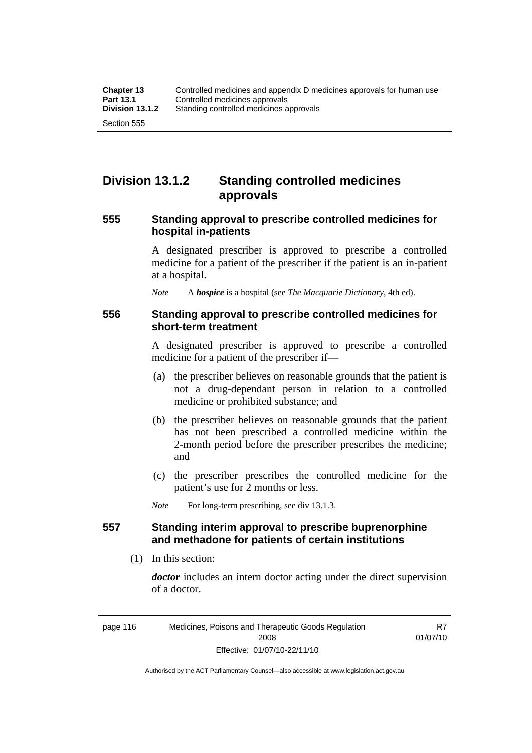## Division 13.1.2 Standing controlled medicines approvals

### 555 Standing approval to prescribe controlled medicines for hospital in-patients

A designated prescriber is approved to prescribe a controlled medicine for a patient of the prescriber if the patient is an in-patient at a hospital.

*Note* A ***hospice*** is a hospital (see *The Macquarie Dictionary*, 4th ed).

### 556 Standing approval to prescribe controlled medicines for short-term treatment

A designated prescriber is approved to prescribe a controlled medicine for a patient of the prescriber if—

(a) the prescriber believes on reasonable grounds that the patient is not a drug-dependant person in relation to a controlled medicine or prohibited substance; and

(b) the prescriber believes on reasonable grounds that the patient has not been prescribed a controlled medicine within the 2-month period before the prescriber prescribes the medicine; and

(c) the prescriber prescribes the controlled medicine for the patient's use for 2 months or less.

*Note* For long-term prescribing, see div 13.1.3.

### 557 Standing interim approval to prescribe buprenorphine and methadone for patients of certain institutions

(1) In this section:

***doctor*** includes an intern doctor acting under the direct supervision of a doctor.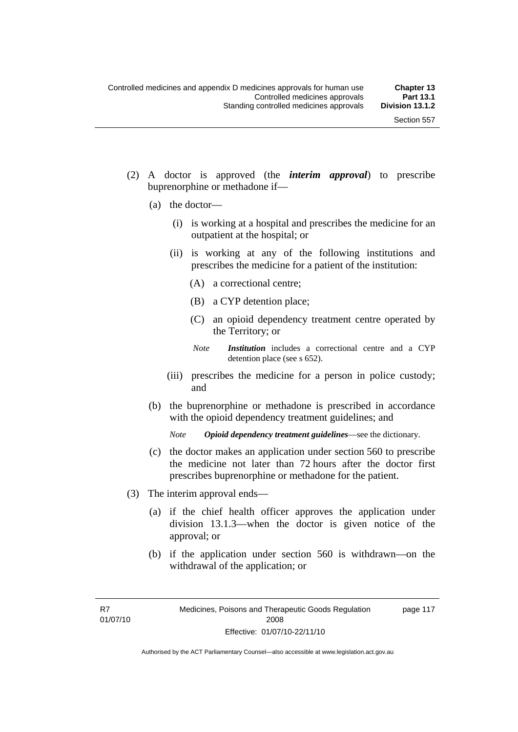(2) A doctor is approved (the ***interim approval***) to prescribe buprenorphine or methadone if—

(a) the doctor—

(i) is working at a hospital and prescribes the medicine for an outpatient at the hospital; or

(ii) is working at any of the following institutions and prescribes the medicine for a patient of the institution:

(A) a correctional centre;

(B) a CYP detention place;

(C) an opioid dependency treatment centre operated by the Territory; or

*Note* ***Institution*** includes a correctional centre and a CYP detention place (see s 652).

(iii) prescribes the medicine for a person in police custody; and

(b) the buprenorphine or methadone is prescribed in accordance with the opioid dependency treatment guidelines; and

*Note* ***Opioid dependency treatment guidelines***—see the dictionary.

(c) the doctor makes an application under section 560 to prescribe the medicine not later than 72 hours after the doctor first prescribes buprenorphine or methadone for the patient.

(3) The interim approval ends—

(a) if the chief health officer approves the application under division 13.1.3—when the doctor is given notice of the approval; or

(b) if the application under section 560 is withdrawn—on the withdrawal of the application; or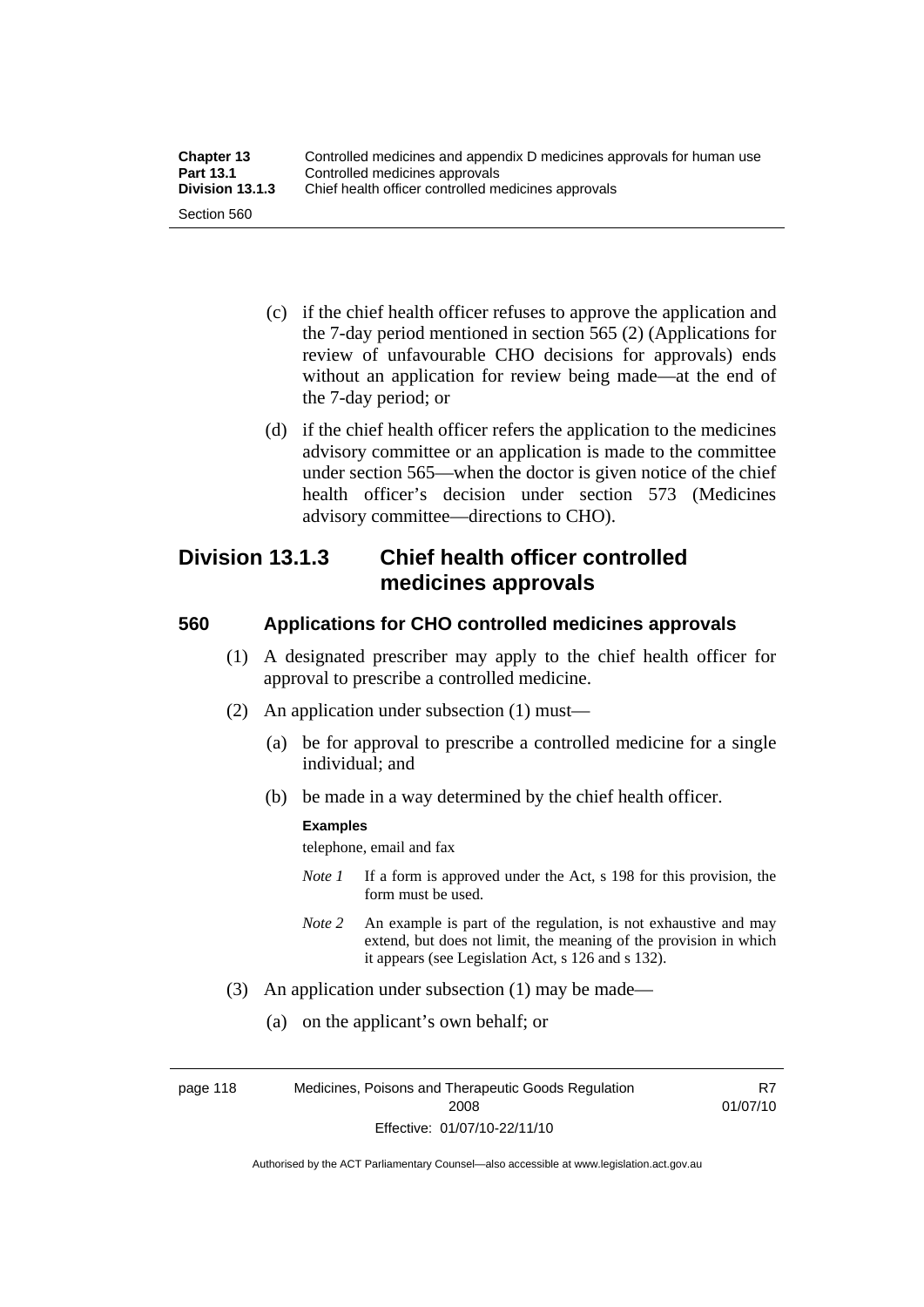(c) if the chief health officer refuses to approve the application and the 7-day period mentioned in section 565 (2) (Applications for review of unfavourable CHO decisions for approvals) ends without an application for review being made—at the end of the 7-day period; or

(d) if the chief health officer refers the application to the medicines advisory committee or an application is made to the committee under section 565—when the doctor is given notice of the chief health officer's decision under section 573 (Medicines advisory committee—directions to CHO).

## Division 13.1.3 Chief health officer controlled medicines approvals

### 560 Applications for CHO controlled medicines approvals

(1) A designated prescriber may apply to the chief health officer for approval to prescribe a controlled medicine.

(2) An application under subsection (1) must—

(a) be for approval to prescribe a controlled medicine for a single individual; and

(b) be made in a way determined by the chief health officer.

**Examples**

telephone, email and fax

*Note 1* If a form is approved under the Act, s 198 for this provision, the form must be used.

*Note 2* An example is part of the regulation, is not exhaustive and may extend, but does not limit, the meaning of the provision in which it appears (see Legislation Act, s 126 and s 132).

(3) An application under subsection (1) may be made—

(a) on the applicant's own behalf; or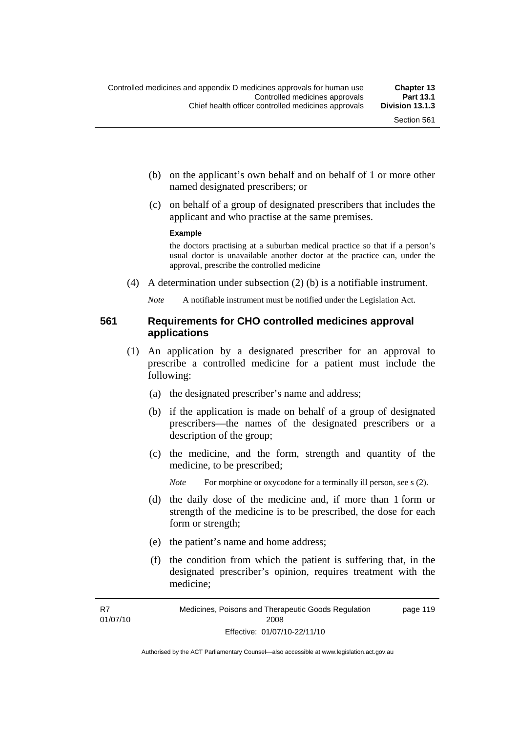(b) on the applicant's own behalf and on behalf of 1 or more other named designated prescribers; or

(c) on behalf of a group of designated prescribers that includes the applicant and who practise at the same premises.

**Example**

the doctors practising at a suburban medical practice so that if a person's usual doctor is unavailable another doctor at the practice can, under the approval, prescribe the controlled medicine

(4) A determination under subsection (2) (b) is a notifiable instrument.

*Note* A notifiable instrument must be notified under the Legislation Act.

### 561 Requirements for CHO controlled medicines approval applications

(1) An application by a designated prescriber for an approval to prescribe a controlled medicine for a patient must include the following:

(a) the designated prescriber's name and address;

(b) if the application is made on behalf of a group of designated prescribers—the names of the designated prescribers or a description of the group;

(c) the medicine, and the form, strength and quantity of the medicine, to be prescribed;

*Note* For morphine or oxycodone for a terminally ill person, see s (2).

(d) the daily dose of the medicine and, if more than 1 form or strength of the medicine is to be prescribed, the dose for each form or strength;

(e) the patient's name and home address;

(f) the condition from which the patient is suffering that, in the designated prescriber's opinion, requires treatment with the medicine;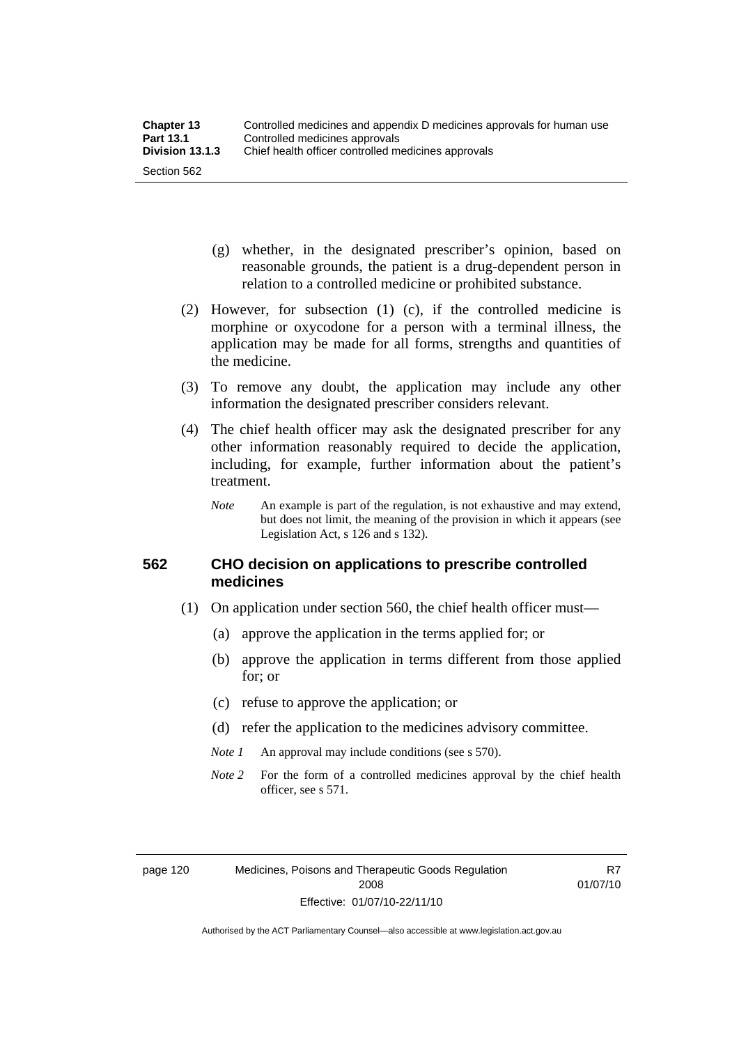(g) whether, in the designated prescriber's opinion, based on reasonable grounds, the patient is a drug-dependent person in relation to a controlled medicine or prohibited substance.

(2) However, for subsection (1) (c), if the controlled medicine is morphine or oxycodone for a person with a terminal illness, the application may be made for all forms, strengths and quantities of the medicine.

(3) To remove any doubt, the application may include any other information the designated prescriber considers relevant.

(4) The chief health officer may ask the designated prescriber for any other information reasonably required to decide the application, including, for example, further information about the patient's treatment.

*Note* An example is part of the regulation, is not exhaustive and may extend, but does not limit, the meaning of the provision in which it appears (see Legislation Act, s 126 and s 132).

### 562 CHO decision on applications to prescribe controlled medicines

(1) On application under section 560, the chief health officer must—

(a) approve the application in the terms applied for; or

(b) approve the application in terms different from those applied for; or

(c) refuse to approve the application; or

(d) refer the application to the medicines advisory committee.

*Note 1* An approval may include conditions (see s 570).

*Note 2* For the form of a controlled medicines approval by the chief health officer, see s 571.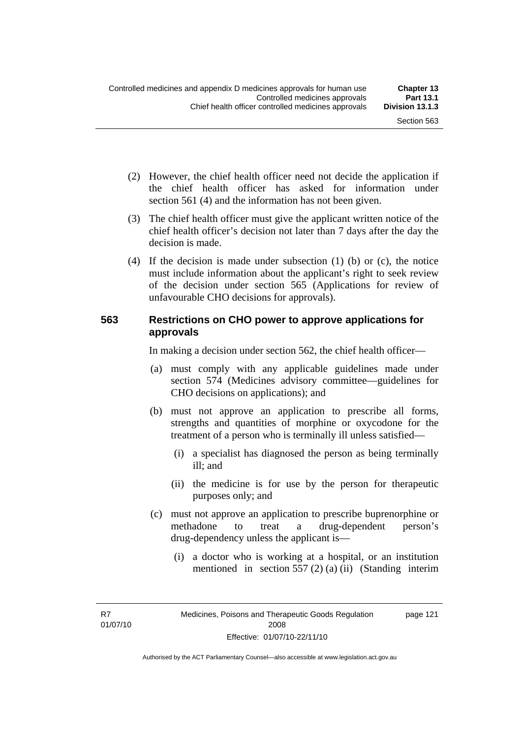(2) However, the chief health officer need not decide the application if the chief health officer has asked for information under section 561 (4) and the information has not been given.

(3) The chief health officer must give the applicant written notice of the chief health officer's decision not later than 7 days after the day the decision is made.

(4) If the decision is made under subsection (1) (b) or (c), the notice must include information about the applicant's right to seek review of the decision under section 565 (Applications for review of unfavourable CHO decisions for approvals).

## 563 Restrictions on CHO power to approve applications for approvals

In making a decision under section 562, the chief health officer—

(a) must comply with any applicable guidelines made under section 574 (Medicines advisory committee—guidelines for CHO decisions on applications); and

(b) must not approve an application to prescribe all forms, strengths and quantities of morphine or oxycodone for the treatment of a person who is terminally ill unless satisfied—

  (i) a specialist has diagnosed the person as being terminally ill; and

  (ii) the medicine is for use by the person for therapeutic purposes only; and

(c) must not approve an application to prescribe buprenorphine or methadone to treat a drug-dependent person's drug-dependency unless the applicant is—

  (i) a doctor who is working at a hospital, or an institution mentioned in section 557 (2) (a) (ii) (Standing interim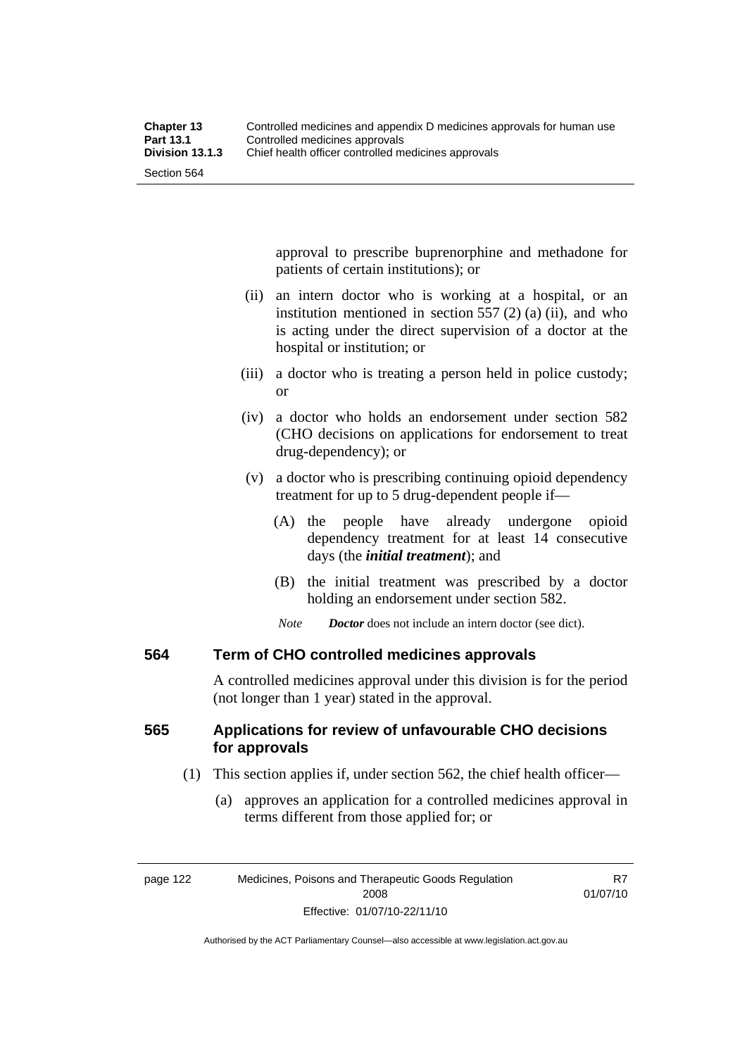approval to prescribe buprenorphine and methadone for patients of certain institutions); or

(ii) an intern doctor who is working at a hospital, or an institution mentioned in section 557 (2) (a) (ii), and who is acting under the direct supervision of a doctor at the hospital or institution; or

(iii) a doctor who is treating a person held in police custody; or

(iv) a doctor who holds an endorsement under section 582 (CHO decisions on applications for endorsement to treat drug-dependency); or

(v) a doctor who is prescribing continuing opioid dependency treatment for up to 5 drug-dependent people if—

(A) the people have already undergone opioid dependency treatment for at least 14 consecutive days (the ***initial treatment***); and

(B) the initial treatment was prescribed by a doctor holding an endorsement under section 582.

*Note* ***Doctor*** does not include an intern doctor (see dict).

### 564 Term of CHO controlled medicines approvals

A controlled medicines approval under this division is for the period (not longer than 1 year) stated in the approval.

### 565 Applications for review of unfavourable CHO decisions for approvals

(1) This section applies if, under section 562, the chief health officer—

(a) approves an application for a controlled medicines approval in terms different from those applied for; or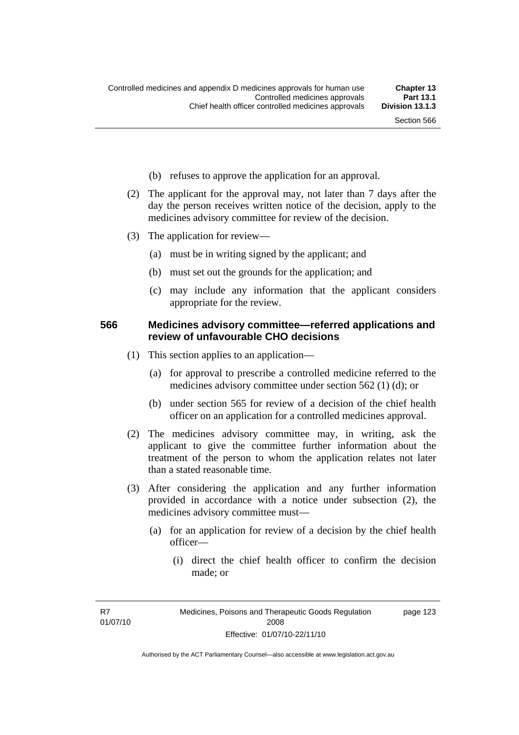(b) refuses to approve the application for an approval.

(2) The applicant for the approval may, not later than 7 days after the day the person receives written notice of the decision, apply to the medicines advisory committee for review of the decision.

(3) The application for review—

(a) must be in writing signed by the applicant; and

(b) must set out the grounds for the application; and

(c) may include any information that the applicant considers appropriate for the review.

### 566 Medicines advisory committee—referred applications and review of unfavourable CHO decisions

(1) This section applies to an application—

(a) for approval to prescribe a controlled medicine referred to the medicines advisory committee under section 562 (1) (d); or

(b) under section 565 for review of a decision of the chief health officer on an application for a controlled medicines approval.

(2) The medicines advisory committee may, in writing, ask the applicant to give the committee further information about the treatment of the person to whom the application relates not later than a stated reasonable time.

(3) After considering the application and any further information provided in accordance with a notice under subsection (2), the medicines advisory committee must—

(a) for an application for review of a decision by the chief health officer—

(i) direct the chief health officer to confirm the decision made; or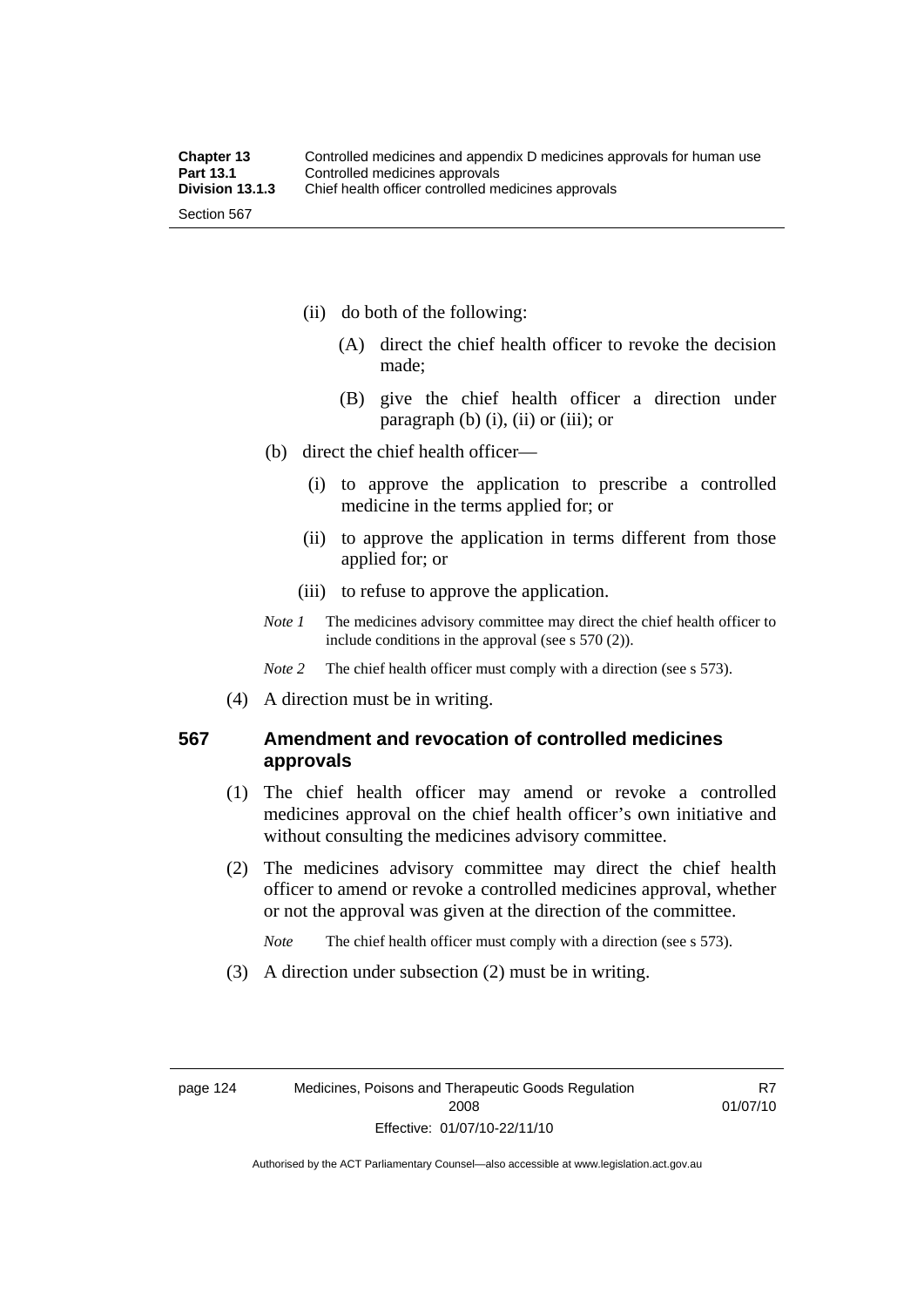(ii) do both of the following:

(A) direct the chief health officer to revoke the decision made;

(B) give the chief health officer a direction under paragraph (b) (i), (ii) or (iii); or

(b) direct the chief health officer—

(i) to approve the application to prescribe a controlled medicine in the terms applied for; or

(ii) to approve the application in terms different from those applied for; or

(iii) to refuse to approve the application.

*Note 1* The medicines advisory committee may direct the chief health officer to include conditions in the approval (see s 570 (2)).

*Note 2* The chief health officer must comply with a direction (see s 573).

(4) A direction must be in writing.

## 567 Amendment and revocation of controlled medicines approvals

(1) The chief health officer may amend or revoke a controlled medicines approval on the chief health officer's own initiative and without consulting the medicines advisory committee.

(2) The medicines advisory committee may direct the chief health officer to amend or revoke a controlled medicines approval, whether or not the approval was given at the direction of the committee.

*Note* The chief health officer must comply with a direction (see s 573).

(3) A direction under subsection (2) must be in writing.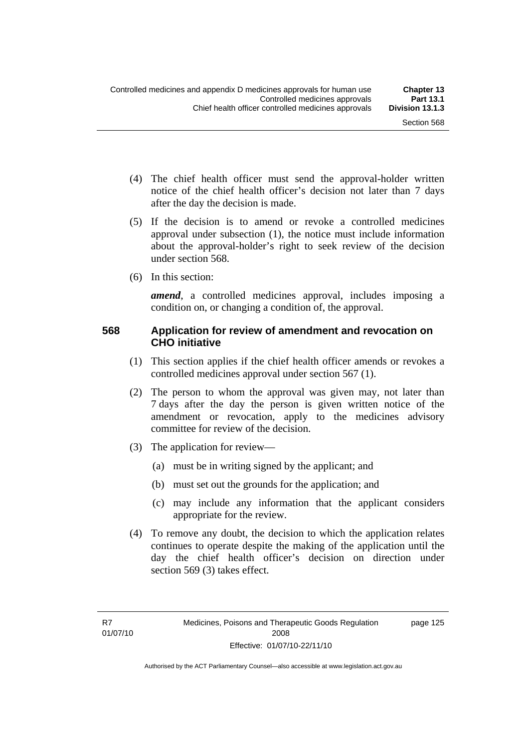(4) The chief health officer must send the approval-holder written notice of the chief health officer's decision not later than 7 days after the day the decision is made.

(5) If the decision is to amend or revoke a controlled medicines approval under subsection (1), the notice must include information about the approval-holder's right to seek review of the decision under section 568.

(6) In this section:

***amend***, a controlled medicines approval, includes imposing a condition on, or changing a condition of, the approval.

## 568 Application for review of amendment and revocation on CHO initiative

(1) This section applies if the chief health officer amends or revokes a controlled medicines approval under section 567 (1).

(2) The person to whom the approval was given may, not later than 7 days after the day the person is given written notice of the amendment or revocation, apply to the medicines advisory committee for review of the decision.

(3) The application for review—

(a) must be in writing signed by the applicant; and

(b) must set out the grounds for the application; and

(c) may include any information that the applicant considers appropriate for the review.

(4) To remove any doubt, the decision to which the application relates continues to operate despite the making of the application until the day the chief health officer's decision on direction under section 569 (3) takes effect.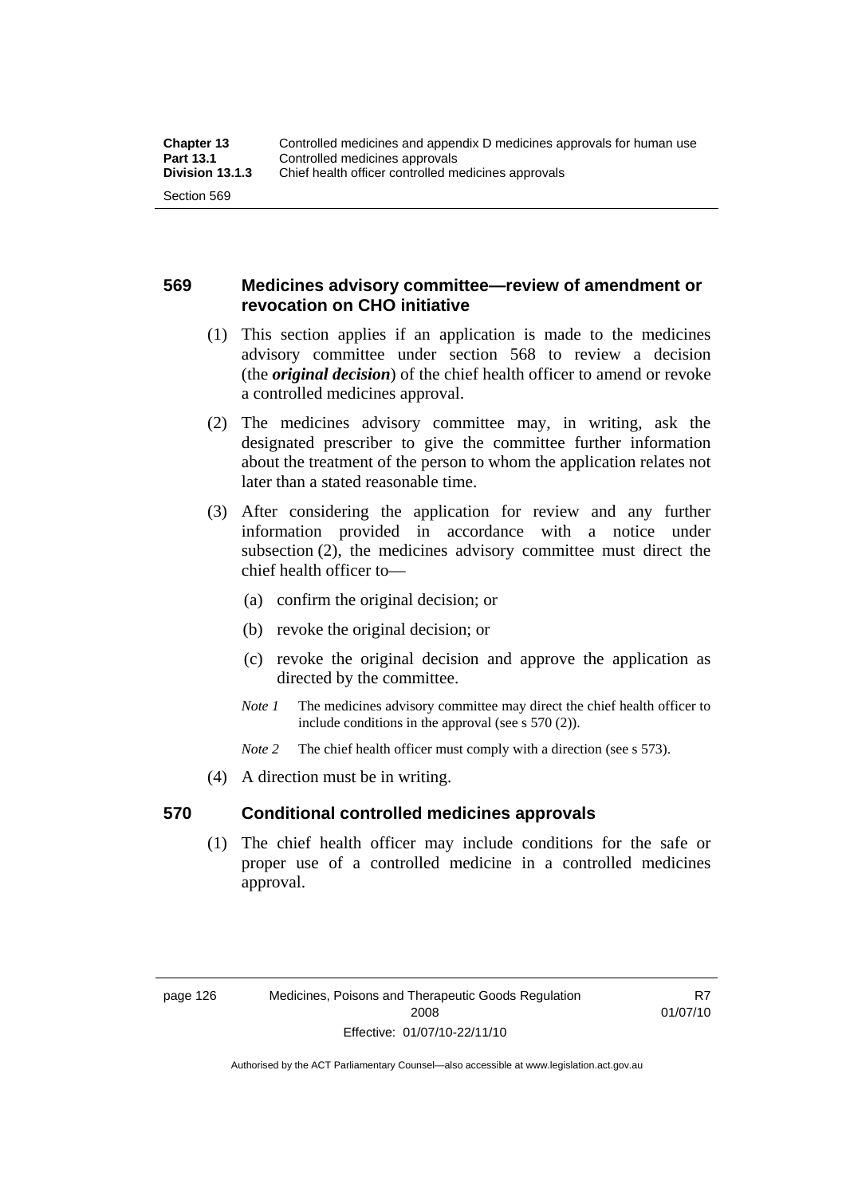## 569 Medicines advisory committee—review of amendment or revocation on CHO initiative

(1) This section applies if an application is made to the medicines advisory committee under section 568 to review a decision (the ***original decision***) of the chief health officer to amend or revoke a controlled medicines approval.

(2) The medicines advisory committee may, in writing, ask the designated prescriber to give the committee further information about the treatment of the person to whom the application relates not later than a stated reasonable time.

(3) After considering the application for review and any further information provided in accordance with a notice under subsection (2), the medicines advisory committee must direct the chief health officer to—

(a) confirm the original decision; or

(b) revoke the original decision; or

(c) revoke the original decision and approve the application as directed by the committee.

*Note 1* The medicines advisory committee may direct the chief health officer to include conditions in the approval (see s 570 (2)).

*Note 2* The chief health officer must comply with a direction (see s 573).

(4) A direction must be in writing.

## 570 Conditional controlled medicines approvals

(1) The chief health officer may include conditions for the safe or proper use of a controlled medicine in a controlled medicines approval.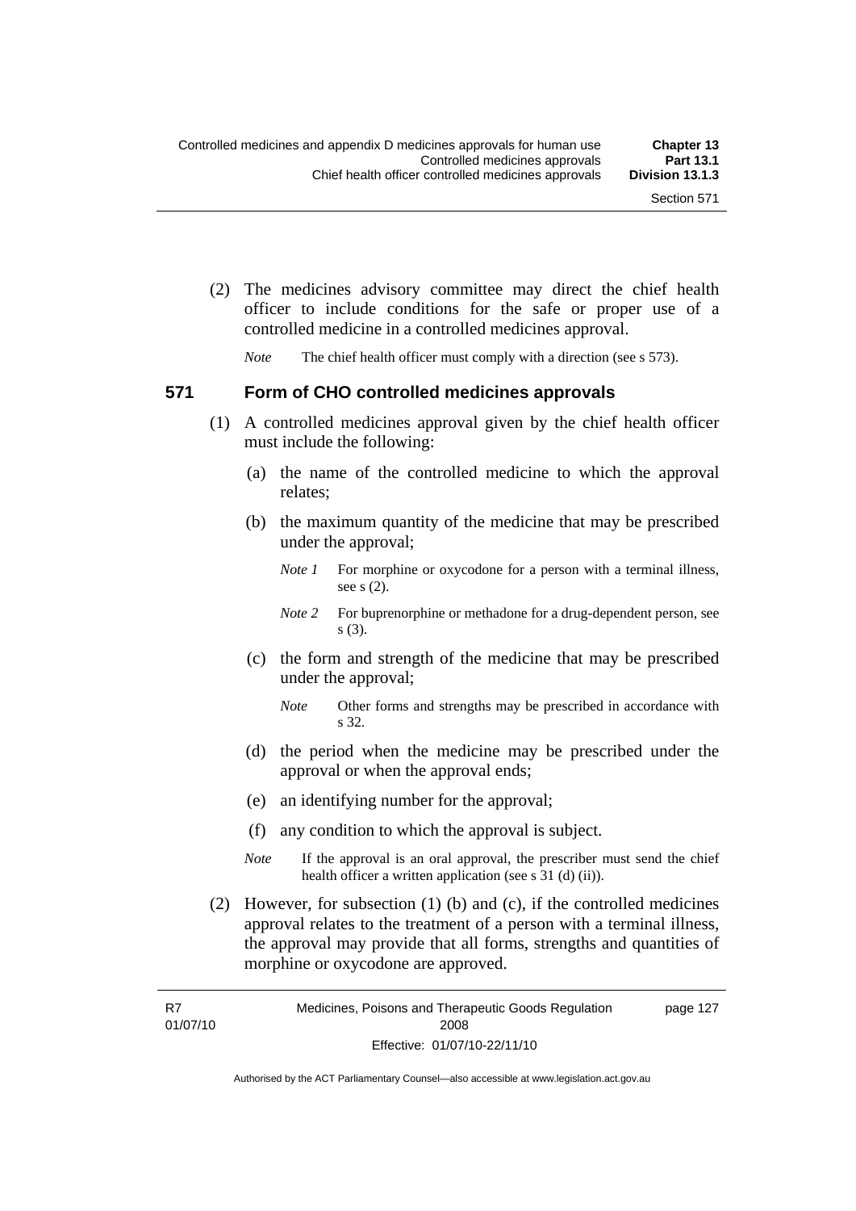(2) The medicines advisory committee may direct the chief health officer to include conditions for the safe or proper use of a controlled medicine in a controlled medicines approval.

*Note* The chief health officer must comply with a direction (see s 573).

## 571 Form of CHO controlled medicines approvals

(1) A controlled medicines approval given by the chief health officer must include the following:

(a) the name of the controlled medicine to which the approval relates;

(b) the maximum quantity of the medicine that may be prescribed under the approval;

*Note 1* For morphine or oxycodone for a person with a terminal illness, see s (2).

*Note 2* For buprenorphine or methadone for a drug-dependent person, see s (3).

(c) the form and strength of the medicine that may be prescribed under the approval;

*Note* Other forms and strengths may be prescribed in accordance with s 32.

(d) the period when the medicine may be prescribed under the approval or when the approval ends;

(e) an identifying number for the approval;

(f) any condition to which the approval is subject.

*Note* If the approval is an oral approval, the prescriber must send the chief health officer a written application (see s 31 (d) (ii)).

(2) However, for subsection (1) (b) and (c), if the controlled medicines approval relates to the treatment of a person with a terminal illness, the approval may provide that all forms, strengths and quantities of morphine or oxycodone are approved.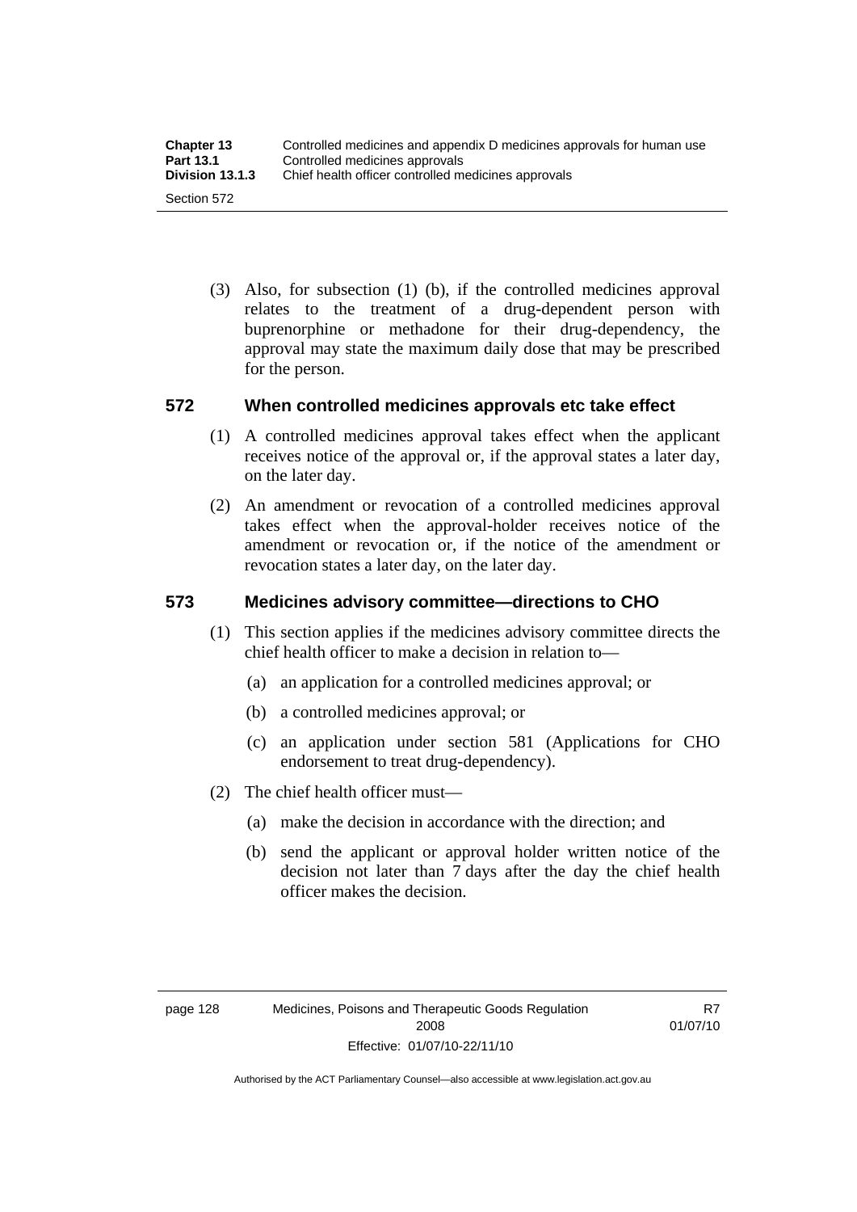(3) Also, for subsection (1) (b), if the controlled medicines approval relates to the treatment of a drug-dependent person with buprenorphine or methadone for their drug-dependency, the approval may state the maximum daily dose that may be prescribed for the person.

## 572 When controlled medicines approvals etc take effect

(1) A controlled medicines approval takes effect when the applicant receives notice of the approval or, if the approval states a later day, on the later day.

(2) An amendment or revocation of a controlled medicines approval takes effect when the approval-holder receives notice of the amendment or revocation or, if the notice of the amendment or revocation states a later day, on the later day.

## 573 Medicines advisory committee—directions to CHO

(1) This section applies if the medicines advisory committee directs the chief health officer to make a decision in relation to—

(a) an application for a controlled medicines approval; or

(b) a controlled medicines approval; or

(c) an application under section 581 (Applications for CHO endorsement to treat drug-dependency).

(2) The chief health officer must—

(a) make the decision in accordance with the direction; and

(b) send the applicant or approval holder written notice of the decision not later than 7 days after the day the chief health officer makes the decision.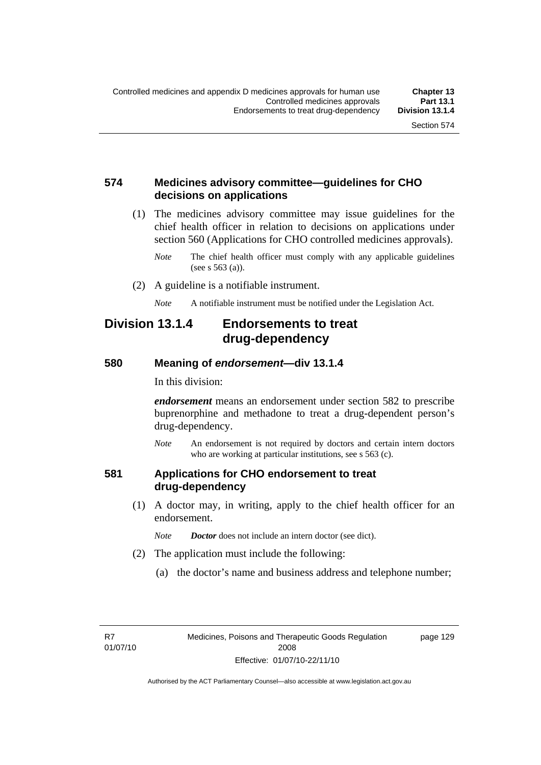### 574 Medicines advisory committee—guidelines for CHO decisions on applications

(1) The medicines advisory committee may issue guidelines for the chief health officer in relation to decisions on applications under section 560 (Applications for CHO controlled medicines approvals).

*Note* The chief health officer must comply with any applicable guidelines (see s 563 (a)).

(2) A guideline is a notifiable instrument.

*Note* A notifiable instrument must be notified under the Legislation Act.

## Division 13.1.4 Endorsements to treat drug-dependency

### 580 Meaning of *endorsement*—div 13.1.4

In this division:

***endorsement*** means an endorsement under section 582 to prescribe buprenorphine and methadone to treat a drug-dependent person's drug-dependency.

*Note* An endorsement is not required by doctors and certain intern doctors who are working at particular institutions, see s 563 (c).

### 581 Applications for CHO endorsement to treat drug-dependency

(1) A doctor may, in writing, apply to the chief health officer for an endorsement.

*Note* ***Doctor*** does not include an intern doctor (see dict).

(2) The application must include the following:

(a) the doctor's name and business address and telephone number;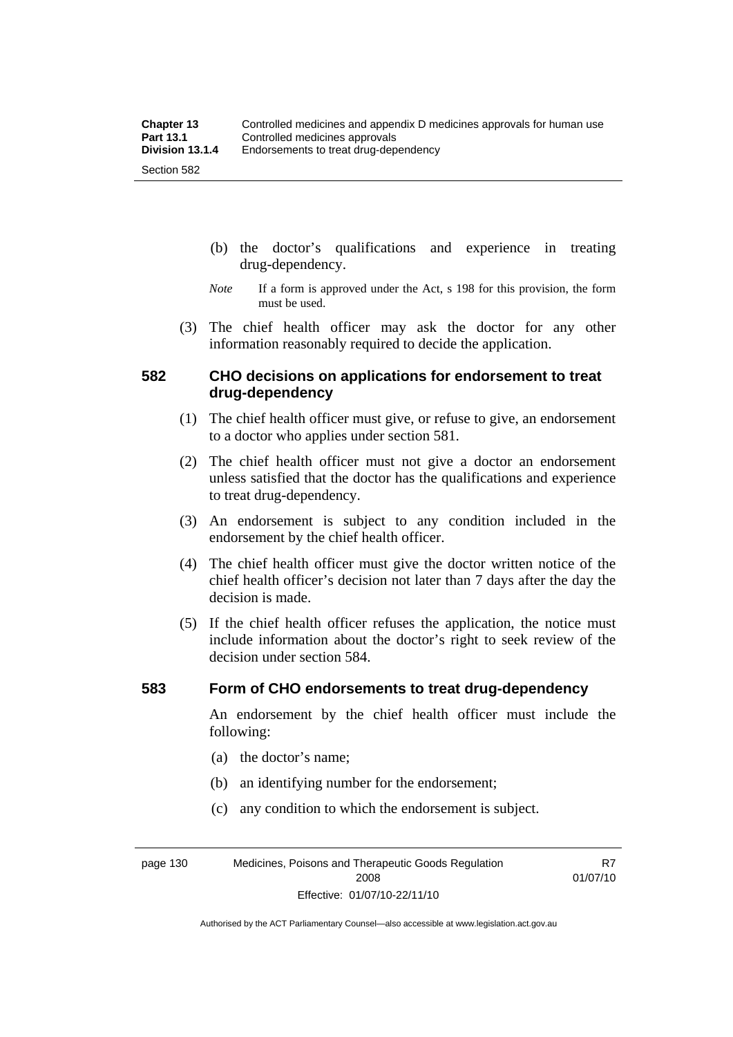(b) the doctor's qualifications and experience in treating drug-dependency.

*Note* If a form is approved under the Act, s 198 for this provision, the form must be used.

(3) The chief health officer may ask the doctor for any other information reasonably required to decide the application.

## 582 CHO decisions on applications for endorsement to treat drug-dependency

(1) The chief health officer must give, or refuse to give, an endorsement to a doctor who applies under section 581.

(2) The chief health officer must not give a doctor an endorsement unless satisfied that the doctor has the qualifications and experience to treat drug-dependency.

(3) An endorsement is subject to any condition included in the endorsement by the chief health officer.

(4) The chief health officer must give the doctor written notice of the chief health officer's decision not later than 7 days after the day the decision is made.

(5) If the chief health officer refuses the application, the notice must include information about the doctor's right to seek review of the decision under section 584.

## 583 Form of CHO endorsements to treat drug-dependency

An endorsement by the chief health officer must include the following:

(a) the doctor's name;

(b) an identifying number for the endorsement;

(c) any condition to which the endorsement is subject.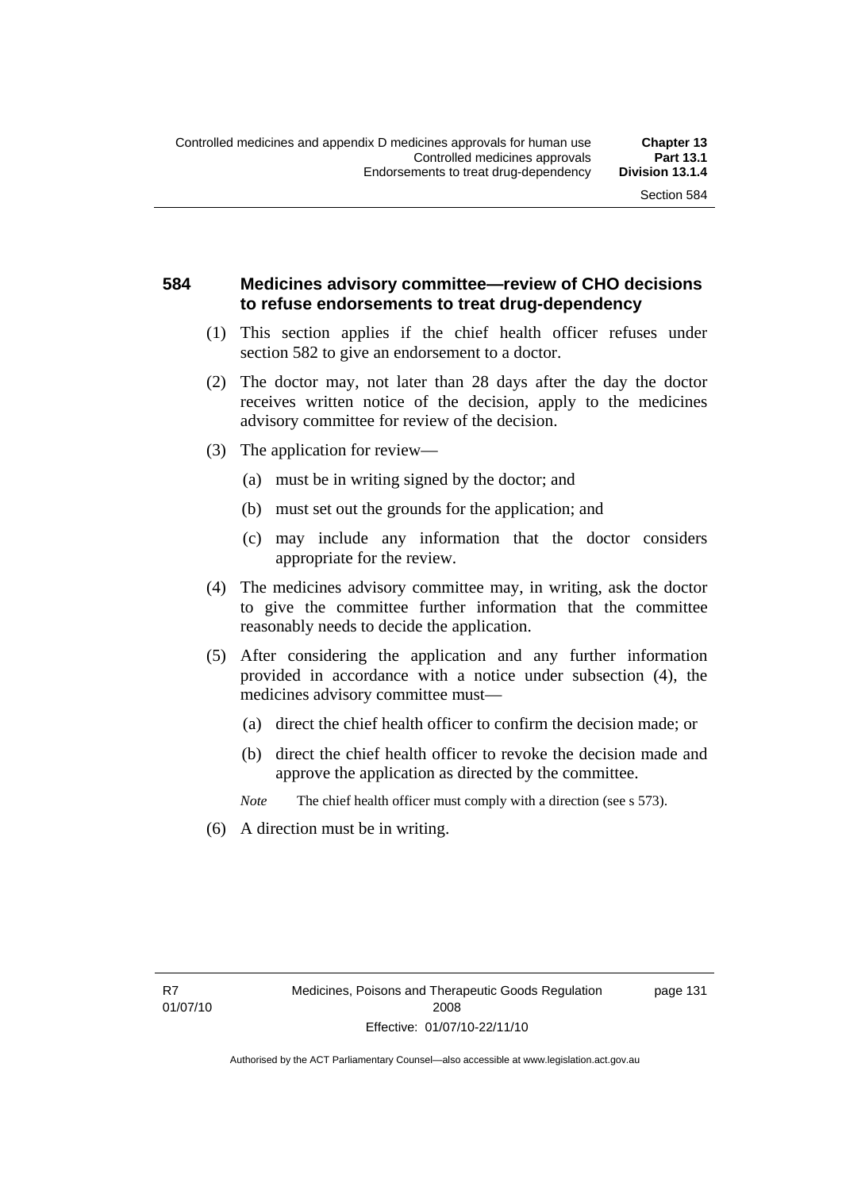## 584 Medicines advisory committee—review of CHO decisions to refuse endorsements to treat drug-dependency

(1) This section applies if the chief health officer refuses under section 582 to give an endorsement to a doctor.

(2) The doctor may, not later than 28 days after the day the doctor receives written notice of the decision, apply to the medicines advisory committee for review of the decision.

(3) The application for review—

(a) must be in writing signed by the doctor; and

(b) must set out the grounds for the application; and

(c) may include any information that the doctor considers appropriate for the review.

(4) The medicines advisory committee may, in writing, ask the doctor to give the committee further information that the committee reasonably needs to decide the application.

(5) After considering the application and any further information provided in accordance with a notice under subsection (4), the medicines advisory committee must—

(a) direct the chief health officer to confirm the decision made; or

(b) direct the chief health officer to revoke the decision made and approve the application as directed by the committee.

*Note* The chief health officer must comply with a direction (see s 573).

(6) A direction must be in writing.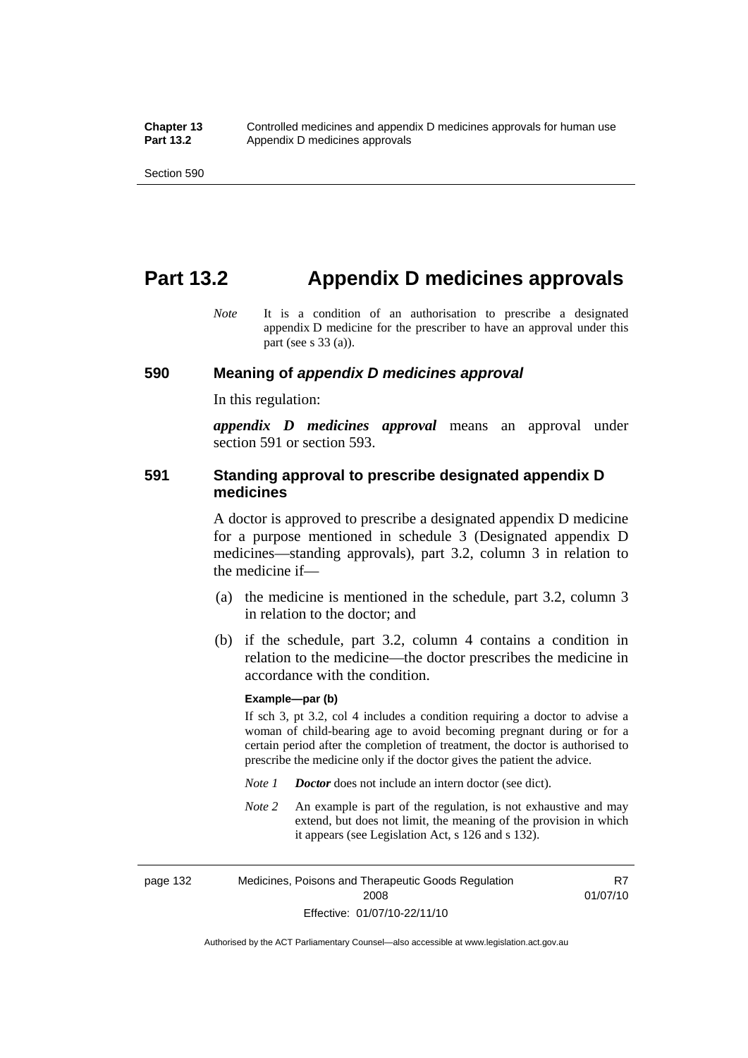# Part 13.2 Appendix D medicines approvals

*Note* It is a condition of an authorisation to prescribe a designated appendix D medicine for the prescriber to have an approval under this part (see s 33 (a)).

## 590 Meaning of *appendix D medicines approval*

In this regulation:

***appendix D medicines approval*** means an approval under section 591 or section 593.

## 591 Standing approval to prescribe designated appendix D medicines

A doctor is approved to prescribe a designated appendix D medicine for a purpose mentioned in schedule 3 (Designated appendix D medicines—standing approvals), part 3.2, column 3 in relation to the medicine if—

(a) the medicine is mentioned in the schedule, part 3.2, column 3 in relation to the doctor; and

(b) if the schedule, part 3.2, column 4 contains a condition in relation to the medicine—the doctor prescribes the medicine in accordance with the condition.

**Example—par (b)**

If sch 3, pt 3.2, col 4 includes a condition requiring a doctor to advise a woman of child-bearing age to avoid becoming pregnant during or for a certain period after the completion of treatment, the doctor is authorised to prescribe the medicine only if the doctor gives the patient the advice.

*Note 1* ***Doctor*** does not include an intern doctor (see dict).

*Note 2* An example is part of the regulation, is not exhaustive and may extend, but does not limit, the meaning of the provision in which it appears (see Legislation Act, s 126 and s 132).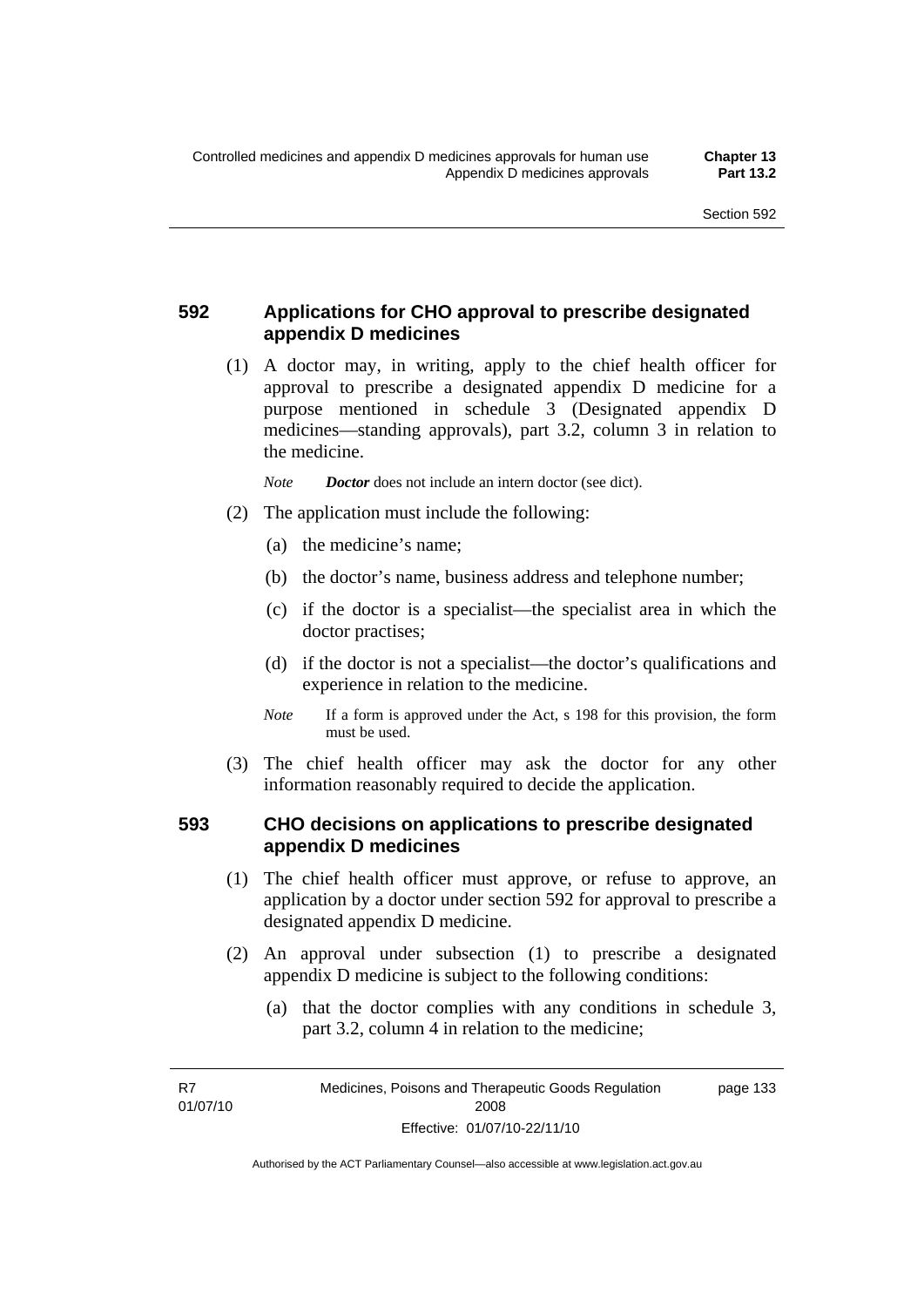## 592 Applications for CHO approval to prescribe designated appendix D medicines

(1) A doctor may, in writing, apply to the chief health officer for approval to prescribe a designated appendix D medicine for a purpose mentioned in schedule 3 (Designated appendix D medicines—standing approvals), part 3.2, column 3 in relation to the medicine.

*Note* ***Doctor*** does not include an intern doctor (see dict).

(2) The application must include the following:

(a) the medicine's name;

(b) the doctor's name, business address and telephone number;

(c) if the doctor is a specialist—the specialist area in which the doctor practises;

(d) if the doctor is not a specialist—the doctor's qualifications and experience in relation to the medicine.

*Note* If a form is approved under the Act, s 198 for this provision, the form must be used.

(3) The chief health officer may ask the doctor for any other information reasonably required to decide the application.

## 593 CHO decisions on applications to prescribe designated appendix D medicines

(1) The chief health officer must approve, or refuse to approve, an application by a doctor under section 592 for approval to prescribe a designated appendix D medicine.

(2) An approval under subsection (1) to prescribe a designated appendix D medicine is subject to the following conditions:

(a) that the doctor complies with any conditions in schedule 3, part 3.2, column 4 in relation to the medicine;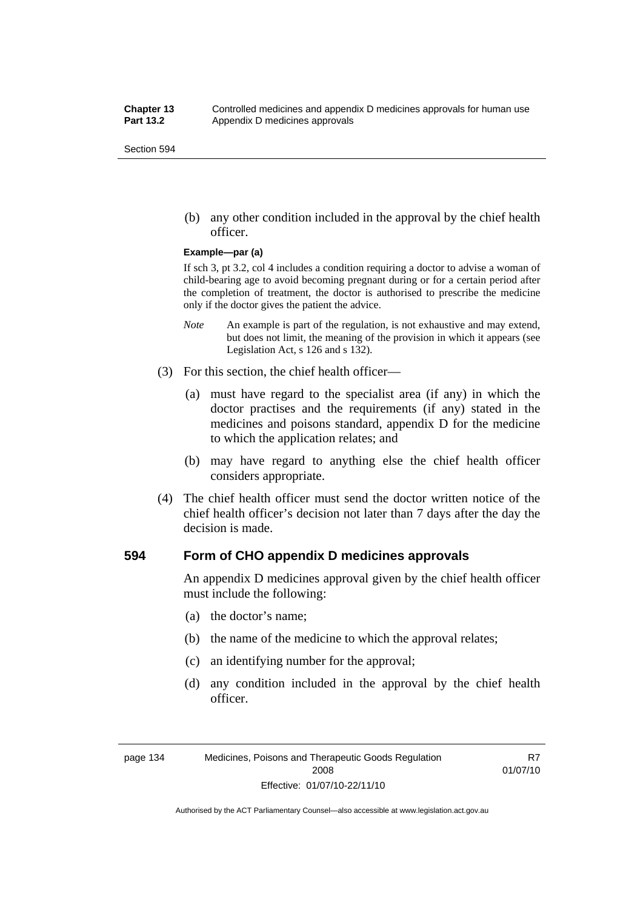(b) any other condition included in the approval by the chief health officer.

**Example—par (a)**

If sch 3, pt 3.2, col 4 includes a condition requiring a doctor to advise a woman of child-bearing age to avoid becoming pregnant during or for a certain period after the completion of treatment, the doctor is authorised to prescribe the medicine only if the doctor gives the patient the advice.

*Note* An example is part of the regulation, is not exhaustive and may extend, but does not limit, the meaning of the provision in which it appears (see Legislation Act, s 126 and s 132).

(3) For this section, the chief health officer—

(a) must have regard to the specialist area (if any) in which the doctor practises and the requirements (if any) stated in the medicines and poisons standard, appendix D for the medicine to which the application relates; and

(b) may have regard to anything else the chief health officer considers appropriate.

(4) The chief health officer must send the doctor written notice of the chief health officer's decision not later than 7 days after the day the decision is made.

## 594 Form of CHO appendix D medicines approvals

An appendix D medicines approval given by the chief health officer must include the following:

(a) the doctor's name;

(b) the name of the medicine to which the approval relates;

(c) an identifying number for the approval;

(d) any condition included in the approval by the chief health officer.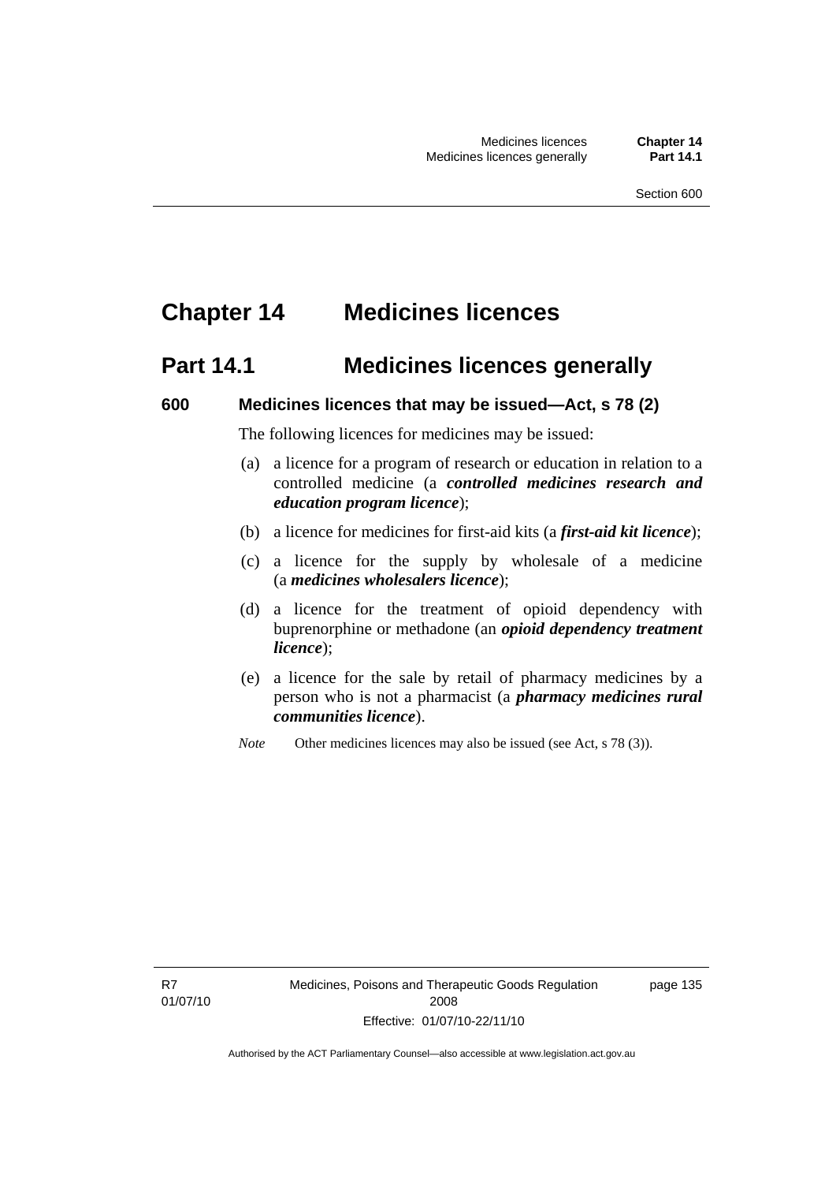# Chapter 14 Medicines licences

## Part 14.1 Medicines licences generally

### 600 Medicines licences that may be issued—Act, s 78 (2)

The following licences for medicines may be issued:

(a) a licence for a program of research or education in relation to a controlled medicine (a ***controlled medicines research and education program licence***);

(b) a licence for medicines for first-aid kits (a ***first-aid kit licence***);

(c) a licence for the supply by wholesale of a medicine (a ***medicines wholesalers licence***);

(d) a licence for the treatment of opioid dependency with buprenorphine or methadone (an ***opioid dependency treatment licence***);

(e) a licence for the sale by retail of pharmacy medicines by a person who is not a pharmacist (a ***pharmacy medicines rural communities licence***).

*Note* Other medicines licences may also be issued (see Act, s 78 (3)).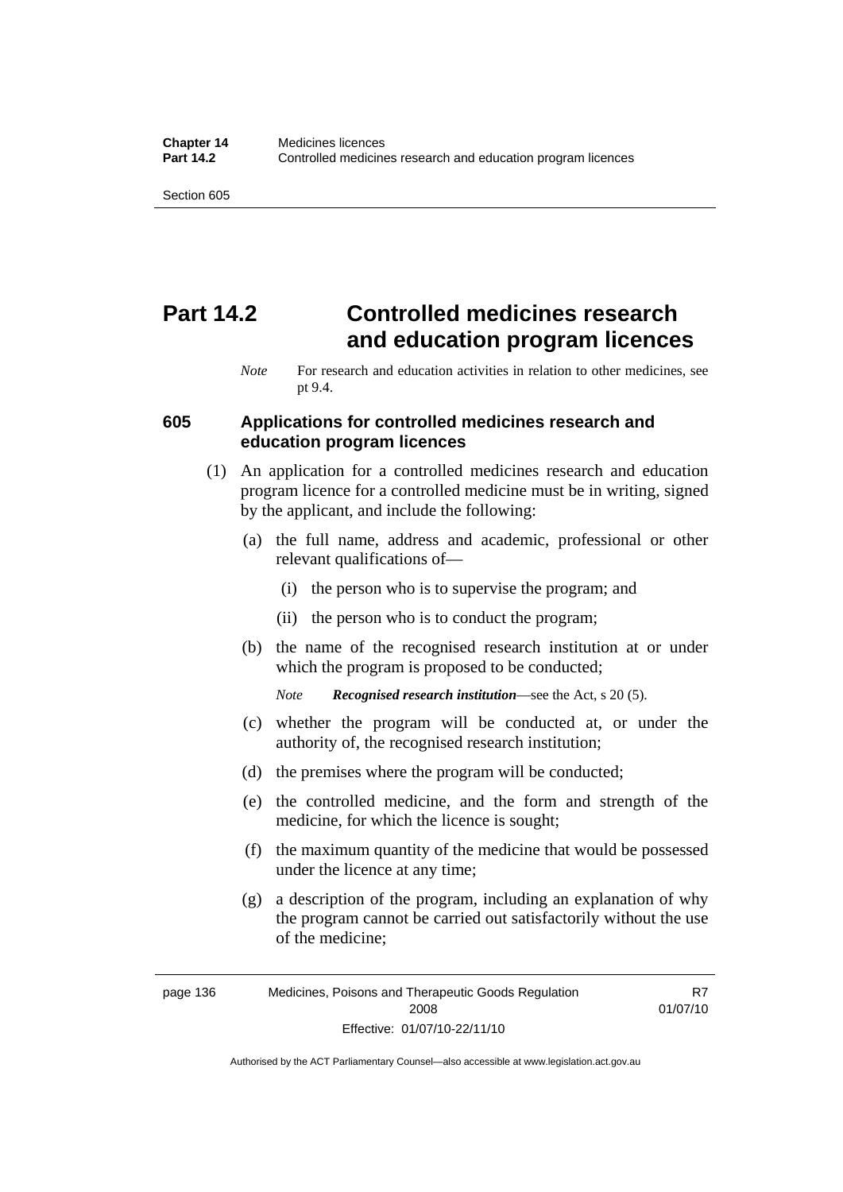# Part 14.2 Controlled medicines research and education program licences

*Note* For research and education activities in relation to other medicines, see pt 9.4.

## 605 Applications for controlled medicines research and education program licences

(1) An application for a controlled medicines research and education program licence for a controlled medicine must be in writing, signed by the applicant, and include the following:

(a) the full name, address and academic, professional or other relevant qualifications of—

(i) the person who is to supervise the program; and

(ii) the person who is to conduct the program;

(b) the name of the recognised research institution at or under which the program is proposed to be conducted;

*Note* ***Recognised research institution***—see the Act, s 20 (5).

(c) whether the program will be conducted at, or under the authority of, the recognised research institution;

(d) the premises where the program will be conducted;

(e) the controlled medicine, and the form and strength of the medicine, for which the licence is sought;

(f) the maximum quantity of the medicine that would be possessed under the licence at any time;

(g) a description of the program, including an explanation of why the program cannot be carried out satisfactorily without the use of the medicine;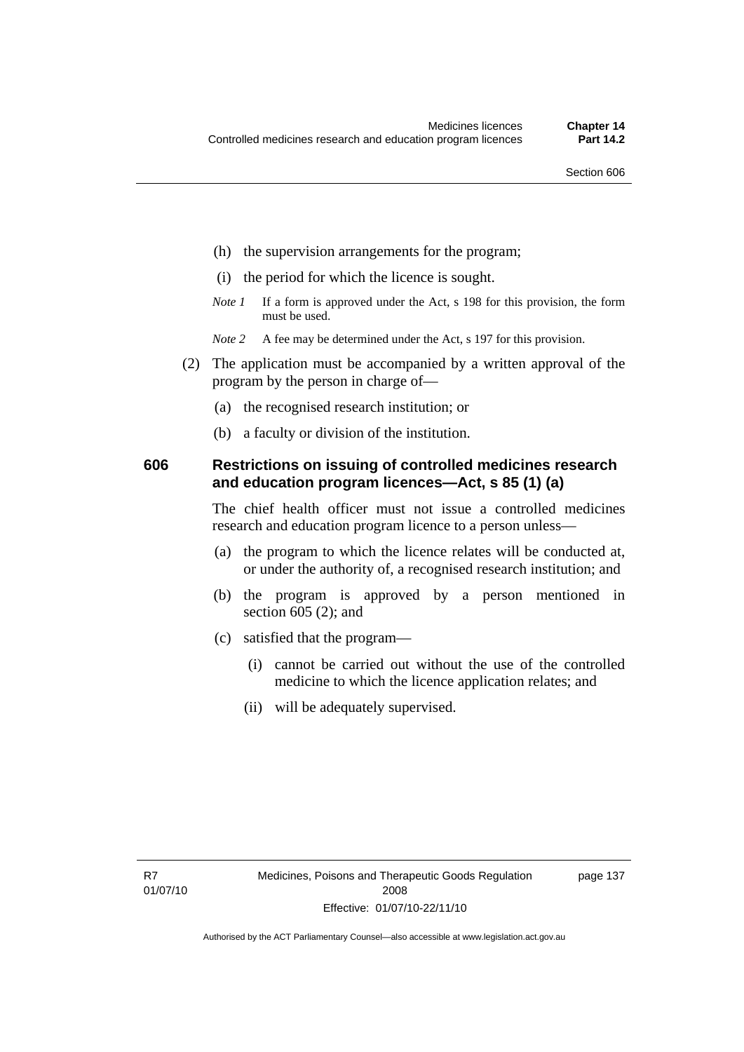(h) the supervision arrangements for the program;

(i) the period for which the licence is sought.

*Note 1* If a form is approved under the Act, s 198 for this provision, the form must be used.

*Note 2* A fee may be determined under the Act, s 197 for this provision.

(2) The application must be accompanied by a written approval of the program by the person in charge of—

(a) the recognised research institution; or

(b) a faculty or division of the institution.

### 606 Restrictions on issuing of controlled medicines research and education program licences—Act, s 85 (1) (a)

The chief health officer must not issue a controlled medicines research and education program licence to a person unless—

(a) the program to which the licence relates will be conducted at, or under the authority of, a recognised research institution; and

(b) the program is approved by a person mentioned in section 605 (2); and

(c) satisfied that the program—

(i) cannot be carried out without the use of the controlled medicine to which the licence application relates; and

(ii) will be adequately supervised.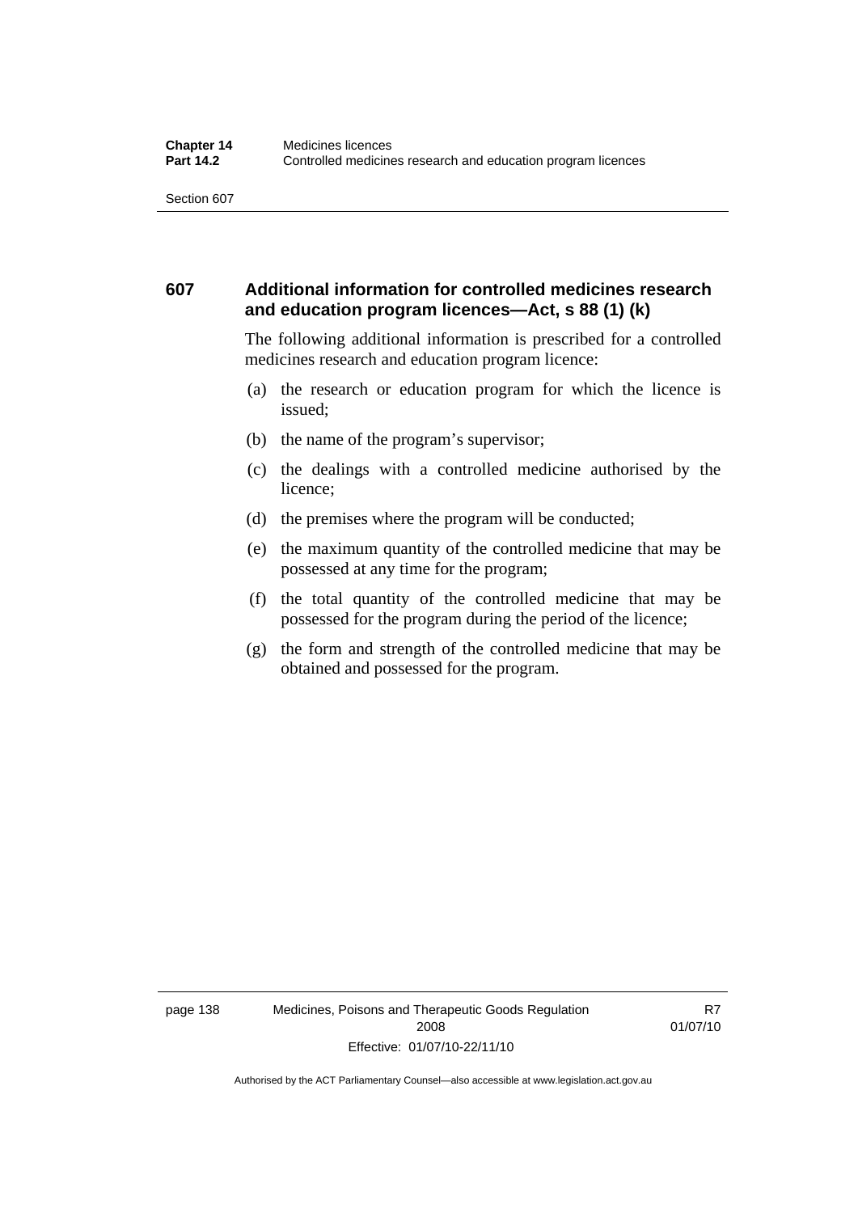## 607 Additional information for controlled medicines research and education program licences—Act, s 88 (1) (k)

The following additional information is prescribed for a controlled medicines research and education program licence:

(a) the research or education program for which the licence is issued;

(b) the name of the program's supervisor;

(c) the dealings with a controlled medicine authorised by the licence;

(d) the premises where the program will be conducted;

(e) the maximum quantity of the controlled medicine that may be possessed at any time for the program;

(f) the total quantity of the controlled medicine that may be possessed for the program during the period of the licence;

(g) the form and strength of the controlled medicine that may be obtained and possessed for the program.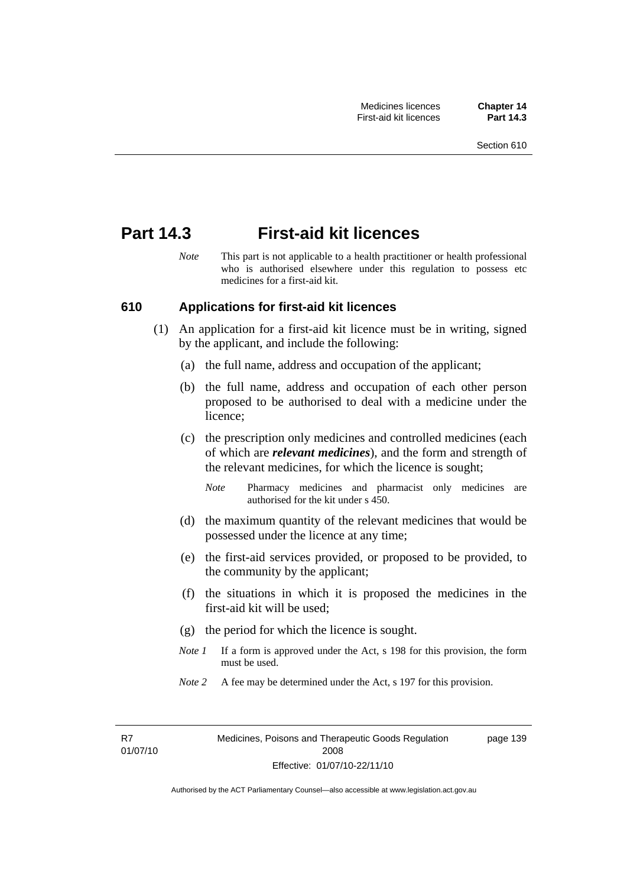# Part 14.3 First-aid kit licences

*Note* This part is not applicable to a health practitioner or health professional who is authorised elsewhere under this regulation to possess etc medicines for a first-aid kit.

## 610 Applications for first-aid kit licences

(1) An application for a first-aid kit licence must be in writing, signed by the applicant, and include the following:

(a) the full name, address and occupation of the applicant;

(b) the full name, address and occupation of each other person proposed to be authorised to deal with a medicine under the licence;

(c) the prescription only medicines and controlled medicines (each of which are ***relevant medicines***), and the form and strength of the relevant medicines, for which the licence is sought;

*Note* Pharmacy medicines and pharmacist only medicines are authorised for the kit under s 450.

(d) the maximum quantity of the relevant medicines that would be possessed under the licence at any time;

(e) the first-aid services provided, or proposed to be provided, to the community by the applicant;

(f) the situations in which it is proposed the medicines in the first-aid kit will be used;

(g) the period for which the licence is sought.

*Note 1* If a form is approved under the Act, s 198 for this provision, the form must be used.

*Note 2* A fee may be determined under the Act, s 197 for this provision.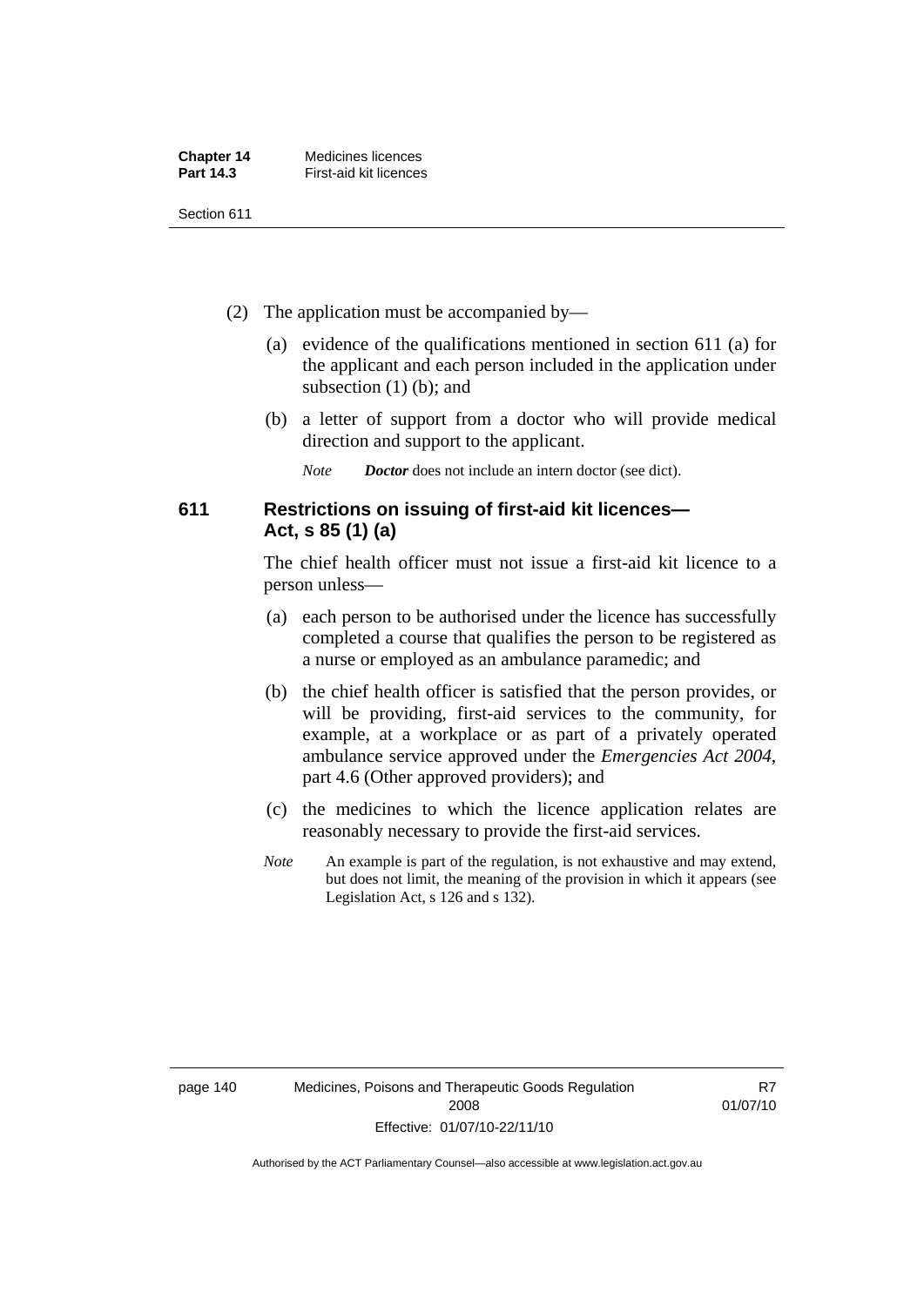(2) The application must be accompanied by—

(a) evidence of the qualifications mentioned in section 611 (a) for the applicant and each person included in the application under subsection (1) (b); and

(b) a letter of support from a doctor who will provide medical direction and support to the applicant.

*Note* ***Doctor*** does not include an intern doctor (see dict).

### 611 Restrictions on issuing of first-aid kit licences—Act, s 85 (1) (a)

The chief health officer must not issue a first-aid kit licence to a person unless—

(a) each person to be authorised under the licence has successfully completed a course that qualifies the person to be registered as a nurse or employed as an ambulance paramedic; and

(b) the chief health officer is satisfied that the person provides, or will be providing, first-aid services to the community, for example, at a workplace or as part of a privately operated ambulance service approved under the *Emergencies Act 2004*, part 4.6 (Other approved providers); and

(c) the medicines to which the licence application relates are reasonably necessary to provide the first-aid services.

*Note* An example is part of the regulation, is not exhaustive and may extend, but does not limit, the meaning of the provision in which it appears (see Legislation Act, s 126 and s 132).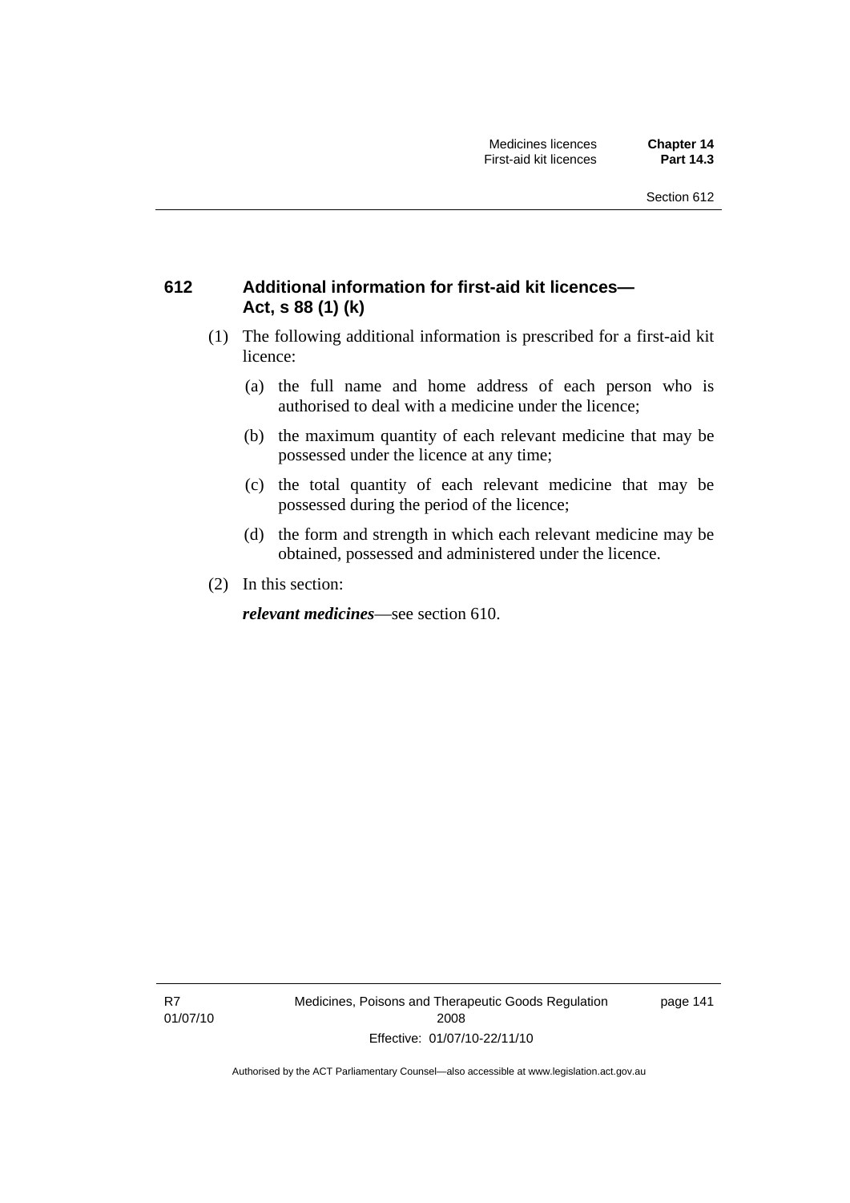## 612 Additional information for first-aid kit licences—Act, s 88 (1) (k)

(1) The following additional information is prescribed for a first-aid kit licence:

(a) the full name and home address of each person who is authorised to deal with a medicine under the licence;

(b) the maximum quantity of each relevant medicine that may be possessed under the licence at any time;

(c) the total quantity of each relevant medicine that may be possessed during the period of the licence;

(d) the form and strength in which each relevant medicine may be obtained, possessed and administered under the licence.

(2) In this section:

***relevant medicines***—see section 610.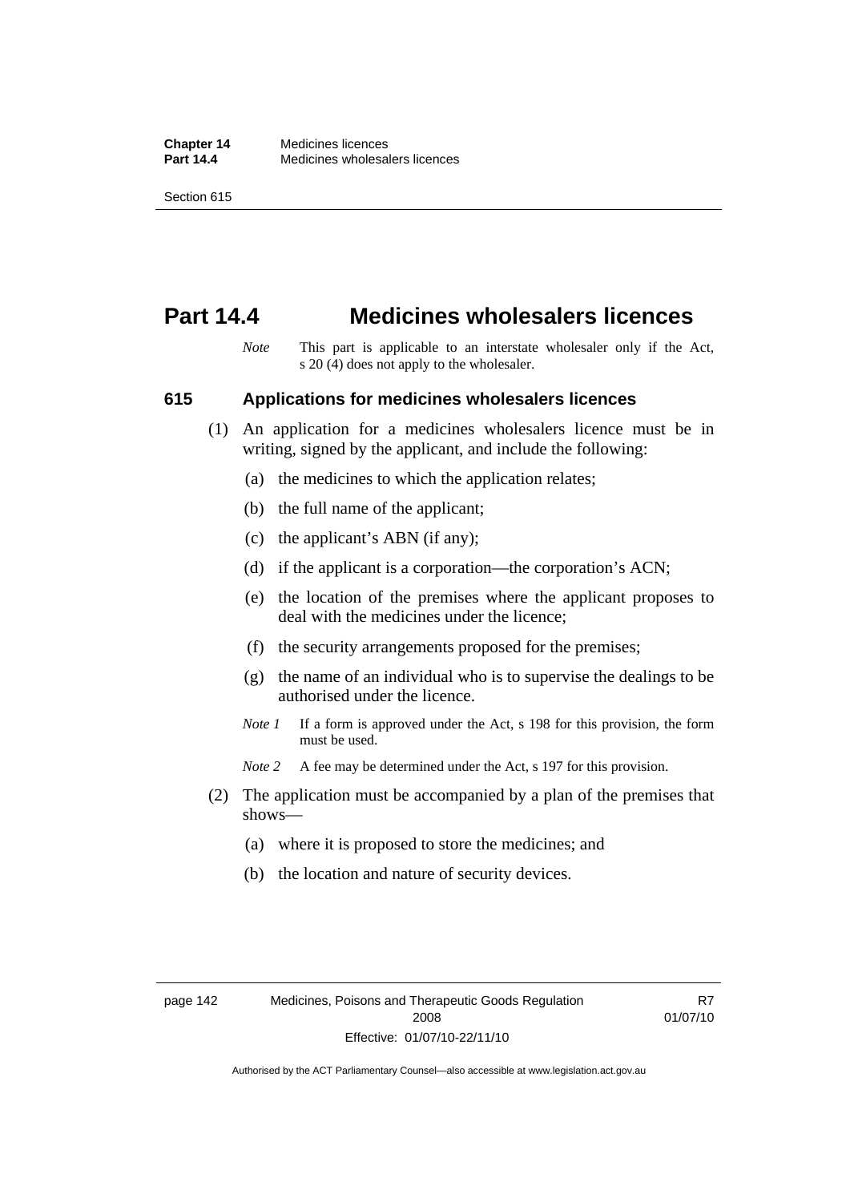# Part 14.4 Medicines wholesalers licences

*Note* This part is applicable to an interstate wholesaler only if the Act, s 20 (4) does not apply to the wholesaler.

## 615 Applications for medicines wholesalers licences

(1) An application for a medicines wholesalers licence must be in writing, signed by the applicant, and include the following:

(a) the medicines to which the application relates;

(b) the full name of the applicant;

(c) the applicant's ABN (if any);

(d) if the applicant is a corporation—the corporation's ACN;

(e) the location of the premises where the applicant proposes to deal with the medicines under the licence;

(f) the security arrangements proposed for the premises;

(g) the name of an individual who is to supervise the dealings to be authorised under the licence.

*Note 1* If a form is approved under the Act, s 198 for this provision, the form must be used.

*Note 2* A fee may be determined under the Act, s 197 for this provision.

(2) The application must be accompanied by a plan of the premises that shows—

(a) where it is proposed to store the medicines; and

(b) the location and nature of security devices.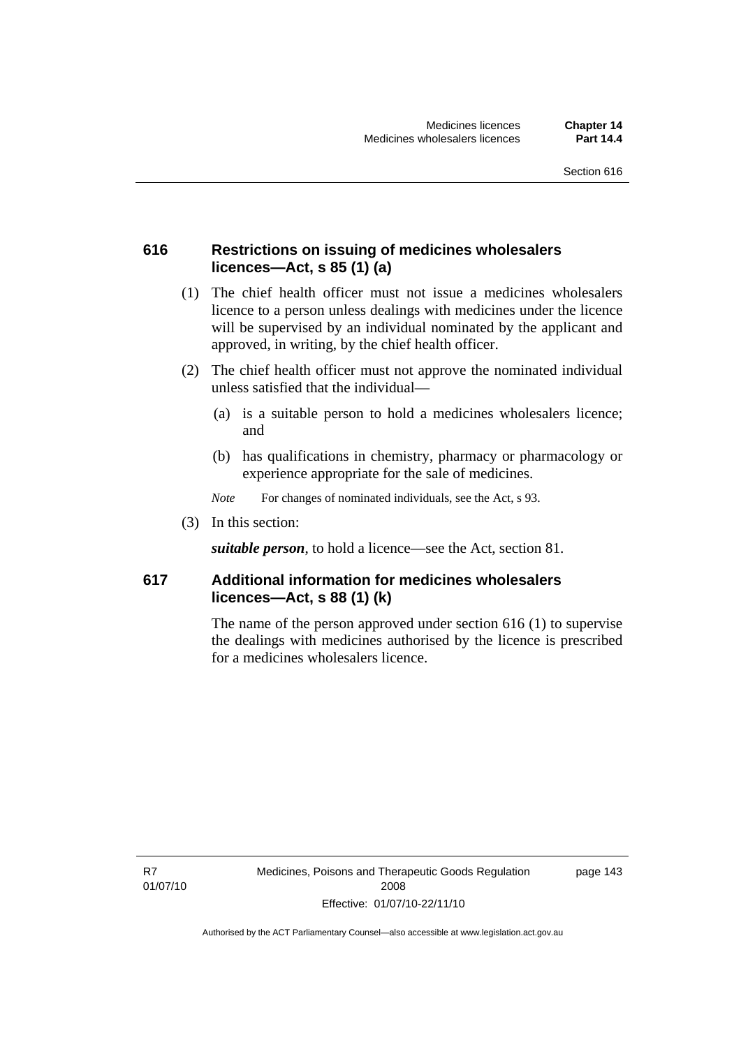### 616 Restrictions on issuing of medicines wholesalers licences—Act, s 85 (1) (a)

(1) The chief health officer must not issue a medicines wholesalers licence to a person unless dealings with medicines under the licence will be supervised by an individual nominated by the applicant and approved, in writing, by the chief health officer.

(2) The chief health officer must not approve the nominated individual unless satisfied that the individual—

(a) is a suitable person to hold a medicines wholesalers licence; and

(b) has qualifications in chemistry, pharmacy or pharmacology or experience appropriate for the sale of medicines.

*Note* For changes of nominated individuals, see the Act, s 93.

(3) In this section:

***suitable person***, to hold a licence—see the Act, section 81.

### 617 Additional information for medicines wholesalers licences—Act, s 88 (1) (k)

The name of the person approved under section 616 (1) to supervise the dealings with medicines authorised by the licence is prescribed for a medicines wholesalers licence.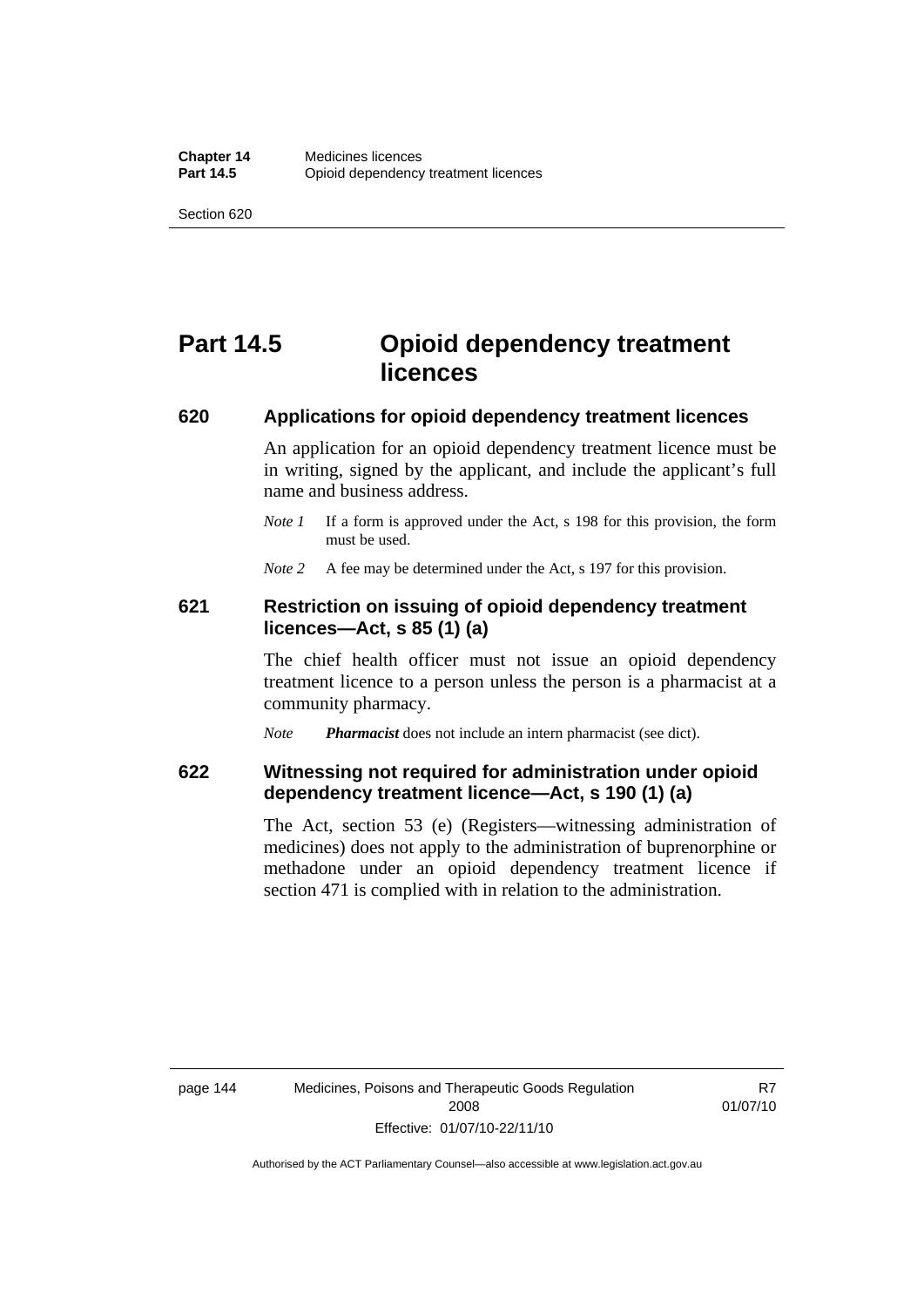# Part 14.5 Opioid dependency treatment licences

## 620 Applications for opioid dependency treatment licences

An application for an opioid dependency treatment licence must be in writing, signed by the applicant, and include the applicant's full name and business address.

*Note 1* If a form is approved under the Act, s 198 for this provision, the form must be used.

*Note 2* A fee may be determined under the Act, s 197 for this provision.

## 621 Restriction on issuing of opioid dependency treatment licences—Act, s 85 (1) (a)

The chief health officer must not issue an opioid dependency treatment licence to a person unless the person is a pharmacist at a community pharmacy.

*Note* ***Pharmacist*** does not include an intern pharmacist (see dict).

## 622 Witnessing not required for administration under opioid dependency treatment licence—Act, s 190 (1) (a)

The Act, section 53 (e) (Registers—witnessing administration of medicines) does not apply to the administration of buprenorphine or methadone under an opioid dependency treatment licence if section 471 is complied with in relation to the administration.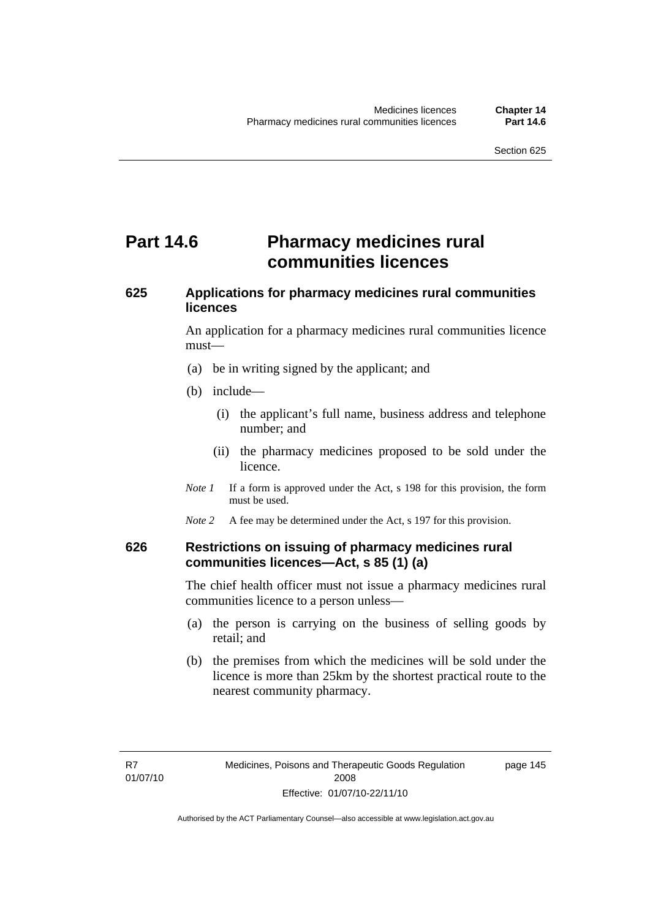# Part 14.6 Pharmacy medicines rural communities licences

## 625 Applications for pharmacy medicines rural communities licences

An application for a pharmacy medicines rural communities licence must—

(a) be in writing signed by the applicant; and

(b) include—

(i) the applicant's full name, business address and telephone number; and

(ii) the pharmacy medicines proposed to be sold under the licence.

*Note 1* If a form is approved under the Act, s 198 for this provision, the form must be used.

*Note 2* A fee may be determined under the Act, s 197 for this provision.

## 626 Restrictions on issuing of pharmacy medicines rural communities licences—Act, s 85 (1) (a)

The chief health officer must not issue a pharmacy medicines rural communities licence to a person unless—

(a) the person is carrying on the business of selling goods by retail; and

(b) the premises from which the medicines will be sold under the licence is more than 25km by the shortest practical route to the nearest community pharmacy.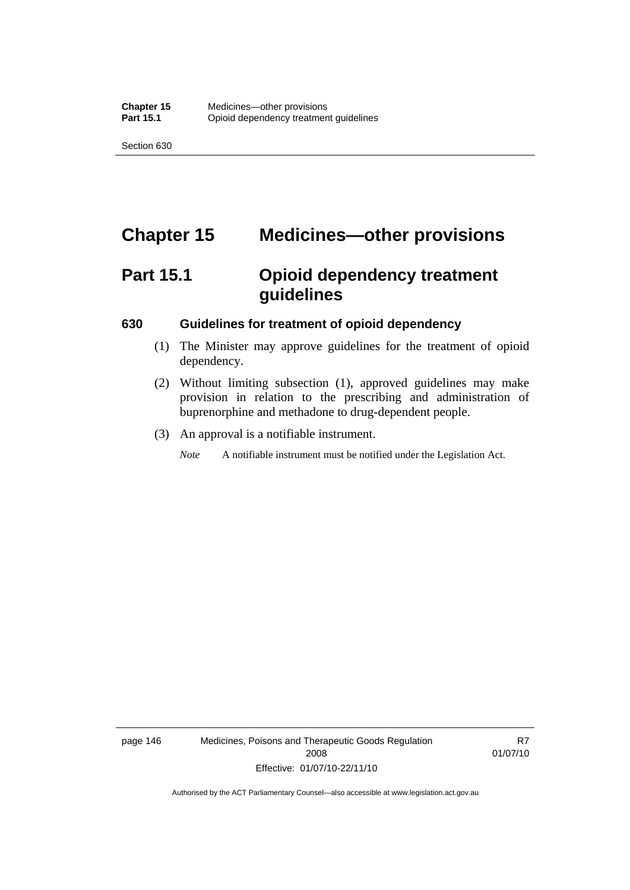# Chapter 15 Medicines—other provisions

## Part 15.1 Opioid dependency treatment guidelines

### 630 Guidelines for treatment of opioid dependency

(1) The Minister may approve guidelines for the treatment of opioid dependency.

(2) Without limiting subsection (1), approved guidelines may make provision in relation to the prescribing and administration of buprenorphine and methadone to drug-dependent people.

(3) An approval is a notifiable instrument.

*Note* A notifiable instrument must be notified under the Legislation Act.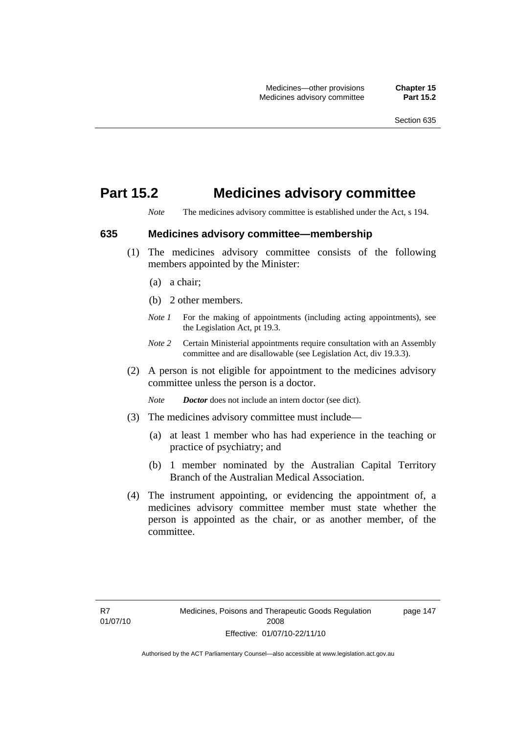# Part 15.2 Medicines advisory committee

*Note* The medicines advisory committee is established under the Act, s 194.

## 635 Medicines advisory committee—membership

(1) The medicines advisory committee consists of the following members appointed by the Minister:

(a) a chair;

(b) 2 other members.

*Note 1* For the making of appointments (including acting appointments), see the Legislation Act, pt 19.3.

*Note 2* Certain Ministerial appointments require consultation with an Assembly committee and are disallowable (see Legislation Act, div 19.3.3).

(2) A person is not eligible for appointment to the medicines advisory committee unless the person is a doctor.

*Note* ***Doctor*** does not include an intern doctor (see dict).

(3) The medicines advisory committee must include—

(a) at least 1 member who has had experience in the teaching or practice of psychiatry; and

(b) 1 member nominated by the Australian Capital Territory Branch of the Australian Medical Association.

(4) The instrument appointing, or evidencing the appointment of, a medicines advisory committee member must state whether the person is appointed as the chair, or as another member, of the committee.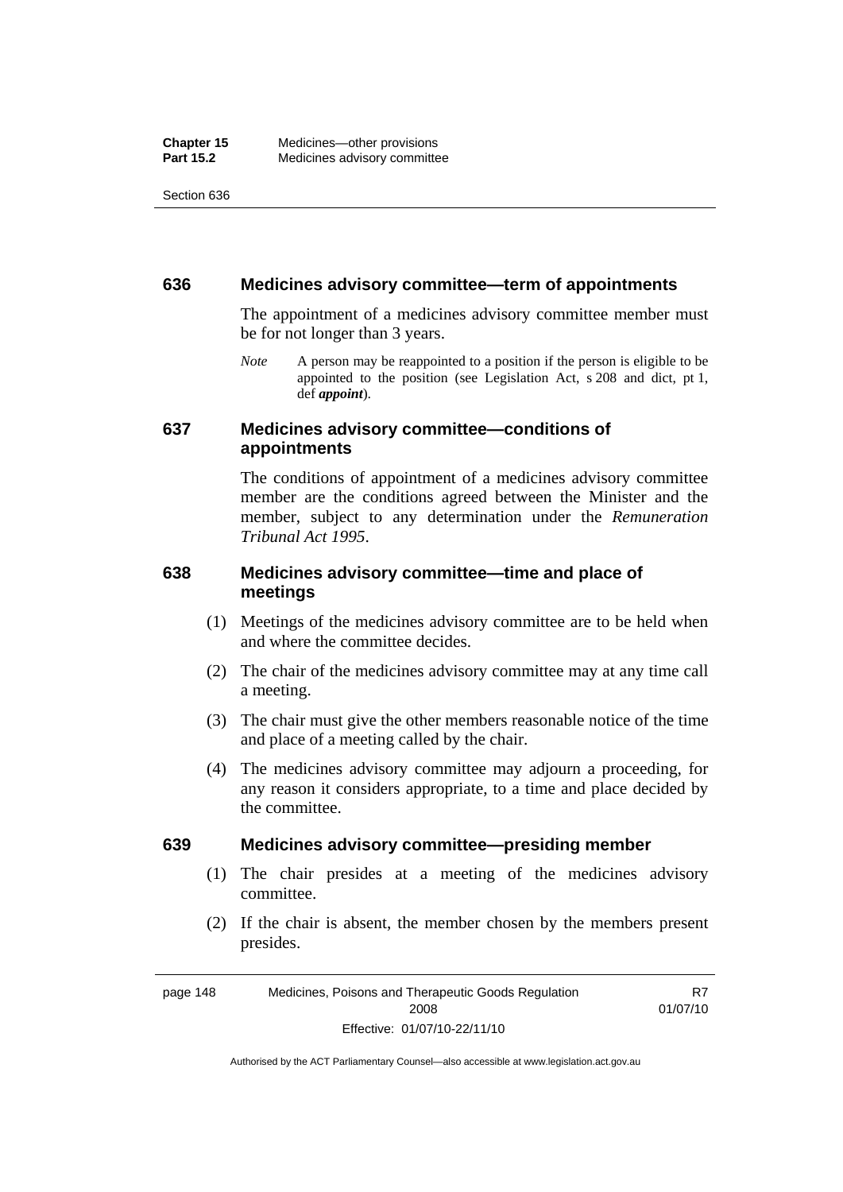## 636 Medicines advisory committee—term of appointments

The appointment of a medicines advisory committee member must be for not longer than 3 years.

*Note* A person may be reappointed to a position if the person is eligible to be appointed to the position (see Legislation Act, s 208 and dict, pt 1, def ***appoint***).

## 637 Medicines advisory committee—conditions of appointments

The conditions of appointment of a medicines advisory committee member are the conditions agreed between the Minister and the member, subject to any determination under the *Remuneration Tribunal Act 1995*.

## 638 Medicines advisory committee—time and place of meetings

(1) Meetings of the medicines advisory committee are to be held when and where the committee decides.

(2) The chair of the medicines advisory committee may at any time call a meeting.

(3) The chair must give the other members reasonable notice of the time and place of a meeting called by the chair.

(4) The medicines advisory committee may adjourn a proceeding, for any reason it considers appropriate, to a time and place decided by the committee.

## 639 Medicines advisory committee—presiding member

(1) The chair presides at a meeting of the medicines advisory committee.

(2) If the chair is absent, the member chosen by the members present presides.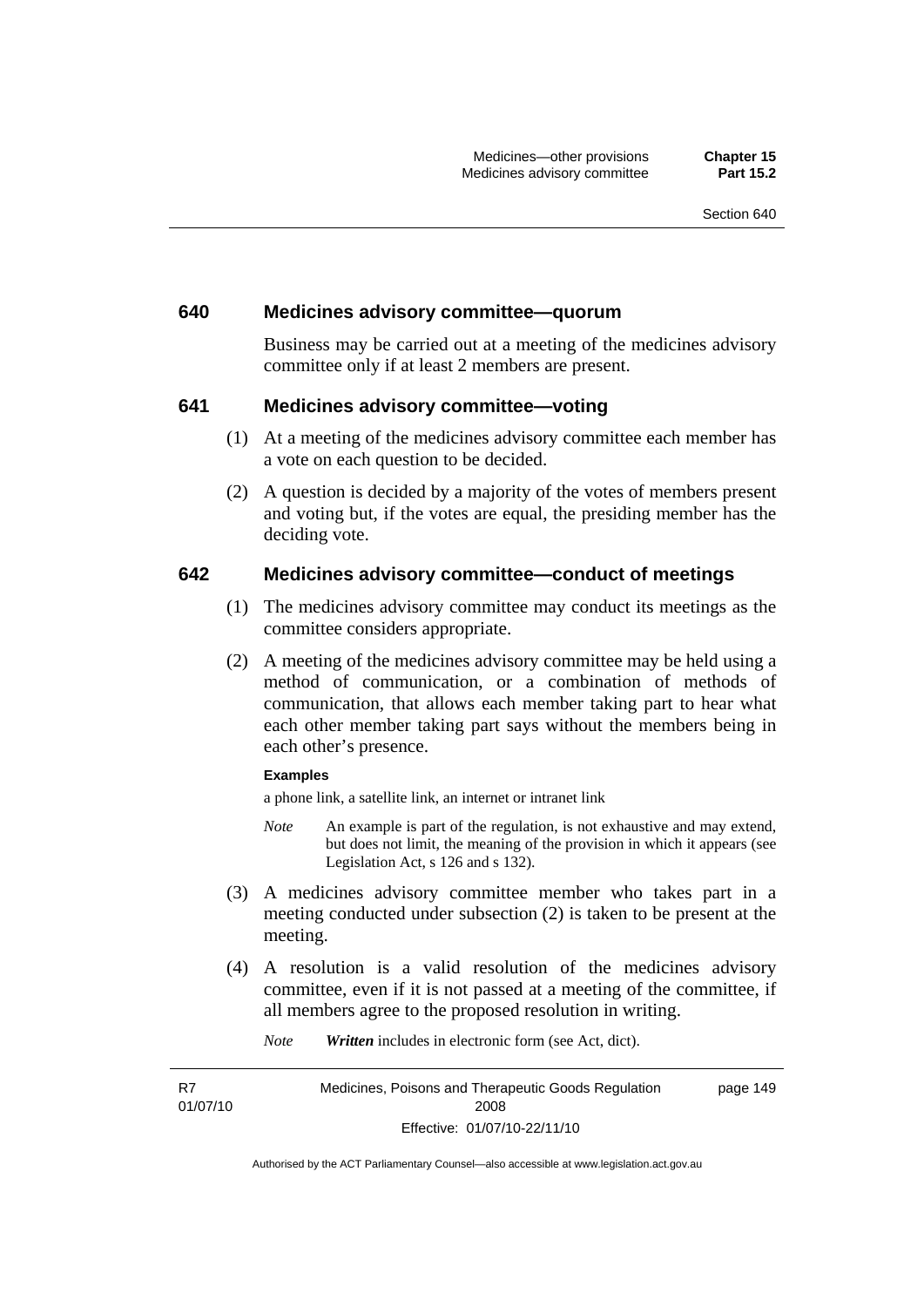## 640 Medicines advisory committee—quorum

Business may be carried out at a meeting of the medicines advisory committee only if at least 2 members are present.

## 641 Medicines advisory committee—voting

(1) At a meeting of the medicines advisory committee each member has a vote on each question to be decided.

(2) A question is decided by a majority of the votes of members present and voting but, if the votes are equal, the presiding member has the deciding vote.

## 642 Medicines advisory committee—conduct of meetings

(1) The medicines advisory committee may conduct its meetings as the committee considers appropriate.

(2) A meeting of the medicines advisory committee may be held using a method of communication, or a combination of methods of communication, that allows each member taking part to hear what each other member taking part says without the members being in each other's presence.

**Examples**

a phone link, a satellite link, an internet or intranet link

*Note* An example is part of the regulation, is not exhaustive and may extend, but does not limit, the meaning of the provision in which it appears (see Legislation Act, s 126 and s 132).

(3) A medicines advisory committee member who takes part in a meeting conducted under subsection (2) is taken to be present at the meeting.

(4) A resolution is a valid resolution of the medicines advisory committee, even if it is not passed at a meeting of the committee, if all members agree to the proposed resolution in writing.

*Note* ***Written*** includes in electronic form (see Act, dict).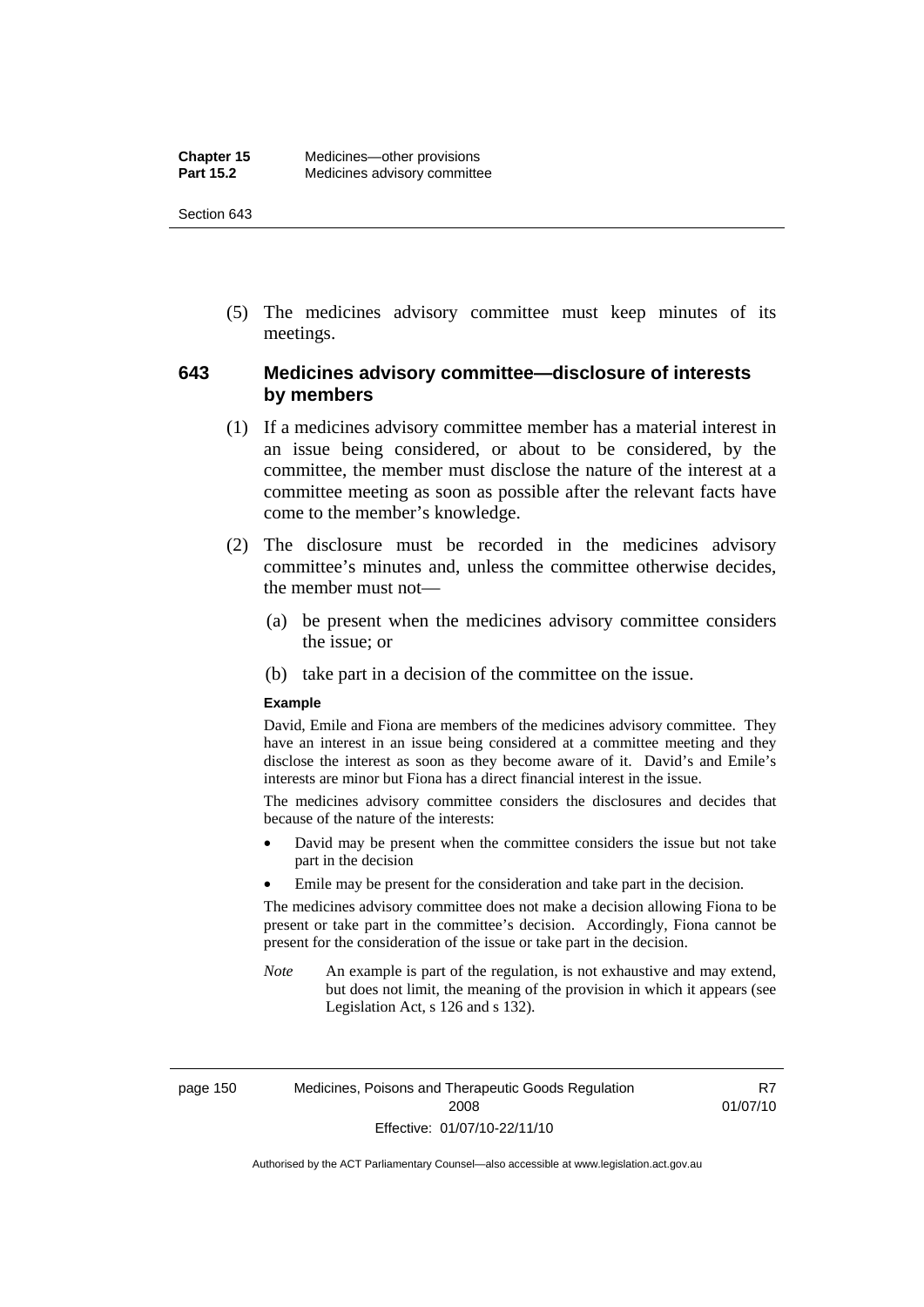(5) The medicines advisory committee must keep minutes of its meetings.

## 643 Medicines advisory committee—disclosure of interests by members

(1) If a medicines advisory committee member has a material interest in an issue being considered, or about to be considered, by the committee, the member must disclose the nature of the interest at a committee meeting as soon as possible after the relevant facts have come to the member's knowledge.

(2) The disclosure must be recorded in the medicines advisory committee's minutes and, unless the committee otherwise decides, the member must not—

(a) be present when the medicines advisory committee considers the issue; or

(b) take part in a decision of the committee on the issue.

**Example**

David, Emile and Fiona are members of the medicines advisory committee. They have an interest in an issue being considered at a committee meeting and they disclose the interest as soon as they become aware of it. David's and Emile's interests are minor but Fiona has a direct financial interest in the issue.

The medicines advisory committee considers the disclosures and decides that because of the nature of the interests:

- David may be present when the committee considers the issue but not take part in the decision
- Emile may be present for the consideration and take part in the decision.

The medicines advisory committee does not make a decision allowing Fiona to be present or take part in the committee's decision. Accordingly, Fiona cannot be present for the consideration of the issue or take part in the decision.

*Note* An example is part of the regulation, is not exhaustive and may extend, but does not limit, the meaning of the provision in which it appears (see Legislation Act, s 126 and s 132).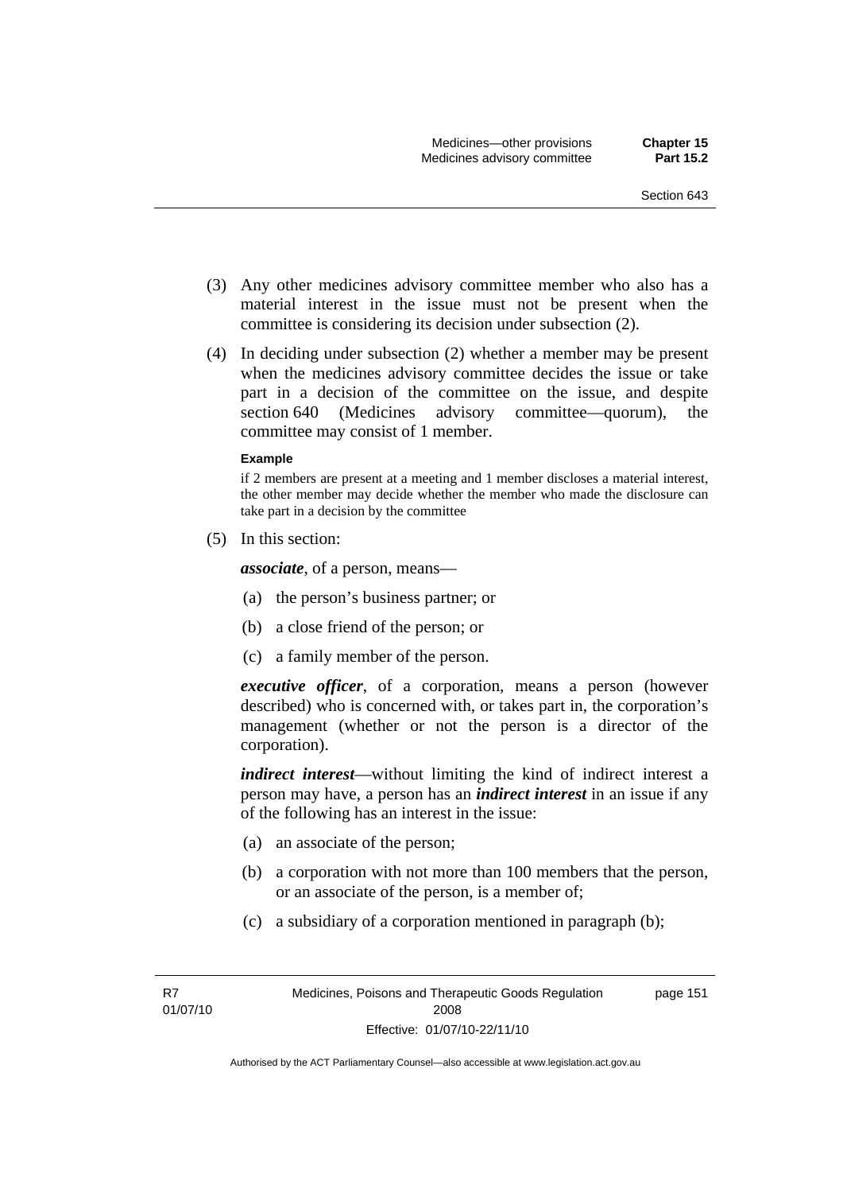(3) Any other medicines advisory committee member who also has a material interest in the issue must not be present when the committee is considering its decision under subsection (2).

(4) In deciding under subsection (2) whether a member may be present when the medicines advisory committee decides the issue or take part in a decision of the committee on the issue, and despite section 640 (Medicines advisory committee—quorum), the committee may consist of 1 member.

**Example**

if 2 members are present at a meeting and 1 member discloses a material interest, the other member may decide whether the member who made the disclosure can take part in a decision by the committee

(5) In this section:

***associate***, of a person, means—

(a) the person's business partner; or

(b) a close friend of the person; or

(c) a family member of the person.

***executive officer***, of a corporation, means a person (however described) who is concerned with, or takes part in, the corporation's management (whether or not the person is a director of the corporation).

***indirect interest***—without limiting the kind of indirect interest a person may have, a person has an ***indirect interest*** in an issue if any of the following has an interest in the issue:

(a) an associate of the person;

(b) a corporation with not more than 100 members that the person, or an associate of the person, is a member of;

(c) a subsidiary of a corporation mentioned in paragraph (b);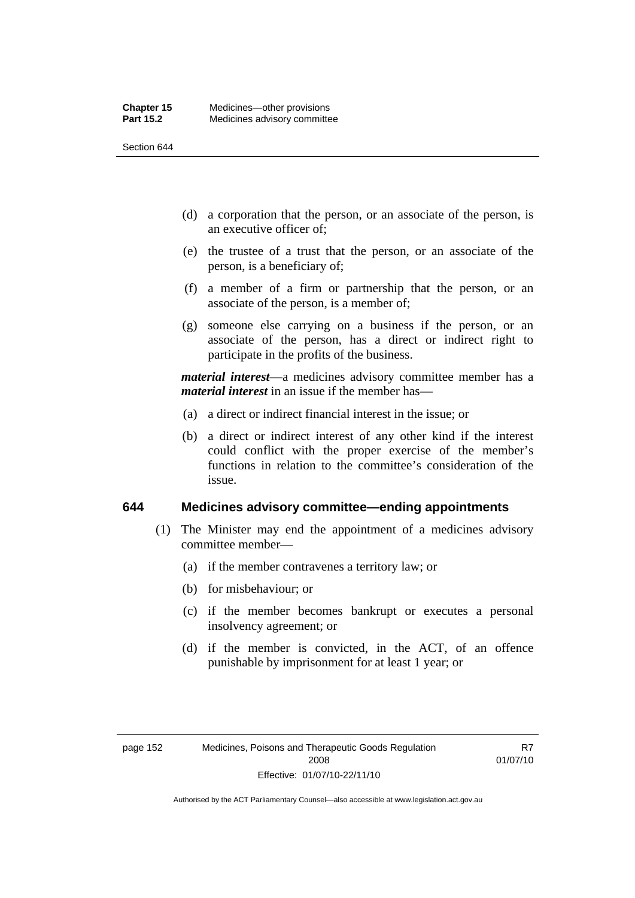(d) a corporation that the person, or an associate of the person, is an executive officer of;

(e) the trustee of a trust that the person, or an associate of the person, is a beneficiary of;

(f) a member of a firm or partnership that the person, or an associate of the person, is a member of;

(g) someone else carrying on a business if the person, or an associate of the person, has a direct or indirect right to participate in the profits of the business.

***material interest***—a medicines advisory committee member has a ***material interest*** in an issue if the member has—

(a) a direct or indirect financial interest in the issue; or

(b) a direct or indirect interest of any other kind if the interest could conflict with the proper exercise of the member's functions in relation to the committee's consideration of the issue.

### 644 Medicines advisory committee—ending appointments

(1) The Minister may end the appointment of a medicines advisory committee member—

(a) if the member contravenes a territory law; or

(b) for misbehaviour; or

(c) if the member becomes bankrupt or executes a personal insolvency agreement; or

(d) if the member is convicted, in the ACT, of an offence punishable by imprisonment for at least 1 year; or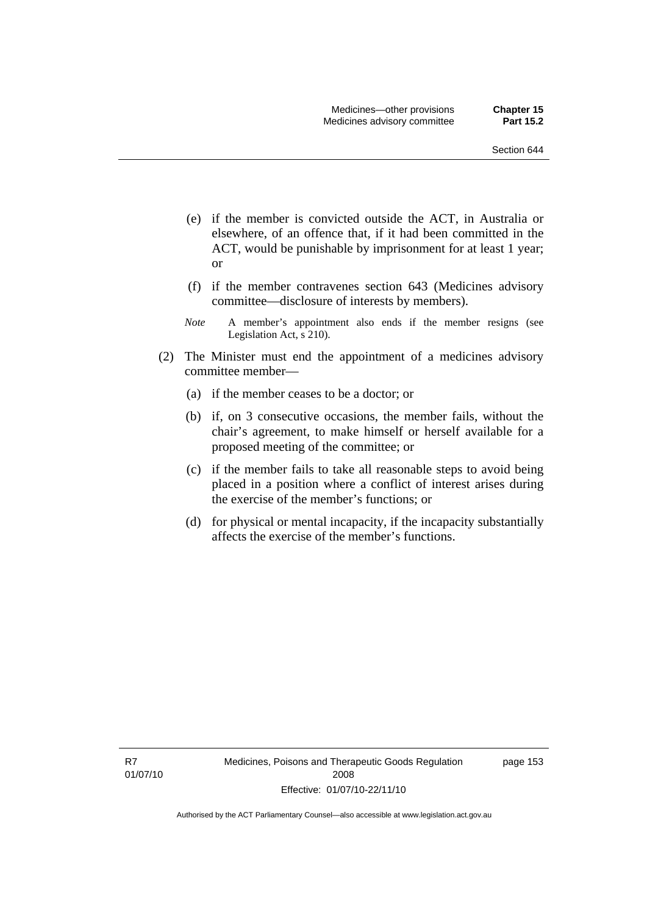(e) if the member is convicted outside the ACT, in Australia or elsewhere, of an offence that, if it had been committed in the ACT, would be punishable by imprisonment for at least 1 year; or

(f) if the member contravenes section 643 (Medicines advisory committee—disclosure of interests by members).

*Note* A member's appointment also ends if the member resigns (see Legislation Act, s 210).

(2) The Minister must end the appointment of a medicines advisory committee member—

(a) if the member ceases to be a doctor; or

(b) if, on 3 consecutive occasions, the member fails, without the chair's agreement, to make himself or herself available for a proposed meeting of the committee; or

(c) if the member fails to take all reasonable steps to avoid being placed in a position where a conflict of interest arises during the exercise of the member's functions; or

(d) for physical or mental incapacity, if the incapacity substantially affects the exercise of the member's functions.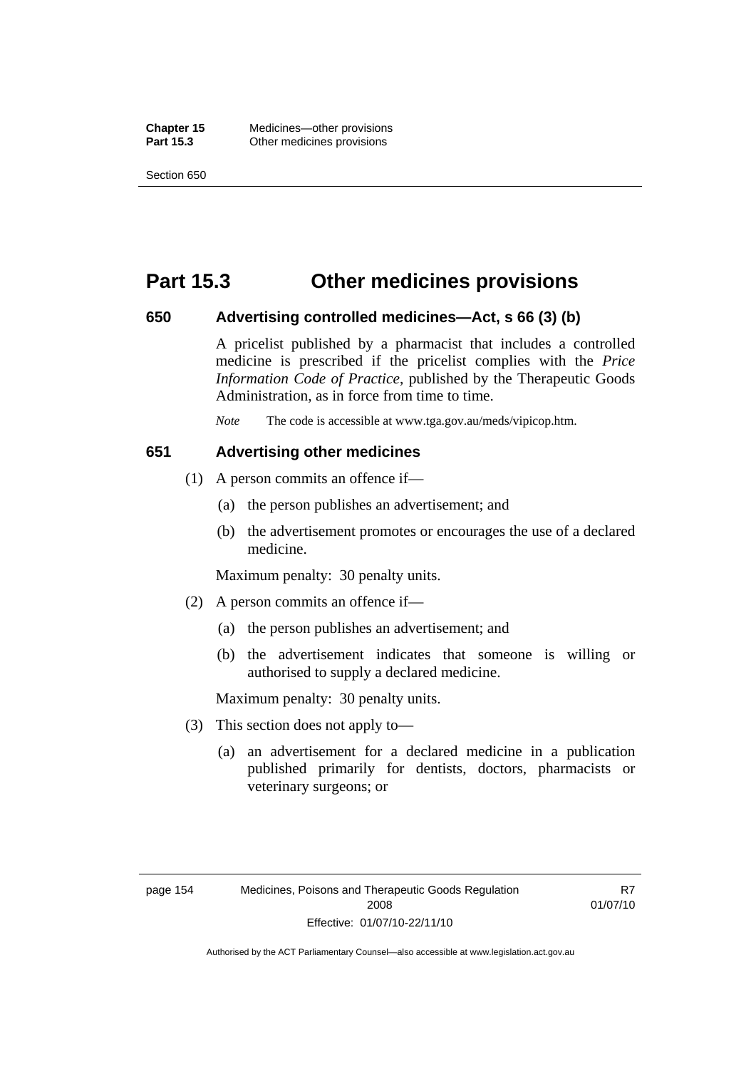# Part 15.3 Other medicines provisions

## 650 Advertising controlled medicines—Act, s 66 (3) (b)

A pricelist published by a pharmacist that includes a controlled medicine is prescribed if the pricelist complies with the *Price Information Code of Practice*, published by the Therapeutic Goods Administration, as in force from time to time.

*Note* The code is accessible at www.tga.gov.au/meds/vipicop.htm.

## 651 Advertising other medicines

(1) A person commits an offence if—

(a) the person publishes an advertisement; and

(b) the advertisement promotes or encourages the use of a declared medicine.

Maximum penalty: 30 penalty units.

(2) A person commits an offence if—

(a) the person publishes an advertisement; and

(b) the advertisement indicates that someone is willing or authorised to supply a declared medicine.

Maximum penalty: 30 penalty units.

(3) This section does not apply to—

(a) an advertisement for a declared medicine in a publication published primarily for dentists, doctors, pharmacists or veterinary surgeons; or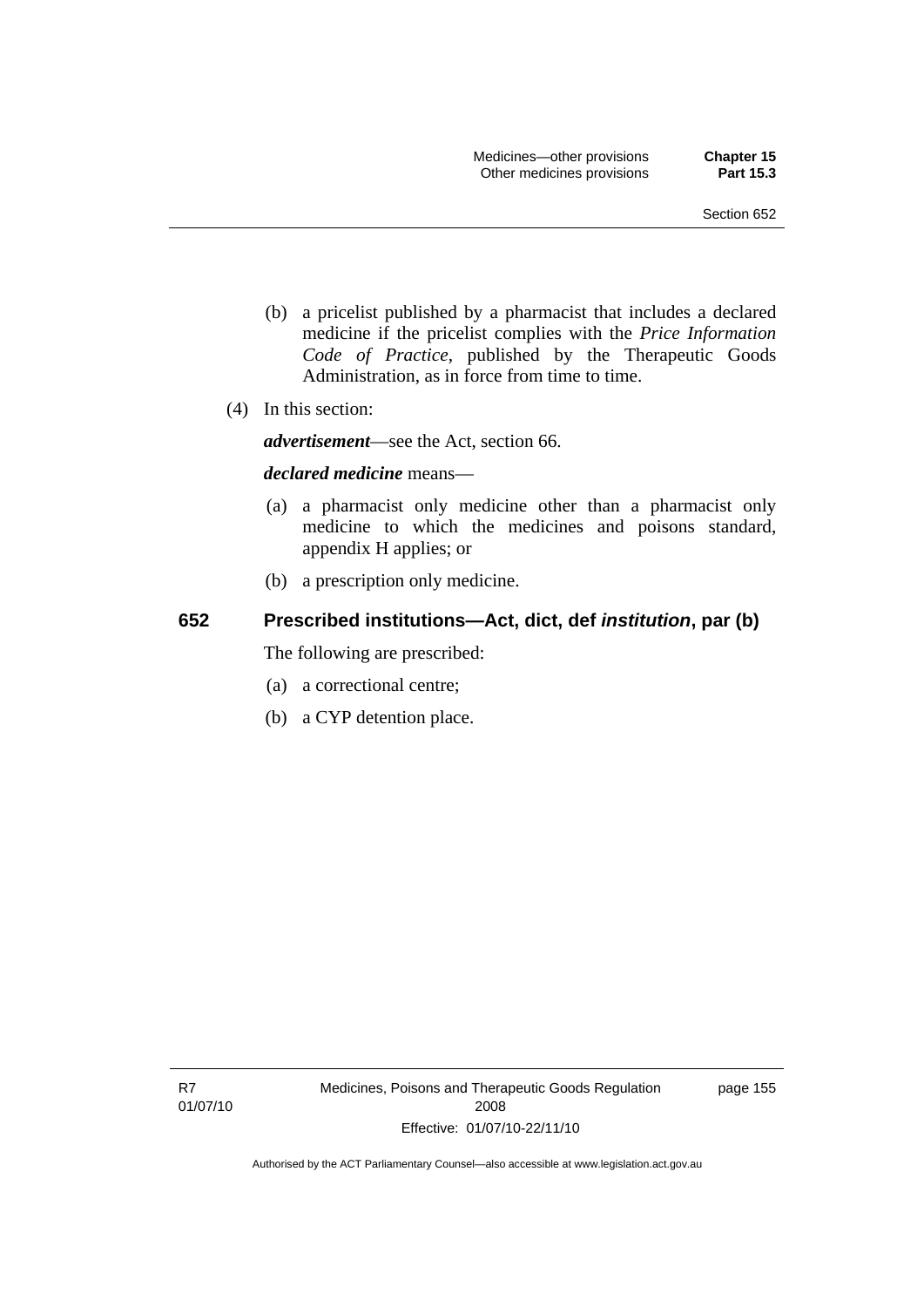(b) a pricelist published by a pharmacist that includes a declared medicine if the pricelist complies with the *Price Information Code of Practice*, published by the Therapeutic Goods Administration, as in force from time to time.

(4) In this section:

***advertisement***—see the Act, section 66.

***declared medicine*** means—

(a) a pharmacist only medicine other than a pharmacist only medicine to which the medicines and poisons standard, appendix H applies; or

(b) a prescription only medicine.

## 652 Prescribed institutions—Act, dict, def *institution*, par (b)

The following are prescribed:

(a) a correctional centre;

(b) a CYP detention place.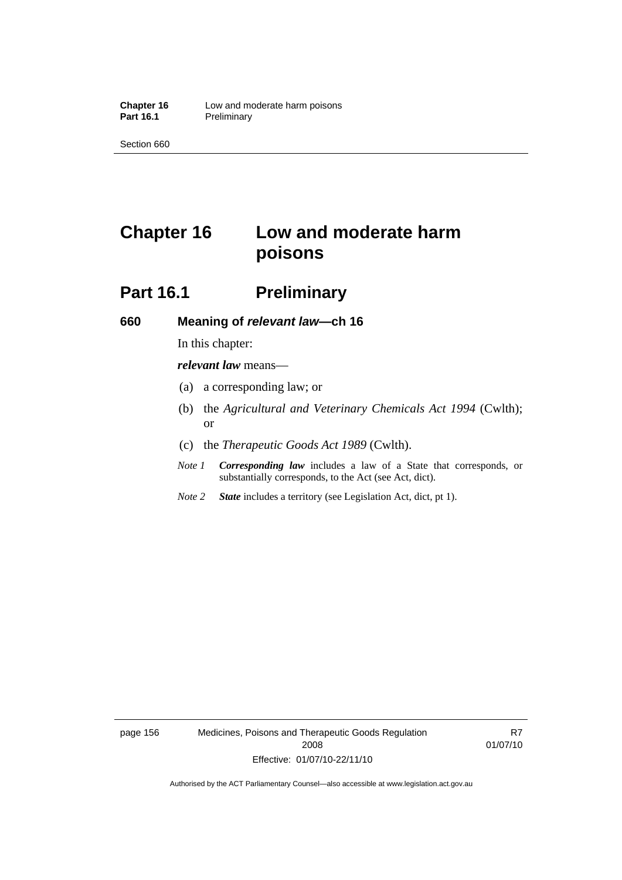# Chapter 16 Low and moderate harm poisons

## Part 16.1 Preliminary

### 660 Meaning of *relevant law*—ch 16

In this chapter:

***relevant law*** means—

(a) a corresponding law; or

(b) the *Agricultural and Veterinary Chemicals Act 1994* (Cwlth); or

(c) the *Therapeutic Goods Act 1989* (Cwlth).

*Note 1* ***Corresponding law*** includes a law of a State that corresponds, or substantially corresponds, to the Act (see Act, dict).

*Note 2* ***State*** includes a territory (see Legislation Act, dict, pt 1).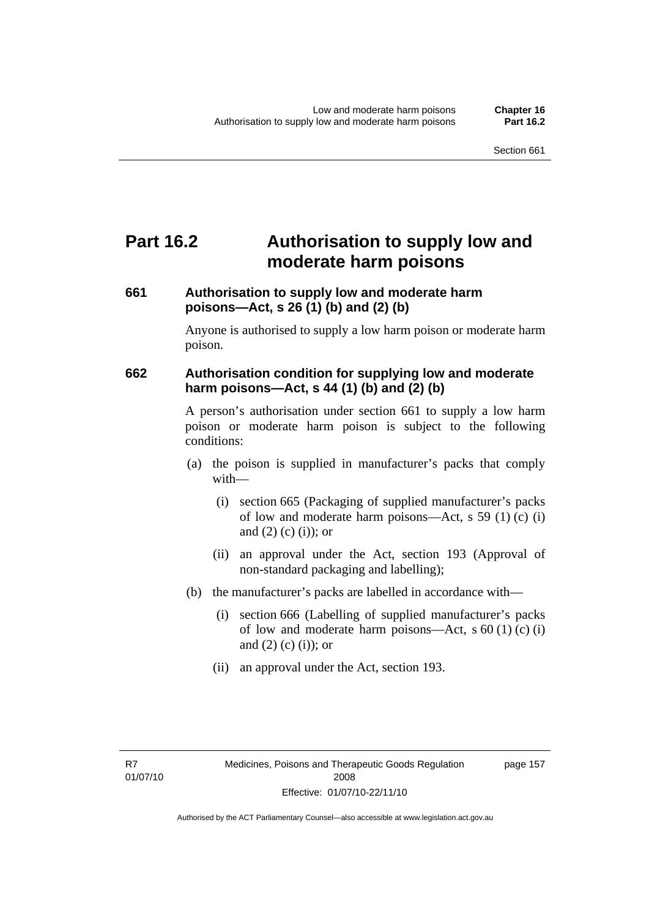# Part 16.2 Authorisation to supply low and moderate harm poisons

### 661 Authorisation to supply low and moderate harm poisons—Act, s 26 (1) (b) and (2) (b)

Anyone is authorised to supply a low harm poison or moderate harm poison.

### 662 Authorisation condition for supplying low and moderate harm poisons—Act, s 44 (1) (b) and (2) (b)

A person's authorisation under section 661 to supply a low harm poison or moderate harm poison is subject to the following conditions:

(a) the poison is supplied in manufacturer's packs that comply with—

 (i) section 665 (Packaging of supplied manufacturer's packs of low and moderate harm poisons—Act, s 59 (1) (c) (i) and (2) (c) (i)); or

 (ii) an approval under the Act, section 193 (Approval of non-standard packaging and labelling);

(b) the manufacturer's packs are labelled in accordance with—

 (i) section 666 (Labelling of supplied manufacturer's packs of low and moderate harm poisons—Act, s 60 (1) (c) (i) and (2) (c) (i)); or

 (ii) an approval under the Act, section 193.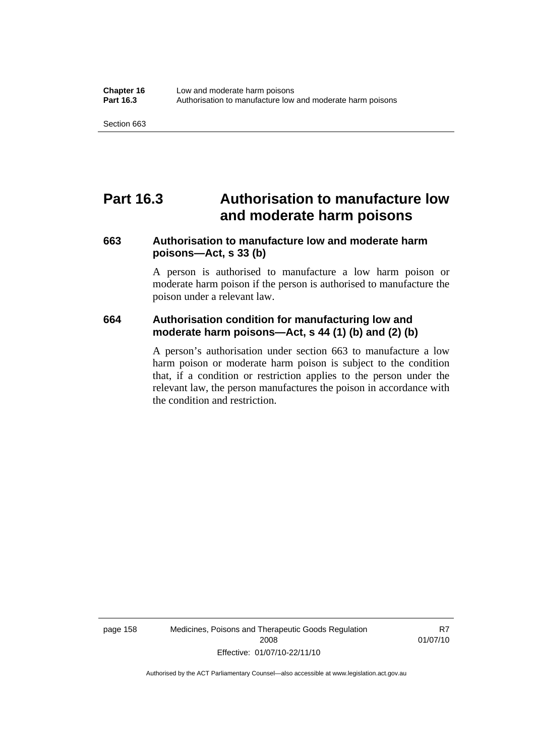# Part 16.3 Authorisation to manufacture low and moderate harm poisons

## 663 Authorisation to manufacture low and moderate harm poisons—Act, s 33 (b)

A person is authorised to manufacture a low harm poison or moderate harm poison if the person is authorised to manufacture the poison under a relevant law.

## 664 Authorisation condition for manufacturing low and moderate harm poisons—Act, s 44 (1) (b) and (2) (b)

A person's authorisation under section 663 to manufacture a low harm poison or moderate harm poison is subject to the condition that, if a condition or restriction applies to the person under the relevant law, the person manufactures the poison in accordance with the condition and restriction.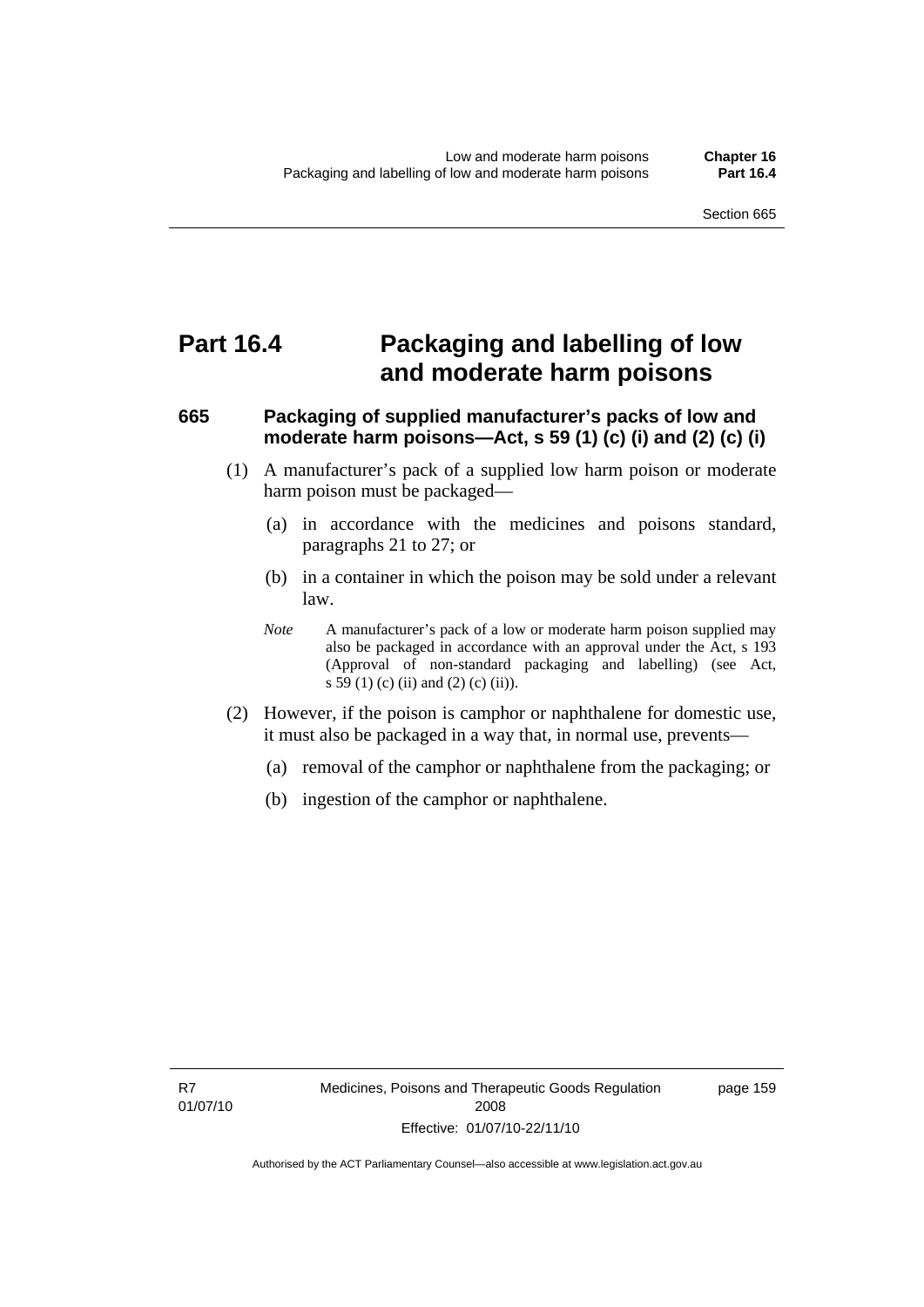# Part 16.4 Packaging and labelling of low and moderate harm poisons

### 665 Packaging of supplied manufacturer's packs of low and moderate harm poisons—Act, s 59 (1) (c) (i) and (2) (c) (i)

(1) A manufacturer's pack of a supplied low harm poison or moderate harm poison must be packaged—

(a) in accordance with the medicines and poisons standard, paragraphs 21 to 27; or

(b) in a container in which the poison may be sold under a relevant law.

*Note* A manufacturer's pack of a low or moderate harm poison supplied may also be packaged in accordance with an approval under the Act, s 193 (Approval of non-standard packaging and labelling) (see Act, s 59 (1) (c) (ii) and (2) (c) (ii)).

(2) However, if the poison is camphor or naphthalene for domestic use, it must also be packaged in a way that, in normal use, prevents—

(a) removal of the camphor or naphthalene from the packaging; or

(b) ingestion of the camphor or naphthalene.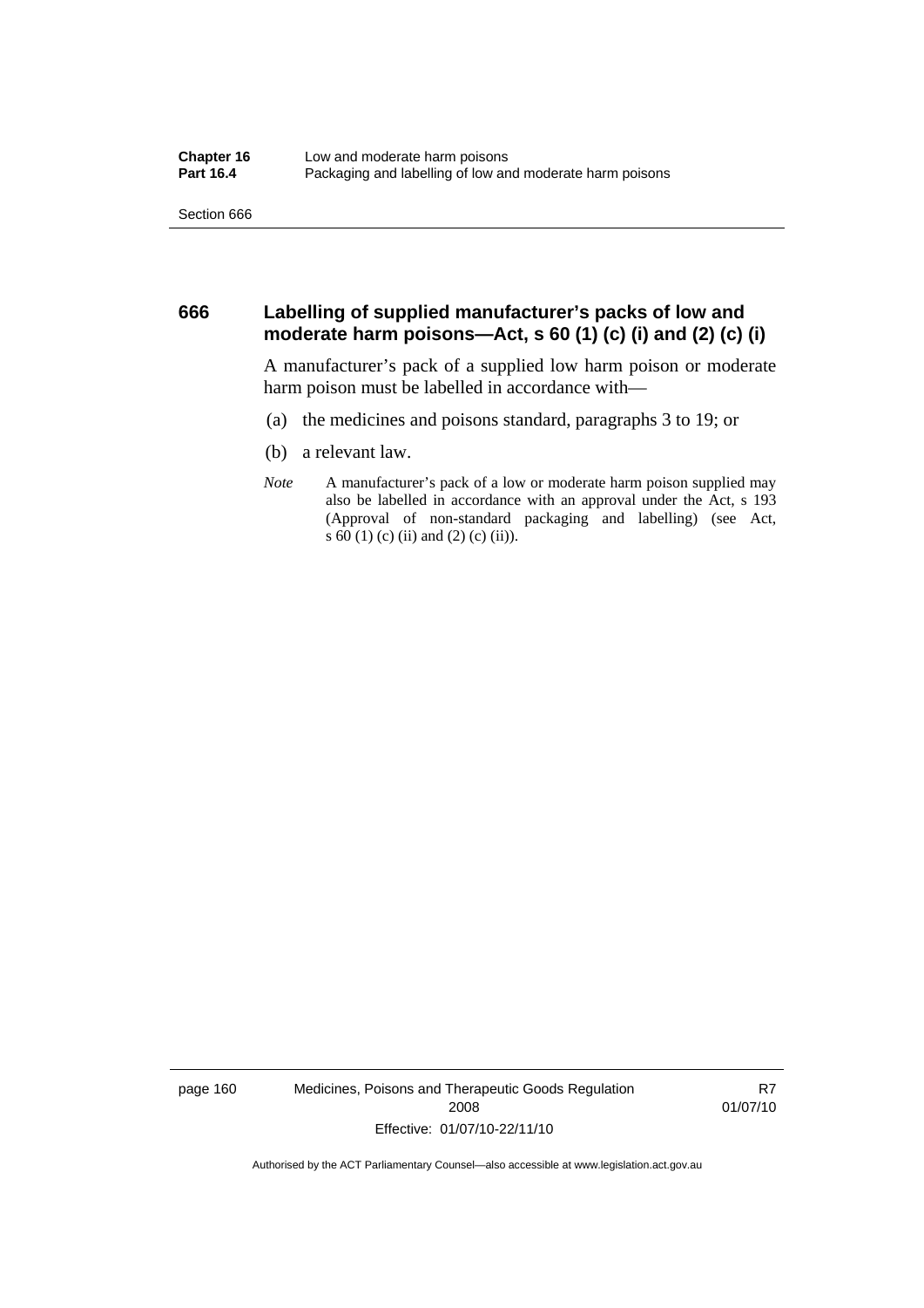## 666 Labelling of supplied manufacturer's packs of low and moderate harm poisons—Act, s 60 (1) (c) (i) and (2) (c) (i)

A manufacturer's pack of a supplied low harm poison or moderate harm poison must be labelled in accordance with—

(a) the medicines and poisons standard, paragraphs 3 to 19; or

(b) a relevant law.

*Note* A manufacturer's pack of a low or moderate harm poison supplied may also be labelled in accordance with an approval under the Act, s 193 (Approval of non-standard packaging and labelling) (see Act, s 60 (1) (c) (ii) and (2) (c) (ii)).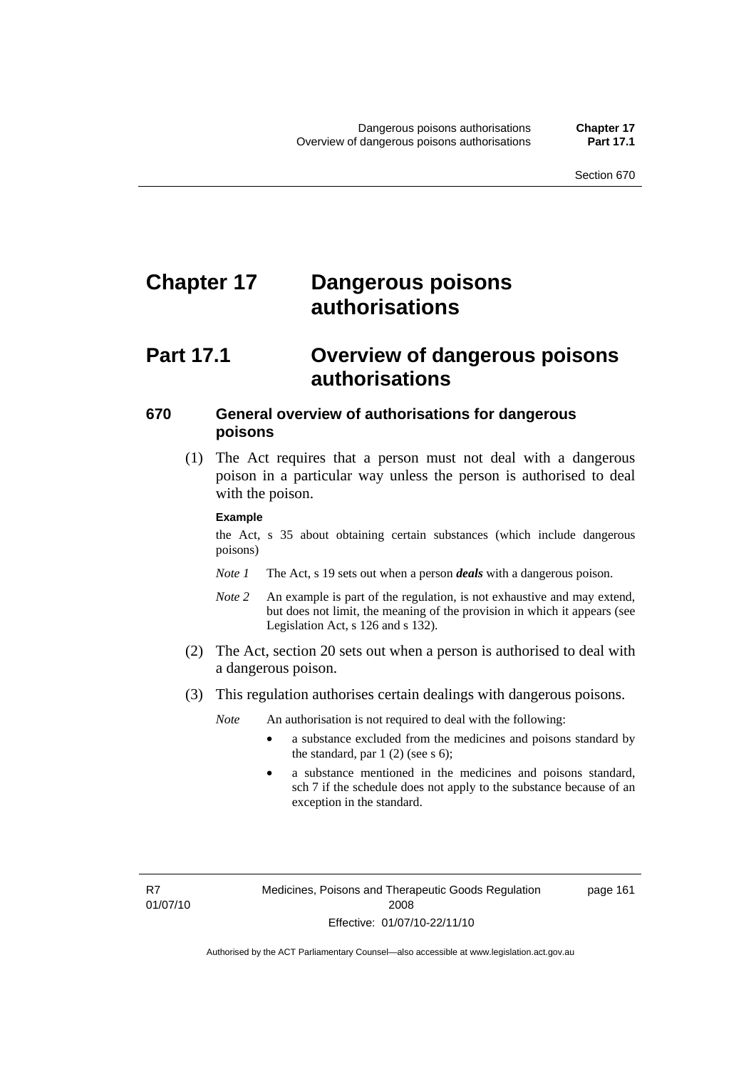# Chapter 17 Dangerous poisons authorisations

## Part 17.1 Overview of dangerous poisons authorisations

### 670 General overview of authorisations for dangerous poisons

(1) The Act requires that a person must not deal with a dangerous poison in a particular way unless the person is authorised to deal with the poison.

**Example**

the Act, s 35 about obtaining certain substances (which include dangerous poisons)

*Note 1* The Act, s 19 sets out when a person ***deals*** with a dangerous poison.

*Note 2* An example is part of the regulation, is not exhaustive and may extend, but does not limit, the meaning of the provision in which it appears (see Legislation Act, s 126 and s 132).

(2) The Act, section 20 sets out when a person is authorised to deal with a dangerous poison.

(3) This regulation authorises certain dealings with dangerous poisons.

*Note* An authorisation is not required to deal with the following:

- a substance excluded from the medicines and poisons standard by the standard, par 1 (2) (see s 6);
- a substance mentioned in the medicines and poisons standard, sch 7 if the schedule does not apply to the substance because of an exception in the standard.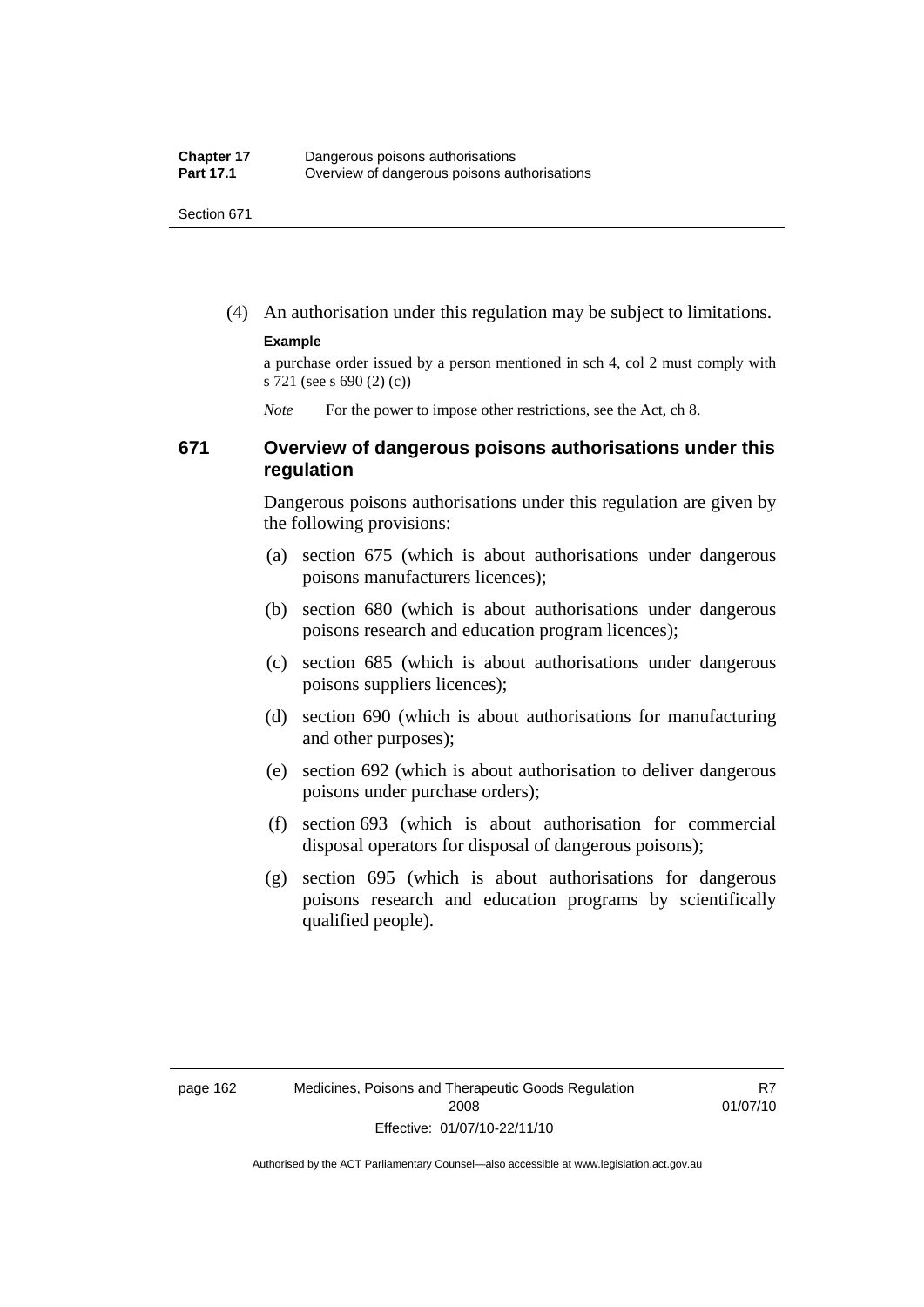(4) An authorisation under this regulation may be subject to limitations.

**Example**

a purchase order issued by a person mentioned in sch 4, col 2 must comply with s 721 (see s 690 (2) (c))

*Note* For the power to impose other restrictions, see the Act, ch 8.

## 671 Overview of dangerous poisons authorisations under this regulation

Dangerous poisons authorisations under this regulation are given by the following provisions:

(a) section 675 (which is about authorisations under dangerous poisons manufacturers licences);

(b) section 680 (which is about authorisations under dangerous poisons research and education program licences);

(c) section 685 (which is about authorisations under dangerous poisons suppliers licences);

(d) section 690 (which is about authorisations for manufacturing and other purposes);

(e) section 692 (which is about authorisation to deliver dangerous poisons under purchase orders);

(f) section 693 (which is about authorisation for commercial disposal operators for disposal of dangerous poisons);

(g) section 695 (which is about authorisations for dangerous poisons research and education programs by scientifically qualified people).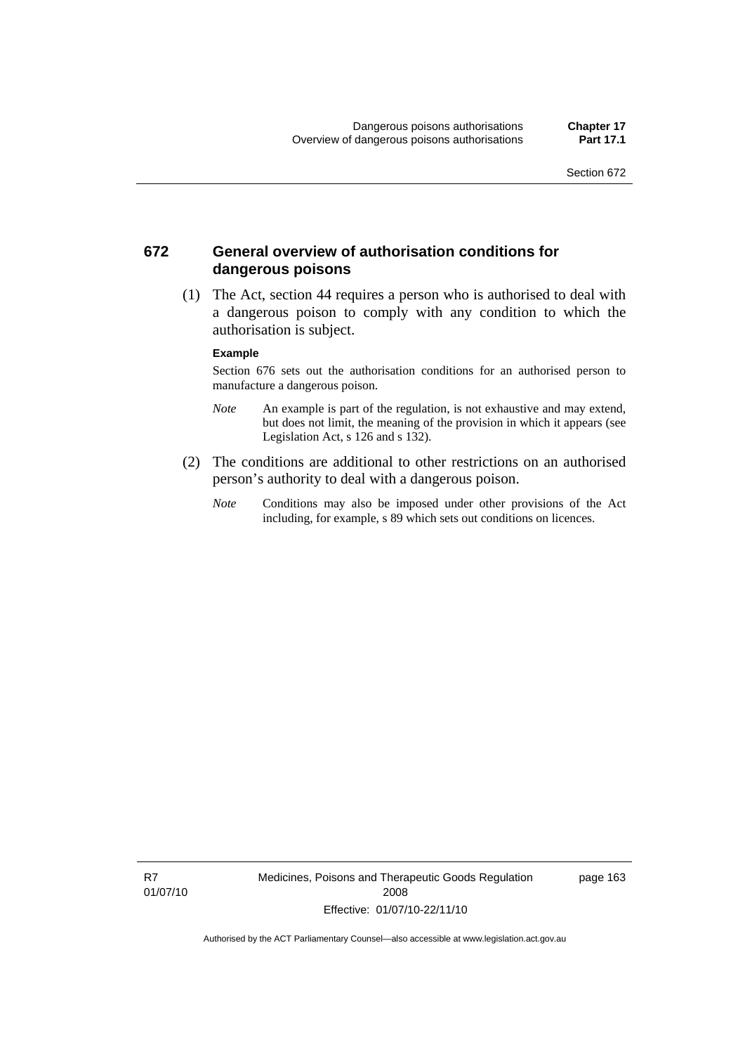## 672 General overview of authorisation conditions for dangerous poisons

(1) The Act, section 44 requires a person who is authorised to deal with a dangerous poison to comply with any condition to which the authorisation is subject.

**Example**

Section 676 sets out the authorisation conditions for an authorised person to manufacture a dangerous poison.

*Note* An example is part of the regulation, is not exhaustive and may extend, but does not limit, the meaning of the provision in which it appears (see Legislation Act, s 126 and s 132).

(2) The conditions are additional to other restrictions on an authorised person's authority to deal with a dangerous poison.

*Note* Conditions may also be imposed under other provisions of the Act including, for example, s 89 which sets out conditions on licences.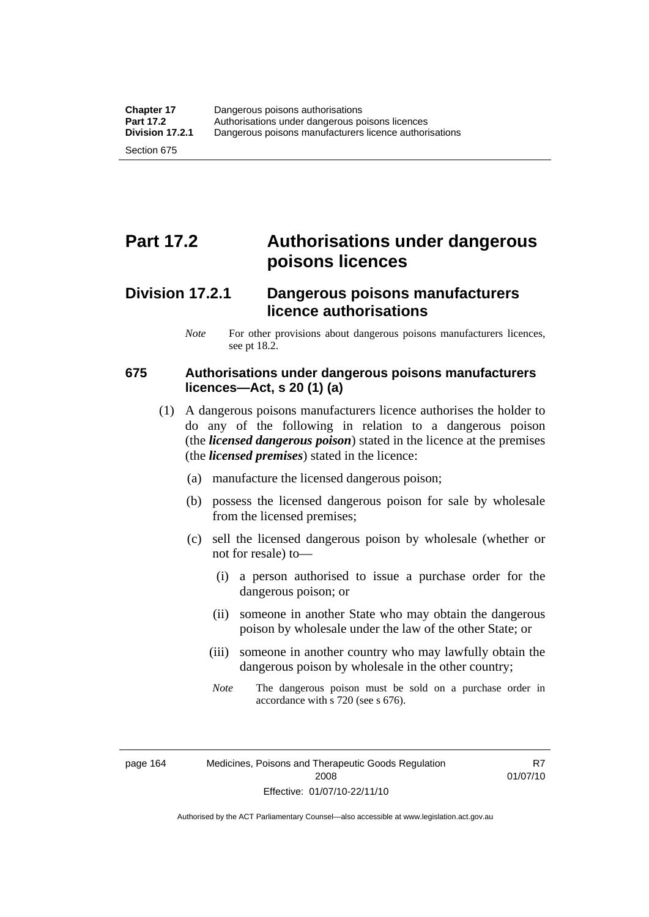# Part 17.2 Authorisations under dangerous poisons licences

## Division 17.2.1 Dangerous poisons manufacturers licence authorisations

*Note* For other provisions about dangerous poisons manufacturers licences, see pt 18.2.

### 675 Authorisations under dangerous poisons manufacturers licences—Act, s 20 (1) (a)

(1) A dangerous poisons manufacturers licence authorises the holder to do any of the following in relation to a dangerous poison (the ***licensed dangerous poison***) stated in the licence at the premises (the ***licensed premises***) stated in the licence:

(a) manufacture the licensed dangerous poison;

(b) possess the licensed dangerous poison for sale by wholesale from the licensed premises;

(c) sell the licensed dangerous poison by wholesale (whether or not for resale) to—

(i) a person authorised to issue a purchase order for the dangerous poison; or

(ii) someone in another State who may obtain the dangerous poison by wholesale under the law of the other State; or

(iii) someone in another country who may lawfully obtain the dangerous poison by wholesale in the other country;

*Note* The dangerous poison must be sold on a purchase order in accordance with s 720 (see s 676).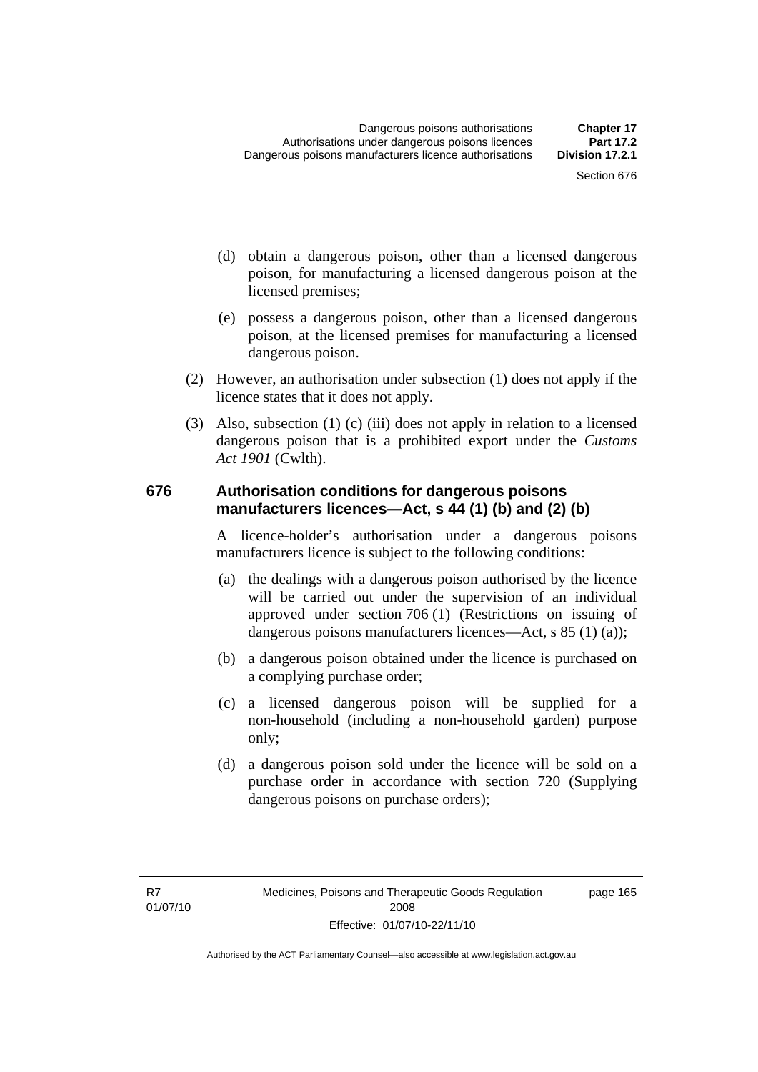(d) obtain a dangerous poison, other than a licensed dangerous poison, for manufacturing a licensed dangerous poison at the licensed premises;

(e) possess a dangerous poison, other than a licensed dangerous poison, at the licensed premises for manufacturing a licensed dangerous poison.

(2) However, an authorisation under subsection (1) does not apply if the licence states that it does not apply.

(3) Also, subsection (1) (c) (iii) does not apply in relation to a licensed dangerous poison that is a prohibited export under the *Customs Act 1901* (Cwlth).

### 676 Authorisation conditions for dangerous poisons manufacturers licences—Act, s 44 (1) (b) and (2) (b)

A licence-holder's authorisation under a dangerous poisons manufacturers licence is subject to the following conditions:

(a) the dealings with a dangerous poison authorised by the licence will be carried out under the supervision of an individual approved under section 706 (1) (Restrictions on issuing of dangerous poisons manufacturers licences—Act, s 85 (1) (a));

(b) a dangerous poison obtained under the licence is purchased on a complying purchase order;

(c) a licensed dangerous poison will be supplied for a non-household (including a non-household garden) purpose only;

(d) a dangerous poison sold under the licence will be sold on a purchase order in accordance with section 720 (Supplying dangerous poisons on purchase orders);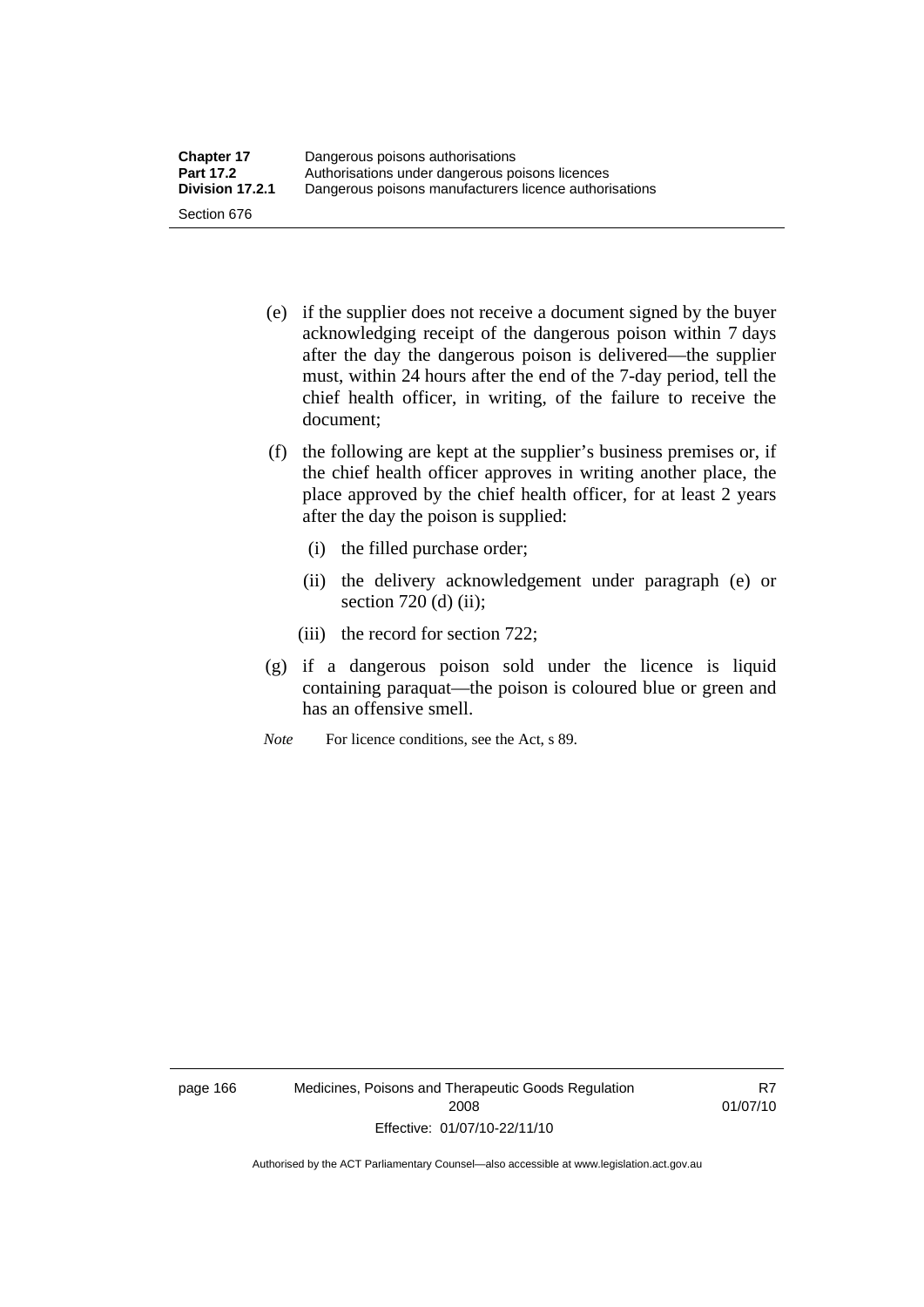(e) if the supplier does not receive a document signed by the buyer acknowledging receipt of the dangerous poison within 7 days after the day the dangerous poison is delivered—the supplier must, within 24 hours after the end of the 7-day period, tell the chief health officer, in writing, of the failure to receive the document;

(f) the following are kept at the supplier's business premises or, if the chief health officer approves in writing another place, the place approved by the chief health officer, for at least 2 years after the day the poison is supplied:

  (i) the filled purchase order;

  (ii) the delivery acknowledgement under paragraph (e) or section 720 (d) (ii);

  (iii) the record for section 722;

(g) if a dangerous poison sold under the licence is liquid containing paraquat—the poison is coloured blue or green and has an offensive smell.

*Note* For licence conditions, see the Act, s 89.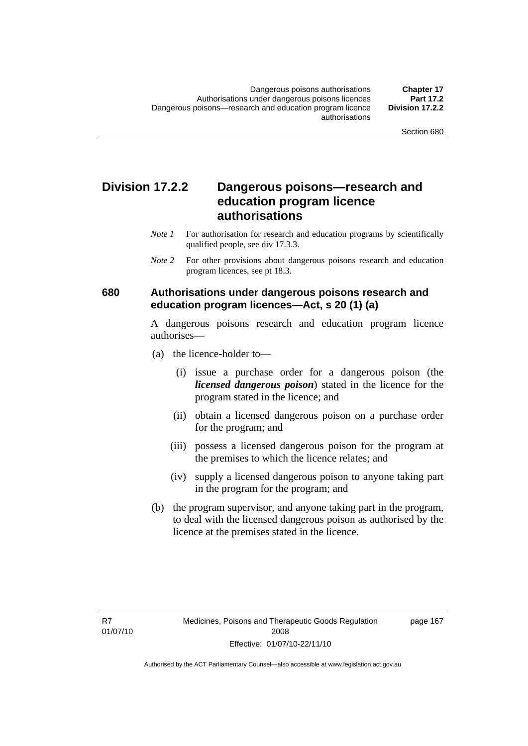## Division 17.2.2 Dangerous poisons—research and education program licence authorisations

*Note 1* For authorisation for research and education programs by scientifically qualified people, see div 17.3.3.

*Note 2* For other provisions about dangerous poisons research and education program licences, see pt 18.3.

### 680 Authorisations under dangerous poisons research and education program licences—Act, s 20 (1) (a)

A dangerous poisons research and education program licence authorises—

(a) the licence-holder to—

   (i) issue a purchase order for a dangerous poison (the ***licensed dangerous poison***) stated in the licence for the program stated in the licence; and

   (ii) obtain a licensed dangerous poison on a purchase order for the program; and

   (iii) possess a licensed dangerous poison for the program at the premises to which the licence relates; and

   (iv) supply a licensed dangerous poison to anyone taking part in the program for the program; and

(b) the program supervisor, and anyone taking part in the program, to deal with the licensed dangerous poison as authorised by the licence at the premises stated in the licence.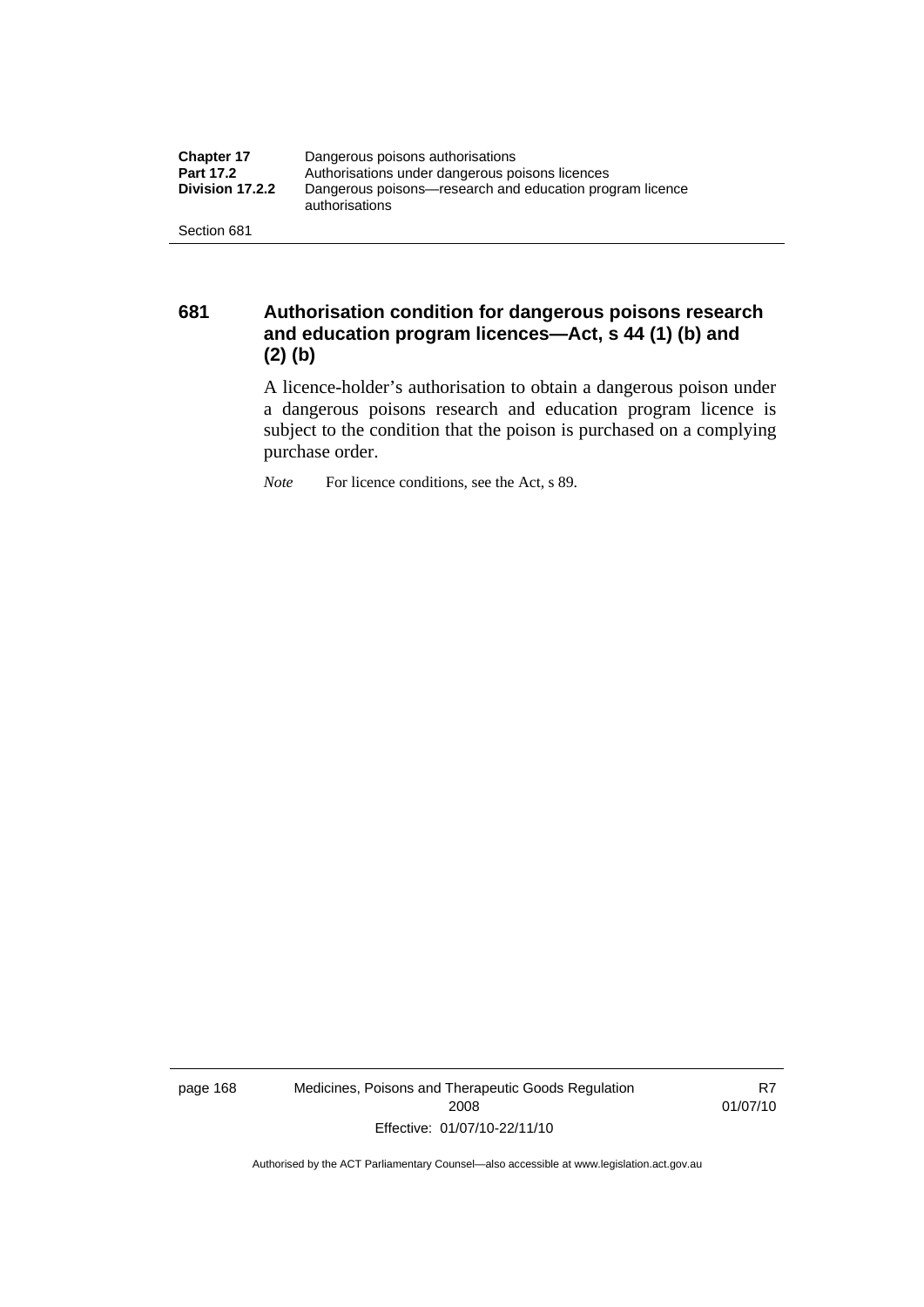### 681 Authorisation condition for dangerous poisons research and education program licences—Act, s 44 (1) (b) and (2) (b)

A licence-holder's authorisation to obtain a dangerous poison under a dangerous poisons research and education program licence is subject to the condition that the poison is purchased on a complying purchase order.

*Note* For licence conditions, see the Act, s 89.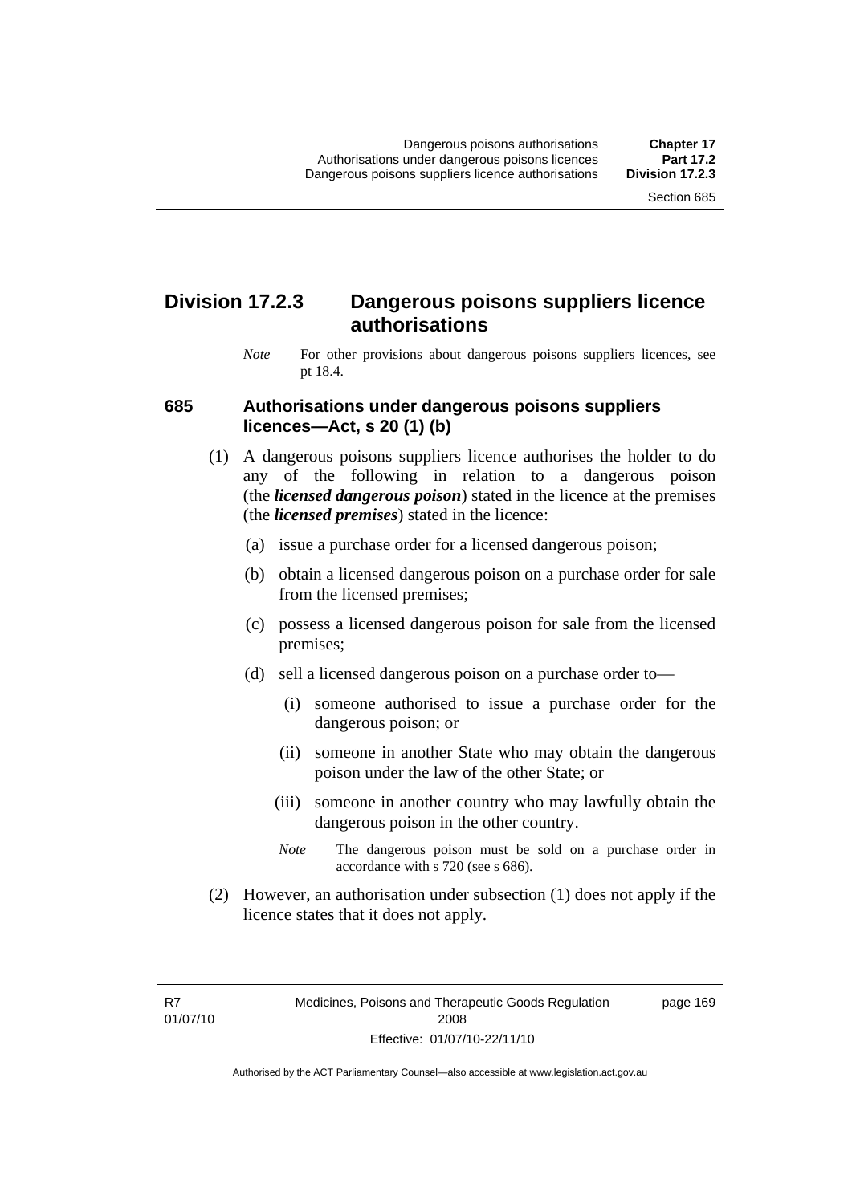## Division 17.2.3 Dangerous poisons suppliers licence authorisations

*Note* For other provisions about dangerous poisons suppliers licences, see pt 18.4.

### 685 Authorisations under dangerous poisons suppliers licences—Act, s 20 (1) (b)

(1) A dangerous poisons suppliers licence authorises the holder to do any of the following in relation to a dangerous poison (the ***licensed dangerous poison***) stated in the licence at the premises (the ***licensed premises***) stated in the licence:

(a) issue a purchase order for a licensed dangerous poison;

(b) obtain a licensed dangerous poison on a purchase order for sale from the licensed premises;

(c) possess a licensed dangerous poison for sale from the licensed premises;

(d) sell a licensed dangerous poison on a purchase order to—

(i) someone authorised to issue a purchase order for the dangerous poison; or

(ii) someone in another State who may obtain the dangerous poison under the law of the other State; or

(iii) someone in another country who may lawfully obtain the dangerous poison in the other country.

*Note* The dangerous poison must be sold on a purchase order in accordance with s 720 (see s 686).

(2) However, an authorisation under subsection (1) does not apply if the licence states that it does not apply.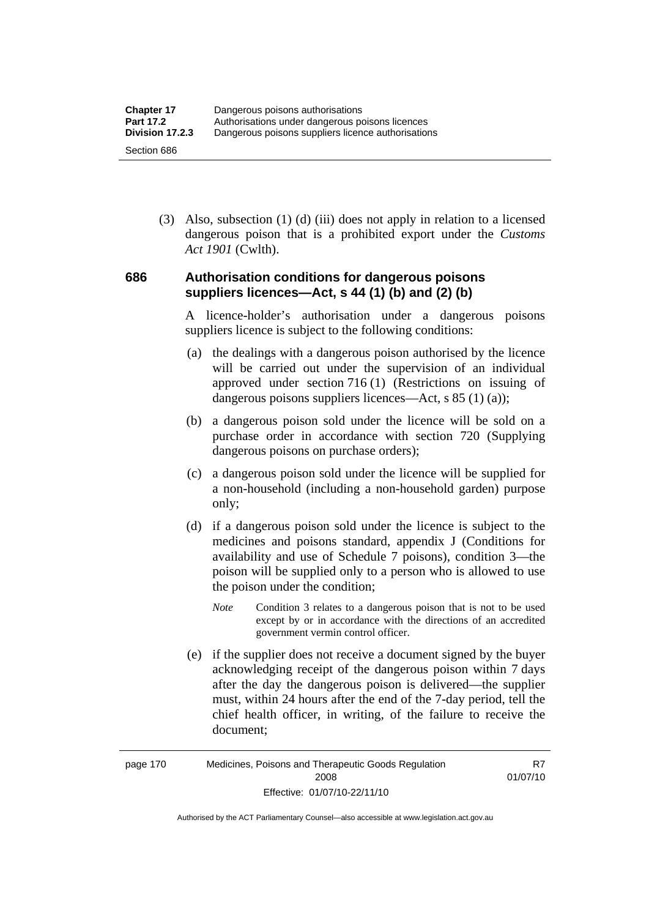(3) Also, subsection (1) (d) (iii) does not apply in relation to a licensed dangerous poison that is a prohibited export under the *Customs Act 1901* (Cwlth).

### 686 Authorisation conditions for dangerous poisons suppliers licences—Act, s 44 (1) (b) and (2) (b)

A licence-holder's authorisation under a dangerous poisons suppliers licence is subject to the following conditions:

(a) the dealings with a dangerous poison authorised by the licence will be carried out under the supervision of an individual approved under section 716 (1) (Restrictions on issuing of dangerous poisons suppliers licences—Act, s 85 (1) (a));

(b) a dangerous poison sold under the licence will be sold on a purchase order in accordance with section 720 (Supplying dangerous poisons on purchase orders);

(c) a dangerous poison sold under the licence will be supplied for a non-household (including a non-household garden) purpose only;

(d) if a dangerous poison sold under the licence is subject to the medicines and poisons standard, appendix J (Conditions for availability and use of Schedule 7 poisons), condition 3—the poison will be supplied only to a person who is allowed to use the poison under the condition;

*Note* Condition 3 relates to a dangerous poison that is not to be used except by or in accordance with the directions of an accredited government vermin control officer.

(e) if the supplier does not receive a document signed by the buyer acknowledging receipt of the dangerous poison within 7 days after the day the dangerous poison is delivered—the supplier must, within 24 hours after the end of the 7-day period, tell the chief health officer, in writing, of the failure to receive the document;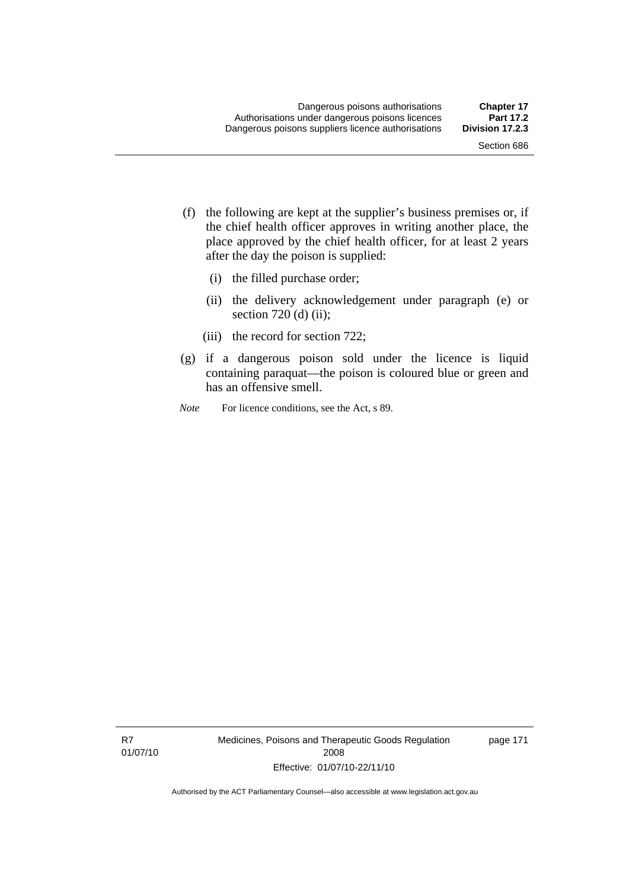(f) the following are kept at the supplier's business premises or, if the chief health officer approves in writing another place, the place approved by the chief health officer, for at least 2 years after the day the poison is supplied:

  (i) the filled purchase order;

  (ii) the delivery acknowledgement under paragraph (e) or section 720 (d) (ii);

  (iii) the record for section 722;

(g) if a dangerous poison sold under the licence is liquid containing paraquat—the poison is coloured blue or green and has an offensive smell.

*Note* For licence conditions, see the Act, s 89.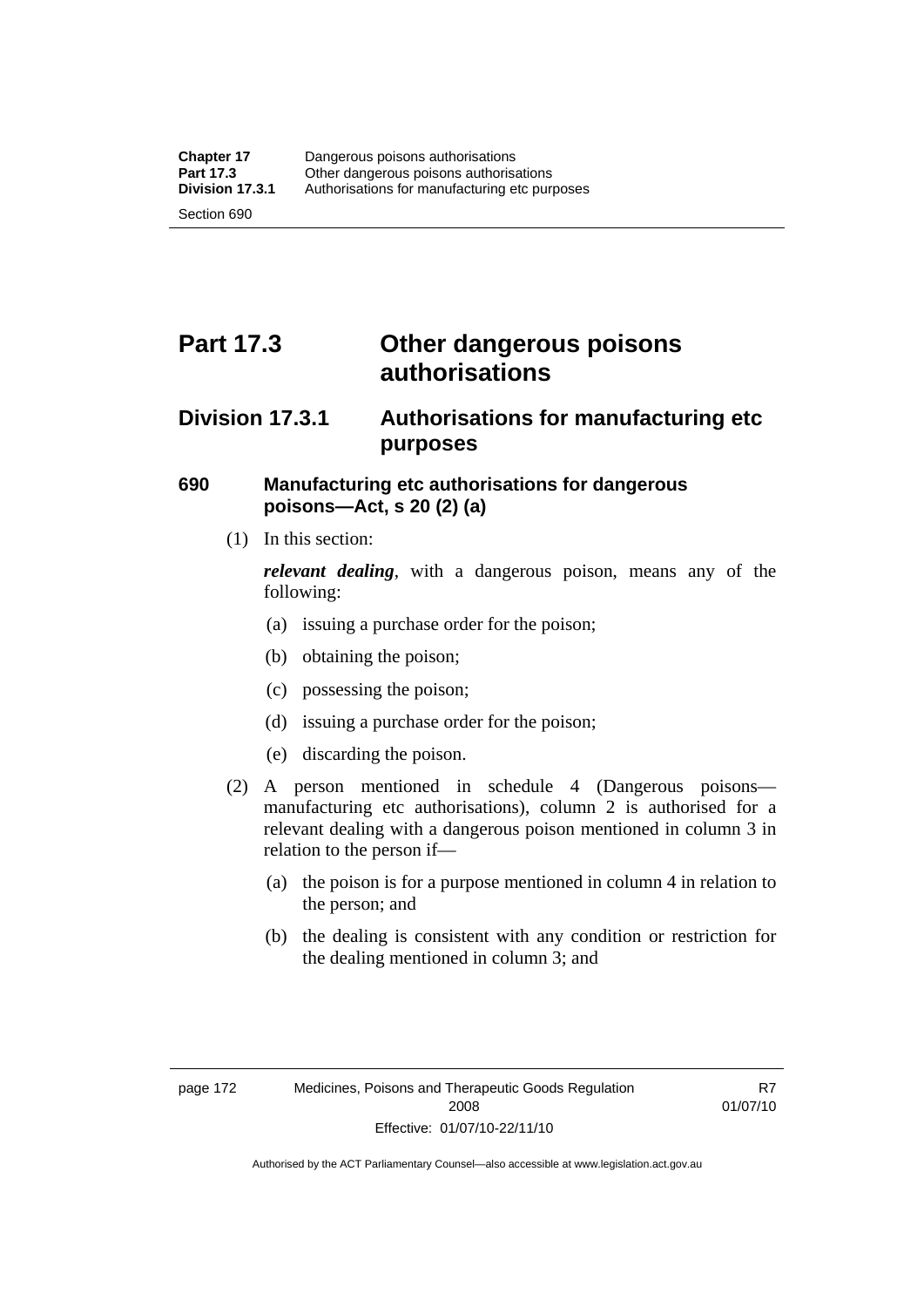# Part 17.3 Other dangerous poisons authorisations

## Division 17.3.1 Authorisations for manufacturing etc purposes

### 690 Manufacturing etc authorisations for dangerous poisons—Act, s 20 (2) (a)

(1) In this section:

***relevant dealing***, with a dangerous poison, means any of the following:

(a) issuing a purchase order for the poison;

(b) obtaining the poison;

(c) possessing the poison;

(d) issuing a purchase order for the poison;

(e) discarding the poison.

(2) A person mentioned in schedule 4 (Dangerous poisons—manufacturing etc authorisations), column 2 is authorised for a relevant dealing with a dangerous poison mentioned in column 3 in relation to the person if—

(a) the poison is for a purpose mentioned in column 4 in relation to the person; and

(b) the dealing is consistent with any condition or restriction for the dealing mentioned in column 3; and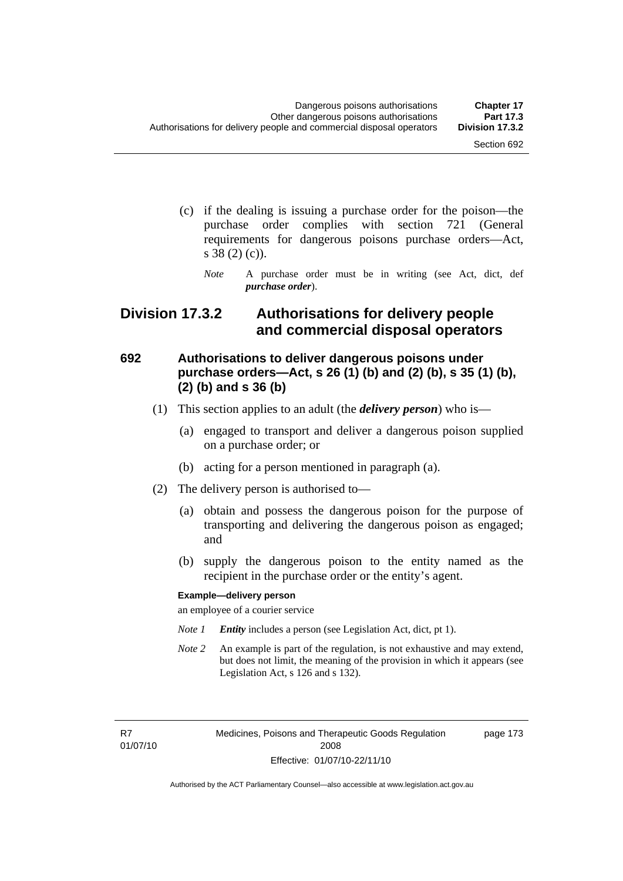(c) if the dealing is issuing a purchase order for the poison—the purchase order complies with section 721 (General requirements for dangerous poisons purchase orders—Act, s 38 (2) (c)).

*Note* A purchase order must be in writing (see Act, dict, def ***purchase order***).

## Division 17.3.2 Authorisations for delivery people and commercial disposal operators

### 692 Authorisations to deliver dangerous poisons under purchase orders—Act, s 26 (1) (b) and (2) (b), s 35 (1) (b), (2) (b) and s 36 (b)

(1) This section applies to an adult (the ***delivery person***) who is—

(a) engaged to transport and deliver a dangerous poison supplied on a purchase order; or

(b) acting for a person mentioned in paragraph (a).

(2) The delivery person is authorised to—

(a) obtain and possess the dangerous poison for the purpose of transporting and delivering the dangerous poison as engaged; and

(b) supply the dangerous poison to the entity named as the recipient in the purchase order or the entity's agent.

**Example—delivery person**

an employee of a courier service

*Note 1* ***Entity*** includes a person (see Legislation Act, dict, pt 1).

*Note 2* An example is part of the regulation, is not exhaustive and may extend, but does not limit, the meaning of the provision in which it appears (see Legislation Act, s 126 and s 132).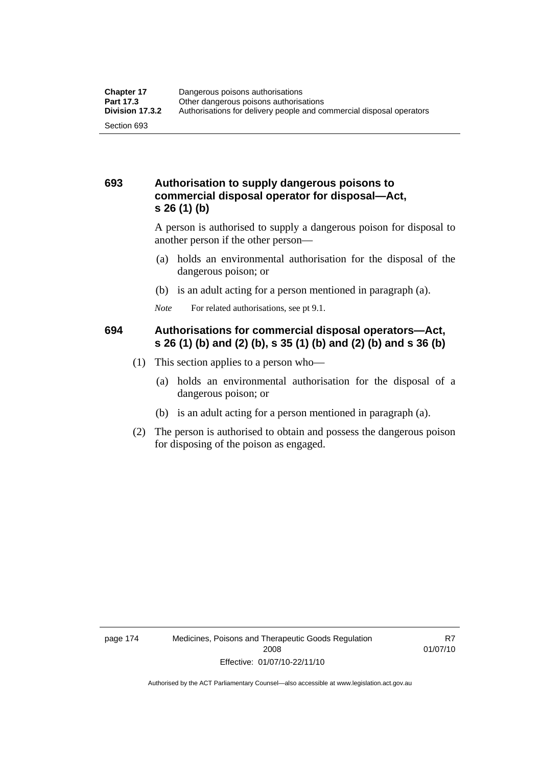## 693 Authorisation to supply dangerous poisons to commercial disposal operator for disposal—Act, s 26 (1) (b)

A person is authorised to supply a dangerous poison for disposal to another person if the other person—

(a) holds an environmental authorisation for the disposal of the dangerous poison; or

(b) is an adult acting for a person mentioned in paragraph (a).

*Note* For related authorisations, see pt 9.1.

## 694 Authorisations for commercial disposal operators—Act, s 26 (1) (b) and (2) (b), s 35 (1) (b) and (2) (b) and s 36 (b)

(1) This section applies to a person who—

(a) holds an environmental authorisation for the disposal of a dangerous poison; or

(b) is an adult acting for a person mentioned in paragraph (a).

(2) The person is authorised to obtain and possess the dangerous poison for disposing of the poison as engaged.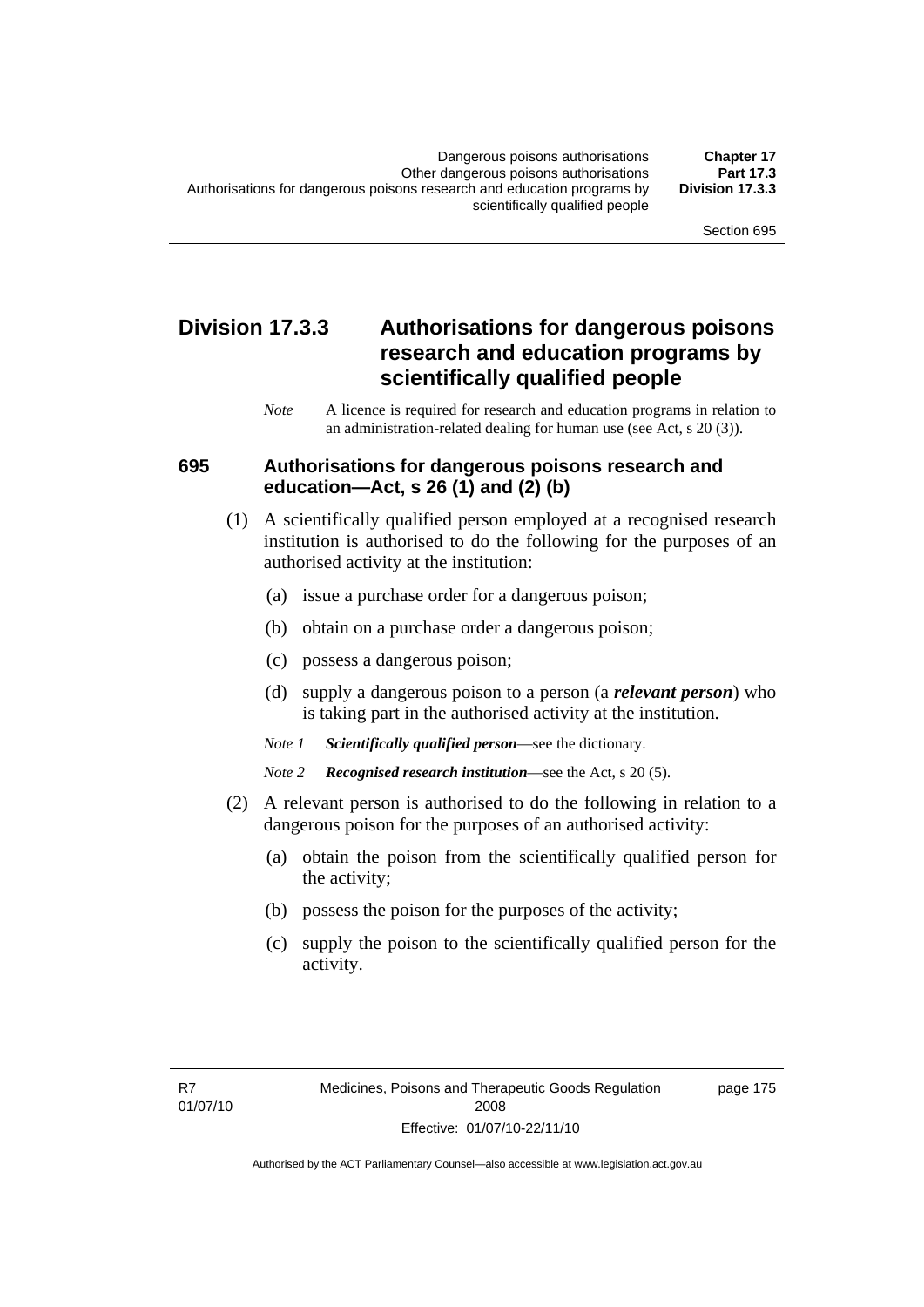## Division 17.3.3 Authorisations for dangerous poisons research and education programs by scientifically qualified people

*Note* A licence is required for research and education programs in relation to an administration-related dealing for human use (see Act, s 20 (3)).

### 695 Authorisations for dangerous poisons research and education—Act, s 26 (1) and (2) (b)

(1) A scientifically qualified person employed at a recognised research institution is authorised to do the following for the purposes of an authorised activity at the institution:

(a) issue a purchase order for a dangerous poison;

(b) obtain on a purchase order a dangerous poison;

(c) possess a dangerous poison;

(d) supply a dangerous poison to a person (a ***relevant person***) who is taking part in the authorised activity at the institution.

*Note 1* ***Scientifically qualified person***—see the dictionary.

*Note 2* ***Recognised research institution***—see the Act, s 20 (5).

(2) A relevant person is authorised to do the following in relation to a dangerous poison for the purposes of an authorised activity:

(a) obtain the poison from the scientifically qualified person for the activity;

(b) possess the poison for the purposes of the activity;

(c) supply the poison to the scientifically qualified person for the activity.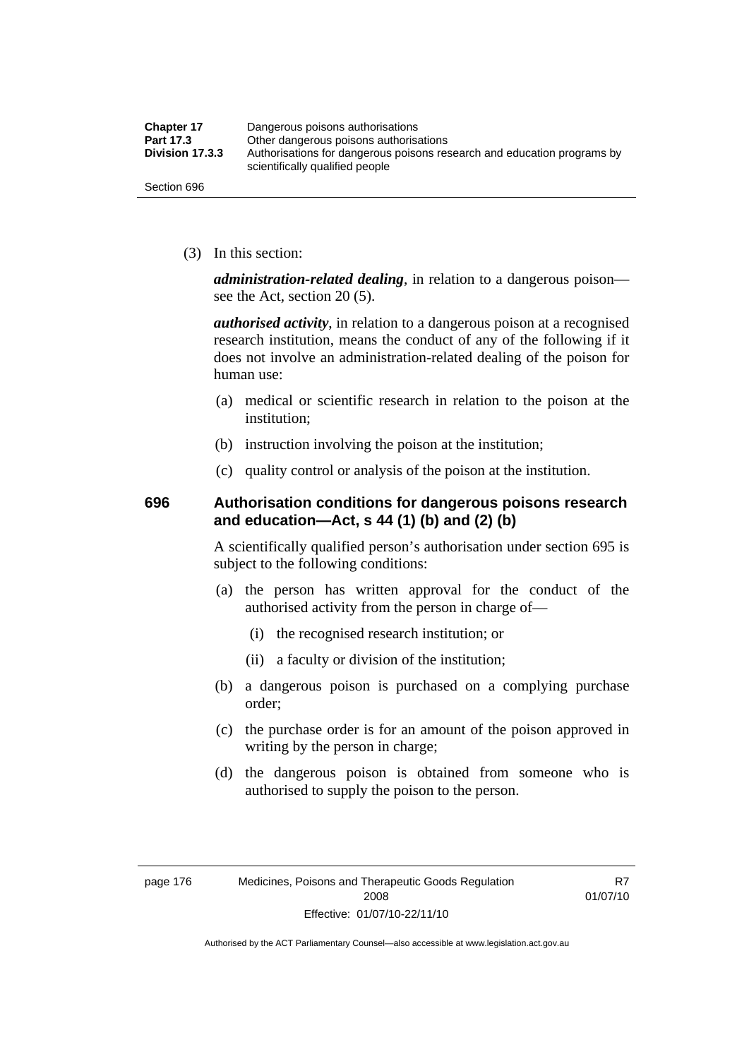(3) In this section:

***administration-related dealing***, in relation to a dangerous poison—see the Act, section 20 (5).

***authorised activity***, in relation to a dangerous poison at a recognised research institution, means the conduct of any of the following if it does not involve an administration-related dealing of the poison for human use:

(a) medical or scientific research in relation to the poison at the institution;

(b) instruction involving the poison at the institution;

(c) quality control or analysis of the poison at the institution.

### 696 Authorisation conditions for dangerous poisons research and education—Act, s 44 (1) (b) and (2) (b)

A scientifically qualified person's authorisation under section 695 is subject to the following conditions:

(a) the person has written approval for the conduct of the authorised activity from the person in charge of—

(i) the recognised research institution; or

(ii) a faculty or division of the institution;

(b) a dangerous poison is purchased on a complying purchase order;

(c) the purchase order is for an amount of the poison approved in writing by the person in charge;

(d) the dangerous poison is obtained from someone who is authorised to supply the poison to the person.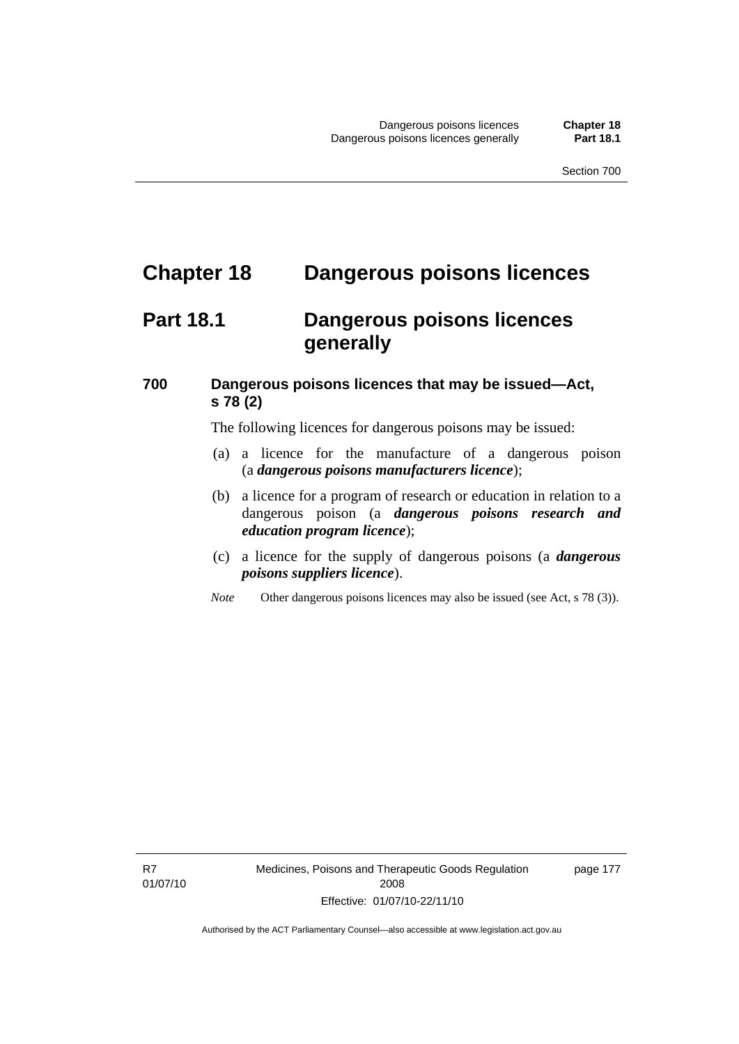# Chapter 18 Dangerous poisons licences

## Part 18.1 Dangerous poisons licences generally

### 700 Dangerous poisons licences that may be issued—Act, s 78 (2)

The following licences for dangerous poisons may be issued:

(a) a licence for the manufacture of a dangerous poison (a ***dangerous poisons manufacturers licence***);

(b) a licence for a program of research or education in relation to a dangerous poison (a ***dangerous poisons research and education program licence***);

(c) a licence for the supply of dangerous poisons (a ***dangerous poisons suppliers licence***).

*Note* Other dangerous poisons licences may also be issued (see Act, s 78 (3)).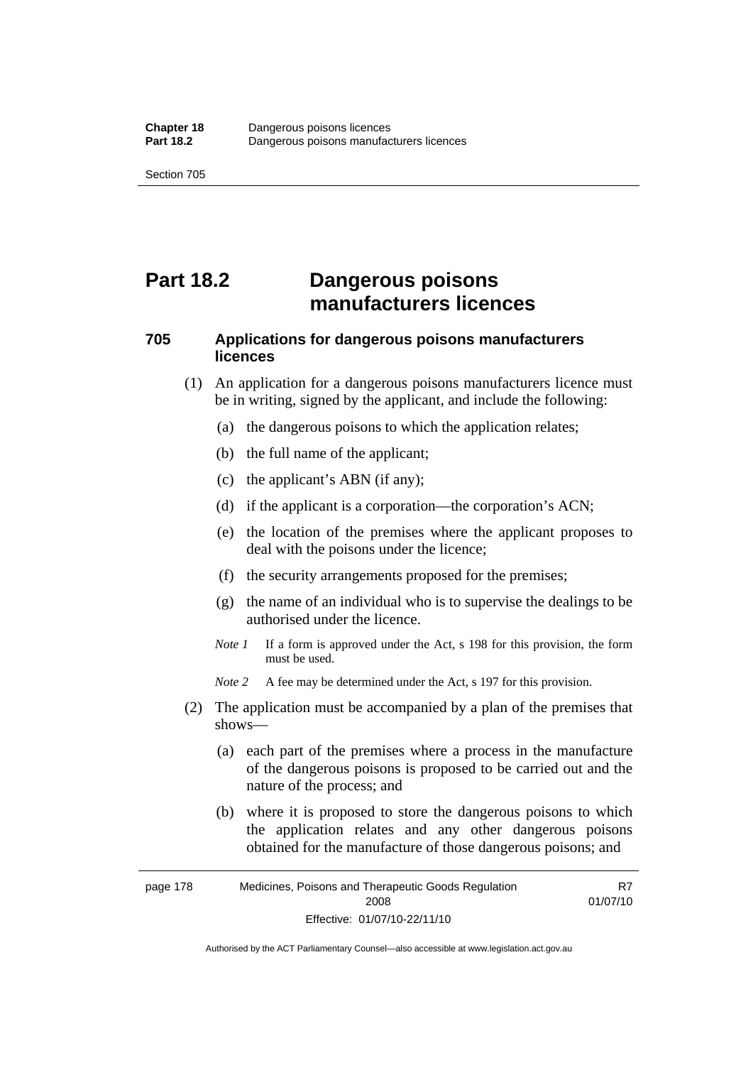# Part 18.2 Dangerous poisons manufacturers licences

## 705 Applications for dangerous poisons manufacturers licences

(1) An application for a dangerous poisons manufacturers licence must be in writing, signed by the applicant, and include the following:

(a) the dangerous poisons to which the application relates;

(b) the full name of the applicant;

(c) the applicant's ABN (if any);

(d) if the applicant is a corporation—the corporation's ACN;

(e) the location of the premises where the applicant proposes to deal with the poisons under the licence;

(f) the security arrangements proposed for the premises;

(g) the name of an individual who is to supervise the dealings to be authorised under the licence.

*Note 1* If a form is approved under the Act, s 198 for this provision, the form must be used.

*Note 2* A fee may be determined under the Act, s 197 for this provision.

(2) The application must be accompanied by a plan of the premises that shows—

(a) each part of the premises where a process in the manufacture of the dangerous poisons is proposed to be carried out and the nature of the process; and

(b) where it is proposed to store the dangerous poisons to which the application relates and any other dangerous poisons obtained for the manufacture of those dangerous poisons; and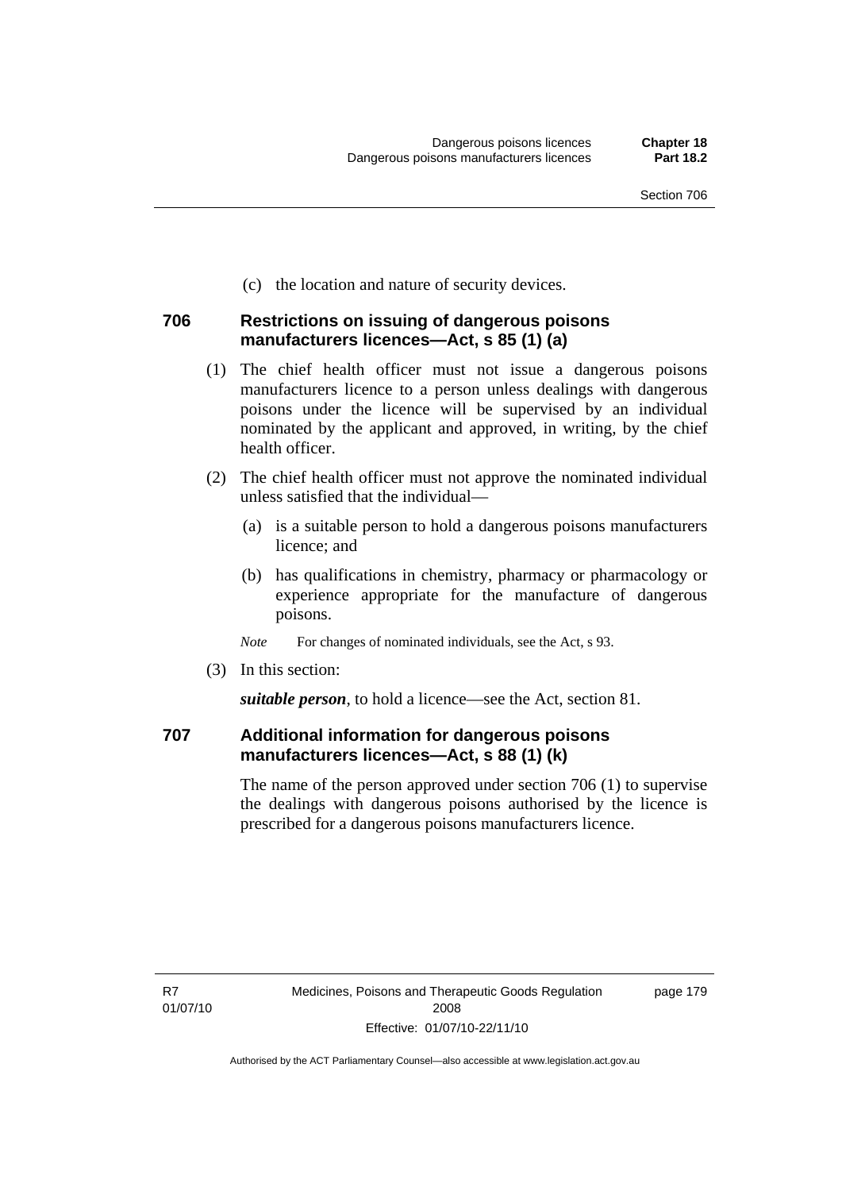(c) the location and nature of security devices.

### 706 Restrictions on issuing of dangerous poisons manufacturers licences—Act, s 85 (1) (a)

(1) The chief health officer must not issue a dangerous poisons manufacturers licence to a person unless dealings with dangerous poisons under the licence will be supervised by an individual nominated by the applicant and approved, in writing, by the chief health officer.

(2) The chief health officer must not approve the nominated individual unless satisfied that the individual—

(a) is a suitable person to hold a dangerous poisons manufacturers licence; and

(b) has qualifications in chemistry, pharmacy or pharmacology or experience appropriate for the manufacture of dangerous poisons.

*Note* For changes of nominated individuals, see the Act, s 93.

(3) In this section:

***suitable person***, to hold a licence—see the Act, section 81.

### 707 Additional information for dangerous poisons manufacturers licences—Act, s 88 (1) (k)

The name of the person approved under section 706 (1) to supervise the dealings with dangerous poisons authorised by the licence is prescribed for a dangerous poisons manufacturers licence.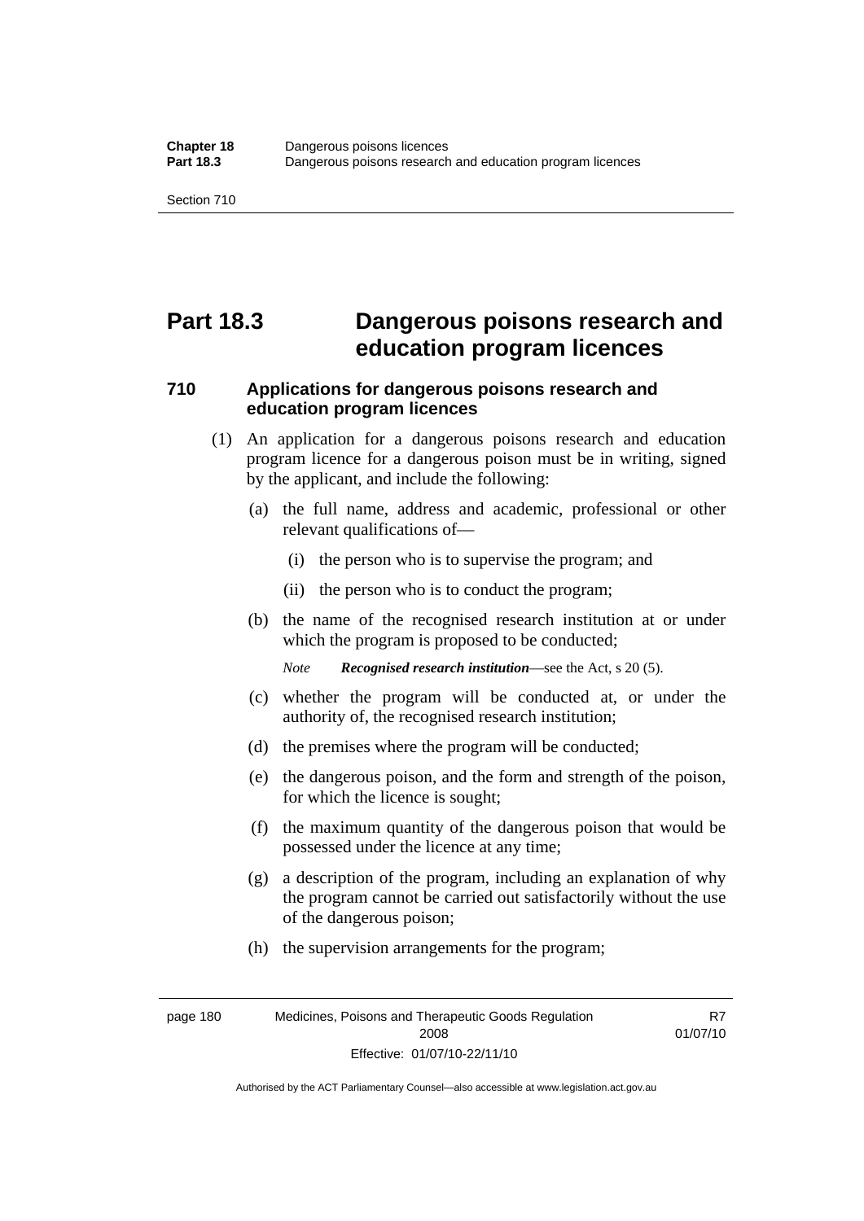# Part 18.3 Dangerous poisons research and education program licences

## 710 Applications for dangerous poisons research and education program licences

(1) An application for a dangerous poisons research and education program licence for a dangerous poison must be in writing, signed by the applicant, and include the following:

(a) the full name, address and academic, professional or other relevant qualifications of—

(i) the person who is to supervise the program; and

(ii) the person who is to conduct the program;

(b) the name of the recognised research institution at or under which the program is proposed to be conducted;

*Note* ***Recognised research institution***—see the Act, s 20 (5).

(c) whether the program will be conducted at, or under the authority of, the recognised research institution;

(d) the premises where the program will be conducted;

(e) the dangerous poison, and the form and strength of the poison, for which the licence is sought;

(f) the maximum quantity of the dangerous poison that would be possessed under the licence at any time;

(g) a description of the program, including an explanation of why the program cannot be carried out satisfactorily without the use of the dangerous poison;

(h) the supervision arrangements for the program;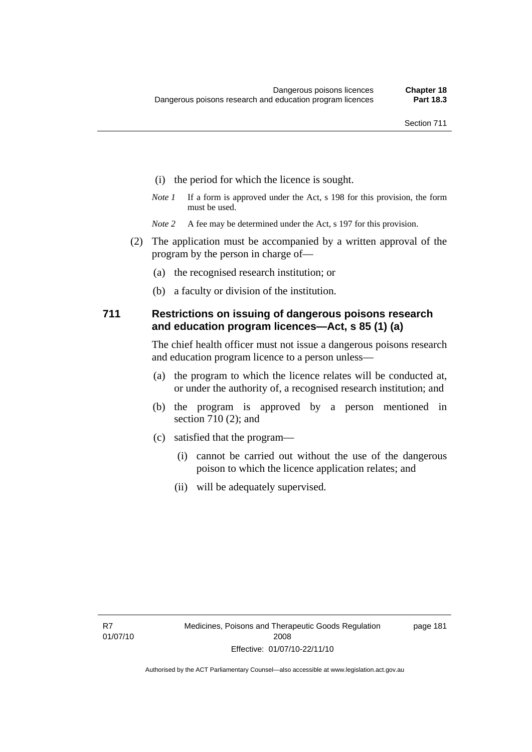(i) the period for which the licence is sought.

*Note 1* If a form is approved under the Act, s 198 for this provision, the form must be used.

*Note 2* A fee may be determined under the Act, s 197 for this provision.

(2) The application must be accompanied by a written approval of the program by the person in charge of—

(a) the recognised research institution; or

(b) a faculty or division of the institution.

### 711 Restrictions on issuing of dangerous poisons research and education program licences—Act, s 85 (1) (a)

The chief health officer must not issue a dangerous poisons research and education program licence to a person unless—

(a) the program to which the licence relates will be conducted at, or under the authority of, a recognised research institution; and

(b) the program is approved by a person mentioned in section 710 (2); and

(c) satisfied that the program—

(i) cannot be carried out without the use of the dangerous poison to which the licence application relates; and

(ii) will be adequately supervised.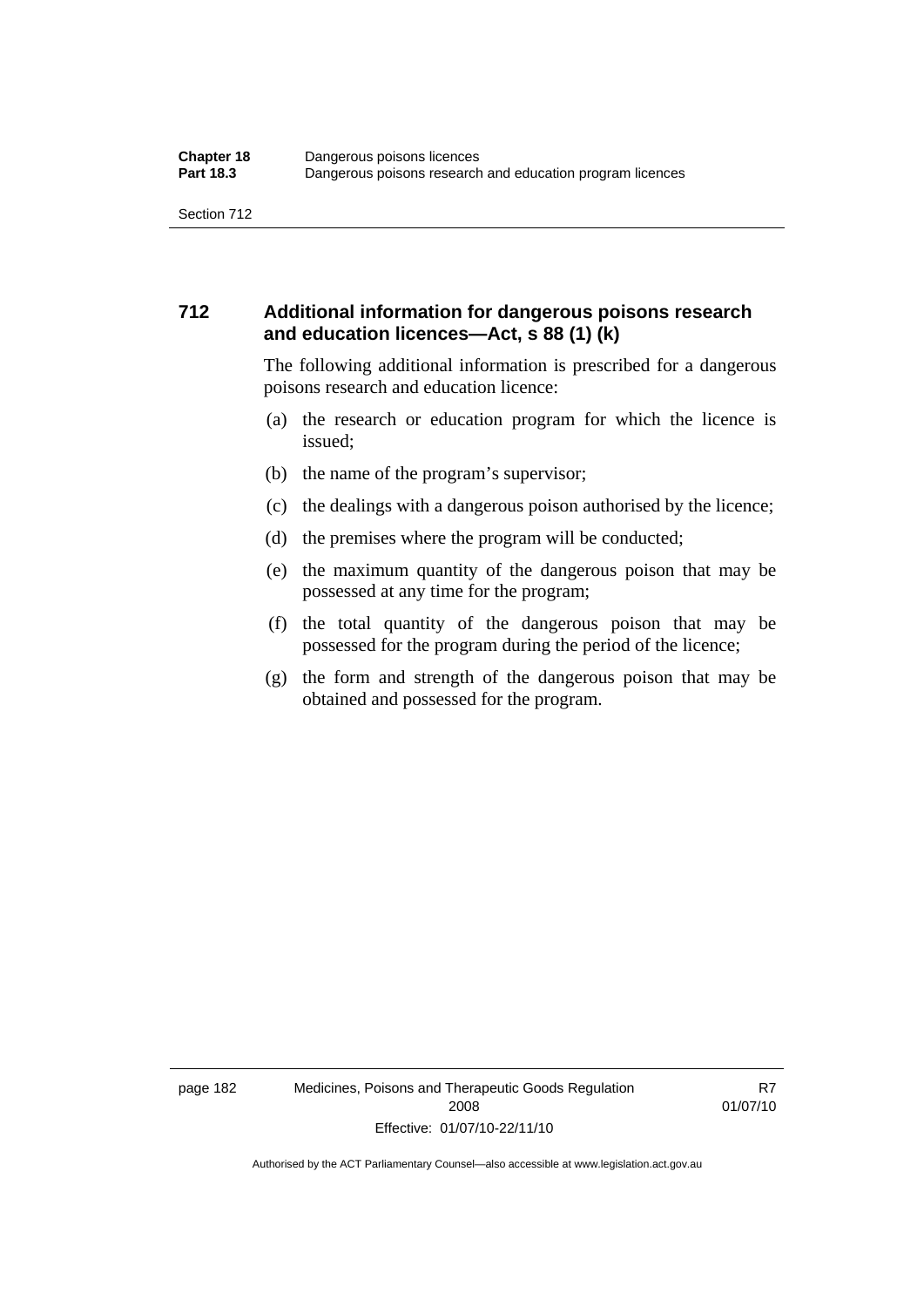## 712 Additional information for dangerous poisons research and education licences—Act, s 88 (1) (k)

The following additional information is prescribed for a dangerous poisons research and education licence:

(a) the research or education program for which the licence is issued;

(b) the name of the program's supervisor;

(c) the dealings with a dangerous poison authorised by the licence;

(d) the premises where the program will be conducted;

(e) the maximum quantity of the dangerous poison that may be possessed at any time for the program;

(f) the total quantity of the dangerous poison that may be possessed for the program during the period of the licence;

(g) the form and strength of the dangerous poison that may be obtained and possessed for the program.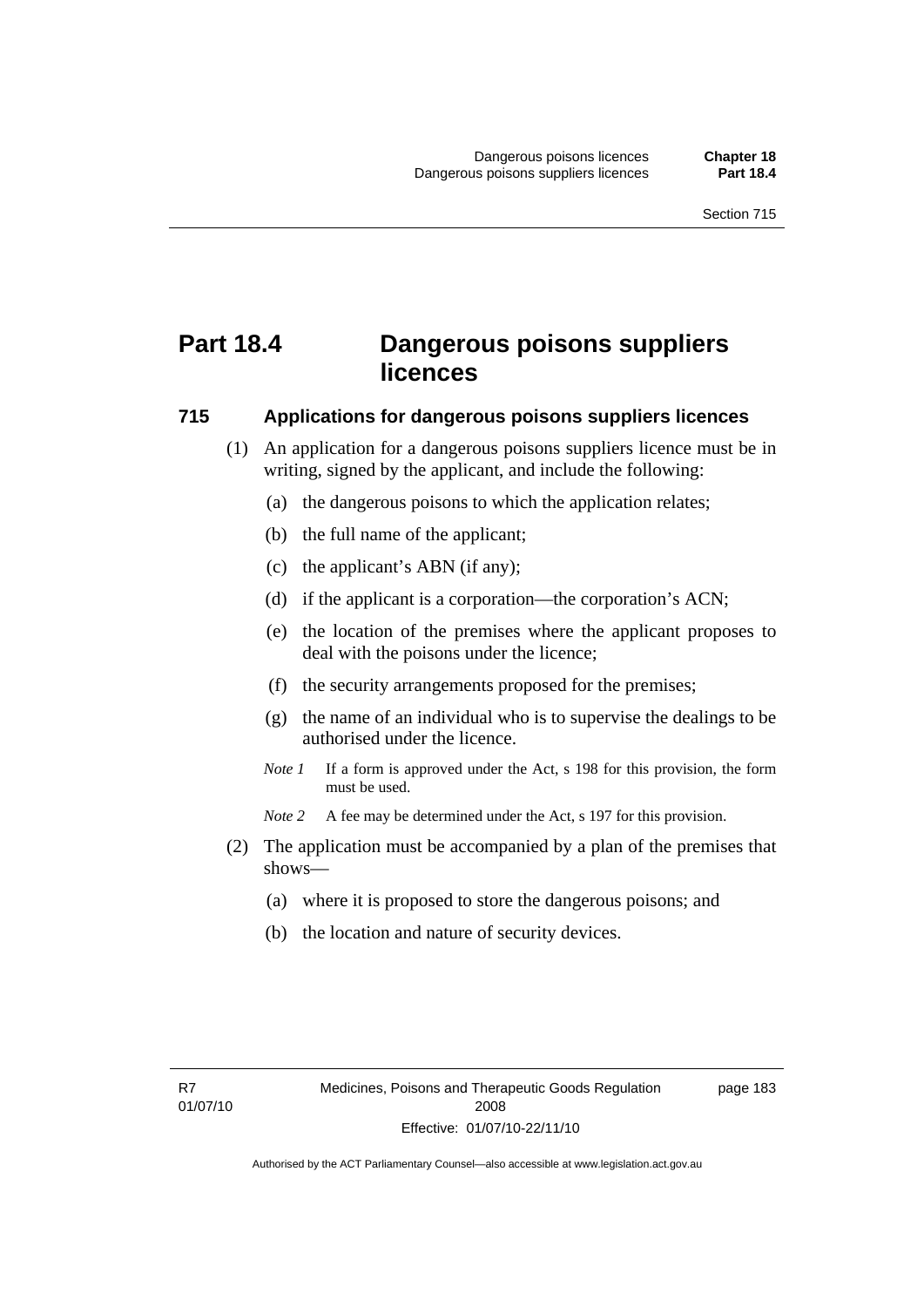# Part 18.4 Dangerous poisons suppliers licences

## 715 Applications for dangerous poisons suppliers licences

(1) An application for a dangerous poisons suppliers licence must be in writing, signed by the applicant, and include the following:

(a) the dangerous poisons to which the application relates;

(b) the full name of the applicant;

(c) the applicant's ABN (if any);

(d) if the applicant is a corporation—the corporation's ACN;

(e) the location of the premises where the applicant proposes to deal with the poisons under the licence;

(f) the security arrangements proposed for the premises;

(g) the name of an individual who is to supervise the dealings to be authorised under the licence.

*Note 1* If a form is approved under the Act, s 198 for this provision, the form must be used.

*Note 2* A fee may be determined under the Act, s 197 for this provision.

(2) The application must be accompanied by a plan of the premises that shows—

(a) where it is proposed to store the dangerous poisons; and

(b) the location and nature of security devices.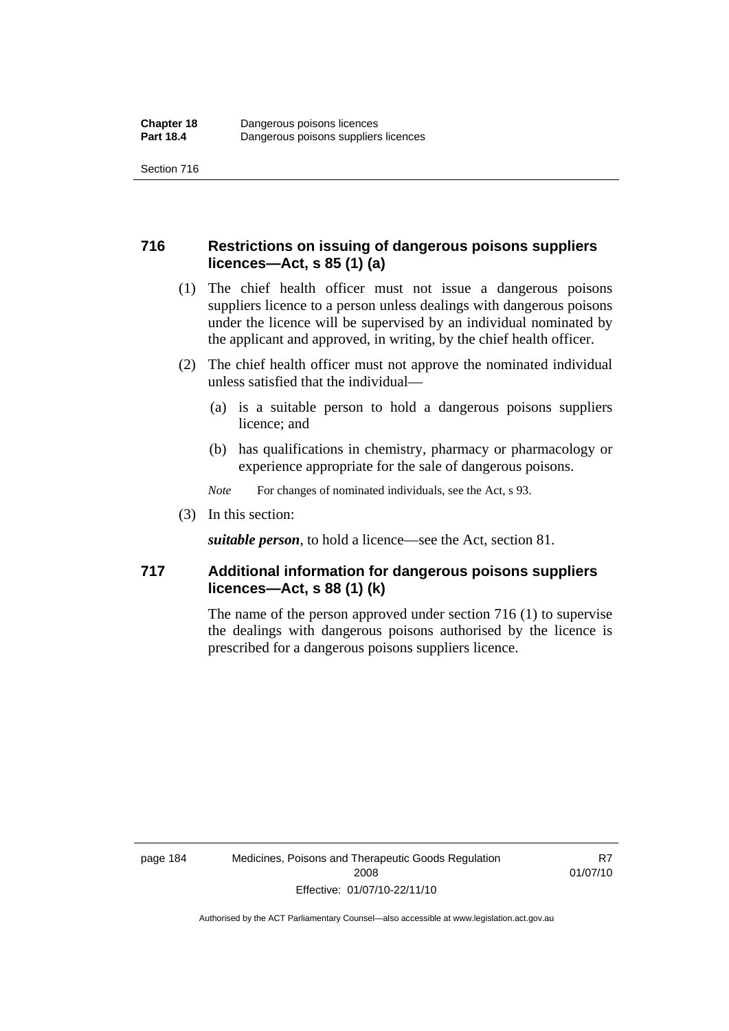## 716 Restrictions on issuing of dangerous poisons suppliers licences—Act, s 85 (1) (a)

(1) The chief health officer must not issue a dangerous poisons suppliers licence to a person unless dealings with dangerous poisons under the licence will be supervised by an individual nominated by the applicant and approved, in writing, by the chief health officer.

(2) The chief health officer must not approve the nominated individual unless satisfied that the individual—

(a) is a suitable person to hold a dangerous poisons suppliers licence; and

(b) has qualifications in chemistry, pharmacy or pharmacology or experience appropriate for the sale of dangerous poisons.

*Note* For changes of nominated individuals, see the Act, s 93.

(3) In this section:

***suitable person***, to hold a licence—see the Act, section 81.

## 717 Additional information for dangerous poisons suppliers licences—Act, s 88 (1) (k)

The name of the person approved under section 716 (1) to supervise the dealings with dangerous poisons authorised by the licence is prescribed for a dangerous poisons suppliers licence.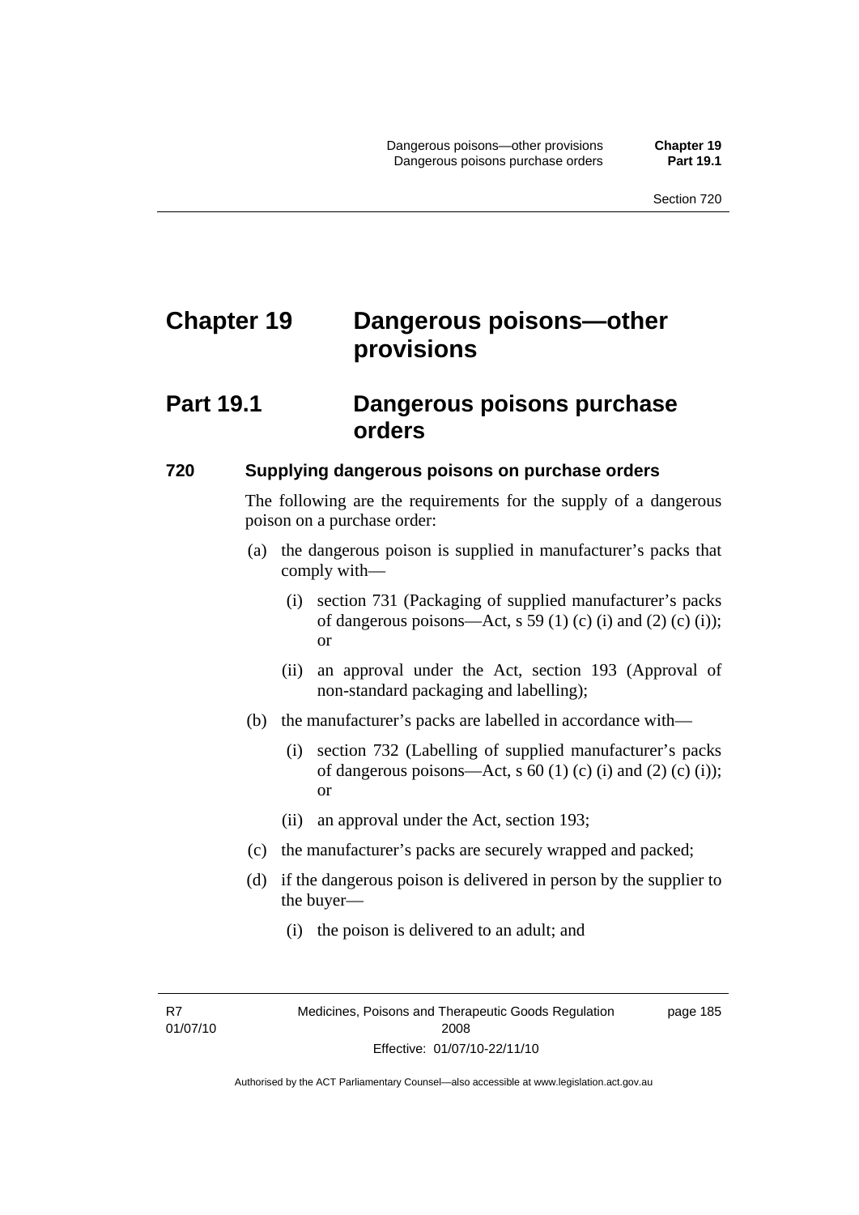# Chapter 19 Dangerous poisons—other provisions

## Part 19.1 Dangerous poisons purchase orders

### 720 Supplying dangerous poisons on purchase orders

The following are the requirements for the supply of a dangerous poison on a purchase order:

(a) the dangerous poison is supplied in manufacturer's packs that comply with—

(i) section 731 (Packaging of supplied manufacturer's packs of dangerous poisons—Act, s 59 (1) (c) (i) and (2) (c) (i)); or

(ii) an approval under the Act, section 193 (Approval of non-standard packaging and labelling);

(b) the manufacturer's packs are labelled in accordance with—

(i) section 732 (Labelling of supplied manufacturer's packs of dangerous poisons—Act, s 60 (1) (c) (i) and (2) (c) (i)); or

(ii) an approval under the Act, section 193;

(c) the manufacturer's packs are securely wrapped and packed;

(d) if the dangerous poison is delivered in person by the supplier to the buyer—

(i) the poison is delivered to an adult; and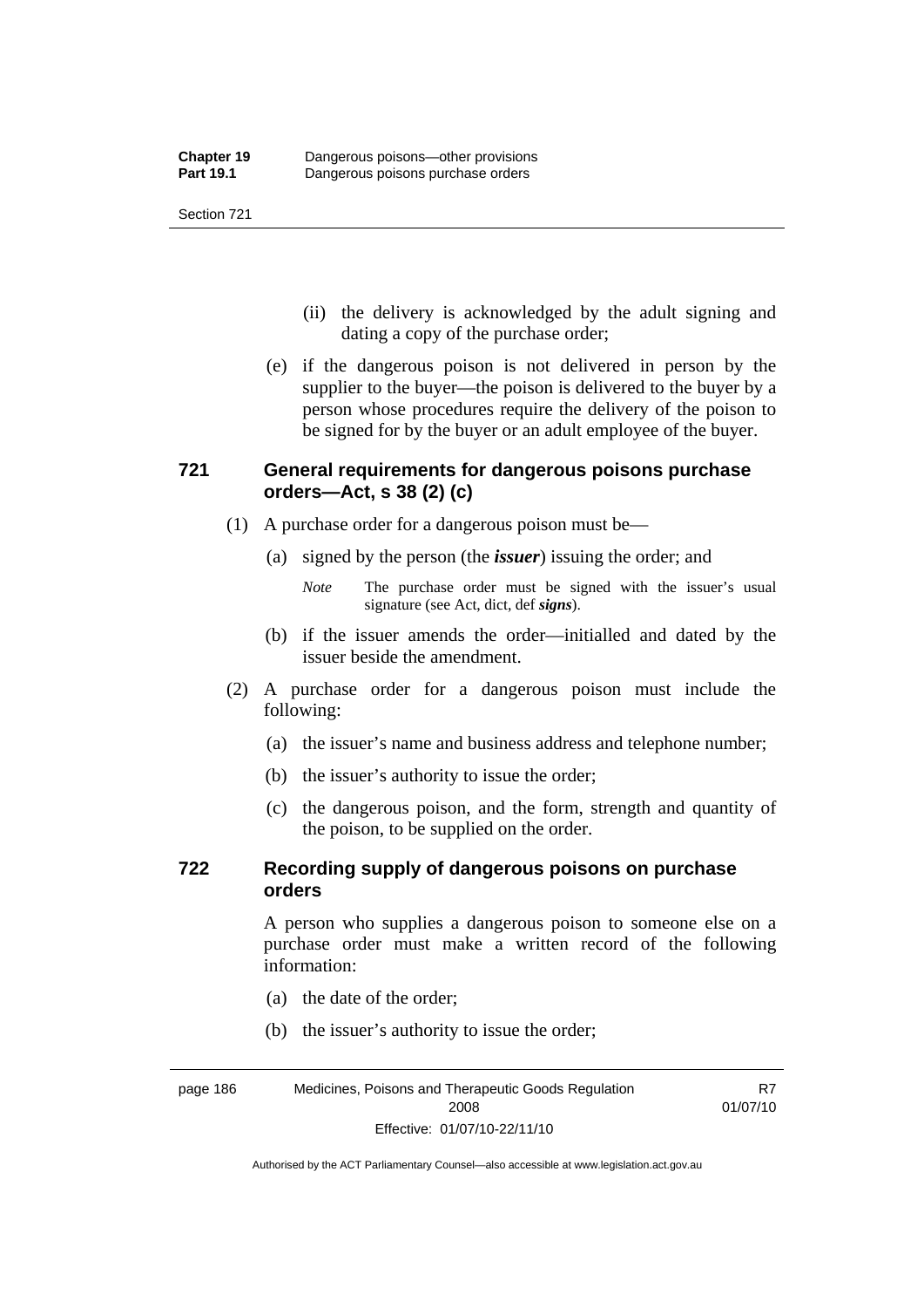(ii) the delivery is acknowledged by the adult signing and dating a copy of the purchase order;

(e) if the dangerous poison is not delivered in person by the supplier to the buyer—the poison is delivered to the buyer by a person whose procedures require the delivery of the poison to be signed for by the buyer or an adult employee of the buyer.

### 721 General requirements for dangerous poisons purchase orders—Act, s 38 (2) (c)

(1) A purchase order for a dangerous poison must be—

(a) signed by the person (the ***issuer***) issuing the order; and

*Note* The purchase order must be signed with the issuer's usual signature (see Act, dict, def ***signs***).

(b) if the issuer amends the order—initialled and dated by the issuer beside the amendment.

(2) A purchase order for a dangerous poison must include the following:

(a) the issuer's name and business address and telephone number;

(b) the issuer's authority to issue the order;

(c) the dangerous poison, and the form, strength and quantity of the poison, to be supplied on the order.

### 722 Recording supply of dangerous poisons on purchase orders

A person who supplies a dangerous poison to someone else on a purchase order must make a written record of the following information:

(a) the date of the order;

(b) the issuer's authority to issue the order;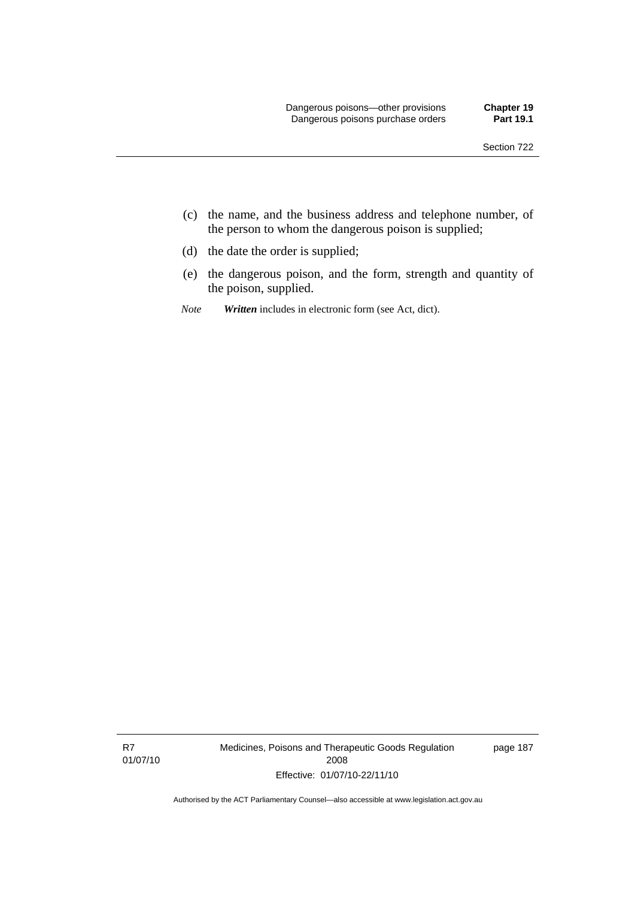(c) the name, and the business address and telephone number, of the person to whom the dangerous poison is supplied;

(d) the date the order is supplied;

(e) the dangerous poison, and the form, strength and quantity of the poison, supplied.

*Note* ***Written*** includes in electronic form (see Act, dict).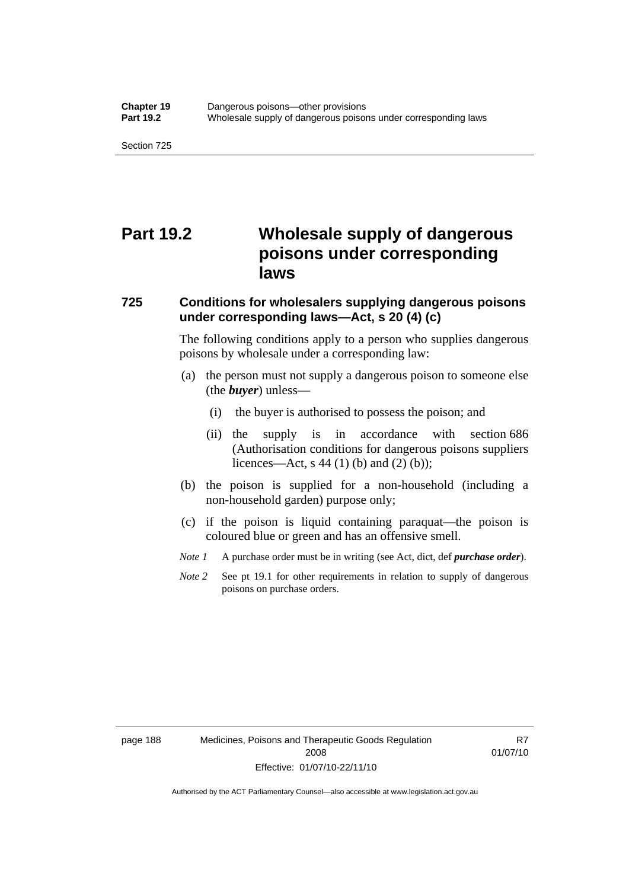# Part 19.2 Wholesale supply of dangerous poisons under corresponding laws

## 725 Conditions for wholesalers supplying dangerous poisons under corresponding laws—Act, s 20 (4) (c)

The following conditions apply to a person who supplies dangerous poisons by wholesale under a corresponding law:

(a) the person must not supply a dangerous poison to someone else (the ***buyer***) unless—

  (i) the buyer is authorised to possess the poison; and

  (ii) the supply is in accordance with section 686 (Authorisation conditions for dangerous poisons suppliers licences—Act, s 44 (1) (b) and (2) (b));

(b) the poison is supplied for a non-household (including a non-household garden) purpose only;

(c) if the poison is liquid containing paraquat—the poison is coloured blue or green and has an offensive smell.

*Note 1* A purchase order must be in writing (see Act, dict, def ***purchase order***).

*Note 2* See pt 19.1 for other requirements in relation to supply of dangerous poisons on purchase orders.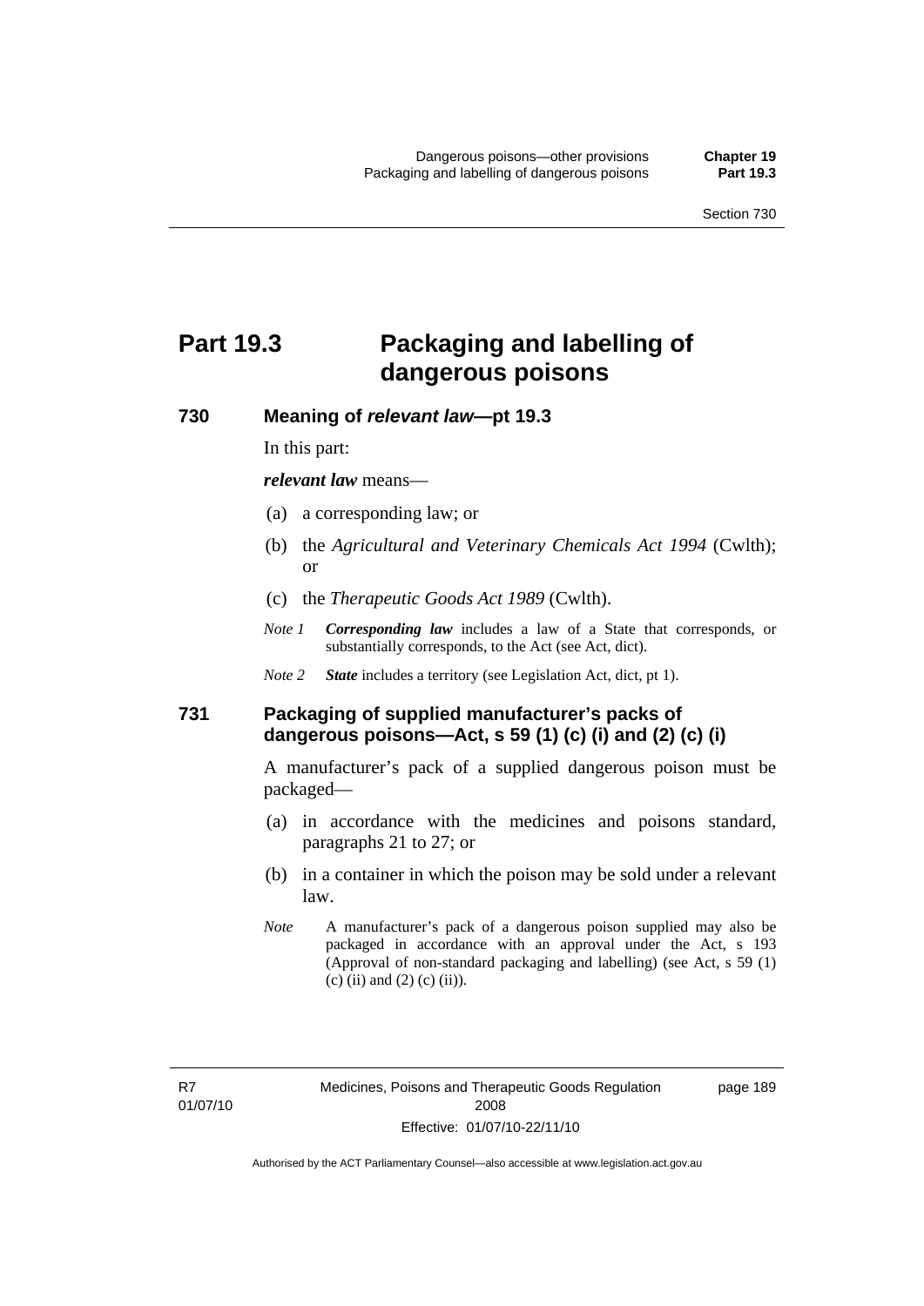## Part 19.3 Packaging and labelling of dangerous poisons

### 730 Meaning of *relevant law*—pt 19.3

In this part:

***relevant law*** means—

(a) a corresponding law; or

(b) the *Agricultural and Veterinary Chemicals Act 1994* (Cwlth); or

(c) the *Therapeutic Goods Act 1989* (Cwlth).

*Note 1* ***Corresponding law*** includes a law of a State that corresponds, or substantially corresponds, to the Act (see Act, dict).

*Note 2* ***State*** includes a territory (see Legislation Act, dict, pt 1).

### 731 Packaging of supplied manufacturer's packs of dangerous poisons—Act, s 59 (1) (c) (i) and (2) (c) (i)

A manufacturer's pack of a supplied dangerous poison must be packaged—

(a) in accordance with the medicines and poisons standard, paragraphs 21 to 27; or

(b) in a container in which the poison may be sold under a relevant law.

*Note* A manufacturer's pack of a dangerous poison supplied may also be packaged in accordance with an approval under the Act, s 193 (Approval of non-standard packaging and labelling) (see Act, s 59 (1) (c) (ii) and (2) (c) (ii)).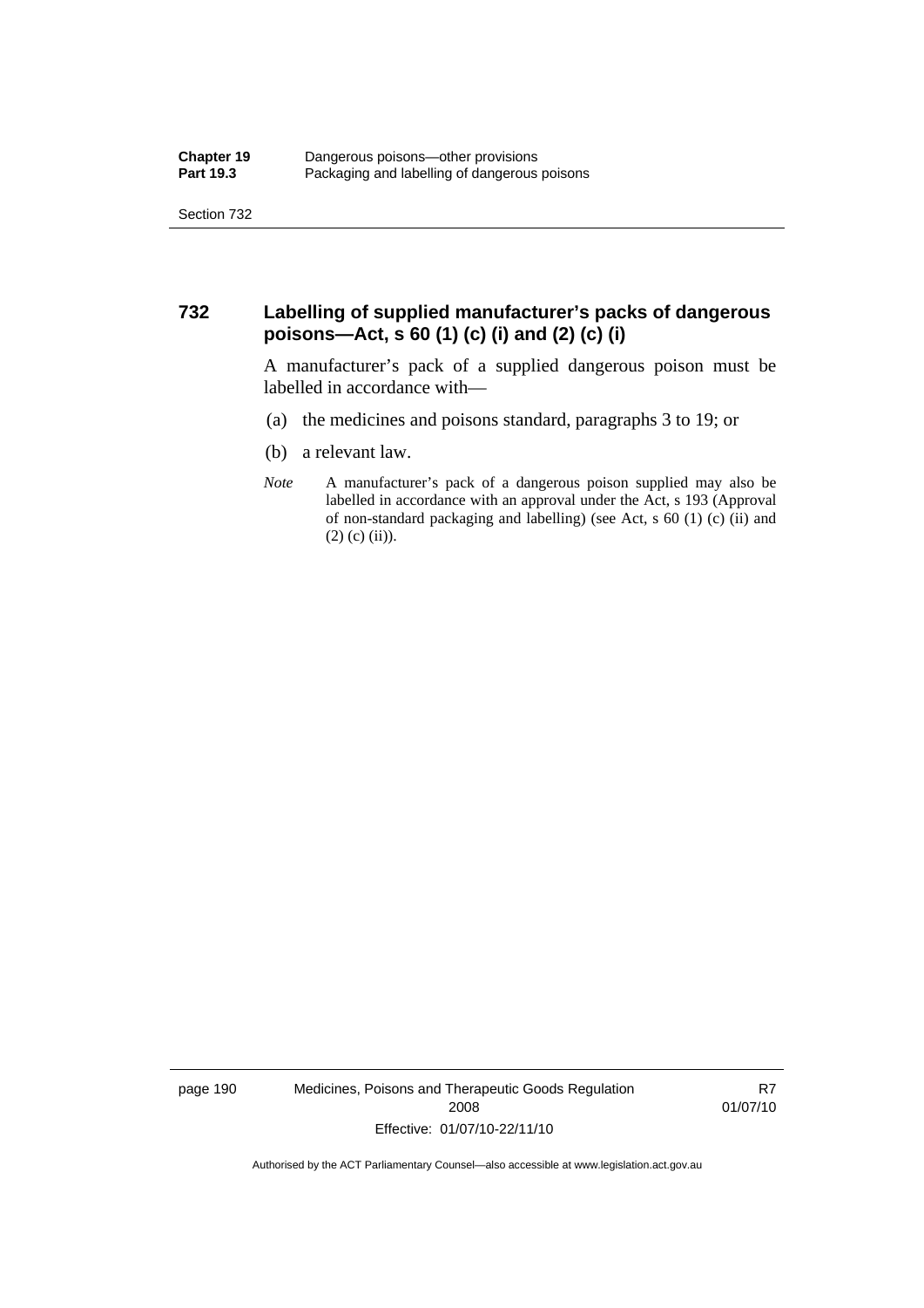## 732 Labelling of supplied manufacturer's packs of dangerous poisons—Act, s 60 (1) (c) (i) and (2) (c) (i)

A manufacturer's pack of a supplied dangerous poison must be labelled in accordance with—

(a) the medicines and poisons standard, paragraphs 3 to 19; or

(b) a relevant law.

*Note* A manufacturer's pack of a dangerous poison supplied may also be labelled in accordance with an approval under the Act, s 193 (Approval of non-standard packaging and labelling) (see Act, s 60 (1) (c) (ii) and (2) (c) (ii)).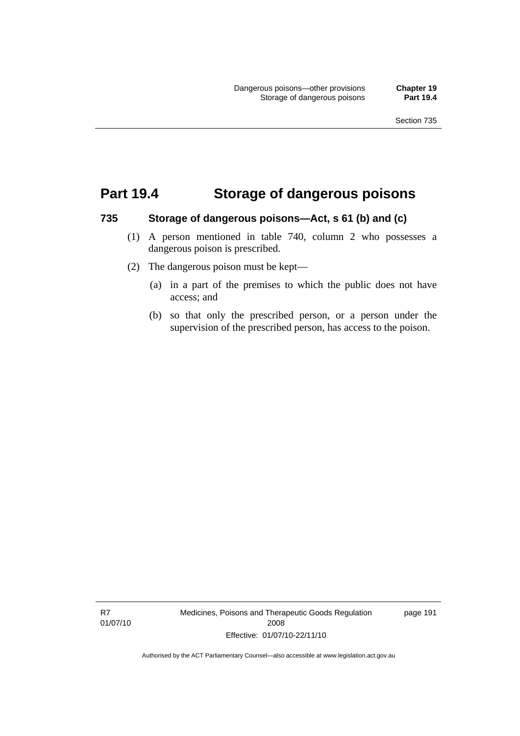# Part 19.4 Storage of dangerous poisons

### 735 Storage of dangerous poisons—Act, s 61 (b) and (c)

(1) A person mentioned in table 740, column 2 who possesses a dangerous poison is prescribed.

(2) The dangerous poison must be kept—

(a) in a part of the premises to which the public does not have access; and

(b) so that only the prescribed person, or a person under the supervision of the prescribed person, has access to the poison.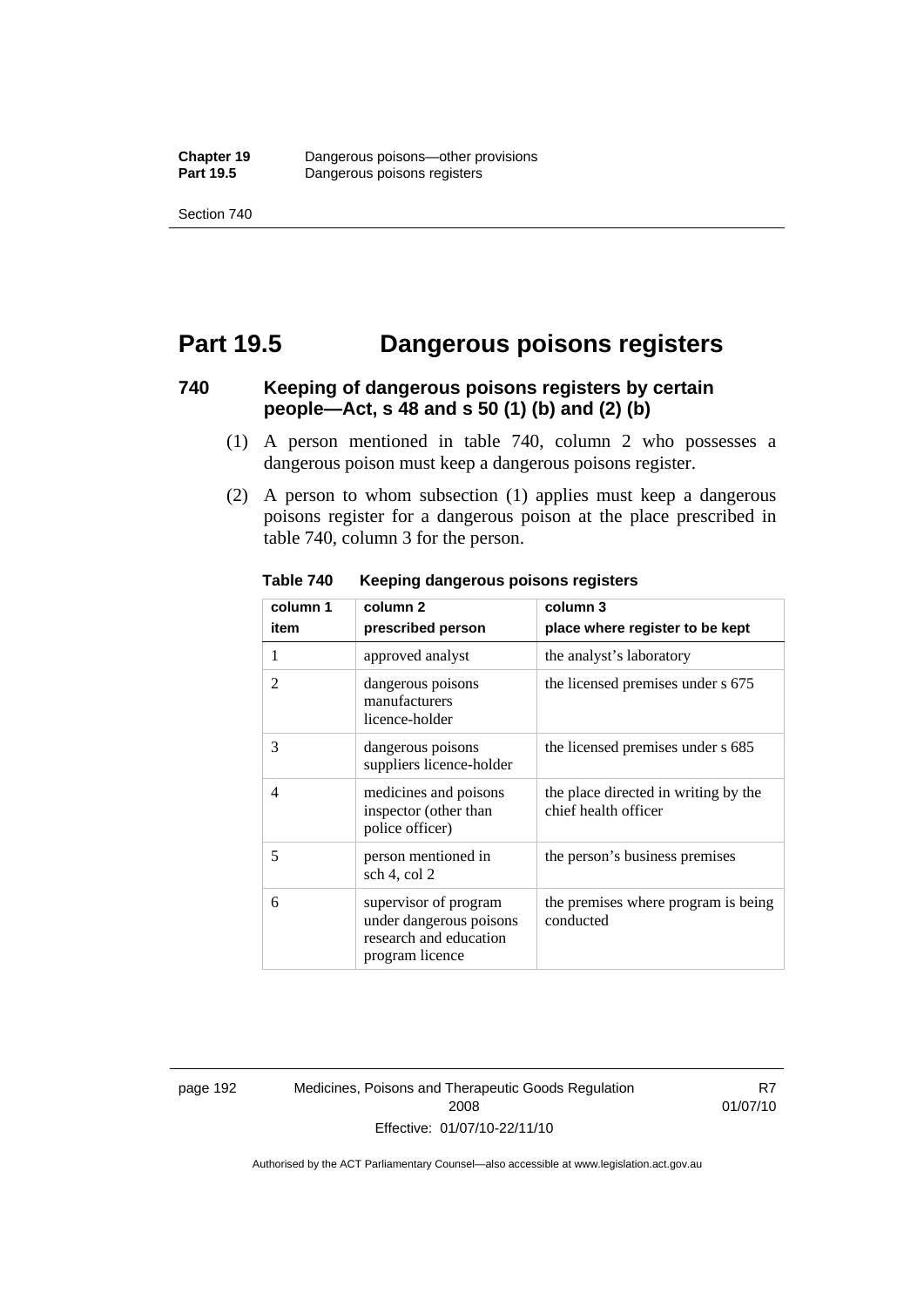# Part 19.5 Dangerous poisons registers

## 740 Keeping of dangerous poisons registers by certain people—Act, s 48 and s 50 (1) (b) and (2) (b)

(1) A person mentioned in table 740, column 2 who possesses a dangerous poison must keep a dangerous poisons register.

(2) A person to whom subsection (1) applies must keep a dangerous poisons register for a dangerous poison at the place prescribed in table 740, column 3 for the person.

**Table 740 Keeping dangerous poisons registers**

| column 1<br>item | column 2<br>prescribed person | column 3<br>place where register to be kept |
|---|---|---|
| 1 | approved analyst | the analyst's laboratory |
| 2 | dangerous poisons manufacturers licence-holder | the licensed premises under s 675 |
| 3 | dangerous poisons suppliers licence-holder | the licensed premises under s 685 |
| 4 | medicines and poisons inspector (other than police officer) | the place directed in writing by the chief health officer |
| 5 | person mentioned in sch 4, col 2 | the person's business premises |
| 6 | supervisor of program under dangerous poisons research and education program licence | the premises where program is being conducted |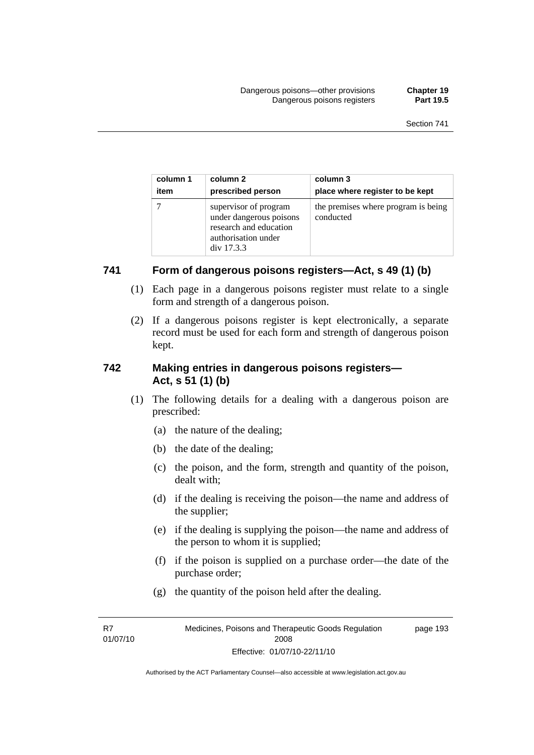| column 1<br>item | column 2<br>prescribed person | column 3<br>place where register to be kept |
|---|---|---|
| 7 | supervisor of program under dangerous poisons research and education authorisation under div 17.3.3 | the premises where program is being conducted |

## 741 Form of dangerous poisons registers—Act, s 49 (1) (b)

(1) Each page in a dangerous poisons register must relate to a single form and strength of a dangerous poison.

(2) If a dangerous poisons register is kept electronically, a separate record must be used for each form and strength of dangerous poison kept.

## 742 Making entries in dangerous poisons registers—Act, s 51 (1) (b)

(1) The following details for a dealing with a dangerous poison are prescribed:

(a) the nature of the dealing;

(b) the date of the dealing;

(c) the poison, and the form, strength and quantity of the poison, dealt with;

(d) if the dealing is receiving the poison—the name and address of the supplier;

(e) if the dealing is supplying the poison—the name and address of the person to whom it is supplied;

(f) if the poison is supplied on a purchase order—the date of the purchase order;

(g) the quantity of the poison held after the dealing.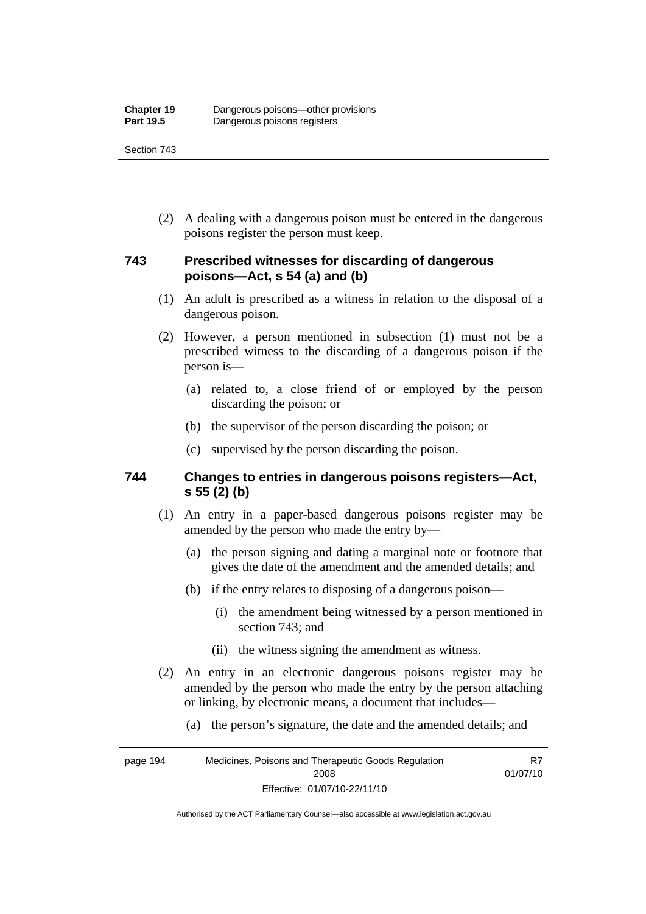(2) A dealing with a dangerous poison must be entered in the dangerous poisons register the person must keep.

### 743 Prescribed witnesses for discarding of dangerous poisons—Act, s 54 (a) and (b)

(1) An adult is prescribed as a witness in relation to the disposal of a dangerous poison.

(2) However, a person mentioned in subsection (1) must not be a prescribed witness to the discarding of a dangerous poison if the person is—

(a) related to, a close friend of or employed by the person discarding the poison; or

(b) the supervisor of the person discarding the poison; or

(c) supervised by the person discarding the poison.

### 744 Changes to entries in dangerous poisons registers—Act, s 55 (2) (b)

(1) An entry in a paper-based dangerous poisons register may be amended by the person who made the entry by—

(a) the person signing and dating a marginal note or footnote that gives the date of the amendment and the amended details; and

(b) if the entry relates to disposing of a dangerous poison—

(i) the amendment being witnessed by a person mentioned in section 743; and

(ii) the witness signing the amendment as witness.

(2) An entry in an electronic dangerous poisons register may be amended by the person who made the entry by the person attaching or linking, by electronic means, a document that includes—

(a) the person's signature, the date and the amended details; and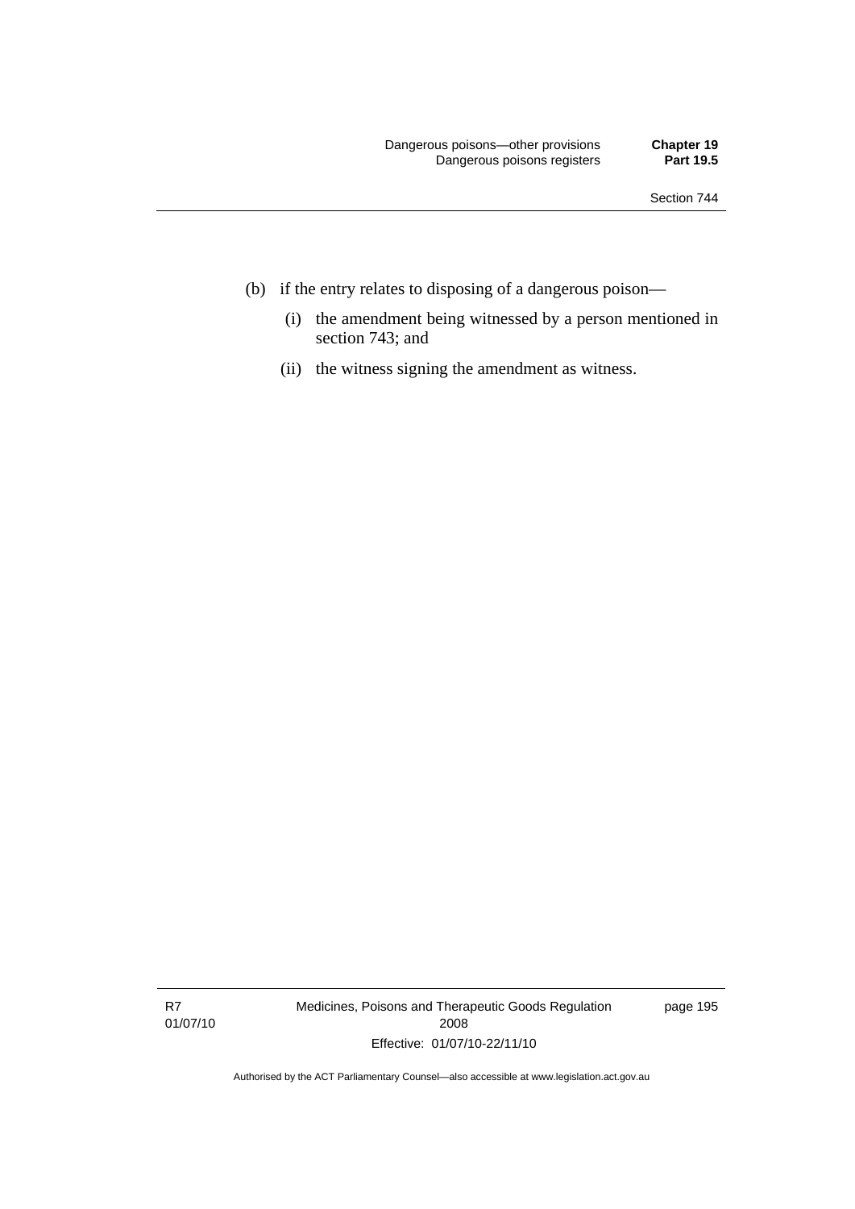(b) if the entry relates to disposing of a dangerous poison—

   (i) the amendment being witnessed by a person mentioned in section 743; and

   (ii) the witness signing the amendment as witness.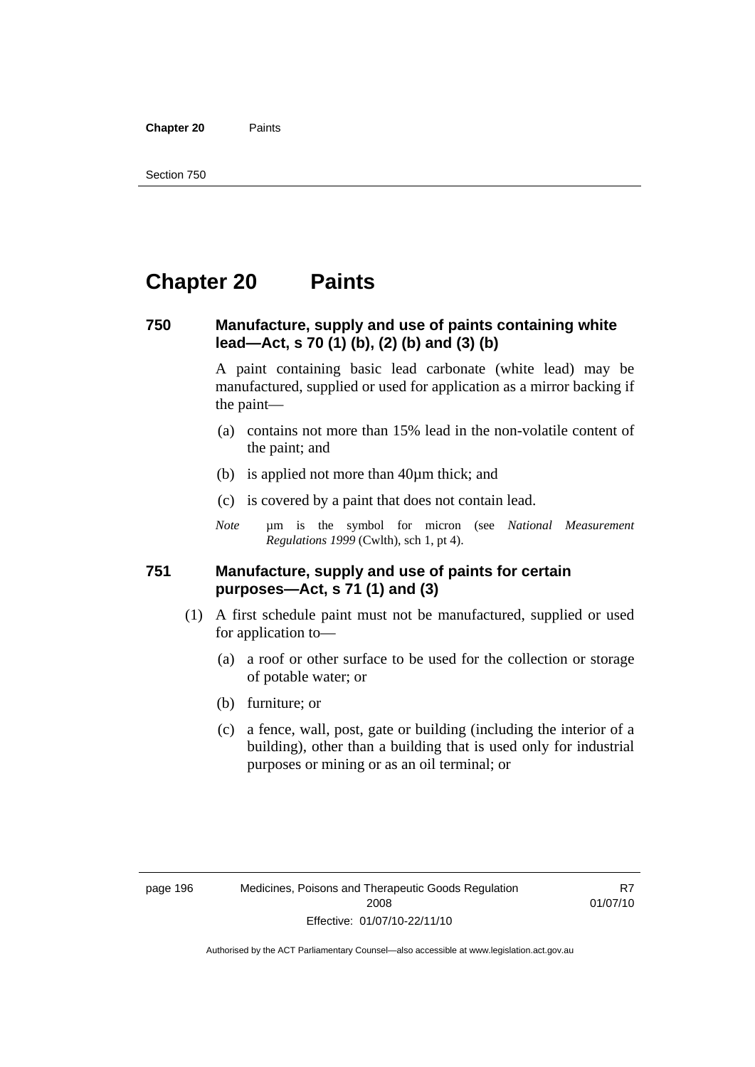# Chapter 20 Paints

### 750 Manufacture, supply and use of paints containing white lead—Act, s 70 (1) (b), (2) (b) and (3) (b)

A paint containing basic lead carbonate (white lead) may be manufactured, supplied or used for application as a mirror backing if the paint—

(a) contains not more than 15% lead in the non-volatile content of the paint; and

(b) is applied not more than 40µm thick; and

(c) is covered by a paint that does not contain lead.

*Note* µm is the symbol for micron (see *National Measurement Regulations 1999* (Cwlth), sch 1, pt 4).

### 751 Manufacture, supply and use of paints for certain purposes—Act, s 71 (1) and (3)

(1) A first schedule paint must not be manufactured, supplied or used for application to—

(a) a roof or other surface to be used for the collection or storage of potable water; or

(b) furniture; or

(c) a fence, wall, post, gate or building (including the interior of a building), other than a building that is used only for industrial purposes or mining or as an oil terminal; or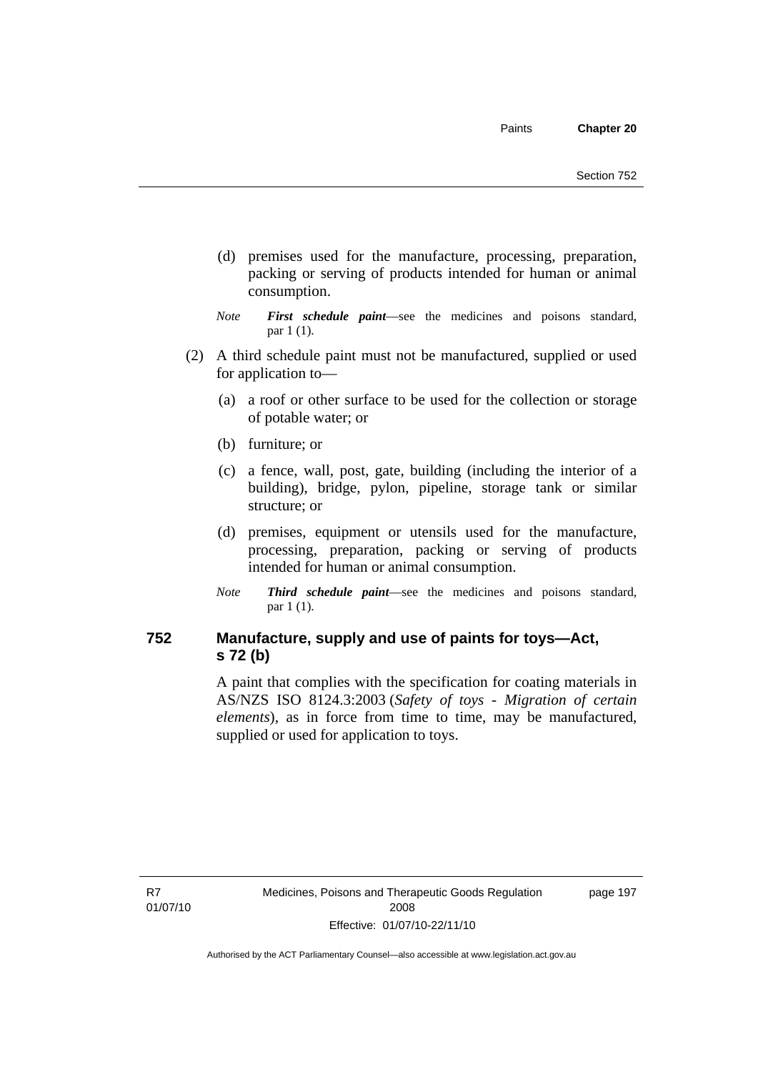(d) premises used for the manufacture, processing, preparation, packing or serving of products intended for human or animal consumption.

*Note* ***First schedule paint***—see the medicines and poisons standard, par 1 (1).

(2) A third schedule paint must not be manufactured, supplied or used for application to—

(a) a roof or other surface to be used for the collection or storage of potable water; or

(b) furniture; or

(c) a fence, wall, post, gate, building (including the interior of a building), bridge, pylon, pipeline, storage tank or similar structure; or

(d) premises, equipment or utensils used for the manufacture, processing, preparation, packing or serving of products intended for human or animal consumption.

*Note* ***Third schedule paint***—see the medicines and poisons standard, par 1 (1).

## 752 Manufacture, supply and use of paints for toys—Act, s 72 (b)

A paint that complies with the specification for coating materials in AS/NZS ISO 8124.3:2003 (*Safety of toys - Migration of certain elements*), as in force from time to time, may be manufactured, supplied or used for application to toys.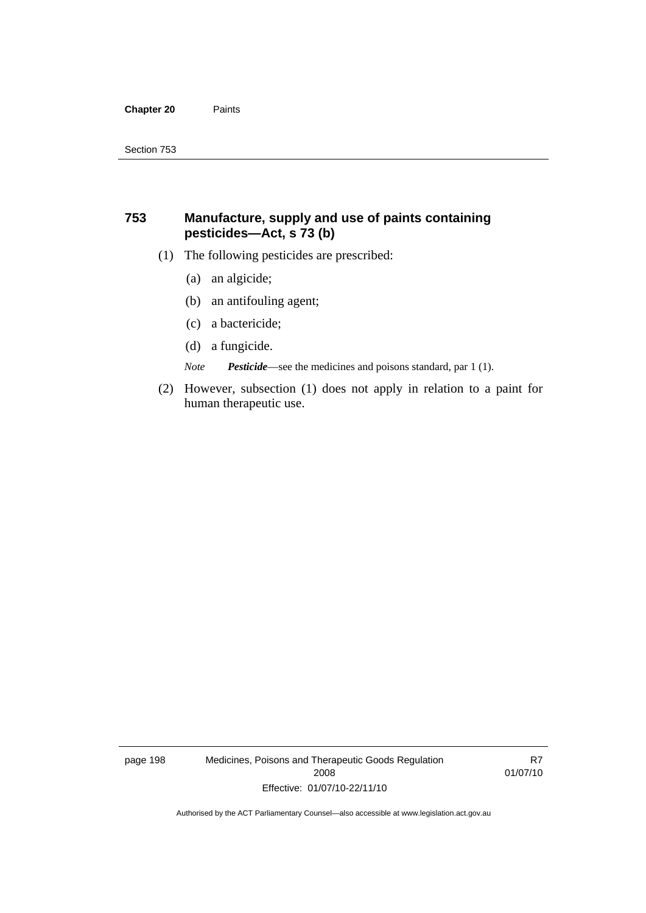## 753 Manufacture, supply and use of paints containing pesticides—Act, s 73 (b)

(1) The following pesticides are prescribed:

(a) an algicide;

(b) an antifouling agent;

(c) a bactericide;

(d) a fungicide.

*Note* ***Pesticide***—see the medicines and poisons standard, par 1 (1).

(2) However, subsection (1) does not apply in relation to a paint for human therapeutic use.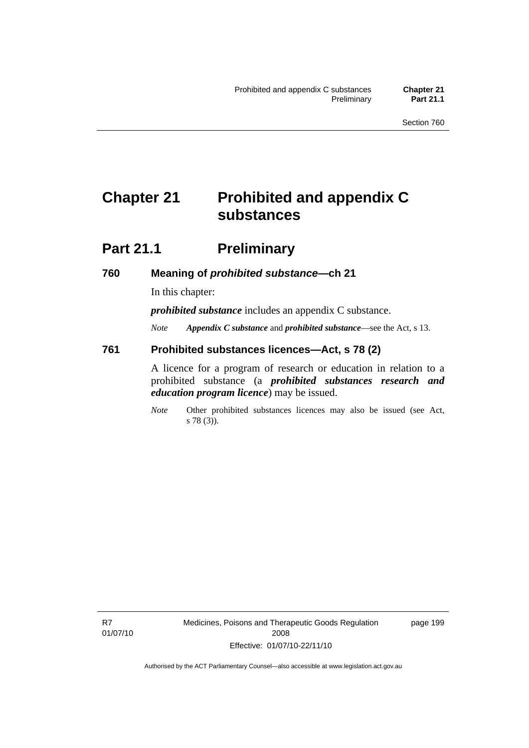# Chapter 21 Prohibited and appendix C substances

## Part 21.1 Preliminary

### 760 Meaning of *prohibited substance*—ch 21

In this chapter:

***prohibited substance*** includes an appendix C substance.

*Note* ***Appendix C substance*** and ***prohibited substance***—see the Act, s 13.

### 761 Prohibited substances licences—Act, s 78 (2)

A licence for a program of research or education in relation to a prohibited substance (a ***prohibited substances research and education program licence***) may be issued.

*Note* Other prohibited substances licences may also be issued (see Act, s 78 (3)).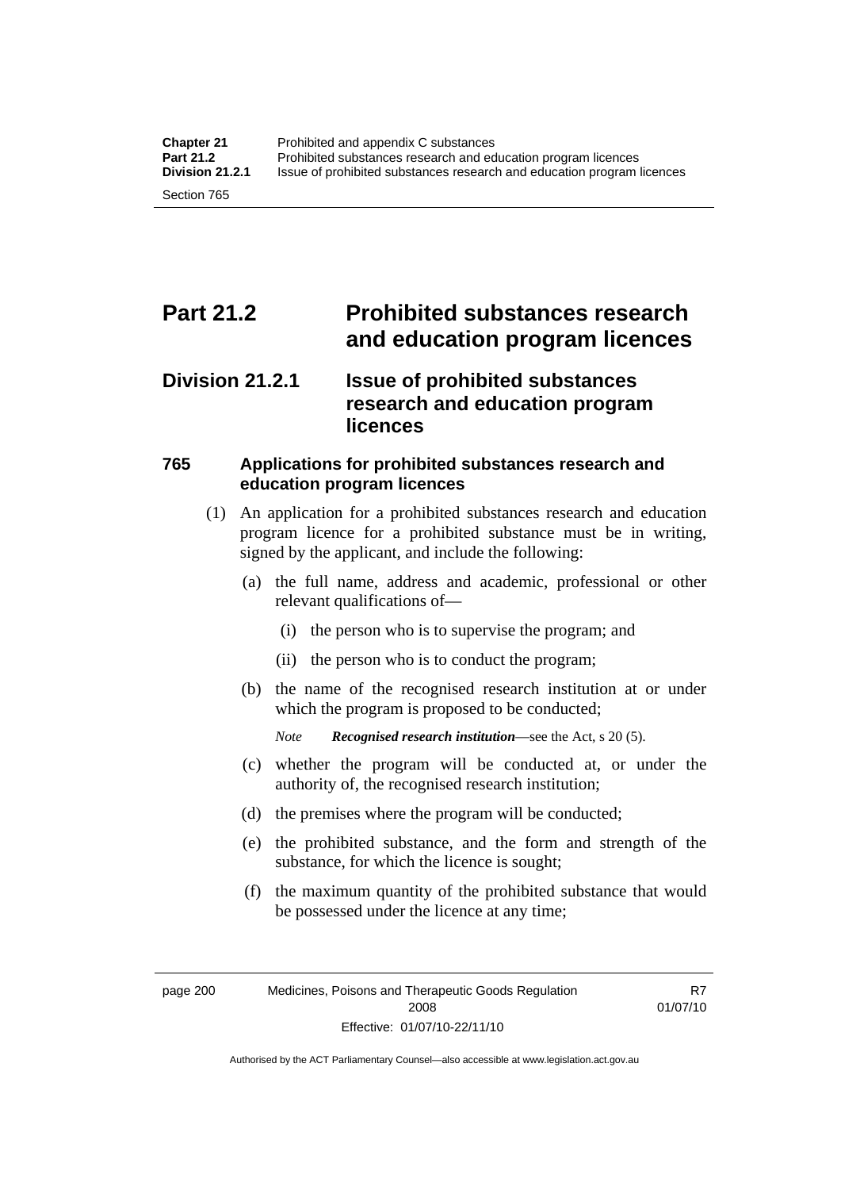# Part 21.2 Prohibited substances research and education program licences

## Division 21.2.1 Issue of prohibited substances research and education program licences

### 765 Applications for prohibited substances research and education program licences

(1) An application for a prohibited substances research and education program licence for a prohibited substance must be in writing, signed by the applicant, and include the following:

(a) the full name, address and academic, professional or other relevant qualifications of—

(i) the person who is to supervise the program; and

(ii) the person who is to conduct the program;

(b) the name of the recognised research institution at or under which the program is proposed to be conducted;

*Note* ***Recognised research institution***—see the Act, s 20 (5).

(c) whether the program will be conducted at, or under the authority of, the recognised research institution;

(d) the premises where the program will be conducted;

(e) the prohibited substance, and the form and strength of the substance, for which the licence is sought;

(f) the maximum quantity of the prohibited substance that would be possessed under the licence at any time;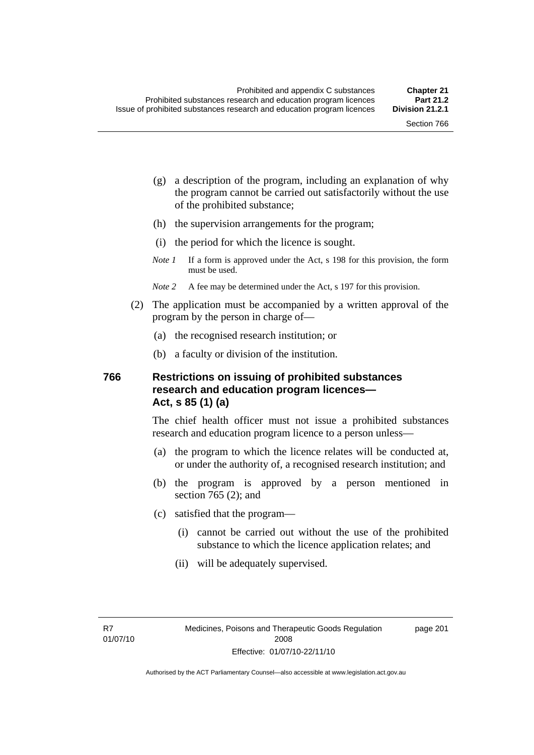(g) a description of the program, including an explanation of why the program cannot be carried out satisfactorily without the use of the prohibited substance;

(h) the supervision arrangements for the program;

(i) the period for which the licence is sought.

*Note 1* If a form is approved under the Act, s 198 for this provision, the form must be used.

*Note 2* A fee may be determined under the Act, s 197 for this provision.

(2) The application must be accompanied by a written approval of the program by the person in charge of—

(a) the recognised research institution; or

(b) a faculty or division of the institution.

### 766 Restrictions on issuing of prohibited substances research and education program licences—Act, s 85 (1) (a)

The chief health officer must not issue a prohibited substances research and education program licence to a person unless—

(a) the program to which the licence relates will be conducted at, or under the authority of, a recognised research institution; and

(b) the program is approved by a person mentioned in section 765 (2); and

(c) satisfied that the program—

(i) cannot be carried out without the use of the prohibited substance to which the licence application relates; and

(ii) will be adequately supervised.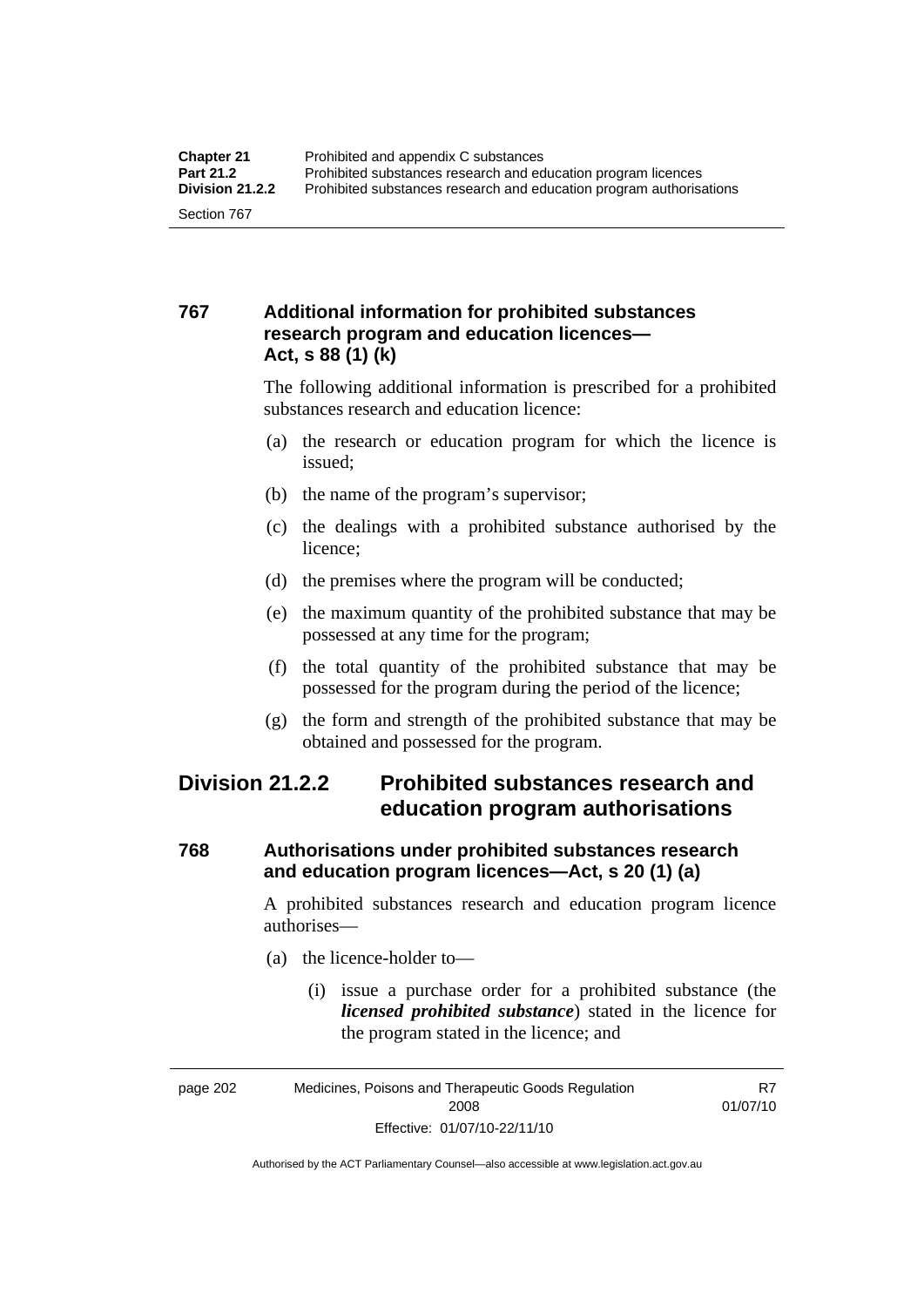### 767 Additional information for prohibited substances research program and education licences—Act, s 88 (1) (k)

The following additional information is prescribed for a prohibited substances research and education licence:

(a) the research or education program for which the licence is issued;

(b) the name of the program's supervisor;

(c) the dealings with a prohibited substance authorised by the licence;

(d) the premises where the program will be conducted;

(e) the maximum quantity of the prohibited substance that may be possessed at any time for the program;

(f) the total quantity of the prohibited substance that may be possessed for the program during the period of the licence;

(g) the form and strength of the prohibited substance that may be obtained and possessed for the program.

## Division 21.2.2 Prohibited substances research and education program authorisations

### 768 Authorisations under prohibited substances research and education program licences—Act, s 20 (1) (a)

A prohibited substances research and education program licence authorises—

(a) the licence-holder to—

(i) issue a purchase order for a prohibited substance (the ***licensed prohibited substance***) stated in the licence for the program stated in the licence; and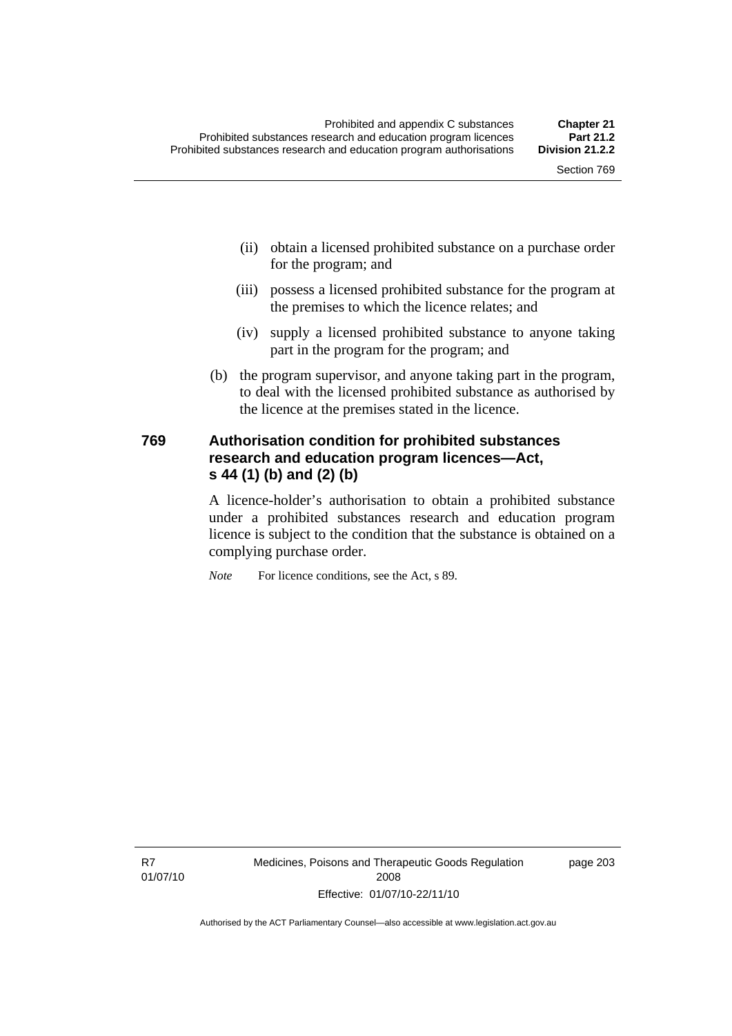(ii) obtain a licensed prohibited substance on a purchase order for the program; and

(iii) possess a licensed prohibited substance for the program at the premises to which the licence relates; and

(iv) supply a licensed prohibited substance to anyone taking part in the program for the program; and

(b) the program supervisor, and anyone taking part in the program, to deal with the licensed prohibited substance as authorised by the licence at the premises stated in the licence.

## 769 Authorisation condition for prohibited substances research and education program licences—Act, s 44 (1) (b) and (2) (b)

A licence-holder's authorisation to obtain a prohibited substance under a prohibited substances research and education program licence is subject to the condition that the substance is obtained on a complying purchase order.

*Note* For licence conditions, see the Act, s 89.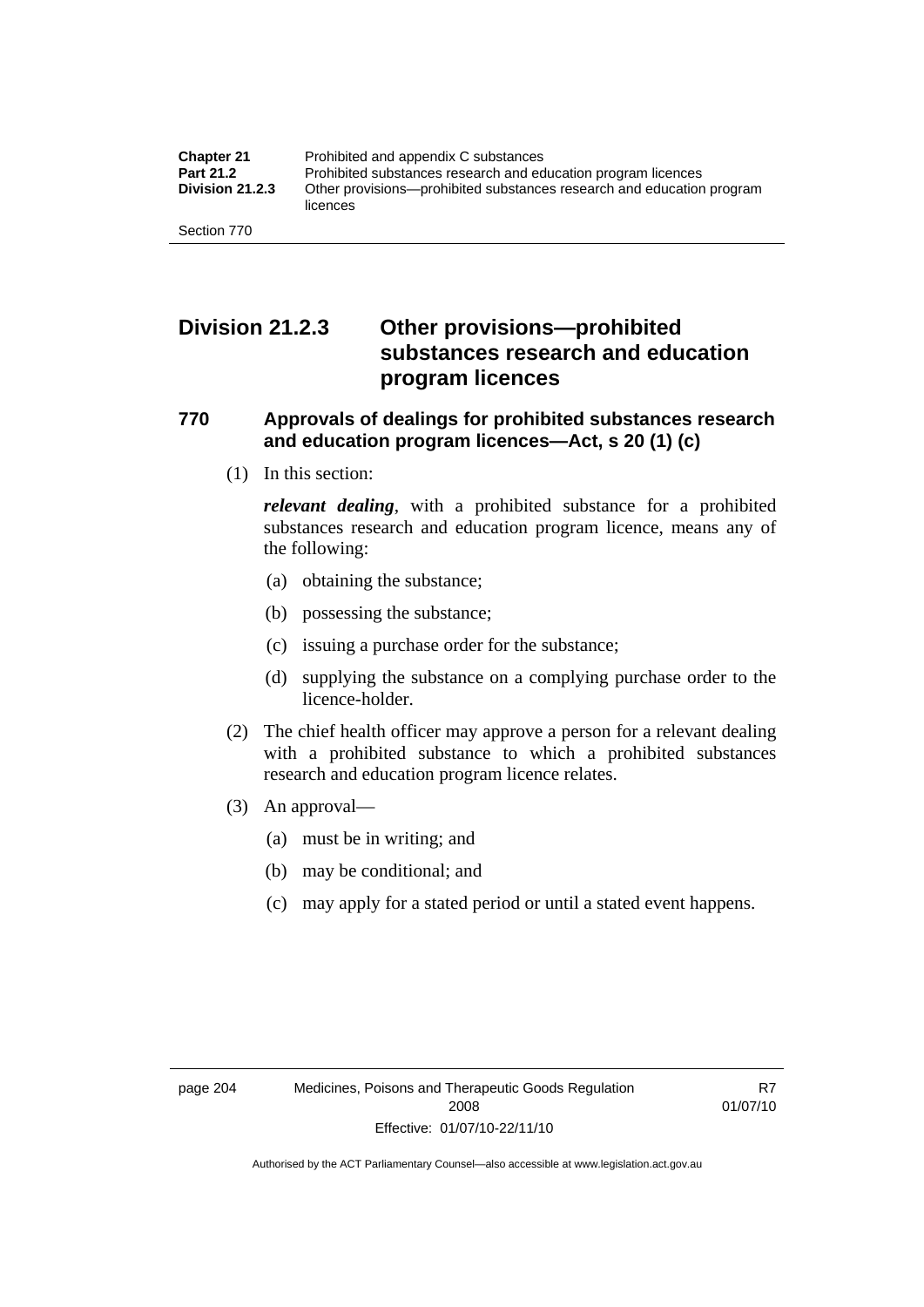## Division 21.2.3 Other provisions—prohibited substances research and education program licences

### 770 Approvals of dealings for prohibited substances research and education program licences—Act, s 20 (1) (c)

(1) In this section:

***relevant dealing***, with a prohibited substance for a prohibited substances research and education program licence, means any of the following:

- (a) obtaining the substance;
- (b) possessing the substance;
- (c) issuing a purchase order for the substance;
- (d) supplying the substance on a complying purchase order to the licence-holder.

(2) The chief health officer may approve a person for a relevant dealing with a prohibited substance to which a prohibited substances research and education program licence relates.

(3) An approval—

- (a) must be in writing; and
- (b) may be conditional; and
- (c) may apply for a stated period or until a stated event happens.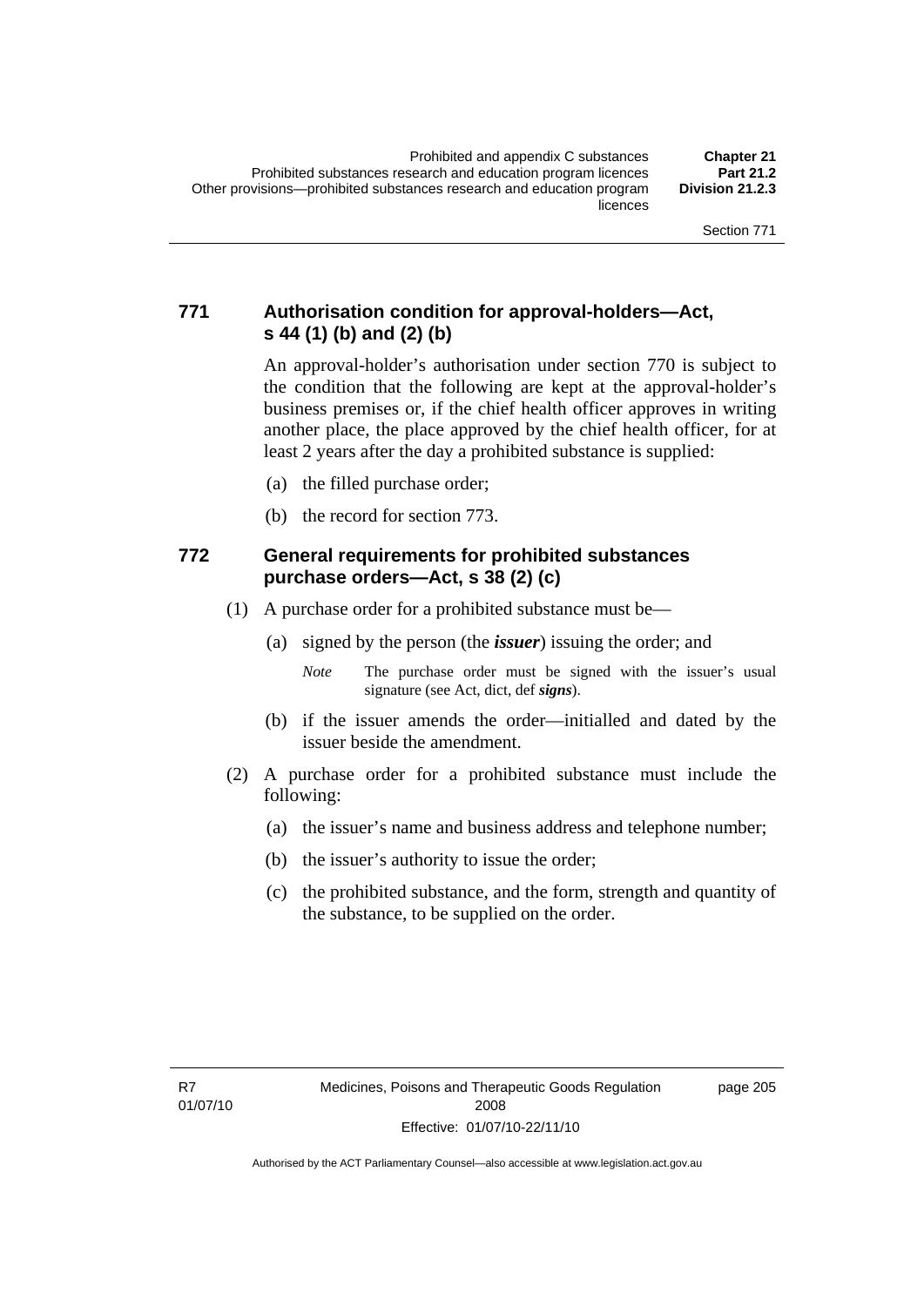## 771 Authorisation condition for approval-holders—Act, s 44 (1) (b) and (2) (b)

An approval-holder's authorisation under section 770 is subject to the condition that the following are kept at the approval-holder's business premises or, if the chief health officer approves in writing another place, the place approved by the chief health officer, for at least 2 years after the day a prohibited substance is supplied:

(a) the filled purchase order;

(b) the record for section 773.

## 772 General requirements for prohibited substances purchase orders—Act, s 38 (2) (c)

(1) A purchase order for a prohibited substance must be—

(a) signed by the person (the ***issuer***) issuing the order; and

*Note* The purchase order must be signed with the issuer's usual signature (see Act, dict, def ***signs***).

(b) if the issuer amends the order—initialled and dated by the issuer beside the amendment.

(2) A purchase order for a prohibited substance must include the following:

(a) the issuer's name and business address and telephone number;

(b) the issuer's authority to issue the order;

(c) the prohibited substance, and the form, strength and quantity of the substance, to be supplied on the order.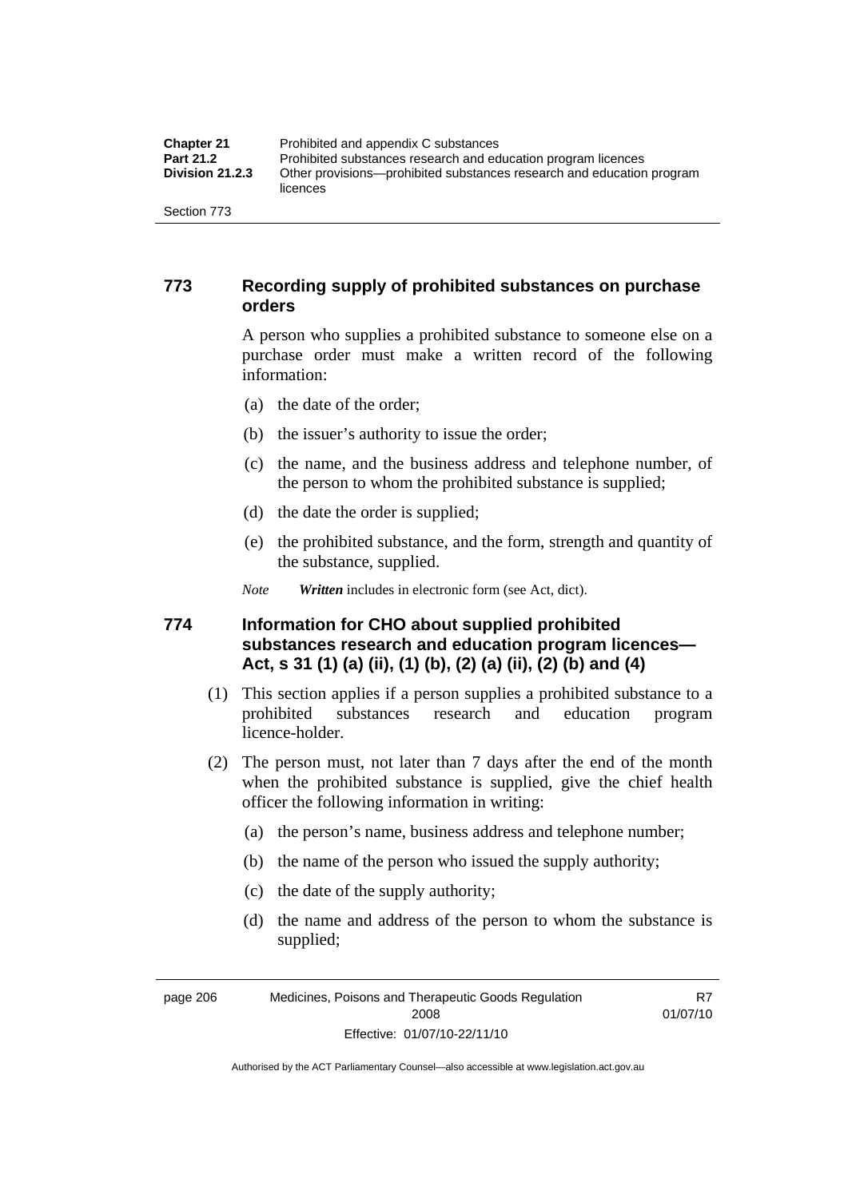## 773 Recording supply of prohibited substances on purchase orders

A person who supplies a prohibited substance to someone else on a purchase order must make a written record of the following information:

(a) the date of the order;

(b) the issuer's authority to issue the order;

(c) the name, and the business address and telephone number, of the person to whom the prohibited substance is supplied;

(d) the date the order is supplied;

(e) the prohibited substance, and the form, strength and quantity of the substance, supplied.

*Note* ***Written*** includes in electronic form (see Act, dict).

## 774 Information for CHO about supplied prohibited substances research and education program licences—Act, s 31 (1) (a) (ii), (1) (b), (2) (a) (ii), (2) (b) and (4)

(1) This section applies if a person supplies a prohibited substance to a prohibited substances research and education program licence-holder.

(2) The person must, not later than 7 days after the end of the month when the prohibited substance is supplied, give the chief health officer the following information in writing:

(a) the person's name, business address and telephone number;

(b) the name of the person who issued the supply authority;

(c) the date of the supply authority;

(d) the name and address of the person to whom the substance is supplied;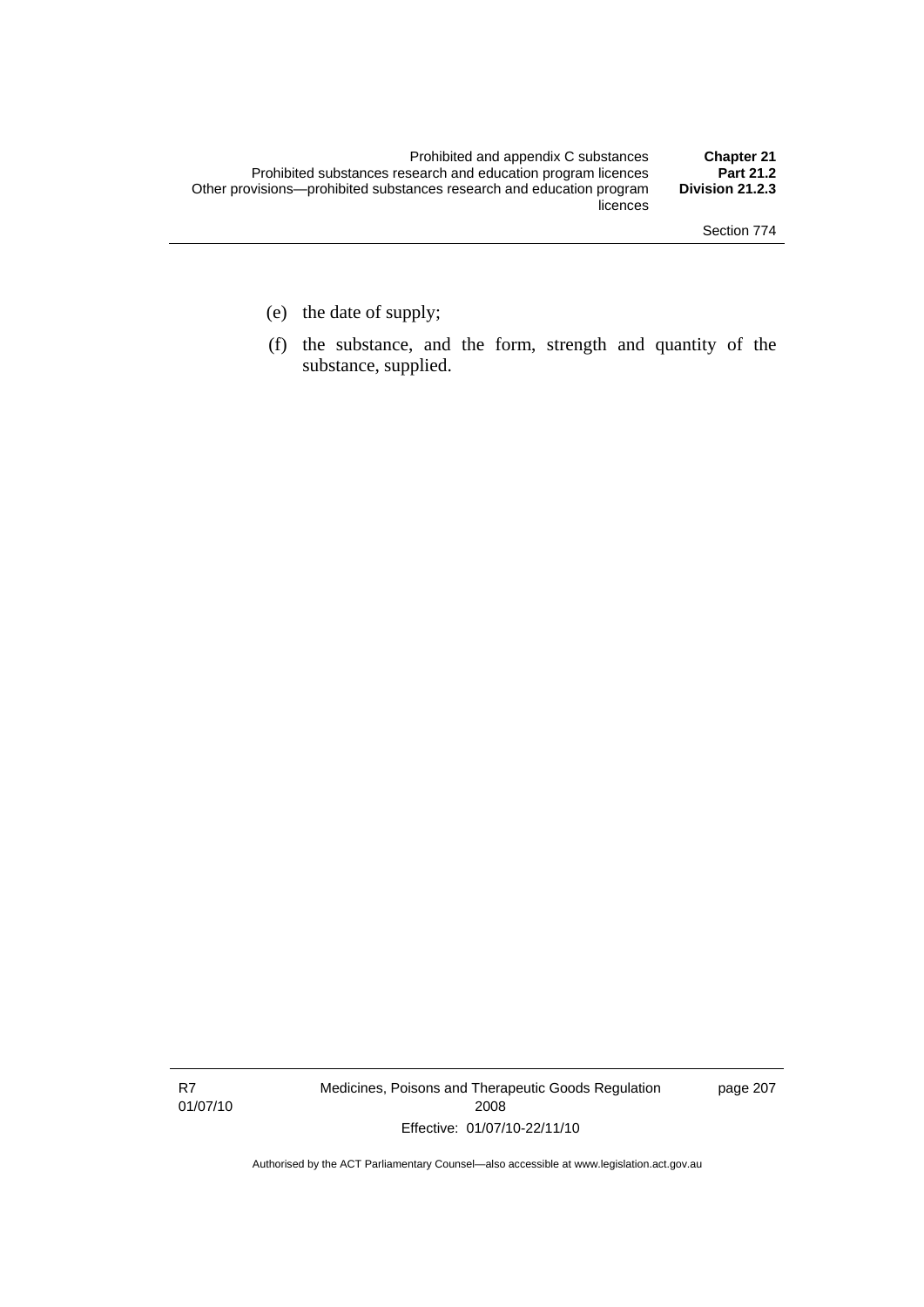(e) the date of supply;

(f) the substance, and the form, strength and quantity of the substance, supplied.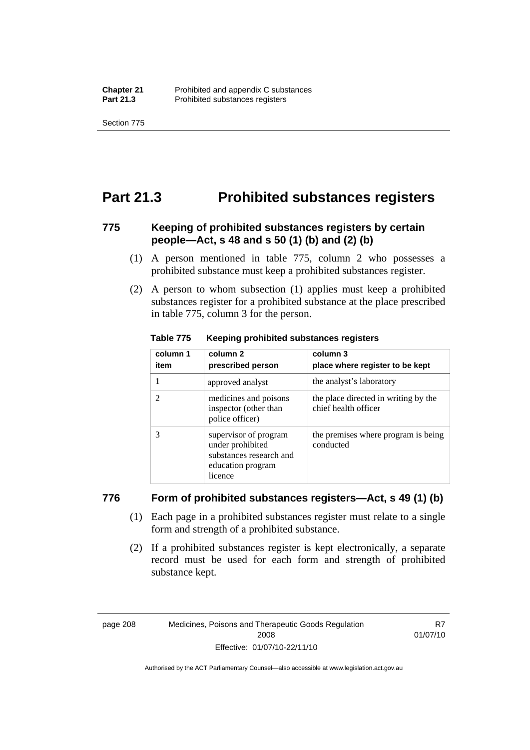# Part 21.3 Prohibited substances registers

## 775 Keeping of prohibited substances registers by certain people—Act, s 48 and s 50 (1) (b) and (2) (b)

(1) A person mentioned in table 775, column 2 who possesses a prohibited substance must keep a prohibited substances register.

(2) A person to whom subsection (1) applies must keep a prohibited substances register for a prohibited substance at the place prescribed in table 775, column 3 for the person.

**Table 775 Keeping prohibited substances registers**

| column 1 item | column 2 prescribed person | column 3 place where register to be kept |
|---|---|---|
| 1 | approved analyst | the analyst's laboratory |
| 2 | medicines and poisons inspector (other than police officer) | the place directed in writing by the chief health officer |
| 3 | supervisor of program under prohibited substances research and education program licence | the premises where program is being conducted |

## 776 Form of prohibited substances registers—Act, s 49 (1) (b)

(1) Each page in a prohibited substances register must relate to a single form and strength of a prohibited substance.

(2) If a prohibited substances register is kept electronically, a separate record must be used for each form and strength of prohibited substance kept.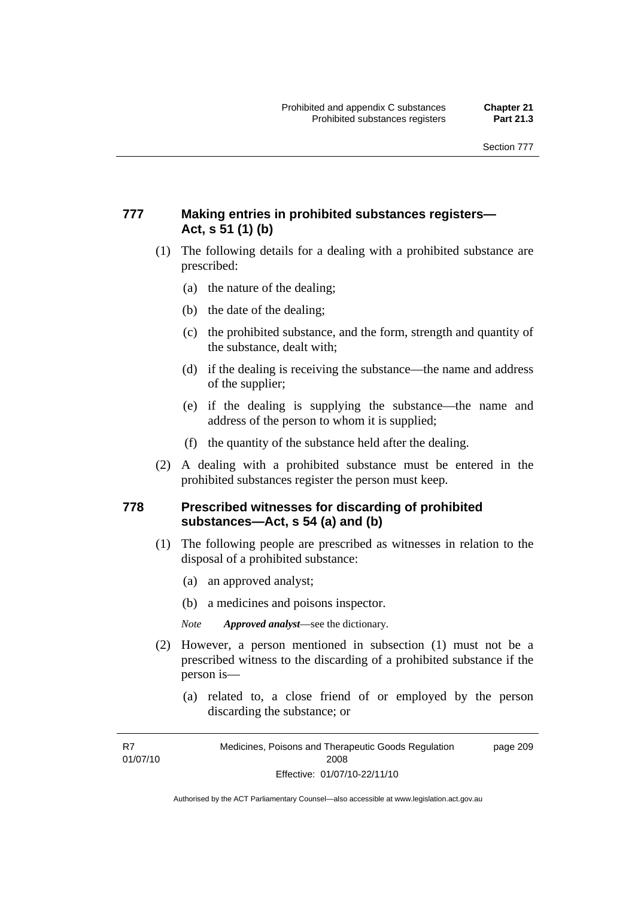### 777 Making entries in prohibited substances registers—Act, s 51 (1) (b)

(1) The following details for a dealing with a prohibited substance are prescribed:

(a) the nature of the dealing;

(b) the date of the dealing;

(c) the prohibited substance, and the form, strength and quantity of the substance, dealt with;

(d) if the dealing is receiving the substance—the name and address of the supplier;

(e) if the dealing is supplying the substance—the name and address of the person to whom it is supplied;

(f) the quantity of the substance held after the dealing.

(2) A dealing with a prohibited substance must be entered in the prohibited substances register the person must keep.

### 778 Prescribed witnesses for discarding of prohibited substances—Act, s 54 (a) and (b)

(1) The following people are prescribed as witnesses in relation to the disposal of a prohibited substance:

(a) an approved analyst;

(b) a medicines and poisons inspector.

*Note* ***Approved analyst***—see the dictionary.

(2) However, a person mentioned in subsection (1) must not be a prescribed witness to the discarding of a prohibited substance if the person is—

(a) related to, a close friend of or employed by the person discarding the substance; or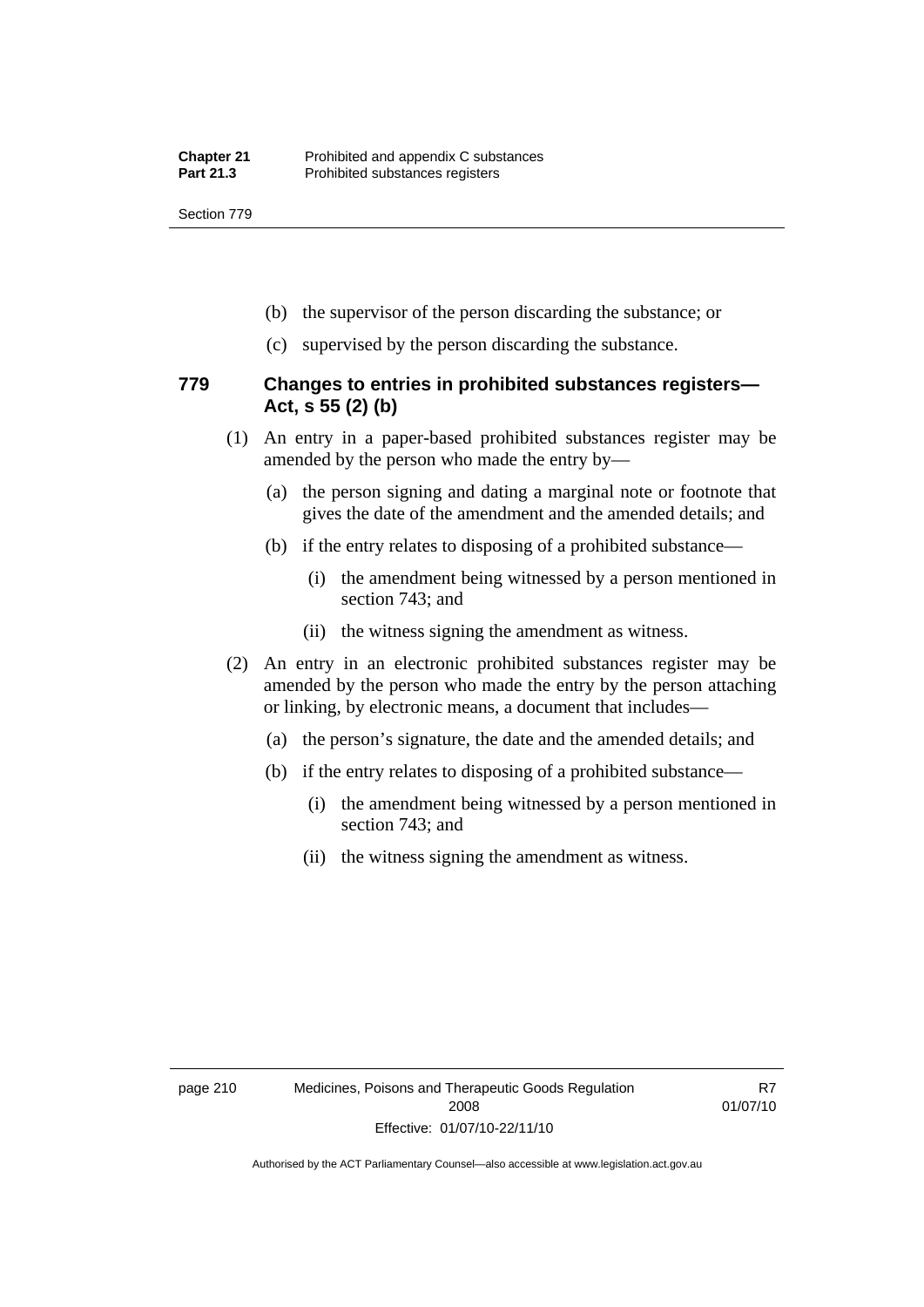(b) the supervisor of the person discarding the substance; or

(c) supervised by the person discarding the substance.

### 779 Changes to entries in prohibited substances registers—Act, s 55 (2) (b)

(1) An entry in a paper-based prohibited substances register may be amended by the person who made the entry by—

(a) the person signing and dating a marginal note or footnote that gives the date of the amendment and the amended details; and

(b) if the entry relates to disposing of a prohibited substance—

(i) the amendment being witnessed by a person mentioned in section 743; and

(ii) the witness signing the amendment as witness.

(2) An entry in an electronic prohibited substances register may be amended by the person who made the entry by the person attaching or linking, by electronic means, a document that includes—

(a) the person's signature, the date and the amended details; and

(b) if the entry relates to disposing of a prohibited substance—

(i) the amendment being witnessed by a person mentioned in section 743; and

(ii) the witness signing the amendment as witness.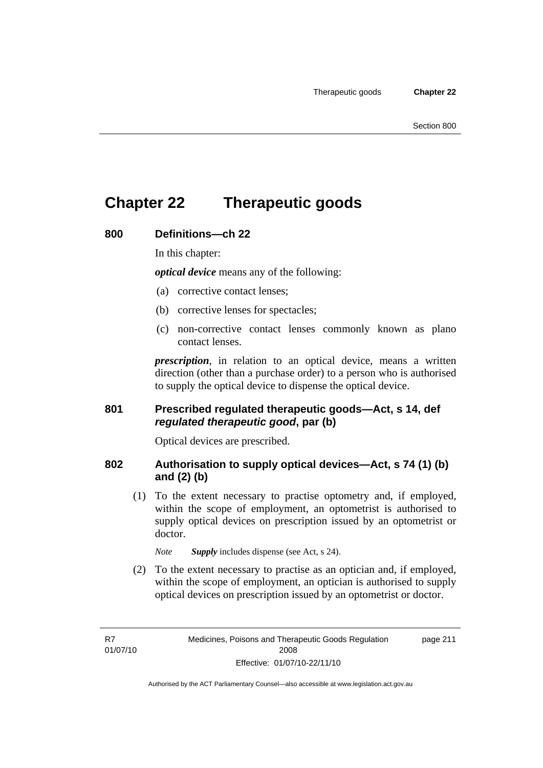# Chapter 22 Therapeutic goods

### 800 Definitions—ch 22

In this chapter:

***optical device*** means any of the following:

(a) corrective contact lenses;

(b) corrective lenses for spectacles;

(c) non-corrective contact lenses commonly known as plano contact lenses.

***prescription***, in relation to an optical device, means a written direction (other than a purchase order) to a person who is authorised to supply the optical device to dispense the optical device.

### 801 Prescribed regulated therapeutic goods—Act, s 14, def *regulated therapeutic good*, par (b)

Optical devices are prescribed.

### 802 Authorisation to supply optical devices—Act, s 74 (1) (b) and (2) (b)

(1) To the extent necessary to practise optometry and, if employed, within the scope of employment, an optometrist is authorised to supply optical devices on prescription issued by an optometrist or doctor.

*Note* ***Supply*** includes dispense (see Act, s 24).

(2) To the extent necessary to practise as an optician and, if employed, within the scope of employment, an optician is authorised to supply optical devices on prescription issued by an optometrist or doctor.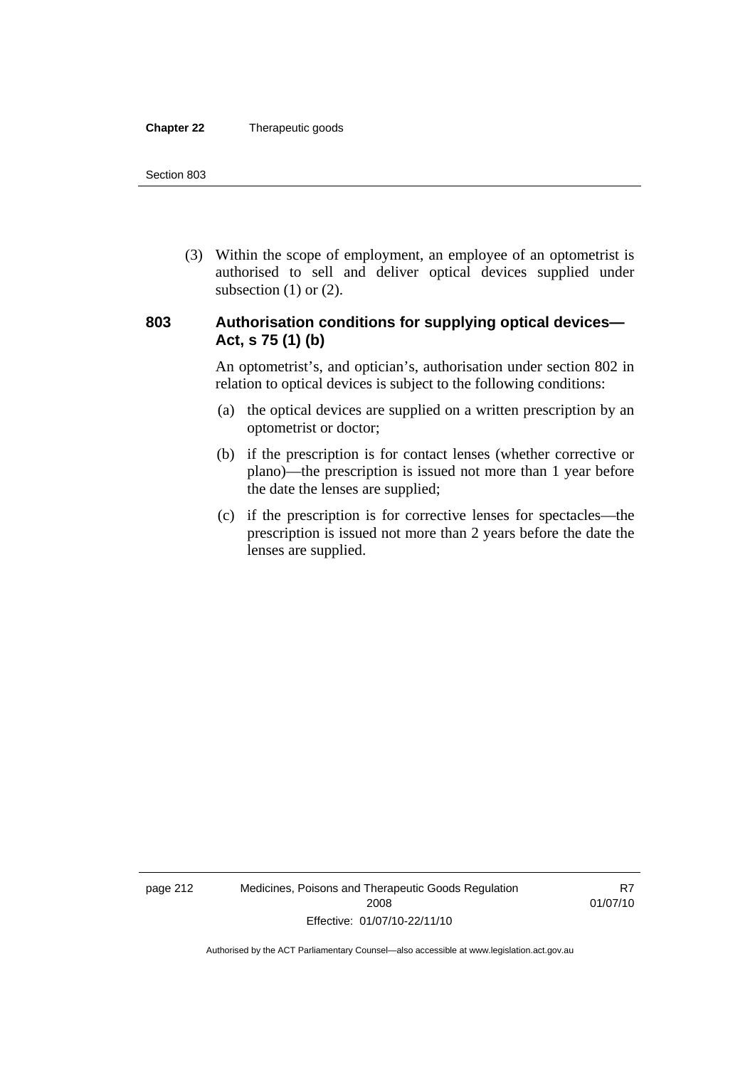(3) Within the scope of employment, an employee of an optometrist is authorised to sell and deliver optical devices supplied under subsection (1) or (2).

### 803 Authorisation conditions for supplying optical devices—Act, s 75 (1) (b)

An optometrist's, and optician's, authorisation under section 802 in relation to optical devices is subject to the following conditions:

(a) the optical devices are supplied on a written prescription by an optometrist or doctor;

(b) if the prescription is for contact lenses (whether corrective or plano)—the prescription is issued not more than 1 year before the date the lenses are supplied;

(c) if the prescription is for corrective lenses for spectacles—the prescription is issued not more than 2 years before the date the lenses are supplied.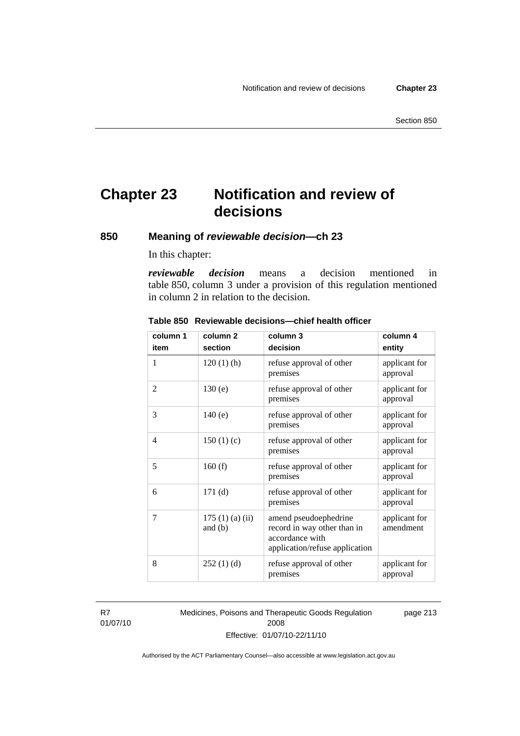# Chapter 23 Notification and review of decisions

## 850 Meaning of *reviewable decision*—ch 23

In this chapter:

***reviewable decision*** means a decision mentioned in table 850, column 3 under a provision of this regulation mentioned in column 2 in relation to the decision.

**Table 850 Reviewable decisions—chief health officer**

| column 1<br>item | column 2<br>section | column 3<br>decision | column 4<br>entity |
|---|---|---|---|
| 1 | 120 (1) (h) | refuse approval of other premises | applicant for approval |
| 2 | 130 (e) | refuse approval of other premises | applicant for approval |
| 3 | 140 (e) | refuse approval of other premises | applicant for approval |
| 4 | 150 (1) (c) | refuse approval of other premises | applicant for approval |
| 5 | 160 (f) | refuse approval of other premises | applicant for approval |
| 6 | 171 (d) | refuse approval of other premises | applicant for approval |
| 7 | 175 (1) (a) (ii) and (b) | amend pseudoephedrine record in way other than in accordance with application/refuse application | applicant for amendment |
| 8 | 252 (1) (d) | refuse approval of other premises | applicant for approval |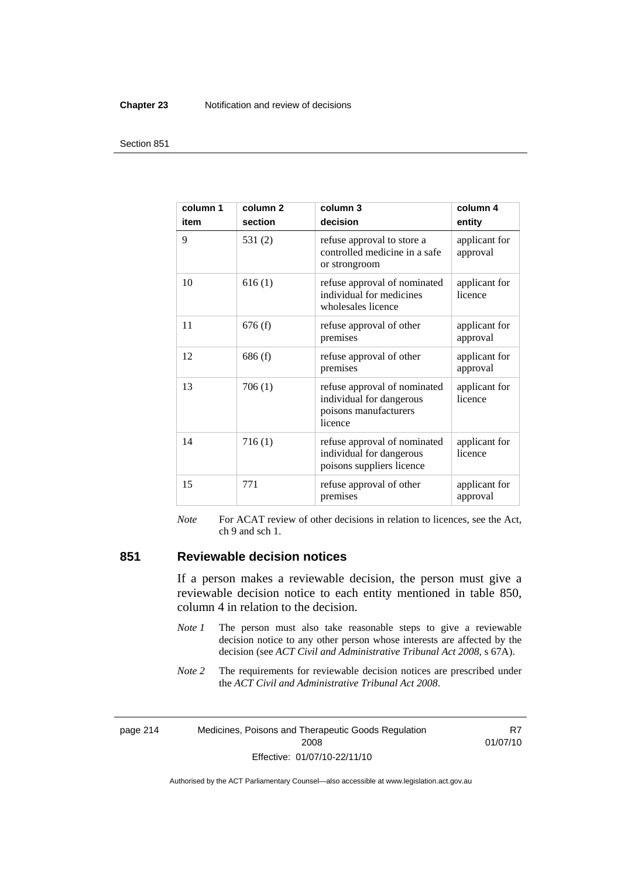| column 1 item | column 2 section | column 3 decision | column 4 entity |
|---|---|---|---|
| 9 | 531 (2) | refuse approval to store a controlled medicine in a safe or strongroom | applicant for approval |
| 10 | 616 (1) | refuse approval of nominated individual for medicines wholesales licence | applicant for licence |
| 11 | 676 (f) | refuse approval of other premises | applicant for approval |
| 12 | 686 (f) | refuse approval of other premises | applicant for approval |
| 13 | 706 (1) | refuse approval of nominated individual for dangerous poisons manufacturers licence | applicant for licence |
| 14 | 716 (1) | refuse approval of nominated individual for dangerous poisons suppliers licence | applicant for licence |
| 15 | 771 | refuse approval of other premises | applicant for approval |

*Note* For ACAT review of other decisions in relation to licences, see the Act, ch 9 and sch 1.

## 851 Reviewable decision notices

If a person makes a reviewable decision, the person must give a reviewable decision notice to each entity mentioned in table 850, column 4 in relation to the decision.

*Note 1* The person must also take reasonable steps to give a reviewable decision notice to any other person whose interests are affected by the decision (see *ACT Civil and Administrative Tribunal Act 2008*, s 67A).

*Note 2* The requirements for reviewable decision notices are prescribed under the *ACT Civil and Administrative Tribunal Act 2008*.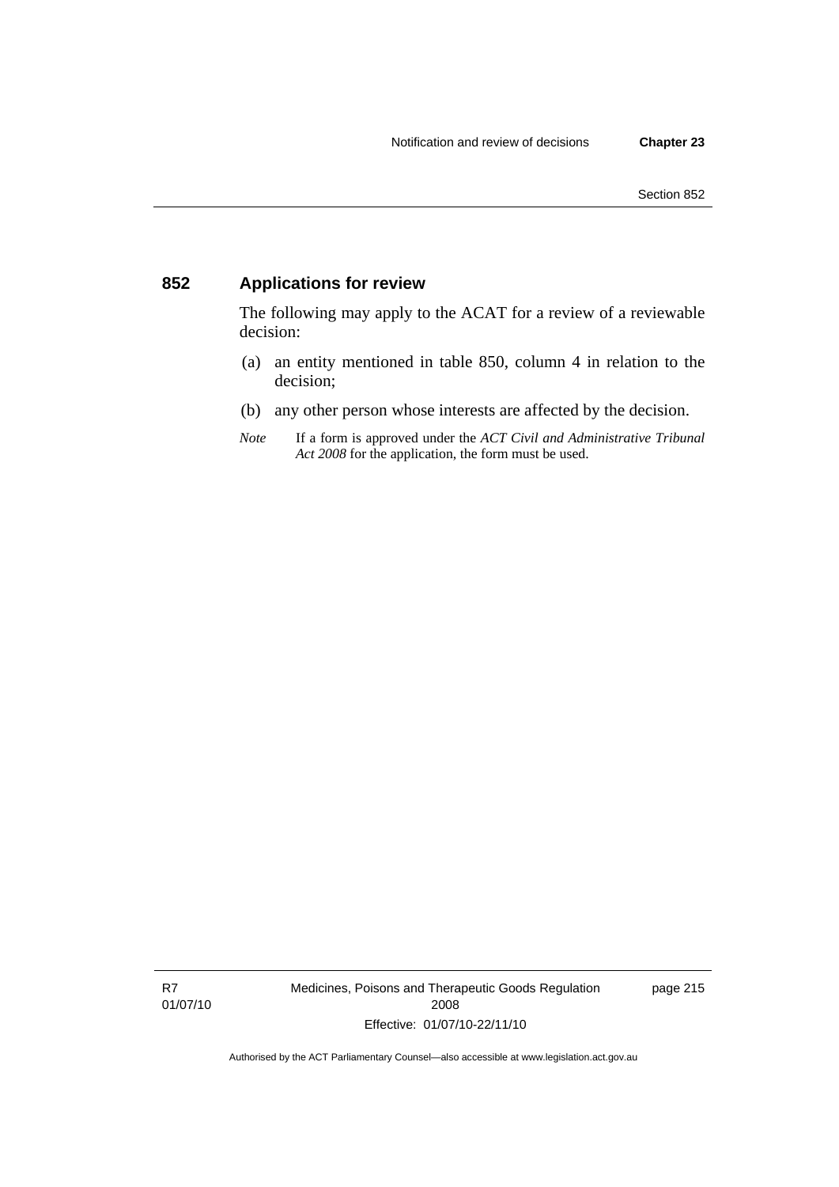## 852 Applications for review

The following may apply to the ACAT for a review of a reviewable decision:

(a) an entity mentioned in table 850, column 4 in relation to the decision;

(b) any other person whose interests are affected by the decision.

*Note* If a form is approved under the *ACT Civil and Administrative Tribunal Act 2008* for the application, the form must be used.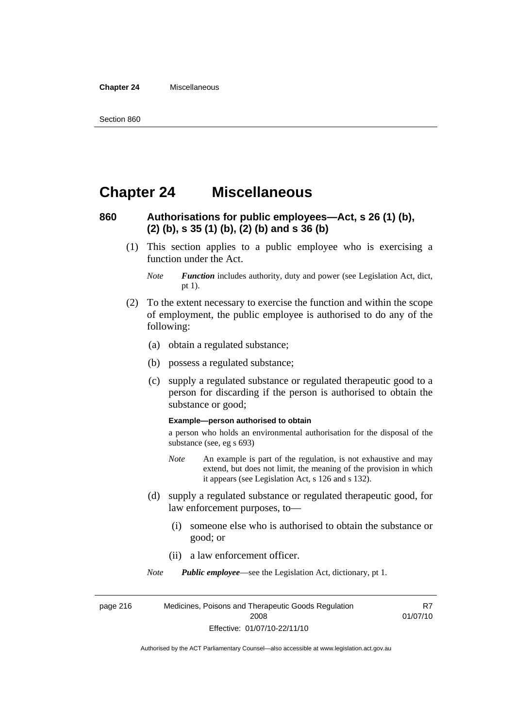# Chapter 24 Miscellaneous

## 860 Authorisations for public employees—Act, s 26 (1) (b), (2) (b), s 35 (1) (b), (2) (b) and s 36 (b)

(1) This section applies to a public employee who is exercising a function under the Act.

*Note* ***Function*** includes authority, duty and power (see Legislation Act, dict, pt 1).

(2) To the extent necessary to exercise the function and within the scope of employment, the public employee is authorised to do any of the following:

(a) obtain a regulated substance;

(b) possess a regulated substance;

(c) supply a regulated substance or regulated therapeutic good to a person for discarding if the person is authorised to obtain the substance or good;

**Example—person authorised to obtain**

a person who holds an environmental authorisation for the disposal of the substance (see, eg s 693)

*Note* An example is part of the regulation, is not exhaustive and may extend, but does not limit, the meaning of the provision in which it appears (see Legislation Act, s 126 and s 132).

(d) supply a regulated substance or regulated therapeutic good, for law enforcement purposes, to—

(i) someone else who is authorised to obtain the substance or good; or

(ii) a law enforcement officer.

*Note* ***Public employee***—see the Legislation Act, dictionary, pt 1.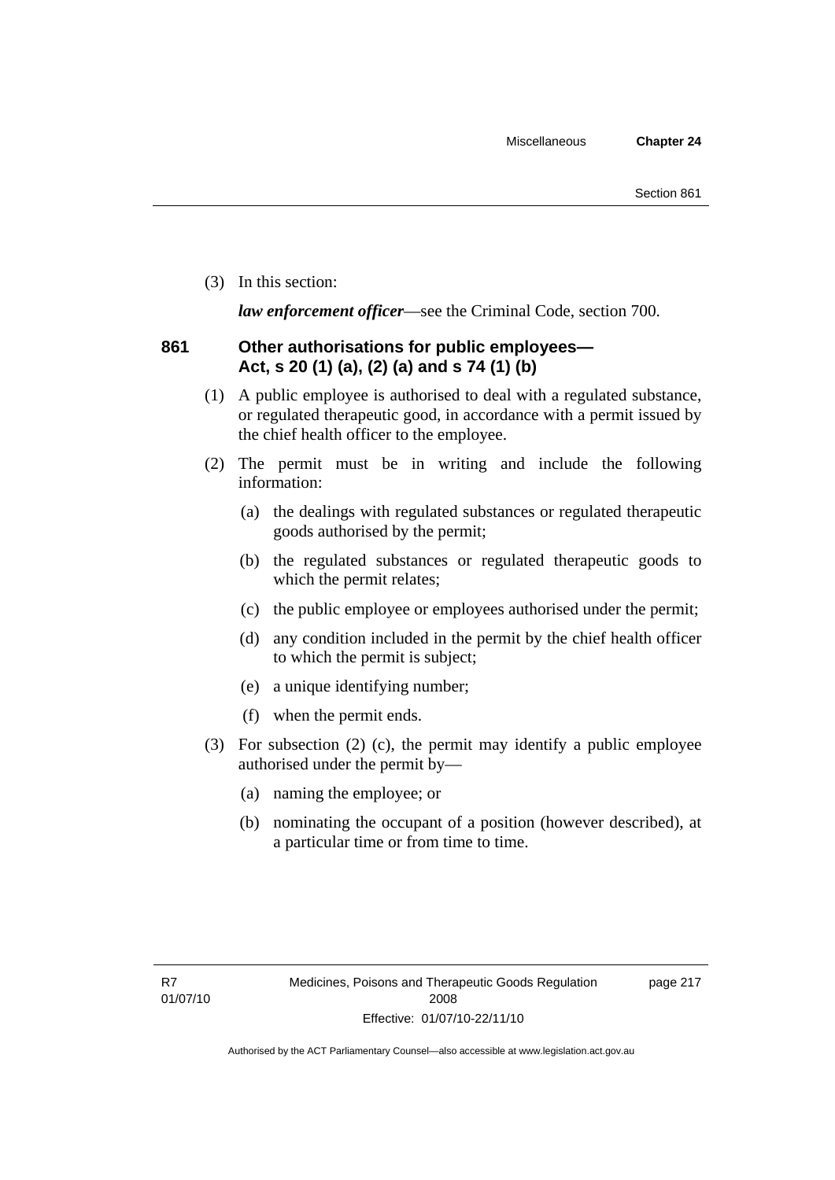(3) In this section:

***law enforcement officer***—see the Criminal Code, section 700.

### 861 Other authorisations for public employees—Act, s 20 (1) (a), (2) (a) and s 74 (1) (b)

(1) A public employee is authorised to deal with a regulated substance, or regulated therapeutic good, in accordance with a permit issued by the chief health officer to the employee.

(2) The permit must be in writing and include the following information:

(a) the dealings with regulated substances or regulated therapeutic goods authorised by the permit;

(b) the regulated substances or regulated therapeutic goods to which the permit relates;

(c) the public employee or employees authorised under the permit;

(d) any condition included in the permit by the chief health officer to which the permit is subject;

(e) a unique identifying number;

(f) when the permit ends.

(3) For subsection (2) (c), the permit may identify a public employee authorised under the permit by—

(a) naming the employee; or

(b) nominating the occupant of a position (however described), at a particular time or from time to time.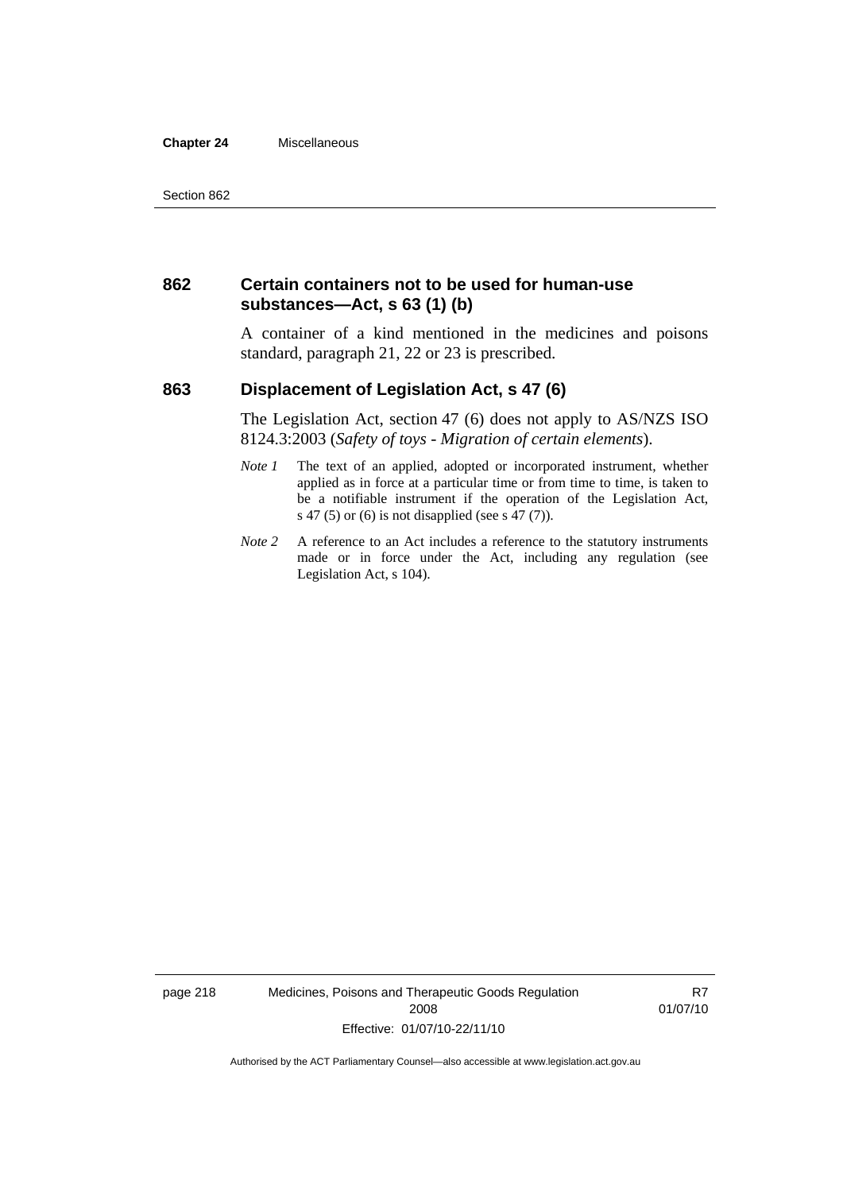## 862 Certain containers not to be used for human-use substances—Act, s 63 (1) (b)

A container of a kind mentioned in the medicines and poisons standard, paragraph 21, 22 or 23 is prescribed.

## 863 Displacement of Legislation Act, s 47 (6)

The Legislation Act, section 47 (6) does not apply to AS/NZS ISO 8124.3:2003 (*Safety of toys - Migration of certain elements*).

*Note 1* The text of an applied, adopted or incorporated instrument, whether applied as in force at a particular time or from time to time, is taken to be a notifiable instrument if the operation of the Legislation Act, s 47 (5) or (6) is not disapplied (see s 47 (7)).

*Note 2* A reference to an Act includes a reference to the statutory instruments made or in force under the Act, including any regulation (see Legislation Act, s 104).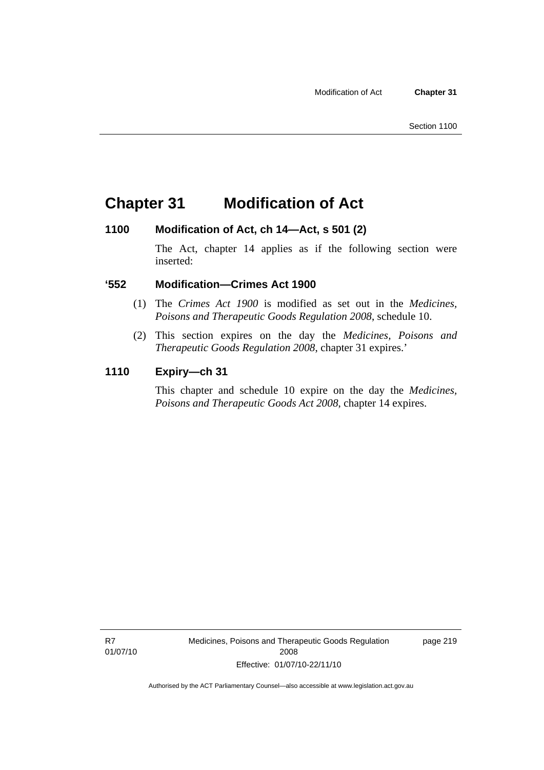# Chapter 31 Modification of Act

### 1100 Modification of Act, ch 14—Act, s 501 (2)

The Act, chapter 14 applies as if the following section were inserted:

### '552 Modification—Crimes Act 1900

(1) The *Crimes Act 1900* is modified as set out in the *Medicines, Poisons and Therapeutic Goods Regulation 2008*, schedule 10.

(2) This section expires on the day the *Medicines, Poisons and Therapeutic Goods Regulation 2008*, chapter 31 expires.'

### 1110 Expiry—ch 31

This chapter and schedule 10 expire on the day the *Medicines, Poisons and Therapeutic Goods Act 2008*, chapter 14 expires.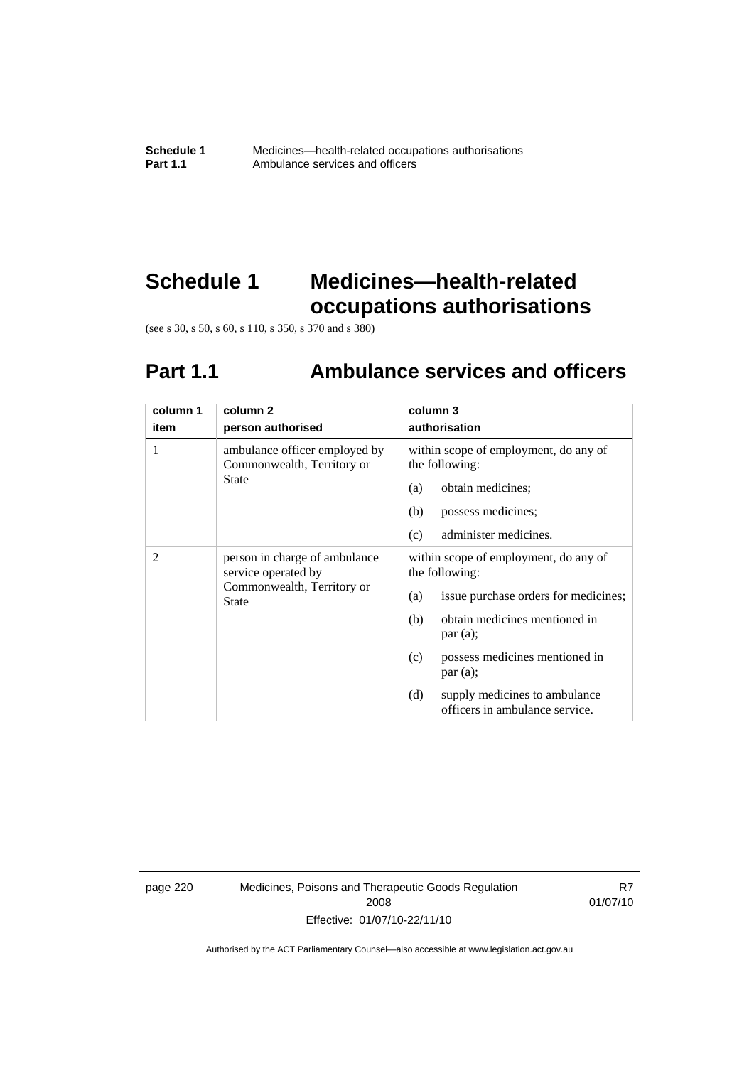# Schedule 1 Medicines—health-related occupations authorisations

(see s 30, s 50, s 60, s 110, s 350, s 370 and s 380)

## Part 1.1 Ambulance services and officers

| column 1<br>item | column 2<br>person authorised | column 3<br>authorisation |
|---|---|---|
| 1 | ambulance officer employed by Commonwealth, Territory or State | within scope of employment, do any of the following:<br>(a) obtain medicines;<br>(b) possess medicines;<br>(c) administer medicines. |
| 2 | person in charge of ambulance service operated by Commonwealth, Territory or State | within scope of employment, do any of the following:<br>(a) issue purchase orders for medicines;<br>(b) obtain medicines mentioned in par (a);<br>(c) possess medicines mentioned in par (a);<br>(d) supply medicines to ambulance officers in ambulance service. |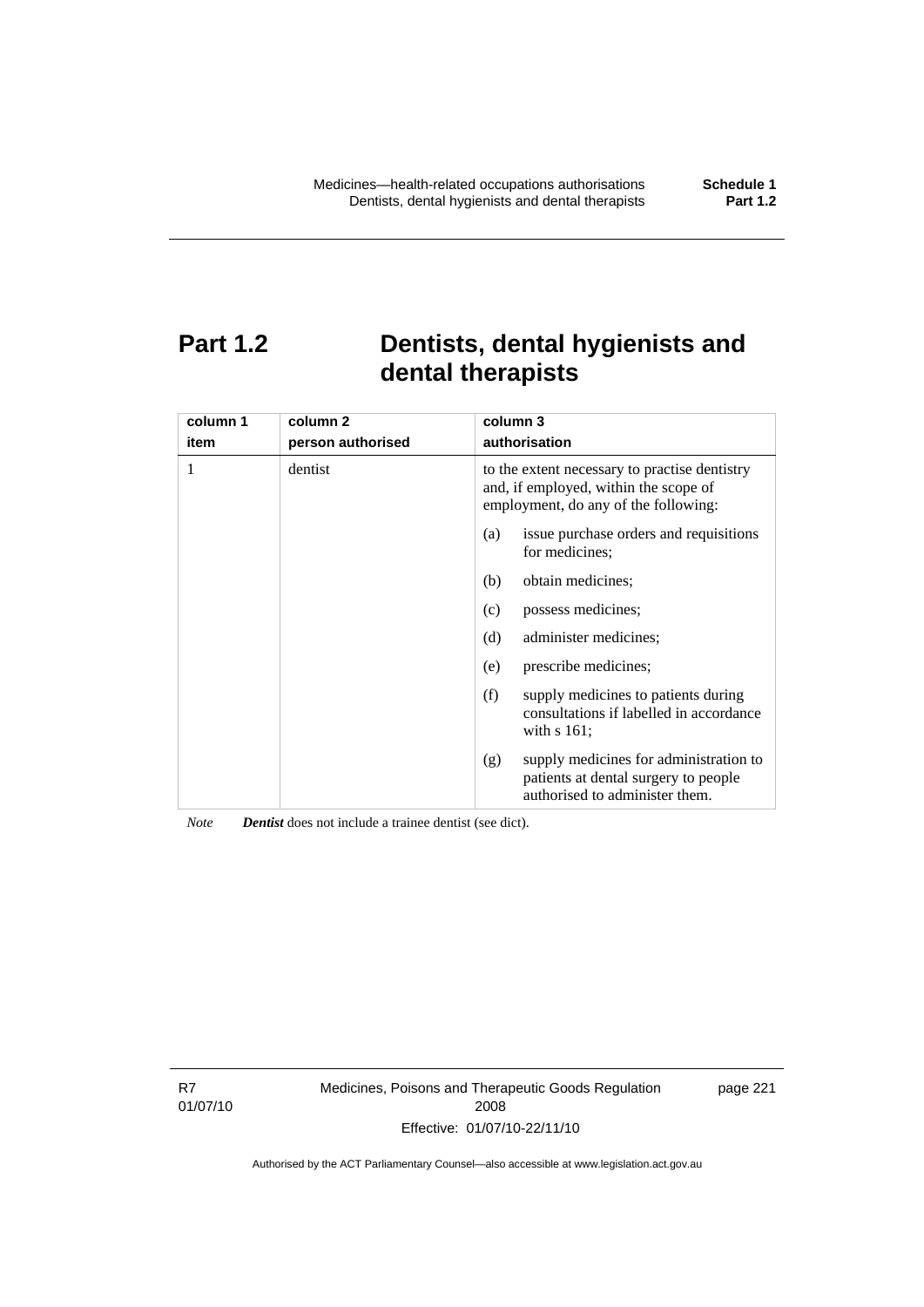# Part 1.2 Dentists, dental hygienists and dental therapists

| column 1<br>item | column 2<br>person authorised | column 3<br>authorisation |
|---|---|---|
| 1 | dentist | to the extent necessary to practise dentistry and, if employed, within the scope of employment, do any of the following:<br>(a) issue purchase orders and requisitions for medicines;<br>(b) obtain medicines;<br>(c) possess medicines;<br>(d) administer medicines;<br>(e) prescribe medicines;<br>(f) supply medicines to patients during consultations if labelled in accordance with s 161;<br>(g) supply medicines for administration to patients at dental surgery to people authorised to administer them. |

*Note* ***Dentist*** does not include a trainee dentist (see dict).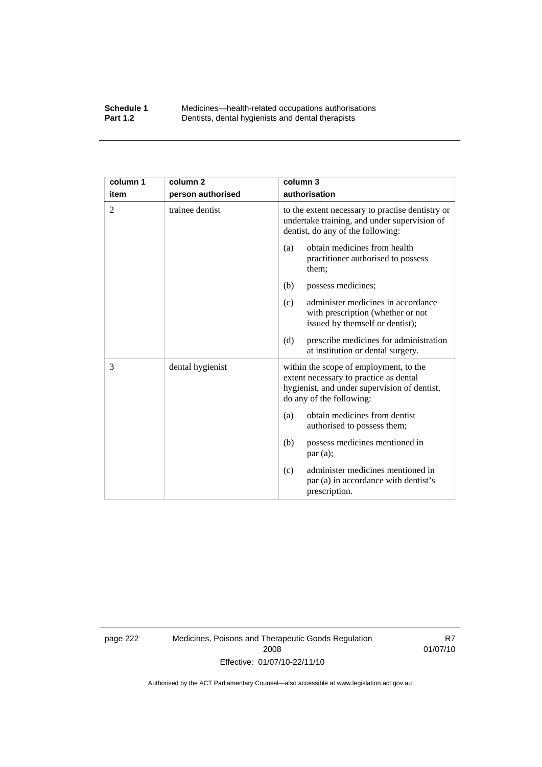| column 1 item | column 2 person authorised | column 3 authorisation |
|---|---|---|
| 2 | trainee dentist | to the extent necessary to practise dentistry or undertake training, and under supervision of dentist, do any of the following:<br>(a) obtain medicines from health practitioner authorised to possess them;<br>(b) possess medicines;<br>(c) administer medicines in accordance with prescription (whether or not issued by themself or dentist);<br>(d) prescribe medicines for administration at institution or dental surgery. |
| 3 | dental hygienist | within the scope of employment, to the extent necessary to practice as dental hygienist, and under supervision of dentist, do any of the following:<br>(a) obtain medicines from dentist authorised to possess them;<br>(b) possess medicines mentioned in par (a);<br>(c) administer medicines mentioned in par (a) in accordance with dentist's prescription. |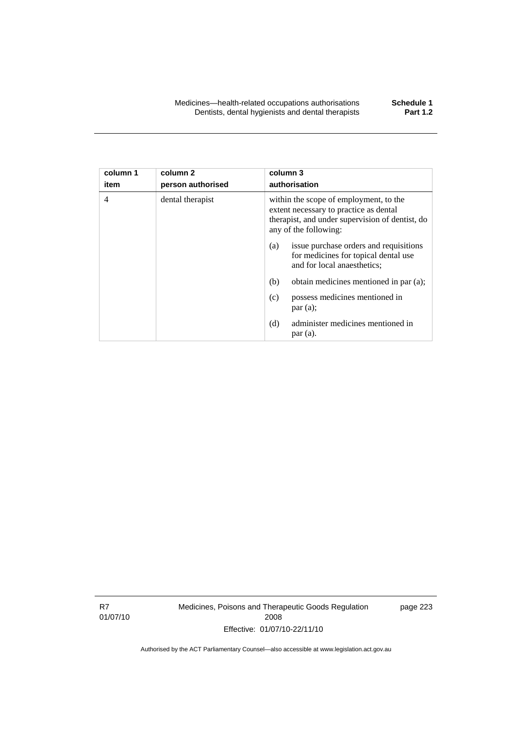| column 1 item | column 2 person authorised | column 3 authorisation |
|---|---|---|
| 4 | dental therapist | within the scope of employment, to the extent necessary to practice as dental therapist, and under supervision of dentist, do any of the following: (a) issue purchase orders and requisitions for medicines for topical dental use and for local anaesthetics; (b) obtain medicines mentioned in par (a); (c) possess medicines mentioned in par (a); (d) administer medicines mentioned in par (a). |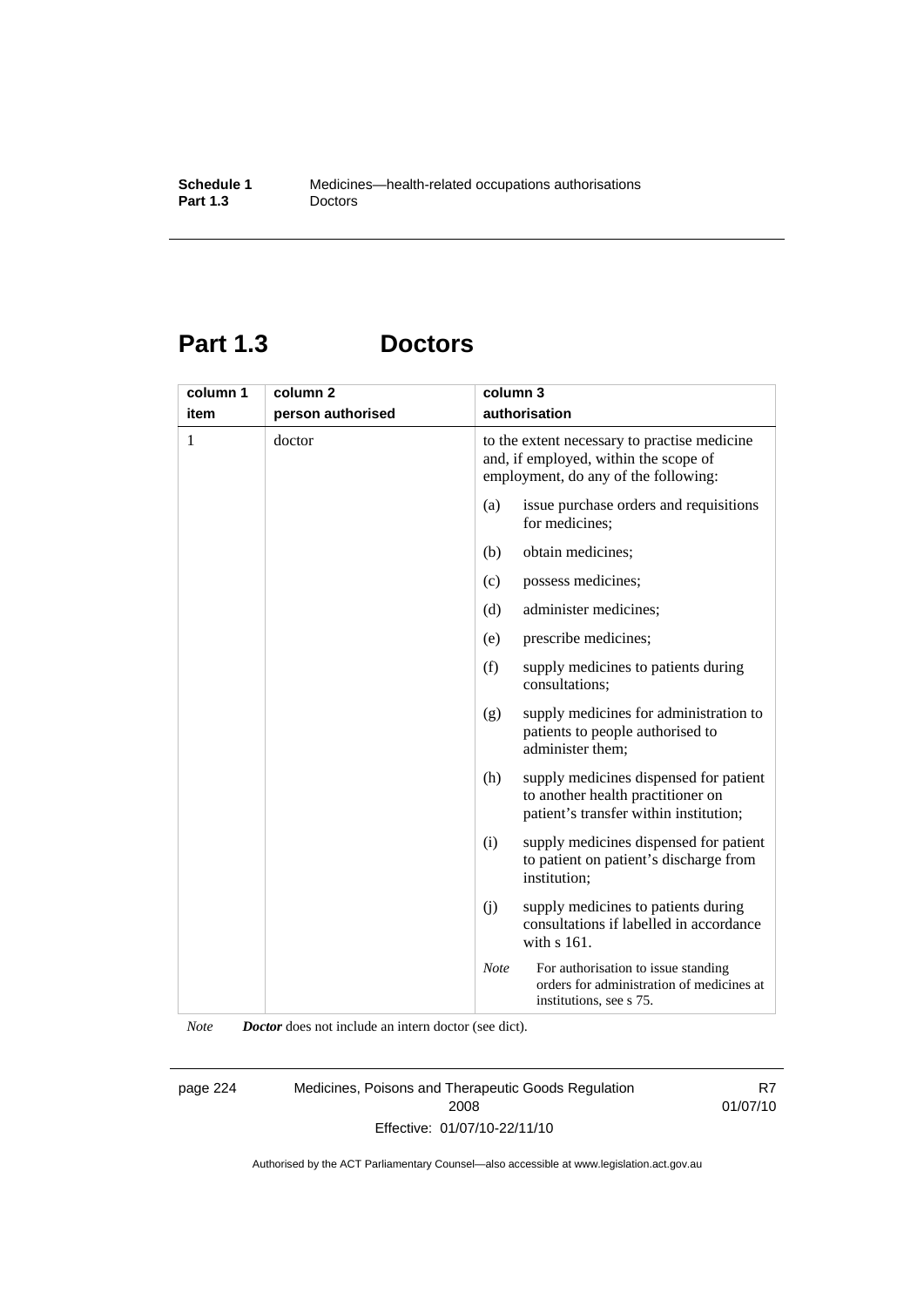## Part 1.3 Doctors

| column 1<br>item | column 2<br>person authorised | column 3<br>authorisation |
|---|---|---|
| 1 | doctor | to the extent necessary to practise medicine and, if employed, within the scope of employment, do any of the following:<br>(a) issue purchase orders and requisitions for medicines;<br>(b) obtain medicines;<br>(c) possess medicines;<br>(d) administer medicines;<br>(e) prescribe medicines;<br>(f) supply medicines to patients during consultations;<br>(g) supply medicines for administration to patients to people authorised to administer them;<br>(h) supply medicines dispensed for patient to another health practitioner on patient's transfer within institution;<br>(i) supply medicines dispensed for patient to patient on patient's discharge from institution;<br>(j) supply medicines to patients during consultations if labelled in accordance with s 161.<br>*Note* For authorisation to issue standing orders for administration of medicines at institutions, see s 75. |

*Note* ***Doctor*** does not include an intern doctor (see dict).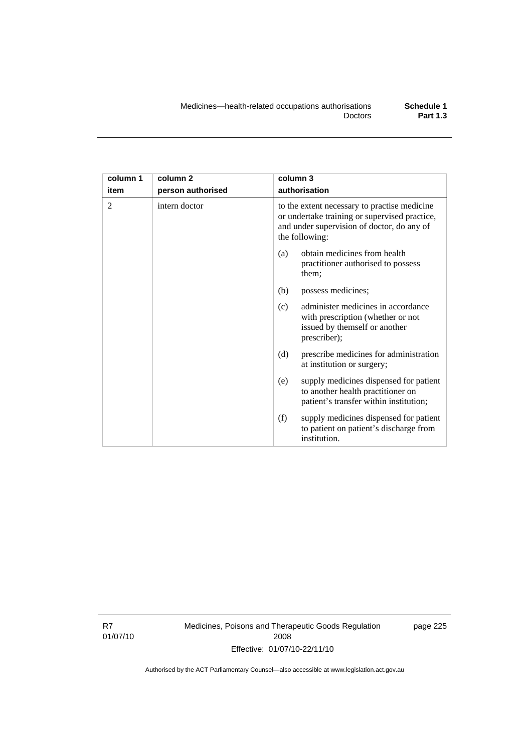| column 1 item | column 2 person authorised | column 3 authorisation |
|---|---|---|
| 2 | intern doctor | to the extent necessary to practise medicine or undertake training or supervised practice, and under supervision of doctor, do any of the following:<br>(a) obtain medicines from health practitioner authorised to possess them;<br>(b) possess medicines;<br>(c) administer medicines in accordance with prescription (whether or not issued by themself or another prescriber);<br>(d) prescribe medicines for administration at institution or surgery;<br>(e) supply medicines dispensed for patient to another health practitioner on patient's transfer within institution;<br>(f) supply medicines dispensed for patient to patient on patient's discharge from institution. |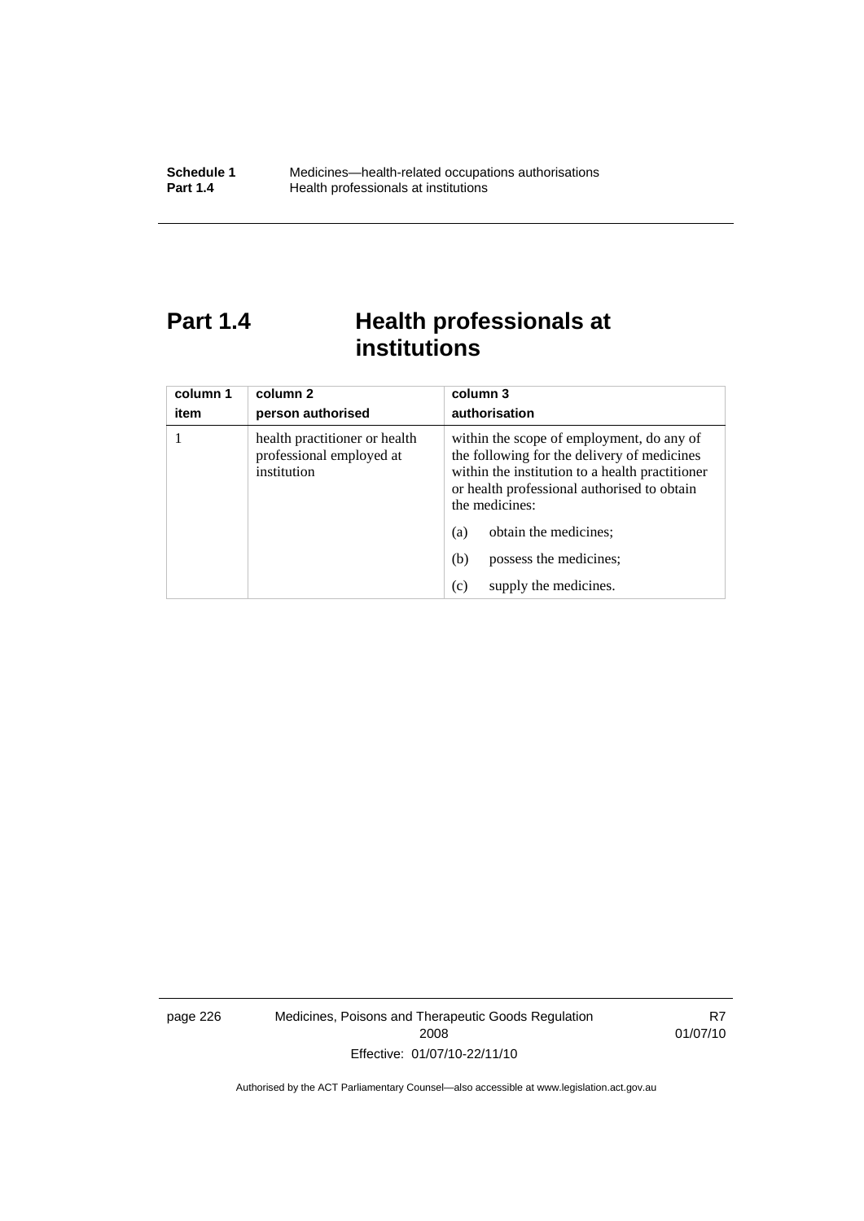# Part 1.4 Health professionals at institutions

| column 1<br>item | column 2<br>person authorised | column 3<br>authorisation |
|---|---|---|
| 1 | health practitioner or health professional employed at institution | within the scope of employment, do any of the following for the delivery of medicines within the institution to a health practitioner or health professional authorised to obtain the medicines:<br>(a) obtain the medicines;<br>(b) possess the medicines;<br>(c) supply the medicines. |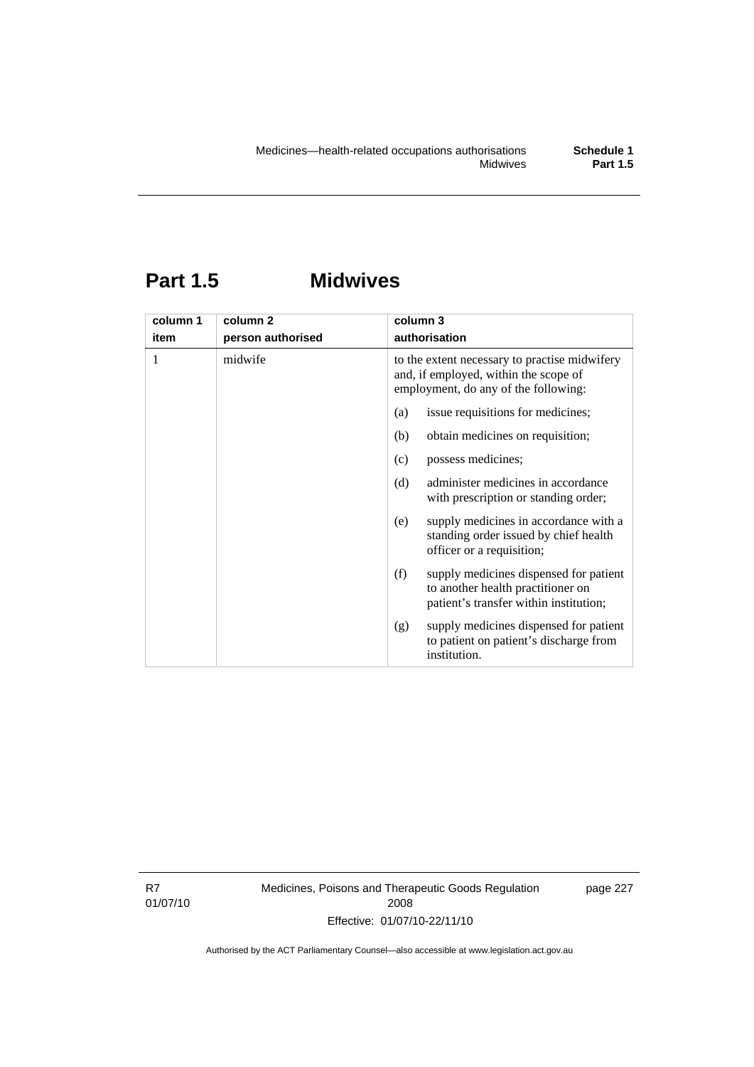## Part 1.5 Midwives

| column 1<br>item | column 2<br>person authorised | column 3<br>authorisation |
|---|---|---|
| 1 | midwife | to the extent necessary to practise midwifery and, if employed, within the scope of employment, do any of the following:<br>(a) issue requisitions for medicines;<br>(b) obtain medicines on requisition;<br>(c) possess medicines;<br>(d) administer medicines in accordance with prescription or standing order;<br>(e) supply medicines in accordance with a standing order issued by chief health officer or a requisition;<br>(f) supply medicines dispensed for patient to another health practitioner on patient's transfer within institution;<br>(g) supply medicines dispensed for patient to patient on patient's discharge from institution. |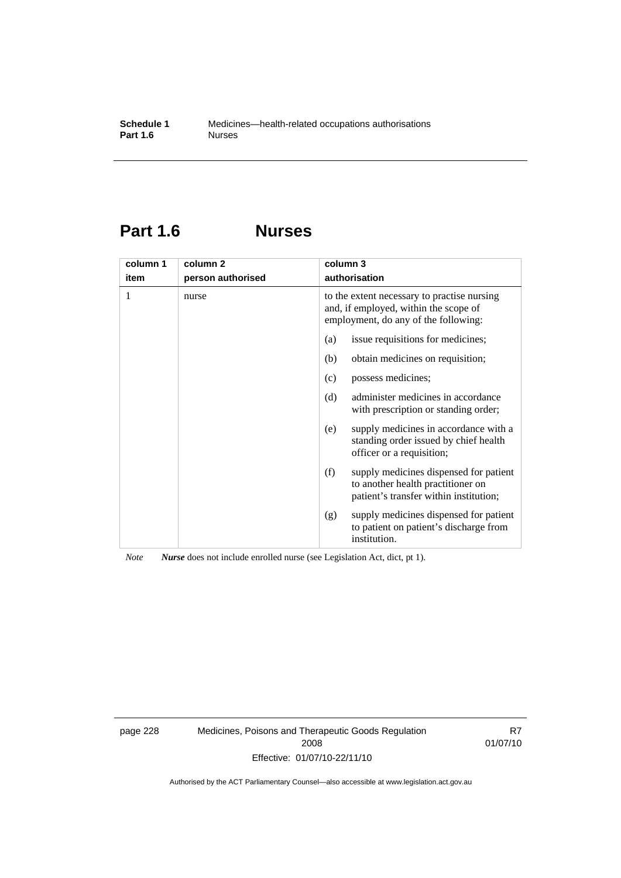## Part 1.6 Nurses

| column 1<br>item | column 2<br>person authorised | column 3<br>authorisation |
|---|---|---|
| 1 | nurse | to the extent necessary to practise nursing and, if employed, within the scope of employment, do any of the following:<br>(a) issue requisitions for medicines;<br>(b) obtain medicines on requisition;<br>(c) possess medicines;<br>(d) administer medicines in accordance with prescription or standing order;<br>(e) supply medicines in accordance with a standing order issued by chief health officer or a requisition;<br>(f) supply medicines dispensed for patient to another health practitioner on patient's transfer within institution;<br>(g) supply medicines dispensed for patient to patient on patient's discharge from institution. |

*Note* ***Nurse*** does not include enrolled nurse (see Legislation Act, dict, pt 1).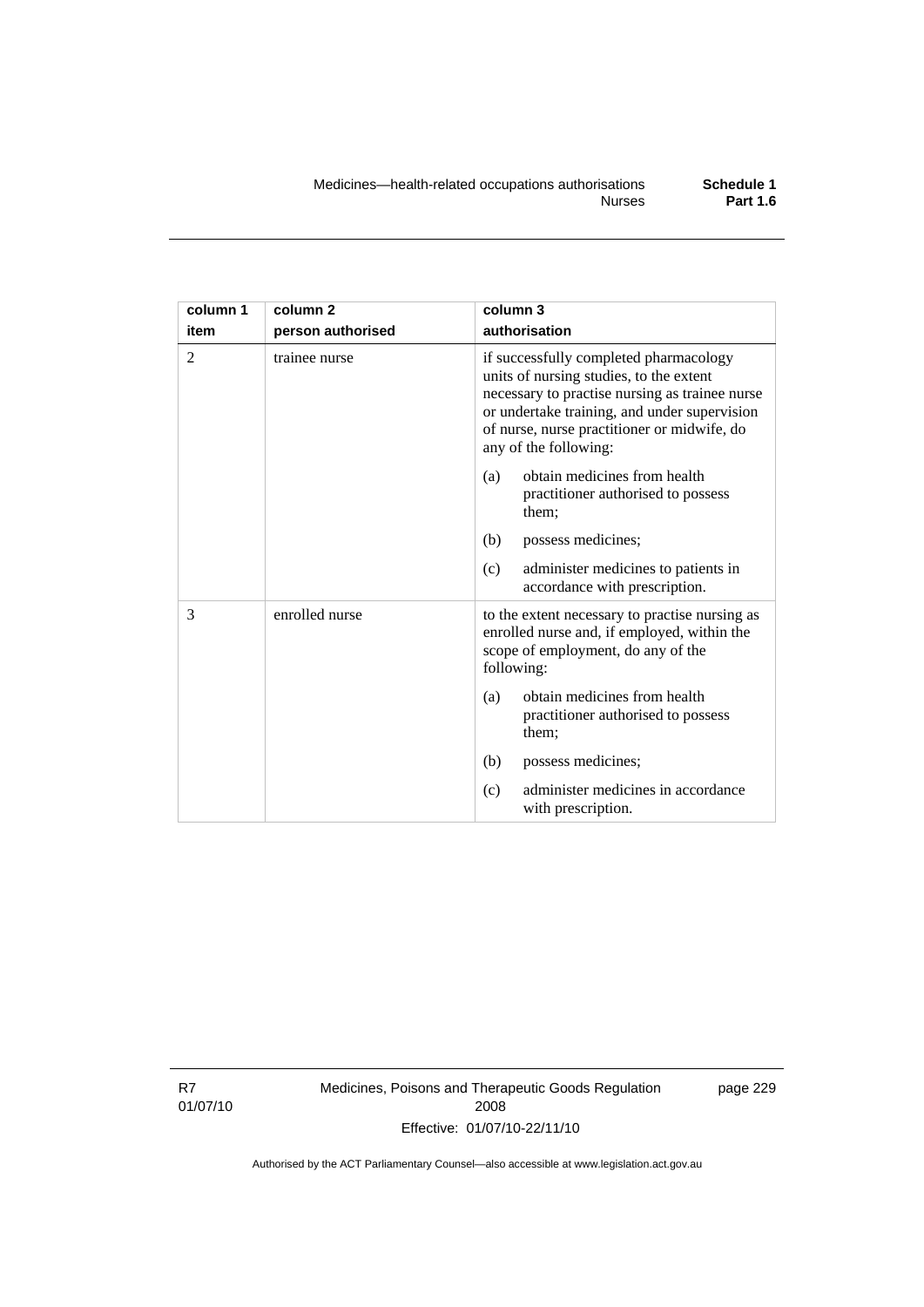| column 1 item | column 2 person authorised | column 3 authorisation |
|---|---|---|
| 2 | trainee nurse | if successfully completed pharmacology units of nursing studies, to the extent necessary to practise nursing as trainee nurse or undertake training, and under supervision of nurse, nurse practitioner or midwife, do any of the following: (a) obtain medicines from health practitioner authorised to possess them; (b) possess medicines; (c) administer medicines to patients in accordance with prescription. |
| 3 | enrolled nurse | to the extent necessary to practise nursing as enrolled nurse and, if employed, within the scope of employment, do any of the following: (a) obtain medicines from health practitioner authorised to possess them; (b) possess medicines; (c) administer medicines in accordance with prescription. |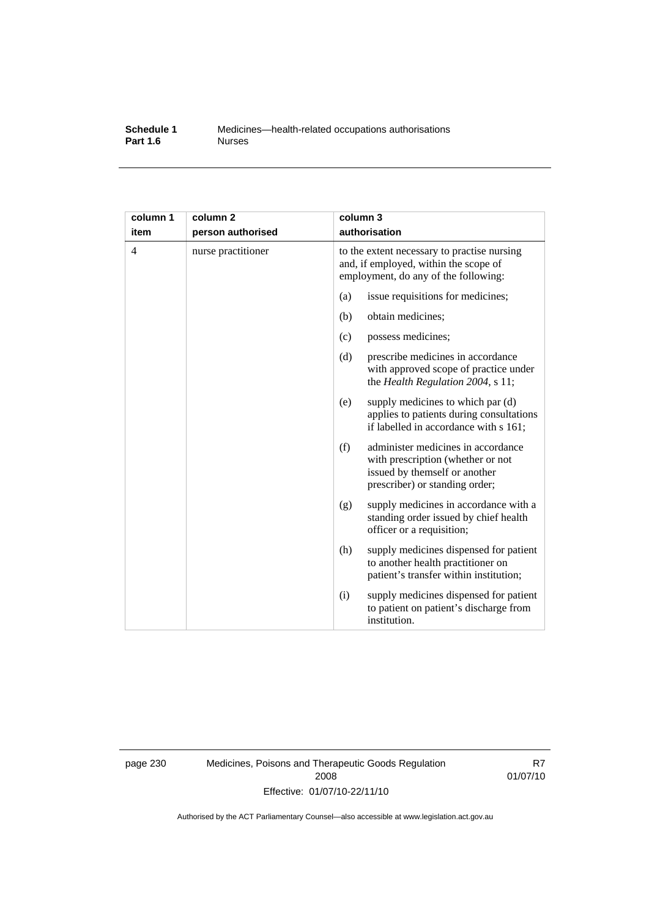| column 1 item | column 2 person authorised | column 3 authorisation |
|---|---|---|
| 4 | nurse practitioner | to the extent necessary to practise nursing and, if employed, within the scope of employment, do any of the following: |
| | | (a) issue requisitions for medicines; |
| | | (b) obtain medicines; |
| | | (c) possess medicines; |
| | | (d) prescribe medicines in accordance with approved scope of practice under the *Health Regulation 2004*, s 11; |
| | | (e) supply medicines to which par (d) applies to patients during consultations if labelled in accordance with s 161; |
| | | (f) administer medicines in accordance with prescription (whether or not issued by themself or another prescriber) or standing order; |
| | | (g) supply medicines in accordance with a standing order issued by chief health officer or a requisition; |
| | | (h) supply medicines dispensed for patient to another health practitioner on patient's transfer within institution; |
| | | (i) supply medicines dispensed for patient to patient on patient's discharge from institution. |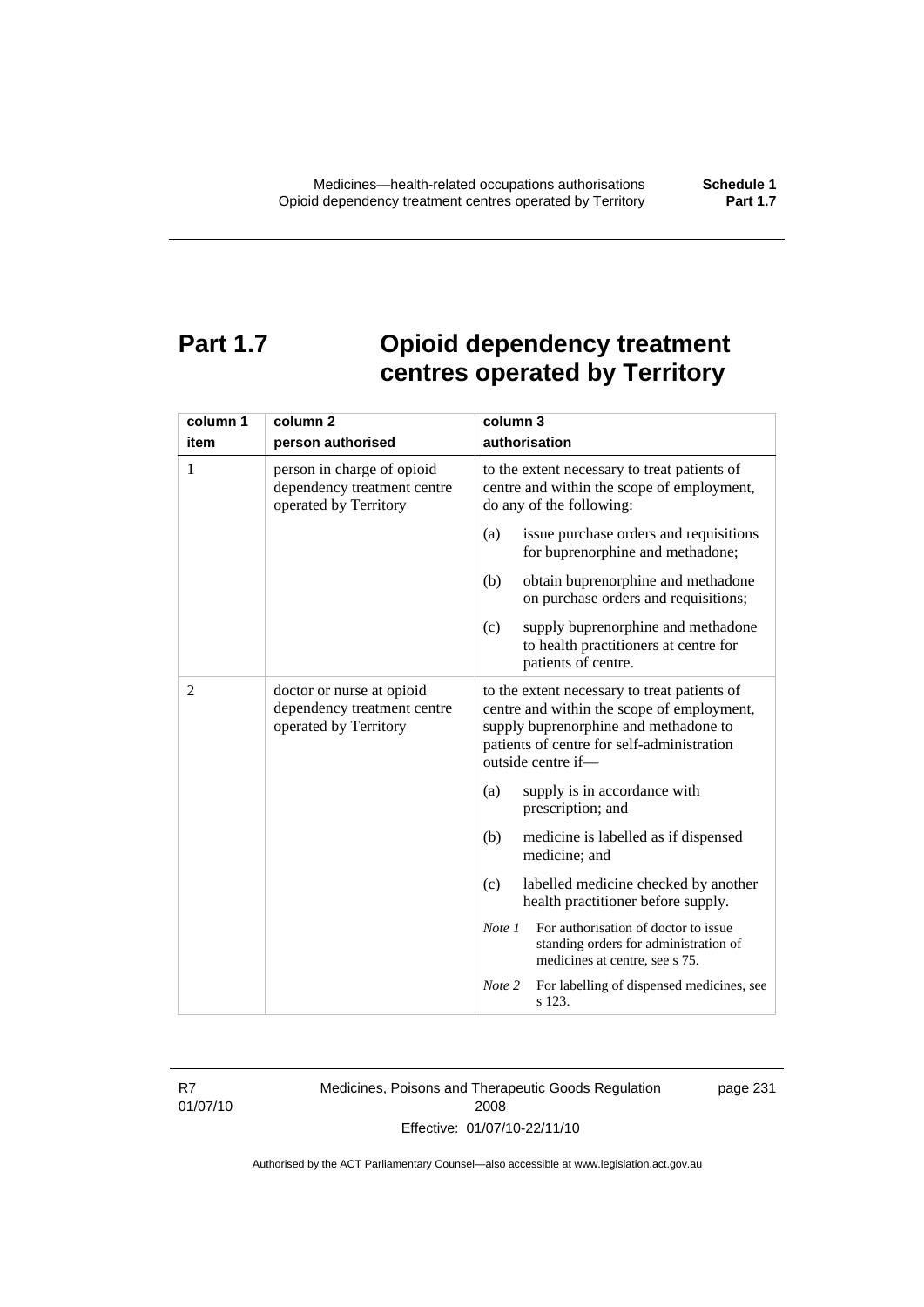# Part 1.7 Opioid dependency treatment centres operated by Territory

| column 1 item | column 2 person authorised | column 3 authorisation |
|---|---|---|
| 1 | person in charge of opioid dependency treatment centre operated by Territory | to the extent necessary to treat patients of centre and within the scope of employment, do any of the following: (a) issue purchase orders and requisitions for buprenorphine and methadone; (b) obtain buprenorphine and methadone on purchase orders and requisitions; (c) supply buprenorphine and methadone to health practitioners at centre for patients of centre. |
| 2 | doctor or nurse at opioid dependency treatment centre operated by Territory | to the extent necessary to treat patients of centre and within the scope of employment, supply buprenorphine and methadone to patients of centre for self-administration outside centre if— (a) supply is in accordance with prescription; and (b) medicine is labelled as if dispensed medicine; and (c) labelled medicine checked by another health practitioner before supply. *Note 1* For authorisation of doctor to issue standing orders for administration of medicines at centre, see s 75. *Note 2* For labelling of dispensed medicines, see s 123. |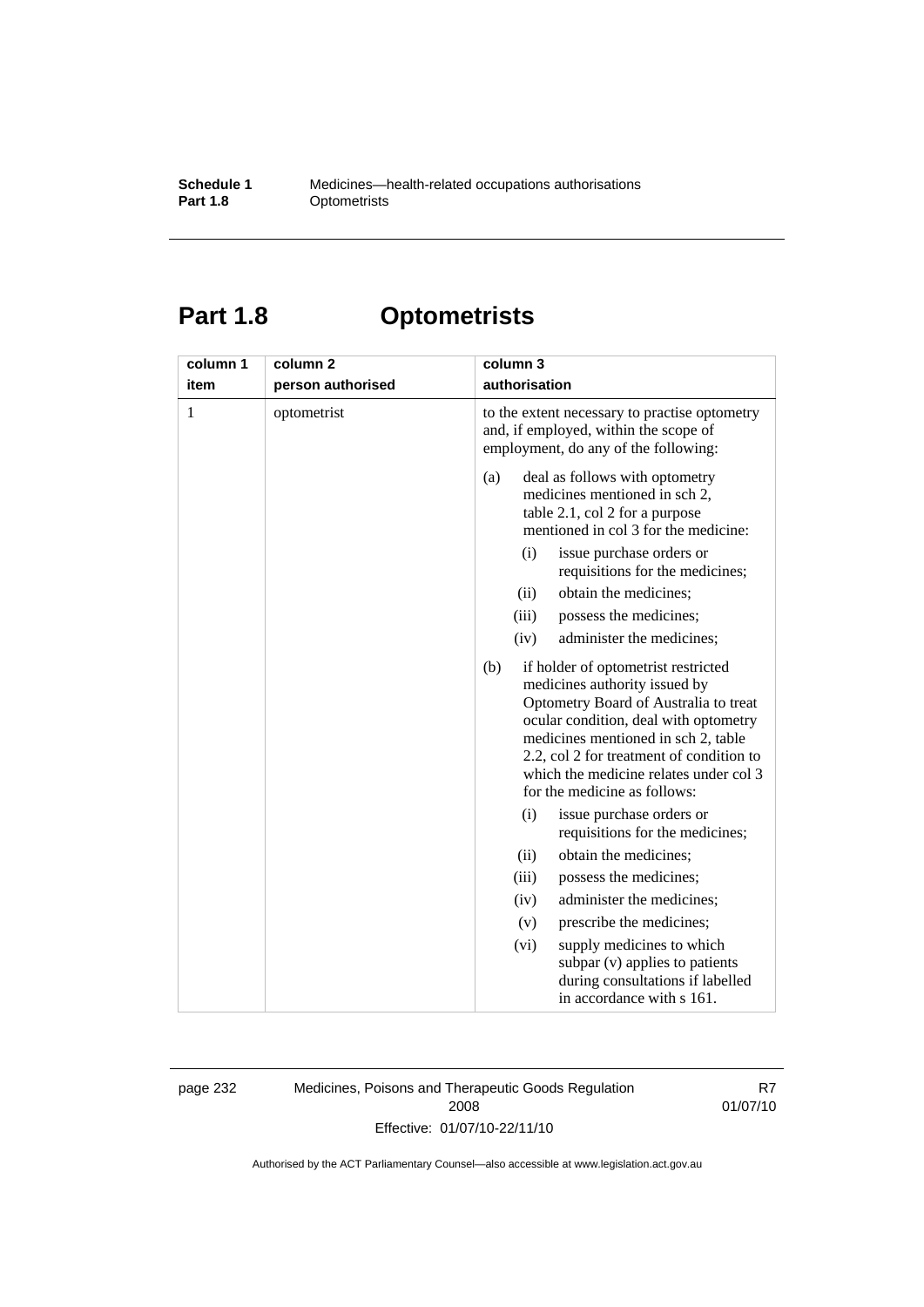# Part 1.8 Optometrists

| column 1<br>item | column 2<br>person authorised | column 3<br>authorisation |
|---|---|---|
| 1 | optometrist | to the extent necessary to practise optometry and, if employed, within the scope of employment, do any of the following:<br><br>(a) deal as follows with optometry medicines mentioned in sch 2, table 2.1, col 2 for a purpose mentioned in col 3 for the medicine:<br>(i) issue purchase orders or requisitions for the medicines;<br>(ii) obtain the medicines;<br>(iii) possess the medicines;<br>(iv) administer the medicines;<br><br>(b) if holder of optometrist restricted medicines authority issued by Optometry Board of Australia to treat ocular condition, deal with optometry medicines mentioned in sch 2, table 2.2, col 2 for treatment of condition to which the medicine relates under col 3 for the medicine as follows:<br>(i) issue purchase orders or requisitions for the medicines;<br>(ii) obtain the medicines;<br>(iii) possess the medicines;<br>(iv) administer the medicines;<br>(v) prescribe the medicines;<br>(vi) supply medicines to which subpar (v) applies to patients during consultations if labelled in accordance with s 161. |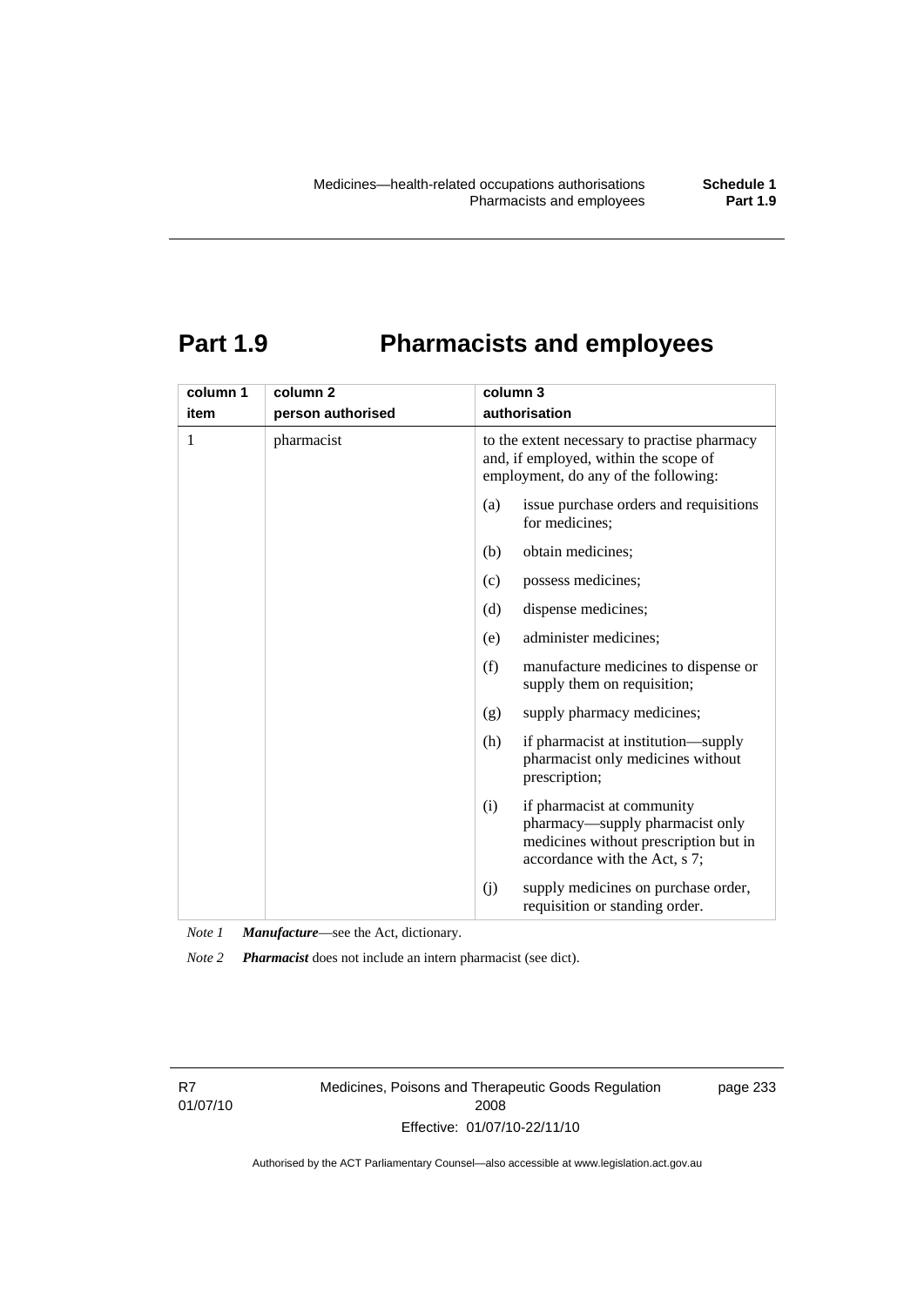# Part 1.9 Pharmacists and employees

| column 1 item | column 2 person authorised | column 3 authorisation |
|---|---|---|
| 1 | pharmacist | to the extent necessary to practise pharmacy and, if employed, within the scope of employment, do any of the following:<br>(a) issue purchase orders and requisitions for medicines;<br>(b) obtain medicines;<br>(c) possess medicines;<br>(d) dispense medicines;<br>(e) administer medicines;<br>(f) manufacture medicines to dispense or supply them on requisition;<br>(g) supply pharmacy medicines;<br>(h) if pharmacist at institution—supply pharmacist only medicines without prescription;<br>(i) if pharmacist at community pharmacy—supply pharmacist only medicines without prescription but in accordance with the Act, s 7;<br>(j) supply medicines on purchase order, requisition or standing order. |

*Note 1* ***Manufacture***—see the Act, dictionary.

*Note 2* ***Pharmacist*** does not include an intern pharmacist (see dict).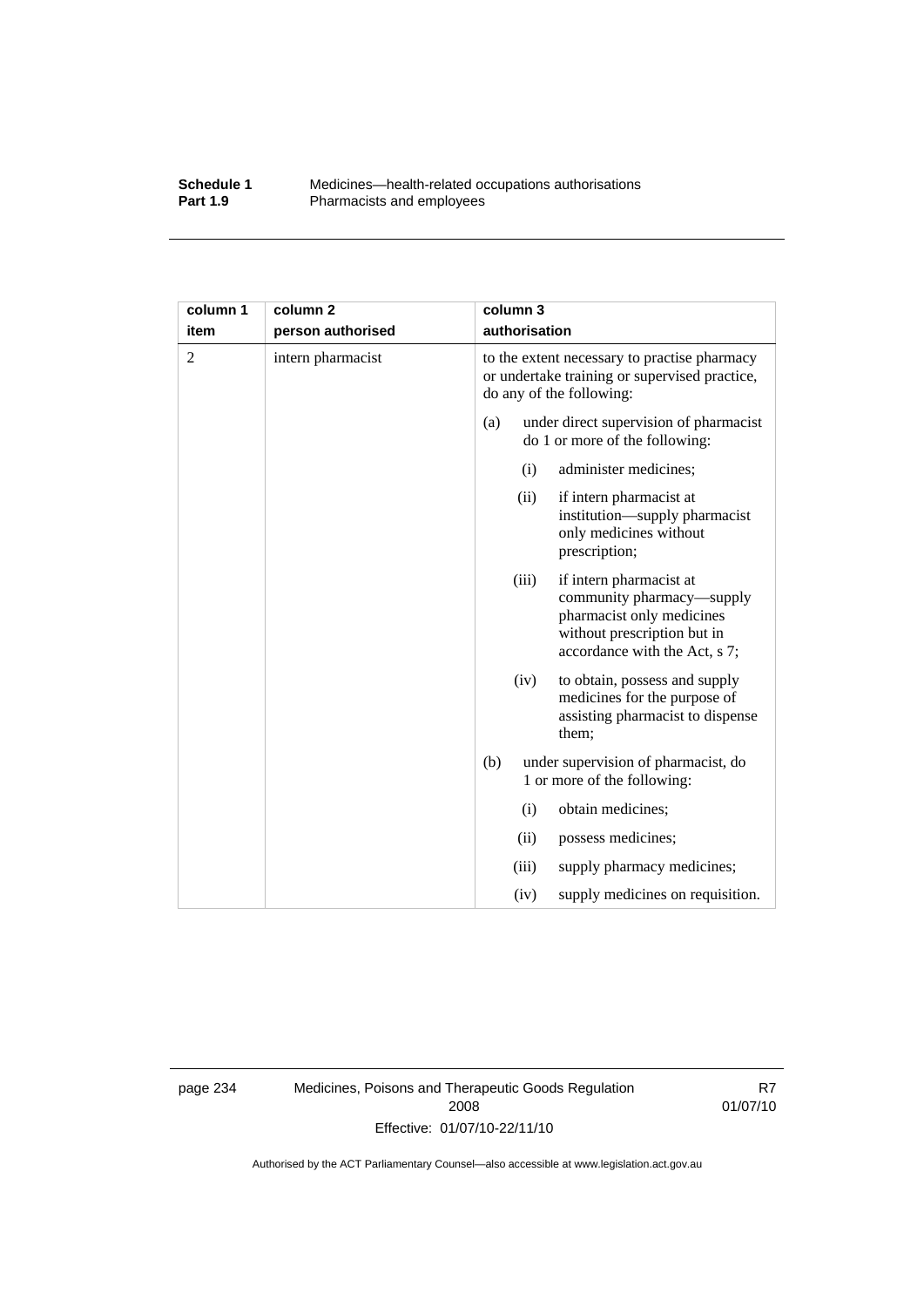| column 1 item | column 2 person authorised | column 3 authorisation |
|---|---|---|
| 2 | intern pharmacist | to the extent necessary to practise pharmacy or undertake training or supervised practice, do any of the following: |
| | | (a) under direct supervision of pharmacist do 1 or more of the following: |
| | | (i) administer medicines; |
| | | (ii) if intern pharmacist at institution—supply pharmacist only medicines without prescription; |
| | | (iii) if intern pharmacist at community pharmacy—supply pharmacist only medicines without prescription but in accordance with the Act, s 7; |
| | | (iv) to obtain, possess and supply medicines for the purpose of assisting pharmacist to dispense them; |
| | | (b) under supervision of pharmacist, do 1 or more of the following: |
| | | (i) obtain medicines; |
| | | (ii) possess medicines; |
| | | (iii) supply pharmacy medicines; |
| | | (iv) supply medicines on requisition. |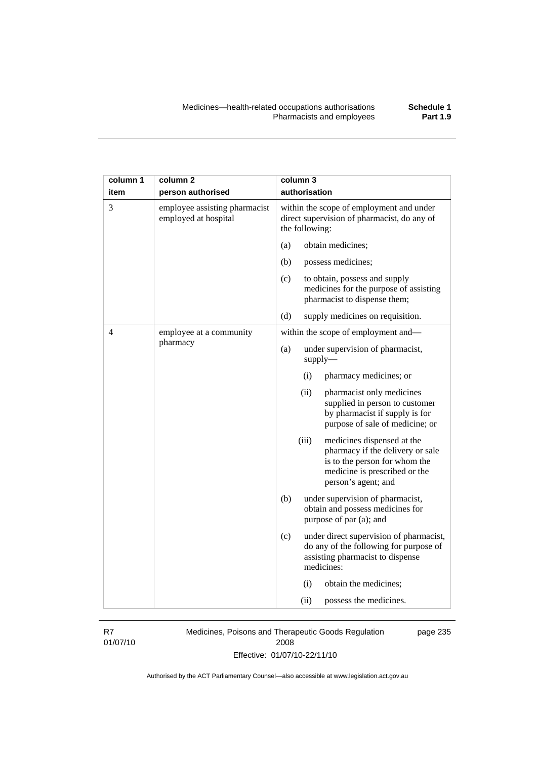| column 1 item | column 2 person authorised | column 3 authorisation |
|---|---|---|
| 3 | employee assisting pharmacist employed at hospital | within the scope of employment and under direct supervision of pharmacist, do any of the following:<br>(a) obtain medicines;<br>(b) possess medicines;<br>(c) to obtain, possess and supply medicines for the purpose of assisting pharmacist to dispense them;<br>(d) supply medicines on requisition. |
| 4 | employee at a community pharmacy | within the scope of employment and—<br>(a) under supervision of pharmacist, supply—<br>(i) pharmacy medicines; or<br>(ii) pharmacist only medicines supplied in person to customer by pharmacist if supply is for purpose of sale of medicine; or<br>(iii) medicines dispensed at the pharmacy if the delivery or sale is to the person for whom the medicine is prescribed or the person's agent; and<br>(b) under supervision of pharmacist, obtain and possess medicines for purpose of par (a); and<br>(c) under direct supervision of pharmacist, do any of the following for purpose of assisting pharmacist to dispense medicines:<br>(i) obtain the medicines;<br>(ii) possess the medicines. |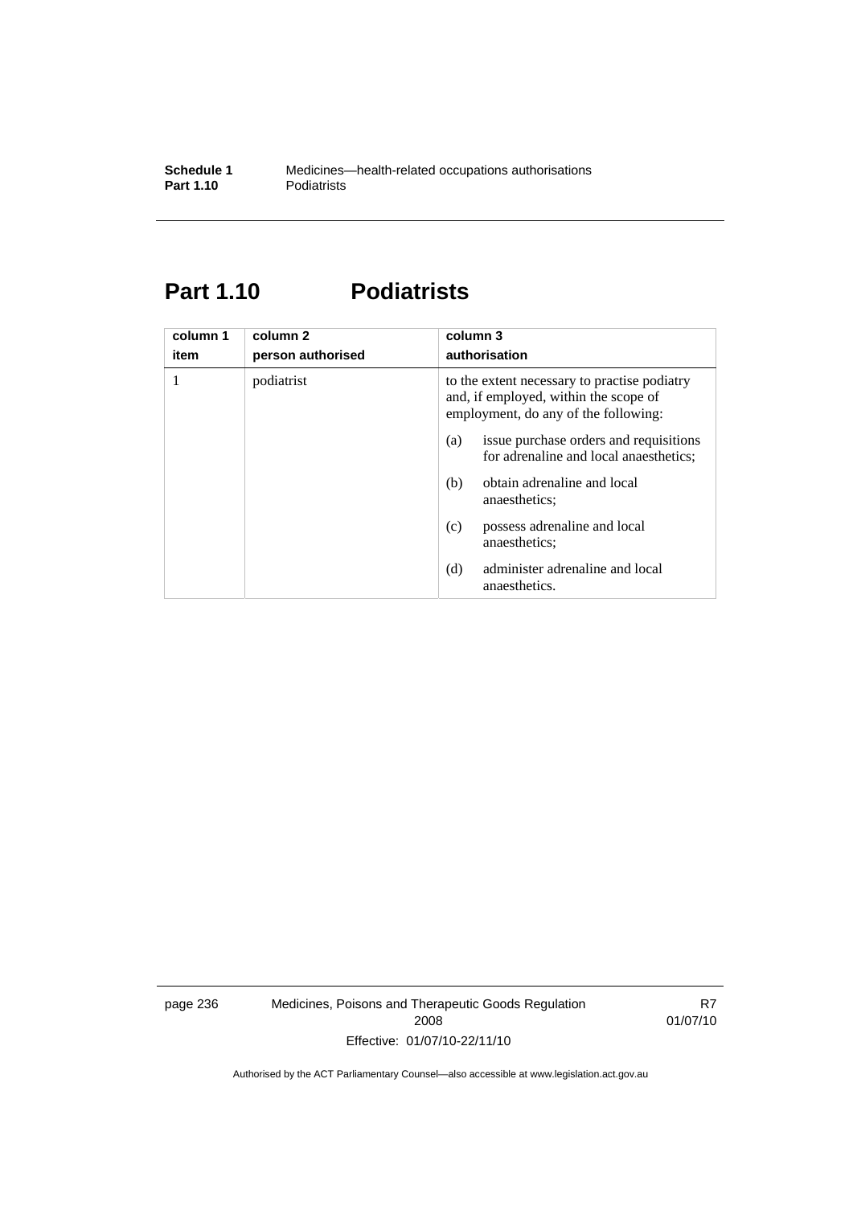## Part 1.10 Podiatrists

| column 1<br>item | column 2<br>person authorised | column 3<br>authorisation |
|---|---|---|
| 1 | podiatrist | to the extent necessary to practise podiatry and, if employed, within the scope of employment, do any of the following:<br>(a) issue purchase orders and requisitions for adrenaline and local anaesthetics;<br>(b) obtain adrenaline and local anaesthetics;<br>(c) possess adrenaline and local anaesthetics;<br>(d) administer adrenaline and local anaesthetics. |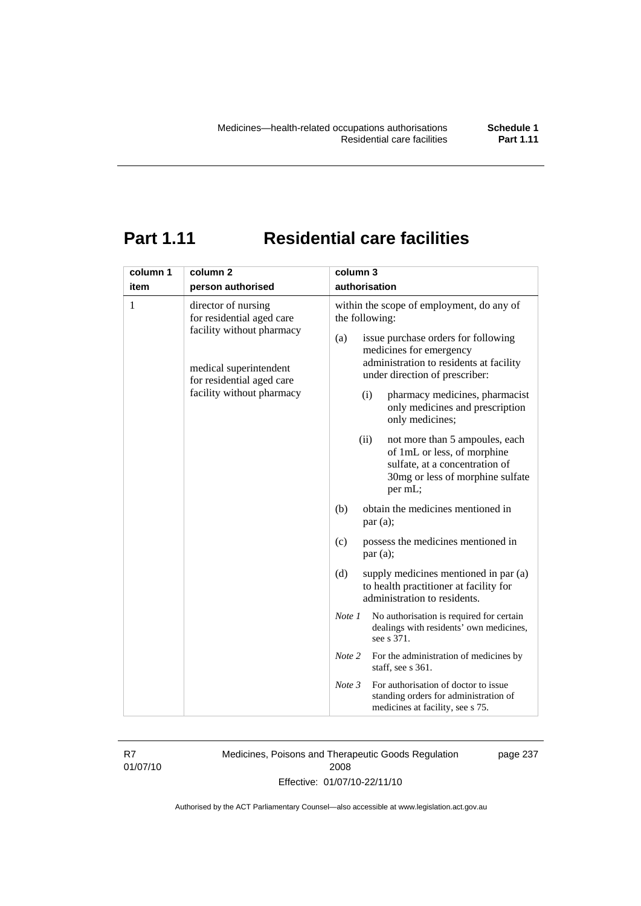# Part 1.11 Residential care facilities

| column 1<br>item | column 2<br>person authorised | column 3<br>authorisation |
|---|---|---|
| 1 | director of nursing for residential aged care facility without pharmacy<br><br>medical superintendent for residential aged care facility without pharmacy | within the scope of employment, do any of the following:<br>(a) issue purchase orders for following medicines for emergency administration to residents at facility under direction of prescriber:<br>(i) pharmacy medicines, pharmacist only medicines and prescription only medicines;<br>(ii) not more than 5 ampoules, each of 1mL or less, of morphine sulfate, at a concentration of 30mg or less of morphine sulfate per mL;<br>(b) obtain the medicines mentioned in par (a);<br>(c) possess the medicines mentioned in par (a);<br>(d) supply medicines mentioned in par (a) to health practitioner at facility for administration to residents.<br>*Note 1* No authorisation is required for certain dealings with residents' own medicines, see s 371.<br>*Note 2* For the administration of medicines by staff, see s 361.<br>*Note 3* For authorisation of doctor to issue standing orders for administration of medicines at facility, see s 75. |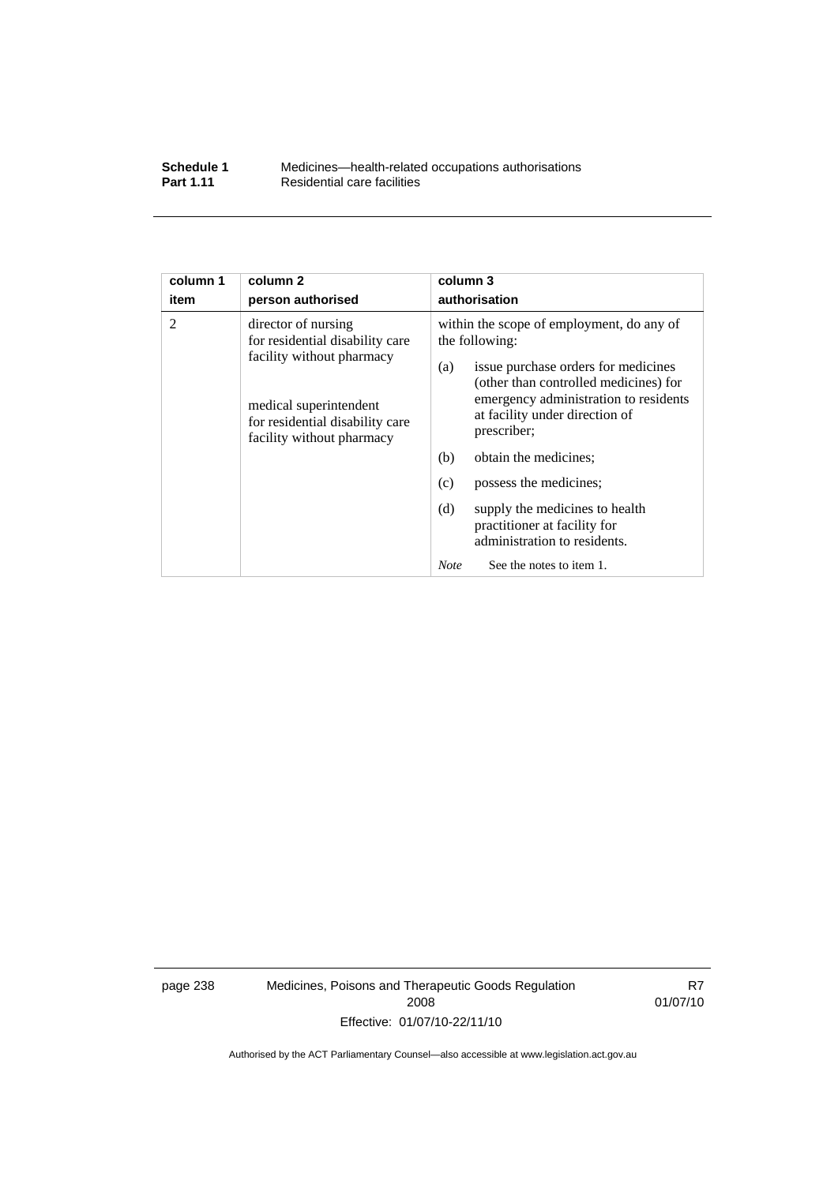| column 1 item | column 2 person authorised | column 3 authorisation |
|---|---|---|
| 2 | director of nursing for residential disability care facility without pharmacy<br><br>medical superintendent for residential disability care facility without pharmacy | within the scope of employment, do any of the following:<br><br>(a) issue purchase orders for medicines (other than controlled medicines) for emergency administration to residents at facility under direction of prescriber;<br><br>(b) obtain the medicines;<br><br>(c) possess the medicines;<br><br>(d) supply the medicines to health practitioner at facility for administration to residents.<br><br>*Note* See the notes to item 1. |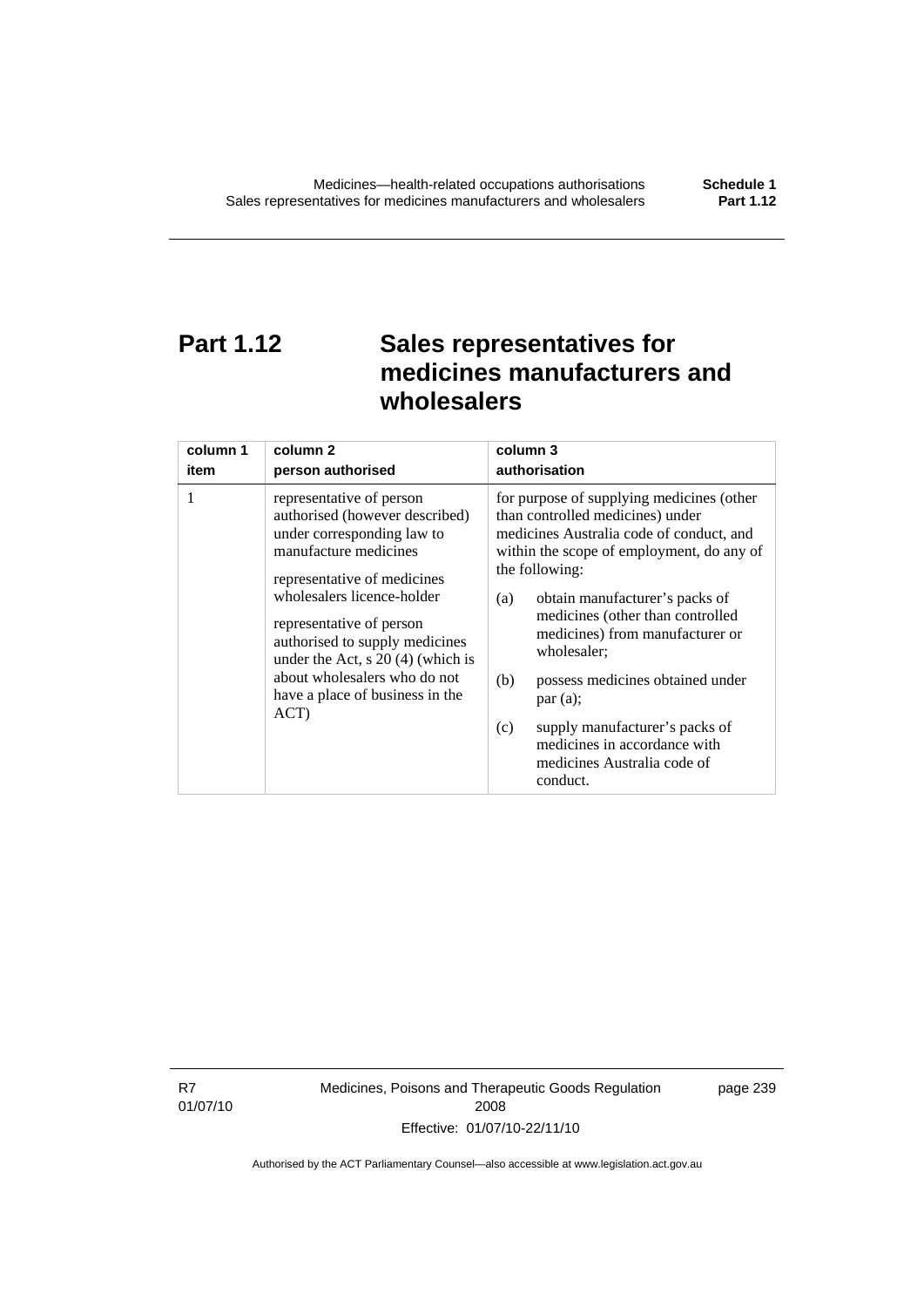# Part 1.12 Sales representatives for medicines manufacturers and wholesalers

| column 1<br>item | column 2<br>person authorised | column 3<br>authorisation |
|---|---|---|
| 1 | representative of person authorised (however described) under corresponding law to manufacture medicines<br><br>representative of medicines wholesalers licence-holder<br><br>representative of person authorised to supply medicines under the Act, s 20 (4) (which is about wholesalers who do not have a place of business in the ACT) | for purpose of supplying medicines (other than controlled medicines) under medicines Australia code of conduct, and within the scope of employment, do any of the following:<br><br>(a) obtain manufacturer's packs of medicines (other than controlled medicines) from manufacturer or wholesaler;<br><br>(b) possess medicines obtained under par (a);<br><br>(c) supply manufacturer's packs of medicines in accordance with medicines Australia code of conduct. |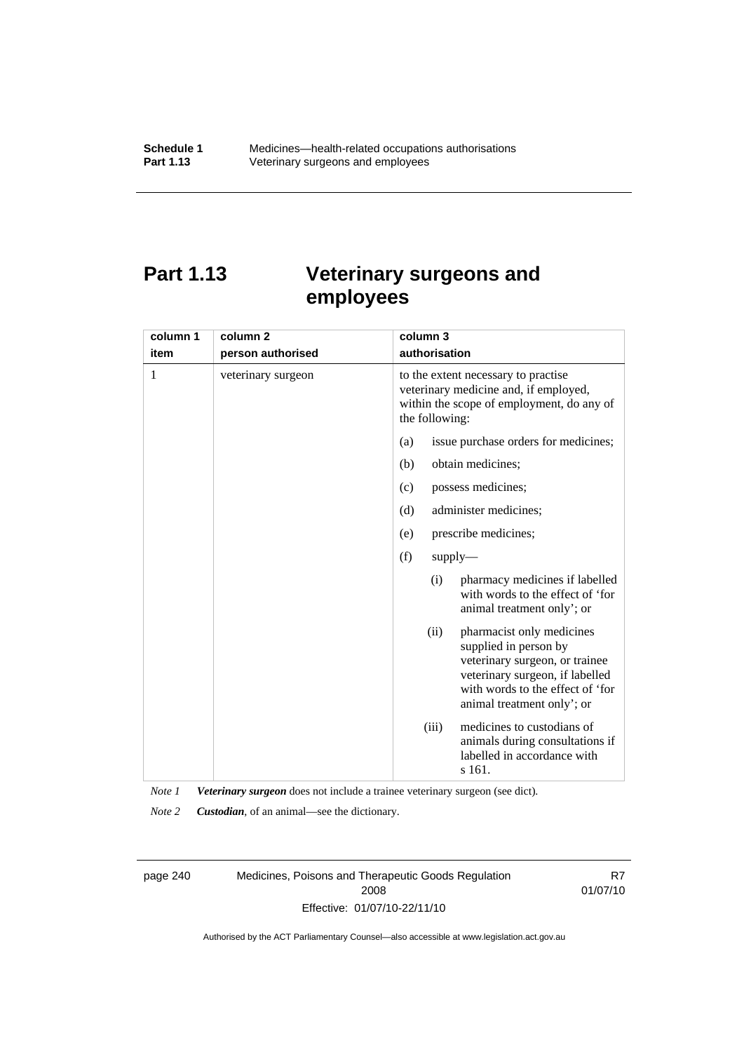# Part 1.13 Veterinary surgeons and employees

| column 1<br>item | column 2<br>person authorised | column 3<br>authorisation |
|---|---|---|
| 1 | veterinary surgeon | to the extent necessary to practise veterinary medicine and, if employed, within the scope of employment, do any of the following:<br>(a) issue purchase orders for medicines;<br>(b) obtain medicines;<br>(c) possess medicines;<br>(d) administer medicines;<br>(e) prescribe medicines;<br>(f) supply—<br>(i) pharmacy medicines if labelled with words to the effect of 'for animal treatment only'; or<br>(ii) pharmacist only medicines supplied in person by veterinary surgeon, or trainee veterinary surgeon, if labelled with words to the effect of 'for animal treatment only'; or<br>(iii) medicines to custodians of animals during consultations if labelled in accordance with s 161. |

*Note 1* ***Veterinary surgeon*** does not include a trainee veterinary surgeon (see dict).

*Note 2* ***Custodian***, of an animal—see the dictionary.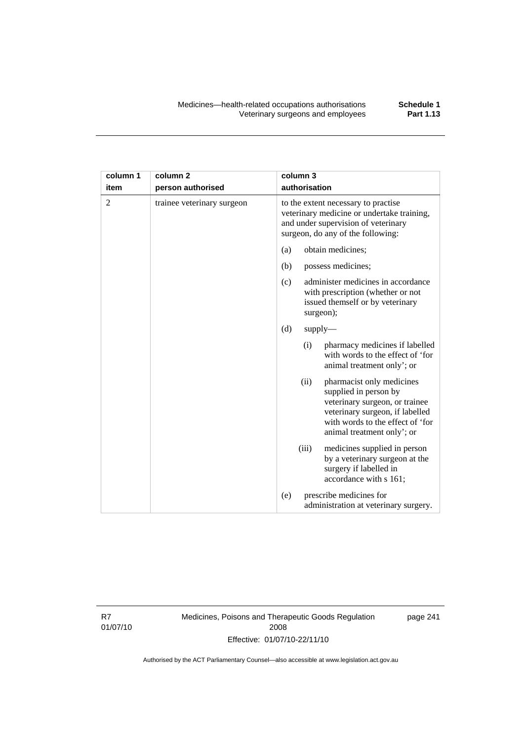| column 1 item | column 2 person authorised | column 3 authorisation |
|---|---|---|
| 2 | trainee veterinary surgeon | to the extent necessary to practise veterinary medicine or undertake training, and under supervision of veterinary surgeon, do any of the following: |
| | | (a) obtain medicines; |
| | | (b) possess medicines; |
| | | (c) administer medicines in accordance with prescription (whether or not issued themself or by veterinary surgeon); |
| | | (d) supply— |
| | | (i) pharmacy medicines if labelled with words to the effect of 'for animal treatment only'; or |
| | | (ii) pharmacist only medicines supplied in person by veterinary surgeon, or trainee veterinary surgeon, if labelled with words to the effect of 'for animal treatment only'; or |
| | | (iii) medicines supplied in person by a veterinary surgeon at the surgery if labelled in accordance with s 161; |
| | | (e) prescribe medicines for administration at veterinary surgery. |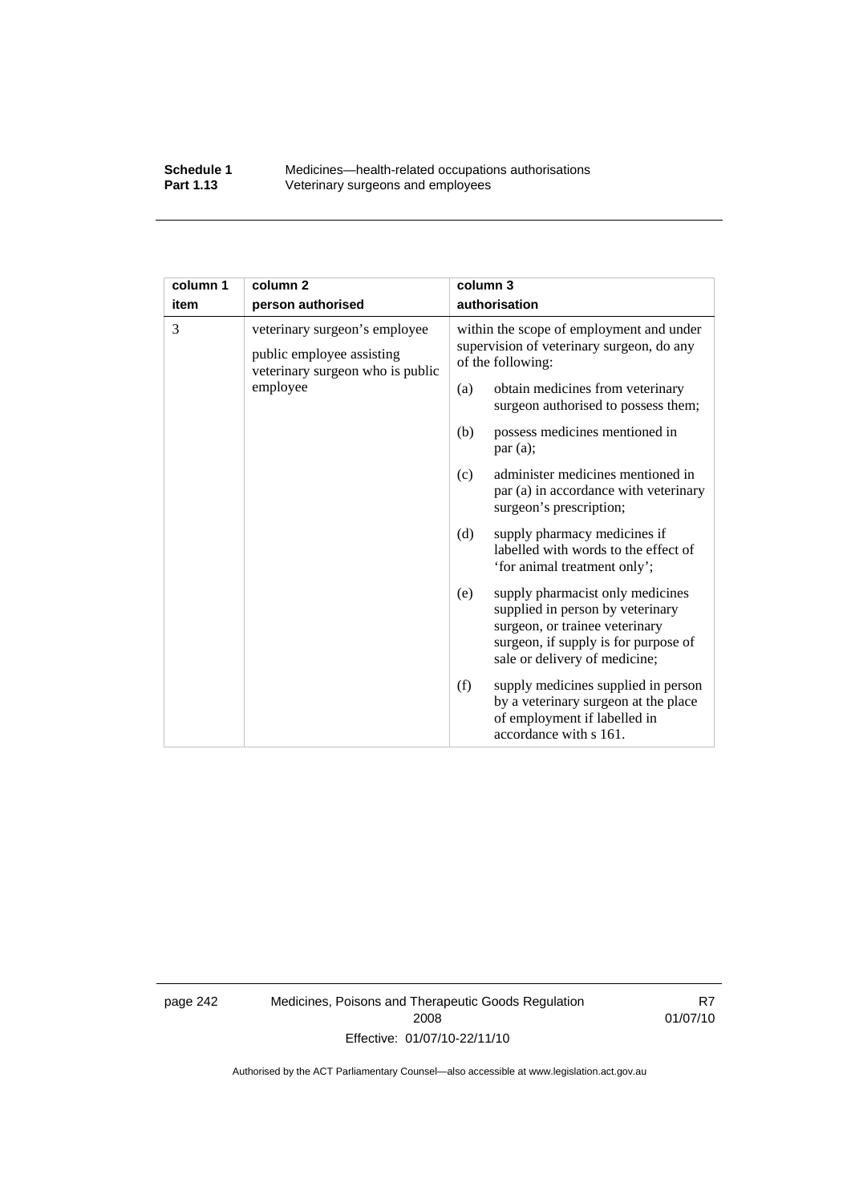| column 1 item | column 2 person authorised | column 3 authorisation |
|---|---|---|
| 3 | veterinary surgeon's employee<br><br>public employee assisting veterinary surgeon who is public employee | within the scope of employment and under supervision of veterinary surgeon, do any of the following:<br><br>(a) obtain medicines from veterinary surgeon authorised to possess them;<br><br>(b) possess medicines mentioned in par (a);<br><br>(c) administer medicines mentioned in par (a) in accordance with veterinary surgeon's prescription;<br><br>(d) supply pharmacy medicines if labelled with words to the effect of 'for animal treatment only';<br><br>(e) supply pharmacist only medicines supplied in person by veterinary surgeon, or trainee veterinary surgeon, if supply is for purpose of sale or delivery of medicine;<br><br>(f) supply medicines supplied in person by a veterinary surgeon at the place of employment if labelled in accordance with s 161. |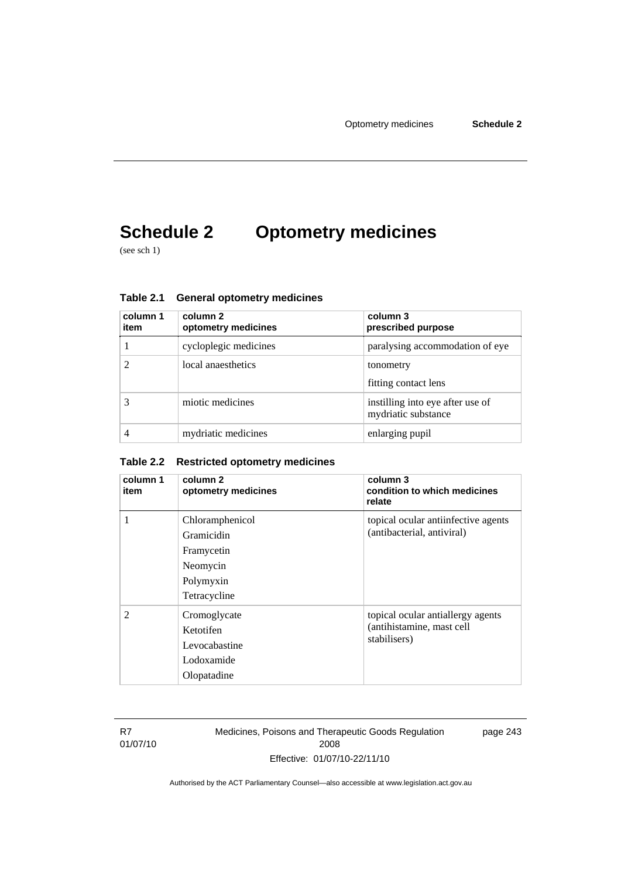# Schedule 2 Optometry medicines

(see sch 1)

### Table 2.1 General optometry medicines

| column 1 item | column 2 optometry medicines | column 3 prescribed purpose |
|---|---|---|
| 1 | cycloplegic medicines | paralysing accommodation of eye |
| 2 | local anaesthetics | tonometry<br>fitting contact lens |
| 3 | miotic medicines | instilling into eye after use of mydriatic substance |
| 4 | mydriatic medicines | enlarging pupil |

### Table 2.2 Restricted optometry medicines

| column 1 item | column 2 optometry medicines | column 3 condition to which medicines relate |
|---|---|---|
| 1 | Chloramphenicol<br>Gramicidin<br>Framycetin<br>Neomycin<br>Polymyxin<br>Tetracycline | topical ocular antiinfective agents (antibacterial, antiviral) |
| 2 | Cromoglycate<br>Ketotifen<br>Levocabastine<br>Lodoxamide<br>Olopatadine | topical ocular antiallergy agents (antihistamine, mast cell stabilisers) |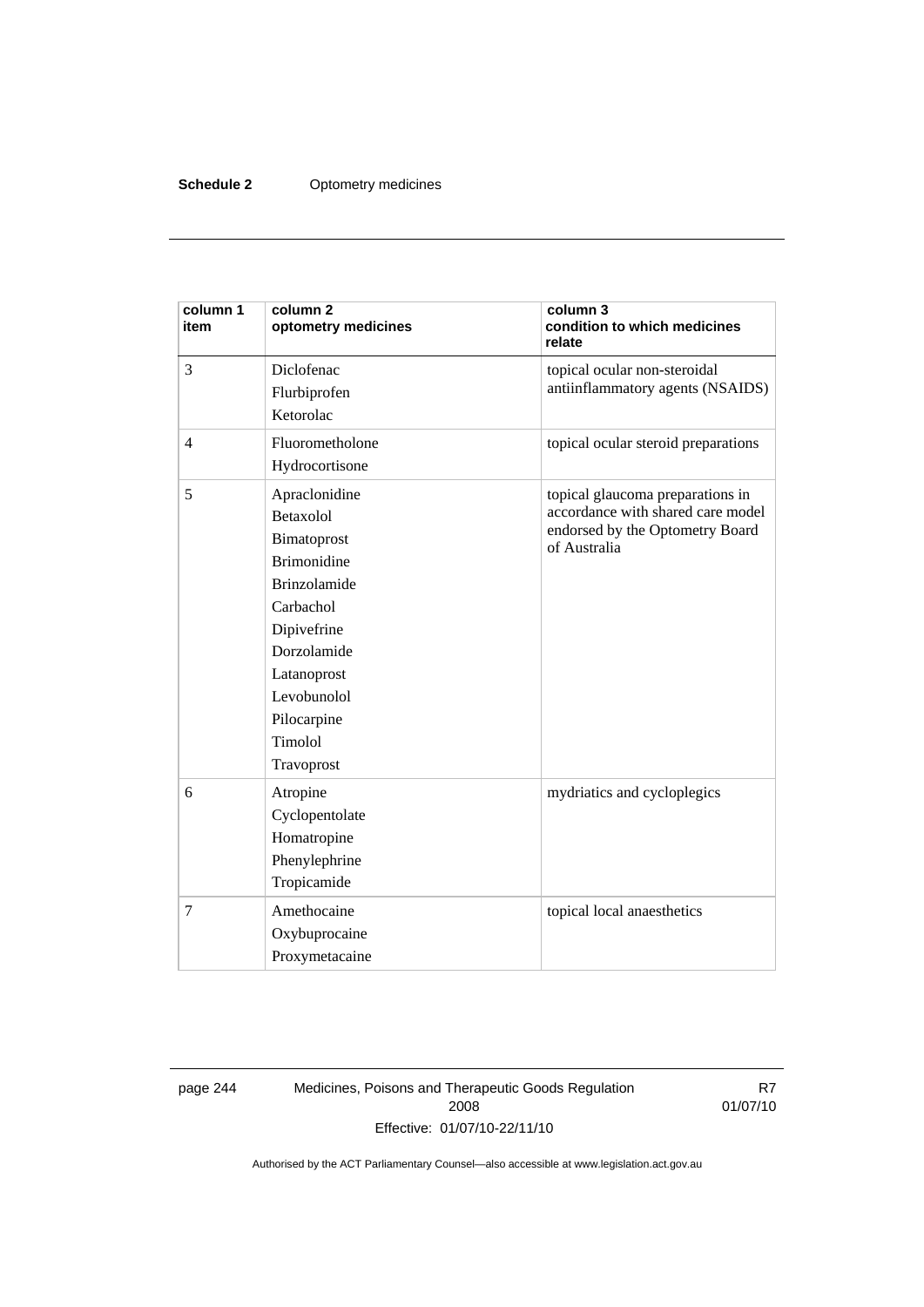| column 1 item | column 2 optometry medicines | column 3 condition to which medicines relate |
|---|---|---|
| 3 | Diclofenac<br>Flurbiprofen<br>Ketorolac | topical ocular non-steroidal antiinflammatory agents (NSAIDS) |
| 4 | Fluorometholone<br>Hydrocortisone | topical ocular steroid preparations |
| 5 | Apraclonidine<br>Betaxolol<br>Bimatoprost<br>Brimonidine<br>Brinzolamide<br>Carbachol<br>Dipivefrine<br>Dorzolamide<br>Latanoprost<br>Levobunolol<br>Pilocarpine<br>Timolol<br>Travoprost | topical glaucoma preparations in accordance with shared care model endorsed by the Optometry Board of Australia |
| 6 | Atropine<br>Cyclopentolate<br>Homatropine<br>Phenylephrine<br>Tropicamide | mydriatics and cycloplegics |
| 7 | Amethocaine<br>Oxybuprocaine<br>Proxymetacaine | topical local anaesthetics |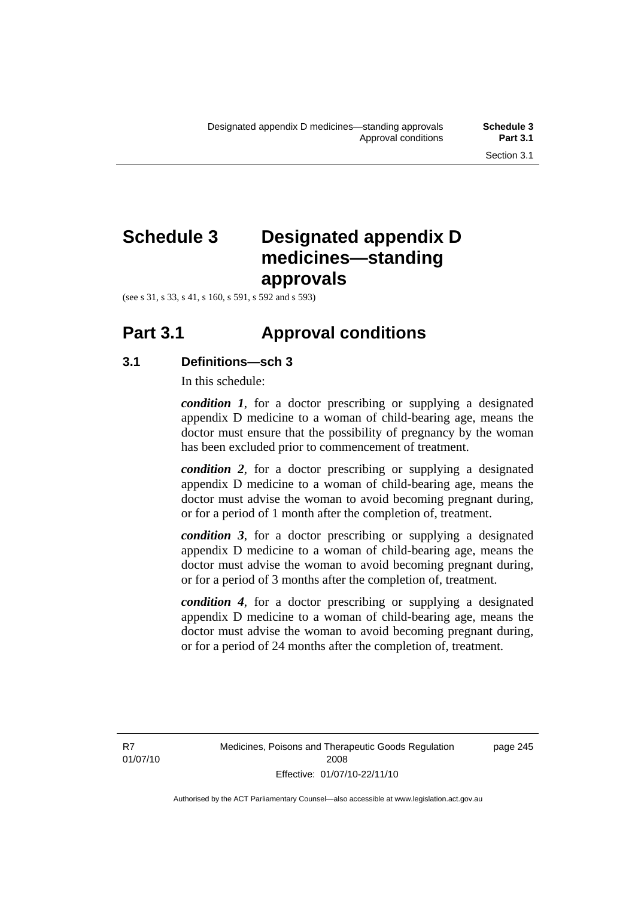# Schedule 3 Designated appendix D medicines—standing approvals

(see s 31, s 33, s 41, s 160, s 591, s 592 and s 593)

## Part 3.1 Approval conditions

### 3.1 Definitions—sch 3

In this schedule:

***condition 1***, for a doctor prescribing or supplying a designated appendix D medicine to a woman of child-bearing age, means the doctor must ensure that the possibility of pregnancy by the woman has been excluded prior to commencement of treatment.

***condition 2***, for a doctor prescribing or supplying a designated appendix D medicine to a woman of child-bearing age, means the doctor must advise the woman to avoid becoming pregnant during, or for a period of 1 month after the completion of, treatment.

***condition 3***, for a doctor prescribing or supplying a designated appendix D medicine to a woman of child-bearing age, means the doctor must advise the woman to avoid becoming pregnant during, or for a period of 3 months after the completion of, treatment.

***condition 4***, for a doctor prescribing or supplying a designated appendix D medicine to a woman of child-bearing age, means the doctor must advise the woman to avoid becoming pregnant during, or for a period of 24 months after the completion of, treatment.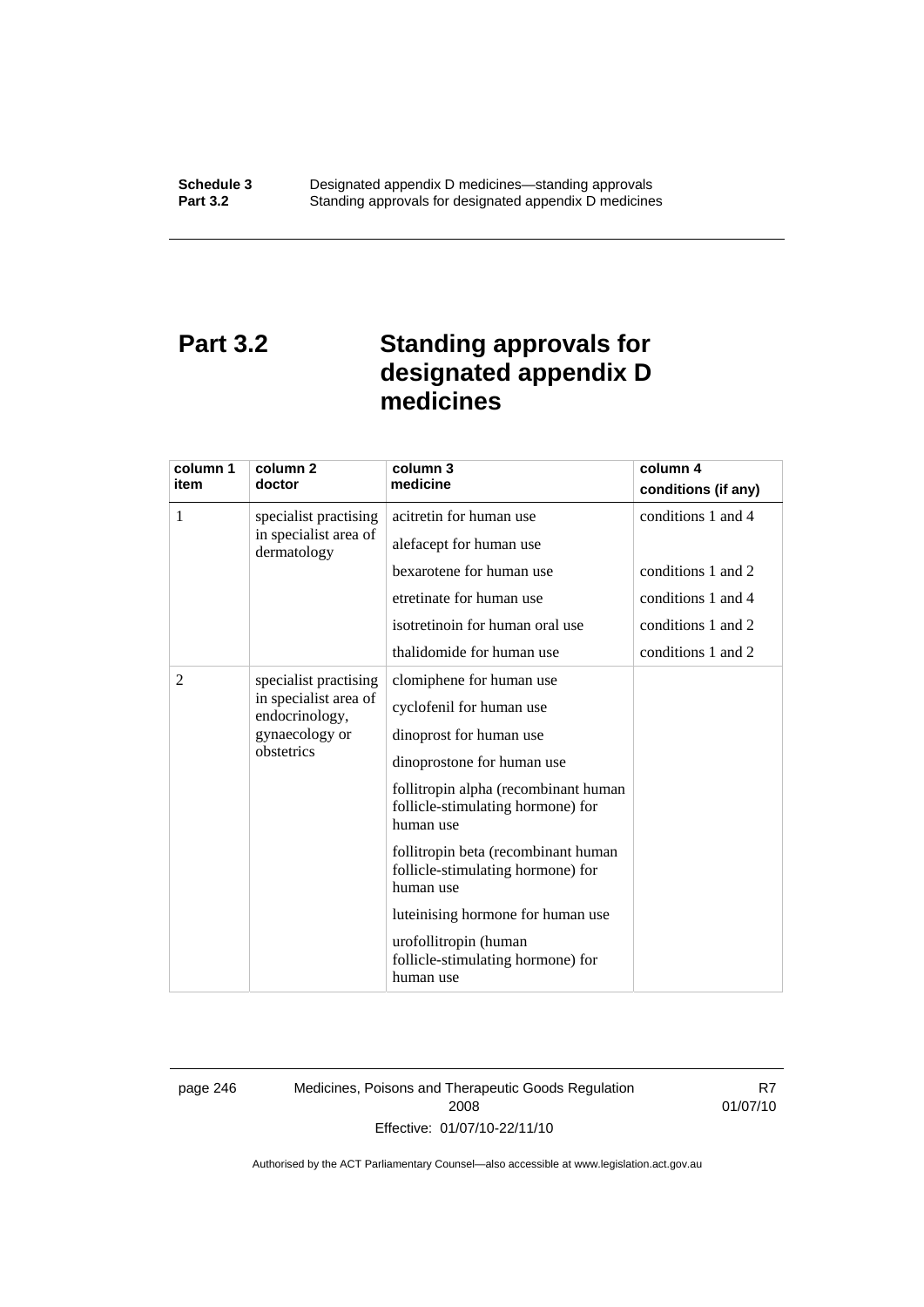# Part 3.2 Standing approvals for designated appendix D medicines

| column 1 item | column 2 doctor | column 3 medicine | column 4 conditions (if any) |
|---|---|---|---|
| 1 | specialist practising in specialist area of dermatology | acitretin for human use | conditions 1 and 4 |
| | | alefacept for human use | |
| | | bexarotene for human use | conditions 1 and 2 |
| | | etretinate for human use | conditions 1 and 4 |
| | | isotretinoin for human oral use | conditions 1 and 2 |
| | | thalidomide for human use | conditions 1 and 2 |
| 2 | specialist practising in specialist area of endocrinology, gynaecology or obstetrics | clomiphene for human use | |
| | | cyclofenil for human use | |
| | | dinoprost for human use | |
| | | dinoprostone for human use | |
| | | follitropin alpha (recombinant human follicle-stimulating hormone) for human use | |
| | | follitropin beta (recombinant human follicle-stimulating hormone) for human use | |
| | | luteinising hormone for human use | |
| | | urofollitropin (human follicle-stimulating hormone) for human use | |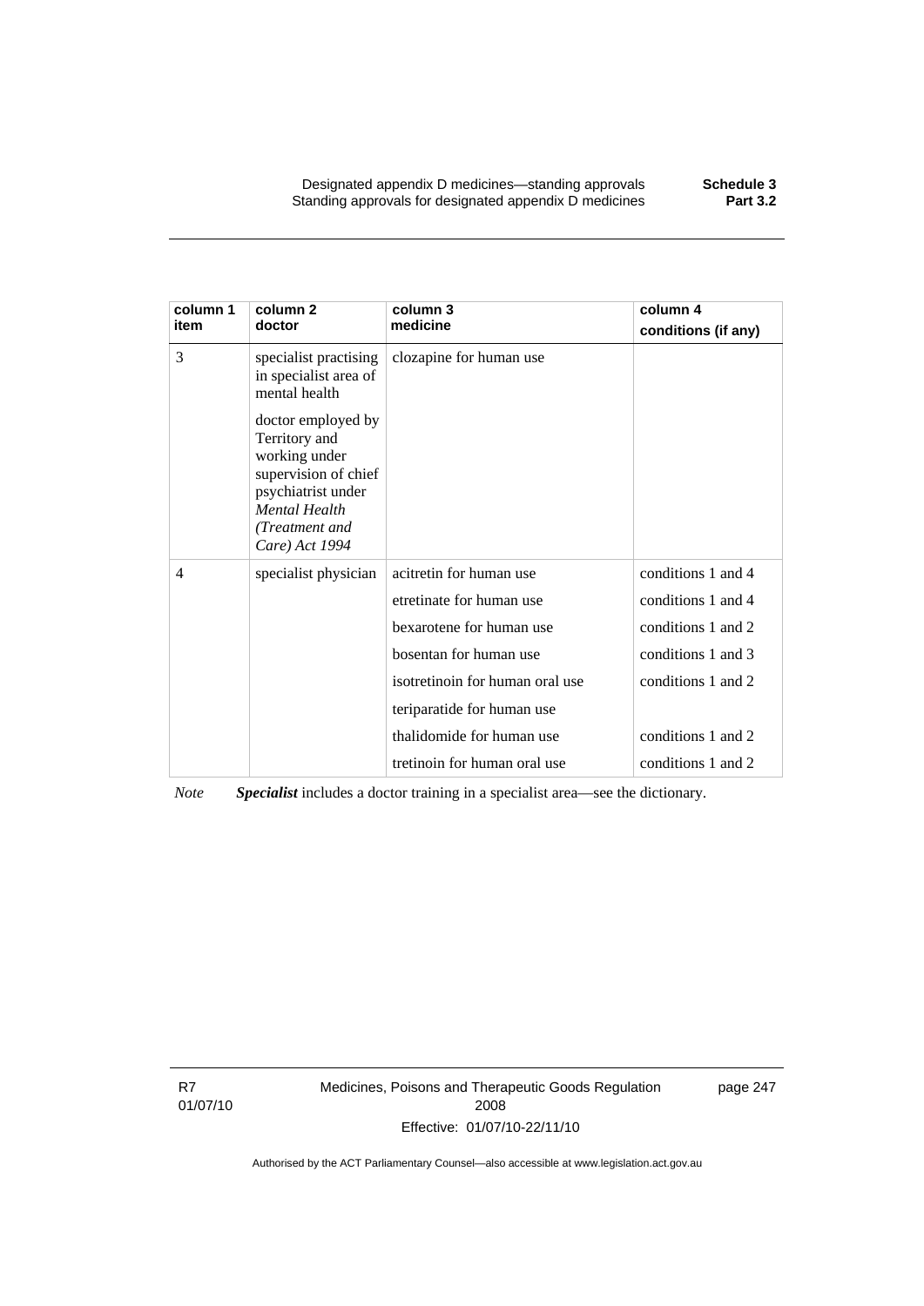| column 1 item | column 2 doctor | column 3 medicine | column 4 conditions (if any) |
|---|---|---|---|
| 3 | specialist practising in specialist area of mental health<br><br>doctor employed by Territory and working under supervision of chief psychiatrist under *Mental Health (Treatment and Care) Act 1994* | clozapine for human use | |
| 4 | specialist physician | acitretin for human use | conditions 1 and 4 |
| | | etretinate for human use | conditions 1 and 4 |
| | | bexarotene for human use | conditions 1 and 2 |
| | | bosentan for human use | conditions 1 and 3 |
| | | isotretinoin for human oral use | conditions 1 and 2 |
| | | teriparatide for human use | |
| | | thalidomide for human use | conditions 1 and 2 |
| | | tretinoin for human oral use | conditions 1 and 2 |

*Note* ***Specialist*** includes a doctor training in a specialist area—see the dictionary.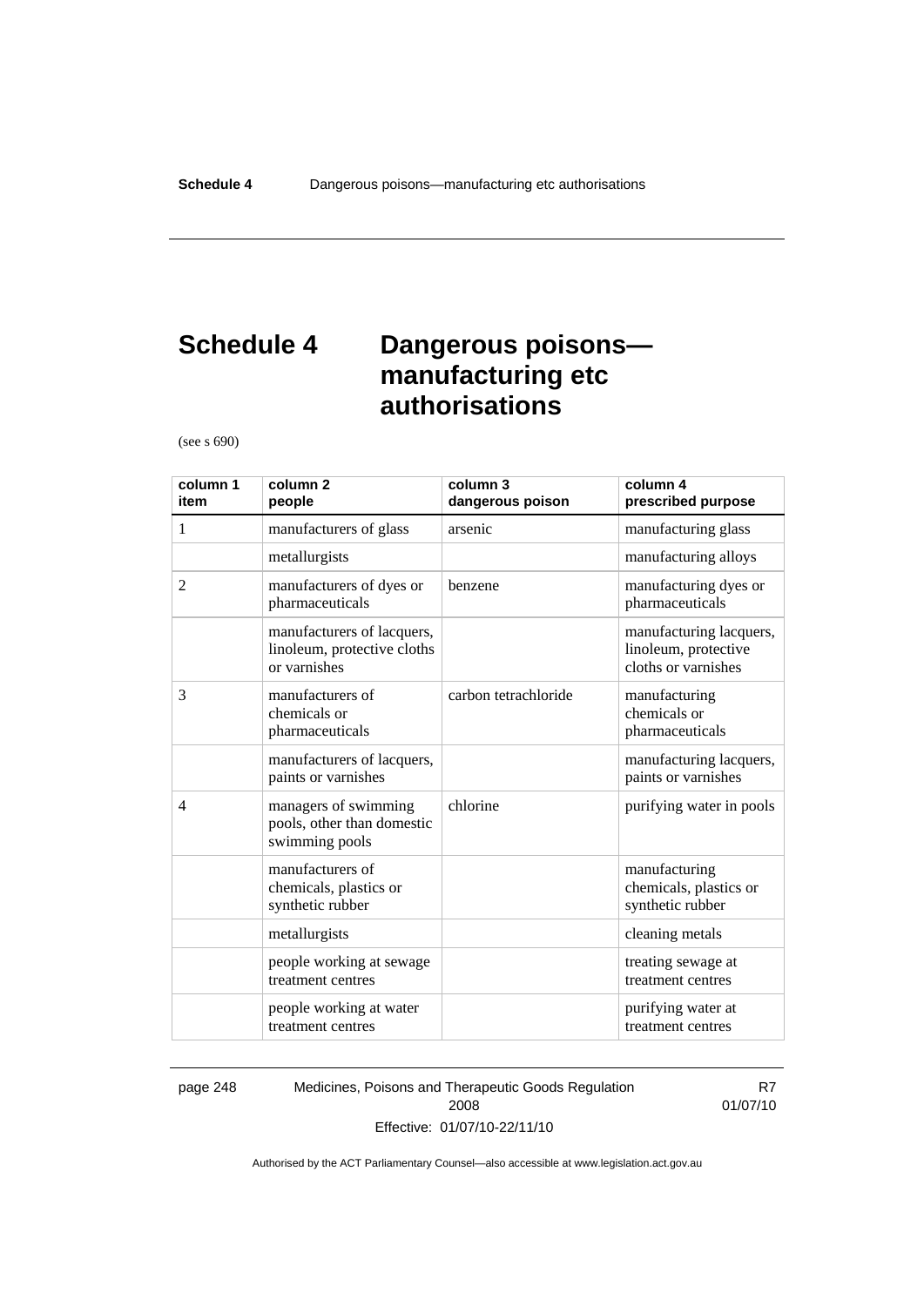# Schedule 4 Dangerous poisons—manufacturing etc authorisations

(see s 690)

| column 1 item | column 2 people | column 3 dangerous poison | column 4 prescribed purpose |
|---|---|---|---|
| 1 | manufacturers of glass | arsenic | manufacturing glass |
| | metallurgists | | manufacturing alloys |
| 2 | manufacturers of dyes or pharmaceuticals | benzene | manufacturing dyes or pharmaceuticals |
| | manufacturers of lacquers, linoleum, protective cloths or varnishes | | manufacturing lacquers, linoleum, protective cloths or varnishes |
| 3 | manufacturers of chemicals or pharmaceuticals | carbon tetrachloride | manufacturing chemicals or pharmaceuticals |
| | manufacturers of lacquers, paints or varnishes | | manufacturing lacquers, paints or varnishes |
| 4 | managers of swimming pools, other than domestic swimming pools | chlorine | purifying water in pools |
| | manufacturers of chemicals, plastics or synthetic rubber | | manufacturing chemicals, plastics or synthetic rubber |
| | metallurgists | | cleaning metals |
| | people working at sewage treatment centres | | treating sewage at treatment centres |
| | people working at water treatment centres | | purifying water at treatment centres |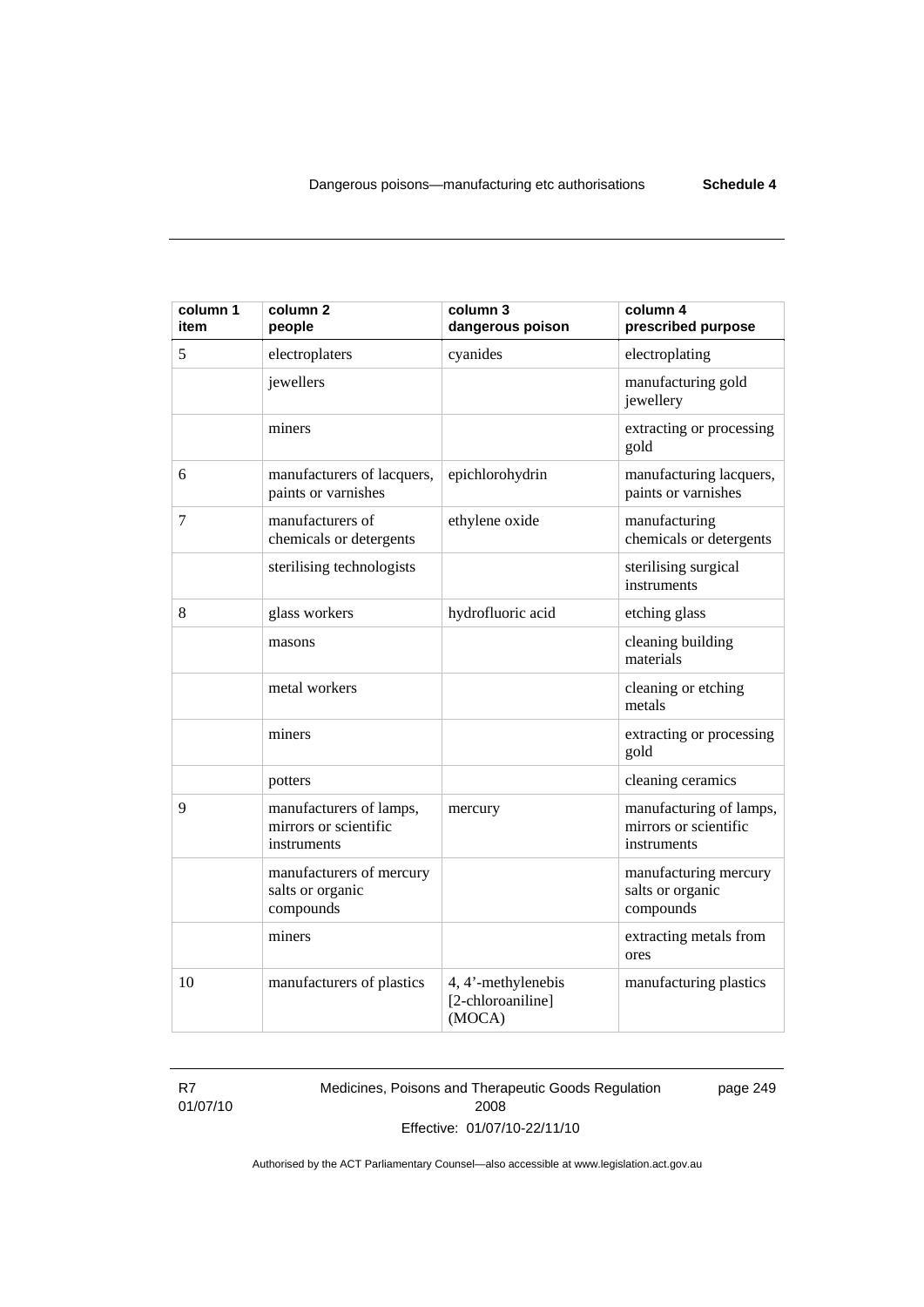| column 1 item | column 2 people | column 3 dangerous poison | column 4 prescribed purpose |
|---|---|---|---|
| 5 | electroplaters | cyanides | electroplating |
| | jewellers | | manufacturing gold jewellery |
| | miners | | extracting or processing gold |
| 6 | manufacturers of lacquers, paints or varnishes | epichlorohydrin | manufacturing lacquers, paints or varnishes |
| 7 | manufacturers of chemicals or detergents | ethylene oxide | manufacturing chemicals or detergents |
| | sterilising technologists | | sterilising surgical instruments |
| 8 | glass workers | hydrofluoric acid | etching glass |
| | masons | | cleaning building materials |
| | metal workers | | cleaning or etching metals |
| | miners | | extracting or processing gold |
| | potters | | cleaning ceramics |
| 9 | manufacturers of lamps, mirrors or scientific instruments | mercury | manufacturing of lamps, mirrors or scientific instruments |
| | manufacturers of mercury salts or organic compounds | | manufacturing mercury salts or organic compounds |
| | miners | | extracting metals from ores |
| 10 | manufacturers of plastics | 4, 4'-methylenebis [2-chloroaniline] (MOCA) | manufacturing plastics |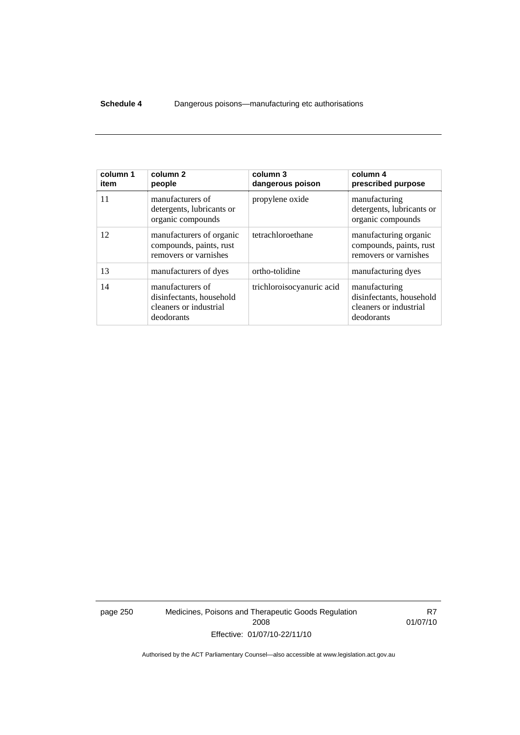| column 1 item | column 2 people | column 3 dangerous poison | column 4 prescribed purpose |
|---|---|---|---|
| 11 | manufacturers of detergents, lubricants or organic compounds | propylene oxide | manufacturing detergents, lubricants or organic compounds |
| 12 | manufacturers of organic compounds, paints, rust removers or varnishes | tetrachloroethane | manufacturing organic compounds, paints, rust removers or varnishes |
| 13 | manufacturers of dyes | ortho-tolidine | manufacturing dyes |
| 14 | manufacturers of disinfectants, household cleaners or industrial deodorants | trichloroisocyanuric acid | manufacturing disinfectants, household cleaners or industrial deodorants |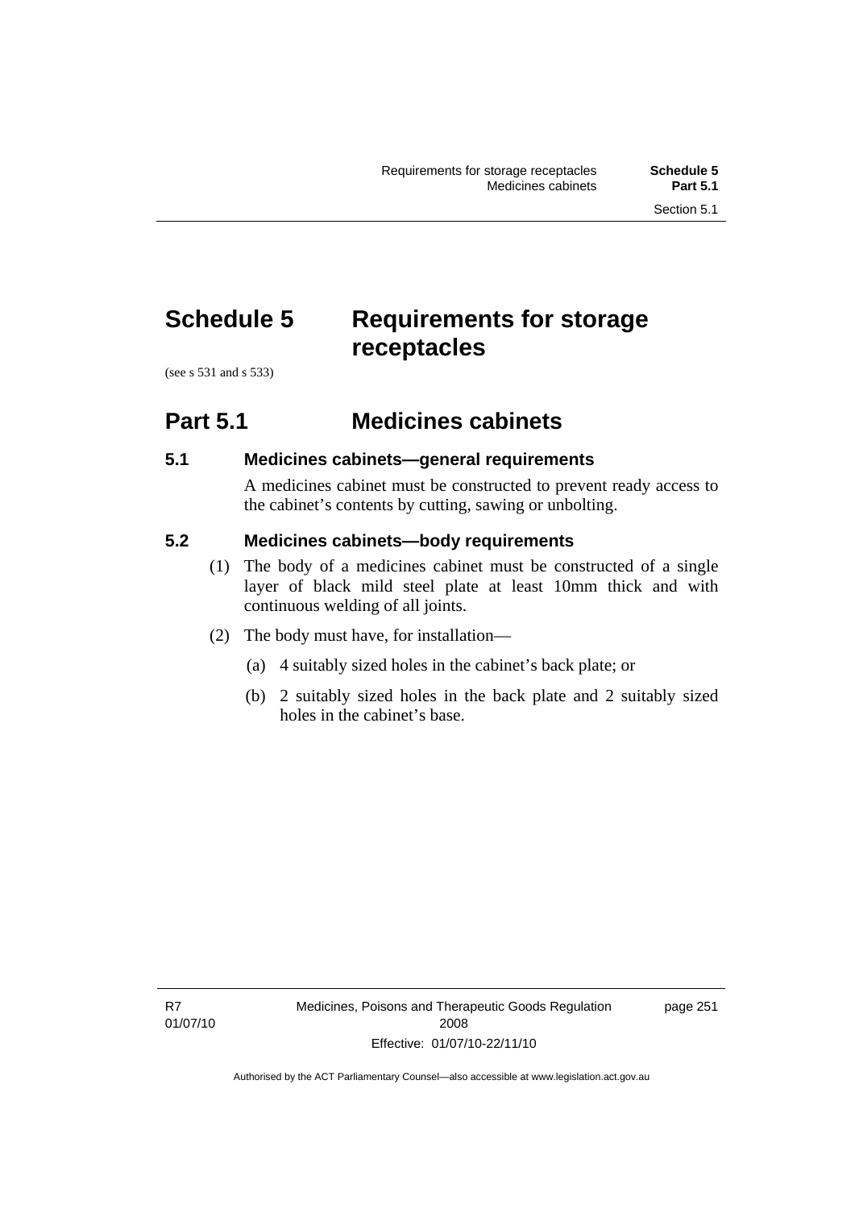# Schedule 5 Requirements for storage receptacles

(see s 531 and s 533)

## Part 5.1 Medicines cabinets

### 5.1 Medicines cabinets—general requirements

A medicines cabinet must be constructed to prevent ready access to the cabinet's contents by cutting, sawing or unbolting.

### 5.2 Medicines cabinets—body requirements

(1) The body of a medicines cabinet must be constructed of a single layer of black mild steel plate at least 10mm thick and with continuous welding of all joints.

(2) The body must have, for installation—

(a) 4 suitably sized holes in the cabinet's back plate; or

(b) 2 suitably sized holes in the back plate and 2 suitably sized holes in the cabinet's base.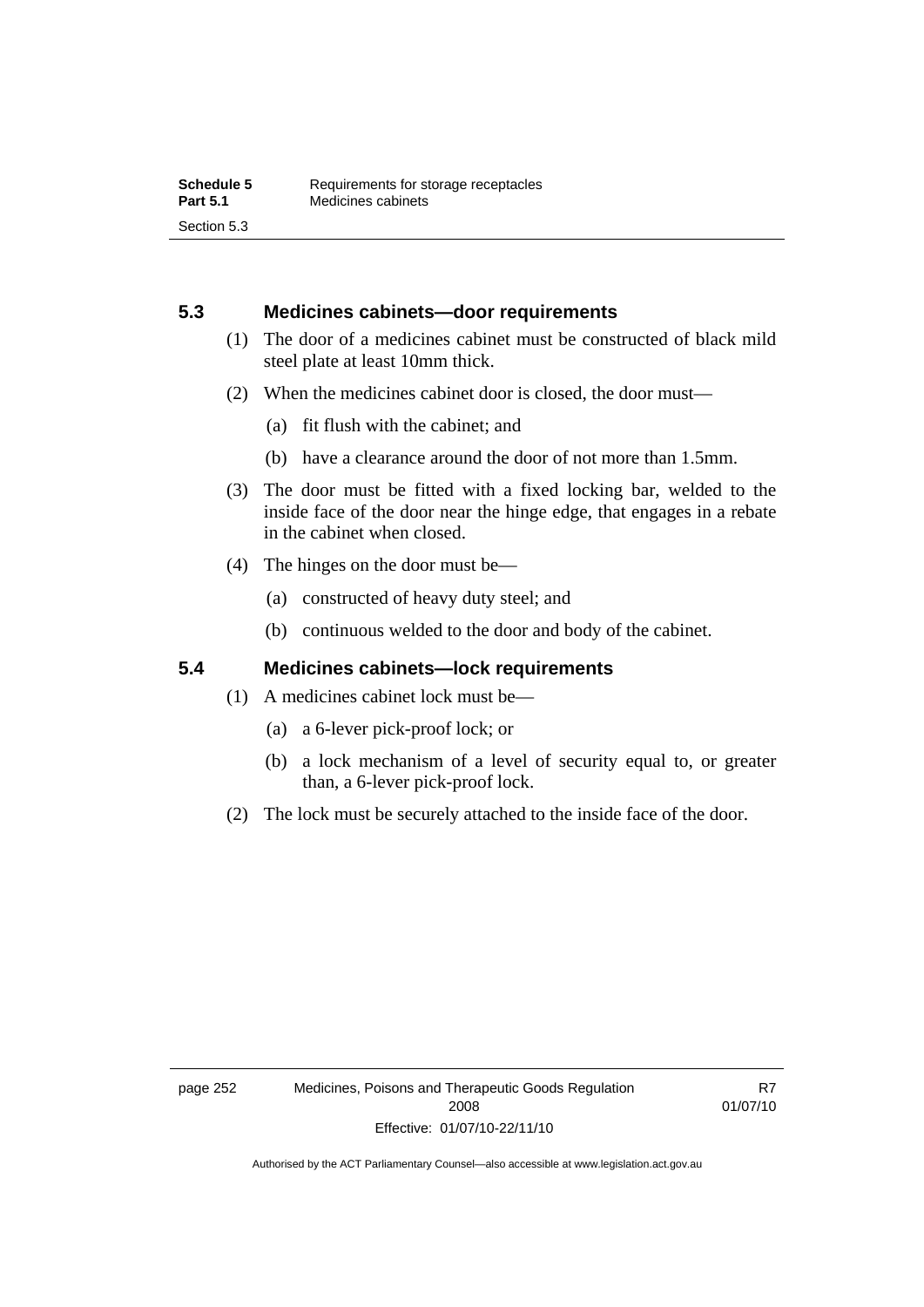## 5.3 Medicines cabinets—door requirements

(1) The door of a medicines cabinet must be constructed of black mild steel plate at least 10mm thick.

(2) When the medicines cabinet door is closed, the door must—

(a) fit flush with the cabinet; and

(b) have a clearance around the door of not more than 1.5mm.

(3) The door must be fitted with a fixed locking bar, welded to the inside face of the door near the hinge edge, that engages in a rebate in the cabinet when closed.

(4) The hinges on the door must be—

(a) constructed of heavy duty steel; and

(b) continuous welded to the door and body of the cabinet.

## 5.4 Medicines cabinets—lock requirements

(1) A medicines cabinet lock must be—

(a) a 6-lever pick-proof lock; or

(b) a lock mechanism of a level of security equal to, or greater than, a 6-lever pick-proof lock.

(2) The lock must be securely attached to the inside face of the door.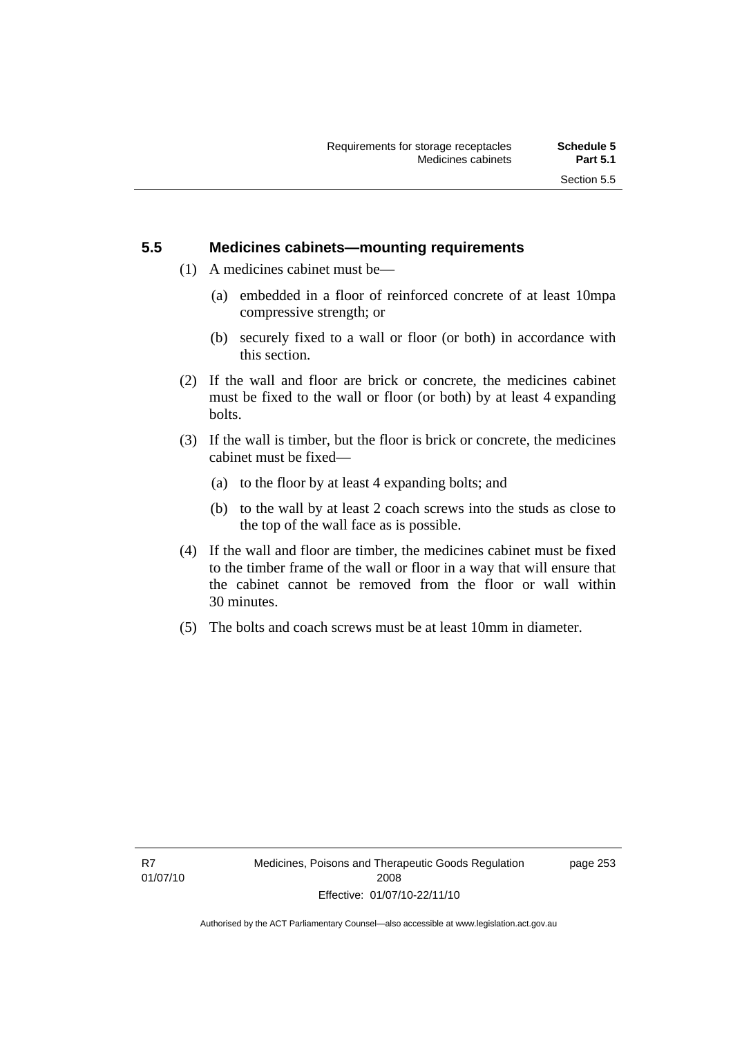## 5.5 Medicines cabinets—mounting requirements

(1) A medicines cabinet must be—

(a) embedded in a floor of reinforced concrete of at least 10mpa compressive strength; or

(b) securely fixed to a wall or floor (or both) in accordance with this section.

(2) If the wall and floor are brick or concrete, the medicines cabinet must be fixed to the wall or floor (or both) by at least 4 expanding bolts.

(3) If the wall is timber, but the floor is brick or concrete, the medicines cabinet must be fixed—

(a) to the floor by at least 4 expanding bolts; and

(b) to the wall by at least 2 coach screws into the studs as close to the top of the wall face as is possible.

(4) If the wall and floor are timber, the medicines cabinet must be fixed to the timber frame of the wall or floor in a way that will ensure that the cabinet cannot be removed from the floor or wall within 30 minutes.

(5) The bolts and coach screws must be at least 10mm in diameter.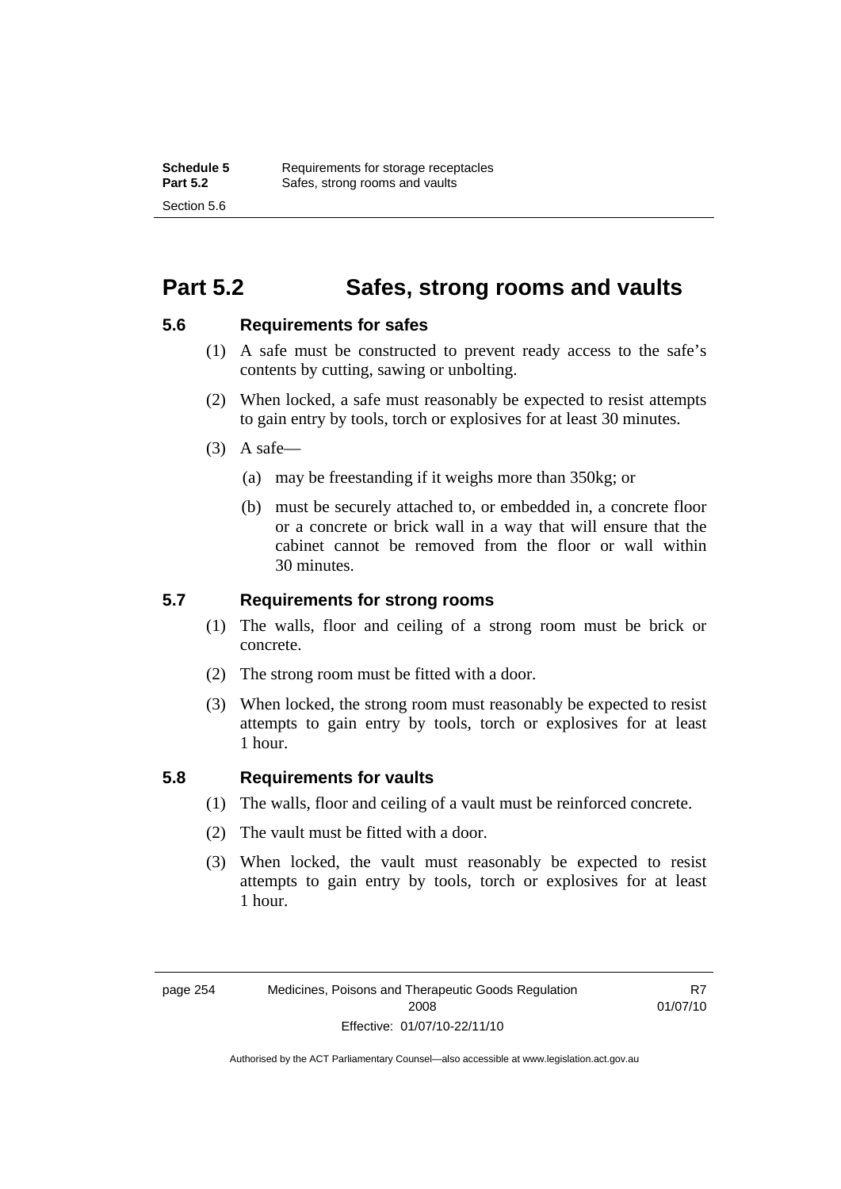# Part 5.2 Safes, strong rooms and vaults

## 5.6 Requirements for safes

(1) A safe must be constructed to prevent ready access to the safe's contents by cutting, sawing or unbolting.

(2) When locked, a safe must reasonably be expected to resist attempts to gain entry by tools, torch or explosives for at least 30 minutes.

(3) A safe—

(a) may be freestanding if it weighs more than 350kg; or

(b) must be securely attached to, or embedded in, a concrete floor or a concrete or brick wall in a way that will ensure that the cabinet cannot be removed from the floor or wall within 30 minutes.

## 5.7 Requirements for strong rooms

(1) The walls, floor and ceiling of a strong room must be brick or concrete.

(2) The strong room must be fitted with a door.

(3) When locked, the strong room must reasonably be expected to resist attempts to gain entry by tools, torch or explosives for at least 1 hour.

## 5.8 Requirements for vaults

(1) The walls, floor and ceiling of a vault must be reinforced concrete.

(2) The vault must be fitted with a door.

(3) When locked, the vault must reasonably be expected to resist attempts to gain entry by tools, torch or explosives for at least 1 hour.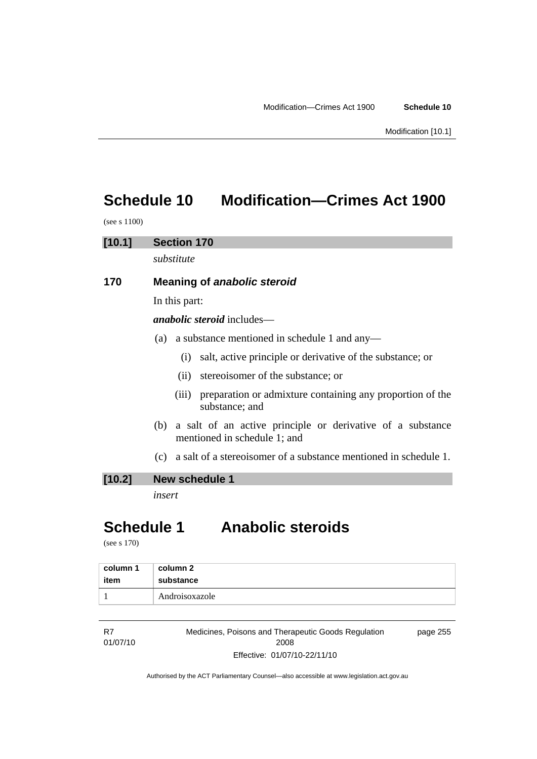# Schedule 10 Modification—Crimes Act 1900

(see s 1100)

## [10.1] Section 170

*substitute*

### 170 Meaning of *anabolic steroid*

In this part:

***anabolic steroid*** includes—

(a) a substance mentioned in schedule 1 and any—

(i) salt, active principle or derivative of the substance; or

(ii) stereoisomer of the substance; or

(iii) preparation or admixture containing any proportion of the substance; and

(b) a salt of an active principle or derivative of a substance mentioned in schedule 1; and

(c) a salt of a stereoisomer of a substance mentioned in schedule 1.

## [10.2] New schedule 1

*insert*

# Schedule 1 Anabolic steroids

(see s 170)

| column 1 item | column 2 substance |
|---|---|
| 1 | Androisoxazole |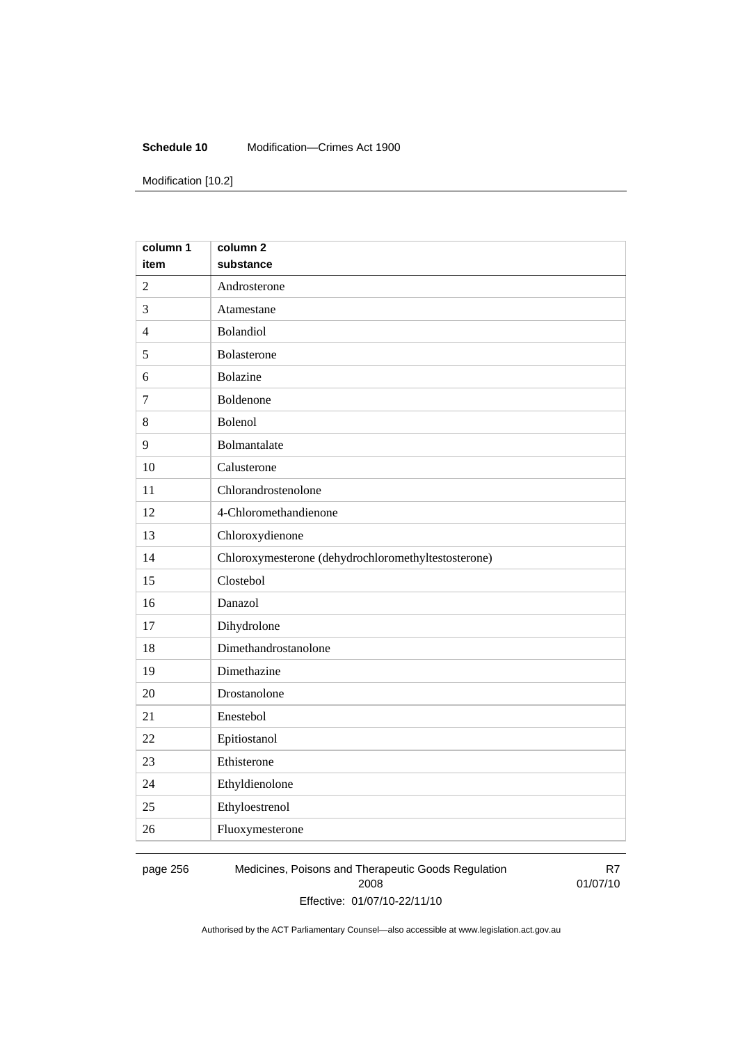| column 1 item | column 2 substance |
|---|---|
| 2 | Androsterone |
| 3 | Atamestane |
| 4 | Bolandiol |
| 5 | Bolasterone |
| 6 | Bolazine |
| 7 | Boldenone |
| 8 | Bolenol |
| 9 | Bolmantalate |
| 10 | Calusterone |
| 11 | Chlorandrostenolone |
| 12 | 4-Chloromethandienone |
| 13 | Chloroxydienone |
| 14 | Chloroxymesterone (dehydrochloromethyltestosterone) |
| 15 | Clostebol |
| 16 | Danazol |
| 17 | Dihydrolone |
| 18 | Dimethandrostanolone |
| 19 | Dimethazine |
| 20 | Drostanolone |
| 21 | Enestebol |
| 22 | Epitiostanol |
| 23 | Ethisterone |
| 24 | Ethyldienolone |
| 25 | Ethyloestrenol |
| 26 | Fluoxymesterone |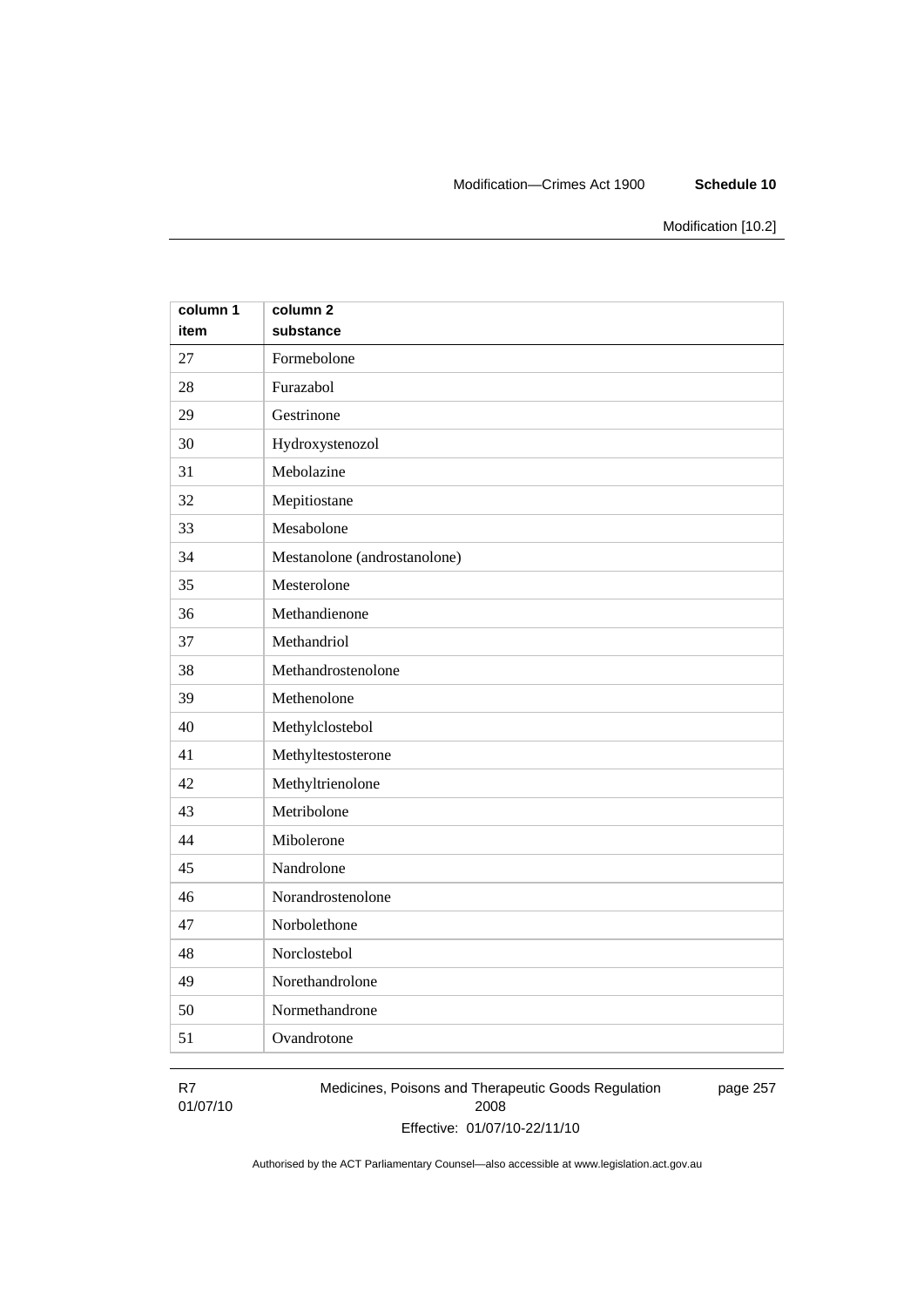| column 1 item | column 2 substance |
|---|---|
| 27 | Formebolone |
| 28 | Furazabol |
| 29 | Gestrinone |
| 30 | Hydroxystenozol |
| 31 | Mebolazine |
| 32 | Mepitiostane |
| 33 | Mesabolone |
| 34 | Mestanolone (androstanolone) |
| 35 | Mesterolone |
| 36 | Methandienone |
| 37 | Methandriol |
| 38 | Methandrostenolone |
| 39 | Methenolone |
| 40 | Methylclostebol |
| 41 | Methyltestosterone |
| 42 | Methyltrienolone |
| 43 | Metribolone |
| 44 | Mibolerone |
| 45 | Nandrolone |
| 46 | Norandrostenolone |
| 47 | Norbolethone |
| 48 | Norclostebol |
| 49 | Norethandrolone |
| 50 | Normethandrone |
| 51 | Ovandrotone |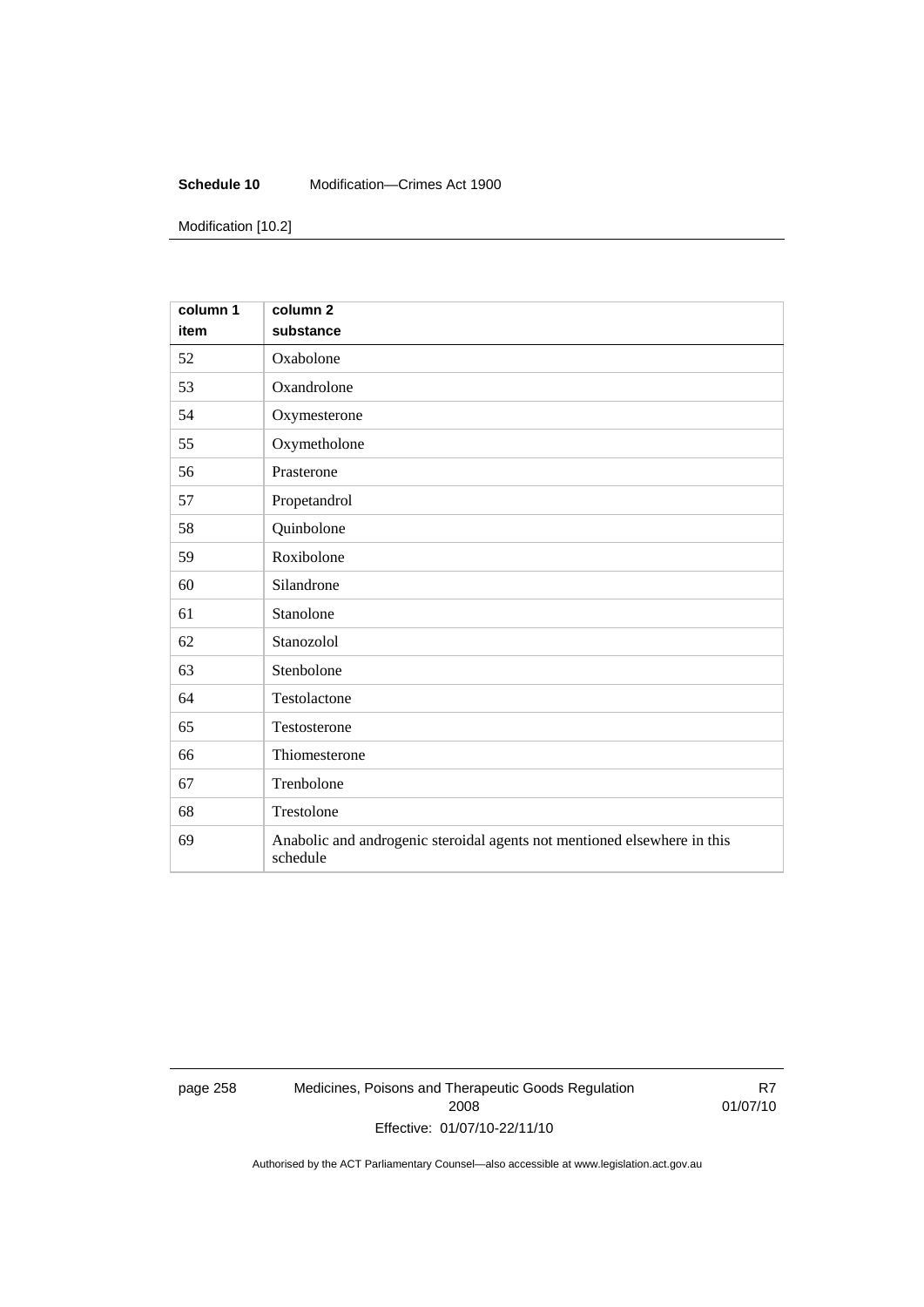| column 1 item | column 2 substance |
|---|---|
| 52 | Oxabolone |
| 53 | Oxandrolone |
| 54 | Oxymesterone |
| 55 | Oxymetholone |
| 56 | Prasterone |
| 57 | Propetandrol |
| 58 | Quinbolone |
| 59 | Roxibolone |
| 60 | Silandrone |
| 61 | Stanolone |
| 62 | Stanozolol |
| 63 | Stenbolone |
| 64 | Testolactone |
| 65 | Testosterone |
| 66 | Thiomesterone |
| 67 | Trenbolone |
| 68 | Trestolone |
| 69 | Anabolic and androgenic steroidal agents not mentioned elsewhere in this schedule |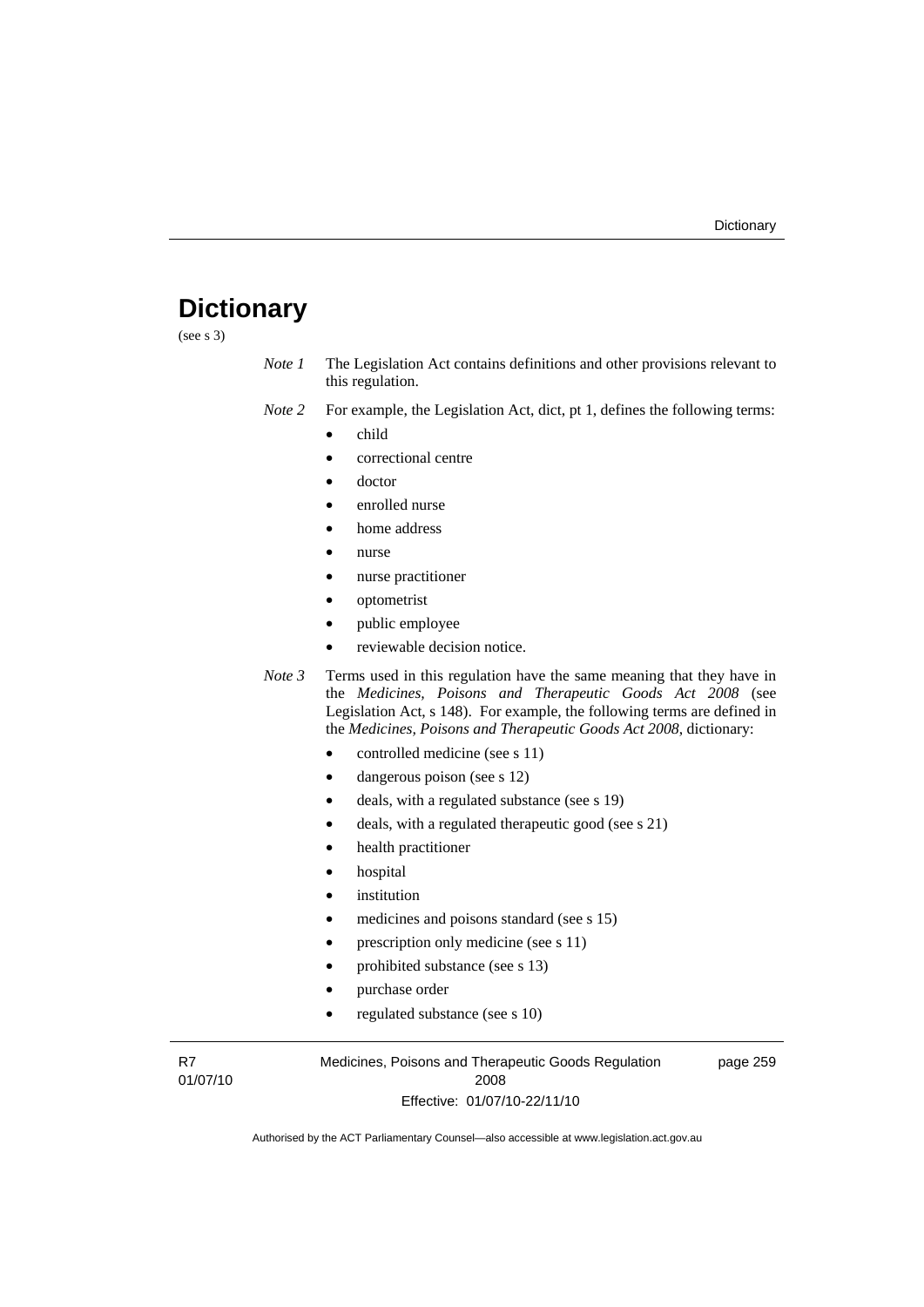# Dictionary

(see s 3)

*Note 1* The Legislation Act contains definitions and other provisions relevant to this regulation.

*Note 2* For example, the Legislation Act, dict, pt 1, defines the following terms:

- child
- correctional centre
- doctor
- enrolled nurse
- home address
- nurse
- nurse practitioner
- optometrist
- public employee
- reviewable decision notice.

*Note 3* Terms used in this regulation have the same meaning that they have in the *Medicines, Poisons and Therapeutic Goods Act 2008* (see Legislation Act, s 148). For example, the following terms are defined in the *Medicines, Poisons and Therapeutic Goods Act 2008*, dictionary:

- controlled medicine (see s 11)
- dangerous poison (see s 12)
- deals, with a regulated substance (see s 19)
- deals, with a regulated therapeutic good (see s 21)
- health practitioner
- hospital
- institution
- medicines and poisons standard (see s 15)
- prescription only medicine (see s 11)
- prohibited substance (see s 13)
- purchase order
- regulated substance (see s 10)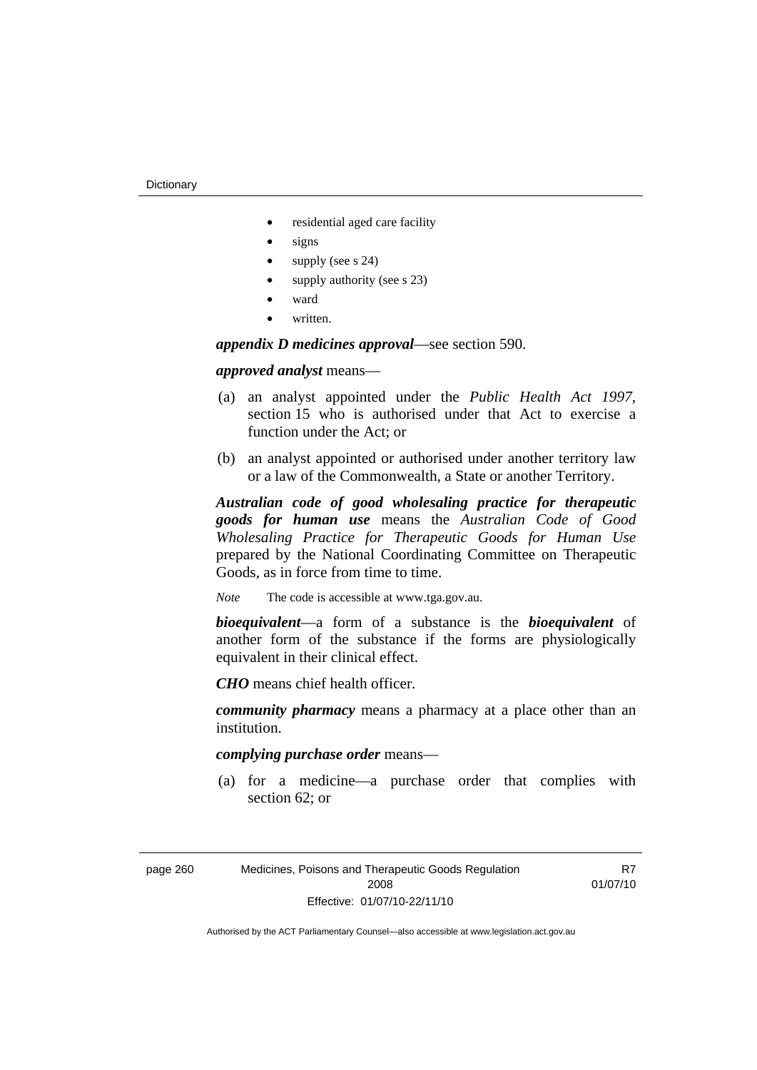- residential aged care facility
- signs
- supply (see s 24)
- supply authority (see s 23)
- ward
- written.

***appendix D medicines approval***—see section 590.

***approved analyst*** means—

(a) an analyst appointed under the *Public Health Act 1997*, section 15 who is authorised under that Act to exercise a function under the Act; or

(b) an analyst appointed or authorised under another territory law or a law of the Commonwealth, a State or another Territory.

***Australian code of good wholesaling practice for therapeutic goods for human use*** means the *Australian Code of Good Wholesaling Practice for Therapeutic Goods for Human Use* prepared by the National Coordinating Committee on Therapeutic Goods, as in force from time to time.

*Note* The code is accessible at www.tga.gov.au.

***bioequivalent***—a form of a substance is the ***bioequivalent*** of another form of the substance if the forms are physiologically equivalent in their clinical effect.

***CHO*** means chief health officer.

***community pharmacy*** means a pharmacy at a place other than an institution.

***complying purchase order*** means—

(a) for a medicine—a purchase order that complies with section 62; or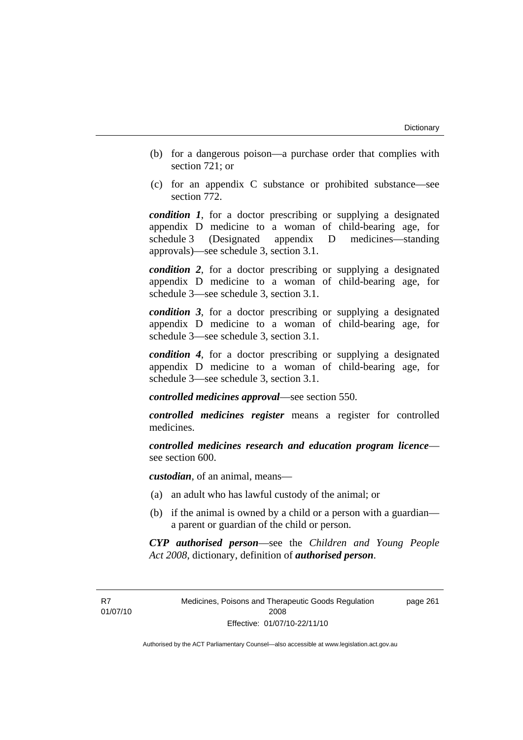(b) for a dangerous poison—a purchase order that complies with section 721; or

(c) for an appendix C substance or prohibited substance—see section 772.

***condition 1***, for a doctor prescribing or supplying a designated appendix D medicine to a woman of child-bearing age, for schedule 3 (Designated appendix D medicines—standing approvals)—see schedule 3, section 3.1.

***condition 2***, for a doctor prescribing or supplying a designated appendix D medicine to a woman of child-bearing age, for schedule 3—see schedule 3, section 3.1.

***condition 3***, for a doctor prescribing or supplying a designated appendix D medicine to a woman of child-bearing age, for schedule 3—see schedule 3, section 3.1.

***condition 4***, for a doctor prescribing or supplying a designated appendix D medicine to a woman of child-bearing age, for schedule 3—see schedule 3, section 3.1.

***controlled medicines approval***—see section 550.

***controlled medicines register*** means a register for controlled medicines.

***controlled medicines research and education program licence***—see section 600.

***custodian***, of an animal, means—

(a) an adult who has lawful custody of the animal; or

(b) if the animal is owned by a child or a person with a guardian—a parent or guardian of the child or person.

***CYP authorised person***—see the *Children and Young People Act 2008*, dictionary, definition of ***authorised person***.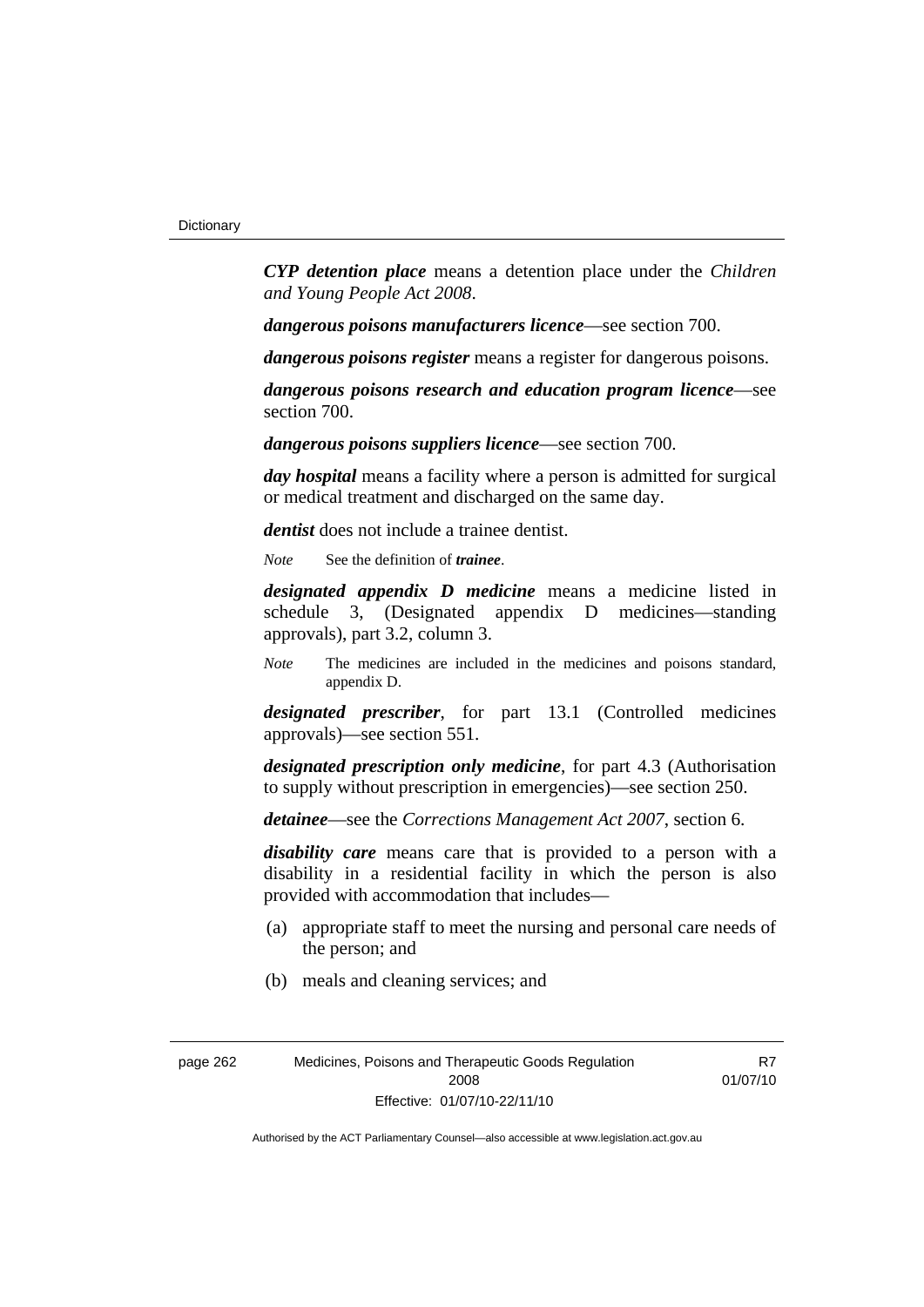***CYP detention place*** means a detention place under the *Children and Young People Act 2008*.

***dangerous poisons manufacturers licence***—see section 700.

***dangerous poisons register*** means a register for dangerous poisons.

***dangerous poisons research and education program licence***—see section 700.

***dangerous poisons suppliers licence***—see section 700.

***day hospital*** means a facility where a person is admitted for surgical or medical treatment and discharged on the same day.

***dentist*** does not include a trainee dentist.

*Note* See the definition of ***trainee***.

***designated appendix D medicine*** means a medicine listed in schedule 3, (Designated appendix D medicines—standing approvals), part 3.2, column 3.

*Note* The medicines are included in the medicines and poisons standard, appendix D.

***designated prescriber***, for part 13.1 (Controlled medicines approvals)—see section 551.

***designated prescription only medicine***, for part 4.3 (Authorisation to supply without prescription in emergencies)—see section 250.

***detainee***—see the *Corrections Management Act 2007*, section 6.

***disability care*** means care that is provided to a person with a disability in a residential facility in which the person is also provided with accommodation that includes—

(a) appropriate staff to meet the nursing and personal care needs of the person; and

(b) meals and cleaning services; and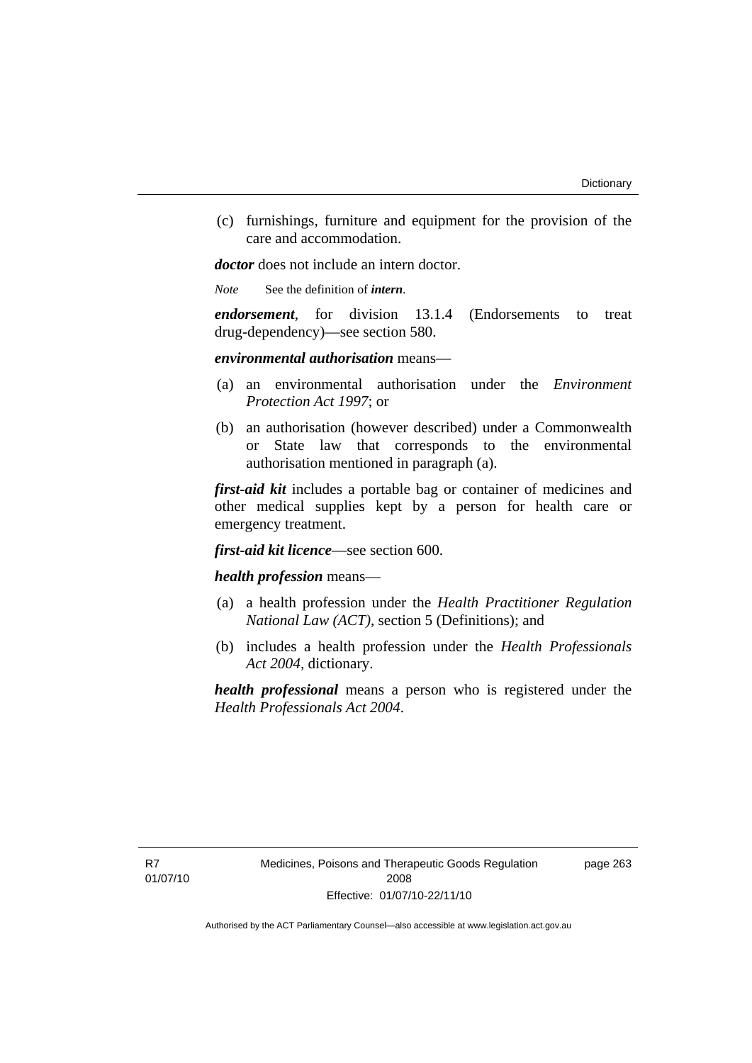(c) furnishings, furniture and equipment for the provision of the care and accommodation.

***doctor*** does not include an intern doctor.

*Note* See the definition of ***intern***.

***endorsement***, for division 13.1.4 (Endorsements to treat drug-dependency)—see section 580.

***environmental authorisation*** means—

(a) an environmental authorisation under the *Environment Protection Act 1997*; or

(b) an authorisation (however described) under a Commonwealth or State law that corresponds to the environmental authorisation mentioned in paragraph (a).

***first-aid kit*** includes a portable bag or container of medicines and other medical supplies kept by a person for health care or emergency treatment.

***first-aid kit licence***—see section 600.

***health profession*** means—

(a) a health profession under the *Health Practitioner Regulation National Law (ACT)*, section 5 (Definitions); and

(b) includes a health profession under the *Health Professionals Act 2004*, dictionary.

***health professional*** means a person who is registered under the *Health Professionals Act 2004*.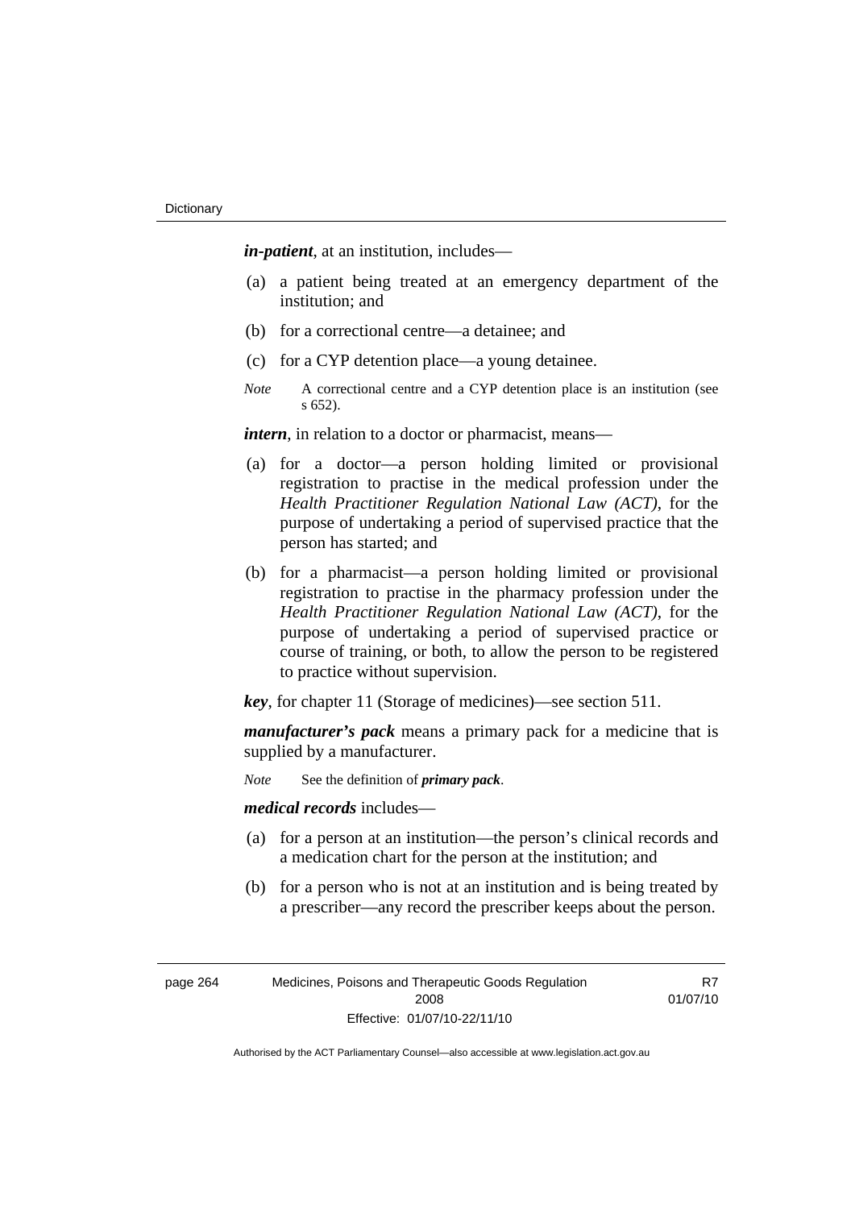***in-patient***, at an institution, includes—

(a) a patient being treated at an emergency department of the institution; and

(b) for a correctional centre—a detainee; and

(c) for a CYP detention place—a young detainee.

*Note* A correctional centre and a CYP detention place is an institution (see s 652).

***intern***, in relation to a doctor or pharmacist, means—

(a) for a doctor—a person holding limited or provisional registration to practise in the medical profession under the *Health Practitioner Regulation National Law (ACT)*, for the purpose of undertaking a period of supervised practice that the person has started; and

(b) for a pharmacist—a person holding limited or provisional registration to practise in the pharmacy profession under the *Health Practitioner Regulation National Law (ACT)*, for the purpose of undertaking a period of supervised practice or course of training, or both, to allow the person to be registered to practice without supervision.

***key***, for chapter 11 (Storage of medicines)—see section 511.

***manufacturer's pack*** means a primary pack for a medicine that is supplied by a manufacturer.

*Note* See the definition of ***primary pack***.

***medical records*** includes—

(a) for a person at an institution—the person's clinical records and a medication chart for the person at the institution; and

(b) for a person who is not at an institution and is being treated by a prescriber—any record the prescriber keeps about the person.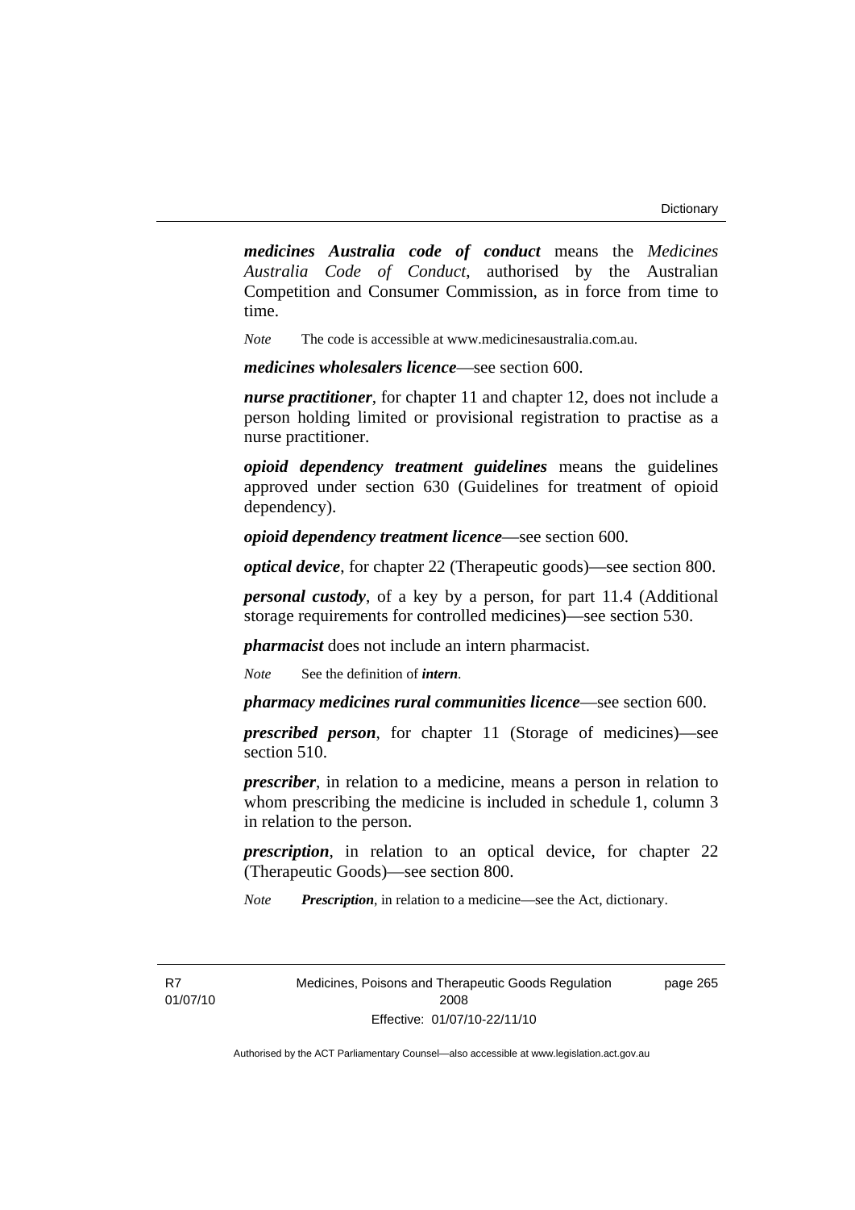***medicines Australia code of conduct*** means the *Medicines Australia Code of Conduct*, authorised by the Australian Competition and Consumer Commission, as in force from time to time.

*Note* The code is accessible at www.medicinesaustralia.com.au.

***medicines wholesalers licence***—see section 600.

***nurse practitioner***, for chapter 11 and chapter 12, does not include a person holding limited or provisional registration to practise as a nurse practitioner.

***opioid dependency treatment guidelines*** means the guidelines approved under section 630 (Guidelines for treatment of opioid dependency).

***opioid dependency treatment licence***—see section 600.

***optical device***, for chapter 22 (Therapeutic goods)—see section 800.

***personal custody***, of a key by a person, for part 11.4 (Additional storage requirements for controlled medicines)—see section 530.

***pharmacist*** does not include an intern pharmacist.

*Note* See the definition of ***intern***.

***pharmacy medicines rural communities licence***—see section 600.

***prescribed person***, for chapter 11 (Storage of medicines)—see section 510.

***prescriber***, in relation to a medicine, means a person in relation to whom prescribing the medicine is included in schedule 1, column 3 in relation to the person.

***prescription***, in relation to an optical device, for chapter 22 (Therapeutic Goods)—see section 800.

*Note* ***Prescription***, in relation to a medicine—see the Act, dictionary.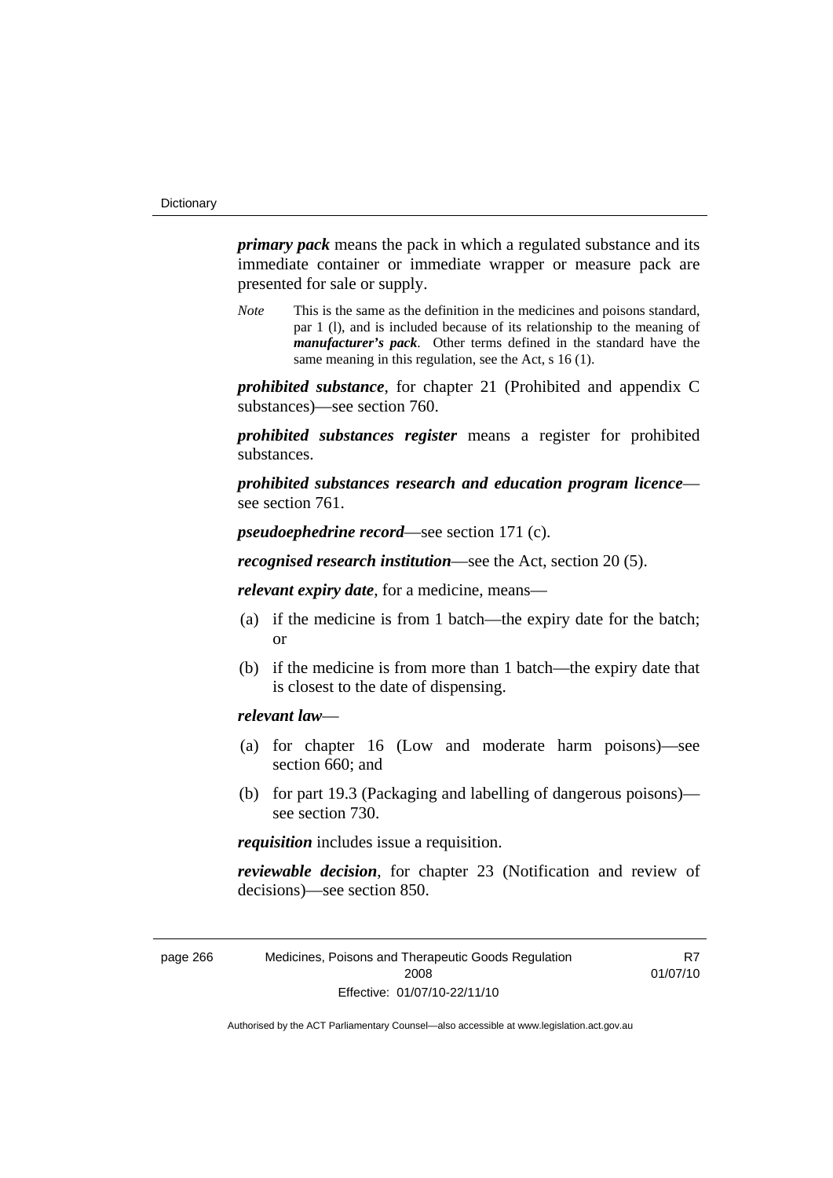***primary pack*** means the pack in which a regulated substance and its immediate container or immediate wrapper or measure pack are presented for sale or supply.

*Note* This is the same as the definition in the medicines and poisons standard, par 1 (l), and is included because of its relationship to the meaning of ***manufacturer's pack***. Other terms defined in the standard have the same meaning in this regulation, see the Act, s 16 (1).

***prohibited substance***, for chapter 21 (Prohibited and appendix C substances)—see section 760.

***prohibited substances register*** means a register for prohibited substances.

***prohibited substances research and education program licence***—see section 761.

***pseudoephedrine record***—see section 171 (c).

***recognised research institution***—see the Act, section 20 (5).

***relevant expiry date***, for a medicine, means—

(a) if the medicine is from 1 batch—the expiry date for the batch; or

(b) if the medicine is from more than 1 batch—the expiry date that is closest to the date of dispensing.

***relevant law***—

(a) for chapter 16 (Low and moderate harm poisons)—see section 660; and

(b) for part 19.3 (Packaging and labelling of dangerous poisons)—see section 730.

***requisition*** includes issue a requisition.

***reviewable decision***, for chapter 23 (Notification and review of decisions)—see section 850.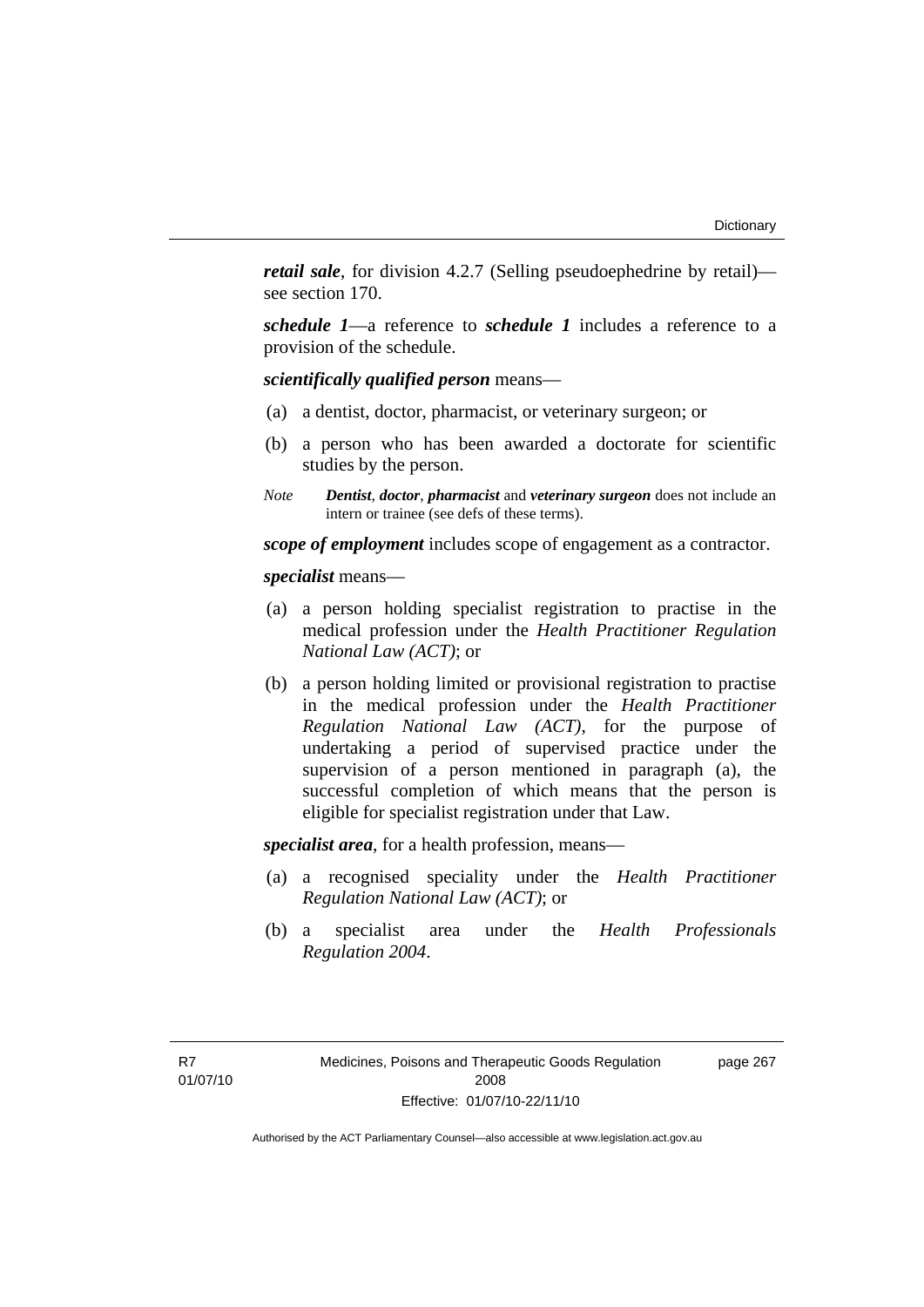***retail sale***, for division 4.2.7 (Selling pseudoephedrine by retail)—see section 170.

***schedule 1***—a reference to ***schedule 1*** includes a reference to a provision of the schedule.

***scientifically qualified person*** means—

(a) a dentist, doctor, pharmacist, or veterinary surgeon; or

(b) a person who has been awarded a doctorate for scientific studies by the person.

*Note* ***Dentist***, ***doctor***, ***pharmacist*** and ***veterinary surgeon*** does not include an intern or trainee (see defs of these terms).

***scope of employment*** includes scope of engagement as a contractor.

***specialist*** means—

(a) a person holding specialist registration to practise in the medical profession under the *Health Practitioner Regulation National Law (ACT)*; or

(b) a person holding limited or provisional registration to practise in the medical profession under the *Health Practitioner Regulation National Law (ACT)*, for the purpose of undertaking a period of supervised practice under the supervision of a person mentioned in paragraph (a), the successful completion of which means that the person is eligible for specialist registration under that Law.

***specialist area***, for a health profession, means—

(a) a recognised speciality under the *Health Practitioner Regulation National Law (ACT)*; or

(b) a specialist area under the *Health Professionals Regulation 2004*.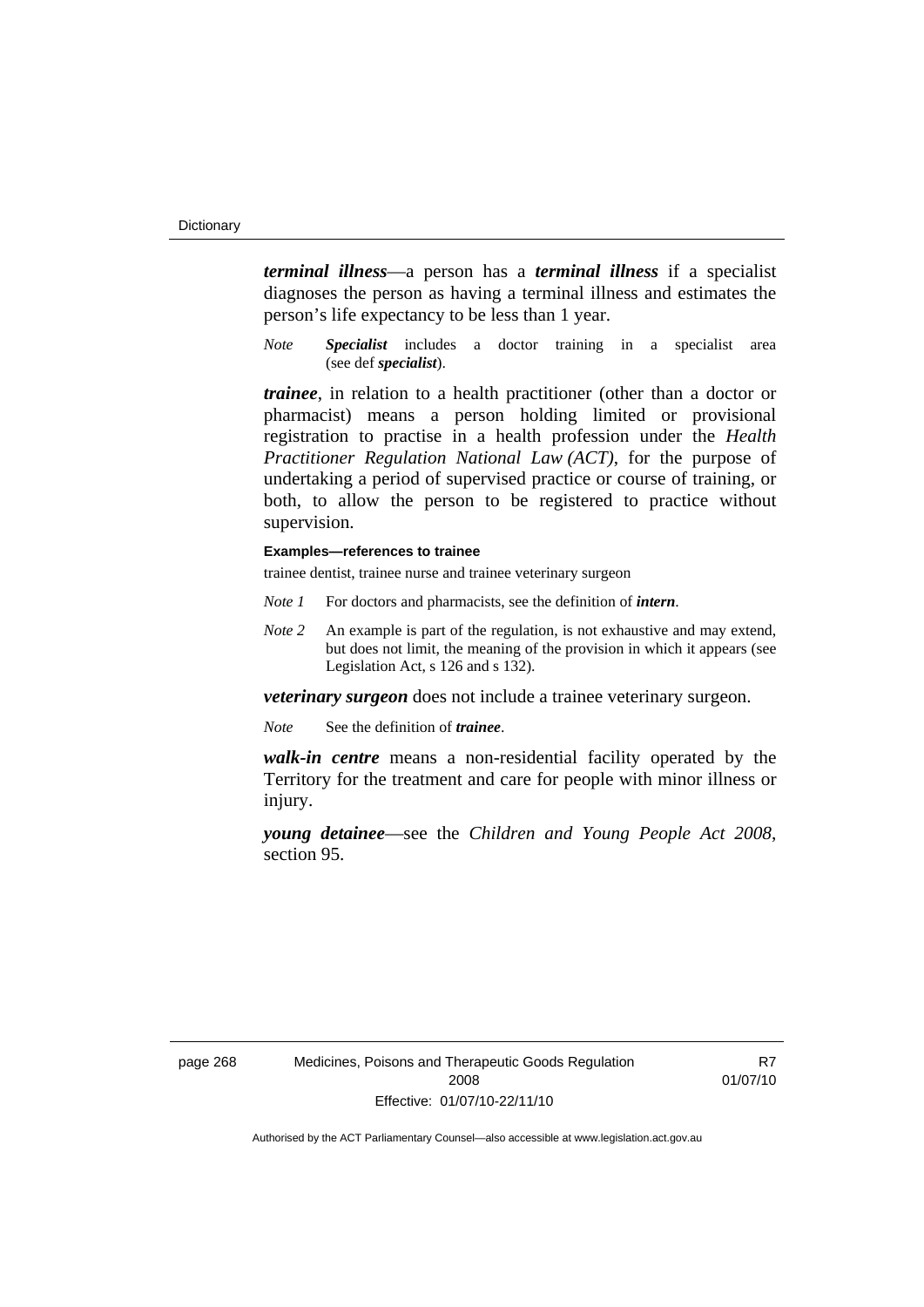***terminal illness***—a person has a ***terminal illness*** if a specialist diagnoses the person as having a terminal illness and estimates the person's life expectancy to be less than 1 year.

*Note* ***Specialist*** includes a doctor training in a specialist area (see def ***specialist***).

***trainee***, in relation to a health practitioner (other than a doctor or pharmacist) means a person holding limited or provisional registration to practise in a health profession under the *Health Practitioner Regulation National Law (ACT)*, for the purpose of undertaking a period of supervised practice or course of training, or both, to allow the person to be registered to practice without supervision.

**Examples—references to trainee**

trainee dentist, trainee nurse and trainee veterinary surgeon

*Note 1* For doctors and pharmacists, see the definition of ***intern***.

*Note 2* An example is part of the regulation, is not exhaustive and may extend, but does not limit, the meaning of the provision in which it appears (see Legislation Act, s 126 and s 132).

***veterinary surgeon*** does not include a trainee veterinary surgeon.

*Note* See the definition of ***trainee***.

***walk-in centre*** means a non-residential facility operated by the Territory for the treatment and care for people with minor illness or injury.

***young detainee***—see the *Children and Young People Act 2008*, section 95.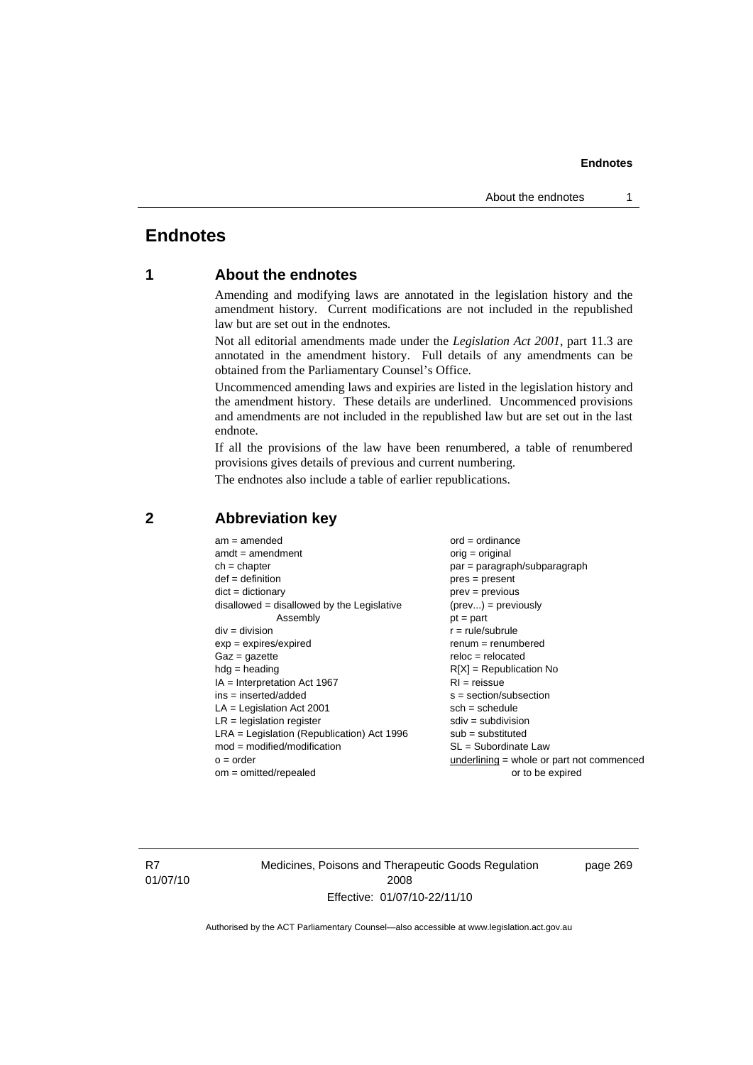# Endnotes

## 1 About the endnotes

Amending and modifying laws are annotated in the legislation history and the amendment history. Current modifications are not included in the republished law but are set out in the endnotes.

Not all editorial amendments made under the *Legislation Act 2001*, part 11.3 are annotated in the amendment history. Full details of any amendments can be obtained from the Parliamentary Counsel's Office.

Uncommenced amending laws and expiries are listed in the legislation history and the amendment history. These details are underlined. Uncommenced provisions and amendments are not included in the republished law but are set out in the last endnote.

If all the provisions of the law have been renumbered, a table of renumbered provisions gives details of previous and current numbering.

The endnotes also include a table of earlier republications.

## 2 Abbreviation key

am = amended
amdt = amendment
ch = chapter
def = definition
dict = dictionary
disallowed = disallowed by the Legislative Assembly
div = division
exp = expires/expired
Gaz = gazette
hdg = heading
IA = Interpretation Act 1967
ins = inserted/added
LA = Legislation Act 2001
LR = legislation register
LRA = Legislation (Republication) Act 1996
mod = modified/modification
o = order
om = omitted/repealed
ord = ordinance
orig = original
par = paragraph/subparagraph
pres = present
prev = previous
(prev...) = previously
pt = part
r = rule/subrule
renum = renumbered
reloc = relocated
R[X] = Republication No
RI = reissue
s = section/subsection
sch = schedule
sdiv = subdivision
sub = substituted
SL = Subordinate Law
underlining = whole or part not commenced or to be expired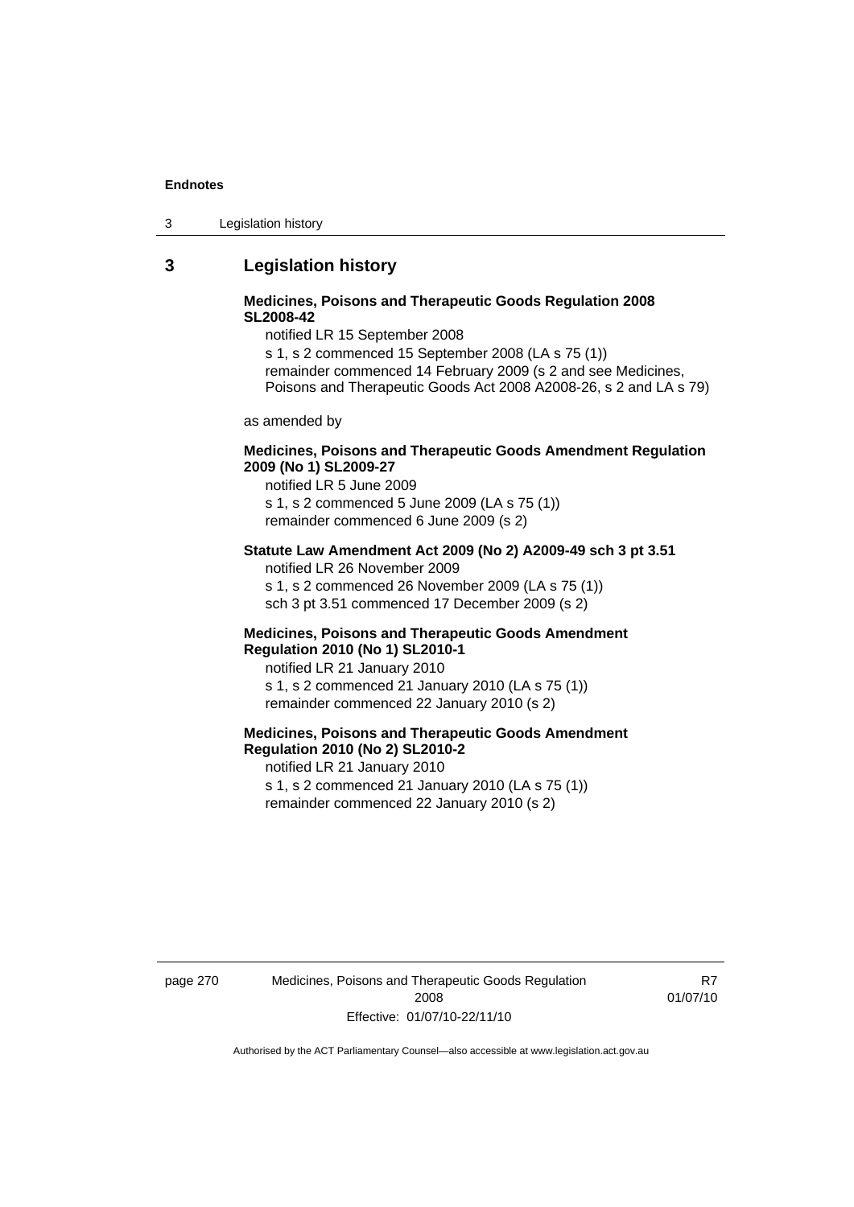## 3 Legislation history

**Medicines, Poisons and Therapeutic Goods Regulation 2008 SL2008-42**

notified LR 15 September 2008

s 1, s 2 commenced 15 September 2008 (LA s 75 (1))

remainder commenced 14 February 2009 (s 2 and see Medicines, Poisons and Therapeutic Goods Act 2008 A2008-26, s 2 and LA s 79)

as amended by

**Medicines, Poisons and Therapeutic Goods Amendment Regulation 2009 (No 1) SL2009-27**

notified LR 5 June 2009

s 1, s 2 commenced 5 June 2009 (LA s 75 (1))

remainder commenced 6 June 2009 (s 2)

**Statute Law Amendment Act 2009 (No 2) A2009-49 sch 3 pt 3.51**

notified LR 26 November 2009

s 1, s 2 commenced 26 November 2009 (LA s 75 (1))

sch 3 pt 3.51 commenced 17 December 2009 (s 2)

**Medicines, Poisons and Therapeutic Goods Amendment Regulation 2010 (No 1) SL2010-1**

notified LR 21 January 2010

s 1, s 2 commenced 21 January 2010 (LA s 75 (1))

remainder commenced 22 January 2010 (s 2)

**Medicines, Poisons and Therapeutic Goods Amendment Regulation 2010 (No 2) SL2010-2**

notified LR 21 January 2010

s 1, s 2 commenced 21 January 2010 (LA s 75 (1))

remainder commenced 22 January 2010 (s 2)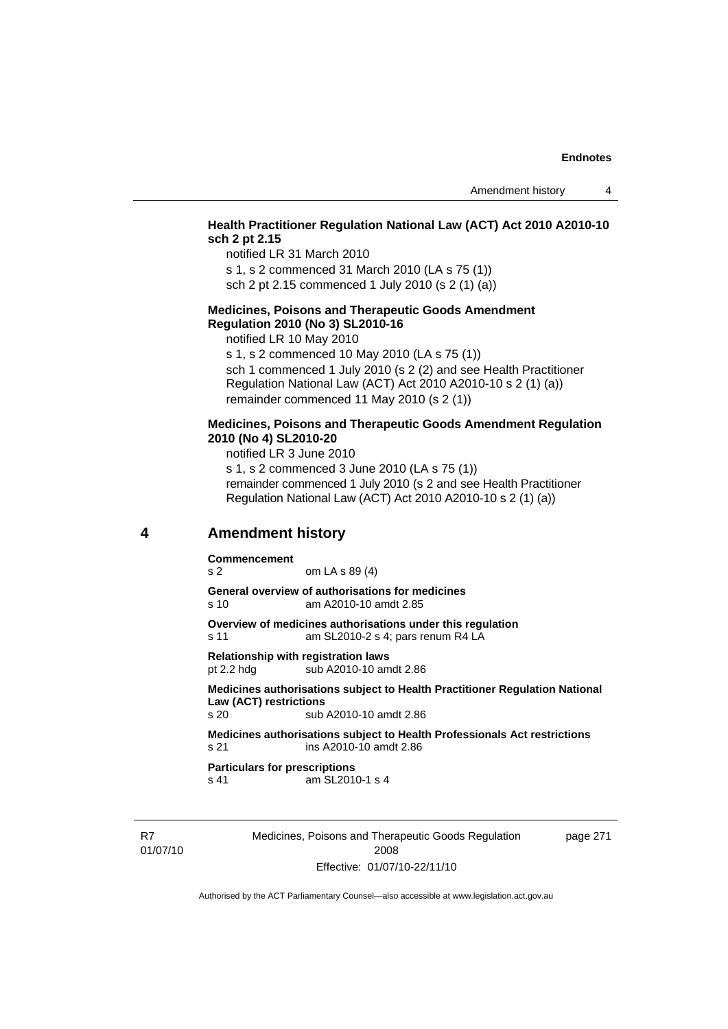**Health Practitioner Regulation National Law (ACT) Act 2010 A2010-10 sch 2 pt 2.15**

notified LR 31 March 2010

s 1, s 2 commenced 31 March 2010 (LA s 75 (1))

sch 2 pt 2.15 commenced 1 July 2010 (s 2 (1) (a))

**Medicines, Poisons and Therapeutic Goods Amendment Regulation 2010 (No 3) SL2010-16**

notified LR 10 May 2010

s 1, s 2 commenced 10 May 2010 (LA s 75 (1))

sch 1 commenced 1 July 2010 (s 2 (2) and see Health Practitioner Regulation National Law (ACT) Act 2010 A2010-10 s 2 (1) (a))

remainder commenced 11 May 2010 (s 2 (1))

**Medicines, Poisons and Therapeutic Goods Amendment Regulation 2010 (No 4) SL2010-20**

notified LR 3 June 2010

s 1, s 2 commenced 3 June 2010 (LA s 75 (1))

remainder commenced 1 July 2010 (s 2 and see Health Practitioner Regulation National Law (ACT) Act 2010 A2010-10 s 2 (1) (a))

## 4 Amendment history

**Commencement**
s 2 om LA s 89 (4)

**General overview of authorisations for medicines**
s 10 am A2010-10 amdt 2.85

**Overview of medicines authorisations under this regulation**
s 11 am SL2010-2 s 4; pars renum R4 LA

**Relationship with registration laws**
pt 2.2 hdg sub A2010-10 amdt 2.86

**Medicines authorisations subject to Health Practitioner Regulation National Law (ACT) restrictions**
s 20 sub A2010-10 amdt 2.86

**Medicines authorisations subject to Health Professionals Act restrictions**
s 21 ins A2010-10 amdt 2.86

**Particulars for prescriptions**
s 41 am SL2010-1 s 4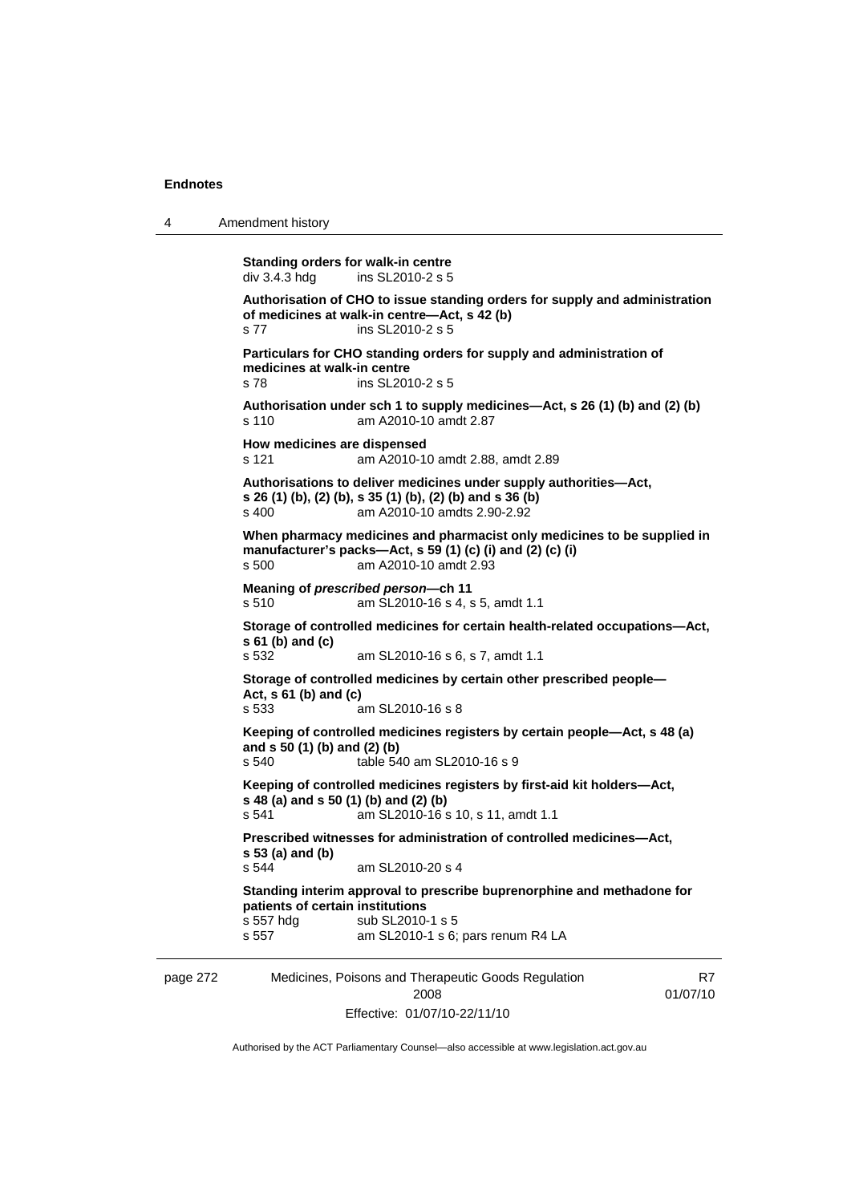**Standing orders for walk-in centre**
div 3.4.3 hdg ins SL2010-2 s 5

**Authorisation of CHO to issue standing orders for supply and administration of medicines at walk-in centre—Act, s 42 (b)**
s 77 ins SL2010-2 s 5

**Particulars for CHO standing orders for supply and administration of medicines at walk-in centre**
s 78 ins SL2010-2 s 5

**Authorisation under sch 1 to supply medicines—Act, s 26 (1) (b) and (2) (b)**
s 110 am A2010-10 amdt 2.87

**How medicines are dispensed**
s 121 am A2010-10 amdt 2.88, amdt 2.89

**Authorisations to deliver medicines under supply authorities—Act, s 26 (1) (b), (2) (b), s 35 (1) (b), (2) (b) and s 36 (b)**
s 400 am A2010-10 amdts 2.90-2.92

**When pharmacy medicines and pharmacist only medicines to be supplied in manufacturer's packs—Act, s 59 (1) (c) (i) and (2) (c) (i)**
s 500 am A2010-10 amdt 2.93

**Meaning of *prescribed person*—ch 11**
s 510 am SL2010-16 s 4, s 5, amdt 1.1

**Storage of controlled medicines for certain health-related occupations—Act, s 61 (b) and (c)**
s 532 am SL2010-16 s 6, s 7, amdt 1.1

**Storage of controlled medicines by certain other prescribed people—Act, s 61 (b) and (c)**
s 533 am SL2010-16 s 8

**Keeping of controlled medicines registers by certain people—Act, s 48 (a) and s 50 (1) (b) and (2) (b)**
s 540 table 540 am SL2010-16 s 9

**Keeping of controlled medicines registers by first-aid kit holders—Act, s 48 (a) and s 50 (1) (b) and (2) (b)**
s 541 am SL2010-16 s 10, s 11, amdt 1.1

**Prescribed witnesses for administration of controlled medicines—Act, s 53 (a) and (b)**
s 544 am SL2010-20 s 4

**Standing interim approval to prescribe buprenorphine and methadone for patients of certain institutions**
s 557 hdg sub SL2010-1 s 5
s 557 am SL2010-1 s 6; pars renum R4 LA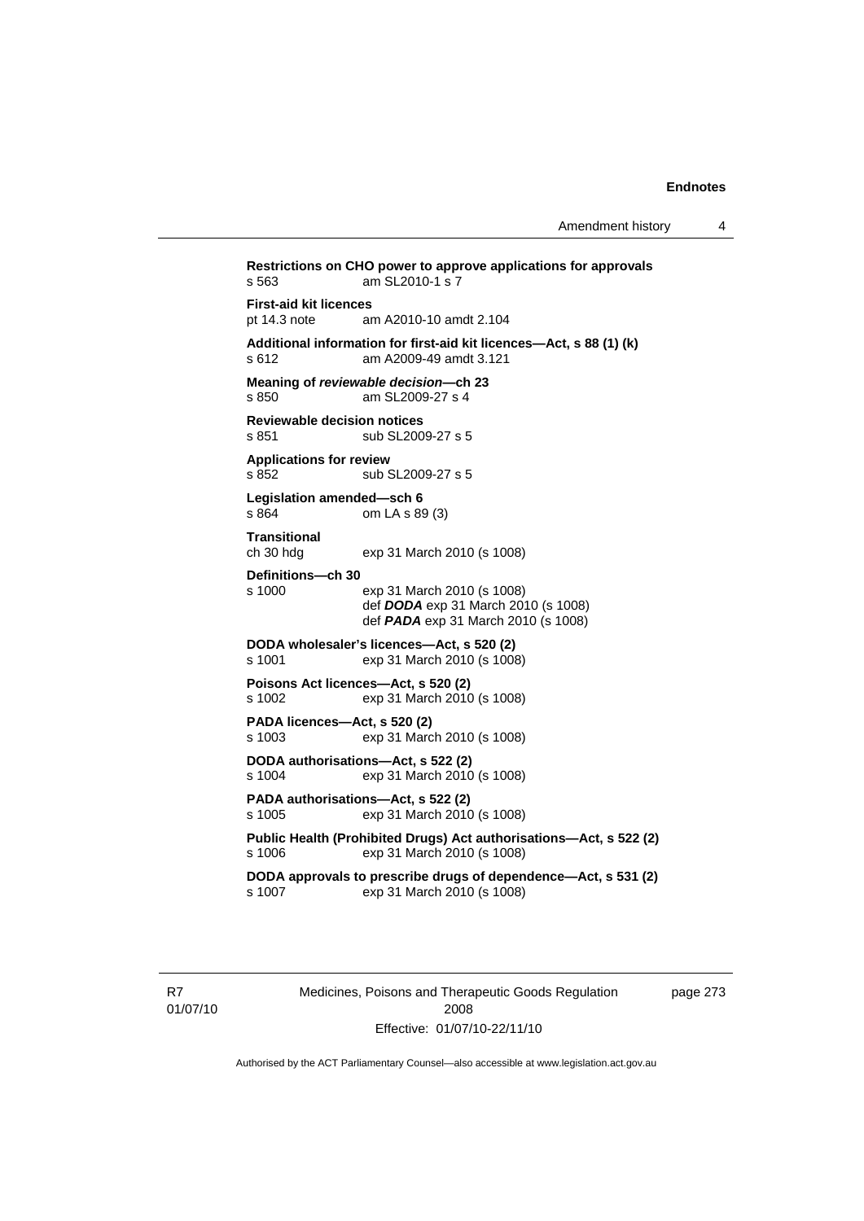**Restrictions on CHO power to approve applications for approvals**
s 563 am SL2010-1 s 7

**First-aid kit licences**
pt 14.3 note am A2010-10 amdt 2.104

**Additional information for first-aid kit licences—Act, s 88 (1) (k)**
s 612 am A2009-49 amdt 3.121

**Meaning of *reviewable decision*—ch 23**
s 850 am SL2009-27 s 4

**Reviewable decision notices**
s 851 sub SL2009-27 s 5

**Applications for review**
s 852 sub SL2009-27 s 5

**Legislation amended—sch 6**
s 864 om LA s 89 (3)

**Transitional**
ch 30 hdg exp 31 March 2010 (s 1008)

**Definitions—ch 30**
s 1000 exp 31 March 2010 (s 1008)
def ***DODA*** exp 31 March 2010 (s 1008)
def ***PADA*** exp 31 March 2010 (s 1008)

**DODA wholesaler's licences—Act, s 520 (2)**
s 1001 exp 31 March 2010 (s 1008)

**Poisons Act licences—Act, s 520 (2)**
s 1002 exp 31 March 2010 (s 1008)

**PADA licences—Act, s 520 (2)**
s 1003 exp 31 March 2010 (s 1008)

**DODA authorisations—Act, s 522 (2)**
s 1004 exp 31 March 2010 (s 1008)

**PADA authorisations—Act, s 522 (2)**
s 1005 exp 31 March 2010 (s 1008)

**Public Health (Prohibited Drugs) Act authorisations—Act, s 522 (2)**
s 1006 exp 31 March 2010 (s 1008)

**DODA approvals to prescribe drugs of dependence—Act, s 531 (2)**
s 1007 exp 31 March 2010 (s 1008)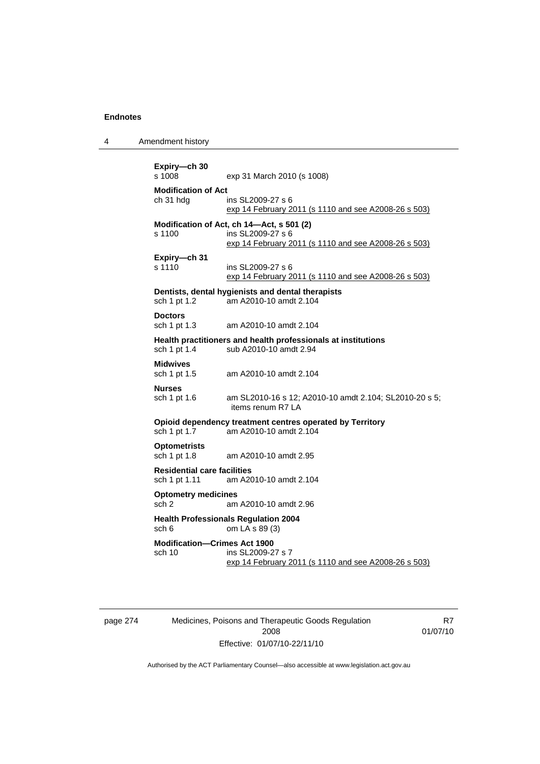**Expiry—ch 30**
s 1008 exp 31 March 2010 (s 1008)

**Modification of Act**
ch 31 hdg ins SL2009-27 s 6
exp 14 February 2011 (s 1110 and see A2008-26 s 503)

**Modification of Act, ch 14—Act, s 501 (2)**
s 1100 ins SL2009-27 s 6
exp 14 February 2011 (s 1110 and see A2008-26 s 503)

**Expiry—ch 31**
s 1110 ins SL2009-27 s 6
exp 14 February 2011 (s 1110 and see A2008-26 s 503)

**Dentists, dental hygienists and dental therapists**
sch 1 pt 1.2 am A2010-10 amdt 2.104

**Doctors**
sch 1 pt 1.3 am A2010-10 amdt 2.104

**Health practitioners and health professionals at institutions**
sch 1 pt 1.4 sub A2010-10 amdt 2.94

**Midwives**
sch 1 pt 1.5 am A2010-10 amdt 2.104

**Nurses**
sch 1 pt 1.6 am SL2010-16 s 12; A2010-10 amdt 2.104; SL2010-20 s 5; items renum R7 LA

**Opioid dependency treatment centres operated by Territory**
sch 1 pt 1.7 am A2010-10 amdt 2.104

**Optometrists**
sch 1 pt 1.8 am A2010-10 amdt 2.95

**Residential care facilities**
sch 1 pt 1.11 am A2010-10 amdt 2.104

**Optometry medicines**
sch 2 am A2010-10 amdt 2.96

**Health Professionals Regulation 2004**
sch 6 om LA s 89 (3)

**Modification—Crimes Act 1900**
sch 10 ins SL2009-27 s 7
exp 14 February 2011 (s 1110 and see A2008-26 s 503)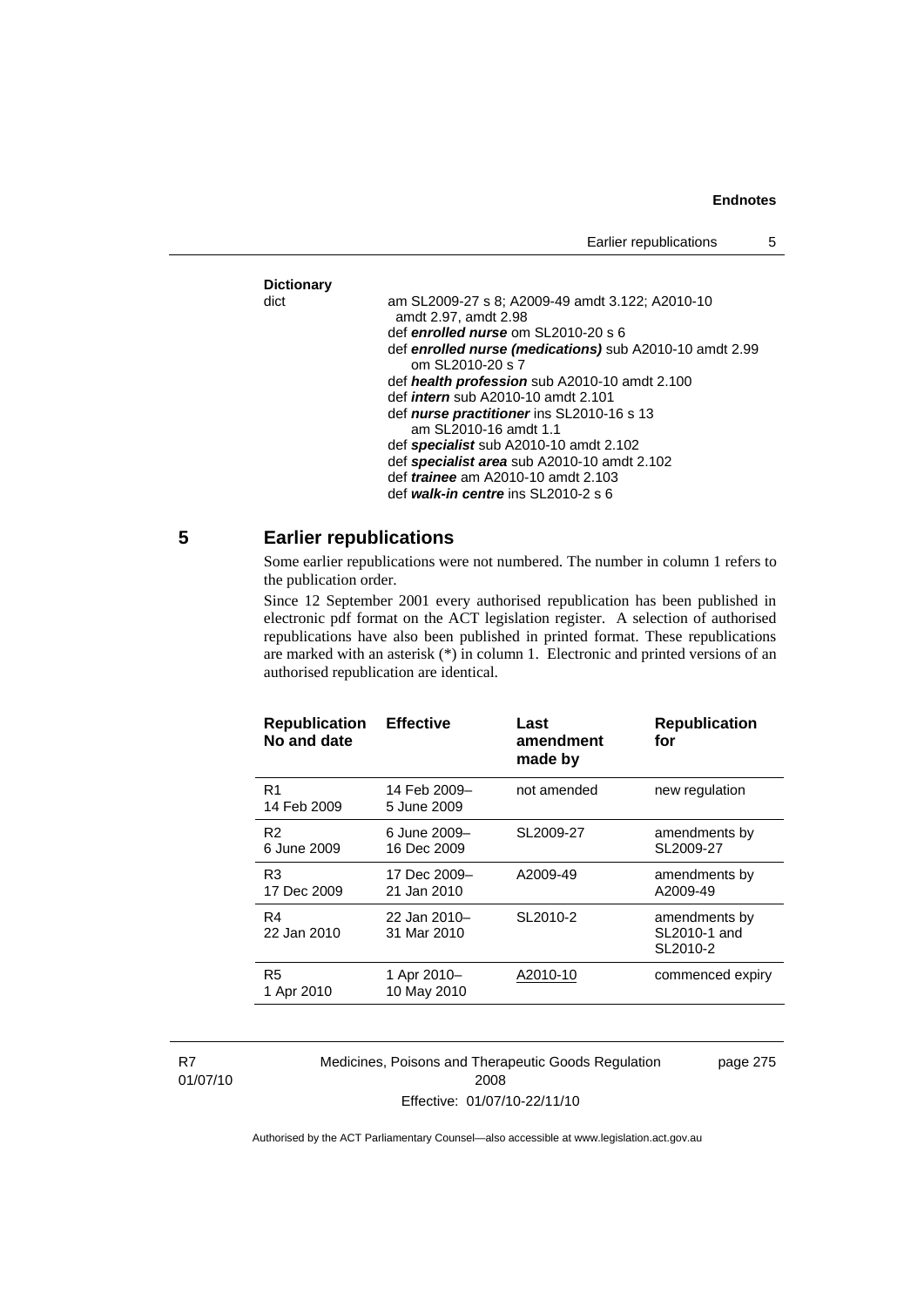**Dictionary**

dict — am SL2009-27 s 8; A2009-49 amdt 3.122; A2010-10 amdt 2.97, amdt 2.98
def ***enrolled nurse*** om SL2010-20 s 6
def ***enrolled nurse (medications)*** sub A2010-10 amdt 2.99
  om SL2010-20 s 7
def ***health profession*** sub A2010-10 amdt 2.100
def ***intern*** sub A2010-10 amdt 2.101
def ***nurse practitioner*** ins SL2010-16 s 13
  am SL2010-16 amdt 1.1
def ***specialist*** sub A2010-10 amdt 2.102
def ***specialist area*** sub A2010-10 amdt 2.102
def ***trainee*** am A2010-10 amdt 2.103
def ***walk-in centre*** ins SL2010-2 s 6

## 5 Earlier republications

Some earlier republications were not numbered. The number in column 1 refers to the publication order.

Since 12 September 2001 every authorised republication has been published in electronic pdf format on the ACT legislation register. A selection of authorised republications have also been published in printed format. These republications are marked with an asterisk (*) in column 1. Electronic and printed versions of an authorised republication are identical.

| Republication No and date | Effective | Last amendment made by | Republication for |
|---|---|---|---|
| R1 14 Feb 2009 | 14 Feb 2009– 5 June 2009 | not amended | new regulation |
| R2 6 June 2009 | 6 June 2009– 16 Dec 2009 | SL2009-27 | amendments by SL2009-27 |
| R3 17 Dec 2009 | 17 Dec 2009– 21 Jan 2010 | A2009-49 | amendments by A2009-49 |
| R4 22 Jan 2010 | 22 Jan 2010– 31 Mar 2010 | SL2010-2 | amendments by SL2010-1 and SL2010-2 |
| R5 1 Apr 2010 | 1 Apr 2010– 10 May 2010 | A2010-10 | commenced expiry |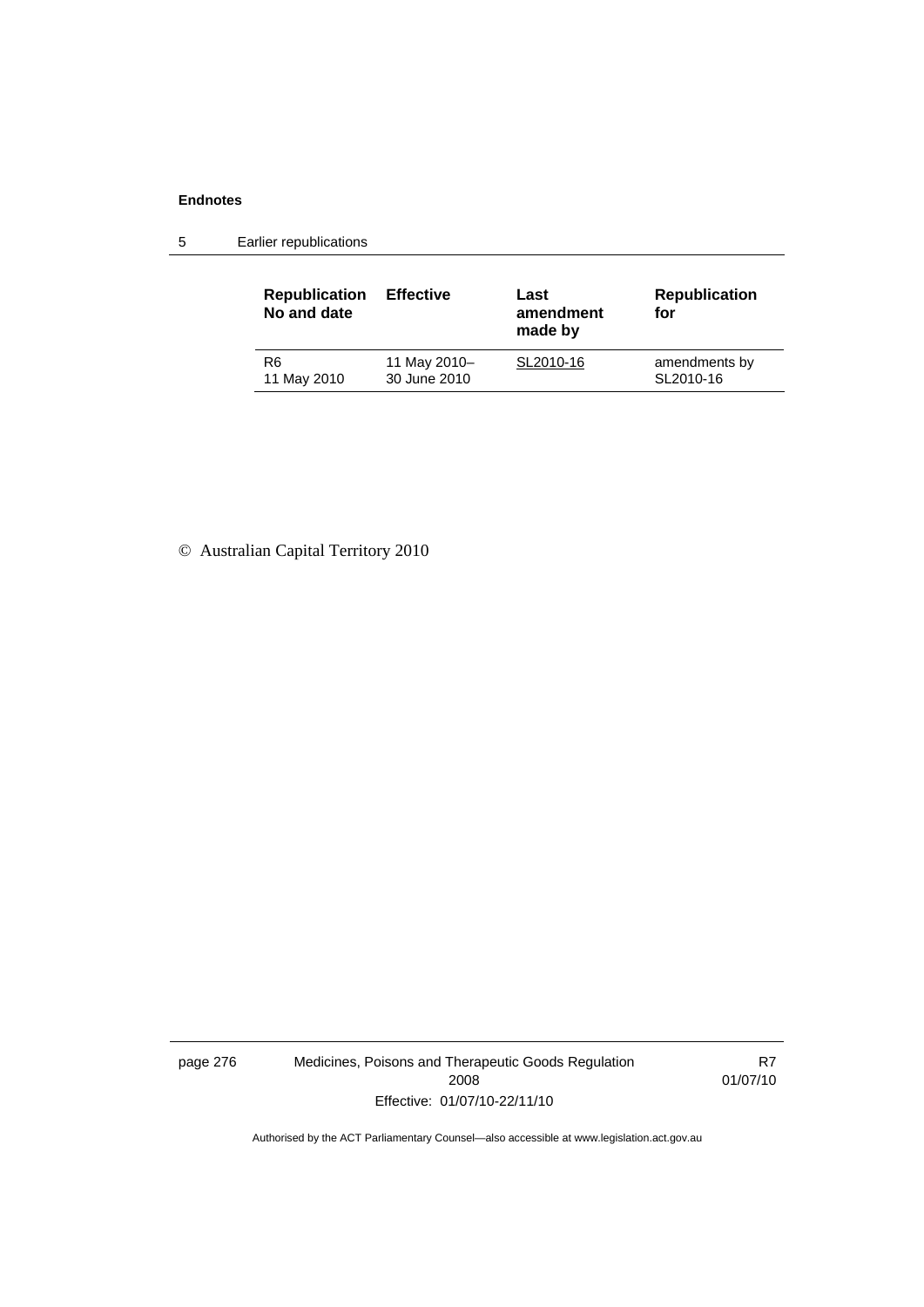| Republication No and date | Effective | Last amendment made by | Republication for |
|---|---|---|---|
| R6<br>11 May 2010 | 11 May 2010–<br>30 June 2010 | SL2010-16 | amendments by<br>SL2010-16 |

© Australian Capital Territory 2010